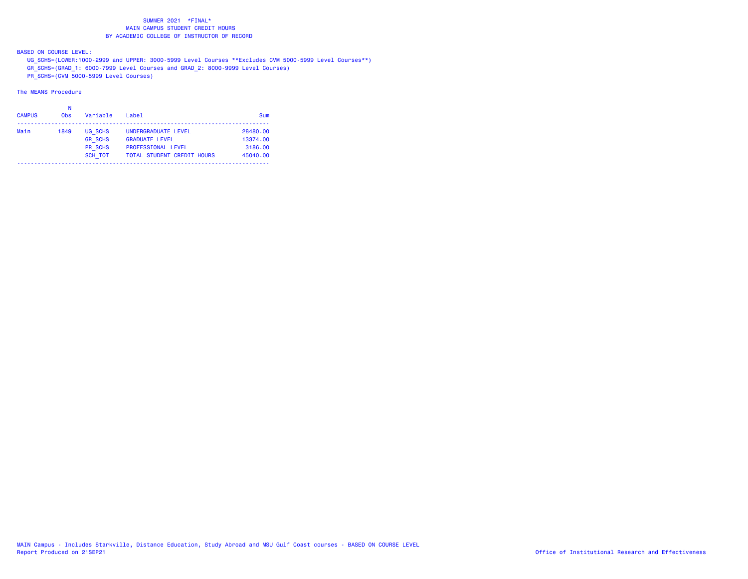SUMMER 2021 *FINAL*
MAIN CAMPUS STUDENT CREDIT HOURS
BY ACADEMIC COLLEGE OF INSTRUCTOR OF RECORD

BASED ON COURSE LEVEL:
UG_SCHS=(LOWER:1000-2999 and UPPER: 3000-5999 Level Courses **Excludes CVM 5000-5999 Level Courses**)
GR_SCHS=(GRAD_1: 6000-7999 Level Courses and GRAD_2: 8000-9999 Level Courses)
PR_SCHS=(CVM 5000-5999 Level Courses)

The MEANS Procedure

| CAMPUS | N Obs | Variable | Label | Sum |
|---|---|---|---|---|
| Main | 1849 | UG_SCHS | UNDERGRADUATE LEVEL | 28480.00 |
| | | GR_SCHS | GRADUATE LEVEL | 13374.00 |
| | | PR_SCHS | PROFESSIONAL LEVEL | 3186.00 |
| | | SCH_TOT | TOTAL STUDENT CREDIT HOURS | 45040.00 |

MAIN Campus - Includes Starkville, Distance Education, Study Abroad and MSU Gulf Coast courses - BASED ON COURSE LEVEL
Report Produced on 21SEP21

Office of Institutional Research and Effectiveness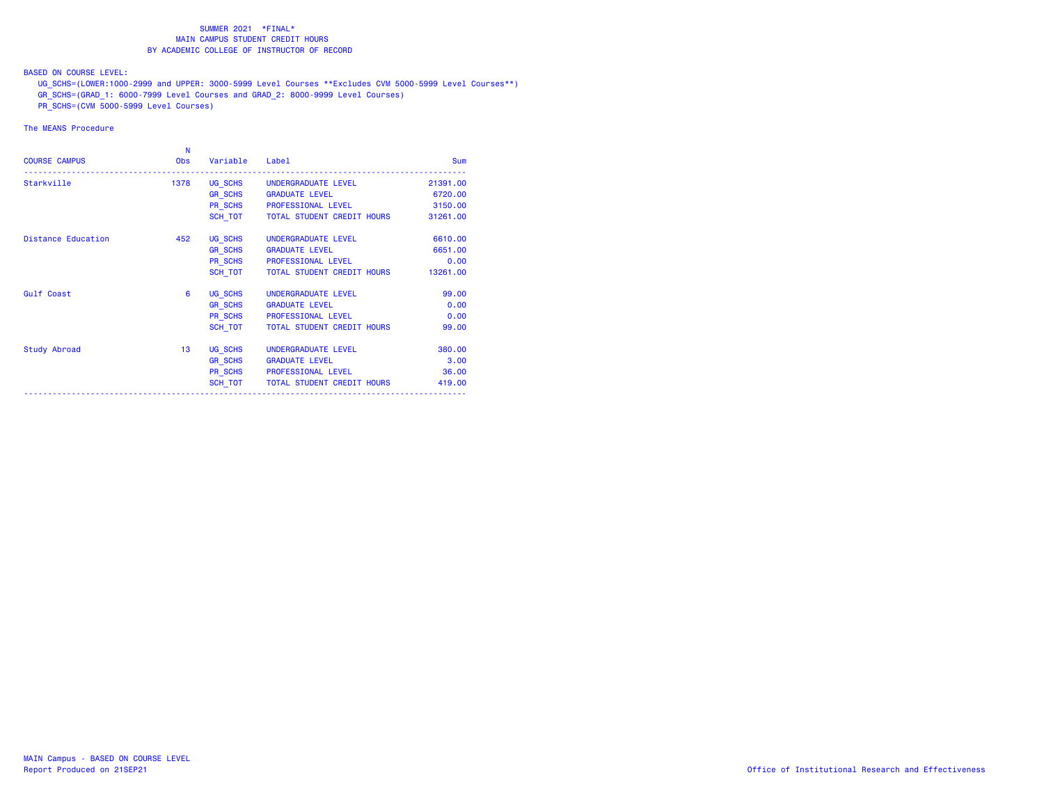SUMMER 2021 *FINAL*
MAIN CAMPUS STUDENT CREDIT HOURS
BY ACADEMIC COLLEGE OF INSTRUCTOR OF RECORD

BASED ON COURSE LEVEL:
UG_SCHS=(LOWER:1000-2999 and UPPER: 3000-5999 Level Courses **Excludes CVM 5000-5999 Level Courses**)
GR_SCHS=(GRAD_1: 6000-7999 Level Courses and GRAD_2: 8000-9999 Level Courses)
PR_SCHS=(CVM 5000-5999 Level Courses)

The MEANS Procedure

| COURSE CAMPUS | N Obs | Variable | Label | Sum |
|---|---|---|---|---|
| Starkville | 1378 | UG_SCHS | UNDERGRADUATE LEVEL | 21391.00 |
| | | GR_SCHS | GRADUATE LEVEL | 6720.00 |
| | | PR_SCHS | PROFESSIONAL LEVEL | 3150.00 |
| | | SCH_TOT | TOTAL STUDENT CREDIT HOURS | 31261.00 |
| Distance Education | 452 | UG_SCHS | UNDERGRADUATE LEVEL | 6610.00 |
| | | GR_SCHS | GRADUATE LEVEL | 6651.00 |
| | | PR_SCHS | PROFESSIONAL LEVEL | 0.00 |
| | | SCH_TOT | TOTAL STUDENT CREDIT HOURS | 13261.00 |
| Gulf Coast | 6 | UG_SCHS | UNDERGRADUATE LEVEL | 99.00 |
| | | GR_SCHS | GRADUATE LEVEL | 0.00 |
| | | PR_SCHS | PROFESSIONAL LEVEL | 0.00 |
| | | SCH_TOT | TOTAL STUDENT CREDIT HOURS | 99.00 |
| Study Abroad | 13 | UG_SCHS | UNDERGRADUATE LEVEL | 380.00 |
| | | GR_SCHS | GRADUATE LEVEL | 3.00 |
| | | PR_SCHS | PROFESSIONAL LEVEL | 36.00 |
| | | SCH_TOT | TOTAL STUDENT CREDIT HOURS | 419.00 |

MAIN Campus - BASED ON COURSE LEVEL
Report Produced on 21SEP21

Office of Institutional Research and Effectiveness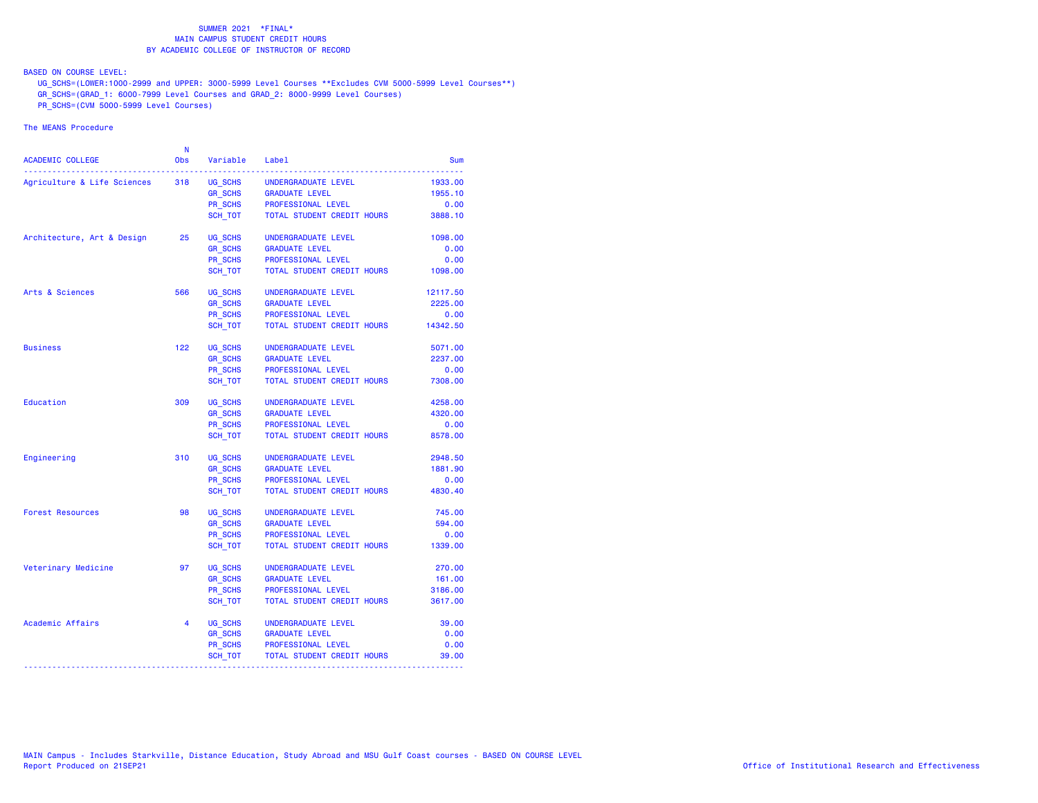SUMMER 2021 *FINAL*
MAIN CAMPUS STUDENT CREDIT HOURS
BY ACADEMIC COLLEGE OF INSTRUCTOR OF RECORD

BASED ON COURSE LEVEL:
UG_SCHS=(LOWER:1000-2999 and UPPER: 3000-5999 Level Courses **Excludes CVM 5000-5999 Level Courses**)
GR_SCHS=(GRAD_1: 6000-7999 Level Courses and GRAD_2: 8000-9999 Level Courses)
PR_SCHS=(CVM 5000-5999 Level Courses)

The MEANS Procedure

| ACADEMIC COLLEGE | N Obs | Variable | Label | Sum |
|---|---|---|---|---|
| Agriculture & Life Sciences | 318 | UG_SCHS | UNDERGRADUATE LEVEL | 1933.00 |
| | | GR_SCHS | GRADUATE LEVEL | 1955.10 |
| | | PR_SCHS | PROFESSIONAL LEVEL | 0.00 |
| | | SCH_TOT | TOTAL STUDENT CREDIT HOURS | 3888.10 |
| Architecture, Art & Design | 25 | UG_SCHS | UNDERGRADUATE LEVEL | 1098.00 |
| | | GR_SCHS | GRADUATE LEVEL | 0.00 |
| | | PR_SCHS | PROFESSIONAL LEVEL | 0.00 |
| | | SCH_TOT | TOTAL STUDENT CREDIT HOURS | 1098.00 |
| Arts & Sciences | 566 | UG_SCHS | UNDERGRADUATE LEVEL | 12117.50 |
| | | GR_SCHS | GRADUATE LEVEL | 2225.00 |
| | | PR_SCHS | PROFESSIONAL LEVEL | 0.00 |
| | | SCH_TOT | TOTAL STUDENT CREDIT HOURS | 14342.50 |
| Business | 122 | UG_SCHS | UNDERGRADUATE LEVEL | 5071.00 |
| | | GR_SCHS | GRADUATE LEVEL | 2237.00 |
| | | PR_SCHS | PROFESSIONAL LEVEL | 0.00 |
| | | SCH_TOT | TOTAL STUDENT CREDIT HOURS | 7308.00 |
| Education | 309 | UG_SCHS | UNDERGRADUATE LEVEL | 4258.00 |
| | | GR_SCHS | GRADUATE LEVEL | 4320.00 |
| | | PR_SCHS | PROFESSIONAL LEVEL | 0.00 |
| | | SCH_TOT | TOTAL STUDENT CREDIT HOURS | 8578.00 |
| Engineering | 310 | UG_SCHS | UNDERGRADUATE LEVEL | 2948.50 |
| | | GR_SCHS | GRADUATE LEVEL | 1881.90 |
| | | PR_SCHS | PROFESSIONAL LEVEL | 0.00 |
| | | SCH_TOT | TOTAL STUDENT CREDIT HOURS | 4830.40 |
| Forest Resources | 98 | UG_SCHS | UNDERGRADUATE LEVEL | 745.00 |
| | | GR_SCHS | GRADUATE LEVEL | 594.00 |
| | | PR_SCHS | PROFESSIONAL LEVEL | 0.00 |
| | | SCH_TOT | TOTAL STUDENT CREDIT HOURS | 1339.00 |
| Veterinary Medicine | 97 | UG_SCHS | UNDERGRADUATE LEVEL | 270.00 |
| | | GR_SCHS | GRADUATE LEVEL | 161.00 |
| | | PR_SCHS | PROFESSIONAL LEVEL | 3186.00 |
| | | SCH_TOT | TOTAL STUDENT CREDIT HOURS | 3617.00 |
| Academic Affairs | 4 | UG_SCHS | UNDERGRADUATE LEVEL | 39.00 |
| | | GR_SCHS | GRADUATE LEVEL | 0.00 |
| | | PR_SCHS | PROFESSIONAL LEVEL | 0.00 |
| | | SCH_TOT | TOTAL STUDENT CREDIT HOURS | 39.00 |

MAIN Campus - Includes Starkville, Distance Education, Study Abroad and MSU Gulf Coast courses - BASED ON COURSE LEVEL
Report Produced on 21SEP21

Office of Institutional Research and Effectiveness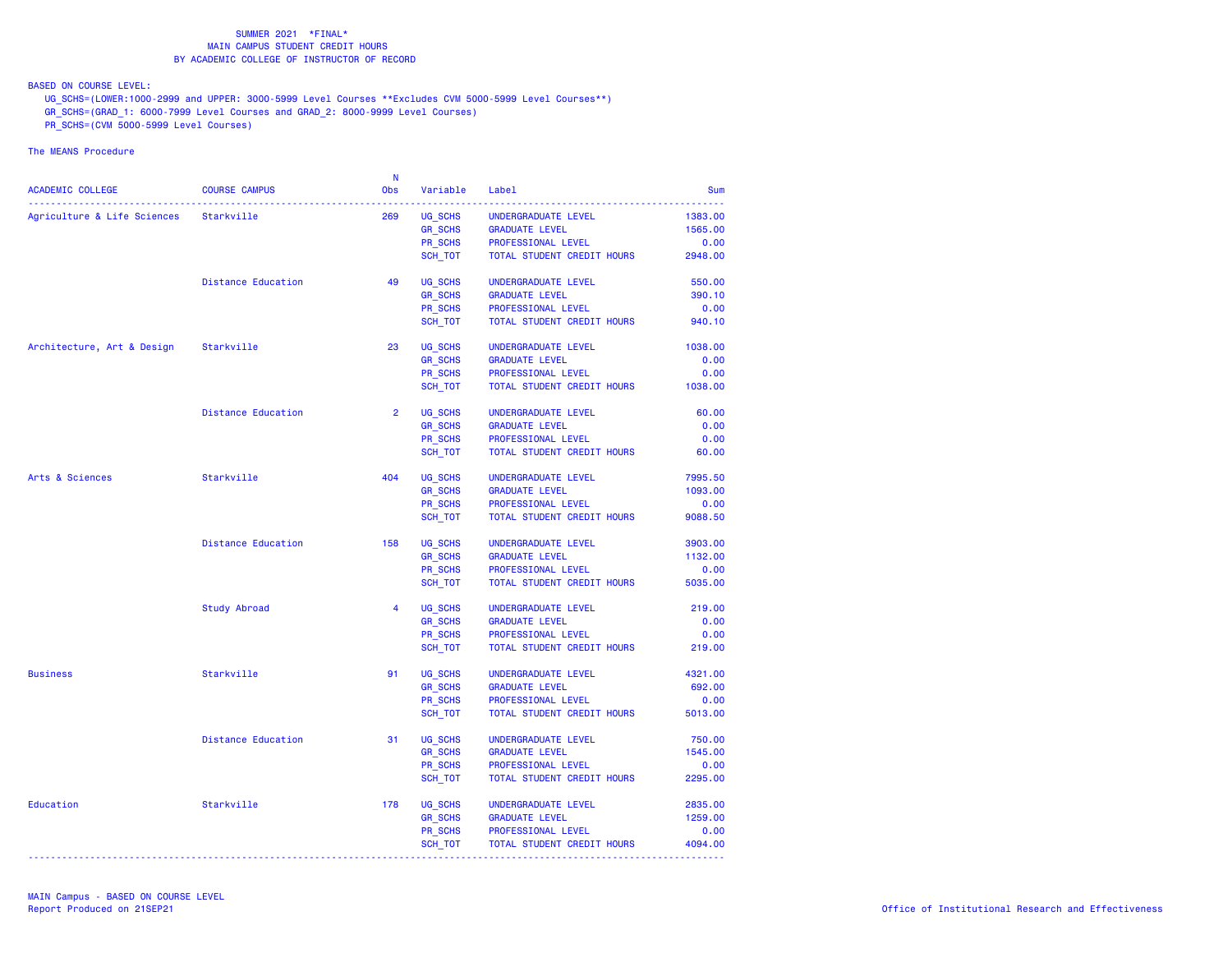SUMMER 2021 *FINAL*
MAIN CAMPUS STUDENT CREDIT HOURS
BY ACADEMIC COLLEGE OF INSTRUCTOR OF RECORD

BASED ON COURSE LEVEL:
UG_SCHS=(LOWER:1000-2999 and UPPER: 3000-5999 Level Courses **Excludes CVM 5000-5999 Level Courses**)
GR_SCHS=(GRAD_1: 6000-7999 Level Courses and GRAD_2: 8000-9999 Level Courses)
PR_SCHS=(CVM 5000-5999 Level Courses)

The MEANS Procedure

| ACADEMIC COLLEGE | COURSE CAMPUS | N Obs | Variable | Label | Sum |
|---|---|---|---|---|---|
| Agriculture & Life Sciences | Starkville | 269 | UG_SCHS | UNDERGRADUATE LEVEL | 1383.00 |
| | | | GR_SCHS | GRADUATE LEVEL | 1565.00 |
| | | | PR_SCHS | PROFESSIONAL LEVEL | 0.00 |
| | | | SCH_TOT | TOTAL STUDENT CREDIT HOURS | 2948.00 |
| | Distance Education | 49 | UG_SCHS | UNDERGRADUATE LEVEL | 550.00 |
| | | | GR_SCHS | GRADUATE LEVEL | 390.10 |
| | | | PR_SCHS | PROFESSIONAL LEVEL | 0.00 |
| | | | SCH_TOT | TOTAL STUDENT CREDIT HOURS | 940.10 |
| Architecture, Art & Design | Starkville | 23 | UG_SCHS | UNDERGRADUATE LEVEL | 1038.00 |
| | | | GR_SCHS | GRADUATE LEVEL | 0.00 |
| | | | PR_SCHS | PROFESSIONAL LEVEL | 0.00 |
| | | | SCH_TOT | TOTAL STUDENT CREDIT HOURS | 1038.00 |
| | Distance Education | 2 | UG_SCHS | UNDERGRADUATE LEVEL | 60.00 |
| | | | GR_SCHS | GRADUATE LEVEL | 0.00 |
| | | | PR_SCHS | PROFESSIONAL LEVEL | 0.00 |
| | | | SCH_TOT | TOTAL STUDENT CREDIT HOURS | 60.00 |
| Arts & Sciences | Starkville | 404 | UG_SCHS | UNDERGRADUATE LEVEL | 7995.50 |
| | | | GR_SCHS | GRADUATE LEVEL | 1093.00 |
| | | | PR_SCHS | PROFESSIONAL LEVEL | 0.00 |
| | | | SCH_TOT | TOTAL STUDENT CREDIT HOURS | 9088.50 |
| | Distance Education | 158 | UG_SCHS | UNDERGRADUATE LEVEL | 3903.00 |
| | | | GR_SCHS | GRADUATE LEVEL | 1132.00 |
| | | | PR_SCHS | PROFESSIONAL LEVEL | 0.00 |
| | | | SCH_TOT | TOTAL STUDENT CREDIT HOURS | 5035.00 |
| | Study Abroad | 4 | UG_SCHS | UNDERGRADUATE LEVEL | 219.00 |
| | | | GR_SCHS | GRADUATE LEVEL | 0.00 |
| | | | PR_SCHS | PROFESSIONAL LEVEL | 0.00 |
| | | | SCH_TOT | TOTAL STUDENT CREDIT HOURS | 219.00 |
| Business | Starkville | 91 | UG_SCHS | UNDERGRADUATE LEVEL | 4321.00 |
| | | | GR_SCHS | GRADUATE LEVEL | 692.00 |
| | | | PR_SCHS | PROFESSIONAL LEVEL | 0.00 |
| | | | SCH_TOT | TOTAL STUDENT CREDIT HOURS | 5013.00 |
| | Distance Education | 31 | UG_SCHS | UNDERGRADUATE LEVEL | 750.00 |
| | | | GR_SCHS | GRADUATE LEVEL | 1545.00 |
| | | | PR_SCHS | PROFESSIONAL LEVEL | 0.00 |
| | | | SCH_TOT | TOTAL STUDENT CREDIT HOURS | 2295.00 |
| Education | Starkville | 178 | UG_SCHS | UNDERGRADUATE LEVEL | 2835.00 |
| | | | GR_SCHS | GRADUATE LEVEL | 1259.00 |
| | | | PR_SCHS | PROFESSIONAL LEVEL | 0.00 |
| | | | SCH_TOT | TOTAL STUDENT CREDIT HOURS | 4094.00 |

MAIN Campus - BASED ON COURSE LEVEL
Report Produced on 21SEP21

Office of Institutional Research and Effectiveness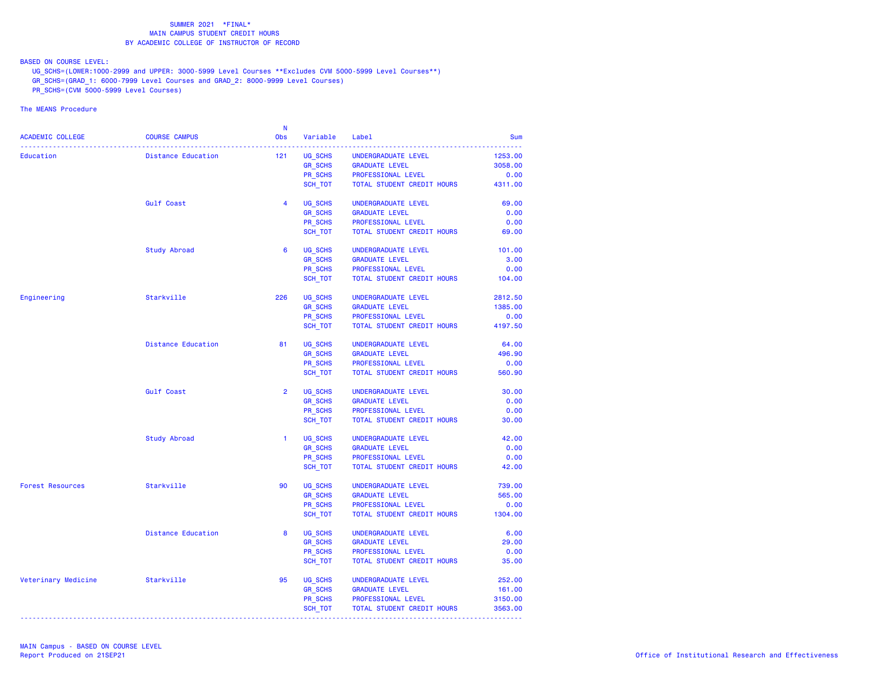SUMMER 2021 *FINAL*
MAIN CAMPUS STUDENT CREDIT HOURS
BY ACADEMIC COLLEGE OF INSTRUCTOR OF RECORD

BASED ON COURSE LEVEL:
UG_SCHS=(LOWER:1000-2999 and UPPER: 3000-5999 Level Courses **Excludes CVM 5000-5999 Level Courses**)
GR_SCHS=(GRAD_1: 6000-7999 Level Courses and GRAD_2: 8000-9999 Level Courses)
PR_SCHS=(CVM 5000-5999 Level Courses)

The MEANS Procedure

| ACADEMIC COLLEGE | COURSE CAMPUS | N Obs | Variable | Label | Sum |
|---|---|---|---|---|---|
| Education | Distance Education | 121 | UG_SCHS | UNDERGRADUATE LEVEL | 1253.00 |
| | | | GR_SCHS | GRADUATE LEVEL | 3058.00 |
| | | | PR_SCHS | PROFESSIONAL LEVEL | 0.00 |
| | | | SCH_TOT | TOTAL STUDENT CREDIT HOURS | 4311.00 |
| | Gulf Coast | 4 | UG_SCHS | UNDERGRADUATE LEVEL | 69.00 |
| | | | GR_SCHS | GRADUATE LEVEL | 0.00 |
| | | | PR_SCHS | PROFESSIONAL LEVEL | 0.00 |
| | | | SCH_TOT | TOTAL STUDENT CREDIT HOURS | 69.00 |
| | Study Abroad | 6 | UG_SCHS | UNDERGRADUATE LEVEL | 101.00 |
| | | | GR_SCHS | GRADUATE LEVEL | 3.00 |
| | | | PR_SCHS | PROFESSIONAL LEVEL | 0.00 |
| | | | SCH_TOT | TOTAL STUDENT CREDIT HOURS | 104.00 |
| Engineering | Starkville | 226 | UG_SCHS | UNDERGRADUATE LEVEL | 2812.50 |
| | | | GR_SCHS | GRADUATE LEVEL | 1385.00 |
| | | | PR_SCHS | PROFESSIONAL LEVEL | 0.00 |
| | | | SCH_TOT | TOTAL STUDENT CREDIT HOURS | 4197.50 |
| | Distance Education | 81 | UG_SCHS | UNDERGRADUATE LEVEL | 64.00 |
| | | | GR_SCHS | GRADUATE LEVEL | 496.90 |
| | | | PR_SCHS | PROFESSIONAL LEVEL | 0.00 |
| | | | SCH_TOT | TOTAL STUDENT CREDIT HOURS | 560.90 |
| | Gulf Coast | 2 | UG_SCHS | UNDERGRADUATE LEVEL | 30.00 |
| | | | GR_SCHS | GRADUATE LEVEL | 0.00 |
| | | | PR_SCHS | PROFESSIONAL LEVEL | 0.00 |
| | | | SCH_TOT | TOTAL STUDENT CREDIT HOURS | 30.00 |
| | Study Abroad | 1 | UG_SCHS | UNDERGRADUATE LEVEL | 42.00 |
| | | | GR_SCHS | GRADUATE LEVEL | 0.00 |
| | | | PR_SCHS | PROFESSIONAL LEVEL | 0.00 |
| | | | SCH_TOT | TOTAL STUDENT CREDIT HOURS | 42.00 |
| Forest Resources | Starkville | 90 | UG_SCHS | UNDERGRADUATE LEVEL | 739.00 |
| | | | GR_SCHS | GRADUATE LEVEL | 565.00 |
| | | | PR_SCHS | PROFESSIONAL LEVEL | 0.00 |
| | | | SCH_TOT | TOTAL STUDENT CREDIT HOURS | 1304.00 |
| | Distance Education | 8 | UG_SCHS | UNDERGRADUATE LEVEL | 6.00 |
| | | | GR_SCHS | GRADUATE LEVEL | 29.00 |
| | | | PR_SCHS | PROFESSIONAL LEVEL | 0.00 |
| | | | SCH_TOT | TOTAL STUDENT CREDIT HOURS | 35.00 |
| Veterinary Medicine | Starkville | 95 | UG_SCHS | UNDERGRADUATE LEVEL | 252.00 |
| | | | GR_SCHS | GRADUATE LEVEL | 161.00 |
| | | | PR_SCHS | PROFESSIONAL LEVEL | 3150.00 |
| | | | SCH_TOT | TOTAL STUDENT CREDIT HOURS | 3563.00 |

MAIN Campus - BASED ON COURSE LEVEL
Report Produced on 21SEP21

Office of Institutional Research and Effectiveness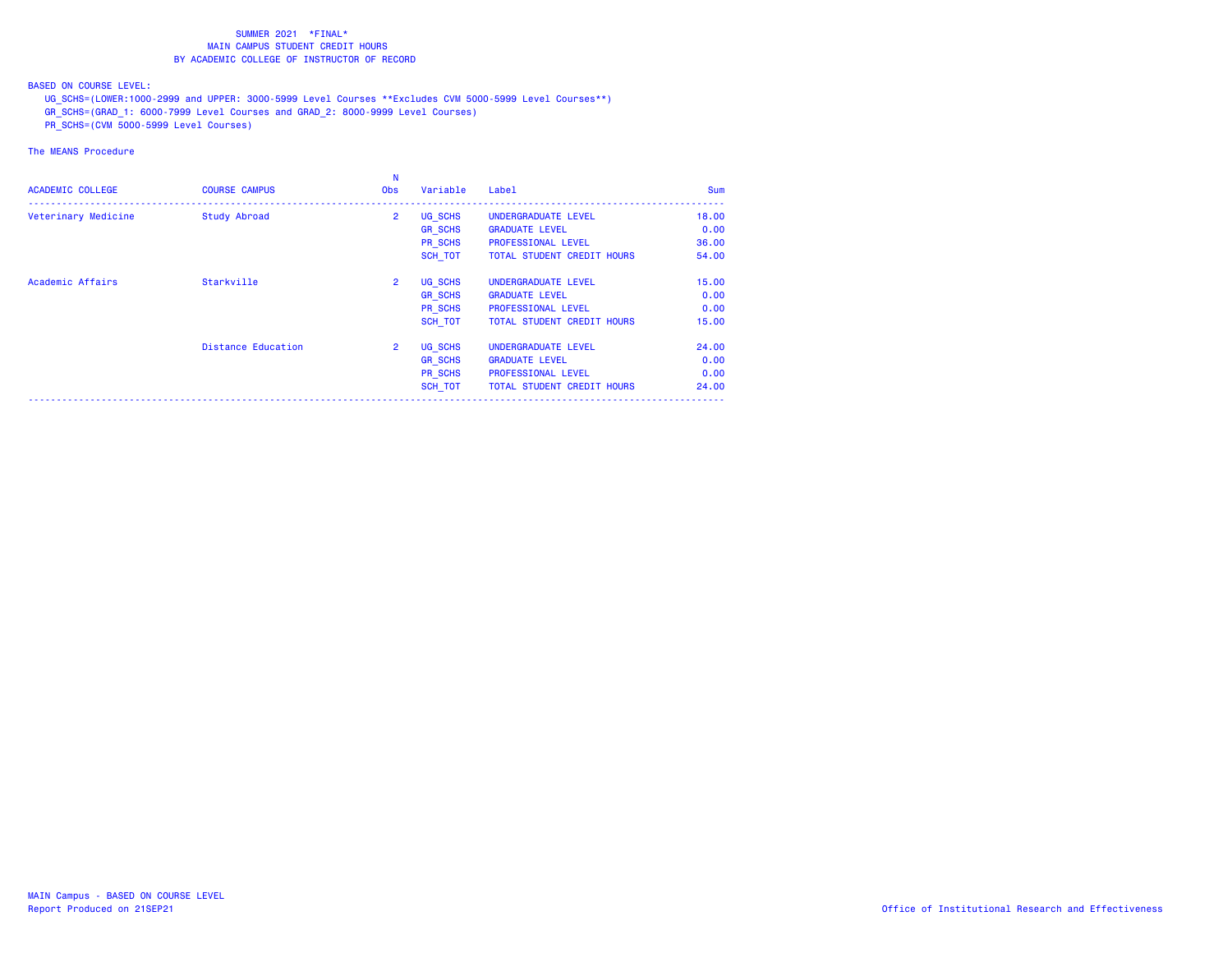SUMMER 2021 *FINAL*
MAIN CAMPUS STUDENT CREDIT HOURS
BY ACADEMIC COLLEGE OF INSTRUCTOR OF RECORD

BASED ON COURSE LEVEL:
UG_SCHS=(LOWER:1000-2999 and UPPER: 3000-5999 Level Courses **Excludes CVM 5000-5999 Level Courses**)
GR_SCHS=(GRAD_1: 6000-7999 Level Courses and GRAD_2: 8000-9999 Level Courses)
PR_SCHS=(CVM 5000-5999 Level Courses)

The MEANS Procedure

| ACADEMIC COLLEGE | COURSE CAMPUS | N Obs | Variable | Label | Sum |
|---|---|---|---|---|---|
| Veterinary Medicine | Study Abroad | 2 | UG_SCHS | UNDERGRADUATE LEVEL | 18.00 |
| | | | GR_SCHS | GRADUATE LEVEL | 0.00 |
| | | | PR_SCHS | PROFESSIONAL LEVEL | 36.00 |
| | | | SCH_TOT | TOTAL STUDENT CREDIT HOURS | 54.00 |
| Academic Affairs | Starkville | 2 | UG_SCHS | UNDERGRADUATE LEVEL | 15.00 |
| | | | GR_SCHS | GRADUATE LEVEL | 0.00 |
| | | | PR_SCHS | PROFESSIONAL LEVEL | 0.00 |
| | | | SCH_TOT | TOTAL STUDENT CREDIT HOURS | 15.00 |
| | Distance Education | 2 | UG_SCHS | UNDERGRADUATE LEVEL | 24.00 |
| | | | GR_SCHS | GRADUATE LEVEL | 0.00 |
| | | | PR_SCHS | PROFESSIONAL LEVEL | 0.00 |
| | | | SCH_TOT | TOTAL STUDENT CREDIT HOURS | 24.00 |

MAIN Campus - BASED ON COURSE LEVEL
Report Produced on 21SEP21
Office of Institutional Research and Effectiveness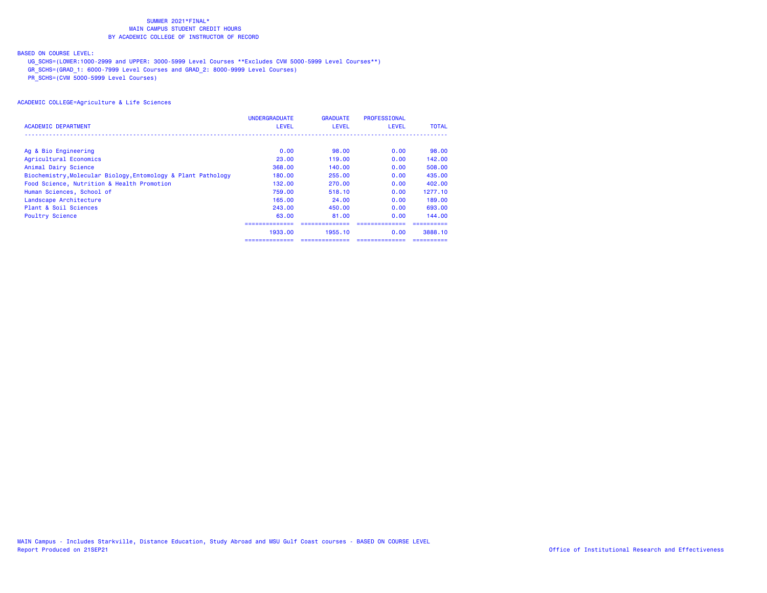SUMMER 2021*FINAL*
MAIN CAMPUS STUDENT CREDIT HOURS
BY ACADEMIC COLLEGE OF INSTRUCTOR OF RECORD

BASED ON COURSE LEVEL:
UG_SCHS=(LOWER:1000-2999 and UPPER: 3000-5999 Level Courses **Excludes CVM 5000-5999 Level Courses**)
GR_SCHS=(GRAD_1: 6000-7999 Level Courses and GRAD_2: 8000-9999 Level Courses)
PR_SCHS=(CVM 5000-5999 Level Courses)

ACADEMIC COLLEGE=Agriculture & Life Sciences

| ACADEMIC DEPARTMENT | UNDERGRADUATE LEVEL | GRADUATE LEVEL | PROFESSIONAL LEVEL | TOTAL |
|---|---|---|---|---|
| Ag & Bio Engineering | 0.00 | 98.00 | 0.00 | 98.00 |
| Agricultural Economics | 23.00 | 119.00 | 0.00 | 142.00 |
| Animal Dairy Science | 368.00 | 140.00 | 0.00 | 508.00 |
| Biochemistry,Molecular Biology,Entomology & Plant Pathology | 180.00 | 255.00 | 0.00 | 435.00 |
| Food Science, Nutrition & Health Promotion | 132.00 | 270.00 | 0.00 | 402.00 |
| Human Sciences, School of | 759.00 | 518.10 | 0.00 | 1277.10 |
| Landscape Architecture | 165.00 | 24.00 | 0.00 | 189.00 |
| Plant & Soil Sciences | 243.00 | 450.00 | 0.00 | 693.00 |
| Poultry Science | 63.00 | 81.00 | 0.00 | 144.00 |
| | 1933.00 | 1955.10 | 0.00 | 3888.10 |

MAIN Campus - Includes Starkville, Distance Education, Study Abroad and MSU Gulf Coast courses - BASED ON COURSE LEVEL
Report Produced on 21SEP21

Office of Institutional Research and Effectiveness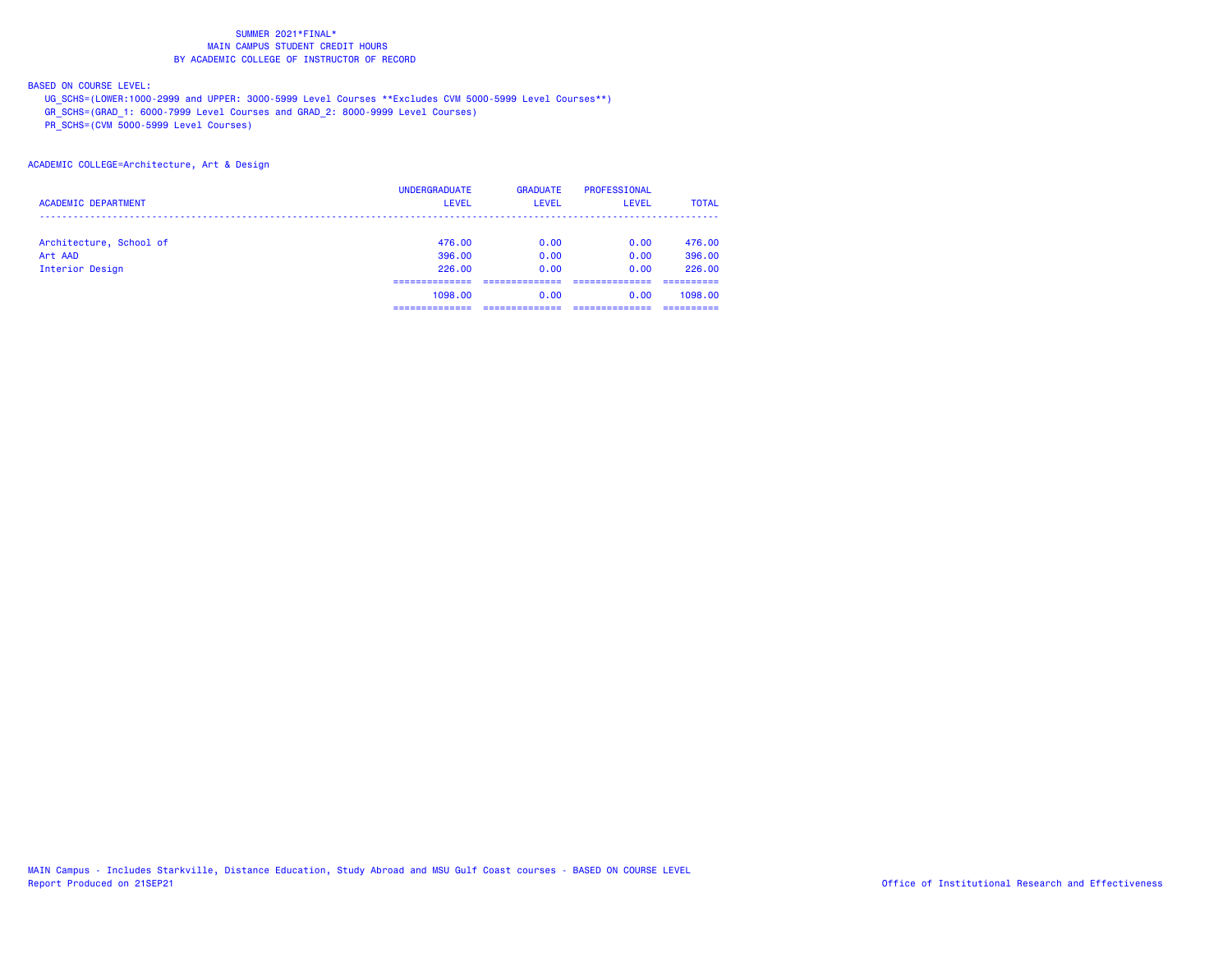SUMMER 2021*FINAL*
MAIN CAMPUS STUDENT CREDIT HOURS
BY ACADEMIC COLLEGE OF INSTRUCTOR OF RECORD

BASED ON COURSE LEVEL:
UG_SCHS=(LOWER:1000-2999 and UPPER: 3000-5999 Level Courses **Excludes CVM 5000-5999 Level Courses**)
GR_SCHS=(GRAD_1: 6000-7999 Level Courses and GRAD_2: 8000-9999 Level Courses)
PR_SCHS=(CVM 5000-5999 Level Courses)

ACADEMIC COLLEGE=Architecture, Art & Design

| ACADEMIC DEPARTMENT | UNDERGRADUATE LEVEL | GRADUATE LEVEL | PROFESSIONAL LEVEL | TOTAL |
|---|---|---|---|---|
| Architecture, School of | 476.00 | 0.00 | 0.00 | 476.00 |
| Art AAD | 396.00 | 0.00 | 0.00 | 396.00 |
| Interior Design | 226.00 | 0.00 | 0.00 | 226.00 |
| | 1098.00 | 0.00 | 0.00 | 1098.00 |

MAIN Campus - Includes Starkville, Distance Education, Study Abroad and MSU Gulf Coast courses - BASED ON COURSE LEVEL
Report Produced on 21SEP21

Office of Institutional Research and Effectiveness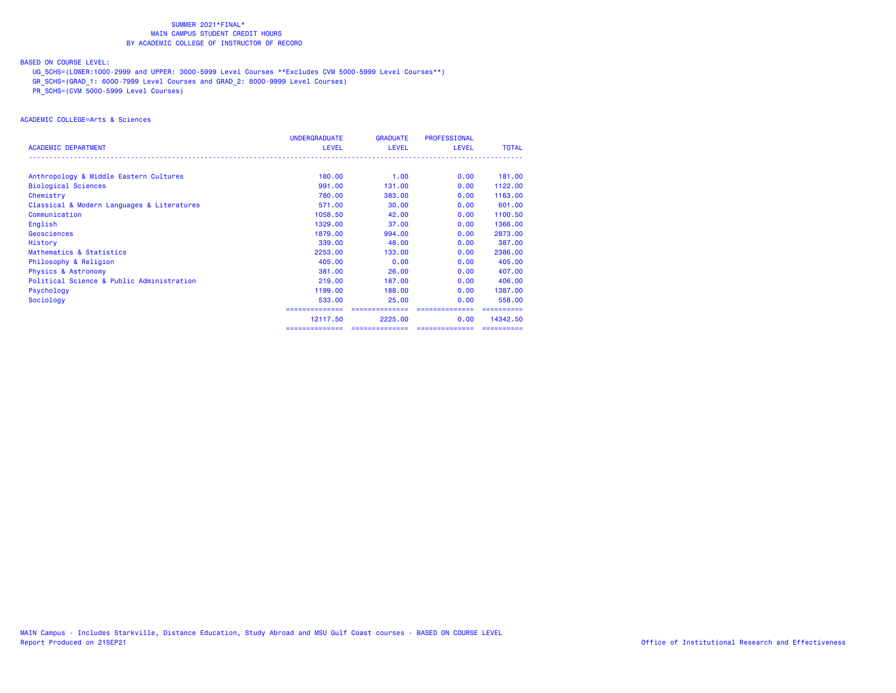SUMMER 2021*FINAL*
MAIN CAMPUS STUDENT CREDIT HOURS
BY ACADEMIC COLLEGE OF INSTRUCTOR OF RECORD

BASED ON COURSE LEVEL:
UG_SCHS=(LOWER:1000-2999 and UPPER: 3000-5999 Level Courses **Excludes CVM 5000-5999 Level Courses**)
GR_SCHS=(GRAD_1: 6000-7999 Level Courses and GRAD_2: 8000-9999 Level Courses)
PR_SCHS=(CVM 5000-5999 Level Courses)

ACADEMIC COLLEGE=Arts & Sciences

| ACADEMIC DEPARTMENT | UNDERGRADUATE LEVEL | GRADUATE LEVEL | PROFESSIONAL LEVEL | TOTAL |
|---|---|---|---|---|
| Anthropology & Middle Eastern Cultures | 180.00 | 1.00 | 0.00 | 181.00 |
| Biological Sciences | 991.00 | 131.00 | 0.00 | 1122.00 |
| Chemistry | 780.00 | 383.00 | 0.00 | 1163.00 |
| Classical & Modern Languages & Literatures | 571.00 | 30.00 | 0.00 | 601.00 |
| Communication | 1058.50 | 42.00 | 0.00 | 1100.50 |
| English | 1329.00 | 37.00 | 0.00 | 1366.00 |
| Geosciences | 1879.00 | 994.00 | 0.00 | 2873.00 |
| History | 339.00 | 48.00 | 0.00 | 387.00 |
| Mathematics & Statistics | 2253.00 | 133.00 | 0.00 | 2386.00 |
| Philosophy & Religion | 405.00 | 0.00 | 0.00 | 405.00 |
| Physics & Astronomy | 381.00 | 26.00 | 0.00 | 407.00 |
| Political Science & Public Administration | 219.00 | 187.00 | 0.00 | 406.00 |
| Psychology | 1199.00 | 188.00 | 0.00 | 1387.00 |
| Sociology | 533.00 | 25.00 | 0.00 | 558.00 |
| | 12117.50 | 2225.00 | 0.00 | 14342.50 |

MAIN Campus - Includes Starkville, Distance Education, Study Abroad and MSU Gulf Coast courses - BASED ON COURSE LEVEL
Report Produced on 21SEP21

Office of Institutional Research and Effectiveness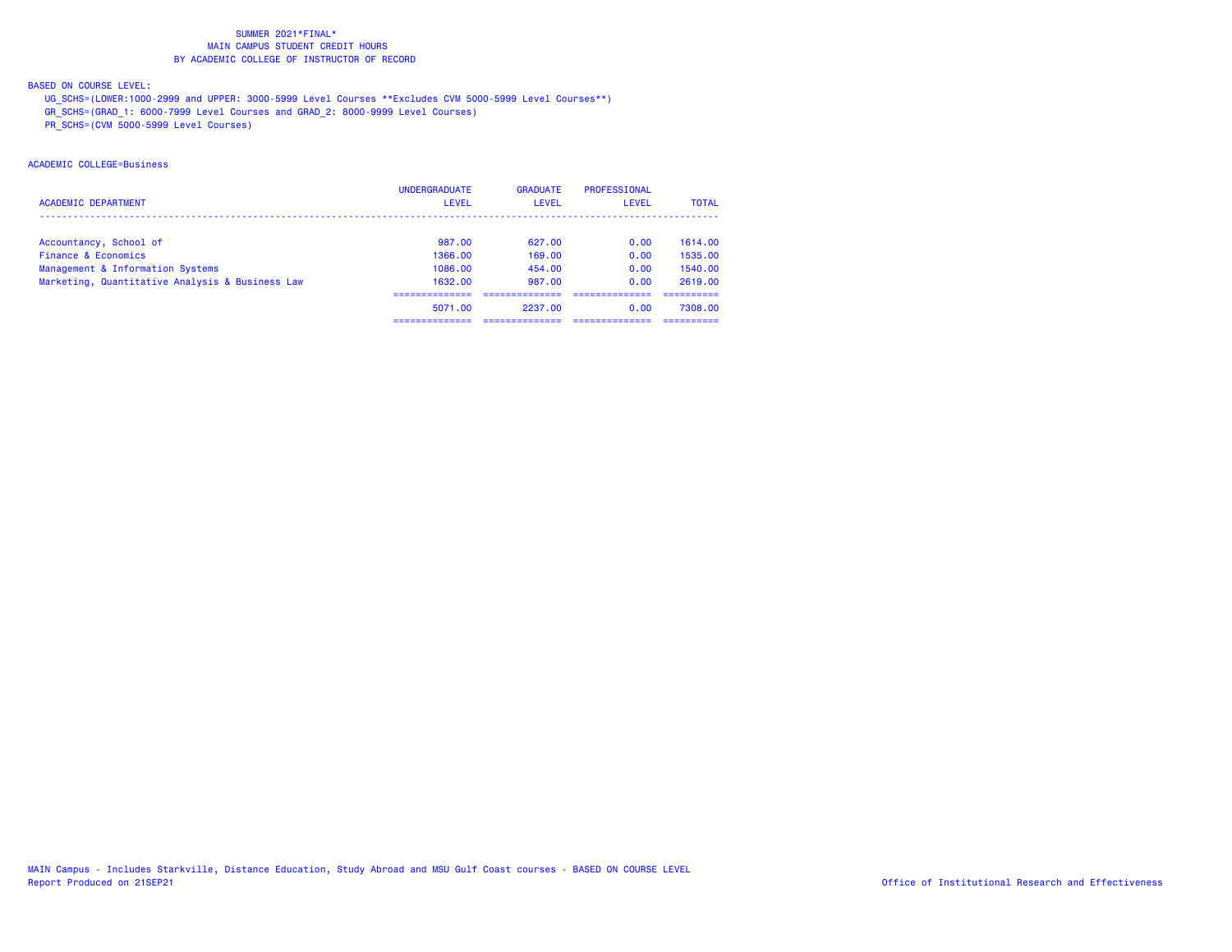SUMMER 2021*FINAL*
MAIN CAMPUS STUDENT CREDIT HOURS
BY ACADEMIC COLLEGE OF INSTRUCTOR OF RECORD

BASED ON COURSE LEVEL:
UG_SCHS=(LOWER:1000-2999 and UPPER: 3000-5999 Level Courses **Excludes CVM 5000-5999 Level Courses**)
GR_SCHS=(GRAD_1: 6000-7999 Level Courses and GRAD_2: 8000-9999 Level Courses)
PR_SCHS=(CVM 5000-5999 Level Courses)

ACADEMIC COLLEGE=Business

| ACADEMIC DEPARTMENT | UNDERGRADUATE LEVEL | GRADUATE LEVEL | PROFESSIONAL LEVEL | TOTAL |
|---|---|---|---|---|
| Accountancy, School of | 987.00 | 627.00 | 0.00 | 1614.00 |
| Finance & Economics | 1366.00 | 169.00 | 0.00 | 1535.00 |
| Management & Information Systems | 1086.00 | 454.00 | 0.00 | 1540.00 |
| Marketing, Quantitative Analysis & Business Law | 1632.00 | 987.00 | 0.00 | 2619.00 |
| | 5071.00 | 2237.00 | 0.00 | 7308.00 |

MAIN Campus - Includes Starkville, Distance Education, Study Abroad and MSU Gulf Coast courses - BASED ON COURSE LEVEL
Report Produced on 21SEP21

Office of Institutional Research and Effectiveness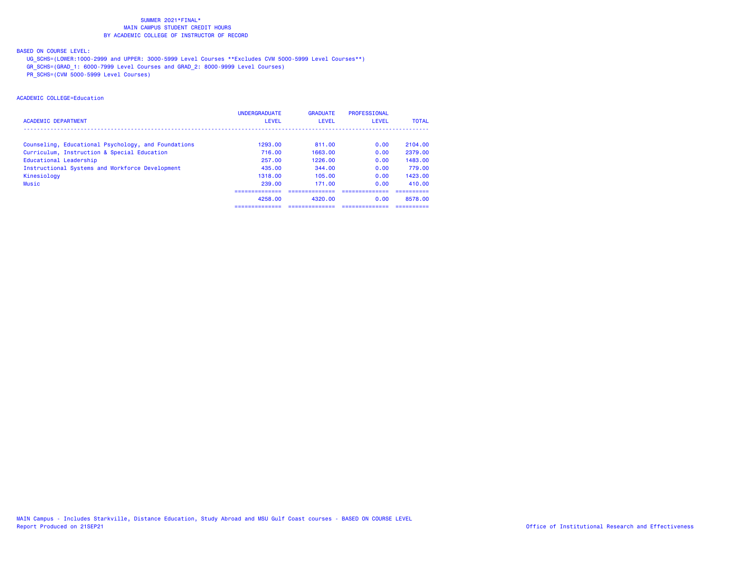SUMMER 2021*FINAL*
MAIN CAMPUS STUDENT CREDIT HOURS
BY ACADEMIC COLLEGE OF INSTRUCTOR OF RECORD

BASED ON COURSE LEVEL:
UG_SCHS=(LOWER:1000-2999 and UPPER: 3000-5999 Level Courses **Excludes CVM 5000-5999 Level Courses**)
GR_SCHS=(GRAD_1: 6000-7999 Level Courses and GRAD_2: 8000-9999 Level Courses)
PR_SCHS=(CVM 5000-5999 Level Courses)

ACADEMIC COLLEGE=Education

| ACADEMIC DEPARTMENT | UNDERGRADUATE LEVEL | GRADUATE LEVEL | PROFESSIONAL LEVEL | TOTAL |
|---|---|---|---|---|
| Counseling, Educational Psychology, and Foundations | 1293.00 | 811.00 | 0.00 | 2104.00 |
| Curriculum, Instruction & Special Education | 716.00 | 1663.00 | 0.00 | 2379.00 |
| Educational Leadership | 257.00 | 1226.00 | 0.00 | 1483.00 |
| Instructional Systems and Workforce Development | 435.00 | 344.00 | 0.00 | 779.00 |
| Kinesiology | 1318.00 | 105.00 | 0.00 | 1423.00 |
| Music | 239.00 | 171.00 | 0.00 | 410.00 |
| | 4258.00 | 4320.00 | 0.00 | 8578.00 |

MAIN Campus - Includes Starkville, Distance Education, Study Abroad and MSU Gulf Coast courses - BASED ON COURSE LEVEL
Report Produced on 21SEP21
Office of Institutional Research and Effectiveness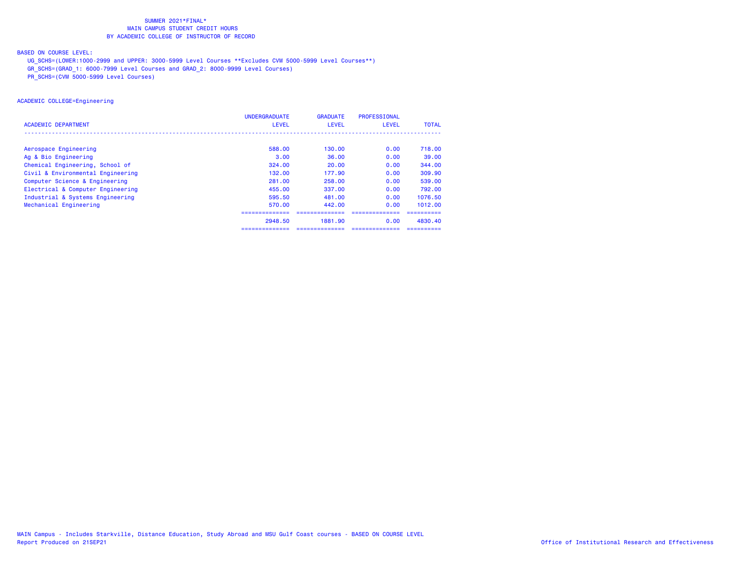SUMMER 2021*FINAL*
MAIN CAMPUS STUDENT CREDIT HOURS
BY ACADEMIC COLLEGE OF INSTRUCTOR OF RECORD

BASED ON COURSE LEVEL:
UG_SCHS=(LOWER:1000-2999 and UPPER: 3000-5999 Level Courses **Excludes CVM 5000-5999 Level Courses**)
GR_SCHS=(GRAD_1: 6000-7999 Level Courses and GRAD_2: 8000-9999 Level Courses)
PR_SCHS=(CVM 5000-5999 Level Courses)

ACADEMIC COLLEGE=Engineering

| ACADEMIC DEPARTMENT | UNDERGRADUATE LEVEL | GRADUATE LEVEL | PROFESSIONAL LEVEL | TOTAL |
|---|---|---|---|---|
| Aerospace Engineering | 588.00 | 130.00 | 0.00 | 718.00 |
| Ag & Bio Engineering | 3.00 | 36.00 | 0.00 | 39.00 |
| Chemical Engineering, School of | 324.00 | 20.00 | 0.00 | 344.00 |
| Civil & Environmental Engineering | 132.00 | 177.90 | 0.00 | 309.90 |
| Computer Science & Engineering | 281.00 | 258.00 | 0.00 | 539.00 |
| Electrical & Computer Engineering | 455.00 | 337.00 | 0.00 | 792.00 |
| Industrial & Systems Engineering | 595.50 | 481.00 | 0.00 | 1076.50 |
| Mechanical Engineering | 570.00 | 442.00 | 0.00 | 1012.00 |
| | 2948.50 | 1881.90 | 0.00 | 4830.40 |

MAIN Campus - Includes Starkville, Distance Education, Study Abroad and MSU Gulf Coast courses - BASED ON COURSE LEVEL
Report Produced on 21SEP21

Office of Institutional Research and Effectiveness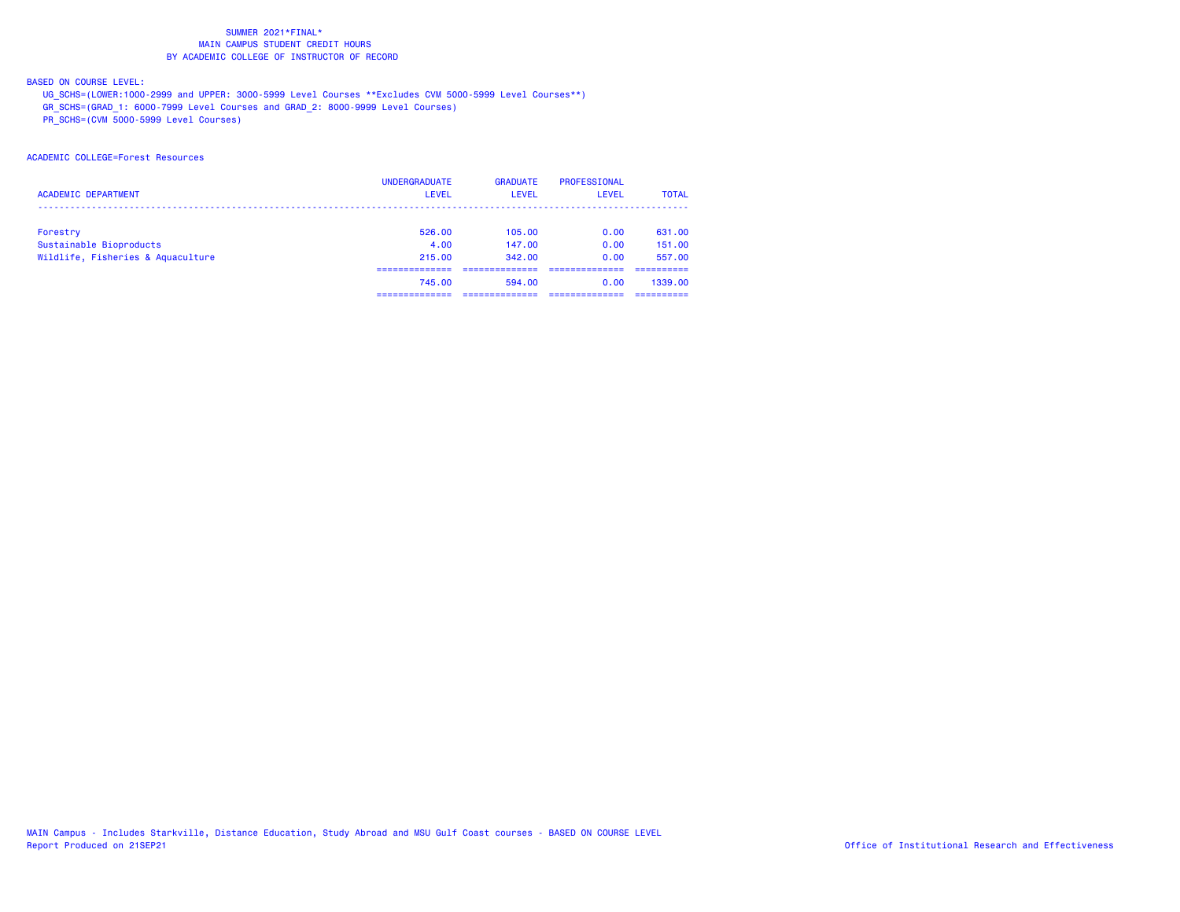SUMMER 2021*FINAL*
MAIN CAMPUS STUDENT CREDIT HOURS
BY ACADEMIC COLLEGE OF INSTRUCTOR OF RECORD

BASED ON COURSE LEVEL:
UG_SCHS=(LOWER:1000-2999 and UPPER: 3000-5999 Level Courses **Excludes CVM 5000-5999 Level Courses**)
GR_SCHS=(GRAD_1: 6000-7999 Level Courses and GRAD_2: 8000-9999 Level Courses)
PR_SCHS=(CVM 5000-5999 Level Courses)

ACADEMIC COLLEGE=Forest Resources

| ACADEMIC DEPARTMENT | UNDERGRADUATE LEVEL | GRADUATE LEVEL | PROFESSIONAL LEVEL | TOTAL |
|---|---|---|---|---|
| Forestry | 526.00 | 105.00 | 0.00 | 631.00 |
| Sustainable Bioproducts | 4.00 | 147.00 | 0.00 | 151.00 |
| Wildlife, Fisheries & Aquaculture | 215.00 | 342.00 | 0.00 | 557.00 |
| | 745.00 | 594.00 | 0.00 | 1339.00 |

MAIN Campus - Includes Starkville, Distance Education, Study Abroad and MSU Gulf Coast courses - BASED ON COURSE LEVEL
Report Produced on 21SEP21
Office of Institutional Research and Effectiveness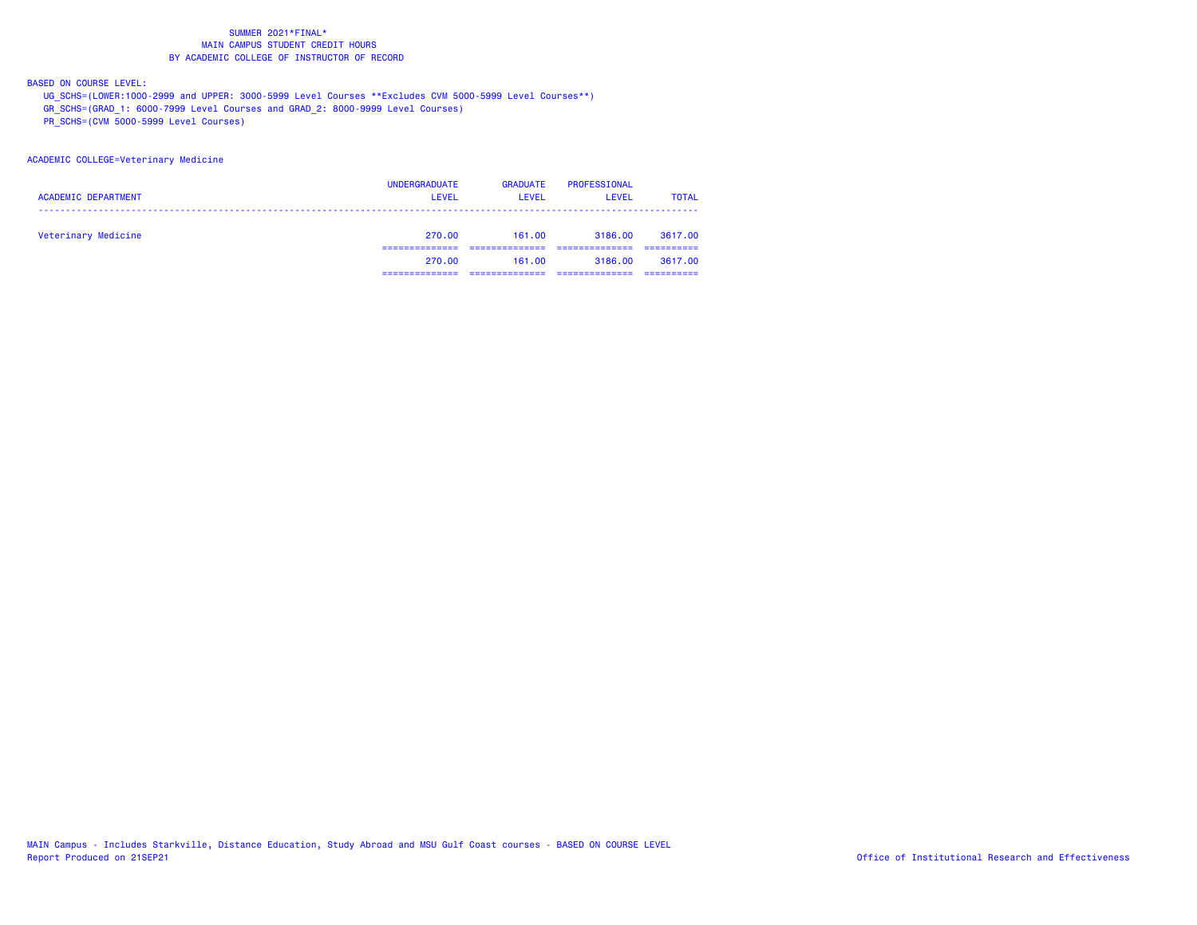SUMMER 2021*FINAL*
MAIN CAMPUS STUDENT CREDIT HOURS
BY ACADEMIC COLLEGE OF INSTRUCTOR OF RECORD

BASED ON COURSE LEVEL:
UG_SCHS=(LOWER:1000-2999 and UPPER: 3000-5999 Level Courses **Excludes CVM 5000-5999 Level Courses**)
GR_SCHS=(GRAD_1: 6000-7999 Level Courses and GRAD_2: 8000-9999 Level Courses)
PR_SCHS=(CVM 5000-5999 Level Courses)

ACADEMIC COLLEGE=Veterinary Medicine

| ACADEMIC DEPARTMENT | UNDERGRADUATE LEVEL | GRADUATE LEVEL | PROFESSIONAL LEVEL | TOTAL |
|---|---|---|---|---|
| Veterinary Medicine | 270.00 | 161.00 | 3186.00 | 3617.00 |
| | 270.00 | 161.00 | 3186.00 | 3617.00 |

MAIN Campus - Includes Starkville, Distance Education, Study Abroad and MSU Gulf Coast courses - BASED ON COURSE LEVEL
Report Produced on 21SEP21

Office of Institutional Research and Effectiveness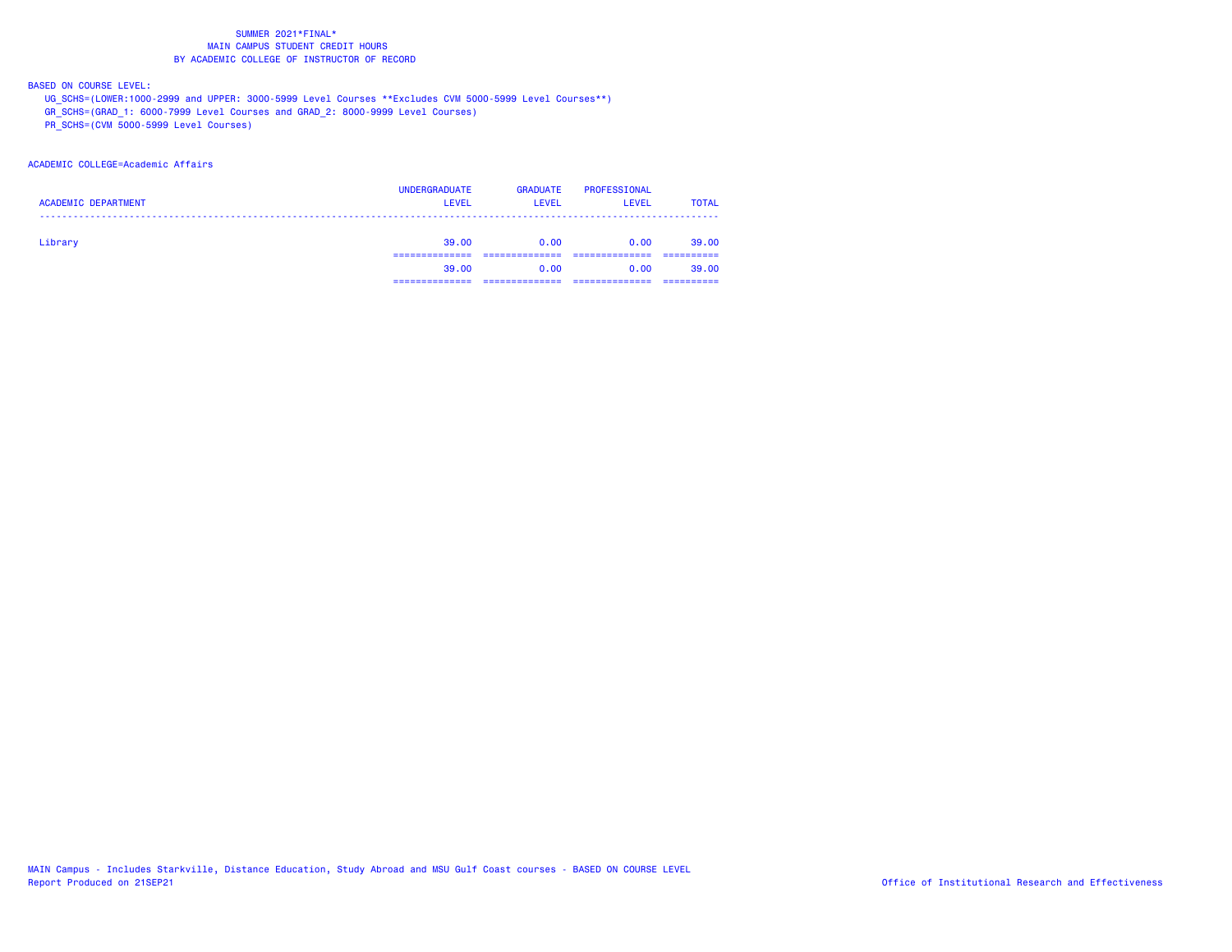SUMMER 2021*FINAL*
MAIN CAMPUS STUDENT CREDIT HOURS
BY ACADEMIC COLLEGE OF INSTRUCTOR OF RECORD

BASED ON COURSE LEVEL:
UG_SCHS=(LOWER:1000-2999 and UPPER: 3000-5999 Level Courses **Excludes CVM 5000-5999 Level Courses**)
GR_SCHS=(GRAD_1: 6000-7999 Level Courses and GRAD_2: 8000-9999 Level Courses)
PR_SCHS=(CVM 5000-5999 Level Courses)

ACADEMIC COLLEGE=Academic Affairs

| ACADEMIC DEPARTMENT | UNDERGRADUATE LEVEL | GRADUATE LEVEL | PROFESSIONAL LEVEL | TOTAL |
|---|---|---|---|---|
| Library | 39.00 | 0.00 | 0.00 | 39.00 |
| | 39.00 | 0.00 | 0.00 | 39.00 |

MAIN Campus - Includes Starkville, Distance Education, Study Abroad and MSU Gulf Coast courses - BASED ON COURSE LEVEL
Report Produced on 21SEP21
Office of Institutional Research and Effectiveness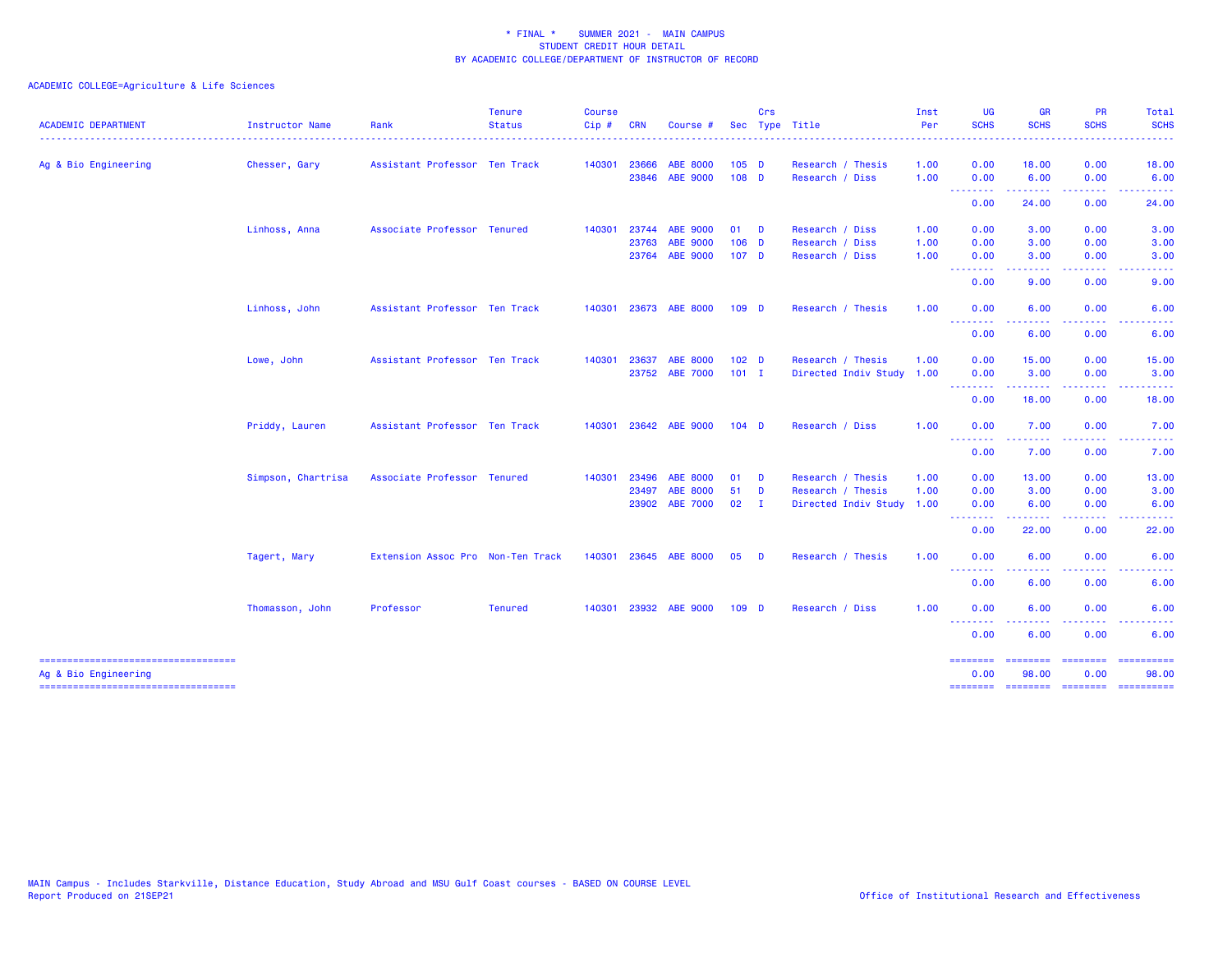* FINAL * SUMMER 2021 - MAIN CAMPUS
STUDENT CREDIT HOUR DETAIL
BY ACADEMIC COLLEGE/DEPARTMENT OF INSTRUCTOR OF RECORD

ACADEMIC COLLEGE=Agriculture & Life Sciences

| ACADEMIC DEPARTMENT | Instructor Name | Rank | Tenure Status | Course Cip # | CRN | Course # | Sec | Crs Type | Title | Inst Per | UG SCHS | GR SCHS | PR SCHS | Total SCHS |
|---|---|---|---|---|---|---|---|---|---|---|---|---|---|---|
| Ag & Bio Engineering | Chesser, Gary | Assistant Professor | Ten Track | 140301 | 23666 | ABE 8000 | 105 | D | Research / Thesis | 1.00 | 0.00 | 18.00 | 0.00 | 18.00 |
| | | | | | 23846 | ABE 9000 | 108 | D | Research / Diss | 1.00 | 0.00 | 6.00 | 0.00 | 6.00 |
| | | | | | | | | | | | 0.00 | 24.00 | 0.00 | 24.00 |
| | Linhoss, Anna | Associate Professor | Tenured | 140301 | 23744 | ABE 9000 | 01 | D | Research / Diss | 1.00 | 0.00 | 3.00 | 0.00 | 3.00 |
| | | | | | 23763 | ABE 9000 | 106 | D | Research / Diss | 1.00 | 0.00 | 3.00 | 0.00 | 3.00 |
| | | | | | 23764 | ABE 9000 | 107 | D | Research / Diss | 1.00 | 0.00 | 3.00 | 0.00 | 3.00 |
| | | | | | | | | | | | 0.00 | 9.00 | 0.00 | 9.00 |
| | Linhoss, John | Assistant Professor | Ten Track | 140301 | 23673 | ABE 8000 | 109 | D | Research / Thesis | 1.00 | 0.00 | 6.00 | 0.00 | 6.00 |
| | | | | | | | | | | | 0.00 | 6.00 | 0.00 | 6.00 |
| | Lowe, John | Assistant Professor | Ten Track | 140301 | 23637 | ABE 8000 | 102 | D | Research / Thesis | 1.00 | 0.00 | 15.00 | 0.00 | 15.00 |
| | | | | | 23752 | ABE 7000 | 101 | I | Directed Indiv Study | 1.00 | 0.00 | 3.00 | 0.00 | 3.00 |
| | | | | | | | | | | | 0.00 | 18.00 | 0.00 | 18.00 |
| | Priddy, Lauren | Assistant Professor | Ten Track | 140301 | 23642 | ABE 9000 | 104 | D | Research / Diss | 1.00 | 0.00 | 7.00 | 0.00 | 7.00 |
| | | | | | | | | | | | 0.00 | 7.00 | 0.00 | 7.00 |
| | Simpson, Chartrisa | Associate Professor | Tenured | 140301 | 23496 | ABE 8000 | 01 | D | Research / Thesis | 1.00 | 0.00 | 13.00 | 0.00 | 13.00 |
| | | | | | 23497 | ABE 8000 | 51 | D | Research / Thesis | 1.00 | 0.00 | 3.00 | 0.00 | 3.00 |
| | | | | | 23902 | ABE 7000 | 02 | I | Directed Indiv Study | 1.00 | 0.00 | 6.00 | 0.00 | 6.00 |
| | | | | | | | | | | | 0.00 | 22.00 | 0.00 | 22.00 |
| | Tagert, Mary | Extension Assoc Pro | Non-Ten Track | 140301 | 23645 | ABE 8000 | 05 | D | Research / Thesis | 1.00 | 0.00 | 6.00 | 0.00 | 6.00 |
| | | | | | | | | | | | 0.00 | 6.00 | 0.00 | 6.00 |
| | Thomasson, John | Professor | Tenured | 140301 | 23932 | ABE 9000 | 109 | D | Research / Diss | 1.00 | 0.00 | 6.00 | 0.00 | 6.00 |
| | | | | | | | | | | | 0.00 | 6.00 | 0.00 | 6.00 |
| Ag & Bio Engineering | | | | | | | | | | | 0.00 | 98.00 | 0.00 | 98.00 |

MAIN Campus - Includes Starkville, Distance Education, Study Abroad and MSU Gulf Coast courses - BASED ON COURSE LEVEL
Report Produced on 21SEP21

Office of Institutional Research and Effectiveness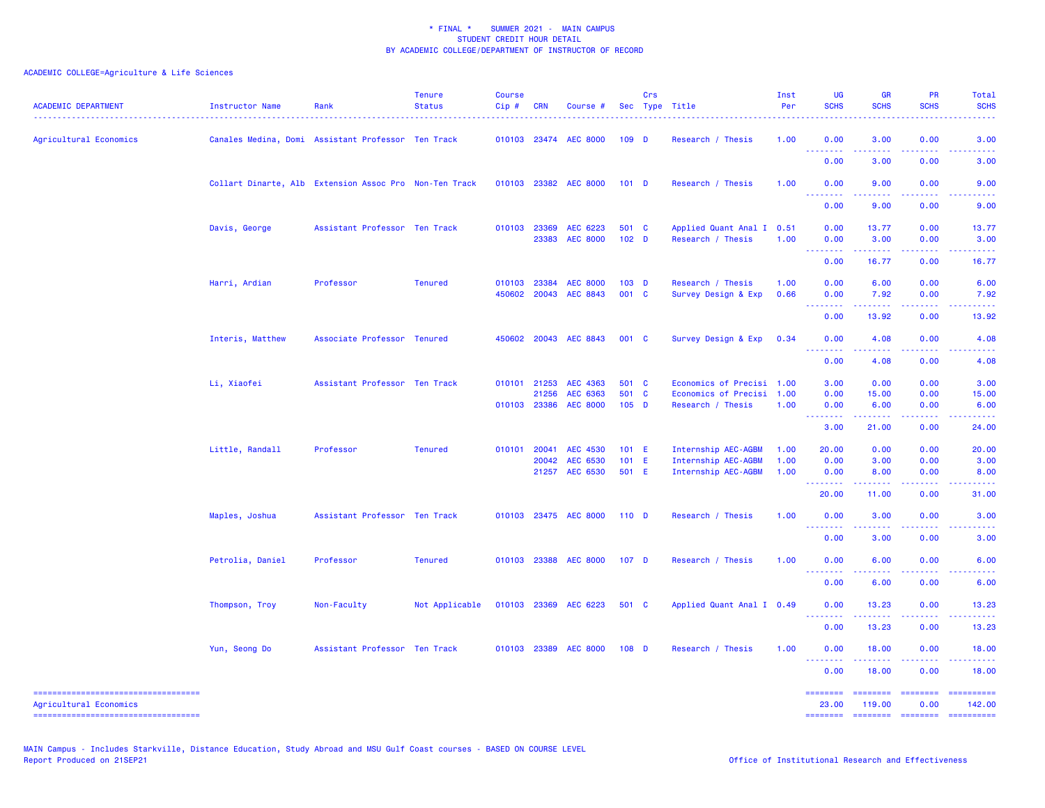\* FINAL \* SUMMER 2021 - MAIN CAMPUS
STUDENT CREDIT HOUR DETAIL
BY ACADEMIC COLLEGE/DEPARTMENT OF INSTRUCTOR OF RECORD

ACADEMIC COLLEGE=Agriculture & Life Sciences

| ACADEMIC DEPARTMENT | Instructor Name | Rank | Tenure Status | Course Cip # | CRN | Course # | Sec | Crs Type | Title | Inst Per | UG SCHS | GR SCHS | PR SCHS | Total SCHS |
|---|---|---|---|---|---|---|---|---|---|---|---|---|---|---|
| Agricultural Economics | Canales Medina, Domi | Assistant Professor | Ten Track | 010103 | 23474 | AEC 8000 | 109 | D | Research / Thesis | 1.00 | 0.00 | 3.00 | 0.00 | 3.00 |
| | | | | | | | | | | | 0.00 | 3.00 | 0.00 | 3.00 |
| | Collart Dinarte, Alb | Extension Assoc Pro | Non-Ten Track | 010103 | 23382 | AEC 8000 | 101 | D | Research / Thesis | 1.00 | 0.00 | 9.00 | 0.00 | 9.00 |
| | | | | | | | | | | | 0.00 | 9.00 | 0.00 | 9.00 |
| | Davis, George | Assistant Professor | Ten Track | 010103 | 23369 | AEC 6223 | 501 | C | Applied Quant Anal I | 0.51 | 0.00 | 13.77 | 0.00 | 13.77 |
| | | | | | 23383 | AEC 8000 | 102 | D | Research / Thesis | 1.00 | 0.00 | 3.00 | 0.00 | 3.00 |
| | | | | | | | | | | | 0.00 | 16.77 | 0.00 | 16.77 |
| | Harri, Ardian | Professor | Tenured | 010103 | 23384 | AEC 8000 | 103 | D | Research / Thesis | 1.00 | 0.00 | 6.00 | 0.00 | 6.00 |
| | | | | 450602 | 20043 | AEC 8843 | 001 | C | Survey Design & Exp | 0.66 | 0.00 | 7.92 | 0.00 | 7.92 |
| | | | | | | | | | | | 0.00 | 13.92 | 0.00 | 13.92 |
| | Interis, Matthew | Associate Professor | Tenured | 450602 | 20043 | AEC 8843 | 001 | C | Survey Design & Exp | 0.34 | 0.00 | 4.08 | 0.00 | 4.08 |
| | | | | | | | | | | | 0.00 | 4.08 | 0.00 | 4.08 |
| | Li, Xiaofei | Assistant Professor | Ten Track | 010101 | 21253 | AEC 4363 | 501 | C | Economics of Precisi | 1.00 | 3.00 | 0.00 | 0.00 | 3.00 |
| | | | | | 21256 | AEC 6363 | 501 | C | Economics of Precisi | 1.00 | 0.00 | 15.00 | 0.00 | 15.00 |
| | | | | 010103 | 23386 | AEC 8000 | 105 | D | Research / Thesis | 1.00 | 0.00 | 6.00 | 0.00 | 6.00 |
| | | | | | | | | | | | 3.00 | 21.00 | 0.00 | 24.00 |
| | Little, Randall | Professor | Tenured | 010101 | 20041 | AEC 4530 | 101 | E | Internship AEC-AGBM | 1.00 | 20.00 | 0.00 | 0.00 | 20.00 |
| | | | | | 20042 | AEC 6530 | 101 | E | Internship AEC-AGBM | 1.00 | 0.00 | 3.00 | 0.00 | 3.00 |
| | | | | | 21257 | AEC 6530 | 501 | E | Internship AEC-AGBM | 1.00 | 0.00 | 8.00 | 0.00 | 8.00 |
| | | | | | | | | | | | 20.00 | 11.00 | 0.00 | 31.00 |
| | Maples, Joshua | Assistant Professor | Ten Track | 010103 | 23475 | AEC 8000 | 110 | D | Research / Thesis | 1.00 | 0.00 | 3.00 | 0.00 | 3.00 |
| | | | | | | | | | | | 0.00 | 3.00 | 0.00 | 3.00 |
| | Petrolia, Daniel | Professor | Tenured | 010103 | 23388 | AEC 8000 | 107 | D | Research / Thesis | 1.00 | 0.00 | 6.00 | 0.00 | 6.00 |
| | | | | | | | | | | | 0.00 | 6.00 | 0.00 | 6.00 |
| | Thompson, Troy | Non-Faculty | Not Applicable | 010103 | 23369 | AEC 6223 | 501 | C | Applied Quant Anal I | 0.49 | 0.00 | 13.23 | 0.00 | 13.23 |
| | | | | | | | | | | | 0.00 | 13.23 | 0.00 | 13.23 |
| | Yun, Seong Do | Assistant Professor | Ten Track | 010103 | 23389 | AEC 8000 | 108 | D | Research / Thesis | 1.00 | 0.00 | 18.00 | 0.00 | 18.00 |
| | | | | | | | | | | | 0.00 | 18.00 | 0.00 | 18.00 |
| Agricultural Economics | | | | | | | | | | | 23.00 | 119.00 | 0.00 | 142.00 |

MAIN Campus - Includes Starkville, Distance Education, Study Abroad and MSU Gulf Coast courses - BASED ON COURSE LEVEL
Report Produced on 21SEP21

Office of Institutional Research and Effectiveness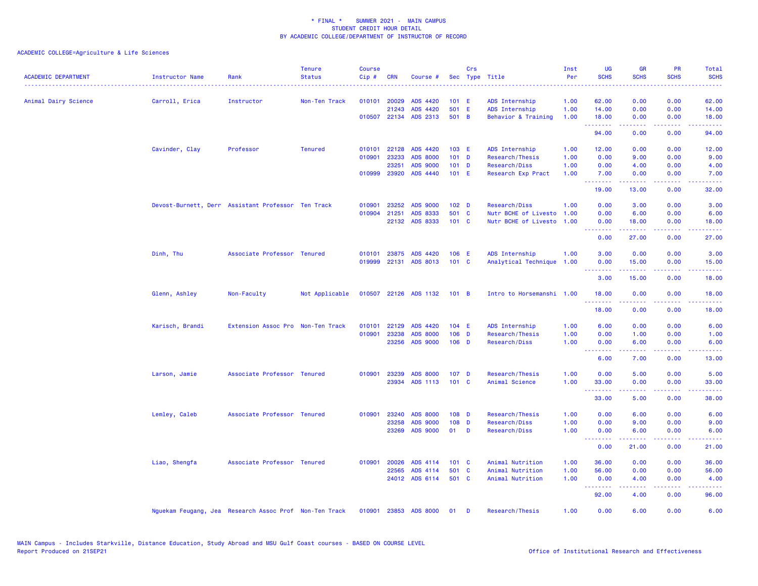* FINAL * SUMMER 2021 - MAIN CAMPUS
STUDENT CREDIT HOUR DETAIL
BY ACADEMIC COLLEGE/DEPARTMENT OF INSTRUCTOR OF RECORD

ACADEMIC COLLEGE=Agriculture & Life Sciences

| ACADEMIC DEPARTMENT | Instructor Name | Rank | Tenure Status | Course Cip # | CRN | Course # | Sec | Crs Type | Title | Inst Per | UG SCHS | GR SCHS | PR SCHS | Total SCHS |
|---|---|---|---|---|---|---|---|---|---|---|---|---|---|---|
| Animal Dairy Science | Carroll, Erica | Instructor | Non-Ten Track | 010101 | 20029 | ADS 4420 | 101 | E | ADS Internship | 1.00 | 62.00 | 0.00 | 0.00 | 62.00 |
| | | | | | 21243 | ADS 4420 | 501 | E | ADS Internship | 1.00 | 14.00 | 0.00 | 0.00 | 14.00 |
| | | | | 010507 | 22134 | ADS 2313 | 501 | B | Behavior & Training | 1.00 | 18.00 | 0.00 | 0.00 | 18.00 |
| | | | | | | | | | | | 94.00 | 0.00 | 0.00 | 94.00 |
| | Cavinder, Clay | Professor | Tenured | 010101 | 22128 | ADS 4420 | 103 | E | ADS Internship | 1.00 | 12.00 | 0.00 | 0.00 | 12.00 |
| | | | | 010901 | 23233 | ADS 8000 | 101 | D | Research/Thesis | 1.00 | 0.00 | 9.00 | 0.00 | 9.00 |
| | | | | | 23251 | ADS 9000 | 101 | D | Research/Diss | 1.00 | 0.00 | 4.00 | 0.00 | 4.00 |
| | | | | 010999 | 23920 | ADS 4440 | 101 | E | Research Exp Pract | 1.00 | 7.00 | 0.00 | 0.00 | 7.00 |
| | | | | | | | | | | | 19.00 | 13.00 | 0.00 | 32.00 |
| | Devost-Burnett, Derr | Assistant Professor | Ten Track | 010901 | 23252 | ADS 9000 | 102 | D | Research/Diss | 1.00 | 0.00 | 3.00 | 0.00 | 3.00 |
| | | | | 010904 | 21251 | ADS 8333 | 501 | C | Nutr BCHE of Livesto | 1.00 | 0.00 | 6.00 | 0.00 | 6.00 |
| | | | | | 22132 | ADS 8333 | 101 | C | Nutr BCHE of Livesto | 1.00 | 0.00 | 18.00 | 0.00 | 18.00 |
| | | | | | | | | | | | 0.00 | 27.00 | 0.00 | 27.00 |
| | Dinh, Thu | Associate Professor | Tenured | 010101 | 23875 | ADS 4420 | 106 | E | ADS Internship | 1.00 | 3.00 | 0.00 | 0.00 | 3.00 |
| | | | | 019999 | 22131 | ADS 8013 | 101 | C | Analytical Technique | 1.00 | 0.00 | 15.00 | 0.00 | 15.00 |
| | | | | | | | | | | | 3.00 | 15.00 | 0.00 | 18.00 |
| | Glenn, Ashley | Non-Faculty | Not Applicable | 010507 | 22126 | ADS 1132 | 101 | B | Intro to Horsemanshi | 1.00 | 18.00 | 0.00 | 0.00 | 18.00 |
| | | | | | | | | | | | 18.00 | 0.00 | 0.00 | 18.00 |
| | Karisch, Brandi | Extension Assoc Pro | Non-Ten Track | 010101 | 22129 | ADS 4420 | 104 | E | ADS Internship | 1.00 | 6.00 | 0.00 | 0.00 | 6.00 |
| | | | | 010901 | 23238 | ADS 8000 | 106 | D | Research/Thesis | 1.00 | 0.00 | 1.00 | 0.00 | 1.00 |
| | | | | | 23256 | ADS 9000 | 106 | D | Research/Diss | 1.00 | 0.00 | 6.00 | 0.00 | 6.00 |
| | | | | | | | | | | | 6.00 | 7.00 | 0.00 | 13.00 |
| | Larson, Jamie | Associate Professor | Tenured | 010901 | 23239 | ADS 8000 | 107 | D | Research/Thesis | 1.00 | 0.00 | 5.00 | 0.00 | 5.00 |
| | | | | | 23934 | ADS 1113 | 101 | C | Animal Science | 1.00 | 33.00 | 0.00 | 0.00 | 33.00 |
| | | | | | | | | | | | 33.00 | 5.00 | 0.00 | 38.00 |
| | Lemley, Caleb | Associate Professor | Tenured | 010901 | 23240 | ADS 8000 | 108 | D | Research/Thesis | 1.00 | 0.00 | 6.00 | 0.00 | 6.00 |
| | | | | | 23258 | ADS 9000 | 108 | D | Research/Diss | 1.00 | 0.00 | 9.00 | 0.00 | 9.00 |
| | | | | | 23269 | ADS 9000 | 01 | D | Research/Diss | 1.00 | 0.00 | 6.00 | 0.00 | 6.00 |
| | | | | | | | | | | | 0.00 | 21.00 | 0.00 | 21.00 |
| | Liao, Shengfa | Associate Professor | Tenured | 010901 | 20026 | ADS 4114 | 101 | C | Animal Nutrition | 1.00 | 36.00 | 0.00 | 0.00 | 36.00 |
| | | | | | 22565 | ADS 4114 | 501 | C | Animal Nutrition | 1.00 | 56.00 | 0.00 | 0.00 | 56.00 |
| | | | | | 24012 | ADS 6114 | 501 | C | Animal Nutrition | 1.00 | 0.00 | 4.00 | 0.00 | 4.00 |
| | | | | | | | | | | | 92.00 | 4.00 | 0.00 | 96.00 |
| | Nguekam Feugang, Jea | Research Assoc Prof | Non-Ten Track | 010901 | 23853 | ADS 8000 | 01 | D | Research/Thesis | 1.00 | 0.00 | 6.00 | 0.00 | 6.00 |

MAIN Campus - Includes Starkville, Distance Education, Study Abroad and MSU Gulf Coast courses - BASED ON COURSE LEVEL
Report Produced on 21SEP21

Office of Institutional Research and Effectiveness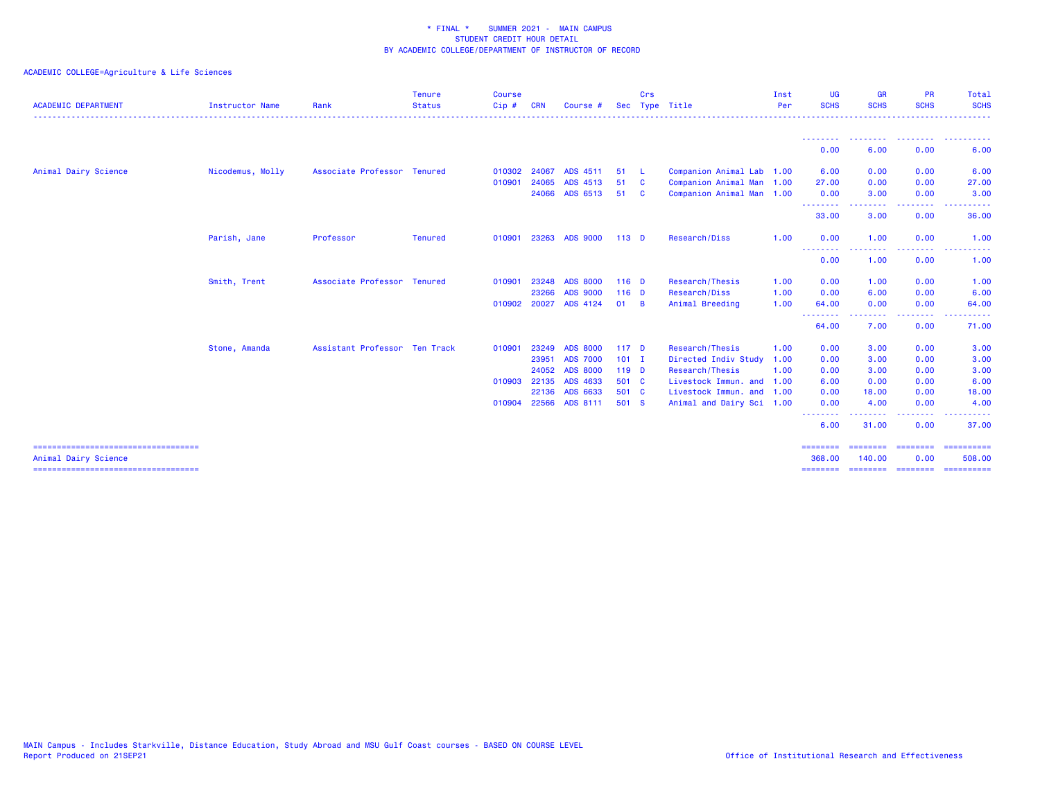\* FINAL \*    SUMMER 2021 -  MAIN CAMPUS
STUDENT CREDIT HOUR DETAIL
BY ACADEMIC COLLEGE/DEPARTMENT OF INSTRUCTOR OF RECORD

ACADEMIC COLLEGE=Agriculture & Life Sciences

| ACADEMIC DEPARTMENT | Instructor Name | Rank | Tenure Status | Course Cip # | CRN | Course # | Sec | Crs Type | Title | Inst Per | UG SCHS | GR SCHS | PR SCHS | Total SCHS |
|---|---|---|---|---|---|---|---|---|---|---|---|---|---|---|
| | | | | | | | | | | | 0.00 | 6.00 | 0.00 | 6.00 |
| Animal Dairy Science | Nicodemus, Molly | Associate Professor | Tenured | 010302 | 24067 | ADS 4511 | 51 | L | Companion Animal Lab | 1.00 | 6.00 | 0.00 | 0.00 | 6.00 |
| | | | | 010901 | 24065 | ADS 4513 | 51 | C | Companion Animal Man | 1.00 | 27.00 | 0.00 | 0.00 | 27.00 |
| | | | | | 24066 | ADS 6513 | 51 | C | Companion Animal Man | 1.00 | 0.00 | 3.00 | 0.00 | 3.00 |
| | | | | | | | | | | | 33.00 | 3.00 | 0.00 | 36.00 |
| | Parish, Jane | Professor | Tenured | 010901 | 23263 | ADS 9000 | 113 | D | Research/Diss | 1.00 | 0.00 | 1.00 | 0.00 | 1.00 |
| | | | | | | | | | | | 0.00 | 1.00 | 0.00 | 1.00 |
| | Smith, Trent | Associate Professor | Tenured | 010901 | 23248 | ADS 8000 | 116 | D | Research/Thesis | 1.00 | 0.00 | 1.00 | 0.00 | 1.00 |
| | | | | | 23266 | ADS 9000 | 116 | D | Research/Diss | 1.00 | 0.00 | 6.00 | 0.00 | 6.00 |
| | | | | 010902 | 20027 | ADS 4124 | 01 | B | Animal Breeding | 1.00 | 64.00 | 0.00 | 0.00 | 64.00 |
| | | | | | | | | | | | 64.00 | 7.00 | 0.00 | 71.00 |
| | Stone, Amanda | Assistant Professor | Ten Track | 010901 | 23249 | ADS 8000 | 117 | D | Research/Thesis | 1.00 | 0.00 | 3.00 | 0.00 | 3.00 |
| | | | | | 23951 | ADS 7000 | 101 | I | Directed Indiv Study | 1.00 | 0.00 | 3.00 | 0.00 | 3.00 |
| | | | | | 24052 | ADS 8000 | 119 | D | Research/Thesis | 1.00 | 0.00 | 3.00 | 0.00 | 3.00 |
| | | | | 010903 | 22135 | ADS 4633 | 501 | C | Livestock Immun. and | 1.00 | 6.00 | 0.00 | 0.00 | 6.00 |
| | | | | | 22136 | ADS 6633 | 501 | C | Livestock Immun. and | 1.00 | 0.00 | 18.00 | 0.00 | 18.00 |
| | | | | 010904 | 22566 | ADS 8111 | 501 | S | Animal and Dairy Sci | 1.00 | 0.00 | 4.00 | 0.00 | 4.00 |
| | | | | | | | | | | | 6.00 | 31.00 | 0.00 | 37.00 |
| Animal Dairy Science | | | | | | | | | | | 368.00 | 140.00 | 0.00 | 508.00 |

MAIN Campus - Includes Starkville, Distance Education, Study Abroad and MSU Gulf Coast courses - BASED ON COURSE LEVEL
Report Produced on 21SEP21

Office of Institutional Research and Effectiveness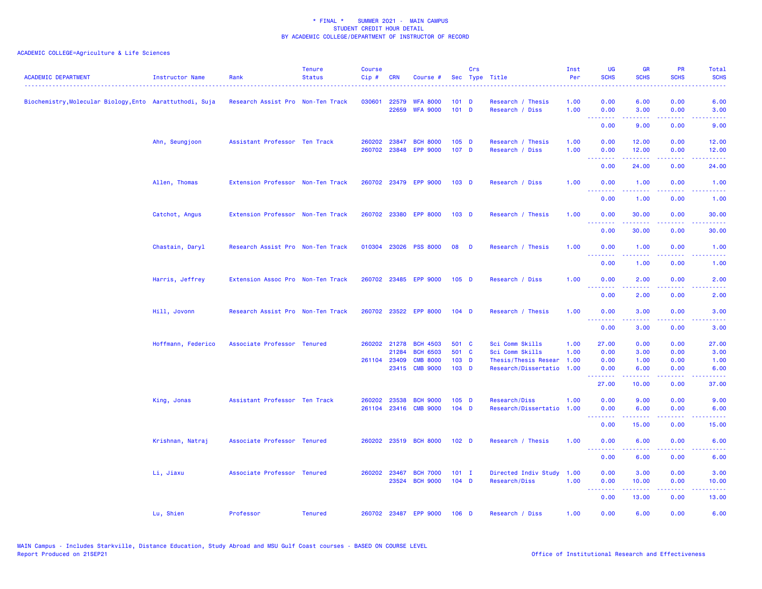\* FINAL \* SUMMER 2021 - MAIN CAMPUS
STUDENT CREDIT HOUR DETAIL
BY ACADEMIC COLLEGE/DEPARTMENT OF INSTRUCTOR OF RECORD

ACADEMIC COLLEGE=Agriculture & Life Sciences

| ACADEMIC DEPARTMENT | Instructor Name | Rank | Tenure Status | Course Cip # | CRN | Course # | Sec | Crs Type | Title | Inst Per | UG SCHS | GR SCHS | PR SCHS | Total SCHS |
|---|---|---|---|---|---|---|---|---|---|---|---|---|---|---|
| Biochemistry,Molecular Biology,Ento | Aarattuthodi, Suja | Research Assist Pro | Non-Ten Track | 030601 | 22579 | WFA 8000 | 101 | D | Research / Thesis | 1.00 | 0.00 | 6.00 | 0.00 | 6.00 |
| | | | | | 22659 | WFA 9000 | 101 | D | Research / Diss | 1.00 | 0.00 | 3.00 | 0.00 | 3.00 |
| | | | | | | | | | | | 0.00 | 9.00 | 0.00 | 9.00 |
| | Ahn, Seungjoon | Assistant Professor | Ten Track | 260202 | 23847 | BCH 8000 | 105 | D | Research / Thesis | 1.00 | 0.00 | 12.00 | 0.00 | 12.00 |
| | | | | 260702 | 23848 | EPP 9000 | 107 | D | Research / Diss | 1.00 | 0.00 | 12.00 | 0.00 | 12.00 |
| | | | | | | | | | | | 0.00 | 24.00 | 0.00 | 24.00 |
| | Allen, Thomas | Extension Professor | Non-Ten Track | 260702 | 23479 | EPP 9000 | 103 | D | Research / Diss | 1.00 | 0.00 | 1.00 | 0.00 | 1.00 |
| | | | | | | | | | | | 0.00 | 1.00 | 0.00 | 1.00 |
| | Catchot, Angus | Extension Professor | Non-Ten Track | 260702 | 23380 | EPP 8000 | 103 | D | Research / Thesis | 1.00 | 0.00 | 30.00 | 0.00 | 30.00 |
| | | | | | | | | | | | 0.00 | 30.00 | 0.00 | 30.00 |
| | Chastain, Daryl | Research Assist Pro | Non-Ten Track | 010304 | 23026 | PSS 8000 | 08 | D | Research / Thesis | 1.00 | 0.00 | 1.00 | 0.00 | 1.00 |
| | | | | | | | | | | | 0.00 | 1.00 | 0.00 | 1.00 |
| | Harris, Jeffrey | Extension Assoc Pro | Non-Ten Track | 260702 | 23485 | EPP 9000 | 105 | D | Research / Diss | 1.00 | 0.00 | 2.00 | 0.00 | 2.00 |
| | | | | | | | | | | | 0.00 | 2.00 | 0.00 | 2.00 |
| | Hill, Jovonn | Research Assist Pro | Non-Ten Track | 260702 | 23522 | EPP 8000 | 104 | D | Research / Thesis | 1.00 | 0.00 | 3.00 | 0.00 | 3.00 |
| | | | | | | | | | | | 0.00 | 3.00 | 0.00 | 3.00 |
| | Hoffmann, Federico | Associate Professor | Tenured | 260202 | 21278 | BCH 4503 | 501 | C | Sci Comm Skills | 1.00 | 27.00 | 0.00 | 0.00 | 27.00 |
| | | | | | 21284 | BCH 6503 | 501 | C | Sci Comm Skills | 1.00 | 0.00 | 3.00 | 0.00 | 3.00 |
| | | | | 261104 | 23409 | CMB 8000 | 103 | D | Thesis/Thesis Resear | 1.00 | 0.00 | 1.00 | 0.00 | 1.00 |
| | | | | | 23415 | CMB 9000 | 103 | D | Research/Dissertatio | 1.00 | 0.00 | 6.00 | 0.00 | 6.00 |
| | | | | | | | | | | | 27.00 | 10.00 | 0.00 | 37.00 |
| | King, Jonas | Assistant Professor | Ten Track | 260202 | 23538 | BCH 9000 | 105 | D | Research/Diss | 1.00 | 0.00 | 9.00 | 0.00 | 9.00 |
| | | | | 261104 | 23416 | CMB 9000 | 104 | D | Research/Dissertatio | 1.00 | 0.00 | 6.00 | 0.00 | 6.00 |
| | | | | | | | | | | | 0.00 | 15.00 | 0.00 | 15.00 |
| | Krishnan, Natraj | Associate Professor | Tenured | 260202 | 23519 | BCH 8000 | 102 | D | Research / Thesis | 1.00 | 0.00 | 6.00 | 0.00 | 6.00 |
| | | | | | | | | | | | 0.00 | 6.00 | 0.00 | 6.00 |
| | Li, Jiaxu | Associate Professor | Tenured | 260202 | 23467 | BCH 7000 | 101 | I | Directed Indiv Study | 1.00 | 0.00 | 3.00 | 0.00 | 3.00 |
| | | | | | 23524 | BCH 9000 | 104 | D | Research/Diss | 1.00 | 0.00 | 10.00 | 0.00 | 10.00 |
| | | | | | | | | | | | 0.00 | 13.00 | 0.00 | 13.00 |
| | Lu, Shien | Professor | Tenured | 260702 | 23487 | EPP 9000 | 106 | D | Research / Diss | 1.00 | 0.00 | 6.00 | 0.00 | 6.00 |

MAIN Campus - Includes Starkville, Distance Education, Study Abroad and MSU Gulf Coast courses - BASED ON COURSE LEVEL
Report Produced on 21SEP21

Office of Institutional Research and Effectiveness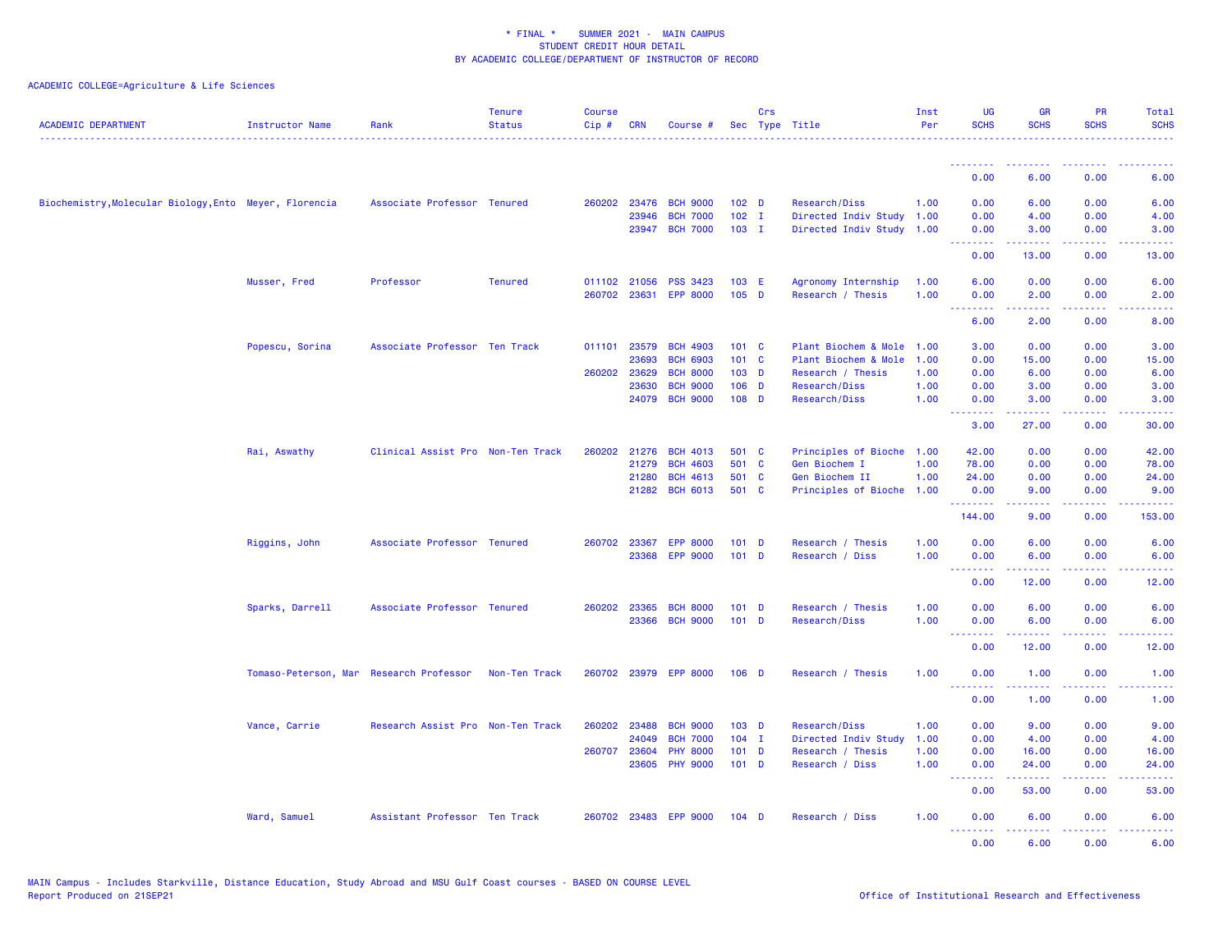\* FINAL \* SUMMER 2021 - MAIN CAMPUS
STUDENT CREDIT HOUR DETAIL
BY ACADEMIC COLLEGE/DEPARTMENT OF INSTRUCTOR OF RECORD

ACADEMIC COLLEGE=Agriculture & Life Sciences

| ACADEMIC DEPARTMENT | Instructor Name | Rank | Tenure Status | Course Cip # | CRN | Course # | Sec | Crs Type | Title | Inst Per | UG SCHS | GR SCHS | PR SCHS | Total SCHS |
|---|---|---|---|---|---|---|---|---|---|---|---|---|---|---|
| | | | | | | | | | | | 0.00 | 6.00 | 0.00 | 6.00 |
| Biochemistry,Molecular Biology,Ento | Meyer, Florencia | Associate Professor | Tenured | 260202 | 23476 | BCH 9000 | 102 | D | Research/Diss | 1.00 | 0.00 | 6.00 | 0.00 | 6.00 |
| | | | | | 23946 | BCH 7000 | 102 | I | Directed Indiv Study | 1.00 | 0.00 | 4.00 | 0.00 | 4.00 |
| | | | | | 23947 | BCH 7000 | 103 | I | Directed Indiv Study | 1.00 | 0.00 | 3.00 | 0.00 | 3.00 |
| | | | | | | | | | | | 0.00 | 13.00 | 0.00 | 13.00 |
| | Musser, Fred | Professor | Tenured | 011102 | 21056 | PSS 3423 | 103 | E | Agronomy Internship | 1.00 | 6.00 | 0.00 | 0.00 | 6.00 |
| | | | | 260702 | 23631 | EPP 8000 | 105 | D | Research / Thesis | 1.00 | 0.00 | 2.00 | 0.00 | 2.00 |
| | | | | | | | | | | | 6.00 | 2.00 | 0.00 | 8.00 |
| | Popescu, Sorina | Associate Professor | Ten Track | 011101 | 23579 | BCH 4903 | 101 | C | Plant Biochem & Mole | 1.00 | 3.00 | 0.00 | 0.00 | 3.00 |
| | | | | | 23693 | BCH 6903 | 101 | C | Plant Biochem & Mole | 1.00 | 0.00 | 15.00 | 0.00 | 15.00 |
| | | | | 260202 | 23629 | BCH 8000 | 103 | D | Research / Thesis | 1.00 | 0.00 | 6.00 | 0.00 | 6.00 |
| | | | | | 23630 | BCH 9000 | 106 | D | Research/Diss | 1.00 | 0.00 | 3.00 | 0.00 | 3.00 |
| | | | | | 24079 | BCH 9000 | 108 | D | Research/Diss | 1.00 | 0.00 | 3.00 | 0.00 | 3.00 |
| | | | | | | | | | | | 3.00 | 27.00 | 0.00 | 30.00 |
| | Rai, Aswathy | Clinical Assist Pro | Non-Ten Track | 260202 | 21276 | BCH 4013 | 501 | C | Principles of Bioche | 1.00 | 42.00 | 0.00 | 0.00 | 42.00 |
| | | | | | 21279 | BCH 4603 | 501 | C | Gen Biochem I | 1.00 | 78.00 | 0.00 | 0.00 | 78.00 |
| | | | | | 21280 | BCH 4613 | 501 | C | Gen Biochem II | 1.00 | 24.00 | 0.00 | 0.00 | 24.00 |
| | | | | | 21282 | BCH 6013 | 501 | C | Principles of Bioche | 1.00 | 0.00 | 9.00 | 0.00 | 9.00 |
| | | | | | | | | | | | 144.00 | 9.00 | 0.00 | 153.00 |
| | Riggins, John | Associate Professor | Tenured | 260702 | 23367 | EPP 8000 | 101 | D | Research / Thesis | 1.00 | 0.00 | 6.00 | 0.00 | 6.00 |
| | | | | | 23368 | EPP 9000 | 101 | D | Research / Diss | 1.00 | 0.00 | 6.00 | 0.00 | 6.00 |
| | | | | | | | | | | | 0.00 | 12.00 | 0.00 | 12.00 |
| | Sparks, Darrell | Associate Professor | Tenured | 260202 | 23365 | BCH 8000 | 101 | D | Research / Thesis | 1.00 | 0.00 | 6.00 | 0.00 | 6.00 |
| | | | | | 23366 | BCH 9000 | 101 | D | Research/Diss | 1.00 | 0.00 | 6.00 | 0.00 | 6.00 |
| | | | | | | | | | | | 0.00 | 12.00 | 0.00 | 12.00 |
| | Tomaso-Peterson, Mar | Research Professor | Non-Ten Track | 260702 | 23979 | EPP 8000 | 106 | D | Research / Thesis | 1.00 | 0.00 | 1.00 | 0.00 | 1.00 |
| | | | | | | | | | | | 0.00 | 1.00 | 0.00 | 1.00 |
| | Vance, Carrie | Research Assist Pro | Non-Ten Track | 260202 | 23488 | BCH 9000 | 103 | D | Research/Diss | 1.00 | 0.00 | 9.00 | 0.00 | 9.00 |
| | | | | | 24049 | BCH 7000 | 104 | I | Directed Indiv Study | 1.00 | 0.00 | 4.00 | 0.00 | 4.00 |
| | | | | 260707 | 23604 | PHY 8000 | 101 | D | Research / Thesis | 1.00 | 0.00 | 16.00 | 0.00 | 16.00 |
| | | | | | 23605 | PHY 9000 | 101 | D | Research / Diss | 1.00 | 0.00 | 24.00 | 0.00 | 24.00 |
| | | | | | | | | | | | 0.00 | 53.00 | 0.00 | 53.00 |
| | Ward, Samuel | Assistant Professor | Ten Track | 260702 | 23483 | EPP 9000 | 104 | D | Research / Diss | 1.00 | 0.00 | 6.00 | 0.00 | 6.00 |
| | | | | | | | | | | | 0.00 | 6.00 | 0.00 | 6.00 |

MAIN Campus - Includes Starkville, Distance Education, Study Abroad and MSU Gulf Coast courses - BASED ON COURSE LEVEL
Report Produced on 21SEP21

Office of Institutional Research and Effectiveness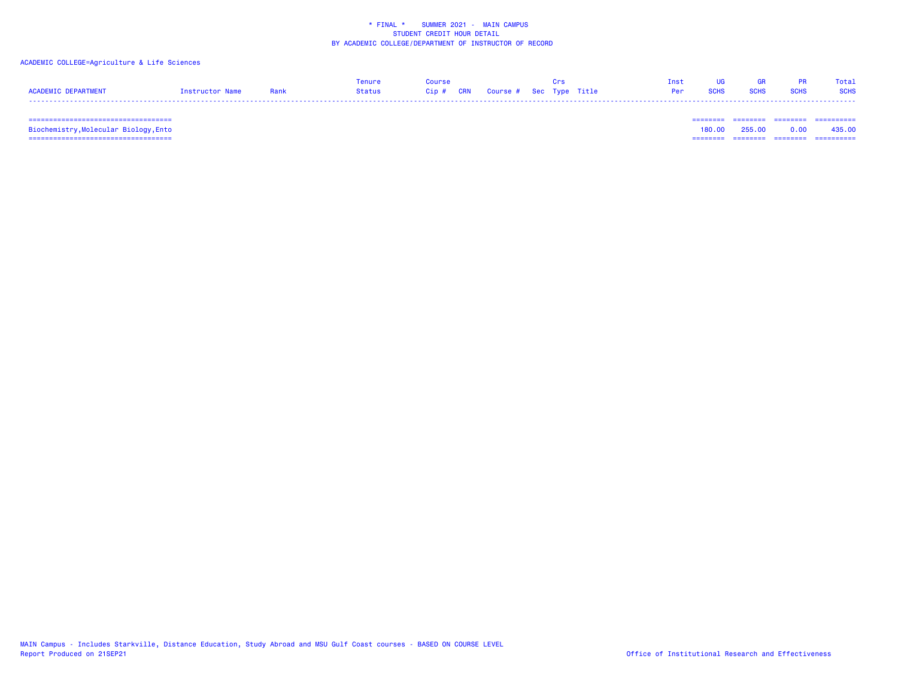\* FINAL \*    SUMMER 2021 - MAIN CAMPUS
STUDENT CREDIT HOUR DETAIL
BY ACADEMIC COLLEGE/DEPARTMENT OF INSTRUCTOR OF RECORD

ACADEMIC COLLEGE=Agriculture & Life Sciences

| ACADEMIC DEPARTMENT | Instructor Name | Rank | Tenure Status | Course Cip # | CRN | Course # | Sec | Crs Type | Title | Inst Per | UG SCHS | GR SCHS | PR SCHS | Total SCHS |
|---|---|---|---|---|---|---|---|---|---|---|---|---|---|---|
| Biochemistry,Molecular Biology,Ento | | | | | | | | | | | 180.00 | 255.00 | 0.00 | 435.00 |

MAIN Campus - Includes Starkville, Distance Education, Study Abroad and MSU Gulf Coast courses - BASED ON COURSE LEVEL
Report Produced on 21SEP21

Office of Institutional Research and Effectiveness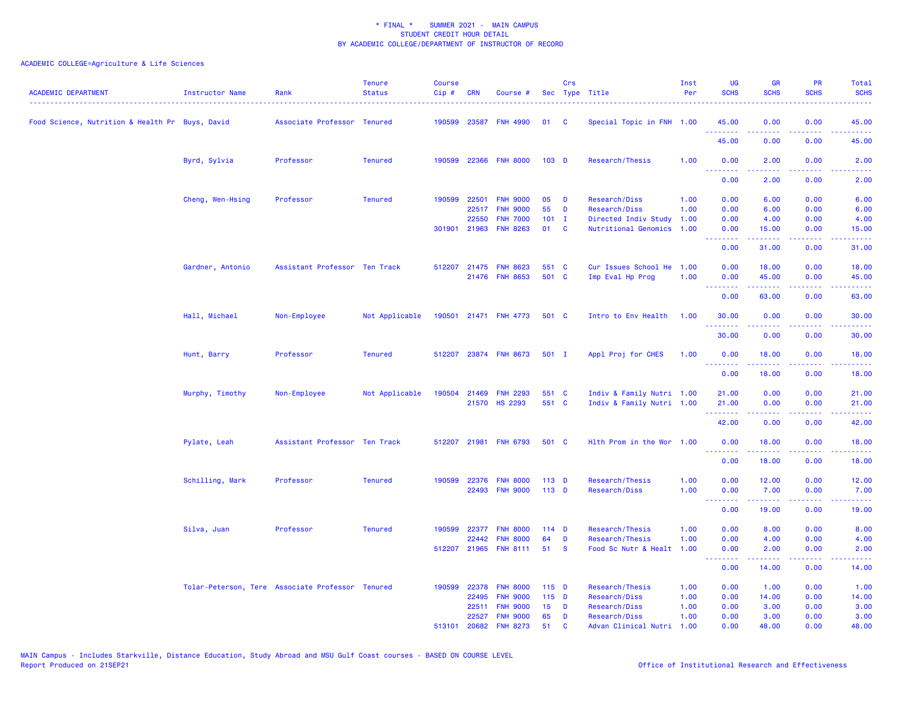\* FINAL \* SUMMER 2021 - MAIN CAMPUS
STUDENT CREDIT HOUR DETAIL
BY ACADEMIC COLLEGE/DEPARTMENT OF INSTRUCTOR OF RECORD

ACADEMIC COLLEGE=Agriculture & Life Sciences

| ACADEMIC DEPARTMENT | Instructor Name | Rank | Tenure Status | Course Cip # | CRN | Course # | Sec | Crs Type | Title | Inst Per | UG SCHS | GR SCHS | PR SCHS | Total SCHS |
|---|---|---|---|---|---|---|---|---|---|---|---|---|---|---|
| Food Science, Nutrition & Health Pr | Buys, David | Associate Professor | Tenured | 190599 | 23587 | FNH 4990 | 01 | C | Special Topic in FNH | 1.00 | 45.00 | 0.00 | 0.00 | 45.00 |
| | | | | | | | | | | | 45.00 | 0.00 | 0.00 | 45.00 |
| | Byrd, Sylvia | Professor | Tenured | 190599 | 22366 | FNH 8000 | 103 | D | Research/Thesis | 1.00 | 0.00 | 2.00 | 0.00 | 2.00 |
| | | | | | | | | | | | 0.00 | 2.00 | 0.00 | 2.00 |
| | Cheng, Wen-Hsing | Professor | Tenured | 190599 | 22501 | FNH 9000 | 05 | D | Research/Diss | 1.00 | 0.00 | 6.00 | 0.00 | 6.00 |
| | | | | | 22517 | FNH 9000 | 55 | D | Research/Diss | 1.00 | 0.00 | 6.00 | 0.00 | 6.00 |
| | | | | | 22550 | FNH 7000 | 101 | I | Directed Indiv Study | 1.00 | 0.00 | 4.00 | 0.00 | 4.00 |
| | | | | 301901 | 21963 | FNH 8263 | 01 | C | Nutritional Genomics | 1.00 | 0.00 | 15.00 | 0.00 | 15.00 |
| | | | | | | | | | | | 0.00 | 31.00 | 0.00 | 31.00 |
| | Gardner, Antonio | Assistant Professor | Ten Track | 512207 | 21475 | FNH 8623 | 551 | C | Cur Issues School He | 1.00 | 0.00 | 18.00 | 0.00 | 18.00 |
| | | | | | 21476 | FNH 8653 | 501 | C | Imp Eval Hp Prog | 1.00 | 0.00 | 45.00 | 0.00 | 45.00 |
| | | | | | | | | | | | 0.00 | 63.00 | 0.00 | 63.00 |
| | Hall, Michael | Non-Employee | Not Applicable | 190501 | 21471 | FNH 4773 | 501 | C | Intro to Env Health | 1.00 | 30.00 | 0.00 | 0.00 | 30.00 |
| | | | | | | | | | | | 30.00 | 0.00 | 0.00 | 30.00 |
| | Hunt, Barry | Professor | Tenured | 512207 | 23874 | FNH 8673 | 501 | I | Appl Proj for CHES | 1.00 | 0.00 | 18.00 | 0.00 | 18.00 |
| | | | | | | | | | | | 0.00 | 18.00 | 0.00 | 18.00 |
| | Murphy, Timothy | Non-Employee | Not Applicable | 190504 | 21469 | FNH 2293 | 551 | C | Indiv & Family Nutri | 1.00 | 21.00 | 0.00 | 0.00 | 21.00 |
| | | | | | 21570 | HS 2293 | 551 | C | Indiv & Family Nutri | 1.00 | 21.00 | 0.00 | 0.00 | 21.00 |
| | | | | | | | | | | | 42.00 | 0.00 | 0.00 | 42.00 |
| | Pylate, Leah | Assistant Professor | Ten Track | 512207 | 21981 | FNH 6793 | 501 | C | Hlth Prom in the Wor | 1.00 | 0.00 | 18.00 | 0.00 | 18.00 |
| | | | | | | | | | | | 0.00 | 18.00 | 0.00 | 18.00 |
| | Schilling, Mark | Professor | Tenured | 190599 | 22376 | FNH 8000 | 113 | D | Research/Thesis | 1.00 | 0.00 | 12.00 | 0.00 | 12.00 |
| | | | | | 22493 | FNH 9000 | 113 | D | Research/Diss | 1.00 | 0.00 | 7.00 | 0.00 | 7.00 |
| | | | | | | | | | | | 0.00 | 19.00 | 0.00 | 19.00 |
| | Silva, Juan | Professor | Tenured | 190599 | 22377 | FNH 8000 | 114 | D | Research/Thesis | 1.00 | 0.00 | 8.00 | 0.00 | 8.00 |
| | | | | | 22442 | FNH 8000 | 64 | D | Research/Thesis | 1.00 | 0.00 | 4.00 | 0.00 | 4.00 |
| | | | | 512207 | 21965 | FNH 8111 | 51 | S | Food Sc Nutr & Healt | 1.00 | 0.00 | 2.00 | 0.00 | 2.00 |
| | | | | | | | | | | | 0.00 | 14.00 | 0.00 | 14.00 |
| | Tolar-Peterson, Tere | Associate Professor | Tenured | 190599 | 22378 | FNH 8000 | 115 | D | Research/Thesis | 1.00 | 0.00 | 1.00 | 0.00 | 1.00 |
| | | | | | 22495 | FNH 9000 | 115 | D | Research/Diss | 1.00 | 0.00 | 14.00 | 0.00 | 14.00 |
| | | | | | 22511 | FNH 9000 | 15 | D | Research/Diss | 1.00 | 0.00 | 3.00 | 0.00 | 3.00 |
| | | | | | 22527 | FNH 9000 | 65 | D | Research/Diss | 1.00 | 0.00 | 3.00 | 0.00 | 3.00 |
| | | | | 513101 | 20682 | FNH 8273 | 51 | C | Advan Clinical Nutri | 1.00 | 0.00 | 48.00 | 0.00 | 48.00 |

MAIN Campus - Includes Starkville, Distance Education, Study Abroad and MSU Gulf Coast courses - BASED ON COURSE LEVEL
Report Produced on 21SEP21

Office of Institutional Research and Effectiveness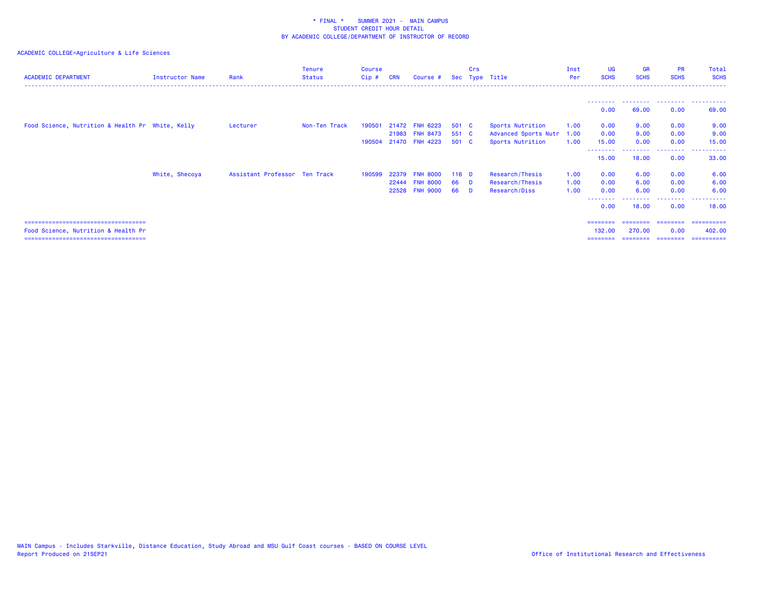\* FINAL \*    SUMMER 2021 -  MAIN CAMPUS
STUDENT CREDIT HOUR DETAIL
BY ACADEMIC COLLEGE/DEPARTMENT OF INSTRUCTOR OF RECORD

ACADEMIC COLLEGE=Agriculture & Life Sciences

| ACADEMIC DEPARTMENT | Instructor Name | Rank | Tenure Status | Course Cip # | CRN | Course # | Sec | Crs Type | Title | Inst Per | UG SCHS | GR SCHS | PR SCHS | Total SCHS |
|---|---|---|---|---|---|---|---|---|---|---|---|---|---|---|
| | | | | | | | | | | | 0.00 | 69.00 | 0.00 | 69.00 |
| Food Science, Nutrition & Health Pr | White, Kelly | Lecturer | Non-Ten Track | 190501 | 21472 | FNH 6223 | 501 | C | Sports Nutrition | 1.00 | 0.00 | 9.00 | 0.00 | 9.00 |
| | | | | | 21983 | FNH 8473 | 551 | C | Advanced Sports Nutr | 1.00 | 0.00 | 9.00 | 0.00 | 9.00 |
| | | | | 190504 | 21470 | FNH 4223 | 501 | C | Sports Nutrition | 1.00 | 15.00 | 0.00 | 0.00 | 15.00 |
| | | | | | | | | | | | 15.00 | 18.00 | 0.00 | 33.00 |
| | White, Shecoya | Assistant Professor | Ten Track | 190599 | 22379 | FNH 8000 | 116 | D | Research/Thesis | 1.00 | 0.00 | 6.00 | 0.00 | 6.00 |
| | | | | | 22444 | FNH 8000 | 66 | D | Research/Thesis | 1.00 | 0.00 | 6.00 | 0.00 | 6.00 |
| | | | | | 22528 | FNH 9000 | 66 | D | Research/Diss | 1.00 | 0.00 | 6.00 | 0.00 | 6.00 |
| | | | | | | | | | | | 0.00 | 18.00 | 0.00 | 18.00 |
| Food Science, Nutrition & Health Pr | | | | | | | | | | | 132.00 | 270.00 | 0.00 | 402.00 |

MAIN Campus - Includes Starkville, Distance Education, Study Abroad and MSU Gulf Coast courses - BASED ON COURSE LEVEL
Report Produced on 21SEP21

Office of Institutional Research and Effectiveness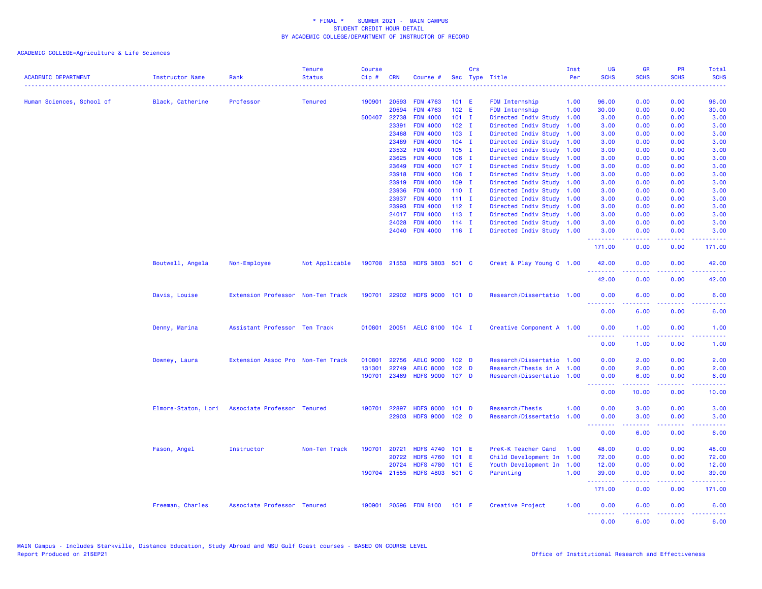\* FINAL \*    SUMMER 2021 -  MAIN CAMPUS
STUDENT CREDIT HOUR DETAIL
BY ACADEMIC COLLEGE/DEPARTMENT OF INSTRUCTOR OF RECORD

ACADEMIC COLLEGE=Agriculture & Life Sciences

| ACADEMIC DEPARTMENT | Instructor Name | Rank | Tenure Status | Course Cip # | CRN | Course # | Sec | Crs Type | Title | Inst Per | UG SCHS | GR SCHS | PR SCHS | Total SCHS |
|---|---|---|---|---|---|---|---|---|---|---|---|---|---|---|
| Human Sciences, School of | Black, Catherine | Professor | Tenured | 190901 | 20593 | FDM 4763 | 101 | E | FDM Internship | 1.00 | 96.00 | 0.00 | 0.00 | 96.00 |
| | | | | | 20594 | FDM 4763 | 102 | E | FDM Internship | 1.00 | 30.00 | 0.00 | 0.00 | 30.00 |
| | | | | 500407 | 22738 | FDM 4000 | 101 | I | Directed Indiv Study | 1.00 | 3.00 | 0.00 | 0.00 | 3.00 |
| | | | | | 23391 | FDM 4000 | 102 | I | Directed Indiv Study | 1.00 | 3.00 | 0.00 | 0.00 | 3.00 |
| | | | | | 23468 | FDM 4000 | 103 | I | Directed Indiv Study | 1.00 | 3.00 | 0.00 | 0.00 | 3.00 |
| | | | | | 23489 | FDM 4000 | 104 | I | Directed Indiv Study | 1.00 | 3.00 | 0.00 | 0.00 | 3.00 |
| | | | | | 23532 | FDM 4000 | 105 | I | Directed Indiv Study | 1.00 | 3.00 | 0.00 | 0.00 | 3.00 |
| | | | | | 23625 | FDM 4000 | 106 | I | Directed Indiv Study | 1.00 | 3.00 | 0.00 | 0.00 | 3.00 |
| | | | | | 23649 | FDM 4000 | 107 | I | Directed Indiv Study | 1.00 | 3.00 | 0.00 | 0.00 | 3.00 |
| | | | | | 23918 | FDM 4000 | 108 | I | Directed Indiv Study | 1.00 | 3.00 | 0.00 | 0.00 | 3.00 |
| | | | | | 23919 | FDM 4000 | 109 | I | Directed Indiv Study | 1.00 | 3.00 | 0.00 | 0.00 | 3.00 |
| | | | | | 23936 | FDM 4000 | 110 | I | Directed Indiv Study | 1.00 | 3.00 | 0.00 | 0.00 | 3.00 |
| | | | | | 23937 | FDM 4000 | 111 | I | Directed Indiv Study | 1.00 | 3.00 | 0.00 | 0.00 | 3.00 |
| | | | | | 23993 | FDM 4000 | 112 | I | Directed Indiv Study | 1.00 | 3.00 | 0.00 | 0.00 | 3.00 |
| | | | | | 24017 | FDM 4000 | 113 | I | Directed Indiv Study | 1.00 | 3.00 | 0.00 | 0.00 | 3.00 |
| | | | | | 24028 | FDM 4000 | 114 | I | Directed Indiv Study | 1.00 | 3.00 | 0.00 | 0.00 | 3.00 |
| | | | | | 24040 | FDM 4000 | 116 | I | Directed Indiv Study | 1.00 | 3.00 | 0.00 | 0.00 | 3.00 |
| | | | | | | | | | | | 171.00 | 0.00 | 0.00 | 171.00 |
| | Boutwell, Angela | Non-Employee | Not Applicable | 190708 | 21553 | HDFS 3803 | 501 | C | Creat & Play Young C | 1.00 | 42.00 | 0.00 | 0.00 | 42.00 |
| | | | | | | | | | | | 42.00 | 0.00 | 0.00 | 42.00 |
| | Davis, Louise | Extension Professor | Non-Ten Track | 190701 | 22902 | HDFS 9000 | 101 | D | Research/Dissertatio | 1.00 | 0.00 | 6.00 | 0.00 | 6.00 |
| | | | | | | | | | | | 0.00 | 6.00 | 0.00 | 6.00 |
| | Denny, Marina | Assistant Professor | Ten Track | 010801 | 20051 | AELC 8100 | 104 | I | Creative Component A | 1.00 | 0.00 | 1.00 | 0.00 | 1.00 |
| | | | | | | | | | | | 0.00 | 1.00 | 0.00 | 1.00 |
| | Downey, Laura | Extension Assoc Pro | Non-Ten Track | 010801 | 22756 | AELC 9000 | 102 | D | Research/Dissertatio | 1.00 | 0.00 | 2.00 | 0.00 | 2.00 |
| | | | | 131301 | 22749 | AELC 8000 | 102 | D | Research/Thesis in A | 1.00 | 0.00 | 2.00 | 0.00 | 2.00 |
| | | | | 190701 | 23469 | HDFS 9000 | 107 | D | Research/Dissertatio | 1.00 | 0.00 | 6.00 | 0.00 | 6.00 |
| | | | | | | | | | | | 0.00 | 10.00 | 0.00 | 10.00 |
| | Elmore-Staton, Lori | Associate Professor | Tenured | 190701 | 22897 | HDFS 8000 | 101 | D | Research/Thesis | 1.00 | 0.00 | 3.00 | 0.00 | 3.00 |
| | | | | | 22903 | HDFS 9000 | 102 | D | Research/Dissertatio | 1.00 | 0.00 | 3.00 | 0.00 | 3.00 |
| | | | | | | | | | | | 0.00 | 6.00 | 0.00 | 6.00 |
| | Fason, Angel | Instructor | Non-Ten Track | 190701 | 20721 | HDFS 4740 | 101 | E | PreK-K Teacher Cand | 1.00 | 48.00 | 0.00 | 0.00 | 48.00 |
| | | | | | 20722 | HDFS 4760 | 101 | E | Child Development In | 1.00 | 72.00 | 0.00 | 0.00 | 72.00 |
| | | | | | 20724 | HDFS 4780 | 101 | E | Youth Development In | 1.00 | 12.00 | 0.00 | 0.00 | 12.00 |
| | | | | 190704 | 21555 | HDFS 4803 | 501 | C | Parenting | 1.00 | 39.00 | 0.00 | 0.00 | 39.00 |
| | | | | | | | | | | | 171.00 | 0.00 | 0.00 | 171.00 |
| | Freeman, Charles | Associate Professor | Tenured | 190901 | 20596 | FDM 8100 | 101 | E | Creative Project | 1.00 | 0.00 | 6.00 | 0.00 | 6.00 |
| | | | | | | | | | | | 0.00 | 6.00 | 0.00 | 6.00 |

MAIN Campus - Includes Starkville, Distance Education, Study Abroad and MSU Gulf Coast courses - BASED ON COURSE LEVEL
Report Produced on 21SEP21

Office of Institutional Research and Effectiveness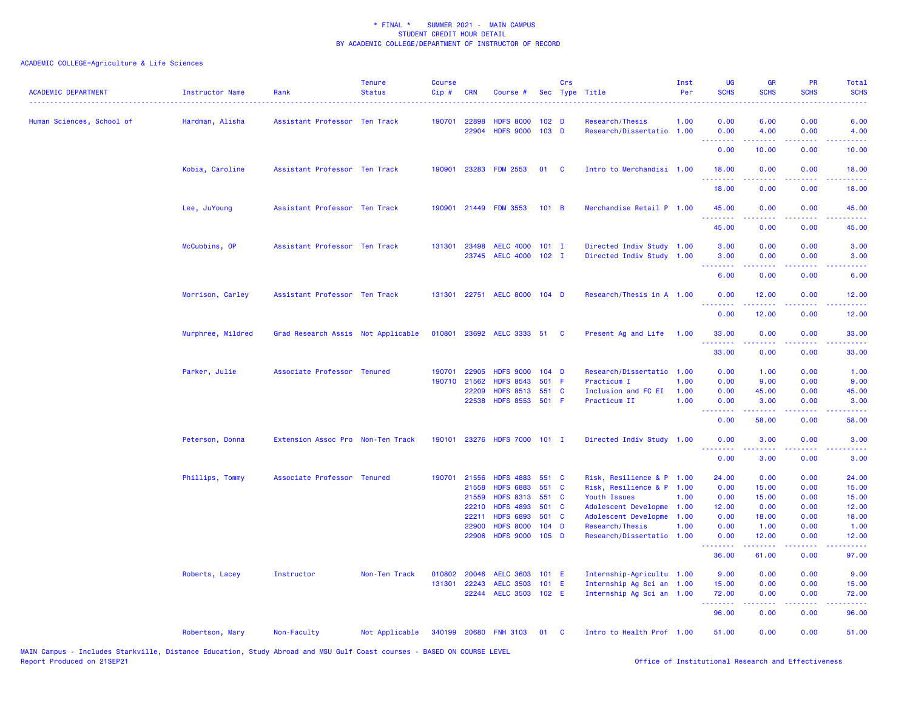\* FINAL \*    SUMMER 2021 -  MAIN CAMPUS
STUDENT CREDIT HOUR DETAIL
BY ACADEMIC COLLEGE/DEPARTMENT OF INSTRUCTOR OF RECORD

ACADEMIC COLLEGE=Agriculture & Life Sciences

| ACADEMIC DEPARTMENT | Instructor Name | Rank | Tenure Status | Course Cip # | CRN | Course # | Sec | Crs Type | Title | Inst Per | UG SCHS | GR SCHS | PR SCHS | Total SCHS |
|---|---|---|---|---|---|---|---|---|---|---|---|---|---|---|
| Human Sciences, School of | Hardman, Alisha | Assistant Professor | Ten Track | 190701 | 22898 | HDFS 8000 | 102 | D | Research/Thesis | 1.00 | 0.00 | 6.00 | 0.00 | 6.00 |
| | | | | | 22904 | HDFS 9000 | 103 | D | Research/Dissertatio | 1.00 | 0.00 | 4.00 | 0.00 | 4.00 |
| | | | | | | | | | | | 0.00 | 10.00 | 0.00 | 10.00 |
| | Kobia, Caroline | Assistant Professor | Ten Track | 190901 | 23283 | FDM 2553 | 01 | C | Intro to Merchandisi | 1.00 | 18.00 | 0.00 | 0.00 | 18.00 |
| | | | | | | | | | | | 18.00 | 0.00 | 0.00 | 18.00 |
| | Lee, JuYoung | Assistant Professor | Ten Track | 190901 | 21449 | FDM 3553 | 101 | B | Merchandise Retail P | 1.00 | 45.00 | 0.00 | 0.00 | 45.00 |
| | | | | | | | | | | | 45.00 | 0.00 | 0.00 | 45.00 |
| | McCubbins, OP | Assistant Professor | Ten Track | 131301 | 23498 | AELC 4000 | 101 | I | Directed Indiv Study | 1.00 | 3.00 | 0.00 | 0.00 | 3.00 |
| | | | | | 23745 | AELC 4000 | 102 | I | Directed Indiv Study | 1.00 | 3.00 | 0.00 | 0.00 | 3.00 |
| | | | | | | | | | | | 6.00 | 0.00 | 0.00 | 6.00 |
| | Morrison, Carley | Assistant Professor | Ten Track | 131301 | 22751 | AELC 8000 | 104 | D | Research/Thesis in A | 1.00 | 0.00 | 12.00 | 0.00 | 12.00 |
| | | | | | | | | | | | 0.00 | 12.00 | 0.00 | 12.00 |
| | Murphree, Mildred | Grad Research Assis | Not Applicable | 010801 | 23692 | AELC 3333 | 51 | C | Present Ag and Life | 1.00 | 33.00 | 0.00 | 0.00 | 33.00 |
| | | | | | | | | | | | 33.00 | 0.00 | 0.00 | 33.00 |
| | Parker, Julie | Associate Professor | Tenured | 190701 | 22905 | HDFS 9000 | 104 | D | Research/Dissertatio | 1.00 | 0.00 | 1.00 | 0.00 | 1.00 |
| | | | | 190710 | 21562 | HDFS 8543 | 501 | F | Practicum I | 1.00 | 0.00 | 9.00 | 0.00 | 9.00 |
| | | | | | 22209 | HDFS 8513 | 551 | C | Inclusion and FC EI | 1.00 | 0.00 | 45.00 | 0.00 | 45.00 |
| | | | | | 22538 | HDFS 8553 | 501 | F | Practicum II | 1.00 | 0.00 | 3.00 | 0.00 | 3.00 |
| | | | | | | | | | | | 0.00 | 58.00 | 0.00 | 58.00 |
| | Peterson, Donna | Extension Assoc Pro | Non-Ten Track | 190101 | 23276 | HDFS 7000 | 101 | I | Directed Indiv Study | 1.00 | 0.00 | 3.00 | 0.00 | 3.00 |
| | | | | | | | | | | | 0.00 | 3.00 | 0.00 | 3.00 |
| | Phillips, Tommy | Associate Professor | Tenured | 190701 | 21556 | HDFS 4883 | 551 | C | Risk, Resilience & P | 1.00 | 24.00 | 0.00 | 0.00 | 24.00 |
| | | | | | 21558 | HDFS 6883 | 551 | C | Risk, Resilience & P | 1.00 | 0.00 | 15.00 | 0.00 | 15.00 |
| | | | | | 21559 | HDFS 8313 | 551 | C | Youth Issues | 1.00 | 0.00 | 15.00 | 0.00 | 15.00 |
| | | | | | 22210 | HDFS 4893 | 501 | C | Adolescent Developme | 1.00 | 12.00 | 0.00 | 0.00 | 12.00 |
| | | | | | 22211 | HDFS 6893 | 501 | C | Adolescent Developme | 1.00 | 0.00 | 18.00 | 0.00 | 18.00 |
| | | | | | 22900 | HDFS 8000 | 104 | D | Research/Thesis | 1.00 | 0.00 | 1.00 | 0.00 | 1.00 |
| | | | | | 22906 | HDFS 9000 | 105 | D | Research/Dissertatio | 1.00 | 0.00 | 12.00 | 0.00 | 12.00 |
| | | | | | | | | | | | 36.00 | 61.00 | 0.00 | 97.00 |
| | Roberts, Lacey | Instructor | Non-Ten Track | 010802 | 20046 | AELC 3603 | 101 | E | Internship-Agricultu | 1.00 | 9.00 | 0.00 | 0.00 | 9.00 |
| | | | | 131301 | 22243 | AELC 3503 | 101 | E | Internship Ag Sci an | 1.00 | 15.00 | 0.00 | 0.00 | 15.00 |
| | | | | | 22244 | AELC 3503 | 102 | E | Internship Ag Sci an | 1.00 | 72.00 | 0.00 | 0.00 | 72.00 |
| | | | | | | | | | | | 96.00 | 0.00 | 0.00 | 96.00 |
| | Robertson, Mary | Non-Faculty | Not Applicable | 340199 | 20680 | FNH 3103 | 01 | C | Intro to Health Prof | 1.00 | 51.00 | 0.00 | 0.00 | 51.00 |

MAIN Campus - Includes Starkville, Distance Education, Study Abroad and MSU Gulf Coast courses - BASED ON COURSE LEVEL
Report Produced on 21SEP21

Office of Institutional Research and Effectiveness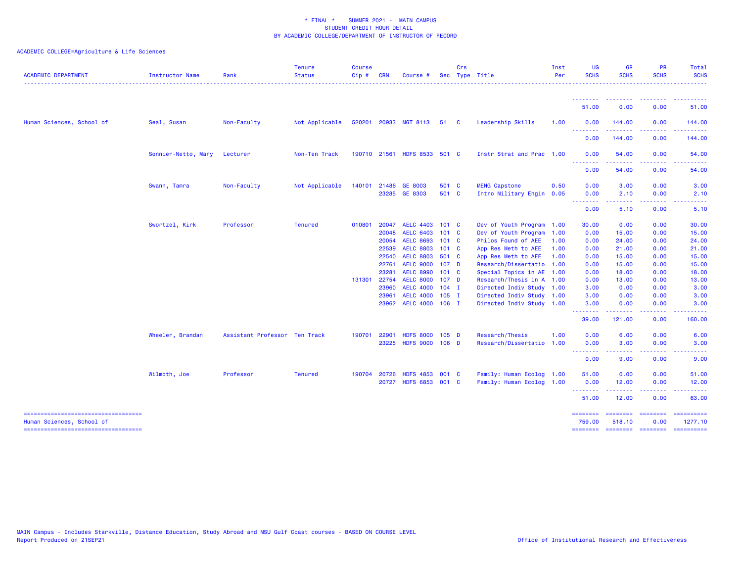* FINAL * SUMMER 2021 - MAIN CAMPUS
STUDENT CREDIT HOUR DETAIL
BY ACADEMIC COLLEGE/DEPARTMENT OF INSTRUCTOR OF RECORD

ACADEMIC COLLEGE=Agriculture & Life Sciences

| ACADEMIC DEPARTMENT | Instructor Name | Rank | Tenure Status | Course Cip # | CRN | Course # | Sec | Crs Type | Title | Inst Per | UG SCHS | GR SCHS | PR SCHS | Total SCHS |
|---|---|---|---|---|---|---|---|---|---|---|---|---|---|---|
| | | | | | | | | | | | 51.00 | 0.00 | 0.00 | 51.00 |
| Human Sciences, School of | Seal, Susan | Non-Faculty | Not Applicable | 520201 | 20933 | MGT 8113 | 51 | C | Leadership Skills | 1.00 | 0.00 | 144.00 | 0.00 | 144.00 |
| | | | | | | | | | | | 0.00 | 144.00 | 0.00 | 144.00 |
| | Sonnier-Netto, Mary | Lecturer | Non-Ten Track | 190710 | 21561 | HDFS 8533 | 501 | C | Instr Strat and Prac | 1.00 | 0.00 | 54.00 | 0.00 | 54.00 |
| | | | | | | | | | | | 0.00 | 54.00 | 0.00 | 54.00 |
| | Swann, Tamra | Non-Faculty | Not Applicable | 140101 | 21486 | GE 8003 | 501 | C | MENG Capstone | 0.50 | 0.00 | 3.00 | 0.00 | 3.00 |
| | | | | | 23285 | GE 8303 | 501 | C | Intro Military Engin | 0.05 | 0.00 | 2.10 | 0.00 | 2.10 |
| | | | | | | | | | | | 0.00 | 5.10 | 0.00 | 5.10 |
| | Swortzel, Kirk | Professor | Tenured | 010801 | 20047 | AELC 4403 | 101 | C | Dev of Youth Program | 1.00 | 30.00 | 0.00 | 0.00 | 30.00 |
| | | | | | 20048 | AELC 6403 | 101 | C | Dev of Youth Program | 1.00 | 0.00 | 15.00 | 0.00 | 15.00 |
| | | | | | 20054 | AELC 8693 | 101 | C | Philos Found of AEE | 1.00 | 0.00 | 24.00 | 0.00 | 24.00 |
| | | | | | 22539 | AELC 8803 | 101 | C | App Res Meth to AEE | 1.00 | 0.00 | 21.00 | 0.00 | 21.00 |
| | | | | | 22540 | AELC 8803 | 501 | C | App Res Meth to AEE | 1.00 | 0.00 | 15.00 | 0.00 | 15.00 |
| | | | | | 22761 | AELC 9000 | 107 | D | Research/Dissertatio | 1.00 | 0.00 | 15.00 | 0.00 | 15.00 |
| | | | | | 23281 | AELC 8990 | 101 | C | Special Topics in AE | 1.00 | 0.00 | 18.00 | 0.00 | 18.00 |
| | | | | 131301 | 22754 | AELC 8000 | 107 | D | Research/Thesis in A | 1.00 | 0.00 | 13.00 | 0.00 | 13.00 |
| | | | | | 23960 | AELC 4000 | 104 | I | Directed Indiv Study | 1.00 | 3.00 | 0.00 | 0.00 | 3.00 |
| | | | | | 23961 | AELC 4000 | 105 | I | Directed Indiv Study | 1.00 | 3.00 | 0.00 | 0.00 | 3.00 |
| | | | | | 23962 | AELC 4000 | 106 | I | Directed Indiv Study | 1.00 | 3.00 | 0.00 | 0.00 | 3.00 |
| | | | | | | | | | | | 39.00 | 121.00 | 0.00 | 160.00 |
| | Wheeler, Brandan | Assistant Professor | Ten Track | 190701 | 22901 | HDFS 8000 | 105 | D | Research/Thesis | 1.00 | 0.00 | 6.00 | 0.00 | 6.00 |
| | | | | | 23225 | HDFS 9000 | 106 | D | Research/Dissertatio | 1.00 | 0.00 | 3.00 | 0.00 | 3.00 |
| | | | | | | | | | | | 0.00 | 9.00 | 0.00 | 9.00 |
| | Wilmoth, Joe | Professor | Tenured | 190704 | 20726 | HDFS 4853 | 001 | C | Family: Human Ecolog | 1.00 | 51.00 | 0.00 | 0.00 | 51.00 |
| | | | | | 20727 | HDFS 6853 | 001 | C | Family: Human Ecolog | 1.00 | 0.00 | 12.00 | 0.00 | 12.00 |
| | | | | | | | | | | | 51.00 | 12.00 | 0.00 | 63.00 |
| Human Sciences, School of | | | | | | | | | | | 759.00 | 518.10 | 0.00 | 1277.10 |

MAIN Campus - Includes Starkville, Distance Education, Study Abroad and MSU Gulf Coast courses - BASED ON COURSE LEVEL
Report Produced on 21SEP21

Office of Institutional Research and Effectiveness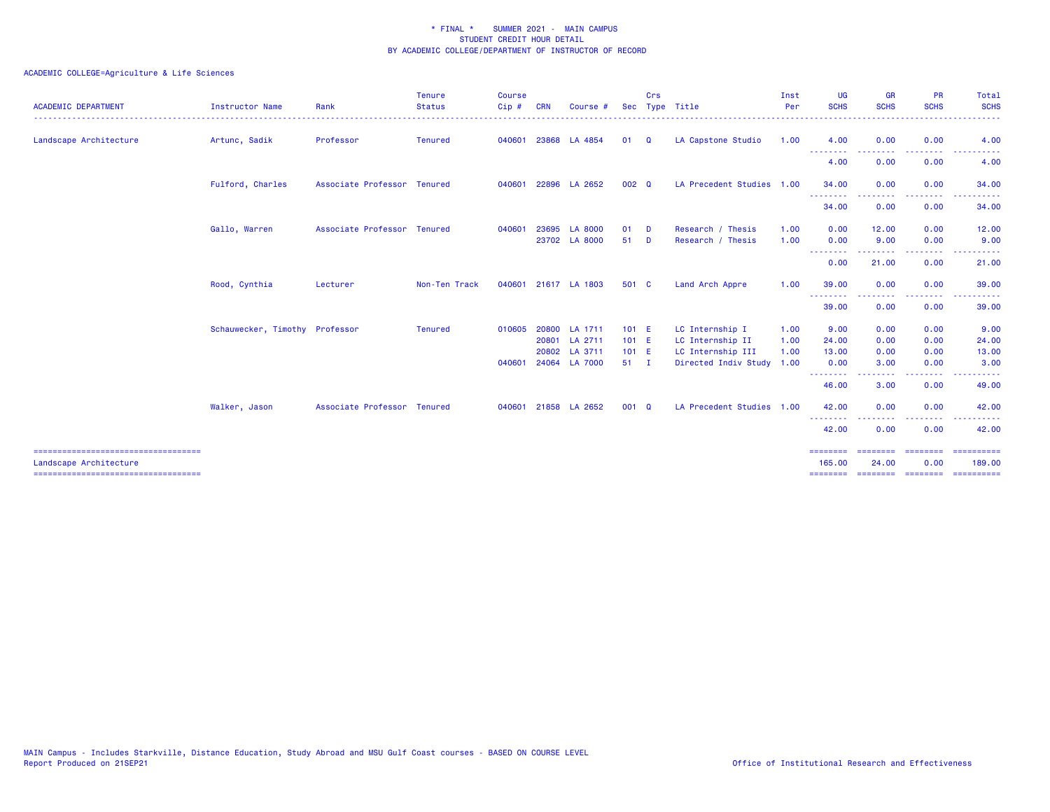\* FINAL \* SUMMER 2021 - MAIN CAMPUS
STUDENT CREDIT HOUR DETAIL
BY ACADEMIC COLLEGE/DEPARTMENT OF INSTRUCTOR OF RECORD

ACADEMIC COLLEGE=Agriculture & Life Sciences

| ACADEMIC DEPARTMENT | Instructor Name | Rank | Tenure Status | Course Cip # | CRN | Course # | Sec | Crs Type | Title | Inst Per | UG SCHS | GR SCHS | PR SCHS | Total SCHS |
|---|---|---|---|---|---|---|---|---|---|---|---|---|---|---|
| Landscape Architecture | Artunc, Sadik | Professor | Tenured | 040601 | 23868 | LA 4854 | 01 | Q | LA Capstone Studio | 1.00 | 4.00 | 0.00 | 0.00 | 4.00 |
| | | | | | | | | | | | 4.00 | 0.00 | 0.00 | 4.00 |
| | Fulford, Charles | Associate Professor | Tenured | 040601 | 22896 | LA 2652 | 002 | Q | LA Precedent Studies | 1.00 | 34.00 | 0.00 | 0.00 | 34.00 |
| | | | | | | | | | | | 34.00 | 0.00 | 0.00 | 34.00 |
| | Gallo, Warren | Associate Professor | Tenured | 040601 | 23695 | LA 8000 | 01 | D | Research / Thesis | 1.00 | 0.00 | 12.00 | 0.00 | 12.00 |
| | | | | | 23702 | LA 8000 | 51 | D | Research / Thesis | 1.00 | 0.00 | 9.00 | 0.00 | 9.00 |
| | | | | | | | | | | | 0.00 | 21.00 | 0.00 | 21.00 |
| | Rood, Cynthia | Lecturer | Non-Ten Track | 040601 | 21617 | LA 1803 | 501 | C | Land Arch Appre | 1.00 | 39.00 | 0.00 | 0.00 | 39.00 |
| | | | | | | | | | | | 39.00 | 0.00 | 0.00 | 39.00 |
| | Schauwecker, Timothy | Professor | Tenured | 010605 | 20800 | LA 1711 | 101 | E | LC Internship I | 1.00 | 9.00 | 0.00 | 0.00 | 9.00 |
| | | | | | 20801 | LA 2711 | 101 | E | LC Internship II | 1.00 | 24.00 | 0.00 | 0.00 | 24.00 |
| | | | | | 20802 | LA 3711 | 101 | E | LC Internship III | 1.00 | 13.00 | 0.00 | 0.00 | 13.00 |
| | | | | 040601 | 24064 | LA 7000 | 51 | I | Directed Indiv Study | 1.00 | 0.00 | 3.00 | 0.00 | 3.00 |
| | | | | | | | | | | | 46.00 | 3.00 | 0.00 | 49.00 |
| | Walker, Jason | Associate Professor | Tenured | 040601 | 21858 | LA 2652 | 001 | Q | LA Precedent Studies | 1.00 | 42.00 | 0.00 | 0.00 | 42.00 |
| | | | | | | | | | | | 42.00 | 0.00 | 0.00 | 42.00 |
| Landscape Architecture | | | | | | | | | | | 165.00 | 24.00 | 0.00 | 189.00 |

MAIN Campus - Includes Starkville, Distance Education, Study Abroad and MSU Gulf Coast courses - BASED ON COURSE LEVEL
Report Produced on 21SEP21

Office of Institutional Research and Effectiveness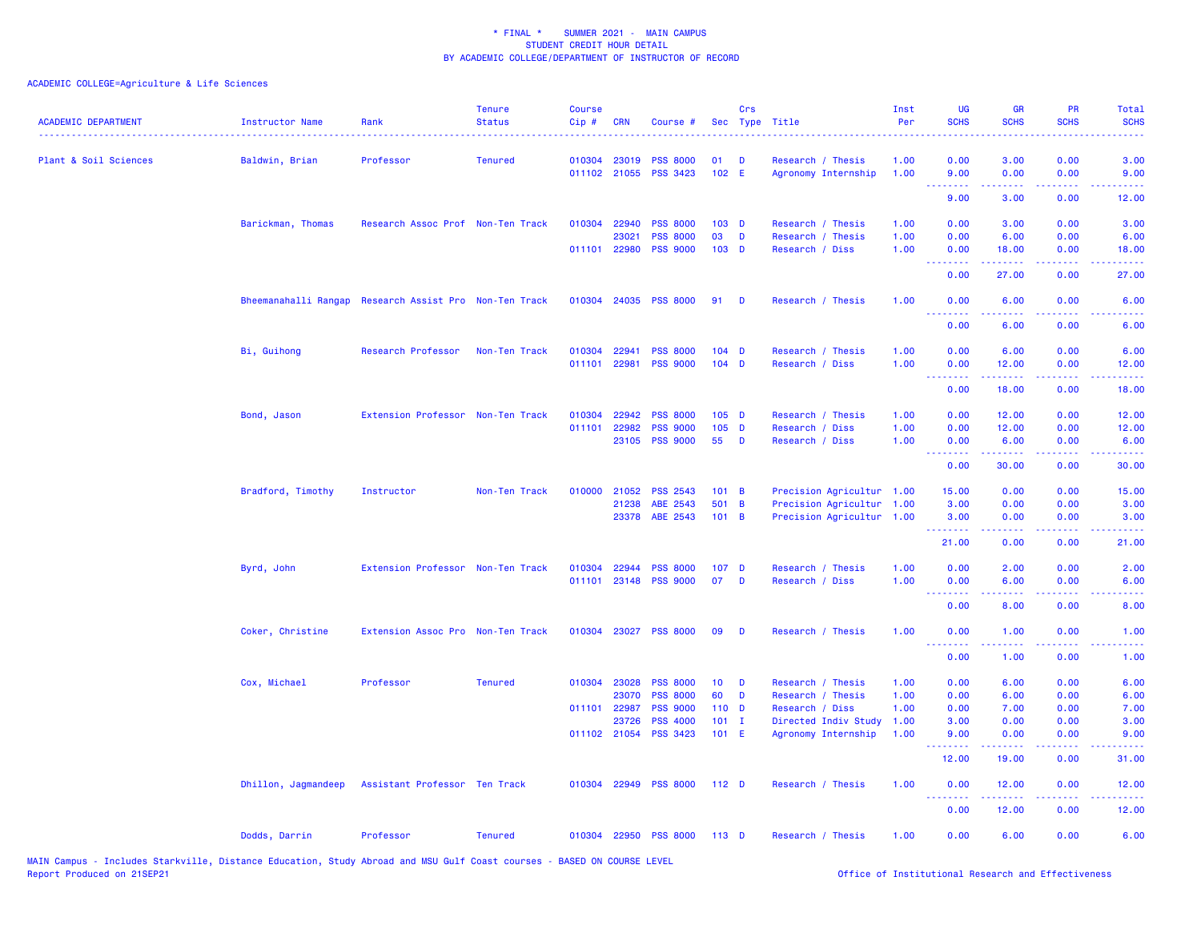\* FINAL \*    SUMMER 2021 -  MAIN CAMPUS
STUDENT CREDIT HOUR DETAIL
BY ACADEMIC COLLEGE/DEPARTMENT OF INSTRUCTOR OF RECORD

ACADEMIC COLLEGE=Agriculture & Life Sciences

| ACADEMIC DEPARTMENT | Instructor Name | Rank | Tenure Status | Course Cip # | CRN | Course # | Sec | Crs Type | Title | Inst Per | UG SCHS | GR SCHS | PR SCHS | Total SCHS |
|---|---|---|---|---|---|---|---|---|---|---|---|---|---|---|
| Plant & Soil Sciences | Baldwin, Brian | Professor | Tenured | 010304 | 23019 | PSS 8000 | 01 | D | Research / Thesis | 1.00 | 0.00 | 3.00 | 0.00 | 3.00 |
| | | | | 011102 | 21055 | PSS 3423 | 102 | E | Agronomy Internship | 1.00 | 9.00 | 0.00 | 0.00 | 9.00 |
| | | | | | | | | | | | 9.00 | 3.00 | 0.00 | 12.00 |
| | Barickman, Thomas | Research Assoc Prof | Non-Ten Track | 010304 | 22940 | PSS 8000 | 103 | D | Research / Thesis | 1.00 | 0.00 | 3.00 | 0.00 | 3.00 |
| | | | | | 23021 | PSS 8000 | 03 | D | Research / Thesis | 1.00 | 0.00 | 6.00 | 0.00 | 6.00 |
| | | | | 011101 | 22980 | PSS 9000 | 103 | D | Research / Diss | 1.00 | 0.00 | 18.00 | 0.00 | 18.00 |
| | | | | | | | | | | | 0.00 | 27.00 | 0.00 | 27.00 |
| | Bheemanahalli Rangap | Research Assist Pro | Non-Ten Track | 010304 | 24035 | PSS 8000 | 91 | D | Research / Thesis | 1.00 | 0.00 | 6.00 | 0.00 | 6.00 |
| | | | | | | | | | | | 0.00 | 6.00 | 0.00 | 6.00 |
| | Bi, Guihong | Research Professor | Non-Ten Track | 010304 | 22941 | PSS 8000 | 104 | D | Research / Thesis | 1.00 | 0.00 | 6.00 | 0.00 | 6.00 |
| | | | | 011101 | 22981 | PSS 9000 | 104 | D | Research / Diss | 1.00 | 0.00 | 12.00 | 0.00 | 12.00 |
| | | | | | | | | | | | 0.00 | 18.00 | 0.00 | 18.00 |
| | Bond, Jason | Extension Professor | Non-Ten Track | 010304 | 22942 | PSS 8000 | 105 | D | Research / Thesis | 1.00 | 0.00 | 12.00 | 0.00 | 12.00 |
| | | | | 011101 | 22982 | PSS 9000 | 105 | D | Research / Diss | 1.00 | 0.00 | 12.00 | 0.00 | 12.00 |
| | | | | | 23105 | PSS 9000 | 55 | D | Research / Diss | 1.00 | 0.00 | 6.00 | 0.00 | 6.00 |
| | | | | | | | | | | | 0.00 | 30.00 | 0.00 | 30.00 |
| | Bradford, Timothy | Instructor | Non-Ten Track | 010000 | 21052 | PSS 2543 | 101 | B | Precision Agricultur | 1.00 | 15.00 | 0.00 | 0.00 | 15.00 |
| | | | | | 21238 | ABE 2543 | 501 | B | Precision Agricultur | 1.00 | 3.00 | 0.00 | 0.00 | 3.00 |
| | | | | | 23378 | ABE 2543 | 101 | B | Precision Agricultur | 1.00 | 3.00 | 0.00 | 0.00 | 3.00 |
| | | | | | | | | | | | 21.00 | 0.00 | 0.00 | 21.00 |
| | Byrd, John | Extension Professor | Non-Ten Track | 010304 | 22944 | PSS 8000 | 107 | D | Research / Thesis | 1.00 | 0.00 | 2.00 | 0.00 | 2.00 |
| | | | | 011101 | 23148 | PSS 9000 | 07 | D | Research / Diss | 1.00 | 0.00 | 6.00 | 0.00 | 6.00 |
| | | | | | | | | | | | 0.00 | 8.00 | 0.00 | 8.00 |
| | Coker, Christine | Extension Assoc Pro | Non-Ten Track | 010304 | 23027 | PSS 8000 | 09 | D | Research / Thesis | 1.00 | 0.00 | 1.00 | 0.00 | 1.00 |
| | | | | | | | | | | | 0.00 | 1.00 | 0.00 | 1.00 |
| | Cox, Michael | Professor | Tenured | 010304 | 23028 | PSS 8000 | 10 | D | Research / Thesis | 1.00 | 0.00 | 6.00 | 0.00 | 6.00 |
| | | | | | 23070 | PSS 8000 | 60 | D | Research / Thesis | 1.00 | 0.00 | 6.00 | 0.00 | 6.00 |
| | | | | 011101 | 22987 | PSS 9000 | 110 | D | Research / Diss | 1.00 | 0.00 | 7.00 | 0.00 | 7.00 |
| | | | | | 23726 | PSS 4000 | 101 | I | Directed Indiv Study | 1.00 | 3.00 | 0.00 | 0.00 | 3.00 |
| | | | | 011102 | 21054 | PSS 3423 | 101 | E | Agronomy Internship | 1.00 | 9.00 | 0.00 | 0.00 | 9.00 |
| | | | | | | | | | | | 12.00 | 19.00 | 0.00 | 31.00 |
| | Dhillon, Jagmandeep | Assistant Professor | Ten Track | 010304 | 22949 | PSS 8000 | 112 | D | Research / Thesis | 1.00 | 0.00 | 12.00 | 0.00 | 12.00 |
| | | | | | | | | | | | 0.00 | 12.00 | 0.00 | 12.00 |
| | Dodds, Darrin | Professor | Tenured | 010304 | 22950 | PSS 8000 | 113 | D | Research / Thesis | 1.00 | 0.00 | 6.00 | 0.00 | 6.00 |

MAIN Campus - Includes Starkville, Distance Education, Study Abroad and MSU Gulf Coast courses - BASED ON COURSE LEVEL
Report Produced on 21SEP21

Office of Institutional Research and Effectiveness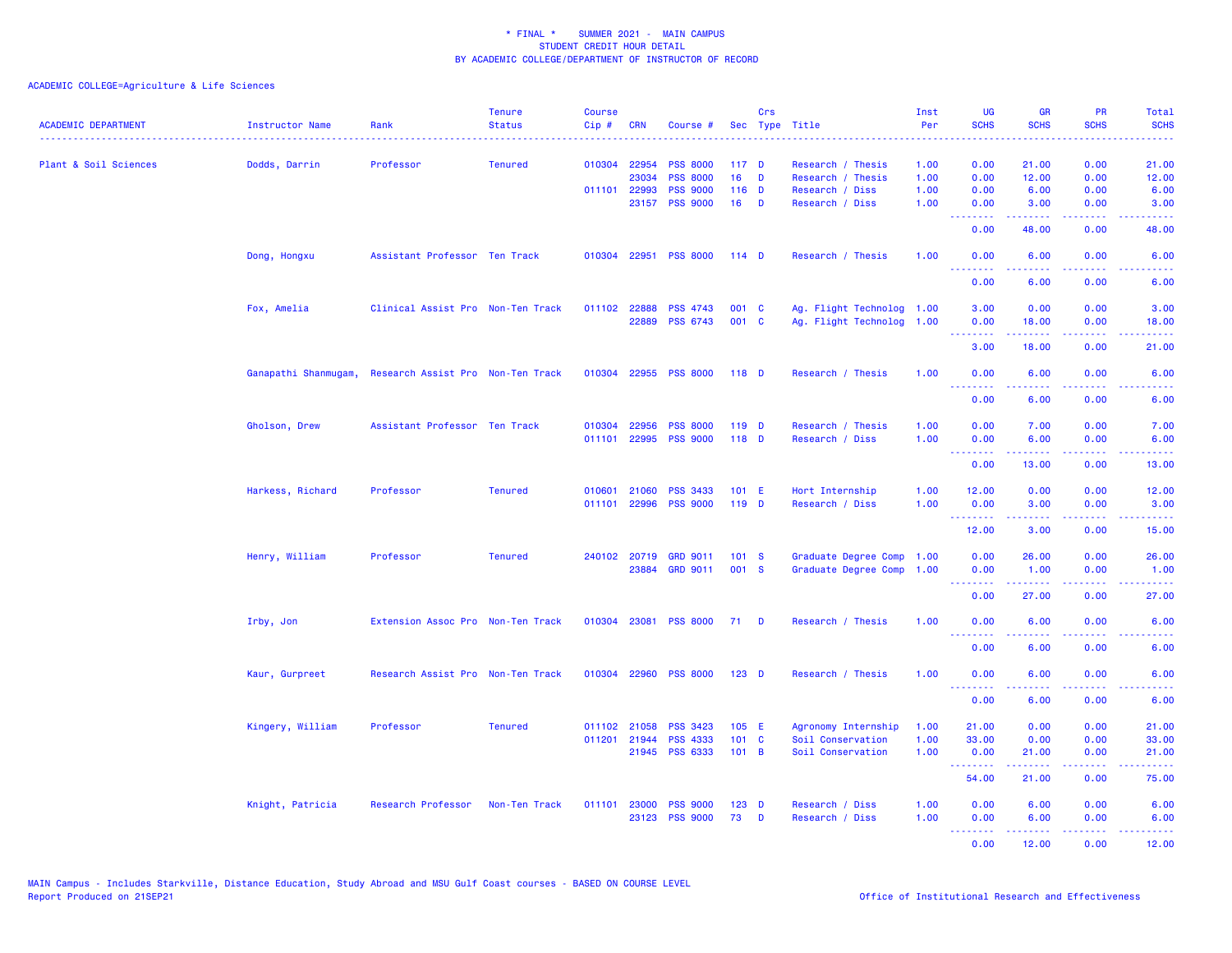\* FINAL \* SUMMER 2021 - MAIN CAMPUS
STUDENT CREDIT HOUR DETAIL
BY ACADEMIC COLLEGE/DEPARTMENT OF INSTRUCTOR OF RECORD

ACADEMIC COLLEGE=Agriculture & Life Sciences

| ACADEMIC DEPARTMENT | Instructor Name | Rank | Tenure Status | Course Cip # | CRN | Course # | Sec | Crs Type | Title | Inst Per | UG SCHS | GR SCHS | PR SCHS | Total SCHS |
|---|---|---|---|---|---|---|---|---|---|---|---|---|---|---|
| Plant & Soil Sciences | Dodds, Darrin | Professor | Tenured | 010304 | 22954 | PSS 8000 | 117 | D | Research / Thesis | 1.00 | 0.00 | 21.00 | 0.00 | 21.00 |
| | | | | | 23034 | PSS 8000 | 16 | D | Research / Thesis | 1.00 | 0.00 | 12.00 | 0.00 | 12.00 |
| | | | | 011101 | 22993 | PSS 9000 | 116 | D | Research / Diss | 1.00 | 0.00 | 6.00 | 0.00 | 6.00 |
| | | | | | 23157 | PSS 9000 | 16 | D | Research / Diss | 1.00 | 0.00 | 3.00 | 0.00 | 3.00 |
| | | | | | | | | | | | 0.00 | 48.00 | 0.00 | 48.00 |
| | Dong, Hongxu | Assistant Professor | Ten Track | 010304 | 22951 | PSS 8000 | 114 | D | Research / Thesis | 1.00 | 0.00 | 6.00 | 0.00 | 6.00 |
| | | | | | | | | | | | 0.00 | 6.00 | 0.00 | 6.00 |
| | Fox, Amelia | Clinical Assist Pro | Non-Ten Track | 011102 | 22888 | PSS 4743 | 001 | C | Ag. Flight Technolog | 1.00 | 3.00 | 0.00 | 0.00 | 3.00 |
| | | | | | 22889 | PSS 6743 | 001 | C | Ag. Flight Technolog | 1.00 | 0.00 | 18.00 | 0.00 | 18.00 |
| | | | | | | | | | | | 3.00 | 18.00 | 0.00 | 21.00 |
| | Ganapathi Shanmugam, | Research Assist Pro | Non-Ten Track | 010304 | 22955 | PSS 8000 | 118 | D | Research / Thesis | 1.00 | 0.00 | 6.00 | 0.00 | 6.00 |
| | | | | | | | | | | | 0.00 | 6.00 | 0.00 | 6.00 |
| | Gholson, Drew | Assistant Professor | Ten Track | 010304 | 22956 | PSS 8000 | 119 | D | Research / Thesis | 1.00 | 0.00 | 7.00 | 0.00 | 7.00 |
| | | | | 011101 | 22995 | PSS 9000 | 118 | D | Research / Diss | 1.00 | 0.00 | 6.00 | 0.00 | 6.00 |
| | | | | | | | | | | | 0.00 | 13.00 | 0.00 | 13.00 |
| | Harkess, Richard | Professor | Tenured | 010601 | 21060 | PSS 3433 | 101 | E | Hort Internship | 1.00 | 12.00 | 0.00 | 0.00 | 12.00 |
| | | | | 011101 | 22996 | PSS 9000 | 119 | D | Research / Diss | 1.00 | 0.00 | 3.00 | 0.00 | 3.00 |
| | | | | | | | | | | | 12.00 | 3.00 | 0.00 | 15.00 |
| | Henry, William | Professor | Tenured | 240102 | 20719 | GRD 9011 | 101 | S | Graduate Degree Comp | 1.00 | 0.00 | 26.00 | 0.00 | 26.00 |
| | | | | | 23884 | GRD 9011 | 001 | S | Graduate Degree Comp | 1.00 | 0.00 | 1.00 | 0.00 | 1.00 |
| | | | | | | | | | | | 0.00 | 27.00 | 0.00 | 27.00 |
| | Irby, Jon | Extension Assoc Pro | Non-Ten Track | 010304 | 23081 | PSS 8000 | 71 | D | Research / Thesis | 1.00 | 0.00 | 6.00 | 0.00 | 6.00 |
| | | | | | | | | | | | 0.00 | 6.00 | 0.00 | 6.00 |
| | Kaur, Gurpreet | Research Assist Pro | Non-Ten Track | 010304 | 22960 | PSS 8000 | 123 | D | Research / Thesis | 1.00 | 0.00 | 6.00 | 0.00 | 6.00 |
| | | | | | | | | | | | 0.00 | 6.00 | 0.00 | 6.00 |
| | Kingery, William | Professor | Tenured | 011102 | 21058 | PSS 3423 | 105 | E | Agronomy Internship | 1.00 | 21.00 | 0.00 | 0.00 | 21.00 |
| | | | | 011201 | 21944 | PSS 4333 | 101 | C | Soil Conservation | 1.00 | 33.00 | 0.00 | 0.00 | 33.00 |
| | | | | | 21945 | PSS 6333 | 101 | B | Soil Conservation | 1.00 | 0.00 | 21.00 | 0.00 | 21.00 |
| | | | | | | | | | | | 54.00 | 21.00 | 0.00 | 75.00 |
| | Knight, Patricia | Research Professor | Non-Ten Track | 011101 | 23000 | PSS 9000 | 123 | D | Research / Diss | 1.00 | 0.00 | 6.00 | 0.00 | 6.00 |
| | | | | | 23123 | PSS 9000 | 73 | D | Research / Diss | 1.00 | 0.00 | 6.00 | 0.00 | 6.00 |
| | | | | | | | | | | | 0.00 | 12.00 | 0.00 | 12.00 |

MAIN Campus - Includes Starkville, Distance Education, Study Abroad and MSU Gulf Coast courses - BASED ON COURSE LEVEL
Report Produced on 21SEP21

Office of Institutional Research and Effectiveness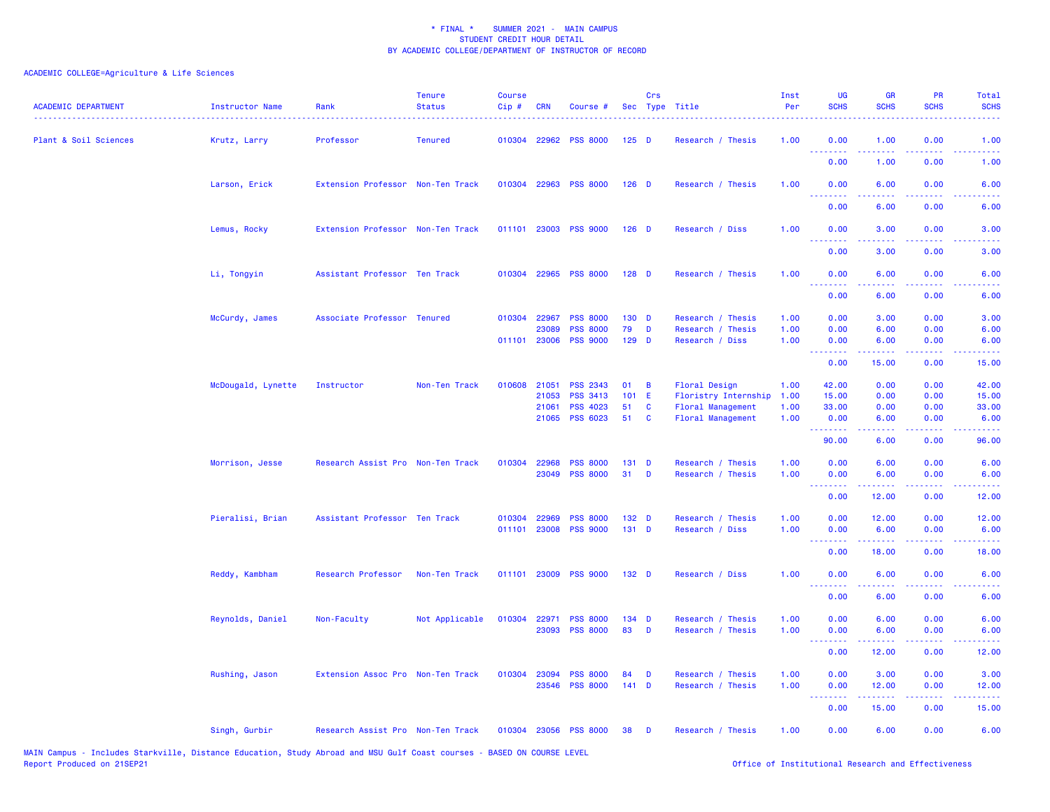\* FINAL \* SUMMER 2021 - MAIN CAMPUS
STUDENT CREDIT HOUR DETAIL
BY ACADEMIC COLLEGE/DEPARTMENT OF INSTRUCTOR OF RECORD

ACADEMIC COLLEGE=Agriculture & Life Sciences

| ACADEMIC DEPARTMENT | Instructor Name | Rank | Tenure Status | Course Cip # | CRN | Course # | Sec | Crs Type | Title | Inst Per | UG SCHS | GR SCHS | PR SCHS | Total SCHS |
|---|---|---|---|---|---|---|---|---|---|---|---|---|---|---|
| Plant & Soil Sciences | Krutz, Larry | Professor | Tenured | 010304 | 22962 | PSS 8000 | 125 | D | Research / Thesis | 1.00 | 0.00 | 1.00 | 0.00 | 1.00 |
| | | | | | | | | | | | 0.00 | 1.00 | 0.00 | 1.00 |
| | Larson, Erick | Extension Professor | Non-Ten Track | 010304 | 22963 | PSS 8000 | 126 | D | Research / Thesis | 1.00 | 0.00 | 6.00 | 0.00 | 6.00 |
| | | | | | | | | | | | 0.00 | 6.00 | 0.00 | 6.00 |
| | Lemus, Rocky | Extension Professor | Non-Ten Track | 011101 | 23003 | PSS 9000 | 126 | D | Research / Diss | 1.00 | 0.00 | 3.00 | 0.00 | 3.00 |
| | | | | | | | | | | | 0.00 | 3.00 | 0.00 | 3.00 |
| | Li, Tongyin | Assistant Professor | Ten Track | 010304 | 22965 | PSS 8000 | 128 | D | Research / Thesis | 1.00 | 0.00 | 6.00 | 0.00 | 6.00 |
| | | | | | | | | | | | 0.00 | 6.00 | 0.00 | 6.00 |
| | McCurdy, James | Associate Professor | Tenured | 010304 | 22967 | PSS 8000 | 130 | D | Research / Thesis | 1.00 | 0.00 | 3.00 | 0.00 | 3.00 |
| | | | | | 23089 | PSS 8000 | 79 | D | Research / Thesis | 1.00 | 0.00 | 6.00 | 0.00 | 6.00 |
| | | | | 011101 | 23006 | PSS 9000 | 129 | D | Research / Diss | 1.00 | 0.00 | 6.00 | 0.00 | 6.00 |
| | | | | | | | | | | | 0.00 | 15.00 | 0.00 | 15.00 |
| | McDougald, Lynette | Instructor | Non-Ten Track | 010608 | 21051 | PSS 2343 | 01 | B | Floral Design | 1.00 | 42.00 | 0.00 | 0.00 | 42.00 |
| | | | | | 21053 | PSS 3413 | 101 | E | Floristry Internship | 1.00 | 15.00 | 0.00 | 0.00 | 15.00 |
| | | | | | 21061 | PSS 4023 | 51 | C | Floral Management | 1.00 | 33.00 | 0.00 | 0.00 | 33.00 |
| | | | | | 21065 | PSS 6023 | 51 | C | Floral Management | 1.00 | 0.00 | 6.00 | 0.00 | 6.00 |
| | | | | | | | | | | | 90.00 | 6.00 | 0.00 | 96.00 |
| | Morrison, Jesse | Research Assist Pro | Non-Ten Track | 010304 | 22968 | PSS 8000 | 131 | D | Research / Thesis | 1.00 | 0.00 | 6.00 | 0.00 | 6.00 |
| | | | | | 23049 | PSS 8000 | 31 | D | Research / Thesis | 1.00 | 0.00 | 6.00 | 0.00 | 6.00 |
| | | | | | | | | | | | 0.00 | 12.00 | 0.00 | 12.00 |
| | Pieralisi, Brian | Assistant Professor | Ten Track | 010304 | 22969 | PSS 8000 | 132 | D | Research / Thesis | 1.00 | 0.00 | 12.00 | 0.00 | 12.00 |
| | | | | 011101 | 23008 | PSS 9000 | 131 | D | Research / Diss | 1.00 | 0.00 | 6.00 | 0.00 | 6.00 |
| | | | | | | | | | | | 0.00 | 18.00 | 0.00 | 18.00 |
| | Reddy, Kambham | Research Professor | Non-Ten Track | 011101 | 23009 | PSS 9000 | 132 | D | Research / Diss | 1.00 | 0.00 | 6.00 | 0.00 | 6.00 |
| | | | | | | | | | | | 0.00 | 6.00 | 0.00 | 6.00 |
| | Reynolds, Daniel | Non-Faculty | Not Applicable | 010304 | 22971 | PSS 8000 | 134 | D | Research / Thesis | 1.00 | 0.00 | 6.00 | 0.00 | 6.00 |
| | | | | | 23093 | PSS 8000 | 83 | D | Research / Thesis | 1.00 | 0.00 | 6.00 | 0.00 | 6.00 |
| | | | | | | | | | | | 0.00 | 12.00 | 0.00 | 12.00 |
| | Rushing, Jason | Extension Assoc Pro | Non-Ten Track | 010304 | 23094 | PSS 8000 | 84 | D | Research / Thesis | 1.00 | 0.00 | 3.00 | 0.00 | 3.00 |
| | | | | | 23546 | PSS 8000 | 141 | D | Research / Thesis | 1.00 | 0.00 | 12.00 | 0.00 | 12.00 |
| | | | | | | | | | | | 0.00 | 15.00 | 0.00 | 15.00 |
| | Singh, Gurbir | Research Assist Pro | Non-Ten Track | 010304 | 23056 | PSS 8000 | 38 | D | Research / Thesis | 1.00 | 0.00 | 6.00 | 0.00 | 6.00 |

MAIN Campus - Includes Starkville, Distance Education, Study Abroad and MSU Gulf Coast courses - BASED ON COURSE LEVEL
Report Produced on 21SEP21

Office of Institutional Research and Effectiveness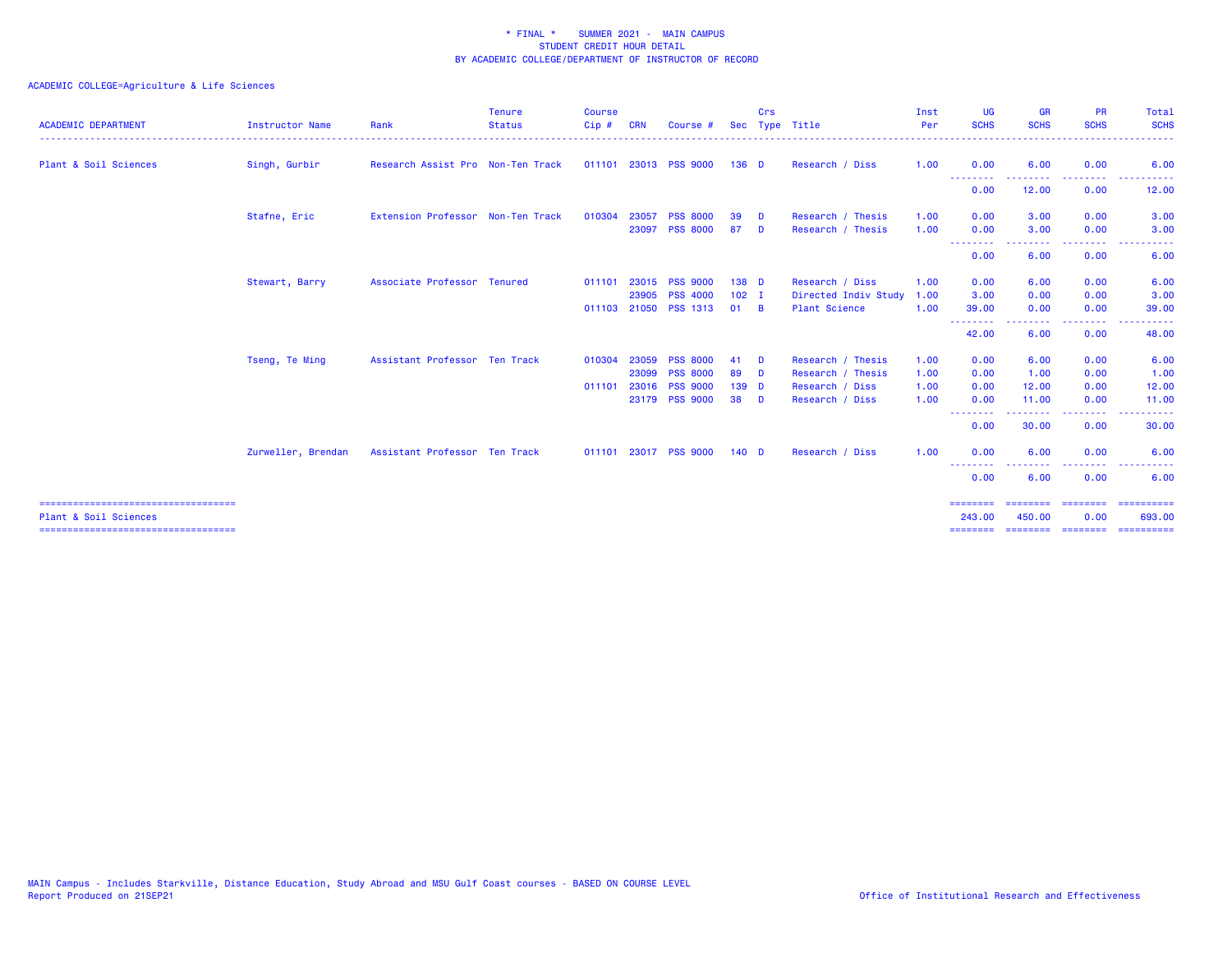\* FINAL \*    SUMMER 2021 -  MAIN CAMPUS
STUDENT CREDIT HOUR DETAIL
BY ACADEMIC COLLEGE/DEPARTMENT OF INSTRUCTOR OF RECORD

ACADEMIC COLLEGE=Agriculture & Life Sciences

| ACADEMIC DEPARTMENT | Instructor Name | Rank | Tenure Status | Course Cip # | CRN | Course # | Sec | Crs Type | Title | Inst Per | UG SCHS | GR SCHS | PR SCHS | Total SCHS |
|---|---|---|---|---|---|---|---|---|---|---|---|---|---|---|
| Plant & Soil Sciences | Singh, Gurbir | Research Assist Pro | Non-Ten Track | 011101 | 23013 | PSS 9000 | 136 | D | Research / Diss | 1.00 | 0.00 | 6.00 | 0.00 | 6.00 |
| | | | | | | | | | | | 0.00 | 12.00 | 0.00 | 12.00 |
| | Stafne, Eric | Extension Professor | Non-Ten Track | 010304 | 23057 | PSS 8000 | 39 | D | Research / Thesis | 1.00 | 0.00 | 3.00 | 0.00 | 3.00 |
| | | | | | 23097 | PSS 8000 | 87 | D | Research / Thesis | 1.00 | 0.00 | 3.00 | 0.00 | 3.00 |
| | | | | | | | | | | | 0.00 | 6.00 | 0.00 | 6.00 |
| | Stewart, Barry | Associate Professor | Tenured | 011101 | 23015 | PSS 9000 | 138 | D | Research / Diss | 1.00 | 0.00 | 6.00 | 0.00 | 6.00 |
| | | | | | 23905 | PSS 4000 | 102 | I | Directed Indiv Study | 1.00 | 3.00 | 0.00 | 0.00 | 3.00 |
| | | | | 011103 | 21050 | PSS 1313 | 01 | B | Plant Science | 1.00 | 39.00 | 0.00 | 0.00 | 39.00 |
| | | | | | | | | | | | 42.00 | 6.00 | 0.00 | 48.00 |
| | Tseng, Te Ming | Assistant Professor | Ten Track | 010304 | 23059 | PSS 8000 | 41 | D | Research / Thesis | 1.00 | 0.00 | 6.00 | 0.00 | 6.00 |
| | | | | | 23099 | PSS 8000 | 89 | D | Research / Thesis | 1.00 | 0.00 | 1.00 | 0.00 | 1.00 |
| | | | | 011101 | 23016 | PSS 9000 | 139 | D | Research / Diss | 1.00 | 0.00 | 12.00 | 0.00 | 12.00 |
| | | | | | 23179 | PSS 9000 | 38 | D | Research / Diss | 1.00 | 0.00 | 11.00 | 0.00 | 11.00 |
| | | | | | | | | | | | 0.00 | 30.00 | 0.00 | 30.00 |
| | Zurweller, Brendan | Assistant Professor | Ten Track | 011101 | 23017 | PSS 9000 | 140 | D | Research / Diss | 1.00 | 0.00 | 6.00 | 0.00 | 6.00 |
| | | | | | | | | | | | 0.00 | 6.00 | 0.00 | 6.00 |
| Plant & Soil Sciences | | | | | | | | | | | 243.00 | 450.00 | 0.00 | 693.00 |

MAIN Campus - Includes Starkville, Distance Education, Study Abroad and MSU Gulf Coast courses - BASED ON COURSE LEVEL
Report Produced on 21SEP21

Office of Institutional Research and Effectiveness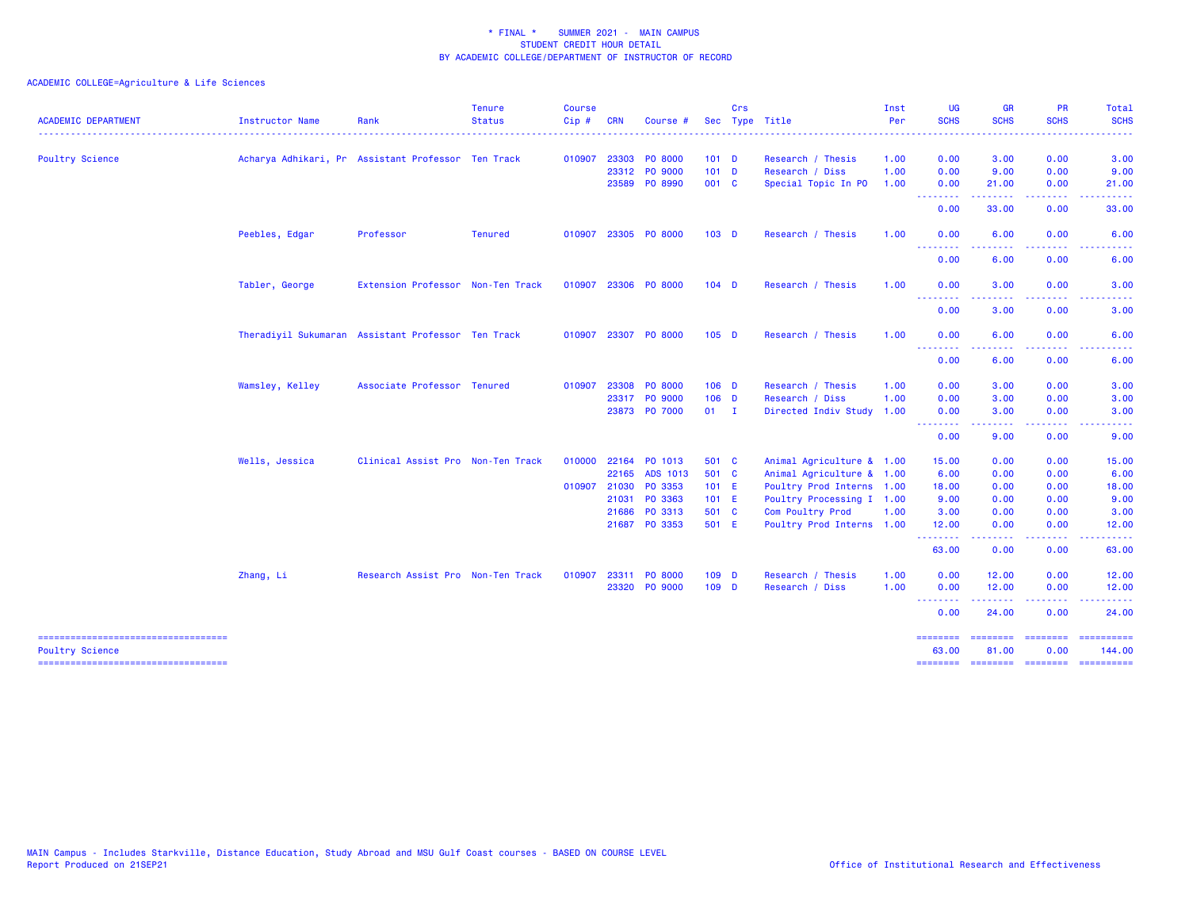\* FINAL \* SUMMER 2021 - MAIN CAMPUS
STUDENT CREDIT HOUR DETAIL
BY ACADEMIC COLLEGE/DEPARTMENT OF INSTRUCTOR OF RECORD

ACADEMIC COLLEGE=Agriculture & Life Sciences

| ACADEMIC DEPARTMENT | Instructor Name | Rank | Tenure Status | Course Cip # | CRN | Course # | Sec | Crs Type | Title | Inst Per | UG SCHS | GR SCHS | PR SCHS | Total SCHS |
|---|---|---|---|---|---|---|---|---|---|---|---|---|---|---|
| Poultry Science | Acharya Adhikari, Pr | Assistant Professor | Ten Track | 010907 | 23303 | PO 8000 | 101 | D | Research / Thesis | 1.00 | 0.00 | 3.00 | 0.00 | 3.00 |
| | | | | | 23312 | PO 9000 | 101 | D | Research / Diss | 1.00 | 0.00 | 9.00 | 0.00 | 9.00 |
| | | | | | 23589 | PO 8990 | 001 | C | Special Topic In PO | 1.00 | 0.00 | 21.00 | 0.00 | 21.00 |
| | | | | | | | | | | | 0.00 | 33.00 | 0.00 | 33.00 |
| | Peebles, Edgar | Professor | Tenured | 010907 | 23305 | PO 8000 | 103 | D | Research / Thesis | 1.00 | 0.00 | 6.00 | 0.00 | 6.00 |
| | | | | | | | | | | | 0.00 | 6.00 | 0.00 | 6.00 |
| | Tabler, George | Extension Professor | Non-Ten Track | 010907 | 23306 | PO 8000 | 104 | D | Research / Thesis | 1.00 | 0.00 | 3.00 | 0.00 | 3.00 |
| | | | | | | | | | | | 0.00 | 3.00 | 0.00 | 3.00 |
| | Theradiyil Sukumaran | Assistant Professor | Ten Track | 010907 | 23307 | PO 8000 | 105 | D | Research / Thesis | 1.00 | 0.00 | 6.00 | 0.00 | 6.00 |
| | | | | | | | | | | | 0.00 | 6.00 | 0.00 | 6.00 |
| | Wamsley, Kelley | Associate Professor | Tenured | 010907 | 23308 | PO 8000 | 106 | D | Research / Thesis | 1.00 | 0.00 | 3.00 | 0.00 | 3.00 |
| | | | | | 23317 | PO 9000 | 106 | D | Research / Diss | 1.00 | 0.00 | 3.00 | 0.00 | 3.00 |
| | | | | | 23873 | PO 7000 | 01 | I | Directed Indiv Study | 1.00 | 0.00 | 3.00 | 0.00 | 3.00 |
| | | | | | | | | | | | 0.00 | 9.00 | 0.00 | 9.00 |
| | Wells, Jessica | Clinical Assist Pro | Non-Ten Track | 010000 | 22164 | PO 1013 | 501 | C | Animal Agriculture & | 1.00 | 15.00 | 0.00 | 0.00 | 15.00 |
| | | | | | 22165 | ADS 1013 | 501 | C | Animal Agriculture & | 1.00 | 6.00 | 0.00 | 0.00 | 6.00 |
| | | | | 010907 | 21030 | PO 3353 | 101 | E | Poultry Prod Interns | 1.00 | 18.00 | 0.00 | 0.00 | 18.00 |
| | | | | | 21031 | PO 3363 | 101 | E | Poultry Processing I | 1.00 | 9.00 | 0.00 | 0.00 | 9.00 |
| | | | | | 21686 | PO 3313 | 501 | C | Com Poultry Prod | 1.00 | 3.00 | 0.00 | 0.00 | 3.00 |
| | | | | | 21687 | PO 3353 | 501 | E | Poultry Prod Interns | 1.00 | 12.00 | 0.00 | 0.00 | 12.00 |
| | | | | | | | | | | | 63.00 | 0.00 | 0.00 | 63.00 |
| | Zhang, Li | Research Assist Pro | Non-Ten Track | 010907 | 23311 | PO 8000 | 109 | D | Research / Thesis | 1.00 | 0.00 | 12.00 | 0.00 | 12.00 |
| | | | | | 23320 | PO 9000 | 109 | D | Research / Diss | 1.00 | 0.00 | 12.00 | 0.00 | 12.00 |
| | | | | | | | | | | | 0.00 | 24.00 | 0.00 | 24.00 |
| Poultry Science | | | | | | | | | | | 63.00 | 81.00 | 0.00 | 144.00 |

MAIN Campus - Includes Starkville, Distance Education, Study Abroad and MSU Gulf Coast courses - BASED ON COURSE LEVEL
Report Produced on 21SEP21

Office of Institutional Research and Effectiveness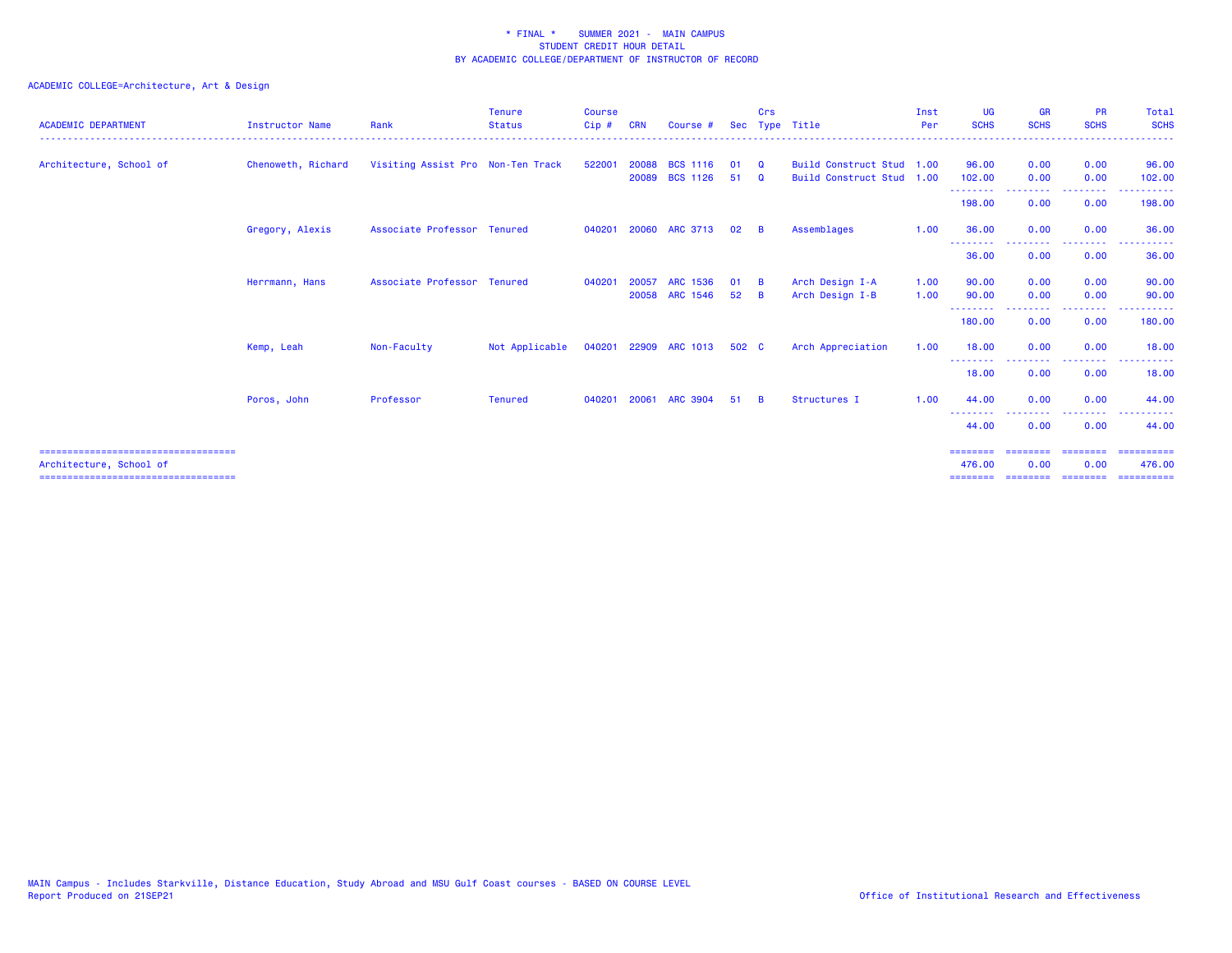\* FINAL \*    SUMMER 2021 -  MAIN CAMPUS
STUDENT CREDIT HOUR DETAIL
BY ACADEMIC COLLEGE/DEPARTMENT OF INSTRUCTOR OF RECORD

ACADEMIC COLLEGE=Architecture, Art & Design

| ACADEMIC DEPARTMENT | Instructor Name | Rank | Tenure Status | Course Cip # | CRN | Course # | Sec | Crs Type | Title | Inst Per | UG SCHS | GR SCHS | PR SCHS | Total SCHS |
|---|---|---|---|---|---|---|---|---|---|---|---|---|---|---|
| Architecture, School of | Chenoweth, Richard | Visiting Assist Pro | Non-Ten Track | 522001 | 20088 | BCS 1116 | 01 | Q | Build Construct Stud | 1.00 | 96.00 | 0.00 | 0.00 | 96.00 |
| | | | | | 20089 | BCS 1126 | 51 | Q | Build Construct Stud | 1.00 | 102.00 | 0.00 | 0.00 | 102.00 |
| | | | | | | | | | | | 198.00 | 0.00 | 0.00 | 198.00 |
| | Gregory, Alexis | Associate Professor | Tenured | 040201 | 20060 | ARC 3713 | 02 | B | Assemblages | 1.00 | 36.00 | 0.00 | 0.00 | 36.00 |
| | | | | | | | | | | | 36.00 | 0.00 | 0.00 | 36.00 |
| | Herrmann, Hans | Associate Professor | Tenured | 040201 | 20057 | ARC 1536 | 01 | B | Arch Design I-A | 1.00 | 90.00 | 0.00 | 0.00 | 90.00 |
| | | | | | 20058 | ARC 1546 | 52 | B | Arch Design I-B | 1.00 | 90.00 | 0.00 | 0.00 | 90.00 |
| | | | | | | | | | | | 180.00 | 0.00 | 0.00 | 180.00 |
| | Kemp, Leah | Non-Faculty | Not Applicable | 040201 | 22909 | ARC 1013 | 502 | C | Arch Appreciation | 1.00 | 18.00 | 0.00 | 0.00 | 18.00 |
| | | | | | | | | | | | 18.00 | 0.00 | 0.00 | 18.00 |
| | Poros, John | Professor | Tenured | 040201 | 20061 | ARC 3904 | 51 | B | Structures I | 1.00 | 44.00 | 0.00 | 0.00 | 44.00 |
| | | | | | | | | | | | 44.00 | 0.00 | 0.00 | 44.00 |
| Architecture, School of | | | | | | | | | | | 476.00 | 0.00 | 0.00 | 476.00 |

MAIN Campus - Includes Starkville, Distance Education, Study Abroad and MSU Gulf Coast courses - BASED ON COURSE LEVEL
Report Produced on 21SEP21

Office of Institutional Research and Effectiveness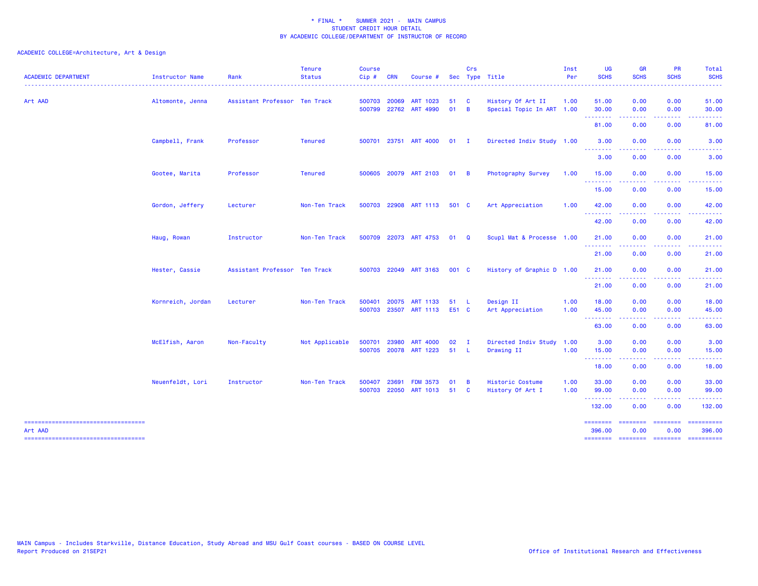\* FINAL \* SUMMER 2021 - MAIN CAMPUS
STUDENT CREDIT HOUR DETAIL
BY ACADEMIC COLLEGE/DEPARTMENT OF INSTRUCTOR OF RECORD

ACADEMIC COLLEGE=Architecture, Art & Design

| ACADEMIC DEPARTMENT | Instructor Name | Rank | Tenure Status | Course Cip # | CRN | Course # | Sec | Crs Type | Title | Inst Per | UG SCHS | GR SCHS | PR SCHS | Total SCHS |
|---|---|---|---|---|---|---|---|---|---|---|---|---|---|---|
| Art AAD | Altomonte, Jenna | Assistant Professor | Ten Track | 500703 | 20069 | ART 1023 | 51 | C | History Of Art II | 1.00 | 51.00 | 0.00 | 0.00 | 51.00 |
| | | | | 500799 | 22762 | ART 4990 | 01 | B | Special Topic In ART | 1.00 | 30.00 | 0.00 | 0.00 | 30.00 |
| | | | | | | | | | | | 81.00 | 0.00 | 0.00 | 81.00 |
| | Campbell, Frank | Professor | Tenured | 500701 | 23751 | ART 4000 | 01 | I | Directed Indiv Study | 1.00 | 3.00 | 0.00 | 0.00 | 3.00 |
| | | | | | | | | | | | 3.00 | 0.00 | 0.00 | 3.00 |
| | Gootee, Marita | Professor | Tenured | 500605 | 20079 | ART 2103 | 01 | B | Photography Survey | 1.00 | 15.00 | 0.00 | 0.00 | 15.00 |
| | | | | | | | | | | | 15.00 | 0.00 | 0.00 | 15.00 |
| | Gordon, Jeffery | Lecturer | Non-Ten Track | 500703 | 22908 | ART 1113 | 501 | C | Art Appreciation | 1.00 | 42.00 | 0.00 | 0.00 | 42.00 |
| | | | | | | | | | | | 42.00 | 0.00 | 0.00 | 42.00 |
| | Haug, Rowan | Instructor | Non-Ten Track | 500709 | 22073 | ART 4753 | 01 | Q | Scupl Mat & Processe | 1.00 | 21.00 | 0.00 | 0.00 | 21.00 |
| | | | | | | | | | | | 21.00 | 0.00 | 0.00 | 21.00 |
| | Hester, Cassie | Assistant Professor | Ten Track | 500703 | 22049 | ART 3163 | 001 | C | History of Graphic D | 1.00 | 21.00 | 0.00 | 0.00 | 21.00 |
| | | | | | | | | | | | 21.00 | 0.00 | 0.00 | 21.00 |
| | Kornreich, Jordan | Lecturer | Non-Ten Track | 500401 | 20075 | ART 1133 | 51 | L | Design II | 1.00 | 18.00 | 0.00 | 0.00 | 18.00 |
| | | | | 500703 | 23507 | ART 1113 | E51 | C | Art Appreciation | 1.00 | 45.00 | 0.00 | 0.00 | 45.00 |
| | | | | | | | | | | | 63.00 | 0.00 | 0.00 | 63.00 |
| | McElfish, Aaron | Non-Faculty | Not Applicable | 500701 | 23980 | ART 4000 | 02 | I | Directed Indiv Study | 1.00 | 3.00 | 0.00 | 0.00 | 3.00 |
| | | | | 500705 | 20078 | ART 1223 | 51 | L | Drawing II | 1.00 | 15.00 | 0.00 | 0.00 | 15.00 |
| | | | | | | | | | | | 18.00 | 0.00 | 0.00 | 18.00 |
| | Neuenfeldt, Lori | Instructor | Non-Ten Track | 500407 | 23691 | FDM 3573 | 01 | B | Historic Costume | 1.00 | 33.00 | 0.00 | 0.00 | 33.00 |
| | | | | 500703 | 22050 | ART 1013 | 51 | C | History Of Art I | 1.00 | 99.00 | 0.00 | 0.00 | 99.00 |
| | | | | | | | | | | | 132.00 | 0.00 | 0.00 | 132.00 |
| Art AAD | | | | | | | | | | | 396.00 | 0.00 | 0.00 | 396.00 |

MAIN Campus - Includes Starkville, Distance Education, Study Abroad and MSU Gulf Coast courses - BASED ON COURSE LEVEL
Report Produced on 21SEP21

Office of Institutional Research and Effectiveness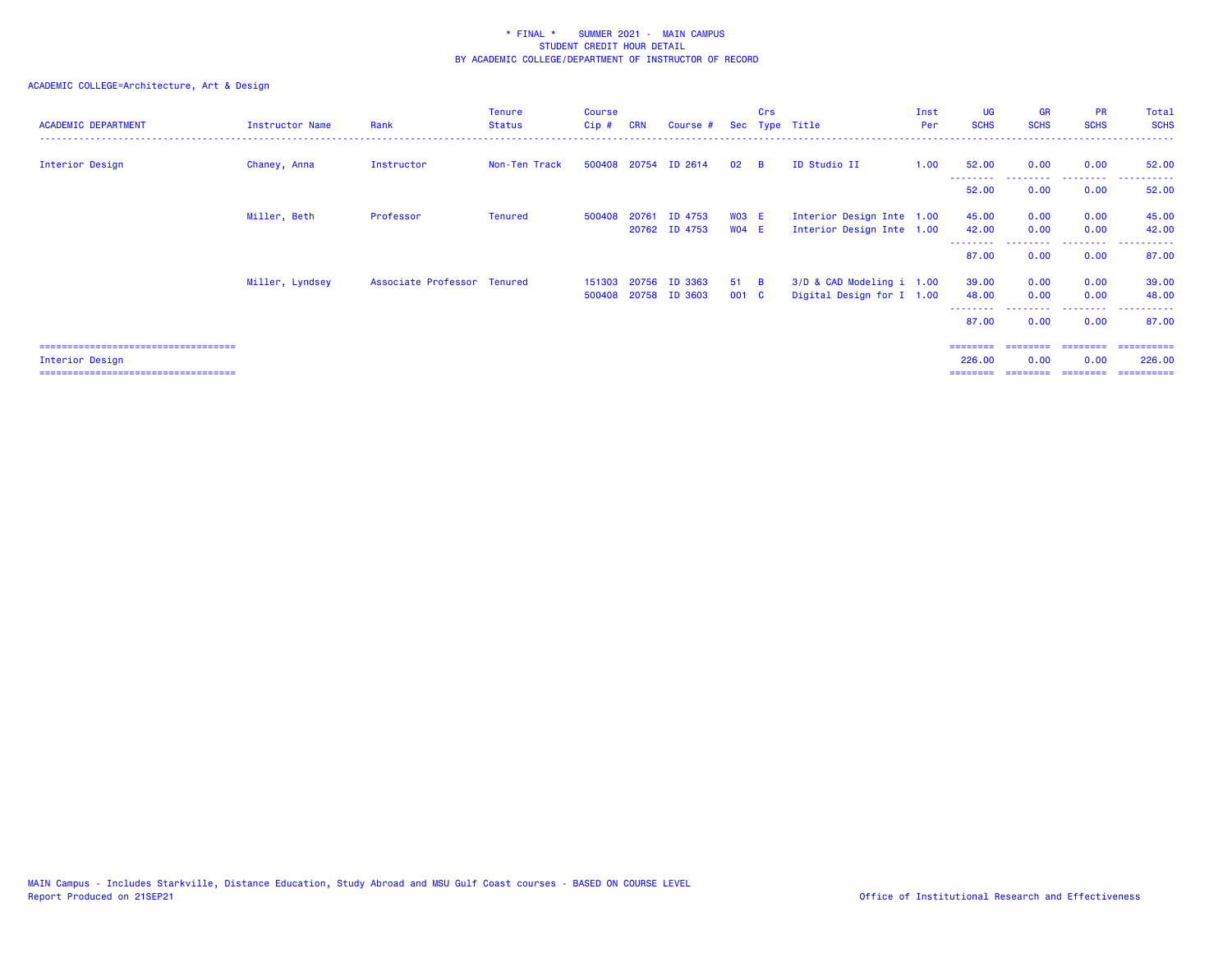\* FINAL \*    SUMMER 2021 -  MAIN CAMPUS
STUDENT CREDIT HOUR DETAIL
BY ACADEMIC COLLEGE/DEPARTMENT OF INSTRUCTOR OF RECORD

ACADEMIC COLLEGE=Architecture, Art & Design

| ACADEMIC DEPARTMENT | Instructor Name | Rank | Tenure Status | Course Cip # | CRN | Course # | Sec | Crs Type | Title | Inst Per | UG SCHS | GR SCHS | PR SCHS | Total SCHS |
|---|---|---|---|---|---|---|---|---|---|---|---|---|---|---|
| Interior Design | Chaney, Anna | Instructor | Non-Ten Track | 500408 | 20754 | ID 2614 | 02 | B | ID Studio II | 1.00 | 52.00 | 0.00 | 0.00 | 52.00 |
| | | | | | | | | | | | 52.00 | 0.00 | 0.00 | 52.00 |
| | Miller, Beth | Professor | Tenured | 500408 | 20761 | ID 4753 | W03 | E | Interior Design Inte | 1.00 | 45.00 | 0.00 | 0.00 | 45.00 |
| | | | | | 20762 | ID 4753 | W04 | E | Interior Design Inte | 1.00 | 42.00 | 0.00 | 0.00 | 42.00 |
| | | | | | | | | | | | 87.00 | 0.00 | 0.00 | 87.00 |
| | Miller, Lyndsey | Associate Professor | Tenured | 151303 | 20756 | ID 3363 | 51 | B | 3/D & CAD Modeling i | 1.00 | 39.00 | 0.00 | 0.00 | 39.00 |
| | | | | 500408 | 20758 | ID 3603 | 001 | C | Digital Design for I | 1.00 | 48.00 | 0.00 | 0.00 | 48.00 |
| | | | | | | | | | | | 87.00 | 0.00 | 0.00 | 87.00 |
| Interior Design | | | | | | | | | | | 226.00 | 0.00 | 0.00 | 226.00 |

MAIN Campus - Includes Starkville, Distance Education, Study Abroad and MSU Gulf Coast courses - BASED ON COURSE LEVEL
Report Produced on 21SEP21

Office of Institutional Research and Effectiveness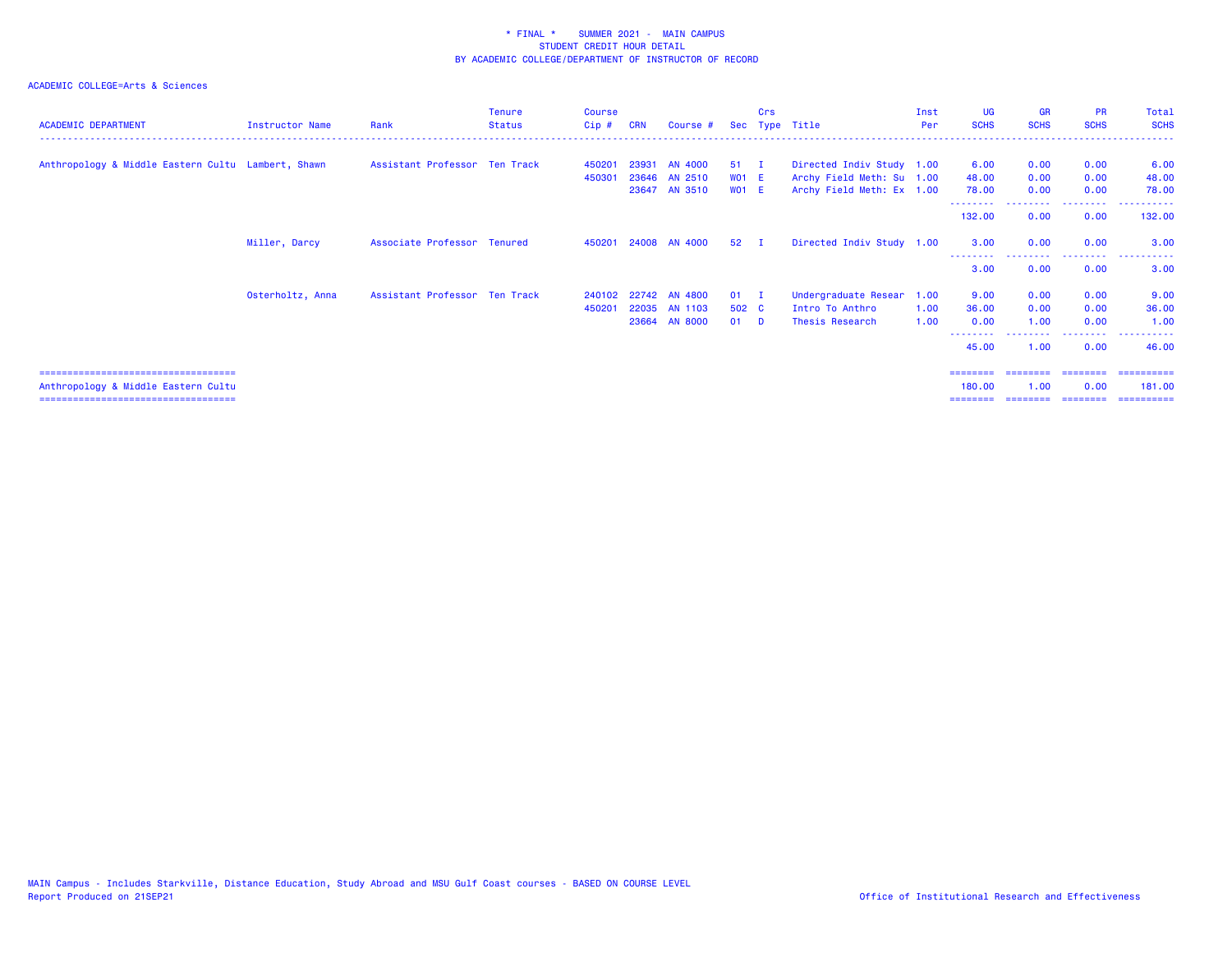\* FINAL \* SUMMER 2021 - MAIN CAMPUS
STUDENT CREDIT HOUR DETAIL
BY ACADEMIC COLLEGE/DEPARTMENT OF INSTRUCTOR OF RECORD

ACADEMIC COLLEGE=Arts & Sciences

| ACADEMIC DEPARTMENT | Instructor Name | Rank | Tenure Status | Course Cip # | CRN | Course # | Sec | Crs Type | Title | Inst Per | UG SCHS | GR SCHS | PR SCHS | Total SCHS |
|---|---|---|---|---|---|---|---|---|---|---|---|---|---|---|
| Anthropology & Middle Eastern Cultu | Lambert, Shawn | Assistant Professor | Ten Track | 450201 | 23931 | AN 4000 | 51 | I | Directed Indiv Study | 1.00 | 6.00 | 0.00 | 0.00 | 6.00 |
| | | | | 450301 | 23646 | AN 2510 | W01 | E | Archy Field Meth: Su | 1.00 | 48.00 | 0.00 | 0.00 | 48.00 |
| | | | | | 23647 | AN 3510 | W01 | E | Archy Field Meth: Ex | 1.00 | 78.00 | 0.00 | 0.00 | 78.00 |
| | | | | | | | | | | | 132.00 | 0.00 | 0.00 | 132.00 |
| | Miller, Darcy | Associate Professor | Tenured | 450201 | 24008 | AN 4000 | 52 | I | Directed Indiv Study | 1.00 | 3.00 | 0.00 | 0.00 | 3.00 |
| | | | | | | | | | | | 3.00 | 0.00 | 0.00 | 3.00 |
| | Osterholtz, Anna | Assistant Professor | Ten Track | 240102 | 22742 | AN 4800 | 01 | I | Undergraduate Resear | 1.00 | 9.00 | 0.00 | 0.00 | 9.00 |
| | | | | 450201 | 22035 | AN 1103 | 502 | C | Intro To Anthro | 1.00 | 36.00 | 0.00 | 0.00 | 36.00 |
| | | | | | 23664 | AN 8000 | 01 | D | Thesis Research | 1.00 | 0.00 | 1.00 | 0.00 | 1.00 |
| | | | | | | | | | | | 45.00 | 1.00 | 0.00 | 46.00 |
| Anthropology & Middle Eastern Cultu | | | | | | | | | | | 180.00 | 1.00 | 0.00 | 181.00 |

MAIN Campus - Includes Starkville, Distance Education, Study Abroad and MSU Gulf Coast courses - BASED ON COURSE LEVEL
Report Produced on 21SEP21

Office of Institutional Research and Effectiveness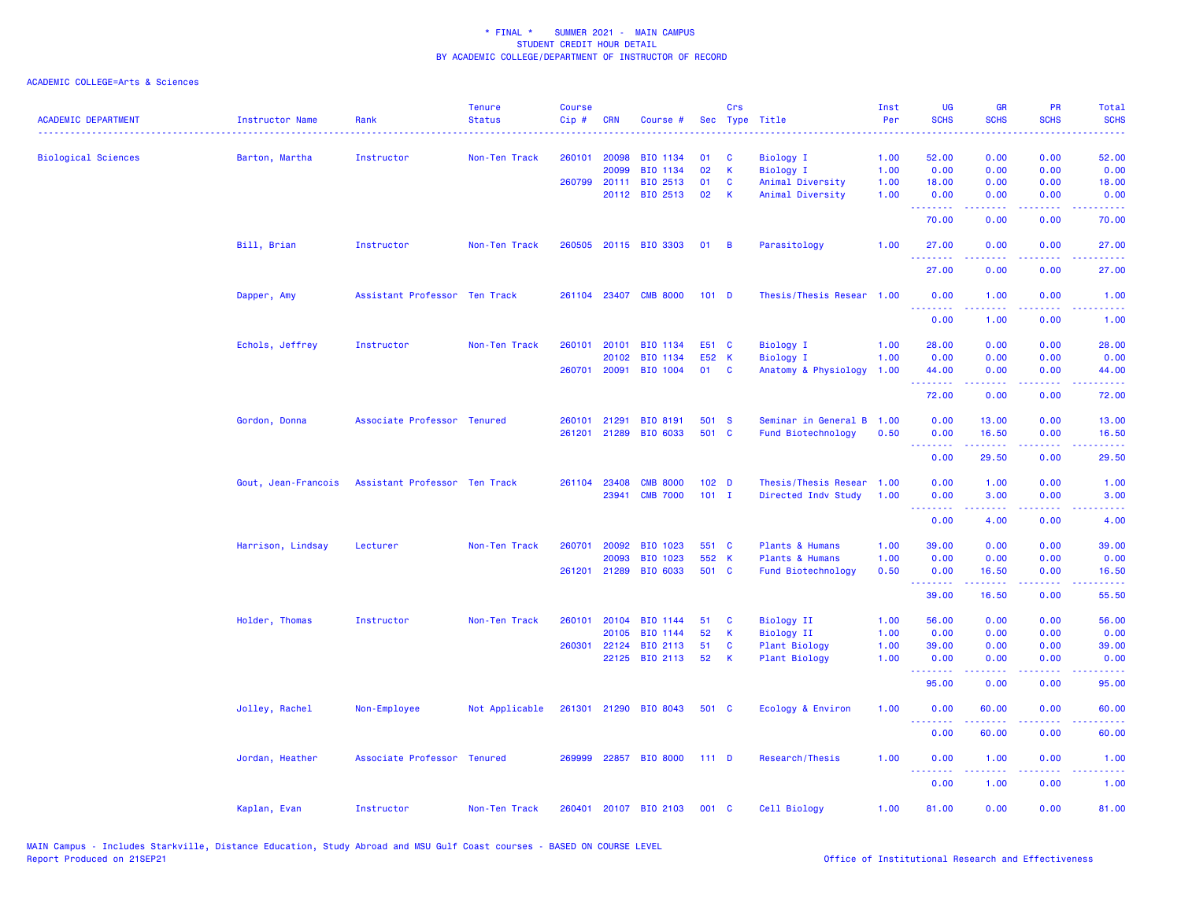\* FINAL \*    SUMMER 2021 -  MAIN CAMPUS
STUDENT CREDIT HOUR DETAIL
BY ACADEMIC COLLEGE/DEPARTMENT OF INSTRUCTOR OF RECORD

ACADEMIC COLLEGE=Arts & Sciences

| ACADEMIC DEPARTMENT | Instructor Name | Rank | Tenure Status | Course Cip # | CRN | Course # | Sec | Crs Type | Title | Inst Per | UG SCHS | GR SCHS | PR SCHS | Total SCHS |
|---|---|---|---|---|---|---|---|---|---|---|---|---|---|---|
| Biological Sciences | Barton, Martha | Instructor | Non-Ten Track | 260101 | 20098 | BIO 1134 | 01 | C | Biology I | 1.00 | 52.00 | 0.00 | 0.00 | 52.00 |
| | | | | | 20099 | BIO 1134 | 02 | K | Biology I | 1.00 | 0.00 | 0.00 | 0.00 | 0.00 |
| | | | | 260799 | 20111 | BIO 2513 | 01 | C | Animal Diversity | 1.00 | 18.00 | 0.00 | 0.00 | 18.00 |
| | | | | | 20112 | BIO 2513 | 02 | K | Animal Diversity | 1.00 | 0.00 | 0.00 | 0.00 | 0.00 |
| | | | | | | | | | | | 70.00 | 0.00 | 0.00 | 70.00 |
| | Bill, Brian | Instructor | Non-Ten Track | 260505 | 20115 | BIO 3303 | 01 | B | Parasitology | 1.00 | 27.00 | 0.00 | 0.00 | 27.00 |
| | | | | | | | | | | | 27.00 | 0.00 | 0.00 | 27.00 |
| | Dapper, Amy | Assistant Professor | Ten Track | 261104 | 23407 | CMB 8000 | 101 | D | Thesis/Thesis Resear | 1.00 | 0.00 | 1.00 | 0.00 | 1.00 |
| | | | | | | | | | | | 0.00 | 1.00 | 0.00 | 1.00 |
| | Echols, Jeffrey | Instructor | Non-Ten Track | 260101 | 20101 | BIO 1134 | E51 | C | Biology I | 1.00 | 28.00 | 0.00 | 0.00 | 28.00 |
| | | | | | 20102 | BIO 1134 | E52 | K | Biology I | 1.00 | 0.00 | 0.00 | 0.00 | 0.00 |
| | | | | 260701 | 20091 | BIO 1004 | 01 | C | Anatomy & Physiology | 1.00 | 44.00 | 0.00 | 0.00 | 44.00 |
| | | | | | | | | | | | 72.00 | 0.00 | 0.00 | 72.00 |
| | Gordon, Donna | Associate Professor | Tenured | 260101 | 21291 | BIO 8191 | 501 | S | Seminar in General B | 1.00 | 0.00 | 13.00 | 0.00 | 13.00 |
| | | | | 261201 | 21289 | BIO 6033 | 501 | C | Fund Biotechnology | 0.50 | 0.00 | 16.50 | 0.00 | 16.50 |
| | | | | | | | | | | | 0.00 | 29.50 | 0.00 | 29.50 |
| | Gout, Jean-Francois | Assistant Professor | Ten Track | 261104 | 23408 | CMB 8000 | 102 | D | Thesis/Thesis Resear | 1.00 | 0.00 | 1.00 | 0.00 | 1.00 |
| | | | | | 23941 | CMB 7000 | 101 | I | Directed Indv Study | 1.00 | 0.00 | 3.00 | 0.00 | 3.00 |
| | | | | | | | | | | | 0.00 | 4.00 | 0.00 | 4.00 |
| | Harrison, Lindsay | Lecturer | Non-Ten Track | 260701 | 20092 | BIO 1023 | 551 | C | Plants & Humans | 1.00 | 39.00 | 0.00 | 0.00 | 39.00 |
| | | | | | 20093 | BIO 1023 | 552 | K | Plants & Humans | 1.00 | 0.00 | 0.00 | 0.00 | 0.00 |
| | | | | 261201 | 21289 | BIO 6033 | 501 | C | Fund Biotechnology | 0.50 | 0.00 | 16.50 | 0.00 | 16.50 |
| | | | | | | | | | | | 39.00 | 16.50 | 0.00 | 55.50 |
| | Holder, Thomas | Instructor | Non-Ten Track | 260101 | 20104 | BIO 1144 | 51 | C | Biology II | 1.00 | 56.00 | 0.00 | 0.00 | 56.00 |
| | | | | | 20105 | BIO 1144 | 52 | K | Biology II | 1.00 | 0.00 | 0.00 | 0.00 | 0.00 |
| | | | | 260301 | 22124 | BIO 2113 | 51 | C | Plant Biology | 1.00 | 39.00 | 0.00 | 0.00 | 39.00 |
| | | | | | 22125 | BIO 2113 | 52 | K | Plant Biology | 1.00 | 0.00 | 0.00 | 0.00 | 0.00 |
| | | | | | | | | | | | 95.00 | 0.00 | 0.00 | 95.00 |
| | Jolley, Rachel | Non-Employee | Not Applicable | 261301 | 21290 | BIO 8043 | 501 | C | Ecology & Environ | 1.00 | 0.00 | 60.00 | 0.00 | 60.00 |
| | | | | | | | | | | | 0.00 | 60.00 | 0.00 | 60.00 |
| | Jordan, Heather | Associate Professor | Tenured | 269999 | 22857 | BIO 8000 | 111 | D | Research/Thesis | 1.00 | 0.00 | 1.00 | 0.00 | 1.00 |
| | | | | | | | | | | | 0.00 | 1.00 | 0.00 | 1.00 |
| | Kaplan, Evan | Instructor | Non-Ten Track | 260401 | 20107 | BIO 2103 | 001 | C | Cell Biology | 1.00 | 81.00 | 0.00 | 0.00 | 81.00 |

MAIN Campus - Includes Starkville, Distance Education, Study Abroad and MSU Gulf Coast courses - BASED ON COURSE LEVEL
Report Produced on 21SEP21

Office of Institutional Research and Effectiveness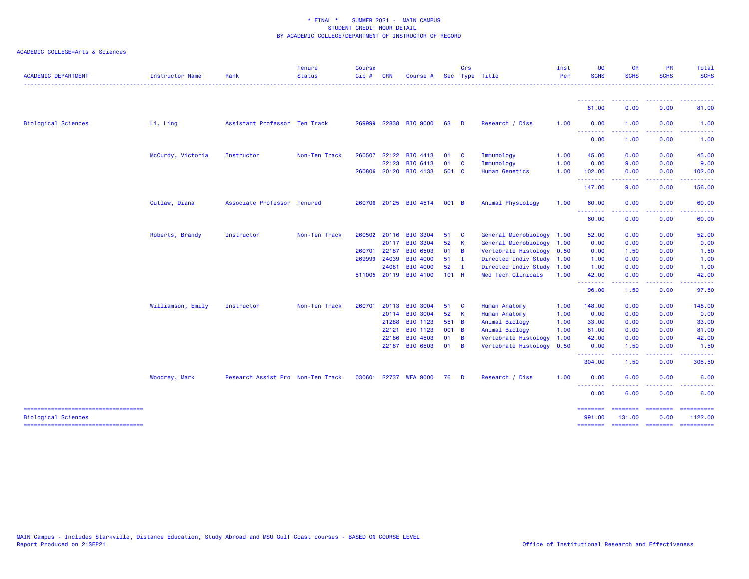\* FINAL \* SUMMER 2021 - MAIN CAMPUS
STUDENT CREDIT HOUR DETAIL
BY ACADEMIC COLLEGE/DEPARTMENT OF INSTRUCTOR OF RECORD

ACADEMIC COLLEGE=Arts & Sciences

| ACADEMIC DEPARTMENT | Instructor Name | Rank | Tenure Status | Course Cip # | CRN | Course # | Sec | Crs Type | Title | Inst Per | UG SCHS | GR SCHS | PR SCHS | Total SCHS |
|---|---|---|---|---|---|---|---|---|---|---|---|---|---|---|
| | | | | | | | | | | | 81.00 | 0.00 | 0.00 | 81.00 |
| Biological Sciences | Li, Ling | Assistant Professor | Ten Track | 269999 | 22838 | BIO 9000 | 63 | D | Research / Diss | 1.00 | 0.00 | 1.00 | 0.00 | 1.00 |
| | | | | | | | | | | | 0.00 | 1.00 | 0.00 | 1.00 |
| | McCurdy, Victoria | Instructor | Non-Ten Track | 260507 | 22122 | BIO 4413 | 01 | C | Immunology | 1.00 | 45.00 | 0.00 | 0.00 | 45.00 |
| | | | | | 22123 | BIO 6413 | 01 | C | Immunology | 1.00 | 0.00 | 9.00 | 0.00 | 9.00 |
| | | | | 260806 | 20120 | BIO 4133 | 501 | C | Human Genetics | 1.00 | 102.00 | 0.00 | 0.00 | 102.00 |
| | | | | | | | | | | | 147.00 | 9.00 | 0.00 | 156.00 |
| | Outlaw, Diana | Associate Professor | Tenured | 260706 | 20125 | BIO 4514 | 001 | B | Animal Physiology | 1.00 | 60.00 | 0.00 | 0.00 | 60.00 |
| | | | | | | | | | | | 60.00 | 0.00 | 0.00 | 60.00 |
| | Roberts, Brandy | Instructor | Non-Ten Track | 260502 | 20116 | BIO 3304 | 51 | C | General Microbiology | 1.00 | 52.00 | 0.00 | 0.00 | 52.00 |
| | | | | | 20117 | BIO 3304 | 52 | K | General Microbiology | 1.00 | 0.00 | 0.00 | 0.00 | 0.00 |
| | | | | 260701 | 22187 | BIO 6503 | 01 | B | Vertebrate Histology | 0.50 | 0.00 | 1.50 | 0.00 | 1.50 |
| | | | | 269999 | 24039 | BIO 4000 | 51 | I | Directed Indiv Study | 1.00 | 1.00 | 0.00 | 0.00 | 1.00 |
| | | | | | 24081 | BIO 4000 | 52 | I | Directed Indiv Study | 1.00 | 1.00 | 0.00 | 0.00 | 1.00 |
| | | | | 511005 | 20119 | BIO 4100 | 101 | H | Med Tech Clinicals | 1.00 | 42.00 | 0.00 | 0.00 | 42.00 |
| | | | | | | | | | | | 96.00 | 1.50 | 0.00 | 97.50 |
| | Williamson, Emily | Instructor | Non-Ten Track | 260701 | 20113 | BIO 3004 | 51 | C | Human Anatomy | 1.00 | 148.00 | 0.00 | 0.00 | 148.00 |
| | | | | | 20114 | BIO 3004 | 52 | K | Human Anatomy | 1.00 | 0.00 | 0.00 | 0.00 | 0.00 |
| | | | | | 21288 | BIO 1123 | 551 | B | Animal Biology | 1.00 | 33.00 | 0.00 | 0.00 | 33.00 |
| | | | | | 22121 | BIO 1123 | 001 | B | Animal Biology | 1.00 | 81.00 | 0.00 | 0.00 | 81.00 |
| | | | | | 22186 | BIO 4503 | 01 | B | Vertebrate Histology | 1.00 | 42.00 | 0.00 | 0.00 | 42.00 |
| | | | | | 22187 | BIO 6503 | 01 | B | Vertebrate Histology | 0.50 | 0.00 | 1.50 | 0.00 | 1.50 |
| | | | | | | | | | | | 304.00 | 1.50 | 0.00 | 305.50 |
| | Woodrey, Mark | Research Assist Pro | Non-Ten Track | 030601 | 22737 | WFA 9000 | 76 | D | Research / Diss | 1.00 | 0.00 | 6.00 | 0.00 | 6.00 |
| | | | | | | | | | | | 0.00 | 6.00 | 0.00 | 6.00 |
| Biological Sciences | | | | | | | | | | | 991.00 | 131.00 | 0.00 | 1122.00 |

MAIN Campus - Includes Starkville, Distance Education, Study Abroad and MSU Gulf Coast courses - BASED ON COURSE LEVEL
Report Produced on 21SEP21

Office of Institutional Research and Effectiveness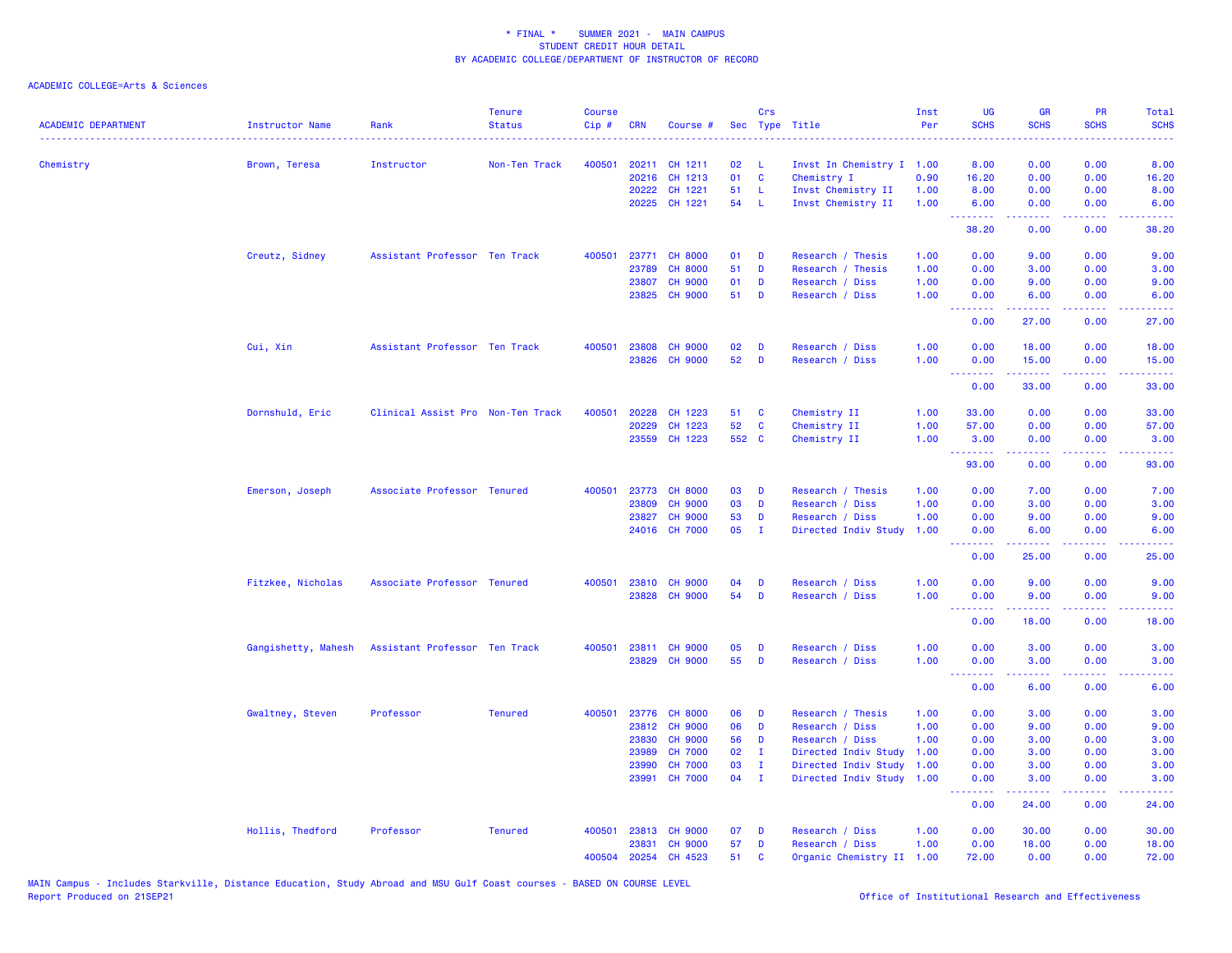\* FINAL \* SUMMER 2021 - MAIN CAMPUS
STUDENT CREDIT HOUR DETAIL
BY ACADEMIC COLLEGE/DEPARTMENT OF INSTRUCTOR OF RECORD

ACADEMIC COLLEGE=Arts & Sciences

| ACADEMIC DEPARTMENT | Instructor Name | Rank | Tenure Status | Course Cip # | CRN | Course # | Sec | Crs Type | Title | Inst Per | UG SCHS | GR SCHS | PR SCHS | Total SCHS |
|---|---|---|---|---|---|---|---|---|---|---|---|---|---|---|
| Chemistry | Brown, Teresa | Instructor | Non-Ten Track | 400501 | 20211 | CH 1211 | 02 | L | Invst In Chemistry I | 1.00 | 8.00 | 0.00 | 0.00 | 8.00 |
| | | | | | 20216 | CH 1213 | 01 | C | Chemistry I | 0.90 | 16.20 | 0.00 | 0.00 | 16.20 |
| | | | | | 20222 | CH 1221 | 51 | L | Invst Chemistry II | 1.00 | 8.00 | 0.00 | 0.00 | 8.00 |
| | | | | | 20225 | CH 1221 | 54 | L | Invst Chemistry II | 1.00 | 6.00 | 0.00 | 0.00 | 6.00 |
| | | | | | | | | | | | 38.20 | 0.00 | 0.00 | 38.20 |
| | Creutz, Sidney | Assistant Professor | Ten Track | 400501 | 23771 | CH 8000 | 01 | D | Research / Thesis | 1.00 | 0.00 | 9.00 | 0.00 | 9.00 |
| | | | | | 23789 | CH 8000 | 51 | D | Research / Thesis | 1.00 | 0.00 | 3.00 | 0.00 | 3.00 |
| | | | | | 23807 | CH 9000 | 01 | D | Research / Diss | 1.00 | 0.00 | 9.00 | 0.00 | 9.00 |
| | | | | | 23825 | CH 9000 | 51 | D | Research / Diss | 1.00 | 0.00 | 6.00 | 0.00 | 6.00 |
| | | | | | | | | | | | 0.00 | 27.00 | 0.00 | 27.00 |
| | Cui, Xin | Assistant Professor | Ten Track | 400501 | 23808 | CH 9000 | 02 | D | Research / Diss | 1.00 | 0.00 | 18.00 | 0.00 | 18.00 |
| | | | | | 23826 | CH 9000 | 52 | D | Research / Diss | 1.00 | 0.00 | 15.00 | 0.00 | 15.00 |
| | | | | | | | | | | | 0.00 | 33.00 | 0.00 | 33.00 |
| | Dornshuld, Eric | Clinical Assist Pro | Non-Ten Track | 400501 | 20228 | CH 1223 | 51 | C | Chemistry II | 1.00 | 33.00 | 0.00 | 0.00 | 33.00 |
| | | | | | 20229 | CH 1223 | 52 | C | Chemistry II | 1.00 | 57.00 | 0.00 | 0.00 | 57.00 |
| | | | | | 23559 | CH 1223 | 552 | C | Chemistry II | 1.00 | 3.00 | 0.00 | 0.00 | 3.00 |
| | | | | | | | | | | | 93.00 | 0.00 | 0.00 | 93.00 |
| | Emerson, Joseph | Associate Professor | Tenured | 400501 | 23773 | CH 8000 | 03 | D | Research / Thesis | 1.00 | 0.00 | 7.00 | 0.00 | 7.00 |
| | | | | | 23809 | CH 9000 | 03 | D | Research / Diss | 1.00 | 0.00 | 3.00 | 0.00 | 3.00 |
| | | | | | 23827 | CH 9000 | 53 | D | Research / Diss | 1.00 | 0.00 | 9.00 | 0.00 | 9.00 |
| | | | | | 24016 | CH 7000 | 05 | I | Directed Indiv Study | 1.00 | 0.00 | 6.00 | 0.00 | 6.00 |
| | | | | | | | | | | | 0.00 | 25.00 | 0.00 | 25.00 |
| | Fitzkee, Nicholas | Associate Professor | Tenured | 400501 | 23810 | CH 9000 | 04 | D | Research / Diss | 1.00 | 0.00 | 9.00 | 0.00 | 9.00 |
| | | | | | 23828 | CH 9000 | 54 | D | Research / Diss | 1.00 | 0.00 | 9.00 | 0.00 | 9.00 |
| | | | | | | | | | | | 0.00 | 18.00 | 0.00 | 18.00 |
| | Gangishetty, Mahesh | Assistant Professor | Ten Track | 400501 | 23811 | CH 9000 | 05 | D | Research / Diss | 1.00 | 0.00 | 3.00 | 0.00 | 3.00 |
| | | | | | 23829 | CH 9000 | 55 | D | Research / Diss | 1.00 | 0.00 | 3.00 | 0.00 | 3.00 |
| | | | | | | | | | | | 0.00 | 6.00 | 0.00 | 6.00 |
| | Gwaltney, Steven | Professor | Tenured | 400501 | 23776 | CH 8000 | 06 | D | Research / Thesis | 1.00 | 0.00 | 3.00 | 0.00 | 3.00 |
| | | | | | 23812 | CH 9000 | 06 | D | Research / Diss | 1.00 | 0.00 | 9.00 | 0.00 | 9.00 |
| | | | | | 23830 | CH 9000 | 56 | D | Research / Diss | 1.00 | 0.00 | 3.00 | 0.00 | 3.00 |
| | | | | | 23989 | CH 7000 | 02 | I | Directed Indiv Study | 1.00 | 0.00 | 3.00 | 0.00 | 3.00 |
| | | | | | 23990 | CH 7000 | 03 | I | Directed Indiv Study | 1.00 | 0.00 | 3.00 | 0.00 | 3.00 |
| | | | | | 23991 | CH 7000 | 04 | I | Directed Indiv Study | 1.00 | 0.00 | 3.00 | 0.00 | 3.00 |
| | | | | | | | | | | | 0.00 | 24.00 | 0.00 | 24.00 |
| | Hollis, Thedford | Professor | Tenured | 400501 | 23813 | CH 9000 | 07 | D | Research / Diss | 1.00 | 0.00 | 30.00 | 0.00 | 30.00 |
| | | | | | 23831 | CH 9000 | 57 | D | Research / Diss | 1.00 | 0.00 | 18.00 | 0.00 | 18.00 |
| | | | | 400504 | 20254 | CH 4523 | 51 | C | Organic Chemistry II | 1.00 | 72.00 | 0.00 | 0.00 | 72.00 |

MAIN Campus - Includes Starkville, Distance Education, Study Abroad and MSU Gulf Coast courses - BASED ON COURSE LEVEL
Report Produced on 21SEP21

Office of Institutional Research and Effectiveness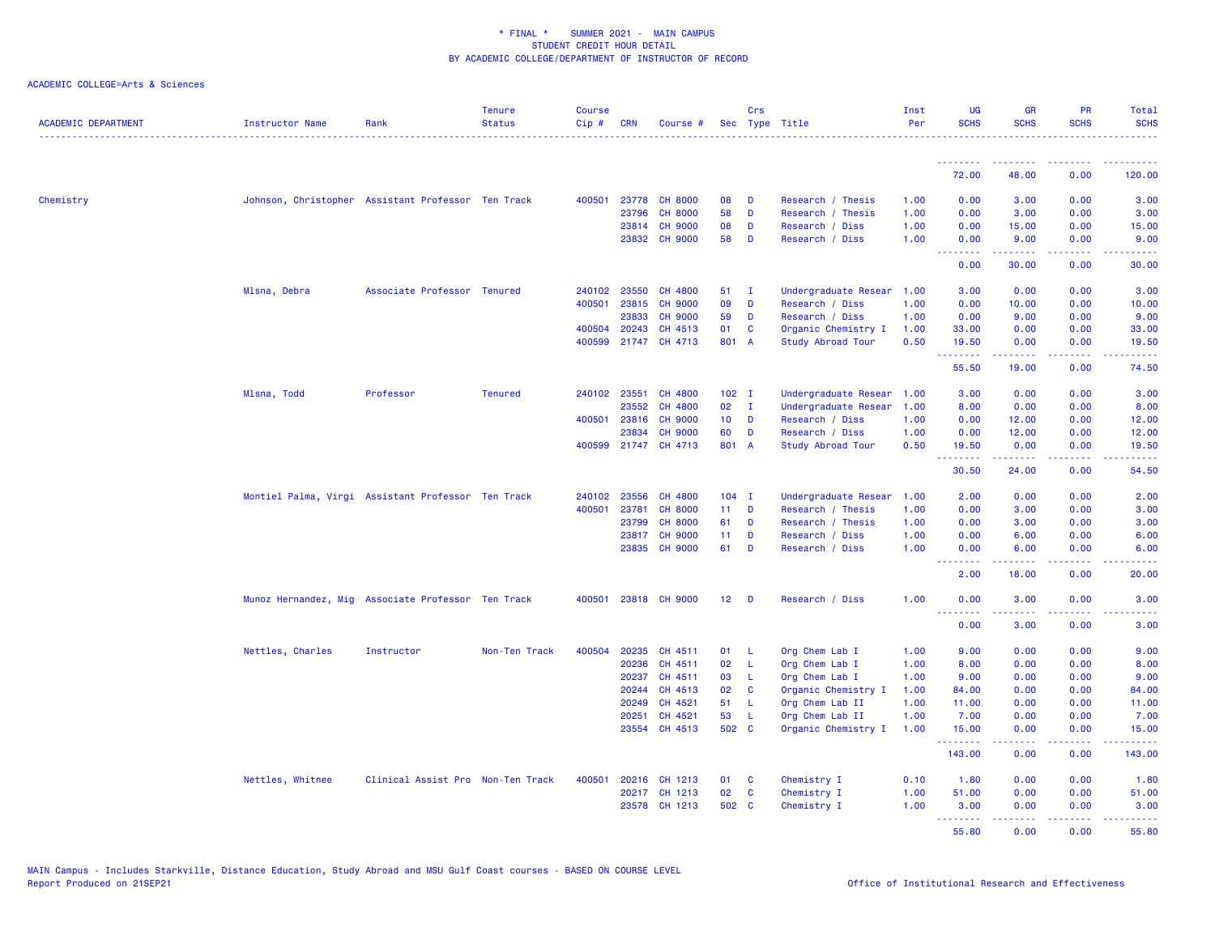\* FINAL \*    SUMMER 2021 -  MAIN CAMPUS
STUDENT CREDIT HOUR DETAIL
BY ACADEMIC COLLEGE/DEPARTMENT OF INSTRUCTOR OF RECORD

ACADEMIC COLLEGE=Arts & Sciences

| ACADEMIC DEPARTMENT | Instructor Name | Rank | Tenure Status | Course Cip # | CRN | Course # | Sec | Crs Type | Title | Inst Per | UG SCHS | GR SCHS | PR SCHS | Total SCHS |
|---|---|---|---|---|---|---|---|---|---|---|---|---|---|---|
| | | | | | | | | | | | 72.00 | 48.00 | 0.00 | 120.00 |
| Chemistry | Johnson, Christopher | Assistant Professor | Ten Track | 400501 | 23778 | CH 8000 | 08 | D | Research / Thesis | 1.00 | 0.00 | 3.00 | 0.00 | 3.00 |
| | | | | | 23796 | CH 8000 | 58 | D | Research / Thesis | 1.00 | 0.00 | 3.00 | 0.00 | 3.00 |
| | | | | | 23814 | CH 9000 | 08 | D | Research / Diss | 1.00 | 0.00 | 15.00 | 0.00 | 15.00 |
| | | | | | 23832 | CH 9000 | 58 | D | Research / Diss | 1.00 | 0.00 | 9.00 | 0.00 | 9.00 |
| | | | | | | | | | | | 0.00 | 30.00 | 0.00 | 30.00 |
| | Mlsna, Debra | Associate Professor | Tenured | 240102 | 23550 | CH 4800 | 51 | I | Undergraduate Resear | 1.00 | 3.00 | 0.00 | 0.00 | 3.00 |
| | | | | 400501 | 23815 | CH 9000 | 09 | D | Research / Diss | 1.00 | 0.00 | 10.00 | 0.00 | 10.00 |
| | | | | | 23833 | CH 9000 | 59 | D | Research / Diss | 1.00 | 0.00 | 9.00 | 0.00 | 9.00 |
| | | | | 400504 | 20243 | CH 4513 | 01 | C | Organic Chemistry I | 1.00 | 33.00 | 0.00 | 0.00 | 33.00 |
| | | | | 400599 | 21747 | CH 4713 | 801 | A | Study Abroad Tour | 0.50 | 19.50 | 0.00 | 0.00 | 19.50 |
| | | | | | | | | | | | 55.50 | 19.00 | 0.00 | 74.50 |
| | Mlsna, Todd | Professor | Tenured | 240102 | 23551 | CH 4800 | 102 | I | Undergraduate Resear | 1.00 | 3.00 | 0.00 | 0.00 | 3.00 |
| | | | | | 23552 | CH 4800 | 02 | I | Undergraduate Resear | 1.00 | 8.00 | 0.00 | 0.00 | 8.00 |
| | | | | 400501 | 23816 | CH 9000 | 10 | D | Research / Diss | 1.00 | 0.00 | 12.00 | 0.00 | 12.00 |
| | | | | | 23834 | CH 9000 | 60 | D | Research / Diss | 1.00 | 0.00 | 12.00 | 0.00 | 12.00 |
| | | | | 400599 | 21747 | CH 4713 | 801 | A | Study Abroad Tour | 0.50 | 19.50 | 0.00 | 0.00 | 19.50 |
| | | | | | | | | | | | 30.50 | 24.00 | 0.00 | 54.50 |
| | Montiel Palma, Virgi | Assistant Professor | Ten Track | 240102 | 23556 | CH 4800 | 104 | I | Undergraduate Resear | 1.00 | 2.00 | 0.00 | 0.00 | 2.00 |
| | | | | 400501 | 23781 | CH 8000 | 11 | D | Research / Thesis | 1.00 | 0.00 | 3.00 | 0.00 | 3.00 |
| | | | | | 23799 | CH 8000 | 61 | D | Research / Thesis | 1.00 | 0.00 | 3.00 | 0.00 | 3.00 |
| | | | | | 23817 | CH 9000 | 11 | D | Research / Diss | 1.00 | 0.00 | 6.00 | 0.00 | 6.00 |
| | | | | | 23835 | CH 9000 | 61 | D | Research / Diss | 1.00 | 0.00 | 6.00 | 0.00 | 6.00 |
| | | | | | | | | | | | 2.00 | 18.00 | 0.00 | 20.00 |
| | Munoz Hernandez, Mig | Associate Professor | Ten Track | 400501 | 23818 | CH 9000 | 12 | D | Research / Diss | 1.00 | 0.00 | 3.00 | 0.00 | 3.00 |
| | | | | | | | | | | | 0.00 | 3.00 | 0.00 | 3.00 |
| | Nettles, Charles | Instructor | Non-Ten Track | 400504 | 20235 | CH 4511 | 01 | L | Org Chem Lab I | 1.00 | 9.00 | 0.00 | 0.00 | 9.00 |
| | | | | | 20236 | CH 4511 | 02 | L | Org Chem Lab I | 1.00 | 8.00 | 0.00 | 0.00 | 8.00 |
| | | | | | 20237 | CH 4511 | 03 | L | Org Chem Lab I | 1.00 | 9.00 | 0.00 | 0.00 | 9.00 |
| | | | | | 20244 | CH 4513 | 02 | C | Organic Chemistry I | 1.00 | 84.00 | 0.00 | 0.00 | 84.00 |
| | | | | | 20249 | CH 4521 | 51 | L | Org Chem Lab II | 1.00 | 11.00 | 0.00 | 0.00 | 11.00 |
| | | | | | 20251 | CH 4521 | 53 | L | Org Chem Lab II | 1.00 | 7.00 | 0.00 | 0.00 | 7.00 |
| | | | | | 23554 | CH 4513 | 502 | C | Organic Chemistry I | 1.00 | 15.00 | 0.00 | 0.00 | 15.00 |
| | | | | | | | | | | | 143.00 | 0.00 | 0.00 | 143.00 |
| | Nettles, Whitnee | Clinical Assist Pro | Non-Ten Track | 400501 | 20216 | CH 1213 | 01 | C | Chemistry I | 0.10 | 1.80 | 0.00 | 0.00 | 1.80 |
| | | | | | 20217 | CH 1213 | 02 | C | Chemistry I | 1.00 | 51.00 | 0.00 | 0.00 | 51.00 |
| | | | | | 23578 | CH 1213 | 502 | C | Chemistry I | 1.00 | 3.00 | 0.00 | 0.00 | 3.00 |
| | | | | | | | | | | | 55.80 | 0.00 | 0.00 | 55.80 |

MAIN Campus - Includes Starkville, Distance Education, Study Abroad and MSU Gulf Coast courses - BASED ON COURSE LEVEL
Report Produced on 21SEP21    Office of Institutional Research and Effectiveness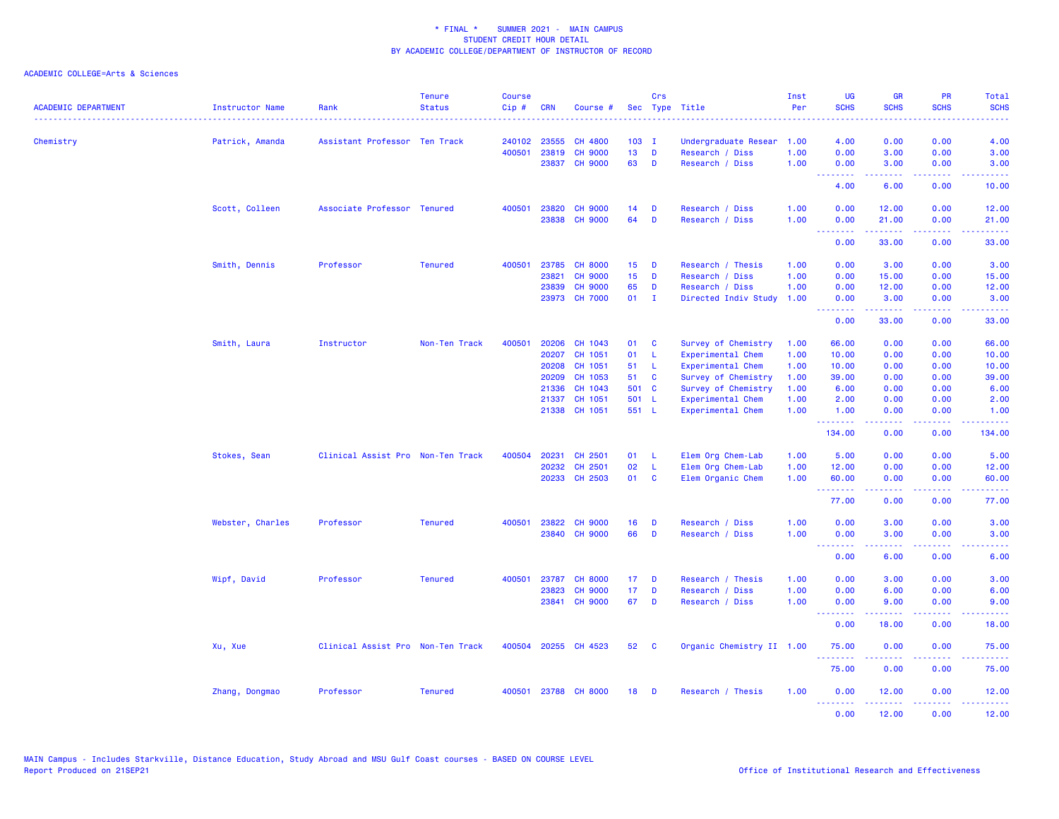\* FINAL \*    SUMMER 2021 -  MAIN CAMPUS
STUDENT CREDIT HOUR DETAIL
BY ACADEMIC COLLEGE/DEPARTMENT OF INSTRUCTOR OF RECORD

ACADEMIC COLLEGE=Arts & Sciences

| ACADEMIC DEPARTMENT | Instructor Name | Rank | Tenure Status | Course Cip # | CRN | Course # | Sec | Crs Type | Title | Inst Per | UG SCHS | GR SCHS | PR SCHS | Total SCHS |
|---|---|---|---|---|---|---|---|---|---|---|---|---|---|---|
| Chemistry | Patrick, Amanda | Assistant Professor | Ten Track | 240102 | 23555 | CH 4800 | 103 | I | Undergraduate Resear | 1.00 | 4.00 | 0.00 | 0.00 | 4.00 |
| | | | | 400501 | 23819 | CH 9000 | 13 | D | Research / Diss | 1.00 | 0.00 | 3.00 | 0.00 | 3.00 |
| | | | | | 23837 | CH 9000 | 63 | D | Research / Diss | 1.00 | 0.00 | 3.00 | 0.00 | 3.00 |
| | | | | | | | | | | | 4.00 | 6.00 | 0.00 | 10.00 |
| | Scott, Colleen | Associate Professor | Tenured | 400501 | 23820 | CH 9000 | 14 | D | Research / Diss | 1.00 | 0.00 | 12.00 | 0.00 | 12.00 |
| | | | | | 23838 | CH 9000 | 64 | D | Research / Diss | 1.00 | 0.00 | 21.00 | 0.00 | 21.00 |
| | | | | | | | | | | | 0.00 | 33.00 | 0.00 | 33.00 |
| | Smith, Dennis | Professor | Tenured | 400501 | 23785 | CH 8000 | 15 | D | Research / Thesis | 1.00 | 0.00 | 3.00 | 0.00 | 3.00 |
| | | | | | 23821 | CH 9000 | 15 | D | Research / Diss | 1.00 | 0.00 | 15.00 | 0.00 | 15.00 |
| | | | | | 23839 | CH 9000 | 65 | D | Research / Diss | 1.00 | 0.00 | 12.00 | 0.00 | 12.00 |
| | | | | | 23973 | CH 7000 | 01 | I | Directed Indiv Study | 1.00 | 0.00 | 3.00 | 0.00 | 3.00 |
| | | | | | | | | | | | 0.00 | 33.00 | 0.00 | 33.00 |
| | Smith, Laura | Instructor | Non-Ten Track | 400501 | 20206 | CH 1043 | 01 | C | Survey of Chemistry | 1.00 | 66.00 | 0.00 | 0.00 | 66.00 |
| | | | | | 20207 | CH 1051 | 01 | L | Experimental Chem | 1.00 | 10.00 | 0.00 | 0.00 | 10.00 |
| | | | | | 20208 | CH 1051 | 51 | L | Experimental Chem | 1.00 | 10.00 | 0.00 | 0.00 | 10.00 |
| | | | | | 20209 | CH 1053 | 51 | C | Survey of Chemistry | 1.00 | 39.00 | 0.00 | 0.00 | 39.00 |
| | | | | | 21336 | CH 1043 | 501 | C | Survey of Chemistry | 1.00 | 6.00 | 0.00 | 0.00 | 6.00 |
| | | | | | 21337 | CH 1051 | 501 | L | Experimental Chem | 1.00 | 2.00 | 0.00 | 0.00 | 2.00 |
| | | | | | 21338 | CH 1051 | 551 | L | Experimental Chem | 1.00 | 1.00 | 0.00 | 0.00 | 1.00 |
| | | | | | | | | | | | 134.00 | 0.00 | 0.00 | 134.00 |
| | Stokes, Sean | Clinical Assist Pro | Non-Ten Track | 400504 | 20231 | CH 2501 | 01 | L | Elem Org Chem-Lab | 1.00 | 5.00 | 0.00 | 0.00 | 5.00 |
| | | | | | 20232 | CH 2501 | 02 | L | Elem Org Chem-Lab | 1.00 | 12.00 | 0.00 | 0.00 | 12.00 |
| | | | | | 20233 | CH 2503 | 01 | C | Elem Organic Chem | 1.00 | 60.00 | 0.00 | 0.00 | 60.00 |
| | | | | | | | | | | | 77.00 | 0.00 | 0.00 | 77.00 |
| | Webster, Charles | Professor | Tenured | 400501 | 23822 | CH 9000 | 16 | D | Research / Diss | 1.00 | 0.00 | 3.00 | 0.00 | 3.00 |
| | | | | | 23840 | CH 9000 | 66 | D | Research / Diss | 1.00 | 0.00 | 3.00 | 0.00 | 3.00 |
| | | | | | | | | | | | 0.00 | 6.00 | 0.00 | 6.00 |
| | Wipf, David | Professor | Tenured | 400501 | 23787 | CH 8000 | 17 | D | Research / Thesis | 1.00 | 0.00 | 3.00 | 0.00 | 3.00 |
| | | | | | 23823 | CH 9000 | 17 | D | Research / Diss | 1.00 | 0.00 | 6.00 | 0.00 | 6.00 |
| | | | | | 23841 | CH 9000 | 67 | D | Research / Diss | 1.00 | 0.00 | 9.00 | 0.00 | 9.00 |
| | | | | | | | | | | | 0.00 | 18.00 | 0.00 | 18.00 |
| | Xu, Xue | Clinical Assist Pro | Non-Ten Track | 400504 | 20255 | CH 4523 | 52 | C | Organic Chemistry II | 1.00 | 75.00 | 0.00 | 0.00 | 75.00 |
| | | | | | | | | | | | 75.00 | 0.00 | 0.00 | 75.00 |
| | Zhang, Dongmao | Professor | Tenured | 400501 | 23788 | CH 8000 | 18 | D | Research / Thesis | 1.00 | 0.00 | 12.00 | 0.00 | 12.00 |
| | | | | | | | | | | | 0.00 | 12.00 | 0.00 | 12.00 |

MAIN Campus - Includes Starkville, Distance Education, Study Abroad and MSU Gulf Coast courses - BASED ON COURSE LEVEL
Report Produced on 21SEP21

Office of Institutional Research and Effectiveness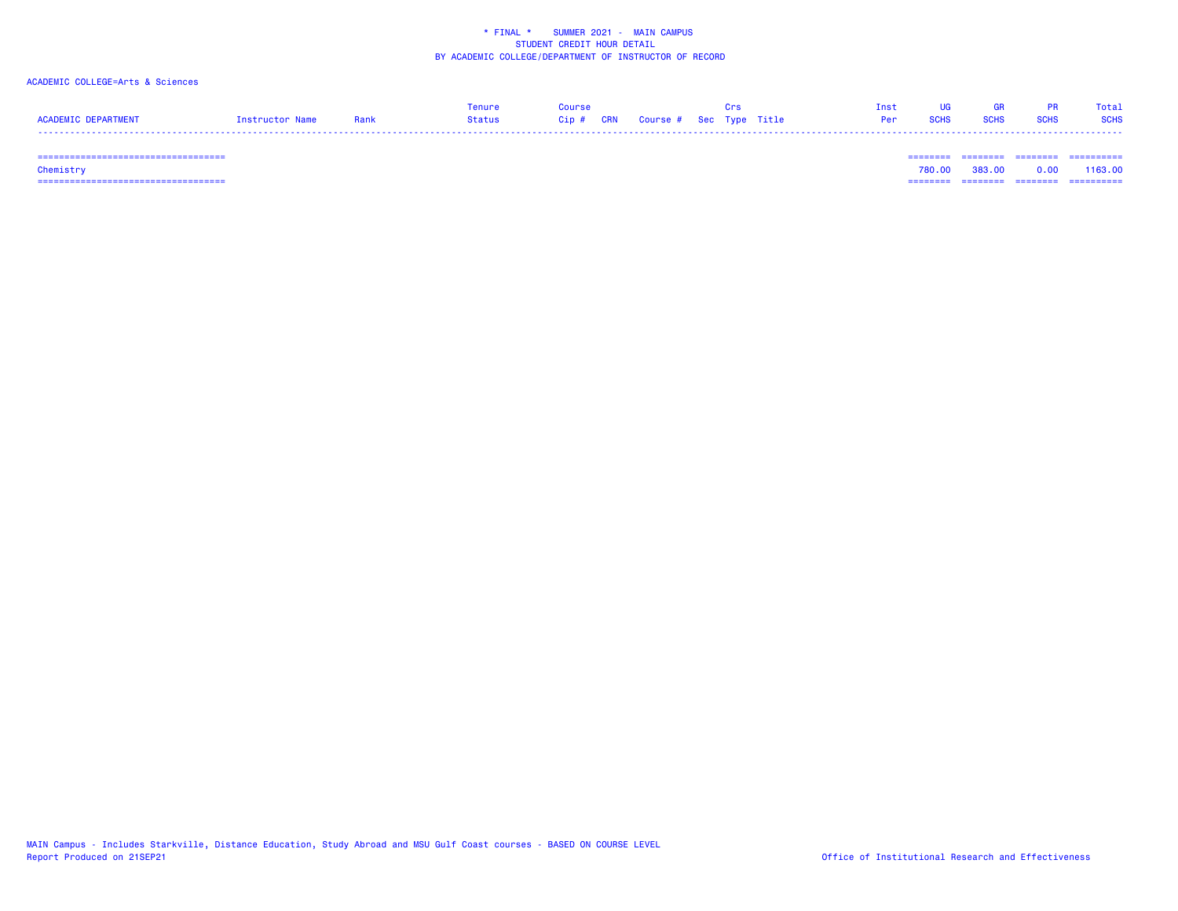\* FINAL \*    SUMMER 2021 -  MAIN CAMPUS
STUDENT CREDIT HOUR DETAIL
BY ACADEMIC COLLEGE/DEPARTMENT OF INSTRUCTOR OF RECORD

ACADEMIC COLLEGE=Arts & Sciences

| ACADEMIC DEPARTMENT | Instructor Name | Rank | Tenure Status | Course Cip # | CRN | Course # | Sec | Crs Type | Title | Inst Per | UG SCHS | GR SCHS | PR SCHS | Total SCHS |
|---|---|---|---|---|---|---|---|---|---|---|---|---|---|---|
| Chemistry | | | | | | | | | | | 780.00 | 383.00 | 0.00 | 1163.00 |

MAIN Campus - Includes Starkville, Distance Education, Study Abroad and MSU Gulf Coast courses - BASED ON COURSE LEVEL
Report Produced on 21SEP21

Office of Institutional Research and Effectiveness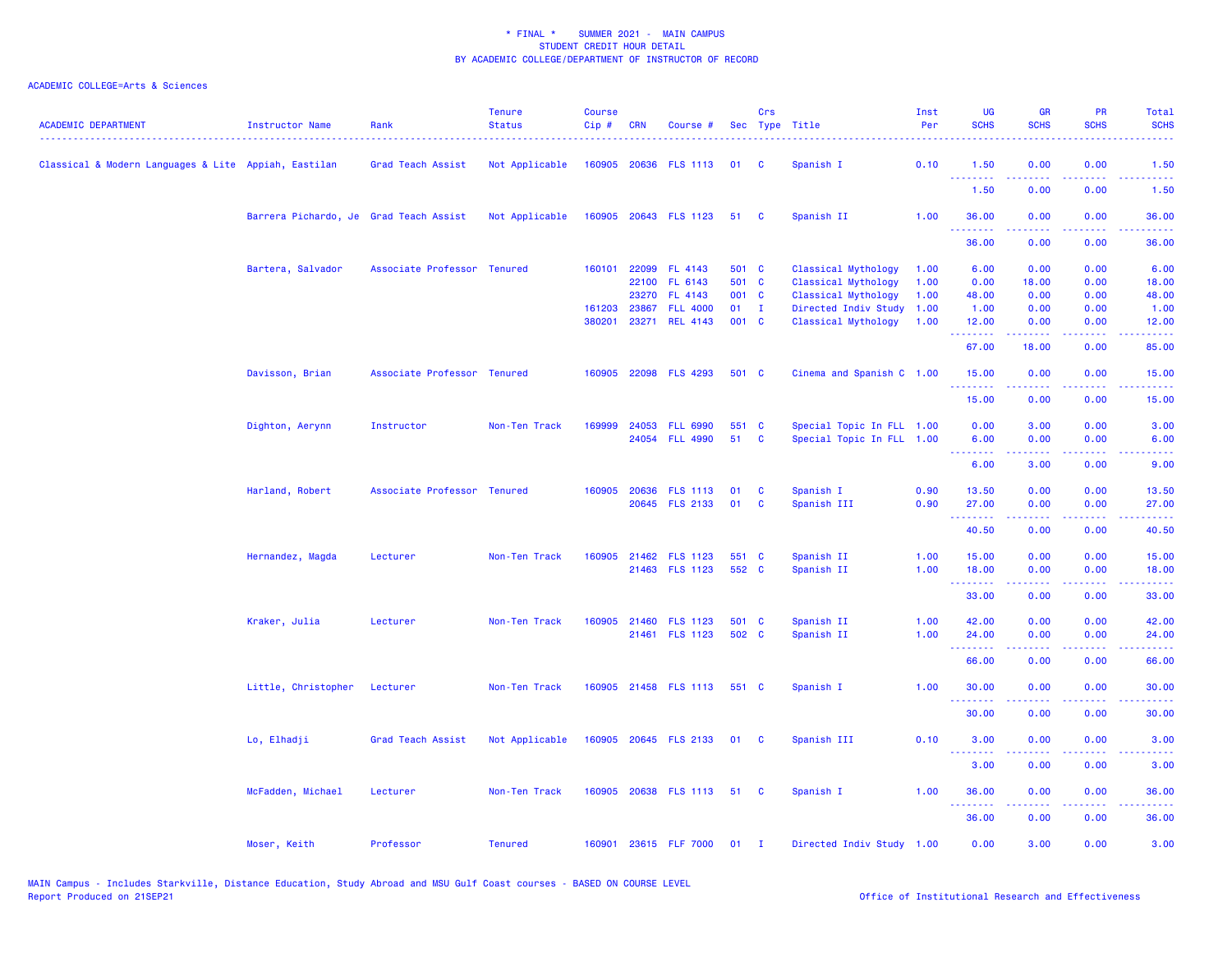\* FINAL \*    SUMMER 2021 -  MAIN CAMPUS
STUDENT CREDIT HOUR DETAIL
BY ACADEMIC COLLEGE/DEPARTMENT OF INSTRUCTOR OF RECORD

ACADEMIC COLLEGE=Arts & Sciences

| ACADEMIC DEPARTMENT | Instructor Name | Rank | Tenure Status | Course Cip # | CRN | Course # | Sec | Crs Type | Title | Inst Per | UG SCHS | GR SCHS | PR SCHS | Total SCHS |
|---|---|---|---|---|---|---|---|---|---|---|---|---|---|---|
| Classical & Modern Languages & Lite | Appiah, Eastilan | Grad Teach Assist | Not Applicable | 160905 | 20636 | FLS 1113 | 01 | C | Spanish I | 0.10 | 1.50 | 0.00 | 0.00 | 1.50 |
| | | | | | | | | | | | 1.50 | 0.00 | 0.00 | 1.50 |
| | Barrera Pichardo, Je | Grad Teach Assist | Not Applicable | 160905 | 20643 | FLS 1123 | 51 | C | Spanish II | 1.00 | 36.00 | 0.00 | 0.00 | 36.00 |
| | | | | | | | | | | | 36.00 | 0.00 | 0.00 | 36.00 |
| | Bartera, Salvador | Associate Professor | Tenured | 160101 | 22099 | FL 4143 | 501 | C | Classical Mythology | 1.00 | 6.00 | 0.00 | 0.00 | 6.00 |
| | | | | | 22100 | FL 6143 | 501 | C | Classical Mythology | 1.00 | 0.00 | 18.00 | 0.00 | 18.00 |
| | | | | | 23270 | FL 4143 | 001 | C | Classical Mythology | 1.00 | 48.00 | 0.00 | 0.00 | 48.00 |
| | | | | 161203 | 23867 | FLL 4000 | 01 | I | Directed Indiv Study | 1.00 | 1.00 | 0.00 | 0.00 | 1.00 |
| | | | | 380201 | 23271 | REL 4143 | 001 | C | Classical Mythology | 1.00 | 12.00 | 0.00 | 0.00 | 12.00 |
| | | | | | | | | | | | 67.00 | 18.00 | 0.00 | 85.00 |
| | Davisson, Brian | Associate Professor | Tenured | 160905 | 22098 | FLS 4293 | 501 | C | Cinema and Spanish C | 1.00 | 15.00 | 0.00 | 0.00 | 15.00 |
| | | | | | | | | | | | 15.00 | 0.00 | 0.00 | 15.00 |
| | Dighton, Aerynn | Instructor | Non-Ten Track | 169999 | 24053 | FLL 6990 | 551 | C | Special Topic In FLL | 1.00 | 0.00 | 3.00 | 0.00 | 3.00 |
| | | | | | 24054 | FLL 4990 | 51 | C | Special Topic In FLL | 1.00 | 6.00 | 0.00 | 0.00 | 6.00 |
| | | | | | | | | | | | 6.00 | 3.00 | 0.00 | 9.00 |
| | Harland, Robert | Associate Professor | Tenured | 160905 | 20636 | FLS 1113 | 01 | C | Spanish I | 0.90 | 13.50 | 0.00 | 0.00 | 13.50 |
| | | | | | 20645 | FLS 2133 | 01 | C | Spanish III | 0.90 | 27.00 | 0.00 | 0.00 | 27.00 |
| | | | | | | | | | | | 40.50 | 0.00 | 0.00 | 40.50 |
| | Hernandez, Magda | Lecturer | Non-Ten Track | 160905 | 21462 | FLS 1123 | 551 | C | Spanish II | 1.00 | 15.00 | 0.00 | 0.00 | 15.00 |
| | | | | | 21463 | FLS 1123 | 552 | C | Spanish II | 1.00 | 18.00 | 0.00 | 0.00 | 18.00 |
| | | | | | | | | | | | 33.00 | 0.00 | 0.00 | 33.00 |
| | Kraker, Julia | Lecturer | Non-Ten Track | 160905 | 21460 | FLS 1123 | 501 | C | Spanish II | 1.00 | 42.00 | 0.00 | 0.00 | 42.00 |
| | | | | | 21461 | FLS 1123 | 502 | C | Spanish II | 1.00 | 24.00 | 0.00 | 0.00 | 24.00 |
| | | | | | | | | | | | 66.00 | 0.00 | 0.00 | 66.00 |
| | Little, Christopher | Lecturer | Non-Ten Track | 160905 | 21458 | FLS 1113 | 551 | C | Spanish I | 1.00 | 30.00 | 0.00 | 0.00 | 30.00 |
| | | | | | | | | | | | 30.00 | 0.00 | 0.00 | 30.00 |
| | Lo, Elhadji | Grad Teach Assist | Not Applicable | 160905 | 20645 | FLS 2133 | 01 | C | Spanish III | 0.10 | 3.00 | 0.00 | 0.00 | 3.00 |
| | | | | | | | | | | | 3.00 | 0.00 | 0.00 | 3.00 |
| | McFadden, Michael | Lecturer | Non-Ten Track | 160905 | 20638 | FLS 1113 | 51 | C | Spanish I | 1.00 | 36.00 | 0.00 | 0.00 | 36.00 |
| | | | | | | | | | | | 36.00 | 0.00 | 0.00 | 36.00 |
| | Moser, Keith | Professor | Tenured | 160901 | 23615 | FLF 7000 | 01 | I | Directed Indiv Study | 1.00 | 0.00 | 3.00 | 0.00 | 3.00 |

MAIN Campus - Includes Starkville, Distance Education, Study Abroad and MSU Gulf Coast courses - BASED ON COURSE LEVEL
Report Produced on 21SEP21

Office of Institutional Research and Effectiveness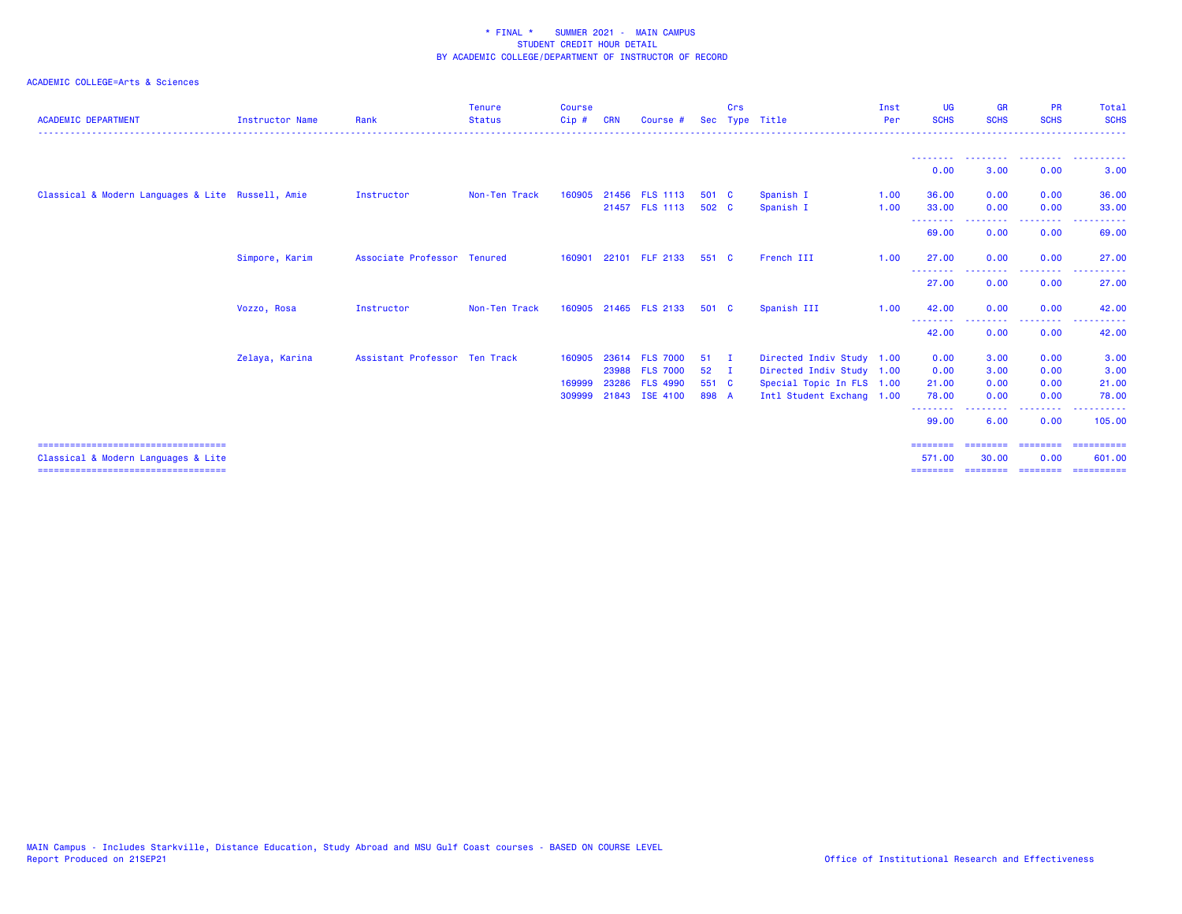* FINAL * SUMMER 2021 - MAIN CAMPUS
STUDENT CREDIT HOUR DETAIL
BY ACADEMIC COLLEGE/DEPARTMENT OF INSTRUCTOR OF RECORD

ACADEMIC COLLEGE=Arts & Sciences

| ACADEMIC DEPARTMENT | Instructor Name | Rank | Tenure Status | Course Cip # | CRN | Course # | Sec | Crs Type | Title | Inst Per | UG SCHS | GR SCHS | PR SCHS | Total SCHS |
|---|---|---|---|---|---|---|---|---|---|---|---|---|---|---|
| | | | | | | | | | | | 0.00 | 3.00 | 0.00 | 3.00 |
| Classical & Modern Languages & Lite | Russell, Amie | Instructor | Non-Ten Track | 160905 | 21456 | FLS 1113 | 501 | C | Spanish I | 1.00 | 36.00 | 0.00 | 0.00 | 36.00 |
| | | | | | 21457 | FLS 1113 | 502 | C | Spanish I | 1.00 | 33.00 | 0.00 | 0.00 | 33.00 |
| | | | | | | | | | | | 69.00 | 0.00 | 0.00 | 69.00 |
| | Simpore, Karim | Associate Professor | Tenured | 160901 | 22101 | FLF 2133 | 551 | C | French III | 1.00 | 27.00 | 0.00 | 0.00 | 27.00 |
| | | | | | | | | | | | 27.00 | 0.00 | 0.00 | 27.00 |
| | Vozzo, Rosa | Instructor | Non-Ten Track | 160905 | 21465 | FLS 2133 | 501 | C | Spanish III | 1.00 | 42.00 | 0.00 | 0.00 | 42.00 |
| | | | | | | | | | | | 42.00 | 0.00 | 0.00 | 42.00 |
| | Zelaya, Karina | Assistant Professor | Ten Track | 160905 | 23614 | FLS 7000 | 51 | I | Directed Indiv Study | 1.00 | 0.00 | 3.00 | 0.00 | 3.00 |
| | | | | | 23988 | FLS 7000 | 52 | I | Directed Indiv Study | 1.00 | 0.00 | 3.00 | 0.00 | 3.00 |
| | | | | 169999 | 23286 | FLS 4990 | 551 | C | Special Topic In FLS | 1.00 | 21.00 | 0.00 | 0.00 | 21.00 |
| | | | | 309999 | 21843 | ISE 4100 | 898 | A | Intl Student Exchang | 1.00 | 78.00 | 0.00 | 0.00 | 78.00 |
| | | | | | | | | | | | 99.00 | 6.00 | 0.00 | 105.00 |
| Classical & Modern Languages & Lite | | | | | | | | | | | 571.00 | 30.00 | 0.00 | 601.00 |

MAIN Campus - Includes Starkville, Distance Education, Study Abroad and MSU Gulf Coast courses - BASED ON COURSE LEVEL
Report Produced on 21SEP21

Office of Institutional Research and Effectiveness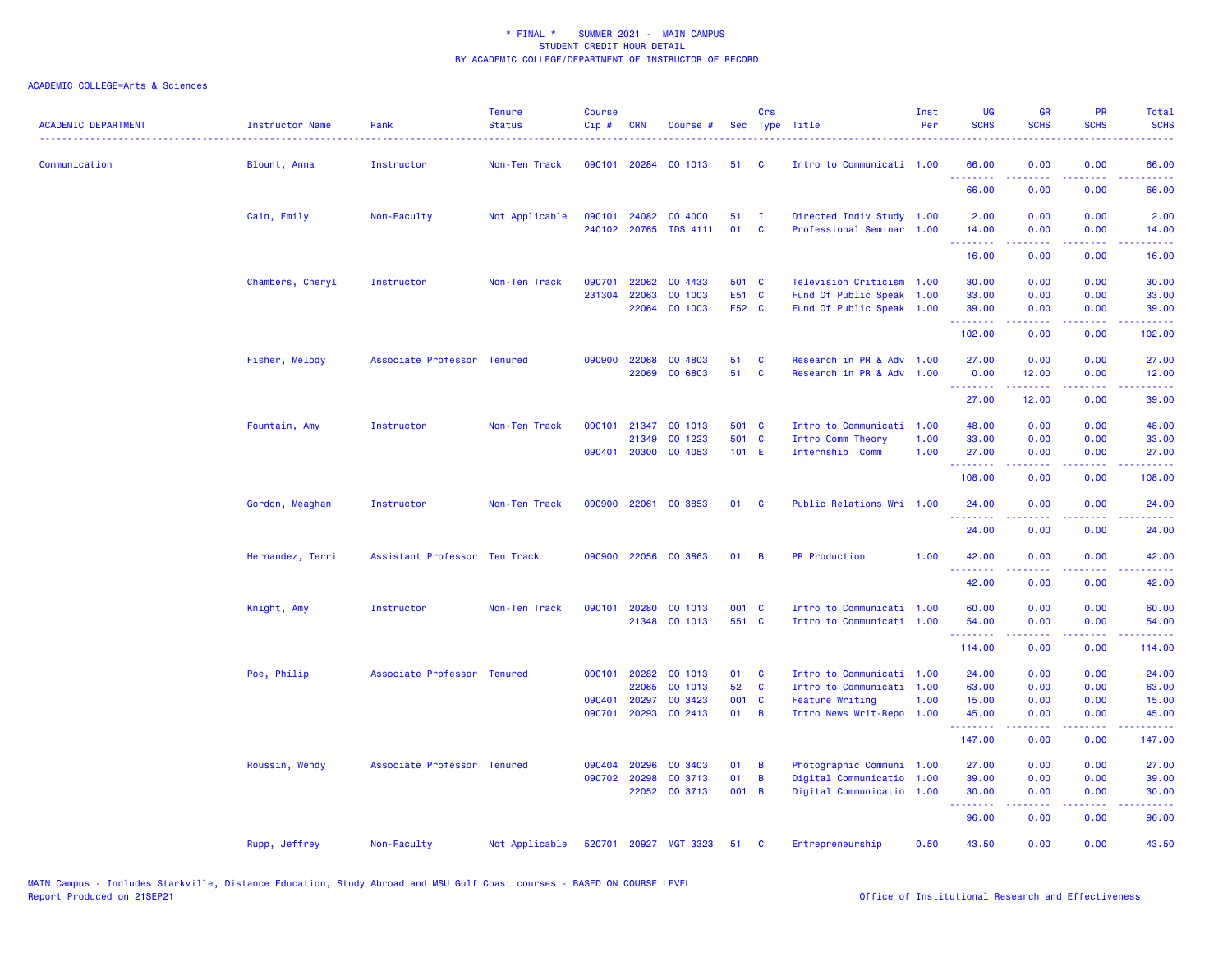\* FINAL \* SUMMER 2021 - MAIN CAMPUS
STUDENT CREDIT HOUR DETAIL
BY ACADEMIC COLLEGE/DEPARTMENT OF INSTRUCTOR OF RECORD

ACADEMIC COLLEGE=Arts & Sciences

| ACADEMIC DEPARTMENT | Instructor Name | Rank | Tenure Status | Course Cip # | CRN | Course # | Sec | Crs Type | Title | Inst Per | UG SCHS | GR SCHS | PR SCHS | Total SCHS |
|---|---|---|---|---|---|---|---|---|---|---|---|---|---|---|
| Communication | Blount, Anna | Instructor | Non-Ten Track | 090101 | 20284 | CO 1013 | 51 | C | Intro to Communicati | 1.00 | 66.00 | 0.00 | 0.00 | 66.00 |
| | | | | | | | | | | | 66.00 | 0.00 | 0.00 | 66.00 |
| | Cain, Emily | Non-Faculty | Not Applicable | 090101 | 24082 | CO 4000 | 51 | I | Directed Indiv Study | 1.00 | 2.00 | 0.00 | 0.00 | 2.00 |
| | | | | 240102 | 20765 | IDS 4111 | 01 | C | Professional Seminar | 1.00 | 14.00 | 0.00 | 0.00 | 14.00 |
| | | | | | | | | | | | 16.00 | 0.00 | 0.00 | 16.00 |
| | Chambers, Cheryl | Instructor | Non-Ten Track | 090701 | 22062 | CO 4433 | 501 | C | Television Criticism | 1.00 | 30.00 | 0.00 | 0.00 | 30.00 |
| | | | | 231304 | 22063 | CO 1003 | E51 | C | Fund Of Public Speak | 1.00 | 33.00 | 0.00 | 0.00 | 33.00 |
| | | | | | 22064 | CO 1003 | E52 | C | Fund Of Public Speak | 1.00 | 39.00 | 0.00 | 0.00 | 39.00 |
| | | | | | | | | | | | 102.00 | 0.00 | 0.00 | 102.00 |
| | Fisher, Melody | Associate Professor | Tenured | 090900 | 22068 | CO 4803 | 51 | C | Research in PR & Adv | 1.00 | 27.00 | 0.00 | 0.00 | 27.00 |
| | | | | | 22069 | CO 6803 | 51 | C | Research in PR & Adv | 1.00 | 0.00 | 12.00 | 0.00 | 12.00 |
| | | | | | | | | | | | 27.00 | 12.00 | 0.00 | 39.00 |
| | Fountain, Amy | Instructor | Non-Ten Track | 090101 | 21347 | CO 1013 | 501 | C | Intro to Communicati | 1.00 | 48.00 | 0.00 | 0.00 | 48.00 |
| | | | | | 21349 | CO 1223 | 501 | C | Intro Comm Theory | 1.00 | 33.00 | 0.00 | 0.00 | 33.00 |
| | | | | 090401 | 20300 | CO 4053 | 101 | E | Internship Comm | 1.00 | 27.00 | 0.00 | 0.00 | 27.00 |
| | | | | | | | | | | | 108.00 | 0.00 | 0.00 | 108.00 |
| | Gordon, Meaghan | Instructor | Non-Ten Track | 090900 | 22061 | CO 3853 | 01 | C | Public Relations Wri | 1.00 | 24.00 | 0.00 | 0.00 | 24.00 |
| | | | | | | | | | | | 24.00 | 0.00 | 0.00 | 24.00 |
| | Hernandez, Terri | Assistant Professor | Ten Track | 090900 | 22056 | CO 3863 | 01 | B | PR Production | 1.00 | 42.00 | 0.00 | 0.00 | 42.00 |
| | | | | | | | | | | | 42.00 | 0.00 | 0.00 | 42.00 |
| | Knight, Amy | Instructor | Non-Ten Track | 090101 | 20280 | CO 1013 | 001 | C | Intro to Communicati | 1.00 | 60.00 | 0.00 | 0.00 | 60.00 |
| | | | | | 21348 | CO 1013 | 551 | C | Intro to Communicati | 1.00 | 54.00 | 0.00 | 0.00 | 54.00 |
| | | | | | | | | | | | 114.00 | 0.00 | 0.00 | 114.00 |
| | Poe, Philip | Associate Professor | Tenured | 090101 | 20282 | CO 1013 | 01 | C | Intro to Communicati | 1.00 | 24.00 | 0.00 | 0.00 | 24.00 |
| | | | | | 22065 | CO 1013 | 52 | C | Intro to Communicati | 1.00 | 63.00 | 0.00 | 0.00 | 63.00 |
| | | | | 090401 | 20297 | CO 3423 | 001 | C | Feature Writing | 1.00 | 15.00 | 0.00 | 0.00 | 15.00 |
| | | | | 090701 | 20293 | CO 2413 | 01 | B | Intro News Writ-Repo | 1.00 | 45.00 | 0.00 | 0.00 | 45.00 |
| | | | | | | | | | | | 147.00 | 0.00 | 0.00 | 147.00 |
| | Roussin, Wendy | Associate Professor | Tenured | 090404 | 20296 | CO 3403 | 01 | B | Photographic Communi | 1.00 | 27.00 | 0.00 | 0.00 | 27.00 |
| | | | | 090702 | 20298 | CO 3713 | 01 | B | Digital Communicatio | 1.00 | 39.00 | 0.00 | 0.00 | 39.00 |
| | | | | | 22052 | CO 3713 | 001 | B | Digital Communicatio | 1.00 | 30.00 | 0.00 | 0.00 | 30.00 |
| | | | | | | | | | | | 96.00 | 0.00 | 0.00 | 96.00 |
| | Rupp, Jeffrey | Non-Faculty | Not Applicable | 520701 | 20927 | MGT 3323 | 51 | C | Entrepreneurship | 0.50 | 43.50 | 0.00 | 0.00 | 43.50 |

MAIN Campus - Includes Starkville, Distance Education, Study Abroad and MSU Gulf Coast courses - BASED ON COURSE LEVEL
Report Produced on 21SEP21

Office of Institutional Research and Effectiveness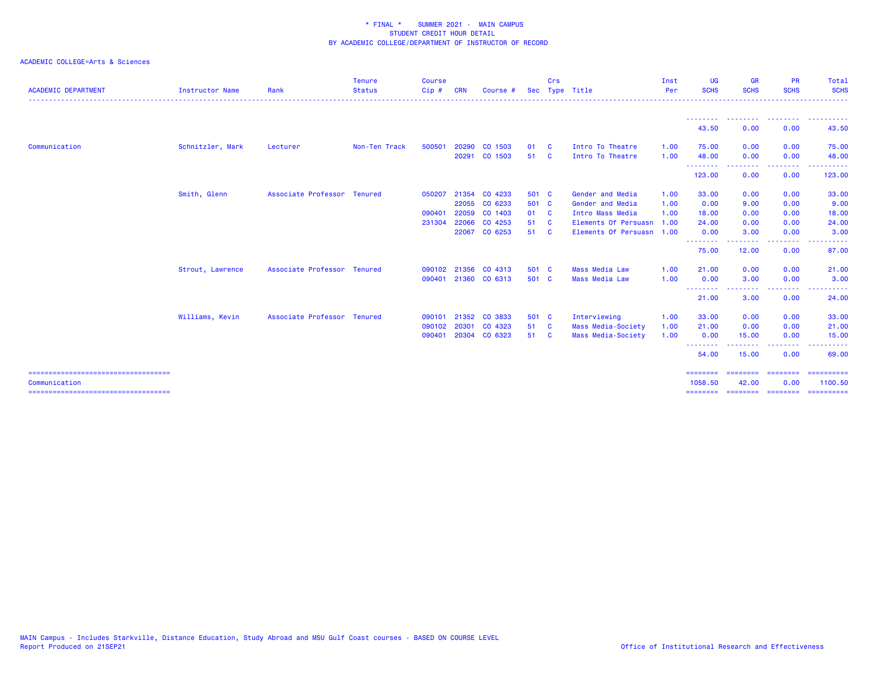* FINAL * SUMMER 2021 - MAIN CAMPUS
STUDENT CREDIT HOUR DETAIL
BY ACADEMIC COLLEGE/DEPARTMENT OF INSTRUCTOR OF RECORD

ACADEMIC COLLEGE=Arts & Sciences

| ACADEMIC DEPARTMENT | Instructor Name | Rank | Tenure Status | Course Cip # | CRN | Course # | Sec | Crs Type | Title | Inst Per | UG SCHS | GR SCHS | PR SCHS | Total SCHS |
|---|---|---|---|---|---|---|---|---|---|---|---|---|---|---|
| | | | | | | | | | | | 43.50 | 0.00 | 0.00 | 43.50 |
| Communication | Schnitzler, Mark | Lecturer | Non-Ten Track | 500501 | 20290 | CO 1503 | 01 | C | Intro To Theatre | 1.00 | 75.00 | 0.00 | 0.00 | 75.00 |
| | | | | | 20291 | CO 1503 | 51 | C | Intro To Theatre | 1.00 | 48.00 | 0.00 | 0.00 | 48.00 |
| | | | | | | | | | | | 123.00 | 0.00 | 0.00 | 123.00 |
| | Smith, Glenn | Associate Professor | Tenured | 050207 | 21354 | CO 4233 | 501 | C | Gender and Media | 1.00 | 33.00 | 0.00 | 0.00 | 33.00 |
| | | | | | 22055 | CO 6233 | 501 | C | Gender and Media | 1.00 | 0.00 | 9.00 | 0.00 | 9.00 |
| | | | | 090401 | 22059 | CO 1403 | 01 | C | Intro Mass Media | 1.00 | 18.00 | 0.00 | 0.00 | 18.00 |
| | | | | 231304 | 22066 | CO 4253 | 51 | C | Elements Of Persuasn | 1.00 | 24.00 | 0.00 | 0.00 | 24.00 |
| | | | | | 22067 | CO 6253 | 51 | C | Elements Of Persuasn | 1.00 | 0.00 | 3.00 | 0.00 | 3.00 |
| | | | | | | | | | | | 75.00 | 12.00 | 0.00 | 87.00 |
| | Strout, Lawrence | Associate Professor | Tenured | 090102 | 21356 | CO 4313 | 501 | C | Mass Media Law | 1.00 | 21.00 | 0.00 | 0.00 | 21.00 |
| | | | | 090401 | 21360 | CO 6313 | 501 | C | Mass Media Law | 1.00 | 0.00 | 3.00 | 0.00 | 3.00 |
| | | | | | | | | | | | 21.00 | 3.00 | 0.00 | 24.00 |
| | Williams, Kevin | Associate Professor | Tenured | 090101 | 21352 | CO 3833 | 501 | C | Interviewing | 1.00 | 33.00 | 0.00 | 0.00 | 33.00 |
| | | | | 090102 | 20301 | CO 4323 | 51 | C | Mass Media-Society | 1.00 | 21.00 | 0.00 | 0.00 | 21.00 |
| | | | | 090401 | 20304 | CO 6323 | 51 | C | Mass Media-Society | 1.00 | 0.00 | 15.00 | 0.00 | 15.00 |
| | | | | | | | | | | | 54.00 | 15.00 | 0.00 | 69.00 |
| Communication | | | | | | | | | | | 1058.50 | 42.00 | 0.00 | 1100.50 |

MAIN Campus - Includes Starkville, Distance Education, Study Abroad and MSU Gulf Coast courses - BASED ON COURSE LEVEL
Report Produced on 21SEP21

Office of Institutional Research and Effectiveness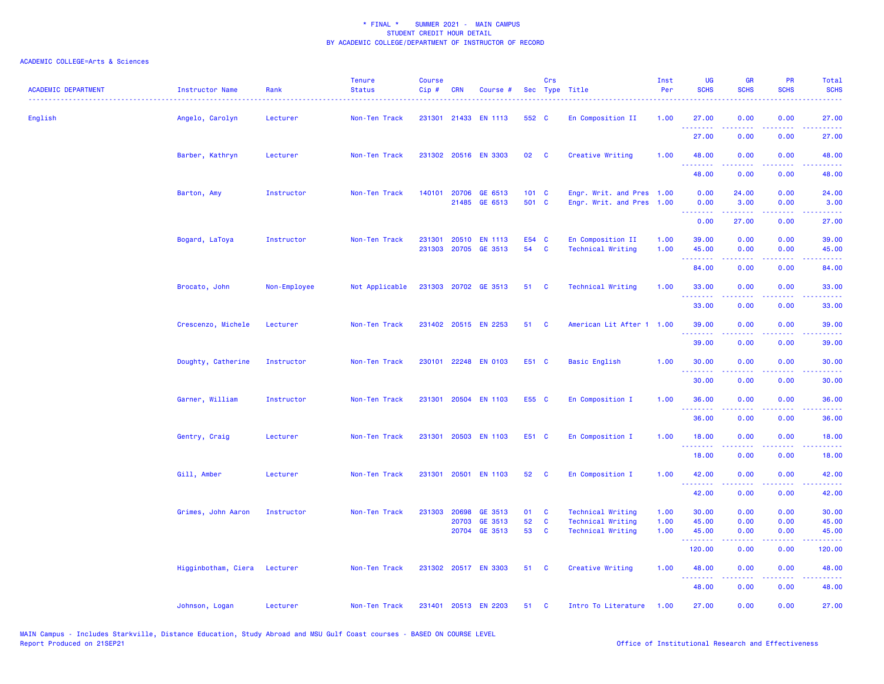* FINAL * SUMMER 2021 - MAIN CAMPUS
STUDENT CREDIT HOUR DETAIL
BY ACADEMIC COLLEGE/DEPARTMENT OF INSTRUCTOR OF RECORD

ACADEMIC COLLEGE=Arts & Sciences

| ACADEMIC DEPARTMENT | Instructor Name | Rank | Tenure Status | Course Cip # | CRN | Course # | Sec | Crs Type | Title | Inst Per | UG SCHS | GR SCHS | PR SCHS | Total SCHS |
|---|---|---|---|---|---|---|---|---|---|---|---|---|---|---|
| English | Angelo, Carolyn | Lecturer | Non-Ten Track | 231301 | 21433 | EN 1113 | 552 | C | En Composition II | 1.00 | 27.00 | 0.00 | 0.00 | 27.00 |
| | | | | | | | | | | | 27.00 | 0.00 | 0.00 | 27.00 |
| | Barber, Kathryn | Lecturer | Non-Ten Track | 231302 | 20516 | EN 3303 | 02 | C | Creative Writing | 1.00 | 48.00 | 0.00 | 0.00 | 48.00 |
| | | | | | | | | | | | 48.00 | 0.00 | 0.00 | 48.00 |
| | Barton, Amy | Instructor | Non-Ten Track | 140101 | 20706 | GE 6513 | 101 | C | Engr. Writ. and Pres | 1.00 | 0.00 | 24.00 | 0.00 | 24.00 |
| | | | | | 21485 | GE 6513 | 501 | C | Engr. Writ. and Pres | 1.00 | 0.00 | 3.00 | 0.00 | 3.00 |
| | | | | | | | | | | | 0.00 | 27.00 | 0.00 | 27.00 |
| | Bogard, LaToya | Instructor | Non-Ten Track | 231301 | 20510 | EN 1113 | E54 | C | En Composition II | 1.00 | 39.00 | 0.00 | 0.00 | 39.00 |
| | | | | 231303 | 20705 | GE 3513 | 54 | C | Technical Writing | 1.00 | 45.00 | 0.00 | 0.00 | 45.00 |
| | | | | | | | | | | | 84.00 | 0.00 | 0.00 | 84.00 |
| | Brocato, John | Non-Employee | Not Applicable | 231303 | 20702 | GE 3513 | 51 | C | Technical Writing | 1.00 | 33.00 | 0.00 | 0.00 | 33.00 |
| | | | | | | | | | | | 33.00 | 0.00 | 0.00 | 33.00 |
| | Crescenzo, Michele | Lecturer | Non-Ten Track | 231402 | 20515 | EN 2253 | 51 | C | American Lit After 1 | 1.00 | 39.00 | 0.00 | 0.00 | 39.00 |
| | | | | | | | | | | | 39.00 | 0.00 | 0.00 | 39.00 |
| | Doughty, Catherine | Instructor | Non-Ten Track | 230101 | 22248 | EN 0103 | E51 | C | Basic English | 1.00 | 30.00 | 0.00 | 0.00 | 30.00 |
| | | | | | | | | | | | 30.00 | 0.00 | 0.00 | 30.00 |
| | Garner, William | Instructor | Non-Ten Track | 231301 | 20504 | EN 1103 | E55 | C | En Composition I | 1.00 | 36.00 | 0.00 | 0.00 | 36.00 |
| | | | | | | | | | | | 36.00 | 0.00 | 0.00 | 36.00 |
| | Gentry, Craig | Lecturer | Non-Ten Track | 231301 | 20503 | EN 1103 | E51 | C | En Composition I | 1.00 | 18.00 | 0.00 | 0.00 | 18.00 |
| | | | | | | | | | | | 18.00 | 0.00 | 0.00 | 18.00 |
| | Gill, Amber | Lecturer | Non-Ten Track | 231301 | 20501 | EN 1103 | 52 | C | En Composition I | 1.00 | 42.00 | 0.00 | 0.00 | 42.00 |
| | | | | | | | | | | | 42.00 | 0.00 | 0.00 | 42.00 |
| | Grimes, John Aaron | Instructor | Non-Ten Track | 231303 | 20698 | GE 3513 | 01 | C | Technical Writing | 1.00 | 30.00 | 0.00 | 0.00 | 30.00 |
| | | | | | 20703 | GE 3513 | 52 | C | Technical Writing | 1.00 | 45.00 | 0.00 | 0.00 | 45.00 |
| | | | | | 20704 | GE 3513 | 53 | C | Technical Writing | 1.00 | 45.00 | 0.00 | 0.00 | 45.00 |
| | | | | | | | | | | | 120.00 | 0.00 | 0.00 | 120.00 |
| | Higginbotham, Ciera | Lecturer | Non-Ten Track | 231302 | 20517 | EN 3303 | 51 | C | Creative Writing | 1.00 | 48.00 | 0.00 | 0.00 | 48.00 |
| | | | | | | | | | | | 48.00 | 0.00 | 0.00 | 48.00 |
| | Johnson, Logan | Lecturer | Non-Ten Track | 231401 | 20513 | EN 2203 | 51 | C | Intro To Literature | 1.00 | 27.00 | 0.00 | 0.00 | 27.00 |

MAIN Campus - Includes Starkville, Distance Education, Study Abroad and MSU Gulf Coast courses - BASED ON COURSE LEVEL
Report Produced on 21SEP21

Office of Institutional Research and Effectiveness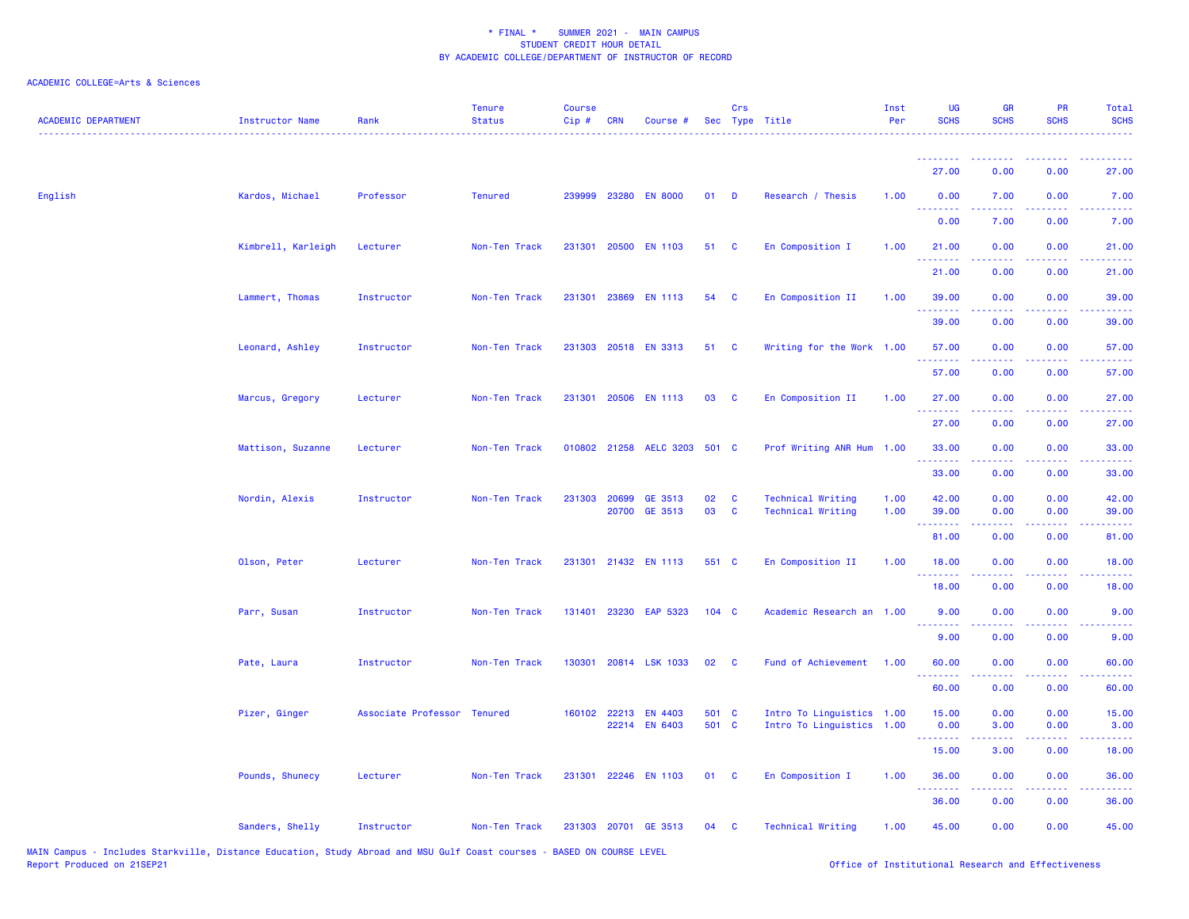\* FINAL \* SUMMER 2021 - MAIN CAMPUS
STUDENT CREDIT HOUR DETAIL
BY ACADEMIC COLLEGE/DEPARTMENT OF INSTRUCTOR OF RECORD

ACADEMIC COLLEGE=Arts & Sciences

| ACADEMIC DEPARTMENT | Instructor Name | Rank | Tenure Status | Course Cip # | CRN | Course # | Sec | Crs Type | Title | Inst Per | UG SCHS | GR SCHS | PR SCHS | Total SCHS |
|---|---|---|---|---|---|---|---|---|---|---|---|---|---|---|
| | | | | | | | | | | | 27.00 | 0.00 | 0.00 | 27.00 |
| English | Kardos, Michael | Professor | Tenured | 239999 | 23280 | EN 8000 | 01 | D | Research / Thesis | 1.00 | 0.00 | 7.00 | 0.00 | 7.00 |
| | | | | | | | | | | | 0.00 | 7.00 | 0.00 | 7.00 |
| | Kimbrell, Karleigh | Lecturer | Non-Ten Track | 231301 | 20500 | EN 1103 | 51 | C | En Composition I | 1.00 | 21.00 | 0.00 | 0.00 | 21.00 |
| | | | | | | | | | | | 21.00 | 0.00 | 0.00 | 21.00 |
| | Lammert, Thomas | Instructor | Non-Ten Track | 231301 | 23869 | EN 1113 | 54 | C | En Composition II | 1.00 | 39.00 | 0.00 | 0.00 | 39.00 |
| | | | | | | | | | | | 39.00 | 0.00 | 0.00 | 39.00 |
| | Leonard, Ashley | Instructor | Non-Ten Track | 231303 | 20518 | EN 3313 | 51 | C | Writing for the Work | 1.00 | 57.00 | 0.00 | 0.00 | 57.00 |
| | | | | | | | | | | | 57.00 | 0.00 | 0.00 | 57.00 |
| | Marcus, Gregory | Lecturer | Non-Ten Track | 231301 | 20506 | EN 1113 | 03 | C | En Composition II | 1.00 | 27.00 | 0.00 | 0.00 | 27.00 |
| | | | | | | | | | | | 27.00 | 0.00 | 0.00 | 27.00 |
| | Mattison, Suzanne | Lecturer | Non-Ten Track | 010802 | 21258 | AELC 3203 | 501 | C | Prof Writing ANR Hum | 1.00 | 33.00 | 0.00 | 0.00 | 33.00 |
| | | | | | | | | | | | 33.00 | 0.00 | 0.00 | 33.00 |
| | Nordin, Alexis | Instructor | Non-Ten Track | 231303 | 20699 | GE 3513 | 02 | C | Technical Writing | 1.00 | 42.00 | 0.00 | 0.00 | 42.00 |
| | | | | | 20700 | GE 3513 | 03 | C | Technical Writing | 1.00 | 39.00 | 0.00 | 0.00 | 39.00 |
| | | | | | | | | | | | 81.00 | 0.00 | 0.00 | 81.00 |
| | Olson, Peter | Lecturer | Non-Ten Track | 231301 | 21432 | EN 1113 | 551 | C | En Composition II | 1.00 | 18.00 | 0.00 | 0.00 | 18.00 |
| | | | | | | | | | | | 18.00 | 0.00 | 0.00 | 18.00 |
| | Parr, Susan | Instructor | Non-Ten Track | 131401 | 23230 | EAP 5323 | 104 | C | Academic Research an | 1.00 | 9.00 | 0.00 | 0.00 | 9.00 |
| | | | | | | | | | | | 9.00 | 0.00 | 0.00 | 9.00 |
| | Pate, Laura | Instructor | Non-Ten Track | 130301 | 20814 | LSK 1033 | 02 | C | Fund of Achievement | 1.00 | 60.00 | 0.00 | 0.00 | 60.00 |
| | | | | | | | | | | | 60.00 | 0.00 | 0.00 | 60.00 |
| | Pizer, Ginger | Associate Professor | Tenured | 160102 | 22213 | EN 4403 | 501 | C | Intro To Linguistics | 1.00 | 15.00 | 0.00 | 0.00 | 15.00 |
| | | | | | 22214 | EN 6403 | 501 | C | Intro To Linguistics | 1.00 | 0.00 | 3.00 | 0.00 | 3.00 |
| | | | | | | | | | | | 15.00 | 3.00 | 0.00 | 18.00 |
| | Pounds, Shunecy | Lecturer | Non-Ten Track | 231301 | 22246 | EN 1103 | 01 | C | En Composition I | 1.00 | 36.00 | 0.00 | 0.00 | 36.00 |
| | | | | | | | | | | | 36.00 | 0.00 | 0.00 | 36.00 |
| | Sanders, Shelly | Instructor | Non-Ten Track | 231303 | 20701 | GE 3513 | 04 | C | Technical Writing | 1.00 | 45.00 | 0.00 | 0.00 | 45.00 |

MAIN Campus - Includes Starkville, Distance Education, Study Abroad and MSU Gulf Coast courses - BASED ON COURSE LEVEL
Report Produced on 21SEP21

Office of Institutional Research and Effectiveness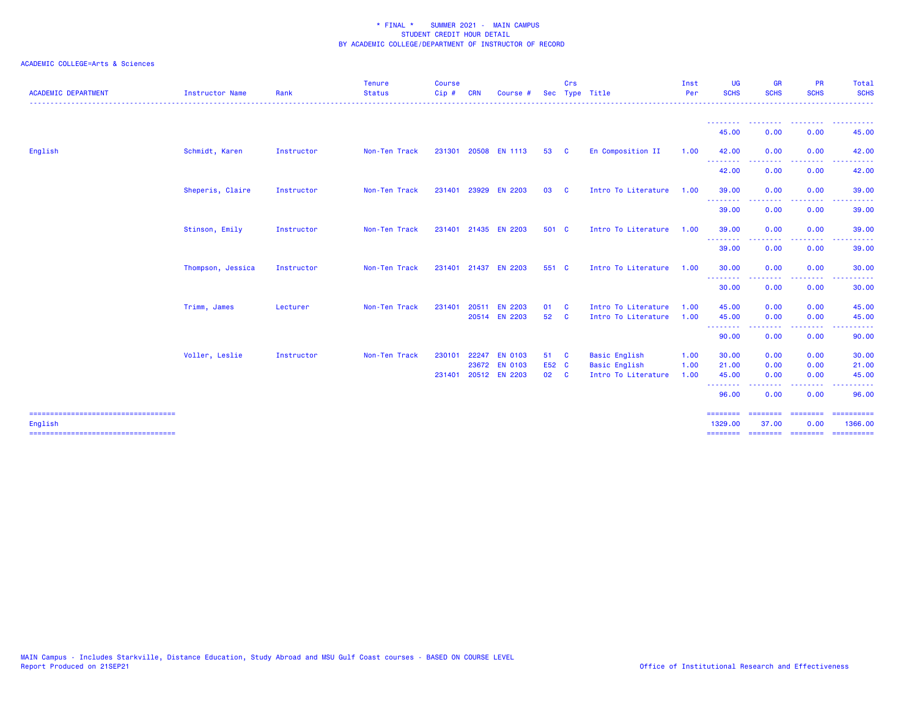\* FINAL \*    SUMMER 2021 -  MAIN CAMPUS
STUDENT CREDIT HOUR DETAIL
BY ACADEMIC COLLEGE/DEPARTMENT OF INSTRUCTOR OF RECORD

ACADEMIC COLLEGE=Arts & Sciences

| ACADEMIC DEPARTMENT | Instructor Name | Rank | Tenure Status | Course Cip # | CRN | Course # | Sec | Crs Type | Title | Inst Per | UG SCHS | GR SCHS | PR SCHS | Total SCHS |
|---|---|---|---|---|---|---|---|---|---|---|---|---|---|---|
| | | | | | | | | | | | 45.00 | 0.00 | 0.00 | 45.00 |
| English | Schmidt, Karen | Instructor | Non-Ten Track | 231301 | 20508 | EN 1113 | 53 | C | En Composition II | 1.00 | 42.00 | 0.00 | 0.00 | 42.00 |
| | | | | | | | | | | | 42.00 | 0.00 | 0.00 | 42.00 |
| | Sheperis, Claire | Instructor | Non-Ten Track | 231401 | 23929 | EN 2203 | 03 | C | Intro To Literature | 1.00 | 39.00 | 0.00 | 0.00 | 39.00 |
| | | | | | | | | | | | 39.00 | 0.00 | 0.00 | 39.00 |
| | Stinson, Emily | Instructor | Non-Ten Track | 231401 | 21435 | EN 2203 | 501 | C | Intro To Literature | 1.00 | 39.00 | 0.00 | 0.00 | 39.00 |
| | | | | | | | | | | | 39.00 | 0.00 | 0.00 | 39.00 |
| | Thompson, Jessica | Instructor | Non-Ten Track | 231401 | 21437 | EN 2203 | 551 | C | Intro To Literature | 1.00 | 30.00 | 0.00 | 0.00 | 30.00 |
| | | | | | | | | | | | 30.00 | 0.00 | 0.00 | 30.00 |
| | Trimm, James | Lecturer | Non-Ten Track | 231401 | 20511 | EN 2203 | 01 | C | Intro To Literature | 1.00 | 45.00 | 0.00 | 0.00 | 45.00 |
| | | | | | 20514 | EN 2203 | 52 | C | Intro To Literature | 1.00 | 45.00 | 0.00 | 0.00 | 45.00 |
| | | | | | | | | | | | 90.00 | 0.00 | 0.00 | 90.00 |
| | Voller, Leslie | Instructor | Non-Ten Track | 230101 | 22247 | EN 0103 | 51 | C | Basic English | 1.00 | 30.00 | 0.00 | 0.00 | 30.00 |
| | | | | | 23672 | EN 0103 | E52 | C | Basic English | 1.00 | 21.00 | 0.00 | 0.00 | 21.00 |
| | | | | 231401 | 20512 | EN 2203 | 02 | C | Intro To Literature | 1.00 | 45.00 | 0.00 | 0.00 | 45.00 |
| | | | | | | | | | | | 96.00 | 0.00 | 0.00 | 96.00 |
| English | | | | | | | | | | | 1329.00 | 37.00 | 0.00 | 1366.00 |

MAIN Campus - Includes Starkville, Distance Education, Study Abroad and MSU Gulf Coast courses - BASED ON COURSE LEVEL
Report Produced on 21SEP21

Office of Institutional Research and Effectiveness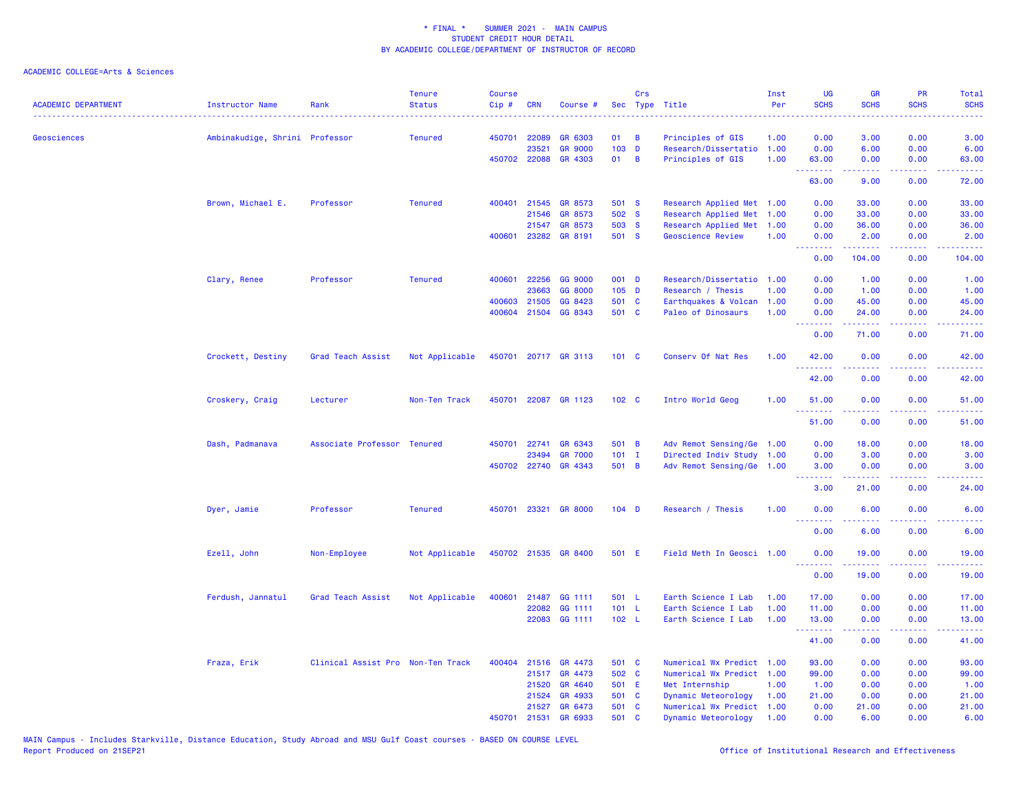\* FINAL \*    SUMMER 2021 -  MAIN CAMPUS
STUDENT CREDIT HOUR DETAIL
BY ACADEMIC COLLEGE/DEPARTMENT OF INSTRUCTOR OF RECORD

ACADEMIC COLLEGE=Arts & Sciences

| ACADEMIC DEPARTMENT | Instructor Name | Rank | Tenure Status | Course Cip # | CRN | Course # | Sec | Crs Type | Title | Inst Per | UG SCHS | GR SCHS | PR SCHS | Total SCHS |
|---|---|---|---|---|---|---|---|---|---|---|---|---|---|---|
| Geosciences | Ambinakudige, Shrini | Professor | Tenured | 450701 | 22089 | GR 6303 | 01 | B | Principles of GIS | 1.00 | 0.00 | 3.00 | 0.00 | 3.00 |
| | | | | | 23521 | GR 9000 | 103 | D | Research/Dissertatio | 1.00 | 0.00 | 6.00 | 0.00 | 6.00 |
| | | | | 450702 | 22088 | GR 4303 | 01 | B | Principles of GIS | 1.00 | 63.00 | 0.00 | 0.00 | 63.00 |
| | | | | | | | | | | | 63.00 | 9.00 | 0.00 | 72.00 |
| | Brown, Michael E. | Professor | Tenured | 400401 | 21545 | GR 8573 | 501 | S | Research Applied Met | 1.00 | 0.00 | 33.00 | 0.00 | 33.00 |
| | | | | | 21546 | GR 8573 | 502 | S | Research Applied Met | 1.00 | 0.00 | 33.00 | 0.00 | 33.00 |
| | | | | | 21547 | GR 8573 | 503 | S | Research Applied Met | 1.00 | 0.00 | 36.00 | 0.00 | 36.00 |
| | | | | 400601 | 23282 | GR 8191 | 501 | S | Geoscience Review | 1.00 | 0.00 | 2.00 | 0.00 | 2.00 |
| | | | | | | | | | | | 0.00 | 104.00 | 0.00 | 104.00 |
| | Clary, Renee | Professor | Tenured | 400601 | 22256 | GG 9000 | 001 | D | Research/Dissertatio | 1.00 | 0.00 | 1.00 | 0.00 | 1.00 |
| | | | | | 23663 | GG 8000 | 105 | D | Research / Thesis | 1.00 | 0.00 | 1.00 | 0.00 | 1.00 |
| | | | | 400603 | 21505 | GG 8423 | 501 | C | Earthquakes & Volcan | 1.00 | 0.00 | 45.00 | 0.00 | 45.00 |
| | | | | 400604 | 21504 | GG 8343 | 501 | C | Paleo of Dinosaurs | 1.00 | 0.00 | 24.00 | 0.00 | 24.00 |
| | | | | | | | | | | | 0.00 | 71.00 | 0.00 | 71.00 |
| | Crockett, Destiny | Grad Teach Assist | Not Applicable | 450701 | 20717 | GR 3113 | 101 | C | Conserv Of Nat Res | 1.00 | 42.00 | 0.00 | 0.00 | 42.00 |
| | | | | | | | | | | | 42.00 | 0.00 | 0.00 | 42.00 |
| | Croskery, Craig | Lecturer | Non-Ten Track | 450701 | 22087 | GR 1123 | 102 | C | Intro World Geog | 1.00 | 51.00 | 0.00 | 0.00 | 51.00 |
| | | | | | | | | | | | 51.00 | 0.00 | 0.00 | 51.00 |
| | Dash, Padmanava | Associate Professor | Tenured | 450701 | 22741 | GR 6343 | 501 | B | Adv Remot Sensing/Ge | 1.00 | 0.00 | 18.00 | 0.00 | 18.00 |
| | | | | | 23494 | GR 7000 | 101 | I | Directed Indiv Study | 1.00 | 0.00 | 3.00 | 0.00 | 3.00 |
| | | | | 450702 | 22740 | GR 4343 | 501 | B | Adv Remot Sensing/Ge | 1.00 | 3.00 | 0.00 | 0.00 | 3.00 |
| | | | | | | | | | | | 3.00 | 21.00 | 0.00 | 24.00 |
| | Dyer, Jamie | Professor | Tenured | 450701 | 23321 | GR 8000 | 104 | D | Research / Thesis | 1.00 | 0.00 | 6.00 | 0.00 | 6.00 |
| | | | | | | | | | | | 0.00 | 6.00 | 0.00 | 6.00 |
| | Ezell, John | Non-Employee | Not Applicable | 450702 | 21535 | GR 8400 | 501 | E | Field Meth In Geosci | 1.00 | 0.00 | 19.00 | 0.00 | 19.00 |
| | | | | | | | | | | | 0.00 | 19.00 | 0.00 | 19.00 |
| | Ferdush, Jannatul | Grad Teach Assist | Not Applicable | 400601 | 21487 | GG 1111 | 501 | L | Earth Science I Lab | 1.00 | 17.00 | 0.00 | 0.00 | 17.00 |
| | | | | | 22082 | GG 1111 | 101 | L | Earth Science I Lab | 1.00 | 11.00 | 0.00 | 0.00 | 11.00 |
| | | | | | 22083 | GG 1111 | 102 | L | Earth Science I Lab | 1.00 | 13.00 | 0.00 | 0.00 | 13.00 |
| | | | | | | | | | | | 41.00 | 0.00 | 0.00 | 41.00 |
| | Fraza, Erik | Clinical Assist Pro | Non-Ten Track | 400404 | 21516 | GR 4473 | 501 | C | Numerical Wx Predict | 1.00 | 93.00 | 0.00 | 0.00 | 93.00 |
| | | | | | 21517 | GR 4473 | 502 | C | Numerical Wx Predict | 1.00 | 99.00 | 0.00 | 0.00 | 99.00 |
| | | | | | 21520 | GR 4640 | 501 | E | Met Internship | 1.00 | 1.00 | 0.00 | 0.00 | 1.00 |
| | | | | | 21524 | GR 4933 | 501 | C | Dynamic Meteorology | 1.00 | 21.00 | 0.00 | 0.00 | 21.00 |
| | | | | | 21527 | GR 6473 | 501 | C | Numerical Wx Predict | 1.00 | 0.00 | 21.00 | 0.00 | 21.00 |
| | | | | 450701 | 21531 | GR 6933 | 501 | C | Dynamic Meteorology | 1.00 | 0.00 | 6.00 | 0.00 | 6.00 |

MAIN Campus - Includes Starkville, Distance Education, Study Abroad and MSU Gulf Coast courses - BASED ON COURSE LEVEL
Report Produced on 21SEP21    Office of Institutional Research and Effectiveness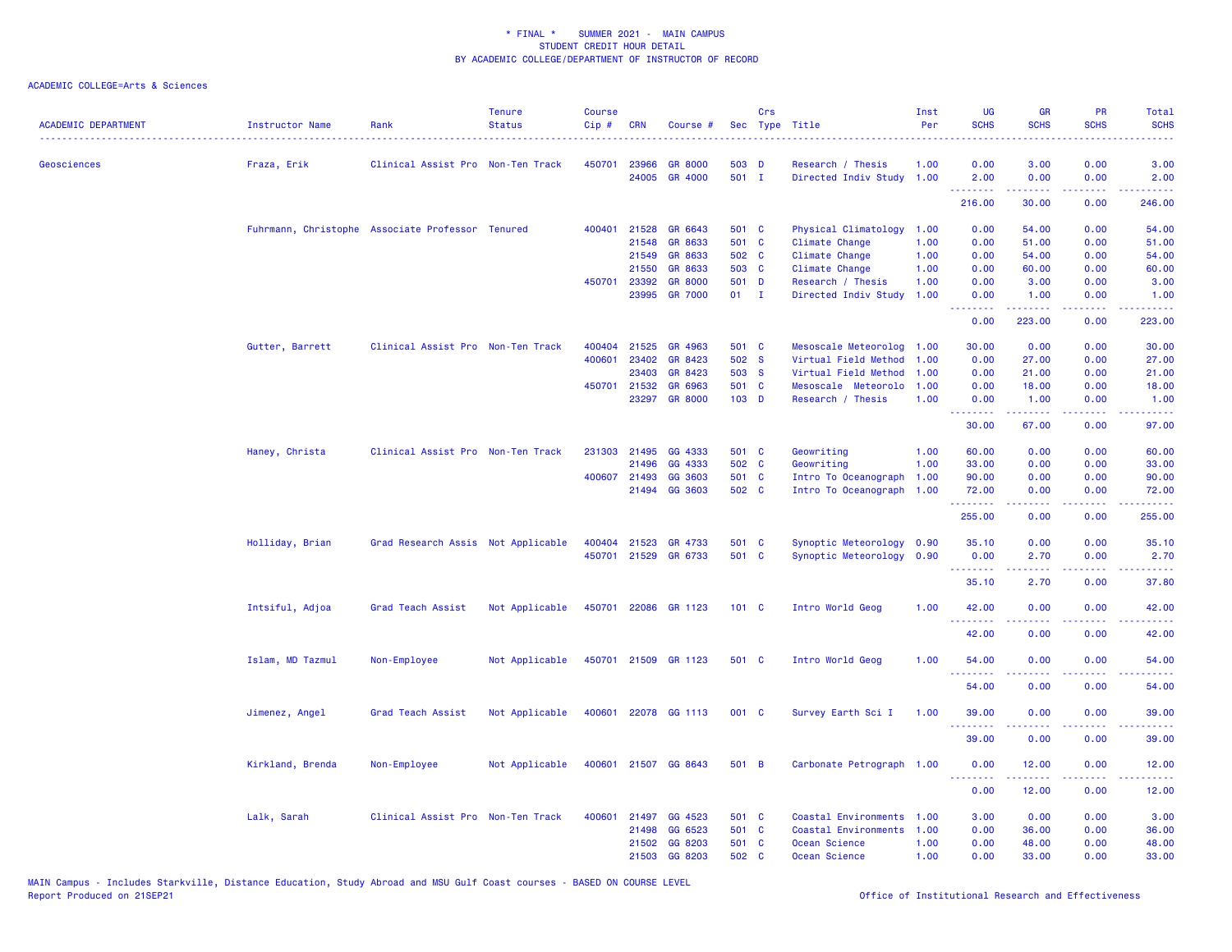\* FINAL \*    SUMMER 2021 -  MAIN CAMPUS
STUDENT CREDIT HOUR DETAIL
BY ACADEMIC COLLEGE/DEPARTMENT OF INSTRUCTOR OF RECORD

ACADEMIC COLLEGE=Arts & Sciences

| ACADEMIC DEPARTMENT | Instructor Name | Rank | Tenure Status | Course Cip # | CRN | Course # | Sec | Crs Type | Title | Inst Per | UG SCHS | GR SCHS | PR SCHS | Total SCHS |
|---|---|---|---|---|---|---|---|---|---|---|---|---|---|---|
| Geosciences | Fraza, Erik | Clinical Assist Pro | Non-Ten Track | 450701 | 23966 | GR 8000 | 503 | D | Research / Thesis | 1.00 | 0.00 | 3.00 | 0.00 | 3.00 |
| | | | | | 24005 | GR 4000 | 501 | I | Directed Indiv Study | 1.00 | 2.00 | 0.00 | 0.00 | 2.00 |
| | | | | | | | | | | | 216.00 | 30.00 | 0.00 | 246.00 |
| | Fuhrmann, Christophe | Associate Professor | Tenured | 400401 | 21528 | GR 6643 | 501 | C | Physical Climatology | 1.00 | 0.00 | 54.00 | 0.00 | 54.00 |
| | | | | | 21548 | GR 8633 | 501 | C | Climate Change | 1.00 | 0.00 | 51.00 | 0.00 | 51.00 |
| | | | | | 21549 | GR 8633 | 502 | C | Climate Change | 1.00 | 0.00 | 54.00 | 0.00 | 54.00 |
| | | | | | 21550 | GR 8633 | 503 | C | Climate Change | 1.00 | 0.00 | 60.00 | 0.00 | 60.00 |
| | | | | 450701 | 23392 | GR 8000 | 501 | D | Research / Thesis | 1.00 | 0.00 | 3.00 | 0.00 | 3.00 |
| | | | | | 23995 | GR 7000 | 01 | I | Directed Indiv Study | 1.00 | 0.00 | 1.00 | 0.00 | 1.00 |
| | | | | | | | | | | | 0.00 | 223.00 | 0.00 | 223.00 |
| | Gutter, Barrett | Clinical Assist Pro | Non-Ten Track | 400404 | 21525 | GR 4963 | 501 | C | Mesoscale Meteorolog | 1.00 | 30.00 | 0.00 | 0.00 | 30.00 |
| | | | | 400601 | 23402 | GR 8423 | 502 | S | Virtual Field Method | 1.00 | 0.00 | 27.00 | 0.00 | 27.00 |
| | | | | | 23403 | GR 8423 | 503 | S | Virtual Field Method | 1.00 | 0.00 | 21.00 | 0.00 | 21.00 |
| | | | | 450701 | 21532 | GR 6963 | 501 | C | Mesoscale  Meteorolo | 1.00 | 0.00 | 18.00 | 0.00 | 18.00 |
| | | | | | 23297 | GR 8000 | 103 | D | Research / Thesis | 1.00 | 0.00 | 1.00 | 0.00 | 1.00 |
| | | | | | | | | | | | 30.00 | 67.00 | 0.00 | 97.00 |
| | Haney, Christa | Clinical Assist Pro | Non-Ten Track | 231303 | 21495 | GG 4333 | 501 | C | Geowriting | 1.00 | 60.00 | 0.00 | 0.00 | 60.00 |
| | | | | | 21496 | GG 4333 | 502 | C | Geowriting | 1.00 | 33.00 | 0.00 | 0.00 | 33.00 |
| | | | | 400607 | 21493 | GG 3603 | 501 | C | Intro To Oceanograph | 1.00 | 90.00 | 0.00 | 0.00 | 90.00 |
| | | | | | 21494 | GG 3603 | 502 | C | Intro To Oceanograph | 1.00 | 72.00 | 0.00 | 0.00 | 72.00 |
| | | | | | | | | | | | 255.00 | 0.00 | 0.00 | 255.00 |
| | Holliday, Brian | Grad Research Assis | Not Applicable | 400404 | 21523 | GR 4733 | 501 | C | Synoptic Meteorology | 0.90 | 35.10 | 0.00 | 0.00 | 35.10 |
| | | | | 450701 | 21529 | GR 6733 | 501 | C | Synoptic Meteorology | 0.90 | 0.00 | 2.70 | 0.00 | 2.70 |
| | | | | | | | | | | | 35.10 | 2.70 | 0.00 | 37.80 |
| | Intsiful, Adjoa | Grad Teach Assist | Not Applicable | 450701 | 22086 | GR 1123 | 101 | C | Intro World Geog | 1.00 | 42.00 | 0.00 | 0.00 | 42.00 |
| | | | | | | | | | | | 42.00 | 0.00 | 0.00 | 42.00 |
| | Islam, MD Tazmul | Non-Employee | Not Applicable | 450701 | 21509 | GR 1123 | 501 | C | Intro World Geog | 1.00 | 54.00 | 0.00 | 0.00 | 54.00 |
| | | | | | | | | | | | 54.00 | 0.00 | 0.00 | 54.00 |
| | Jimenez, Angel | Grad Teach Assist | Not Applicable | 400601 | 22078 | GG 1113 | 001 | C | Survey Earth Sci I | 1.00 | 39.00 | 0.00 | 0.00 | 39.00 |
| | | | | | | | | | | | 39.00 | 0.00 | 0.00 | 39.00 |
| | Kirkland, Brenda | Non-Employee | Not Applicable | 400601 | 21507 | GG 8643 | 501 | B | Carbonate Petrograph | 1.00 | 0.00 | 12.00 | 0.00 | 12.00 |
| | | | | | | | | | | | 0.00 | 12.00 | 0.00 | 12.00 |
| | Lalk, Sarah | Clinical Assist Pro | Non-Ten Track | 400601 | 21497 | GG 4523 | 501 | C | Coastal Environments | 1.00 | 3.00 | 0.00 | 0.00 | 3.00 |
| | | | | | 21498 | GG 6523 | 501 | C | Coastal Environments | 1.00 | 0.00 | 36.00 | 0.00 | 36.00 |
| | | | | | 21502 | GG 8203 | 501 | C | Ocean Science | 1.00 | 0.00 | 48.00 | 0.00 | 48.00 |
| | | | | | 21503 | GG 8203 | 502 | C | Ocean Science | 1.00 | 0.00 | 33.00 | 0.00 | 33.00 |

MAIN Campus - Includes Starkville, Distance Education, Study Abroad and MSU Gulf Coast courses - BASED ON COURSE LEVEL
Report Produced on 21SEP21    Office of Institutional Research and Effectiveness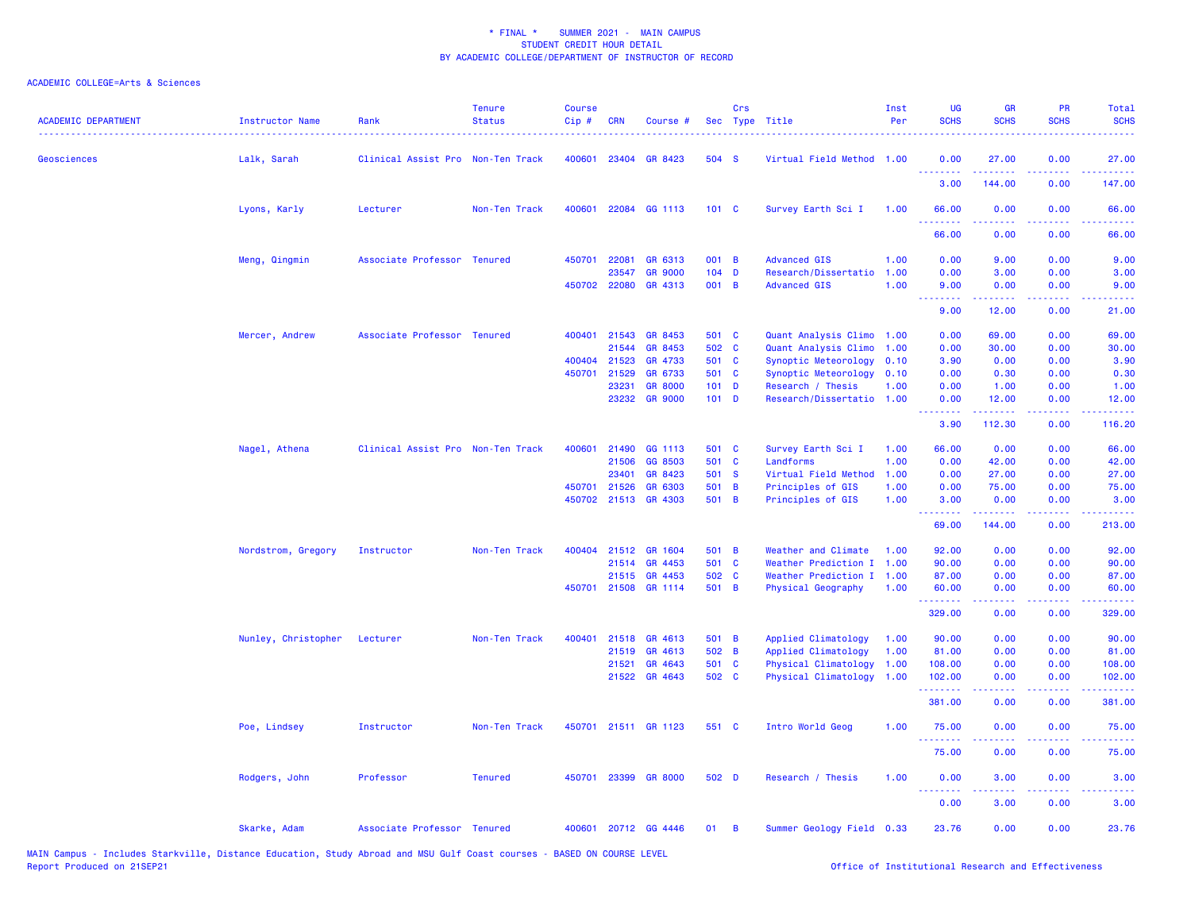\* FINAL \*    SUMMER 2021 -  MAIN CAMPUS
STUDENT CREDIT HOUR DETAIL
BY ACADEMIC COLLEGE/DEPARTMENT OF INSTRUCTOR OF RECORD

ACADEMIC COLLEGE=Arts & Sciences

| ACADEMIC DEPARTMENT | Instructor Name | Rank | Tenure Status | Course Cip # | CRN | Course # | Sec | Crs Type | Title | Inst Per | UG SCHS | GR SCHS | PR SCHS | Total SCHS |
|---|---|---|---|---|---|---|---|---|---|---|---|---|---|---|
| Geosciences | Lalk, Sarah | Clinical Assist Pro | Non-Ten Track | 400601 | 23404 | GR 8423 | 504 | S | Virtual Field Method | 1.00 | 0.00 | 27.00 | 0.00 | 27.00 |
| | | | | | | | | | | | 3.00 | 144.00 | 0.00 | 147.00 |
| | Lyons, Karly | Lecturer | Non-Ten Track | 400601 | 22084 | GG 1113 | 101 | C | Survey Earth Sci I | 1.00 | 66.00 | 0.00 | 0.00 | 66.00 |
| | | | | | | | | | | | 66.00 | 0.00 | 0.00 | 66.00 |
| | Meng, Qingmin | Associate Professor | Tenured | 450701 | 22081 | GR 6313 | 001 | B | Advanced GIS | 1.00 | 0.00 | 9.00 | 0.00 | 9.00 |
| | | | | | 23547 | GR 9000 | 104 | D | Research/Dissertatio | 1.00 | 0.00 | 3.00 | 0.00 | 3.00 |
| | | | | 450702 | 22080 | GR 4313 | 001 | B | Advanced GIS | 1.00 | 9.00 | 0.00 | 0.00 | 9.00 |
| | | | | | | | | | | | 9.00 | 12.00 | 0.00 | 21.00 |
| | Mercer, Andrew | Associate Professor | Tenured | 400401 | 21543 | GR 8453 | 501 | C | Quant Analysis Climo | 1.00 | 0.00 | 69.00 | 0.00 | 69.00 |
| | | | | | 21544 | GR 8453 | 502 | C | Quant Analysis Climo | 1.00 | 0.00 | 30.00 | 0.00 | 30.00 |
| | | | | 400404 | 21523 | GR 4733 | 501 | C | Synoptic Meteorology | 0.10 | 3.90 | 0.00 | 0.00 | 3.90 |
| | | | | 450701 | 21529 | GR 6733 | 501 | C | Synoptic Meteorology | 0.10 | 0.00 | 0.30 | 0.00 | 0.30 |
| | | | | | 23231 | GR 8000 | 101 | D | Research / Thesis | 1.00 | 0.00 | 1.00 | 0.00 | 1.00 |
| | | | | | 23232 | GR 9000 | 101 | D | Research/Dissertatio | 1.00 | 0.00 | 12.00 | 0.00 | 12.00 |
| | | | | | | | | | | | 3.90 | 112.30 | 0.00 | 116.20 |
| | Nagel, Athena | Clinical Assist Pro | Non-Ten Track | 400601 | 21490 | GG 1113 | 501 | C | Survey Earth Sci I | 1.00 | 66.00 | 0.00 | 0.00 | 66.00 |
| | | | | | 21506 | GG 8503 | 501 | C | Landforms | 1.00 | 0.00 | 42.00 | 0.00 | 42.00 |
| | | | | | 23401 | GR 8423 | 501 | S | Virtual Field Method | 1.00 | 0.00 | 27.00 | 0.00 | 27.00 |
| | | | | 450701 | 21526 | GR 6303 | 501 | B | Principles of GIS | 1.00 | 0.00 | 75.00 | 0.00 | 75.00 |
| | | | | 450702 | 21513 | GR 4303 | 501 | B | Principles of GIS | 1.00 | 3.00 | 0.00 | 0.00 | 3.00 |
| | | | | | | | | | | | 69.00 | 144.00 | 0.00 | 213.00 |
| | Nordstrom, Gregory | Instructor | Non-Ten Track | 400404 | 21512 | GR 1604 | 501 | B | Weather and Climate | 1.00 | 92.00 | 0.00 | 0.00 | 92.00 |
| | | | | | 21514 | GR 4453 | 501 | C | Weather Prediction I | 1.00 | 90.00 | 0.00 | 0.00 | 90.00 |
| | | | | | 21515 | GR 4453 | 502 | C | Weather Prediction I | 1.00 | 87.00 | 0.00 | 0.00 | 87.00 |
| | | | | 450701 | 21508 | GR 1114 | 501 | B | Physical Geography | 1.00 | 60.00 | 0.00 | 0.00 | 60.00 |
| | | | | | | | | | | | 329.00 | 0.00 | 0.00 | 329.00 |
| | Nunley, Christopher | Lecturer | Non-Ten Track | 400401 | 21518 | GR 4613 | 501 | B | Applied Climatology | 1.00 | 90.00 | 0.00 | 0.00 | 90.00 |
| | | | | | 21519 | GR 4613 | 502 | B | Applied Climatology | 1.00 | 81.00 | 0.00 | 0.00 | 81.00 |
| | | | | | 21521 | GR 4643 | 501 | C | Physical Climatology | 1.00 | 108.00 | 0.00 | 0.00 | 108.00 |
| | | | | | 21522 | GR 4643 | 502 | C | Physical Climatology | 1.00 | 102.00 | 0.00 | 0.00 | 102.00 |
| | | | | | | | | | | | 381.00 | 0.00 | 0.00 | 381.00 |
| | Poe, Lindsey | Instructor | Non-Ten Track | 450701 | 21511 | GR 1123 | 551 | C | Intro World Geog | 1.00 | 75.00 | 0.00 | 0.00 | 75.00 |
| | | | | | | | | | | | 75.00 | 0.00 | 0.00 | 75.00 |
| | Rodgers, John | Professor | Tenured | 450701 | 23399 | GR 8000 | 502 | D | Research / Thesis | 1.00 | 0.00 | 3.00 | 0.00 | 3.00 |
| | | | | | | | | | | | 0.00 | 3.00 | 0.00 | 3.00 |
| | Skarke, Adam | Associate Professor | Tenured | 400601 | 20712 | GG 4446 | 01 | B | Summer Geology Field | 0.33 | 23.76 | 0.00 | 0.00 | 23.76 |

MAIN Campus - Includes Starkville, Distance Education, Study Abroad and MSU Gulf Coast courses - BASED ON COURSE LEVEL
Report Produced on 21SEP21

Office of Institutional Research and Effectiveness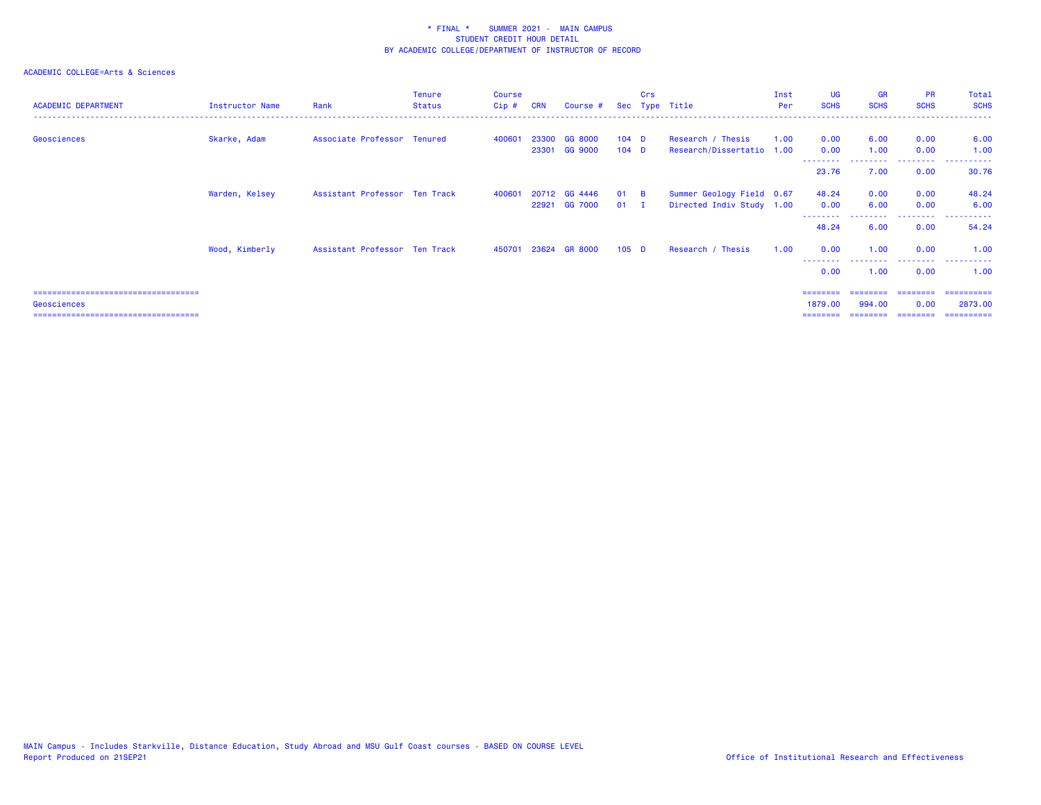\* FINAL \*    SUMMER 2021 -  MAIN CAMPUS
STUDENT CREDIT HOUR DETAIL
BY ACADEMIC COLLEGE/DEPARTMENT OF INSTRUCTOR OF RECORD

ACADEMIC COLLEGE=Arts & Sciences

| ACADEMIC DEPARTMENT | Instructor Name | Rank | Tenure Status | Course Cip # | CRN | Course # | Sec | Crs Type | Title | Inst Per | UG SCHS | GR SCHS | PR SCHS | Total SCHS |
|---|---|---|---|---|---|---|---|---|---|---|---|---|---|---|
| Geosciences | Skarke, Adam | Associate Professor | Tenured | 400601 | 23300 | GG 8000 | 104 | D | Research / Thesis | 1.00 | 0.00 | 6.00 | 0.00 | 6.00 |
| | | | | | 23301 | GG 9000 | 104 | D | Research/Dissertatio | 1.00 | 0.00 | 1.00 | 0.00 | 1.00 |
| | | | | | | | | | | | 23.76 | 7.00 | 0.00 | 30.76 |
| | Warden, Kelsey | Assistant Professor | Ten Track | 400601 | 20712 | GG 4446 | 01 | B | Summer Geology Field | 0.67 | 48.24 | 0.00 | 0.00 | 48.24 |
| | | | | | 22921 | GG 7000 | 01 | I | Directed Indiv Study | 1.00 | 0.00 | 6.00 | 0.00 | 6.00 |
| | | | | | | | | | | | 48.24 | 6.00 | 0.00 | 54.24 |
| | Wood, Kimberly | Assistant Professor | Ten Track | 450701 | 23624 | GR 8000 | 105 | D | Research / Thesis | 1.00 | 0.00 | 1.00 | 0.00 | 1.00 |
| | | | | | | | | | | | 0.00 | 1.00 | 0.00 | 1.00 |
| Geosciences | | | | | | | | | | | 1879.00 | 994.00 | 0.00 | 2873.00 |

MAIN Campus - Includes Starkville, Distance Education, Study Abroad and MSU Gulf Coast courses - BASED ON COURSE LEVEL
Report Produced on 21SEP21

Office of Institutional Research and Effectiveness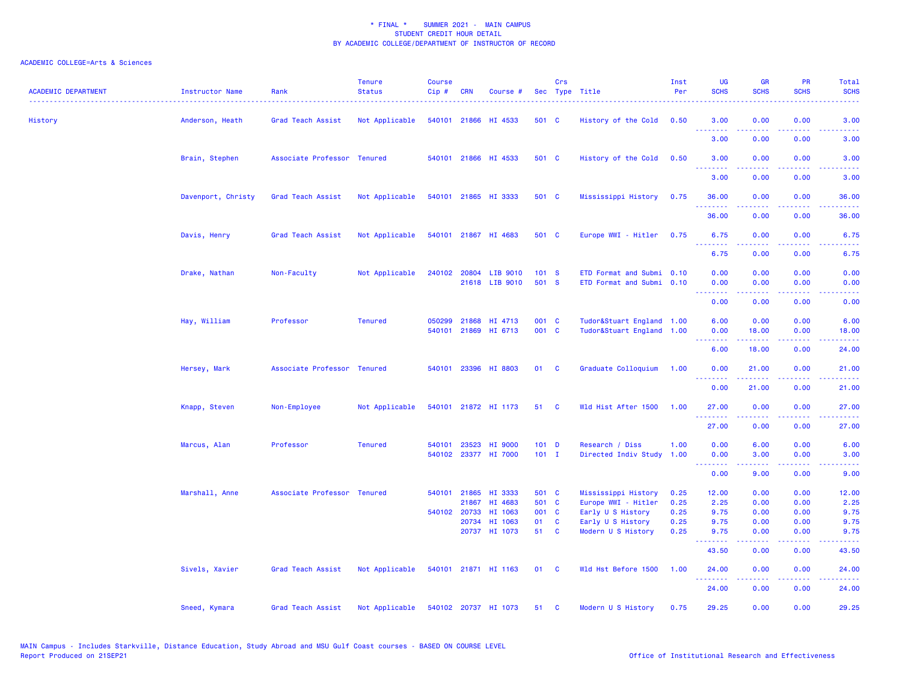\* FINAL \* SUMMER 2021 - MAIN CAMPUS
STUDENT CREDIT HOUR DETAIL
BY ACADEMIC COLLEGE/DEPARTMENT OF INSTRUCTOR OF RECORD

ACADEMIC COLLEGE=Arts & Sciences

| ACADEMIC DEPARTMENT | Instructor Name | Rank | Tenure Status | Course Cip # | CRN | Course # | Sec | Crs Type | Title | Inst Per | UG SCHS | GR SCHS | PR SCHS | Total SCHS |
|---|---|---|---|---|---|---|---|---|---|---|---|---|---|---|
| History | Anderson, Heath | Grad Teach Assist | Not Applicable | 540101 | 21866 | HI 4533 | 501 | C | History of the Cold | 0.50 | 3.00 | 0.00 | 0.00 | 3.00 |
| | | | | | | | | | | | 3.00 | 0.00 | 0.00 | 3.00 |
| | Brain, Stephen | Associate Professor | Tenured | 540101 | 21866 | HI 4533 | 501 | C | History of the Cold | 0.50 | 3.00 | 0.00 | 0.00 | 3.00 |
| | | | | | | | | | | | 3.00 | 0.00 | 0.00 | 3.00 |
| | Davenport, Christy | Grad Teach Assist | Not Applicable | 540101 | 21865 | HI 3333 | 501 | C | Mississippi History | 0.75 | 36.00 | 0.00 | 0.00 | 36.00 |
| | | | | | | | | | | | 36.00 | 0.00 | 0.00 | 36.00 |
| | Davis, Henry | Grad Teach Assist | Not Applicable | 540101 | 21867 | HI 4683 | 501 | C | Europe WWI - Hitler | 0.75 | 6.75 | 0.00 | 0.00 | 6.75 |
| | | | | | | | | | | | 6.75 | 0.00 | 0.00 | 6.75 |
| | Drake, Nathan | Non-Faculty | Not Applicable | 240102 | 20804 | LIB 9010 | 101 | S | ETD Format and Submi | 0.10 | 0.00 | 0.00 | 0.00 | 0.00 |
| | | | | | 21618 | LIB 9010 | 501 | S | ETD Format and Submi | 0.10 | 0.00 | 0.00 | 0.00 | 0.00 |
| | | | | | | | | | | | 0.00 | 0.00 | 0.00 | 0.00 |
| | Hay, William | Professor | Tenured | 050299 | 21868 | HI 4713 | 001 | C | Tudor&Stuart England | 1.00 | 6.00 | 0.00 | 0.00 | 6.00 |
| | | | | 540101 | 21869 | HI 6713 | 001 | C | Tudor&Stuart England | 1.00 | 0.00 | 18.00 | 0.00 | 18.00 |
| | | | | | | | | | | | 6.00 | 18.00 | 0.00 | 24.00 |
| | Hersey, Mark | Associate Professor | Tenured | 540101 | 23396 | HI 8803 | 01 | C | Graduate Colloquium | 1.00 | 0.00 | 21.00 | 0.00 | 21.00 |
| | | | | | | | | | | | 0.00 | 21.00 | 0.00 | 21.00 |
| | Knapp, Steven | Non-Employee | Not Applicable | 540101 | 21872 | HI 1173 | 51 | C | Wld Hist After 1500 | 1.00 | 27.00 | 0.00 | 0.00 | 27.00 |
| | | | | | | | | | | | 27.00 | 0.00 | 0.00 | 27.00 |
| | Marcus, Alan | Professor | Tenured | 540101 | 23523 | HI 9000 | 101 | D | Research / Diss | 1.00 | 0.00 | 6.00 | 0.00 | 6.00 |
| | | | | 540102 | 23377 | HI 7000 | 101 | I | Directed Indiv Study | 1.00 | 0.00 | 3.00 | 0.00 | 3.00 |
| | | | | | | | | | | | 0.00 | 9.00 | 0.00 | 9.00 |
| | Marshall, Anne | Associate Professor | Tenured | 540101 | 21865 | HI 3333 | 501 | C | Mississippi History | 0.25 | 12.00 | 0.00 | 0.00 | 12.00 |
| | | | | | 21867 | HI 4683 | 501 | C | Europe WWI - Hitler | 0.25 | 2.25 | 0.00 | 0.00 | 2.25 |
| | | | | 540102 | 20733 | HI 1063 | 001 | C | Early U S History | 0.25 | 9.75 | 0.00 | 0.00 | 9.75 |
| | | | | | 20734 | HI 1063 | 01 | C | Early U S History | 0.25 | 9.75 | 0.00 | 0.00 | 9.75 |
| | | | | | 20737 | HI 1073 | 51 | C | Modern U S History | 0.25 | 9.75 | 0.00 | 0.00 | 9.75 |
| | | | | | | | | | | | 43.50 | 0.00 | 0.00 | 43.50 |
| | Sivels, Xavier | Grad Teach Assist | Not Applicable | 540101 | 21871 | HI 1163 | 01 | C | Wld Hst Before 1500 | 1.00 | 24.00 | 0.00 | 0.00 | 24.00 |
| | | | | | | | | | | | 24.00 | 0.00 | 0.00 | 24.00 |
| | Sneed, Kymara | Grad Teach Assist | Not Applicable | 540102 | 20737 | HI 1073 | 51 | C | Modern U S History | 0.75 | 29.25 | 0.00 | 0.00 | 29.25 |

MAIN Campus - Includes Starkville, Distance Education, Study Abroad and MSU Gulf Coast courses - BASED ON COURSE LEVEL
Report Produced on 21SEP21

Office of Institutional Research and Effectiveness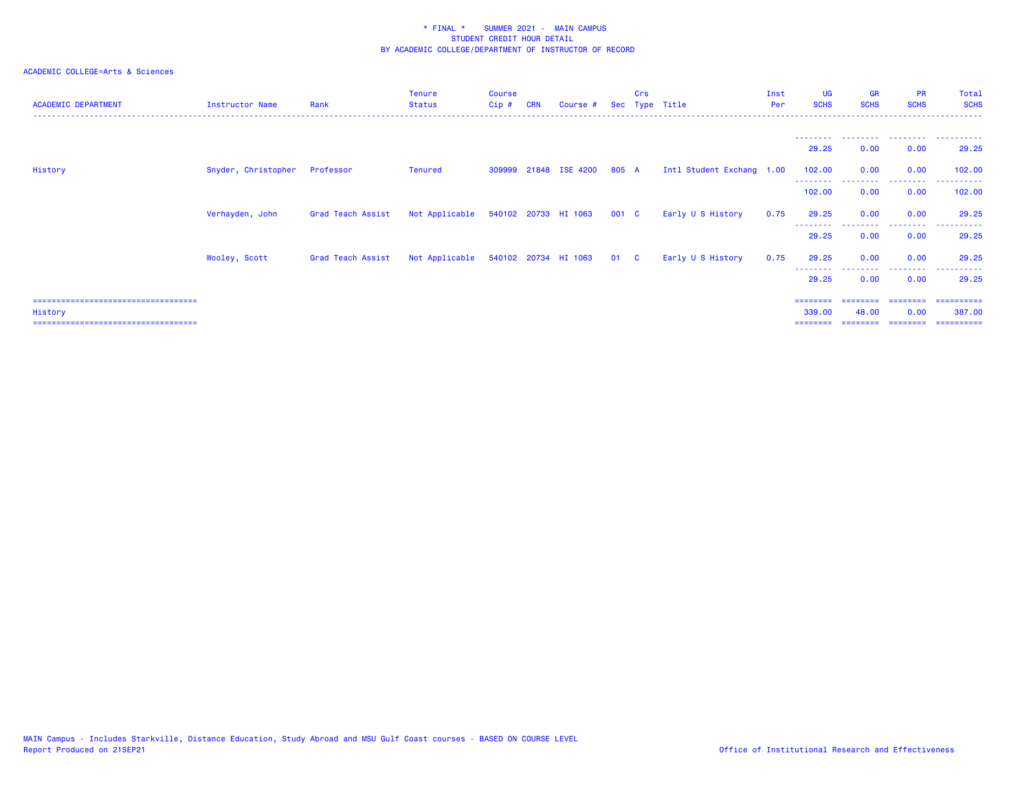\* FINAL \*    SUMMER 2021 -  MAIN CAMPUS
STUDENT CREDIT HOUR DETAIL
BY ACADEMIC COLLEGE/DEPARTMENT OF INSTRUCTOR OF RECORD

ACADEMIC COLLEGE=Arts & Sciences

| ACADEMIC DEPARTMENT | Instructor Name | Rank | Tenure Status | Course Cip # | CRN | Course # | Sec | Crs Type | Title | Inst Per | UG SCHS | GR SCHS | PR SCHS | Total SCHS |
|---|---|---|---|---|---|---|---|---|---|---|---|---|---|---|
| | | | | | | | | | | | 29.25 | 0.00 | 0.00 | 29.25 |
| History | Snyder, Christopher | Professor | Tenured | 309999 | 21848 | ISE 4200 | 805 | A | Intl Student Exchang | 1.00 | 102.00 | 0.00 | 0.00 | 102.00 |
| | | | | | | | | | | | 102.00 | 0.00 | 0.00 | 102.00 |
| | Verhayden, John | Grad Teach Assist | Not Applicable | 540102 | 20733 | HI 1063 | 001 | C | Early U S History | 0.75 | 29.25 | 0.00 | 0.00 | 29.25 |
| | | | | | | | | | | | 29.25 | 0.00 | 0.00 | 29.25 |
| | Wooley, Scott | Grad Teach Assist | Not Applicable | 540102 | 20734 | HI 1063 | 01 | C | Early U S History | 0.75 | 29.25 | 0.00 | 0.00 | 29.25 |
| | | | | | | | | | | | 29.25 | 0.00 | 0.00 | 29.25 |
| History | | | | | | | | | | | 339.00 | 48.00 | 0.00 | 387.00 |

MAIN Campus - Includes Starkville, Distance Education, Study Abroad and MSU Gulf Coast courses - BASED ON COURSE LEVEL
Report Produced on 21SEP21

Office of Institutional Research and Effectiveness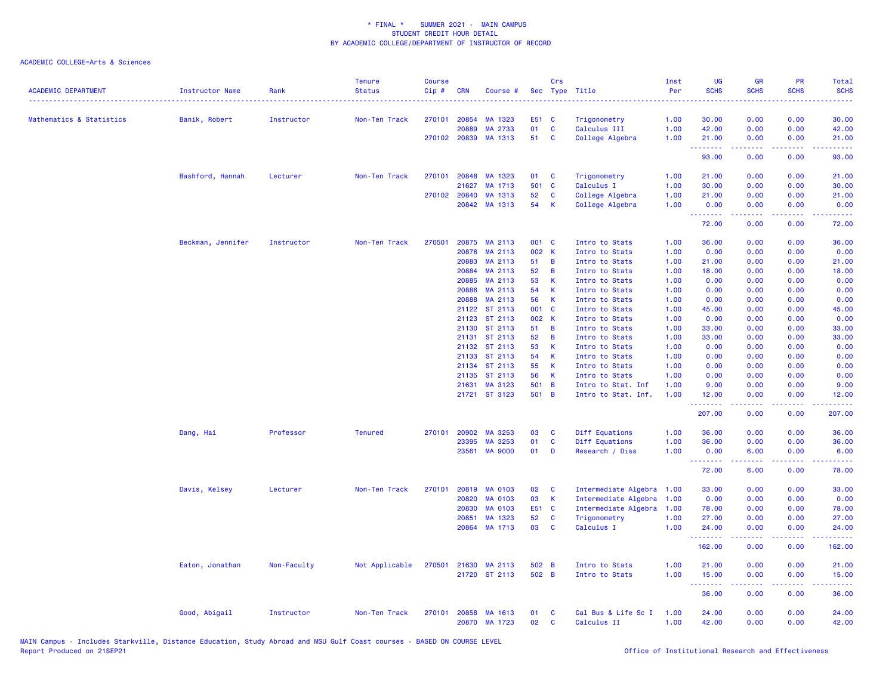\* FINAL \*    SUMMER 2021 -  MAIN CAMPUS
STUDENT CREDIT HOUR DETAIL
BY ACADEMIC COLLEGE/DEPARTMENT OF INSTRUCTOR OF RECORD

ACADEMIC COLLEGE=Arts & Sciences

| ACADEMIC DEPARTMENT | Instructor Name | Rank | Tenure Status | Course Cip # | CRN | Course # | Sec | Crs Type | Title | Inst Per | UG SCHS | GR SCHS | PR SCHS | Total SCHS |
|---|---|---|---|---|---|---|---|---|---|---|---|---|---|---|
| Mathematics & Statistics | Banik, Robert | Instructor | Non-Ten Track | 270101 | 20854 | MA 1323 | E51 | C | Trigonometry | 1.00 | 30.00 | 0.00 | 0.00 | 30.00 |
| | | | | | 20889 | MA 2733 | 01 | C | Calculus III | 1.00 | 42.00 | 0.00 | 0.00 | 42.00 |
| | | | | 270102 | 20839 | MA 1313 | 51 | C | College Algebra | 1.00 | 21.00 | 0.00 | 0.00 | 21.00 |
| | | | | | | | | | | | 93.00 | 0.00 | 0.00 | 93.00 |
| | Bashford, Hannah | Lecturer | Non-Ten Track | 270101 | 20848 | MA 1323 | 01 | C | Trigonometry | 1.00 | 21.00 | 0.00 | 0.00 | 21.00 |
| | | | | | 21627 | MA 1713 | 501 | C | Calculus I | 1.00 | 30.00 | 0.00 | 0.00 | 30.00 |
| | | | | 270102 | 20840 | MA 1313 | 52 | C | College Algebra | 1.00 | 21.00 | 0.00 | 0.00 | 21.00 |
| | | | | | 20842 | MA 1313 | 54 | K | College Algebra | 1.00 | 0.00 | 0.00 | 0.00 | 0.00 |
| | | | | | | | | | | | 72.00 | 0.00 | 0.00 | 72.00 |
| | Beckman, Jennifer | Instructor | Non-Ten Track | 270501 | 20875 | MA 2113 | 001 | C | Intro to Stats | 1.00 | 36.00 | 0.00 | 0.00 | 36.00 |
| | | | | | 20876 | MA 2113 | 002 | K | Intro to Stats | 1.00 | 0.00 | 0.00 | 0.00 | 0.00 |
| | | | | | 20883 | MA 2113 | 51 | B | Intro to Stats | 1.00 | 21.00 | 0.00 | 0.00 | 21.00 |
| | | | | | 20884 | MA 2113 | 52 | B | Intro to Stats | 1.00 | 18.00 | 0.00 | 0.00 | 18.00 |
| | | | | | 20885 | MA 2113 | 53 | K | Intro to Stats | 1.00 | 0.00 | 0.00 | 0.00 | 0.00 |
| | | | | | 20886 | MA 2113 | 54 | K | Intro to Stats | 1.00 | 0.00 | 0.00 | 0.00 | 0.00 |
| | | | | | 20888 | MA 2113 | 56 | K | Intro to Stats | 1.00 | 0.00 | 0.00 | 0.00 | 0.00 |
| | | | | | 21122 | ST 2113 | 001 | C | Intro to Stats | 1.00 | 45.00 | 0.00 | 0.00 | 45.00 |
| | | | | | 21123 | ST 2113 | 002 | K | Intro to Stats | 1.00 | 0.00 | 0.00 | 0.00 | 0.00 |
| | | | | | 21130 | ST 2113 | 51 | B | Intro to Stats | 1.00 | 33.00 | 0.00 | 0.00 | 33.00 |
| | | | | | 21131 | ST 2113 | 52 | B | Intro to Stats | 1.00 | 33.00 | 0.00 | 0.00 | 33.00 |
| | | | | | 21132 | ST 2113 | 53 | K | Intro to Stats | 1.00 | 0.00 | 0.00 | 0.00 | 0.00 |
| | | | | | 21133 | ST 2113 | 54 | K | Intro to Stats | 1.00 | 0.00 | 0.00 | 0.00 | 0.00 |
| | | | | | 21134 | ST 2113 | 55 | K | Intro to Stats | 1.00 | 0.00 | 0.00 | 0.00 | 0.00 |
| | | | | | 21135 | ST 2113 | 56 | K | Intro to Stats | 1.00 | 0.00 | 0.00 | 0.00 | 0.00 |
| | | | | | 21631 | MA 3123 | 501 | B | Intro to Stat. Inf | 1.00 | 9.00 | 0.00 | 0.00 | 9.00 |
| | | | | | 21721 | ST 3123 | 501 | B | Intro to Stat. Inf. | 1.00 | 12.00 | 0.00 | 0.00 | 12.00 |
| | | | | | | | | | | | 207.00 | 0.00 | 0.00 | 207.00 |
| | Dang, Hai | Professor | Tenured | 270101 | 20902 | MA 3253 | 03 | C | Diff Equations | 1.00 | 36.00 | 0.00 | 0.00 | 36.00 |
| | | | | | 23395 | MA 3253 | 01 | C | Diff Equations | 1.00 | 36.00 | 0.00 | 0.00 | 36.00 |
| | | | | | 23561 | MA 9000 | 01 | D | Research / Diss | 1.00 | 0.00 | 6.00 | 0.00 | 6.00 |
| | | | | | | | | | | | 72.00 | 6.00 | 0.00 | 78.00 |
| | Davis, Kelsey | Lecturer | Non-Ten Track | 270101 | 20819 | MA 0103 | 02 | C | Intermediate Algebra | 1.00 | 33.00 | 0.00 | 0.00 | 33.00 |
| | | | | | 20820 | MA 0103 | 03 | K | Intermediate Algebra | 1.00 | 0.00 | 0.00 | 0.00 | 0.00 |
| | | | | | 20830 | MA 0103 | E51 | C | Intermediate Algebra | 1.00 | 78.00 | 0.00 | 0.00 | 78.00 |
| | | | | | 20851 | MA 1323 | 52 | C | Trigonometry | 1.00 | 27.00 | 0.00 | 0.00 | 27.00 |
| | | | | | 20864 | MA 1713 | 03 | C | Calculus I | 1.00 | 24.00 | 0.00 | 0.00 | 24.00 |
| | | | | | | | | | | | 162.00 | 0.00 | 0.00 | 162.00 |
| | Eaton, Jonathan | Non-Faculty | Not Applicable | 270501 | 21630 | MA 2113 | 502 | B | Intro to Stats | 1.00 | 21.00 | 0.00 | 0.00 | 21.00 |
| | | | | | 21720 | ST 2113 | 502 | B | Intro to Stats | 1.00 | 15.00 | 0.00 | 0.00 | 15.00 |
| | | | | | | | | | | | 36.00 | 0.00 | 0.00 | 36.00 |
| | Good, Abigail | Instructor | Non-Ten Track | 270101 | 20858 | MA 1613 | 01 | C | Cal Bus & Life Sc I | 1.00 | 24.00 | 0.00 | 0.00 | 24.00 |
| | | | | | 20870 | MA 1723 | 02 | C | Calculus II | 1.00 | 42.00 | 0.00 | 0.00 | 42.00 |

MAIN Campus - Includes Starkville, Distance Education, Study Abroad and MSU Gulf Coast courses - BASED ON COURSE LEVEL
Report Produced on 21SEP21    Office of Institutional Research and Effectiveness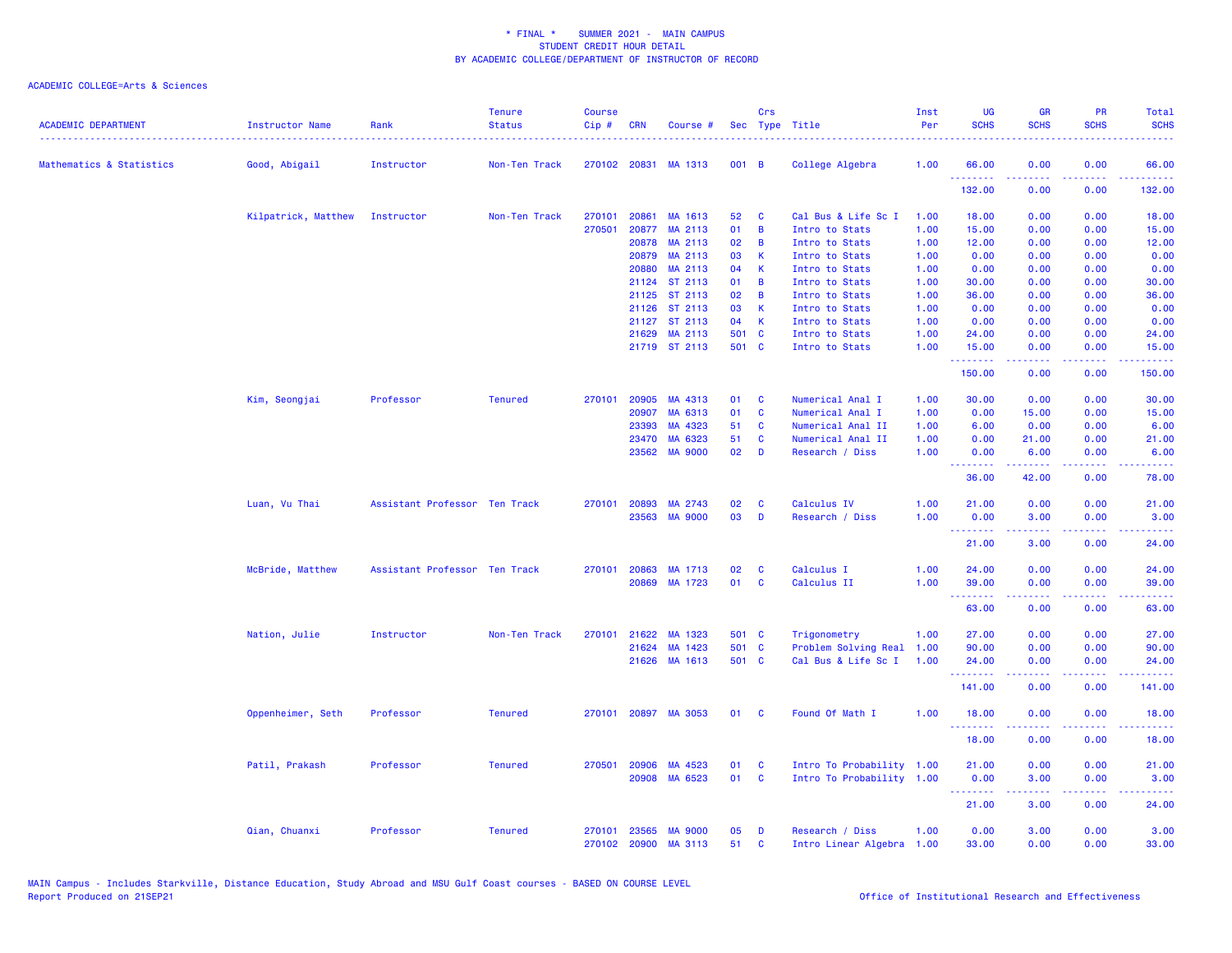\* FINAL \*    SUMMER 2021 -  MAIN CAMPUS
STUDENT CREDIT HOUR DETAIL
BY ACADEMIC COLLEGE/DEPARTMENT OF INSTRUCTOR OF RECORD

ACADEMIC COLLEGE=Arts & Sciences

| ACADEMIC DEPARTMENT | Instructor Name | Rank | Tenure Status | Course Cip # | CRN | Course # | Sec | Crs Type | Title | Inst Per | UG SCHS | GR SCHS | PR SCHS | Total SCHS |
|---|---|---|---|---|---|---|---|---|---|---|---|---|---|---|
| Mathematics & Statistics | Good, Abigail | Instructor | Non-Ten Track | 270102 | 20831 | MA 1313 | 001 | B | College Algebra | 1.00 | 66.00 | 0.00 | 0.00 | 66.00 |
| | | | | | | | | | | | 132.00 | 0.00 | 0.00 | 132.00 |
| | Kilpatrick, Matthew | Instructor | Non-Ten Track | 270101 | 20861 | MA 1613 | 52 | C | Cal Bus & Life Sc I | 1.00 | 18.00 | 0.00 | 0.00 | 18.00 |
| | | | | 270501 | 20877 | MA 2113 | 01 | B | Intro to Stats | 1.00 | 15.00 | 0.00 | 0.00 | 15.00 |
| | | | | | 20878 | MA 2113 | 02 | B | Intro to Stats | 1.00 | 12.00 | 0.00 | 0.00 | 12.00 |
| | | | | | 20879 | MA 2113 | 03 | K | Intro to Stats | 1.00 | 0.00 | 0.00 | 0.00 | 0.00 |
| | | | | | 20880 | MA 2113 | 04 | K | Intro to Stats | 1.00 | 0.00 | 0.00 | 0.00 | 0.00 |
| | | | | | 21124 | ST 2113 | 01 | B | Intro to Stats | 1.00 | 30.00 | 0.00 | 0.00 | 30.00 |
| | | | | | 21125 | ST 2113 | 02 | B | Intro to Stats | 1.00 | 36.00 | 0.00 | 0.00 | 36.00 |
| | | | | | 21126 | ST 2113 | 03 | K | Intro to Stats | 1.00 | 0.00 | 0.00 | 0.00 | 0.00 |
| | | | | | 21127 | ST 2113 | 04 | K | Intro to Stats | 1.00 | 0.00 | 0.00 | 0.00 | 0.00 |
| | | | | | 21629 | MA 2113 | 501 | C | Intro to Stats | 1.00 | 24.00 | 0.00 | 0.00 | 24.00 |
| | | | | | 21719 | ST 2113 | 501 | C | Intro to Stats | 1.00 | 15.00 | 0.00 | 0.00 | 15.00 |
| | | | | | | | | | | | 150.00 | 0.00 | 0.00 | 150.00 |
| | Kim, Seongjai | Professor | Tenured | 270101 | 20905 | MA 4313 | 01 | C | Numerical Anal I | 1.00 | 30.00 | 0.00 | 0.00 | 30.00 |
| | | | | | 20907 | MA 6313 | 01 | C | Numerical Anal I | 1.00 | 0.00 | 15.00 | 0.00 | 15.00 |
| | | | | | 23393 | MA 4323 | 51 | C | Numerical Anal II | 1.00 | 6.00 | 0.00 | 0.00 | 6.00 |
| | | | | | 23470 | MA 6323 | 51 | C | Numerical Anal II | 1.00 | 0.00 | 21.00 | 0.00 | 21.00 |
| | | | | | 23562 | MA 9000 | 02 | D | Research / Diss | 1.00 | 0.00 | 6.00 | 0.00 | 6.00 |
| | | | | | | | | | | | 36.00 | 42.00 | 0.00 | 78.00 |
| | Luan, Vu Thai | Assistant Professor | Ten Track | 270101 | 20893 | MA 2743 | 02 | C | Calculus IV | 1.00 | 21.00 | 0.00 | 0.00 | 21.00 |
| | | | | | 23563 | MA 9000 | 03 | D | Research / Diss | 1.00 | 0.00 | 3.00 | 0.00 | 3.00 |
| | | | | | | | | | | | 21.00 | 3.00 | 0.00 | 24.00 |
| | McBride, Matthew | Assistant Professor | Ten Track | 270101 | 20863 | MA 1713 | 02 | C | Calculus I | 1.00 | 24.00 | 0.00 | 0.00 | 24.00 |
| | | | | | 20869 | MA 1723 | 01 | C | Calculus II | 1.00 | 39.00 | 0.00 | 0.00 | 39.00 |
| | | | | | | | | | | | 63.00 | 0.00 | 0.00 | 63.00 |
| | Nation, Julie | Instructor | Non-Ten Track | 270101 | 21622 | MA 1323 | 501 | C | Trigonometry | 1.00 | 27.00 | 0.00 | 0.00 | 27.00 |
| | | | | | 21624 | MA 1423 | 501 | C | Problem Solving Real | 1.00 | 90.00 | 0.00 | 0.00 | 90.00 |
| | | | | | 21626 | MA 1613 | 501 | C | Cal Bus & Life Sc I | 1.00 | 24.00 | 0.00 | 0.00 | 24.00 |
| | | | | | | | | | | | 141.00 | 0.00 | 0.00 | 141.00 |
| | Oppenheimer, Seth | Professor | Tenured | 270101 | 20897 | MA 3053 | 01 | C | Found Of Math I | 1.00 | 18.00 | 0.00 | 0.00 | 18.00 |
| | | | | | | | | | | | 18.00 | 0.00 | 0.00 | 18.00 |
| | Patil, Prakash | Professor | Tenured | 270501 | 20906 | MA 4523 | 01 | C | Intro To Probability | 1.00 | 21.00 | 0.00 | 0.00 | 21.00 |
| | | | | | 20908 | MA 6523 | 01 | C | Intro To Probability | 1.00 | 0.00 | 3.00 | 0.00 | 3.00 |
| | | | | | | | | | | | 21.00 | 3.00 | 0.00 | 24.00 |
| | Qian, Chuanxi | Professor | Tenured | 270101 | 23565 | MA 9000 | 05 | D | Research / Diss | 1.00 | 0.00 | 3.00 | 0.00 | 3.00 |
| | | | | 270102 | 20900 | MA 3113 | 51 | C | Intro Linear Algebra | 1.00 | 33.00 | 0.00 | 0.00 | 33.00 |

MAIN Campus - Includes Starkville, Distance Education, Study Abroad and MSU Gulf Coast courses - BASED ON COURSE LEVEL
Report Produced on 21SEP21

Office of Institutional Research and Effectiveness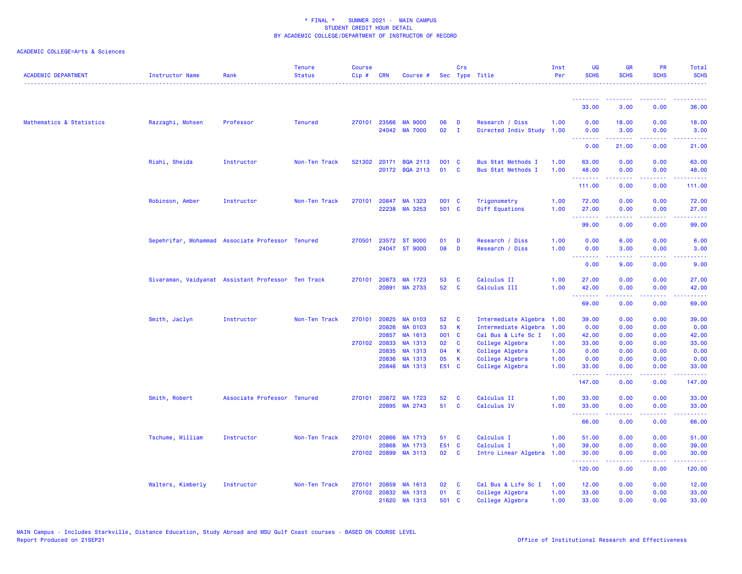# * FINAL * SUMMER 2021 - MAIN CAMPUS
## STUDENT CREDIT HOUR DETAIL
## BY ACADEMIC COLLEGE/DEPARTMENT OF INSTRUCTOR OF RECORD

ACADEMIC COLLEGE=Arts & Sciences

| ACADEMIC DEPARTMENT | Instructor Name | Rank | Tenure Status | Course Cip # | CRN | Course # | Sec | Crs Type | Title | Inst Per | UG SCHS | GR SCHS | PR SCHS | Total SCHS |
|---|---|---|---|---|---|---|---|---|---|---|---|---|---|---|
| | | | | | | | | | | | 33.00 | 3.00 | 0.00 | 36.00 |
| Mathematics & Statistics | Razzaghi, Mohsen | Professor | Tenured | 270101 | 23566 | MA 9000 | 06 | D | Research / Diss | 1.00 | 0.00 | 18.00 | 0.00 | 18.00 |
| | | | | | 24042 | MA 7000 | 02 | I | Directed Indiv Study | 1.00 | 0.00 | 3.00 | 0.00 | 3.00 |
| | | | | | | | | | | | 0.00 | 21.00 | 0.00 | 21.00 |
| | Riahi, Sheida | Instructor | Non-Ten Track | 521302 | 20171 | BQA 2113 | 001 | C | Bus Stat Methods I | 1.00 | 63.00 | 0.00 | 0.00 | 63.00 |
| | | | | | 20172 | BQA 2113 | 01 | C | Bus Stat Methods I | 1.00 | 48.00 | 0.00 | 0.00 | 48.00 |
| | | | | | | | | | | | 111.00 | 0.00 | 0.00 | 111.00 |
| | Robinson, Amber | Instructor | Non-Ten Track | 270101 | 20847 | MA 1323 | 001 | C | Trigonometry | 1.00 | 72.00 | 0.00 | 0.00 | 72.00 |
| | | | | | 22238 | MA 3253 | 501 | C | Diff Equations | 1.00 | 27.00 | 0.00 | 0.00 | 27.00 |
| | | | | | | | | | | | 99.00 | 0.00 | 0.00 | 99.00 |
| | Sepehrifar, Mohammad | Associate Professor | Tenured | 270501 | 23572 | ST 9000 | 01 | D | Research / Diss | 1.00 | 0.00 | 6.00 | 0.00 | 6.00 |
| | | | | | 24047 | ST 9000 | 08 | D | Research / Diss | 1.00 | 0.00 | 3.00 | 0.00 | 3.00 |
| | | | | | | | | | | | 0.00 | 9.00 | 0.00 | 9.00 |
| | Sivaraman, Vaidyanat | Assistant Professor | Ten Track | 270101 | 20873 | MA 1723 | 53 | C | Calculus II | 1.00 | 27.00 | 0.00 | 0.00 | 27.00 |
| | | | | | 20891 | MA 2733 | 52 | C | Calculus III | 1.00 | 42.00 | 0.00 | 0.00 | 42.00 |
| | | | | | | | | | | | 69.00 | 0.00 | 0.00 | 69.00 |
| | Smith, Jaclyn | Instructor | Non-Ten Track | 270101 | 20825 | MA 0103 | 52 | C | Intermediate Algebra | 1.00 | 39.00 | 0.00 | 0.00 | 39.00 |
| | | | | | 20826 | MA 0103 | 53 | K | Intermediate Algebra | 1.00 | 0.00 | 0.00 | 0.00 | 0.00 |
| | | | | | 20857 | MA 1613 | 001 | C | Cal Bus & Life Sc I | 1.00 | 42.00 | 0.00 | 0.00 | 42.00 |
| | | | | 270102 | 20833 | MA 1313 | 02 | C | College Algebra | 1.00 | 33.00 | 0.00 | 0.00 | 33.00 |
| | | | | | 20835 | MA 1313 | 04 | K | College Algebra | 1.00 | 0.00 | 0.00 | 0.00 | 0.00 |
| | | | | | 20836 | MA 1313 | 05 | K | College Algebra | 1.00 | 0.00 | 0.00 | 0.00 | 0.00 |
| | | | | | 20846 | MA 1313 | E51 | C | College Algebra | 1.00 | 33.00 | 0.00 | 0.00 | 33.00 |
| | | | | | | | | | | | 147.00 | 0.00 | 0.00 | 147.00 |
| | Smith, Robert | Associate Professor | Tenured | 270101 | 20872 | MA 1723 | 52 | C | Calculus II | 1.00 | 33.00 | 0.00 | 0.00 | 33.00 |
| | | | | | 20895 | MA 2743 | 51 | C | Calculus IV | 1.00 | 33.00 | 0.00 | 0.00 | 33.00 |
| | | | | | | | | | | | 66.00 | 0.00 | 0.00 | 66.00 |
| | Tschume, William | Instructor | Non-Ten Track | 270101 | 20866 | MA 1713 | 51 | C | Calculus I | 1.00 | 51.00 | 0.00 | 0.00 | 51.00 |
| | | | | | 20868 | MA 1713 | E51 | C | Calculus I | 1.00 | 39.00 | 0.00 | 0.00 | 39.00 |
| | | | | 270102 | 20899 | MA 3113 | 02 | C | Intro Linear Algebra | 1.00 | 30.00 | 0.00 | 0.00 | 30.00 |
| | | | | | | | | | | | 120.00 | 0.00 | 0.00 | 120.00 |
| | Walters, Kimberly | Instructor | Non-Ten Track | 270101 | 20859 | MA 1613 | 02 | C | Cal Bus & Life Sc I | 1.00 | 12.00 | 0.00 | 0.00 | 12.00 |
| | | | | 270102 | 20832 | MA 1313 | 01 | C | College Algebra | 1.00 | 33.00 | 0.00 | 0.00 | 33.00 |
| | | | | | 21620 | MA 1313 | 501 | C | College Algebra | 1.00 | 33.00 | 0.00 | 0.00 | 33.00 |

MAIN Campus - Includes Starkville, Distance Education, Study Abroad and MSU Gulf Coast courses - BASED ON COURSE LEVEL
Report Produced on 21SEP21

Office of Institutional Research and Effectiveness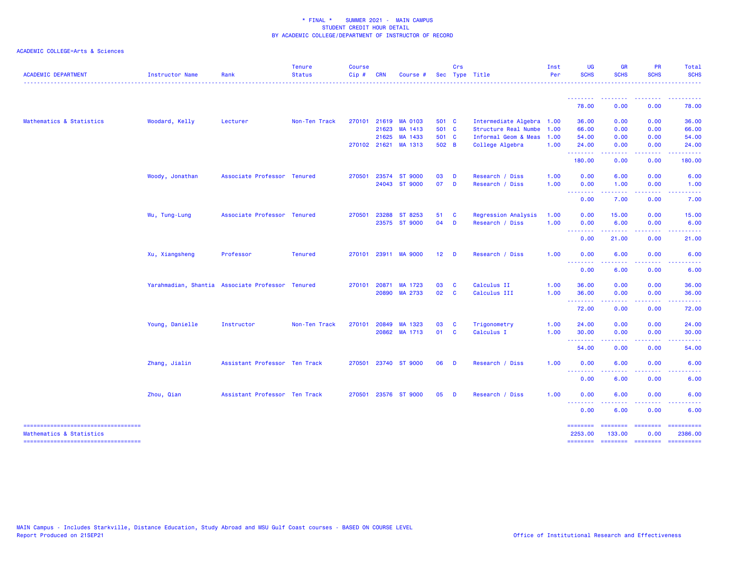* FINAL * SUMMER 2021 - MAIN CAMPUS
STUDENT CREDIT HOUR DETAIL
BY ACADEMIC COLLEGE/DEPARTMENT OF INSTRUCTOR OF RECORD

ACADEMIC COLLEGE=Arts & Sciences

| ACADEMIC DEPARTMENT | Instructor Name | Rank | Tenure Status | Course Cip # | CRN | Course # | Sec | Crs Type | Title | Inst Per | UG SCHS | GR SCHS | PR SCHS | Total SCHS |
|---|---|---|---|---|---|---|---|---|---|---|---|---|---|---|
| | | | | | | | | | | | 78.00 | 0.00 | 0.00 | 78.00 |
| Mathematics & Statistics | Woodard, Kelly | Lecturer | Non-Ten Track | 270101 | 21619 | MA 0103 | 501 | C | Intermediate Algebra | 1.00 | 36.00 | 0.00 | 0.00 | 36.00 |
| | | | | | 21623 | MA 1413 | 501 | C | Structure Real Numbe | 1.00 | 66.00 | 0.00 | 0.00 | 66.00 |
| | | | | | 21625 | MA 1433 | 501 | C | Informal Geom & Meas | 1.00 | 54.00 | 0.00 | 0.00 | 54.00 |
| | | | | 270102 | 21621 | MA 1313 | 502 | B | College Algebra | 1.00 | 24.00 | 0.00 | 0.00 | 24.00 |
| | | | | | | | | | | | 180.00 | 0.00 | 0.00 | 180.00 |
| | Woody, Jonathan | Associate Professor | Tenured | 270501 | 23574 | ST 9000 | 03 | D | Research / Diss | 1.00 | 0.00 | 6.00 | 0.00 | 6.00 |
| | | | | | 24043 | ST 9000 | 07 | D | Research / Diss | 1.00 | 0.00 | 1.00 | 0.00 | 1.00 |
| | | | | | | | | | | | 0.00 | 7.00 | 0.00 | 7.00 |
| | Wu, Tung-Lung | Associate Professor | Tenured | 270501 | 23288 | ST 8253 | 51 | C | Regression Analysis | 1.00 | 0.00 | 15.00 | 0.00 | 15.00 |
| | | | | | 23575 | ST 9000 | 04 | D | Research / Diss | 1.00 | 0.00 | 6.00 | 0.00 | 6.00 |
| | | | | | | | | | | | 0.00 | 21.00 | 0.00 | 21.00 |
| | Xu, Xiangsheng | Professor | Tenured | 270101 | 23911 | MA 9000 | 12 | D | Research / Diss | 1.00 | 0.00 | 6.00 | 0.00 | 6.00 |
| | | | | | | | | | | | 0.00 | 6.00 | 0.00 | 6.00 |
| | Yarahmadian, Shantia | Associate Professor | Tenured | 270101 | 20871 | MA 1723 | 03 | C | Calculus II | 1.00 | 36.00 | 0.00 | 0.00 | 36.00 |
| | | | | | 20890 | MA 2733 | 02 | C | Calculus III | 1.00 | 36.00 | 0.00 | 0.00 | 36.00 |
| | | | | | | | | | | | 72.00 | 0.00 | 0.00 | 72.00 |
| | Young, Danielle | Instructor | Non-Ten Track | 270101 | 20849 | MA 1323 | 03 | C | Trigonometry | 1.00 | 24.00 | 0.00 | 0.00 | 24.00 |
| | | | | | 20862 | MA 1713 | 01 | C | Calculus I | 1.00 | 30.00 | 0.00 | 0.00 | 30.00 |
| | | | | | | | | | | | 54.00 | 0.00 | 0.00 | 54.00 |
| | Zhang, Jialin | Assistant Professor | Ten Track | 270501 | 23740 | ST 9000 | 06 | D | Research / Diss | 1.00 | 0.00 | 6.00 | 0.00 | 6.00 |
| | | | | | | | | | | | 0.00 | 6.00 | 0.00 | 6.00 |
| | Zhou, Qian | Assistant Professor | Ten Track | 270501 | 23576 | ST 9000 | 05 | D | Research / Diss | 1.00 | 0.00 | 6.00 | 0.00 | 6.00 |
| | | | | | | | | | | | 0.00 | 6.00 | 0.00 | 6.00 |
| Mathematics & Statistics | | | | | | | | | | | 2253.00 | 133.00 | 0.00 | 2386.00 |

MAIN Campus - Includes Starkville, Distance Education, Study Abroad and MSU Gulf Coast courses - BASED ON COURSE LEVEL
Report Produced on 21SEP21

Office of Institutional Research and Effectiveness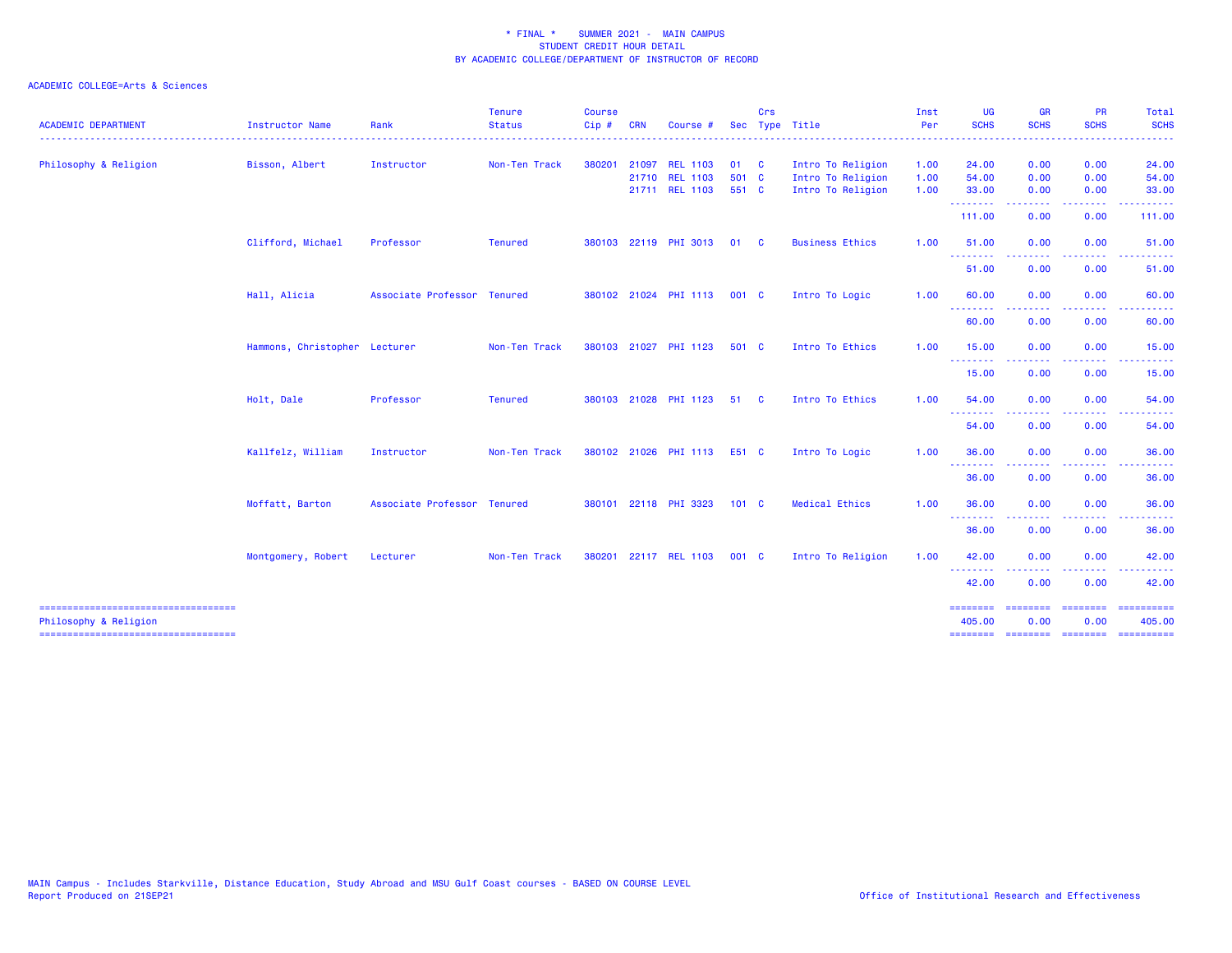\* FINAL \*    SUMMER 2021 -  MAIN CAMPUS
STUDENT CREDIT HOUR DETAIL
BY ACADEMIC COLLEGE/DEPARTMENT OF INSTRUCTOR OF RECORD

ACADEMIC COLLEGE=Arts & Sciences

| ACADEMIC DEPARTMENT | Instructor Name | Rank | Tenure Status | Course Cip # | CRN | Course # | Sec | Crs Type | Title | Inst Per | UG SCHS | GR SCHS | PR SCHS | Total SCHS |
|---|---|---|---|---|---|---|---|---|---|---|---|---|---|---|
| Philosophy & Religion | Bisson, Albert | Instructor | Non-Ten Track | 380201 | 21097 | REL 1103 | 01 | C | Intro To Religion | 1.00 | 24.00 | 0.00 | 0.00 | 24.00 |
| | | | | | 21710 | REL 1103 | 501 | C | Intro To Religion | 1.00 | 54.00 | 0.00 | 0.00 | 54.00 |
| | | | | | 21711 | REL 1103 | 551 | C | Intro To Religion | 1.00 | 33.00 | 0.00 | 0.00 | 33.00 |
| | | | | | | | | | | | 111.00 | 0.00 | 0.00 | 111.00 |
| | Clifford, Michael | Professor | Tenured | 380103 | 22119 | PHI 3013 | 01 | C | Business Ethics | 1.00 | 51.00 | 0.00 | 0.00 | 51.00 |
| | | | | | | | | | | | 51.00 | 0.00 | 0.00 | 51.00 |
| | Hall, Alicia | Associate Professor | Tenured | 380102 | 21024 | PHI 1113 | 001 | C | Intro To Logic | 1.00 | 60.00 | 0.00 | 0.00 | 60.00 |
| | | | | | | | | | | | 60.00 | 0.00 | 0.00 | 60.00 |
| | Hammons, Christopher | Lecturer | Non-Ten Track | 380103 | 21027 | PHI 1123 | 501 | C | Intro To Ethics | 1.00 | 15.00 | 0.00 | 0.00 | 15.00 |
| | | | | | | | | | | | 15.00 | 0.00 | 0.00 | 15.00 |
| | Holt, Dale | Professor | Tenured | 380103 | 21028 | PHI 1123 | 51 | C | Intro To Ethics | 1.00 | 54.00 | 0.00 | 0.00 | 54.00 |
| | | | | | | | | | | | 54.00 | 0.00 | 0.00 | 54.00 |
| | Kallfelz, William | Instructor | Non-Ten Track | 380102 | 21026 | PHI 1113 | E51 | C | Intro To Logic | 1.00 | 36.00 | 0.00 | 0.00 | 36.00 |
| | | | | | | | | | | | 36.00 | 0.00 | 0.00 | 36.00 |
| | Moffatt, Barton | Associate Professor | Tenured | 380101 | 22118 | PHI 3323 | 101 | C | Medical Ethics | 1.00 | 36.00 | 0.00 | 0.00 | 36.00 |
| | | | | | | | | | | | 36.00 | 0.00 | 0.00 | 36.00 |
| | Montgomery, Robert | Lecturer | Non-Ten Track | 380201 | 22117 | REL 1103 | 001 | C | Intro To Religion | 1.00 | 42.00 | 0.00 | 0.00 | 42.00 |
| | | | | | | | | | | | 42.00 | 0.00 | 0.00 | 42.00 |
| Philosophy & Religion | | | | | | | | | | | 405.00 | 0.00 | 0.00 | 405.00 |

MAIN Campus - Includes Starkville, Distance Education, Study Abroad and MSU Gulf Coast courses - BASED ON COURSE LEVEL
Report Produced on 21SEP21

Office of Institutional Research and Effectiveness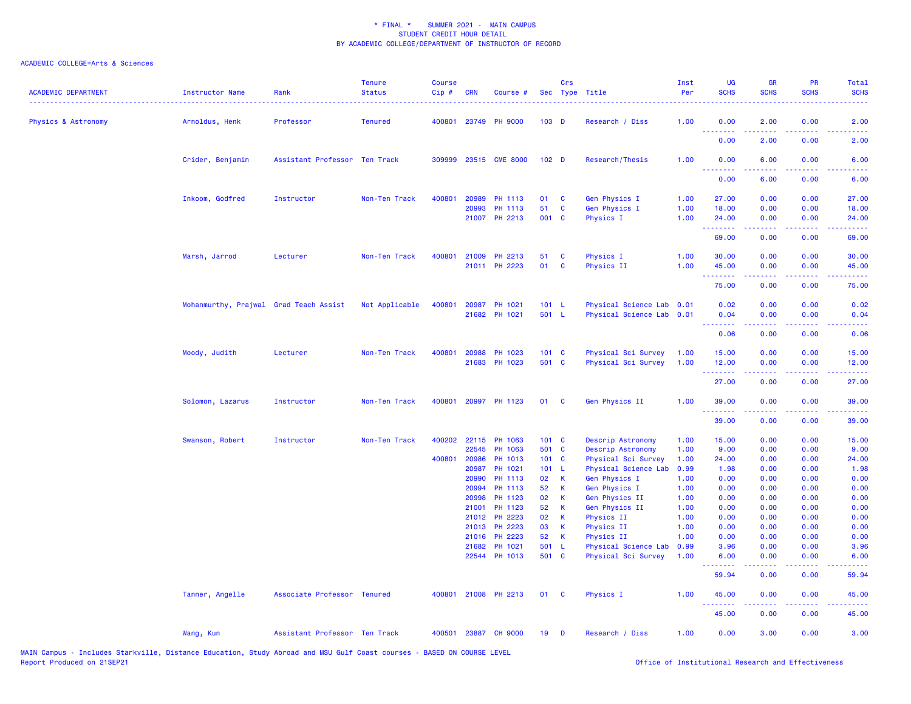\* FINAL \*    SUMMER 2021 -  MAIN CAMPUS
STUDENT CREDIT HOUR DETAIL
BY ACADEMIC COLLEGE/DEPARTMENT OF INSTRUCTOR OF RECORD

ACADEMIC COLLEGE=Arts & Sciences

| ACADEMIC DEPARTMENT | Instructor Name | Rank | Tenure Status | Course Cip # | CRN | Course # | Sec | Crs Type | Title | Inst Per | UG SCHS | GR SCHS | PR SCHS | Total SCHS |
|---|---|---|---|---|---|---|---|---|---|---|---|---|---|---|
| Physics & Astronomy | Arnoldus, Henk | Professor | Tenured | 400801 | 23749 | PH 9000 | 103 | D | Research / Diss | 1.00 | 0.00 | 2.00 | 0.00 | 2.00 |
| | | | | | | | | | | | 0.00 | 2.00 | 0.00 | 2.00 |
| | Crider, Benjamin | Assistant Professor | Ten Track | 309999 | 23515 | CME 8000 | 102 | D | Research/Thesis | 1.00 | 0.00 | 6.00 | 0.00 | 6.00 |
| | | | | | | | | | | | 0.00 | 6.00 | 0.00 | 6.00 |
| | Inkoom, Godfred | Instructor | Non-Ten Track | 400801 | 20989 | PH 1113 | 01 | C | Gen Physics I | 1.00 | 27.00 | 0.00 | 0.00 | 27.00 |
| | | | | | 20993 | PH 1113 | 51 | C | Gen Physics I | 1.00 | 18.00 | 0.00 | 0.00 | 18.00 |
| | | | | | 21007 | PH 2213 | 001 | C | Physics I | 1.00 | 24.00 | 0.00 | 0.00 | 24.00 |
| | | | | | | | | | | | 69.00 | 0.00 | 0.00 | 69.00 |
| | Marsh, Jarrod | Lecturer | Non-Ten Track | 400801 | 21009 | PH 2213 | 51 | C | Physics I | 1.00 | 30.00 | 0.00 | 0.00 | 30.00 |
| | | | | | 21011 | PH 2223 | 01 | C | Physics II | 1.00 | 45.00 | 0.00 | 0.00 | 45.00 |
| | | | | | | | | | | | 75.00 | 0.00 | 0.00 | 75.00 |
| | Mohanmurthy, Prajwal | Grad Teach Assist | Not Applicable | 400801 | 20987 | PH 1021 | 101 | L | Physical Science Lab | 0.01 | 0.02 | 0.00 | 0.00 | 0.02 |
| | | | | | 21682 | PH 1021 | 501 | L | Physical Science Lab | 0.01 | 0.04 | 0.00 | 0.00 | 0.04 |
| | | | | | | | | | | | 0.06 | 0.00 | 0.00 | 0.06 |
| | Moody, Judith | Lecturer | Non-Ten Track | 400801 | 20988 | PH 1023 | 101 | C | Physical Sci Survey | 1.00 | 15.00 | 0.00 | 0.00 | 15.00 |
| | | | | | 21683 | PH 1023 | 501 | C | Physical Sci Survey | 1.00 | 12.00 | 0.00 | 0.00 | 12.00 |
| | | | | | | | | | | | 27.00 | 0.00 | 0.00 | 27.00 |
| | Solomon, Lazarus | Instructor | Non-Ten Track | 400801 | 20997 | PH 1123 | 01 | C | Gen Physics II | 1.00 | 39.00 | 0.00 | 0.00 | 39.00 |
| | | | | | | | | | | | 39.00 | 0.00 | 0.00 | 39.00 |
| | Swanson, Robert | Instructor | Non-Ten Track | 400202 | 22115 | PH 1063 | 101 | C | Descrip Astronomy | 1.00 | 15.00 | 0.00 | 0.00 | 15.00 |
| | | | | | 22545 | PH 1063 | 501 | C | Descrip Astronomy | 1.00 | 9.00 | 0.00 | 0.00 | 9.00 |
| | | | | 400801 | 20986 | PH 1013 | 101 | C | Physical Sci Survey | 1.00 | 24.00 | 0.00 | 0.00 | 24.00 |
| | | | | | 20987 | PH 1021 | 101 | L | Physical Science Lab | 0.99 | 1.98 | 0.00 | 0.00 | 1.98 |
| | | | | | 20990 | PH 1113 | 02 | K | Gen Physics I | 1.00 | 0.00 | 0.00 | 0.00 | 0.00 |
| | | | | | 20994 | PH 1113 | 52 | K | Gen Physics I | 1.00 | 0.00 | 0.00 | 0.00 | 0.00 |
| | | | | | 20998 | PH 1123 | 02 | K | Gen Physics II | 1.00 | 0.00 | 0.00 | 0.00 | 0.00 |
| | | | | | 21001 | PH 1123 | 52 | K | Gen Physics II | 1.00 | 0.00 | 0.00 | 0.00 | 0.00 |
| | | | | | 21012 | PH 2223 | 02 | K | Physics II | 1.00 | 0.00 | 0.00 | 0.00 | 0.00 |
| | | | | | 21013 | PH 2223 | 03 | K | Physics II | 1.00 | 0.00 | 0.00 | 0.00 | 0.00 |
| | | | | | 21016 | PH 2223 | 52 | K | Physics II | 1.00 | 0.00 | 0.00 | 0.00 | 0.00 |
| | | | | | 21682 | PH 1021 | 501 | L | Physical Science Lab | 0.99 | 3.96 | 0.00 | 0.00 | 3.96 |
| | | | | | 22544 | PH 1013 | 501 | C | Physical Sci Survey | 1.00 | 6.00 | 0.00 | 0.00 | 6.00 |
| | | | | | | | | | | | 59.94 | 0.00 | 0.00 | 59.94 |
| | Tanner, Angelle | Associate Professor | Tenured | 400801 | 21008 | PH 2213 | 01 | C | Physics I | 1.00 | 45.00 | 0.00 | 0.00 | 45.00 |
| | | | | | | | | | | | 45.00 | 0.00 | 0.00 | 45.00 |
| | Wang, Kun | Assistant Professor | Ten Track | 400501 | 23887 | CH 9000 | 19 | D | Research / Diss | 1.00 | 0.00 | 3.00 | 0.00 | 3.00 |

MAIN Campus - Includes Starkville, Distance Education, Study Abroad and MSU Gulf Coast courses - BASED ON COURSE LEVEL
Report Produced on 21SEP21

Office of Institutional Research and Effectiveness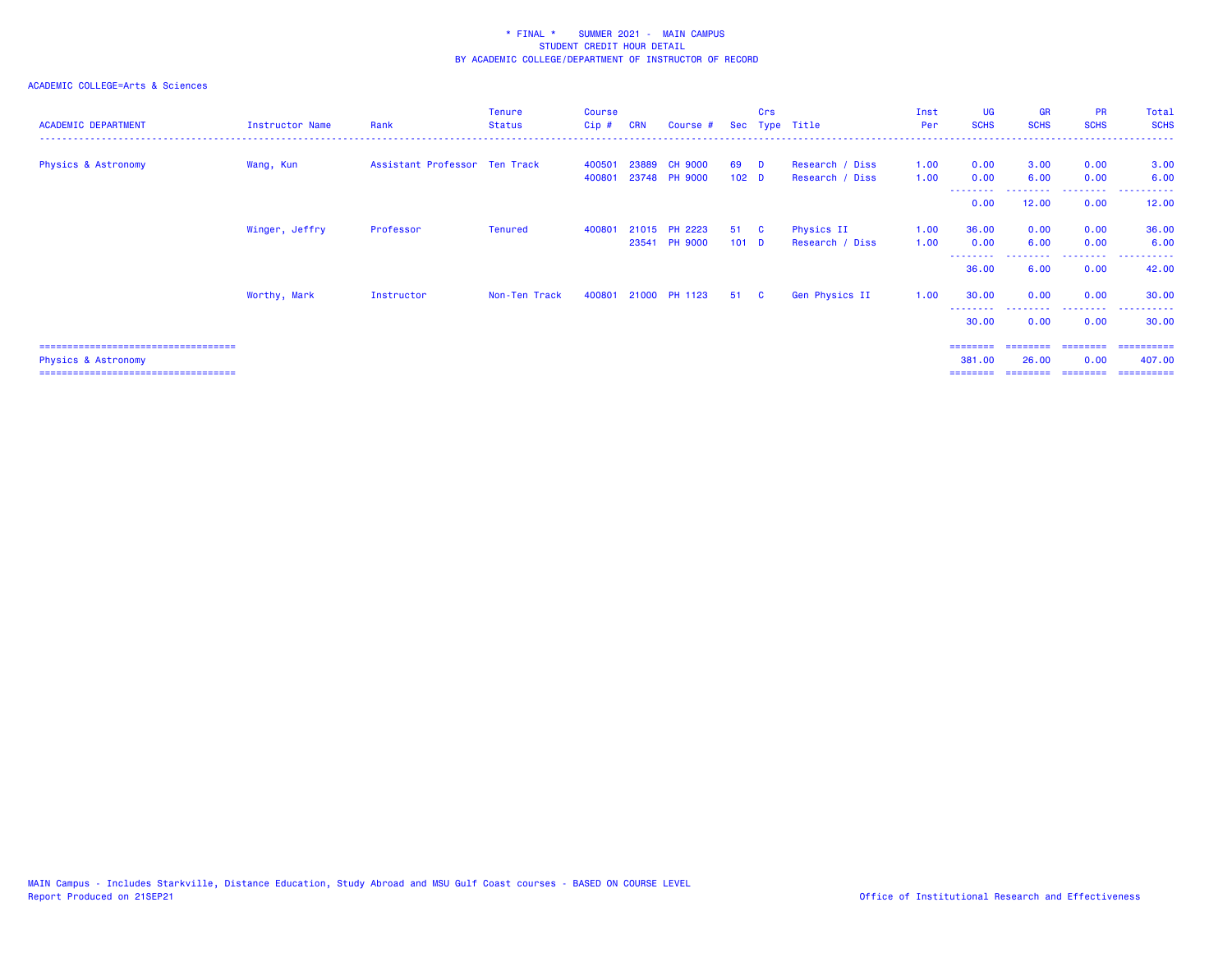\* FINAL \* SUMMER 2021 - MAIN CAMPUS
STUDENT CREDIT HOUR DETAIL
BY ACADEMIC COLLEGE/DEPARTMENT OF INSTRUCTOR OF RECORD

ACADEMIC COLLEGE=Arts & Sciences

| ACADEMIC DEPARTMENT | Instructor Name | Rank | Tenure Status | Course Cip # | CRN | Course # | Sec | Crs Type | Title | Inst Per | UG SCHS | GR SCHS | PR SCHS | Total SCHS |
|---|---|---|---|---|---|---|---|---|---|---|---|---|---|---|
| Physics & Astronomy | Wang, Kun | Assistant Professor | Ten Track | 400501 | 23889 | CH 9000 | 69 | D | Research / Diss | 1.00 | 0.00 | 3.00 | 0.00 | 3.00 |
| | | | | 400801 | 23748 | PH 9000 | 102 | D | Research / Diss | 1.00 | 0.00 | 6.00 | 0.00 | 6.00 |
| | | | | | | | | | | | 0.00 | 12.00 | 0.00 | 12.00 |
| | Winger, Jeffry | Professor | Tenured | 400801 | 21015 | PH 2223 | 51 | C | Physics II | 1.00 | 36.00 | 0.00 | 0.00 | 36.00 |
| | | | | | 23541 | PH 9000 | 101 | D | Research / Diss | 1.00 | 0.00 | 6.00 | 0.00 | 6.00 |
| | | | | | | | | | | | 36.00 | 6.00 | 0.00 | 42.00 |
| | Worthy, Mark | Instructor | Non-Ten Track | 400801 | 21000 | PH 1123 | 51 | C | Gen Physics II | 1.00 | 30.00 | 0.00 | 0.00 | 30.00 |
| | | | | | | | | | | | 30.00 | 0.00 | 0.00 | 30.00 |
| Physics & Astronomy | | | | | | | | | | | 381.00 | 26.00 | 0.00 | 407.00 |

MAIN Campus - Includes Starkville, Distance Education, Study Abroad and MSU Gulf Coast courses - BASED ON COURSE LEVEL
Report Produced on 21SEP21

Office of Institutional Research and Effectiveness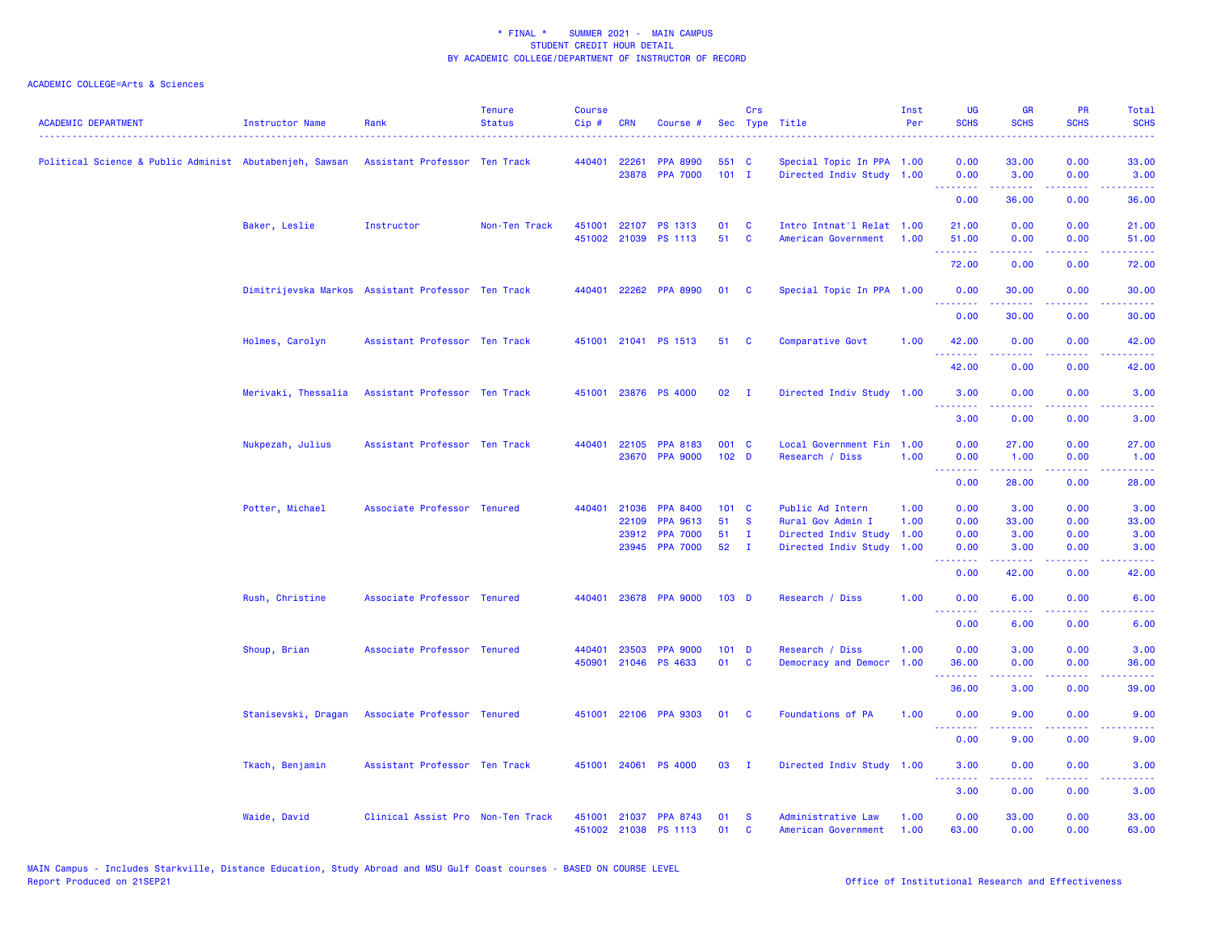# * FINAL * SUMMER 2021 - MAIN CAMPUS
## STUDENT CREDIT HOUR DETAIL
## BY ACADEMIC COLLEGE/DEPARTMENT OF INSTRUCTOR OF RECORD

ACADEMIC COLLEGE=Arts & Sciences

| ACADEMIC DEPARTMENT | Instructor Name | Rank | Tenure Status | Course Cip # | CRN | Course # | Sec | Crs Type | Title | Inst Per | UG SCHS | GR SCHS | PR SCHS | Total SCHS |
|---|---|---|---|---|---|---|---|---|---|---|---|---|---|---|
| Political Science & Public Administ | Abutabenjeh, Sawsan | Assistant Professor | Ten Track | 440401 | 22261 | PPA 8990 | 551 | C | Special Topic In PPA | 1.00 | 0.00 | 33.00 | 0.00 | 33.00 |
| | | | | | 23878 | PPA 7000 | 101 | I | Directed Indiv Study | 1.00 | 0.00 | 3.00 | 0.00 | 3.00 |
| | | | | | | | | | | | 0.00 | 36.00 | 0.00 | 36.00 |
| | Baker, Leslie | Instructor | Non-Ten Track | 451001 | 22107 | PS 1313 | 01 | C | Intro Intnat'l Relat | 1.00 | 21.00 | 0.00 | 0.00 | 21.00 |
| | | | | 451002 | 21039 | PS 1113 | 51 | C | American Government | 1.00 | 51.00 | 0.00 | 0.00 | 51.00 |
| | | | | | | | | | | | 72.00 | 0.00 | 0.00 | 72.00 |
| | Dimitrijevska Markos | Assistant Professor | Ten Track | 440401 | 22262 | PPA 8990 | 01 | C | Special Topic In PPA | 1.00 | 0.00 | 30.00 | 0.00 | 30.00 |
| | | | | | | | | | | | 0.00 | 30.00 | 0.00 | 30.00 |
| | Holmes, Carolyn | Assistant Professor | Ten Track | 451001 | 21041 | PS 1513 | 51 | C | Comparative Govt | 1.00 | 42.00 | 0.00 | 0.00 | 42.00 |
| | | | | | | | | | | | 42.00 | 0.00 | 0.00 | 42.00 |
| | Merivaki, Thessalia | Assistant Professor | Ten Track | 451001 | 23876 | PS 4000 | 02 | I | Directed Indiv Study | 1.00 | 3.00 | 0.00 | 0.00 | 3.00 |
| | | | | | | | | | | | 3.00 | 0.00 | 0.00 | 3.00 |
| | Nukpezah, Julius | Assistant Professor | Ten Track | 440401 | 22105 | PPA 8183 | 001 | C | Local Government Fin | 1.00 | 0.00 | 27.00 | 0.00 | 27.00 |
| | | | | | 23670 | PPA 9000 | 102 | D | Research / Diss | 1.00 | 0.00 | 1.00 | 0.00 | 1.00 |
| | | | | | | | | | | | 0.00 | 28.00 | 0.00 | 28.00 |
| | Potter, Michael | Associate Professor | Tenured | 440401 | 21036 | PPA 8400 | 101 | C | Public Ad Intern | 1.00 | 0.00 | 3.00 | 0.00 | 3.00 |
| | | | | | 22109 | PPA 9613 | 51 | S | Rural Gov Admin I | 1.00 | 0.00 | 33.00 | 0.00 | 33.00 |
| | | | | | 23912 | PPA 7000 | 51 | I | Directed Indiv Study | 1.00 | 0.00 | 3.00 | 0.00 | 3.00 |
| | | | | | 23945 | PPA 7000 | 52 | I | Directed Indiv Study | 1.00 | 0.00 | 3.00 | 0.00 | 3.00 |
| | | | | | | | | | | | 0.00 | 42.00 | 0.00 | 42.00 |
| | Rush, Christine | Associate Professor | Tenured | 440401 | 23678 | PPA 9000 | 103 | D | Research / Diss | 1.00 | 0.00 | 6.00 | 0.00 | 6.00 |
| | | | | | | | | | | | 0.00 | 6.00 | 0.00 | 6.00 |
| | Shoup, Brian | Associate Professor | Tenured | 440401 | 23503 | PPA 9000 | 101 | D | Research / Diss | 1.00 | 0.00 | 3.00 | 0.00 | 3.00 |
| | | | | 450901 | 21046 | PS 4633 | 01 | C | Democracy and Democr | 1.00 | 36.00 | 0.00 | 0.00 | 36.00 |
| | | | | | | | | | | | 36.00 | 3.00 | 0.00 | 39.00 |
| | Stanisevski, Dragan | Associate Professor | Tenured | 451001 | 22106 | PPA 9303 | 01 | C | Foundations of PA | 1.00 | 0.00 | 9.00 | 0.00 | 9.00 |
| | | | | | | | | | | | 0.00 | 9.00 | 0.00 | 9.00 |
| | Tkach, Benjamin | Assistant Professor | Ten Track | 451001 | 24061 | PS 4000 | 03 | I | Directed Indiv Study | 1.00 | 3.00 | 0.00 | 0.00 | 3.00 |
| | | | | | | | | | | | 3.00 | 0.00 | 0.00 | 3.00 |
| | Waide, David | Clinical Assist Pro | Non-Ten Track | 451001 | 21037 | PPA 8743 | 01 | S | Administrative Law | 1.00 | 0.00 | 33.00 | 0.00 | 33.00 |
| | | | | 451002 | 21038 | PS 1113 | 01 | C | American Government | 1.00 | 63.00 | 0.00 | 0.00 | 63.00 |

MAIN Campus - Includes Starkville, Distance Education, Study Abroad and MSU Gulf Coast courses - BASED ON COURSE LEVEL
Report Produced on 21SEP21

Office of Institutional Research and Effectiveness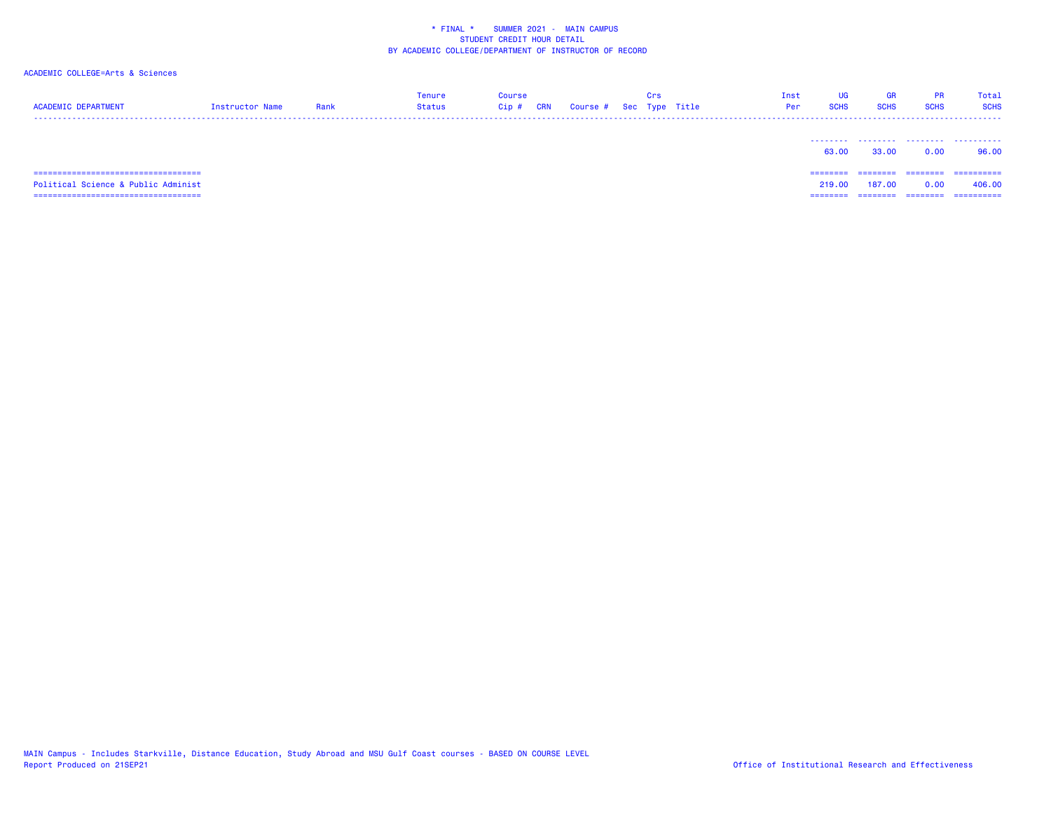\* FINAL \* SUMMER 2021 - MAIN CAMPUS
STUDENT CREDIT HOUR DETAIL
BY ACADEMIC COLLEGE/DEPARTMENT OF INSTRUCTOR OF RECORD

ACADEMIC COLLEGE=Arts & Sciences

| ACADEMIC DEPARTMENT | Instructor Name | Rank | Tenure Status | Course Cip # | CRN | Course # | Sec | Crs Type | Title | Inst Per | UG SCHS | GR SCHS | PR SCHS | Total SCHS |
|---|---|---|---|---|---|---|---|---|---|---|---|---|---|---|
| | | | | | | | | | | | 63.00 | 33.00 | 0.00 | 96.00 |
| Political Science & Public Administ | | | | | | | | | | | 219.00 | 187.00 | 0.00 | 406.00 |

MAIN Campus - Includes Starkville, Distance Education, Study Abroad and MSU Gulf Coast courses - BASED ON COURSE LEVEL
Report Produced on 21SEP21

Office of Institutional Research and Effectiveness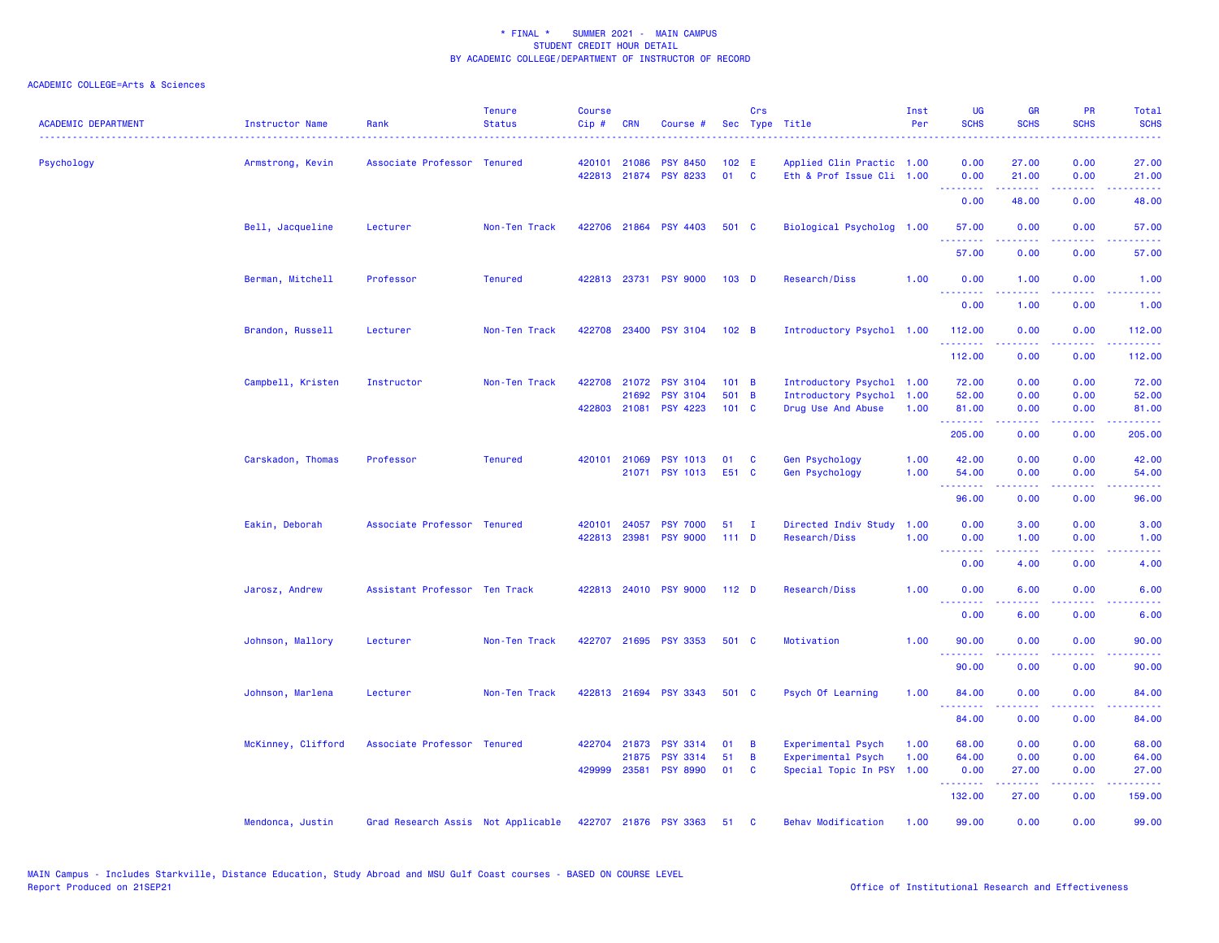\* FINAL \* SUMMER 2021 - MAIN CAMPUS
STUDENT CREDIT HOUR DETAIL
BY ACADEMIC COLLEGE/DEPARTMENT OF INSTRUCTOR OF RECORD

ACADEMIC COLLEGE=Arts & Sciences

| ACADEMIC DEPARTMENT | Instructor Name | Rank | Tenure Status | Course Cip # | CRN | Course # | Sec | Crs Type | Title | Inst Per | UG SCHS | GR SCHS | PR SCHS | Total SCHS |
|---|---|---|---|---|---|---|---|---|---|---|---|---|---|---|
| Psychology | Armstrong, Kevin | Associate Professor | Tenured | 420101 | 21086 | PSY 8450 | 102 | E | Applied Clin Practic | 1.00 | 0.00 | 27.00 | 0.00 | 27.00 |
| | | | | 422813 | 21874 | PSY 8233 | 01 | C | Eth & Prof Issue Cli | 1.00 | 0.00 | 21.00 | 0.00 | 21.00 |
| | | | | | | | | | | | 0.00 | 48.00 | 0.00 | 48.00 |
| | Bell, Jacqueline | Lecturer | Non-Ten Track | 422706 | 21864 | PSY 4403 | 501 | C | Biological Psycholog | 1.00 | 57.00 | 0.00 | 0.00 | 57.00 |
| | | | | | | | | | | | 57.00 | 0.00 | 0.00 | 57.00 |
| | Berman, Mitchell | Professor | Tenured | 422813 | 23731 | PSY 9000 | 103 | D | Research/Diss | 1.00 | 0.00 | 1.00 | 0.00 | 1.00 |
| | | | | | | | | | | | 0.00 | 1.00 | 0.00 | 1.00 |
| | Brandon, Russell | Lecturer | Non-Ten Track | 422708 | 23400 | PSY 3104 | 102 | B | Introductory Psychol | 1.00 | 112.00 | 0.00 | 0.00 | 112.00 |
| | | | | | | | | | | | 112.00 | 0.00 | 0.00 | 112.00 |
| | Campbell, Kristen | Instructor | Non-Ten Track | 422708 | 21072 | PSY 3104 | 101 | B | Introductory Psychol | 1.00 | 72.00 | 0.00 | 0.00 | 72.00 |
| | | | | | 21692 | PSY 3104 | 501 | B | Introductory Psychol | 1.00 | 52.00 | 0.00 | 0.00 | 52.00 |
| | | | | 422803 | 21081 | PSY 4223 | 101 | C | Drug Use And Abuse | 1.00 | 81.00 | 0.00 | 0.00 | 81.00 |
| | | | | | | | | | | | 205.00 | 0.00 | 0.00 | 205.00 |
| | Carskadon, Thomas | Professor | Tenured | 420101 | 21069 | PSY 1013 | 01 | C | Gen Psychology | 1.00 | 42.00 | 0.00 | 0.00 | 42.00 |
| | | | | | 21071 | PSY 1013 | E51 | C | Gen Psychology | 1.00 | 54.00 | 0.00 | 0.00 | 54.00 |
| | | | | | | | | | | | 96.00 | 0.00 | 0.00 | 96.00 |
| | Eakin, Deborah | Associate Professor | Tenured | 420101 | 24057 | PSY 7000 | 51 | I | Directed Indiv Study | 1.00 | 0.00 | 3.00 | 0.00 | 3.00 |
| | | | | 422813 | 23981 | PSY 9000 | 111 | D | Research/Diss | 1.00 | 0.00 | 1.00 | 0.00 | 1.00 |
| | | | | | | | | | | | 0.00 | 4.00 | 0.00 | 4.00 |
| | Jarosz, Andrew | Assistant Professor | Ten Track | 422813 | 24010 | PSY 9000 | 112 | D | Research/Diss | 1.00 | 0.00 | 6.00 | 0.00 | 6.00 |
| | | | | | | | | | | | 0.00 | 6.00 | 0.00 | 6.00 |
| | Johnson, Mallory | Lecturer | Non-Ten Track | 422707 | 21695 | PSY 3353 | 501 | C | Motivation | 1.00 | 90.00 | 0.00 | 0.00 | 90.00 |
| | | | | | | | | | | | 90.00 | 0.00 | 0.00 | 90.00 |
| | Johnson, Marlena | Lecturer | Non-Ten Track | 422813 | 21694 | PSY 3343 | 501 | C | Psych Of Learning | 1.00 | 84.00 | 0.00 | 0.00 | 84.00 |
| | | | | | | | | | | | 84.00 | 0.00 | 0.00 | 84.00 |
| | McKinney, Clifford | Associate Professor | Tenured | 422704 | 21873 | PSY 3314 | 01 | B | Experimental Psych | 1.00 | 68.00 | 0.00 | 0.00 | 68.00 |
| | | | | | 21875 | PSY 3314 | 51 | B | Experimental Psych | 1.00 | 64.00 | 0.00 | 0.00 | 64.00 |
| | | | | 429999 | 23581 | PSY 8990 | 01 | C | Special Topic In PSY | 1.00 | 0.00 | 27.00 | 0.00 | 27.00 |
| | | | | | | | | | | | 132.00 | 27.00 | 0.00 | 159.00 |
| | Mendonca, Justin | Grad Research Assis | Not Applicable | 422707 | 21876 | PSY 3363 | 51 | C | Behav Modification | 1.00 | 99.00 | 0.00 | 0.00 | 99.00 |

MAIN Campus - Includes Starkville, Distance Education, Study Abroad and MSU Gulf Coast courses - BASED ON COURSE LEVEL
Report Produced on 21SEP21

Office of Institutional Research and Effectiveness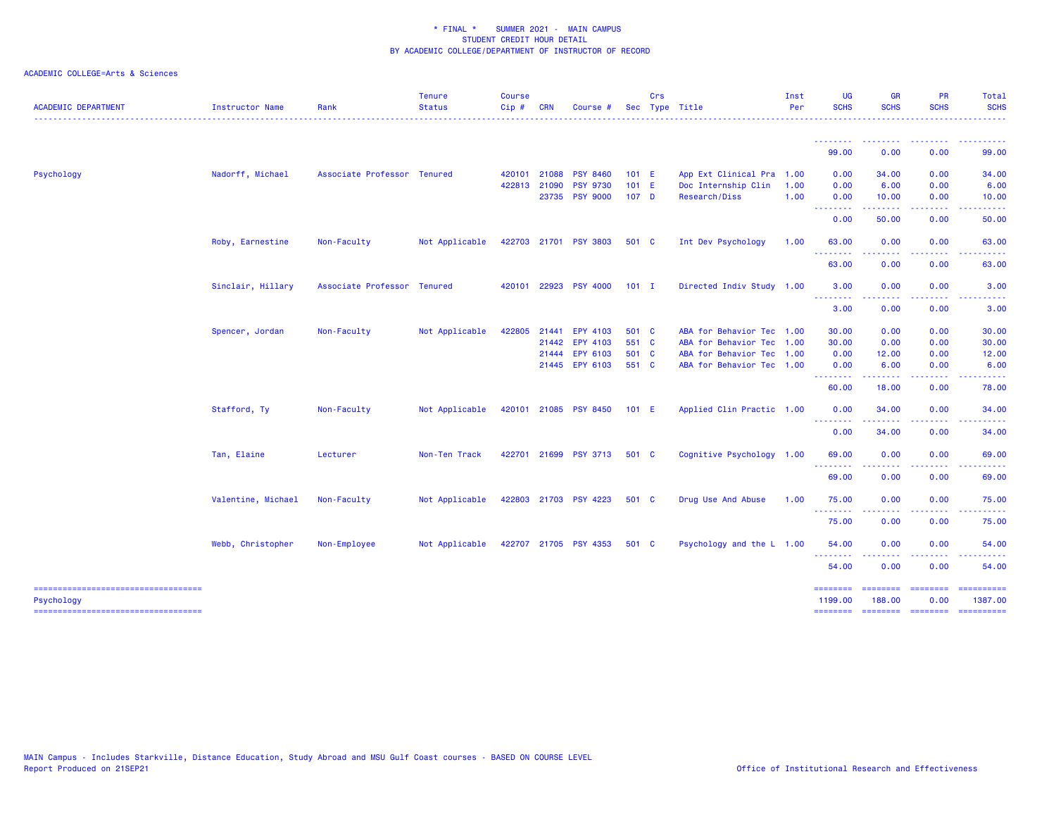\* FINAL \* SUMMER 2021 - MAIN CAMPUS
STUDENT CREDIT HOUR DETAIL
BY ACADEMIC COLLEGE/DEPARTMENT OF INSTRUCTOR OF RECORD

ACADEMIC COLLEGE=Arts & Sciences

| ACADEMIC DEPARTMENT | Instructor Name | Rank | Tenure Status | Course Cip # | CRN | Course # | Sec | Crs Type | Title | Inst Per | UG SCHS | GR SCHS | PR SCHS | Total SCHS |
|---|---|---|---|---|---|---|---|---|---|---|---|---|---|---|
| | | | | | | | | | | | 99.00 | 0.00 | 0.00 | 99.00 |
| Psychology | Nadorff, Michael | Associate Professor | Tenured | 420101 | 21088 | PSY 8460 | 101 | E | App Ext Clinical Pra | 1.00 | 0.00 | 34.00 | 0.00 | 34.00 |
| | | | | 422813 | 21090 | PSY 9730 | 101 | E | Doc Internship Clin | 1.00 | 0.00 | 6.00 | 0.00 | 6.00 |
| | | | | | 23735 | PSY 9000 | 107 | D | Research/Diss | 1.00 | 0.00 | 10.00 | 0.00 | 10.00 |
| | | | | | | | | | | | 0.00 | 50.00 | 0.00 | 50.00 |
| | Roby, Earnestine | Non-Faculty | Not Applicable | 422703 | 21701 | PSY 3803 | 501 | C | Int Dev Psychology | 1.00 | 63.00 | 0.00 | 0.00 | 63.00 |
| | | | | | | | | | | | 63.00 | 0.00 | 0.00 | 63.00 |
| | Sinclair, Hillary | Associate Professor | Tenured | 420101 | 22923 | PSY 4000 | 101 | I | Directed Indiv Study | 1.00 | 3.00 | 0.00 | 0.00 | 3.00 |
| | | | | | | | | | | | 3.00 | 0.00 | 0.00 | 3.00 |
| | Spencer, Jordan | Non-Faculty | Not Applicable | 422805 | 21441 | EPY 4103 | 501 | C | ABA for Behavior Tec | 1.00 | 30.00 | 0.00 | 0.00 | 30.00 |
| | | | | | 21442 | EPY 4103 | 551 | C | ABA for Behavior Tec | 1.00 | 30.00 | 0.00 | 0.00 | 30.00 |
| | | | | | 21444 | EPY 6103 | 501 | C | ABA for Behavior Tec | 1.00 | 0.00 | 12.00 | 0.00 | 12.00 |
| | | | | | 21445 | EPY 6103 | 551 | C | ABA for Behavior Tec | 1.00 | 0.00 | 6.00 | 0.00 | 6.00 |
| | | | | | | | | | | | 60.00 | 18.00 | 0.00 | 78.00 |
| | Stafford, Ty | Non-Faculty | Not Applicable | 420101 | 21085 | PSY 8450 | 101 | E | Applied Clin Practic | 1.00 | 0.00 | 34.00 | 0.00 | 34.00 |
| | | | | | | | | | | | 0.00 | 34.00 | 0.00 | 34.00 |
| | Tan, Elaine | Lecturer | Non-Ten Track | 422701 | 21699 | PSY 3713 | 501 | C | Cognitive Psychology | 1.00 | 69.00 | 0.00 | 0.00 | 69.00 |
| | | | | | | | | | | | 69.00 | 0.00 | 0.00 | 69.00 |
| | Valentine, Michael | Non-Faculty | Not Applicable | 422803 | 21703 | PSY 4223 | 501 | C | Drug Use And Abuse | 1.00 | 75.00 | 0.00 | 0.00 | 75.00 |
| | | | | | | | | | | | 75.00 | 0.00 | 0.00 | 75.00 |
| | Webb, Christopher | Non-Employee | Not Applicable | 422707 | 21705 | PSY 4353 | 501 | C | Psychology and the L | 1.00 | 54.00 | 0.00 | 0.00 | 54.00 |
| | | | | | | | | | | | 54.00 | 0.00 | 0.00 | 54.00 |
| Psychology | | | | | | | | | | | 1199.00 | 188.00 | 0.00 | 1387.00 |

MAIN Campus - Includes Starkville, Distance Education, Study Abroad and MSU Gulf Coast courses - BASED ON COURSE LEVEL
Report Produced on 21SEP21

Office of Institutional Research and Effectiveness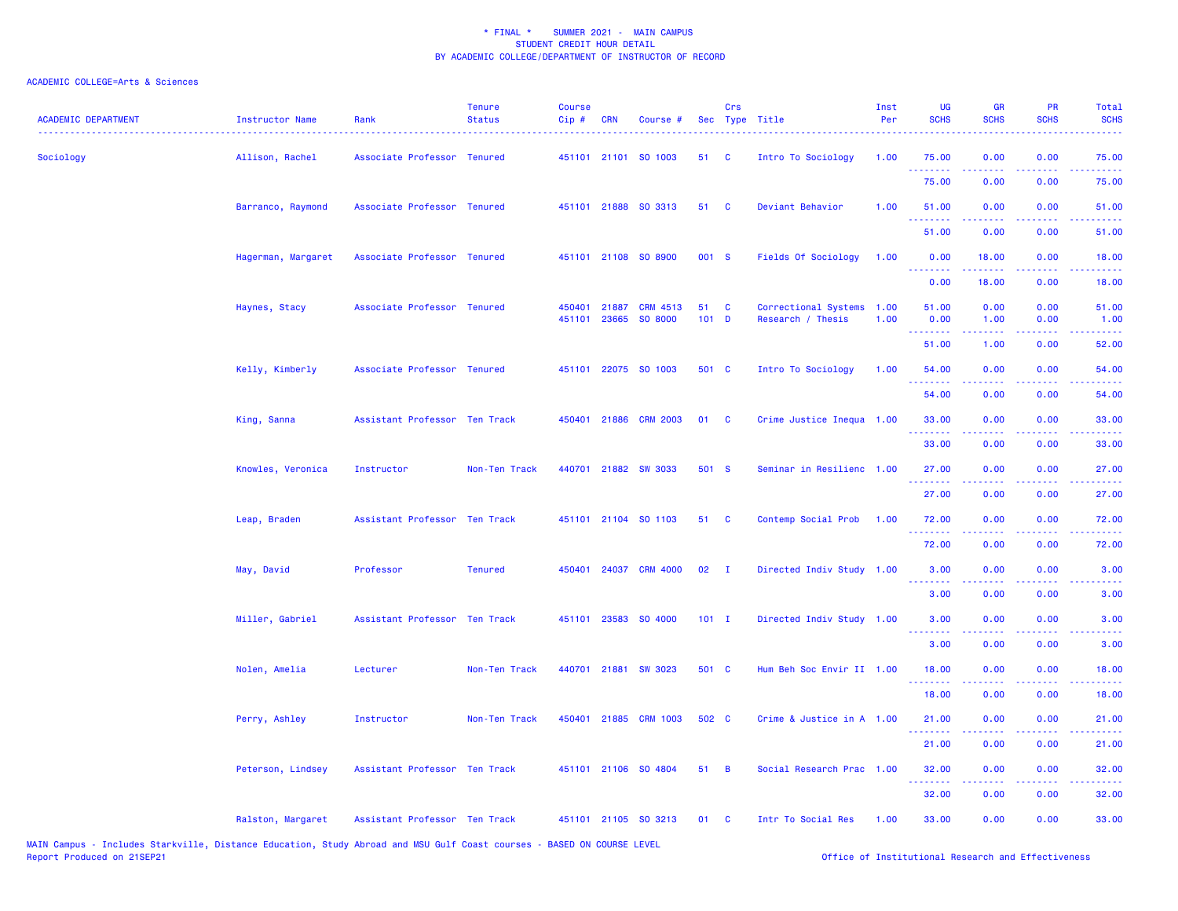\* FINAL \*    SUMMER 2021 -  MAIN CAMPUS
STUDENT CREDIT HOUR DETAIL
BY ACADEMIC COLLEGE/DEPARTMENT OF INSTRUCTOR OF RECORD

ACADEMIC COLLEGE=Arts & Sciences

| ACADEMIC DEPARTMENT | Instructor Name | Rank | Tenure Status | Course Cip # | CRN | Course # | Sec | Crs Type | Title | Inst Per | UG SCHS | GR SCHS | PR SCHS | Total SCHS |
|---|---|---|---|---|---|---|---|---|---|---|---|---|---|---|
| Sociology | Allison, Rachel | Associate Professor | Tenured | 451101 | 21101 | SO 1003 | 51 | C | Intro To Sociology | 1.00 | 75.00 | 0.00 | 0.00 | 75.00 |
| | | | | | | | | | | | 75.00 | 0.00 | 0.00 | 75.00 |
| | Barranco, Raymond | Associate Professor | Tenured | 451101 | 21888 | SO 3313 | 51 | C | Deviant Behavior | 1.00 | 51.00 | 0.00 | 0.00 | 51.00 |
| | | | | | | | | | | | 51.00 | 0.00 | 0.00 | 51.00 |
| | Hagerman, Margaret | Associate Professor | Tenured | 451101 | 21108 | SO 8900 | 001 | S | Fields Of Sociology | 1.00 | 0.00 | 18.00 | 0.00 | 18.00 |
| | | | | | | | | | | | 0.00 | 18.00 | 0.00 | 18.00 |
| | Haynes, Stacy | Associate Professor | Tenured | 450401 | 21887 | CRM 4513 | 51 | C | Correctional Systems | 1.00 | 51.00 | 0.00 | 0.00 | 51.00 |
| | | | | 451101 | 23665 | SO 8000 | 101 | D | Research / Thesis | 1.00 | 0.00 | 1.00 | 0.00 | 1.00 |
| | | | | | | | | | | | 51.00 | 1.00 | 0.00 | 52.00 |
| | Kelly, Kimberly | Associate Professor | Tenured | 451101 | 22075 | SO 1003 | 501 | C | Intro To Sociology | 1.00 | 54.00 | 0.00 | 0.00 | 54.00 |
| | | | | | | | | | | | 54.00 | 0.00 | 0.00 | 54.00 |
| | King, Sanna | Assistant Professor | Ten Track | 450401 | 21886 | CRM 2003 | 01 | C | Crime Justice Inequa | 1.00 | 33.00 | 0.00 | 0.00 | 33.00 |
| | | | | | | | | | | | 33.00 | 0.00 | 0.00 | 33.00 |
| | Knowles, Veronica | Instructor | Non-Ten Track | 440701 | 21882 | SW 3033 | 501 | S | Seminar in Resilienc | 1.00 | 27.00 | 0.00 | 0.00 | 27.00 |
| | | | | | | | | | | | 27.00 | 0.00 | 0.00 | 27.00 |
| | Leap, Braden | Assistant Professor | Ten Track | 451101 | 21104 | SO 1103 | 51 | C | Contemp Social Prob | 1.00 | 72.00 | 0.00 | 0.00 | 72.00 |
| | | | | | | | | | | | 72.00 | 0.00 | 0.00 | 72.00 |
| | May, David | Professor | Tenured | 450401 | 24037 | CRM 4000 | 02 | I | Directed Indiv Study | 1.00 | 3.00 | 0.00 | 0.00 | 3.00 |
| | | | | | | | | | | | 3.00 | 0.00 | 0.00 | 3.00 |
| | Miller, Gabriel | Assistant Professor | Ten Track | 451101 | 23583 | SO 4000 | 101 | I | Directed Indiv Study | 1.00 | 3.00 | 0.00 | 0.00 | 3.00 |
| | | | | | | | | | | | 3.00 | 0.00 | 0.00 | 3.00 |
| | Nolen, Amelia | Lecturer | Non-Ten Track | 440701 | 21881 | SW 3023 | 501 | C | Hum Beh Soc Envir II | 1.00 | 18.00 | 0.00 | 0.00 | 18.00 |
| | | | | | | | | | | | 18.00 | 0.00 | 0.00 | 18.00 |
| | Perry, Ashley | Instructor | Non-Ten Track | 450401 | 21885 | CRM 1003 | 502 | C | Crime & Justice in A | 1.00 | 21.00 | 0.00 | 0.00 | 21.00 |
| | | | | | | | | | | | 21.00 | 0.00 | 0.00 | 21.00 |
| | Peterson, Lindsey | Assistant Professor | Ten Track | 451101 | 21106 | SO 4804 | 51 | B | Social Research Prac | 1.00 | 32.00 | 0.00 | 0.00 | 32.00 |
| | | | | | | | | | | | 32.00 | 0.00 | 0.00 | 32.00 |
| | Ralston, Margaret | Assistant Professor | Ten Track | 451101 | 21105 | SO 3213 | 01 | C | Intr To Social Res | 1.00 | 33.00 | 0.00 | 0.00 | 33.00 |

MAIN Campus - Includes Starkville, Distance Education, Study Abroad and MSU Gulf Coast courses - BASED ON COURSE LEVEL
Report Produced on 21SEP21    Office of Institutional Research and Effectiveness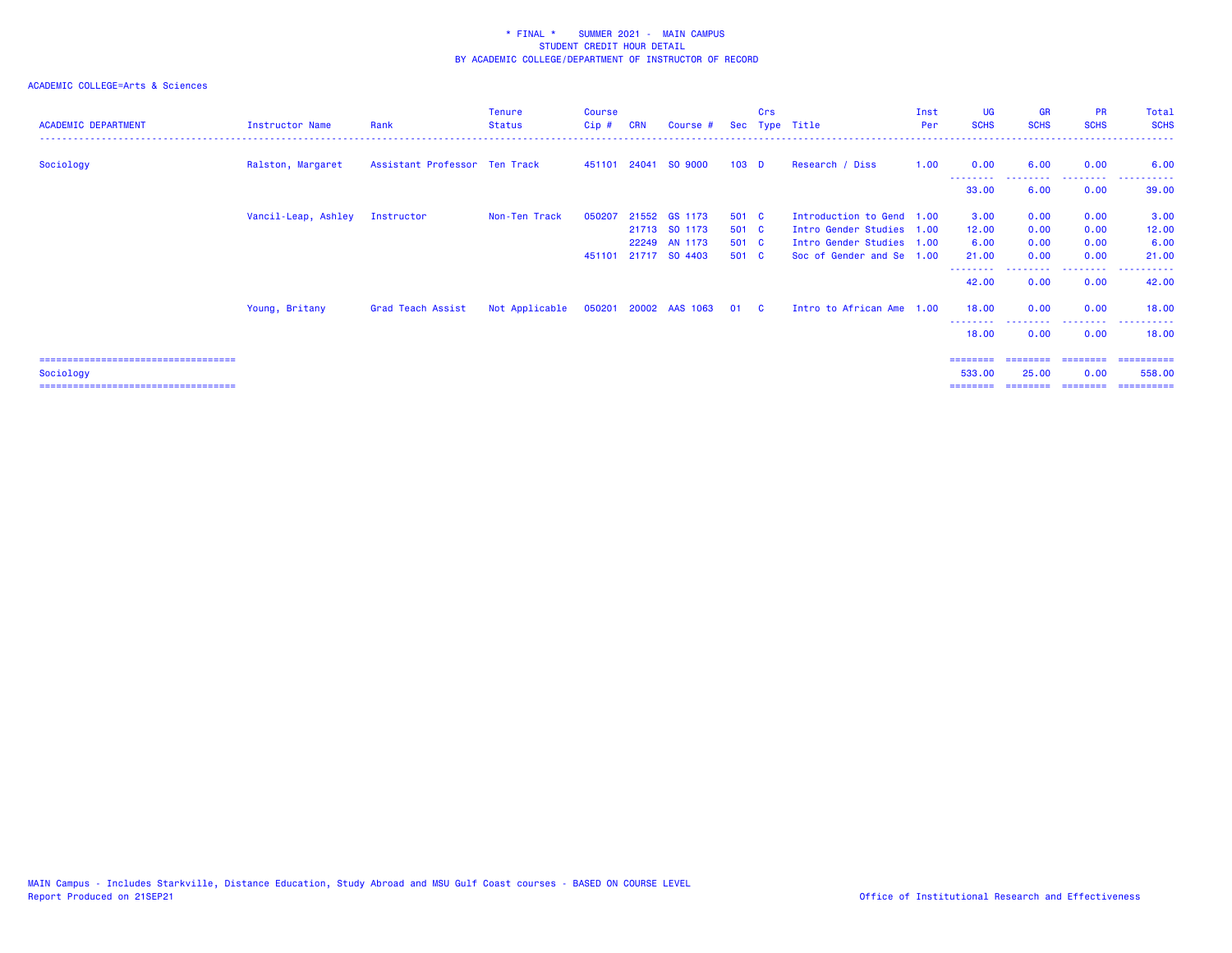\* FINAL \*    SUMMER 2021 -  MAIN CAMPUS
STUDENT CREDIT HOUR DETAIL
BY ACADEMIC COLLEGE/DEPARTMENT OF INSTRUCTOR OF RECORD

ACADEMIC COLLEGE=Arts & Sciences

| ACADEMIC DEPARTMENT | Instructor Name | Rank | Tenure Status | Course Cip # | CRN | Course # | Sec | Crs Type | Title | Inst Per | UG SCHS | GR SCHS | PR SCHS | Total SCHS |
|---|---|---|---|---|---|---|---|---|---|---|---|---|---|---|
| Sociology | Ralston, Margaret | Assistant Professor | Ten Track | 451101 | 24041 | SO 9000 | 103 | D | Research / Diss | 1.00 | 0.00 | 6.00 | 0.00 | 6.00 |
| | | | | | | | | | | | 33.00 | 6.00 | 0.00 | 39.00 |
| | Vancil-Leap, Ashley | Instructor | Non-Ten Track | 050207 | 21552 | GS 1173 | 501 | C | Introduction to Gend | 1.00 | 3.00 | 0.00 | 0.00 | 3.00 |
| | | | | | 21713 | SO 1173 | 501 | C | Intro Gender Studies | 1.00 | 12.00 | 0.00 | 0.00 | 12.00 |
| | | | | | 22249 | AN 1173 | 501 | C | Intro Gender Studies | 1.00 | 6.00 | 0.00 | 0.00 | 6.00 |
| | | | | 451101 | 21717 | SO 4403 | 501 | C | Soc of Gender and Se | 1.00 | 21.00 | 0.00 | 0.00 | 21.00 |
| | | | | | | | | | | | 42.00 | 0.00 | 0.00 | 42.00 |
| | Young, Britany | Grad Teach Assist | Not Applicable | 050201 | 20002 | AAS 1063 | 01 | C | Intro to African Ame | 1.00 | 18.00 | 0.00 | 0.00 | 18.00 |
| | | | | | | | | | | | 18.00 | 0.00 | 0.00 | 18.00 |
| Sociology | | | | | | | | | | | 533.00 | 25.00 | 0.00 | 558.00 |

MAIN Campus - Includes Starkville, Distance Education, Study Abroad and MSU Gulf Coast courses - BASED ON COURSE LEVEL
Report Produced on 21SEP21

Office of Institutional Research and Effectiveness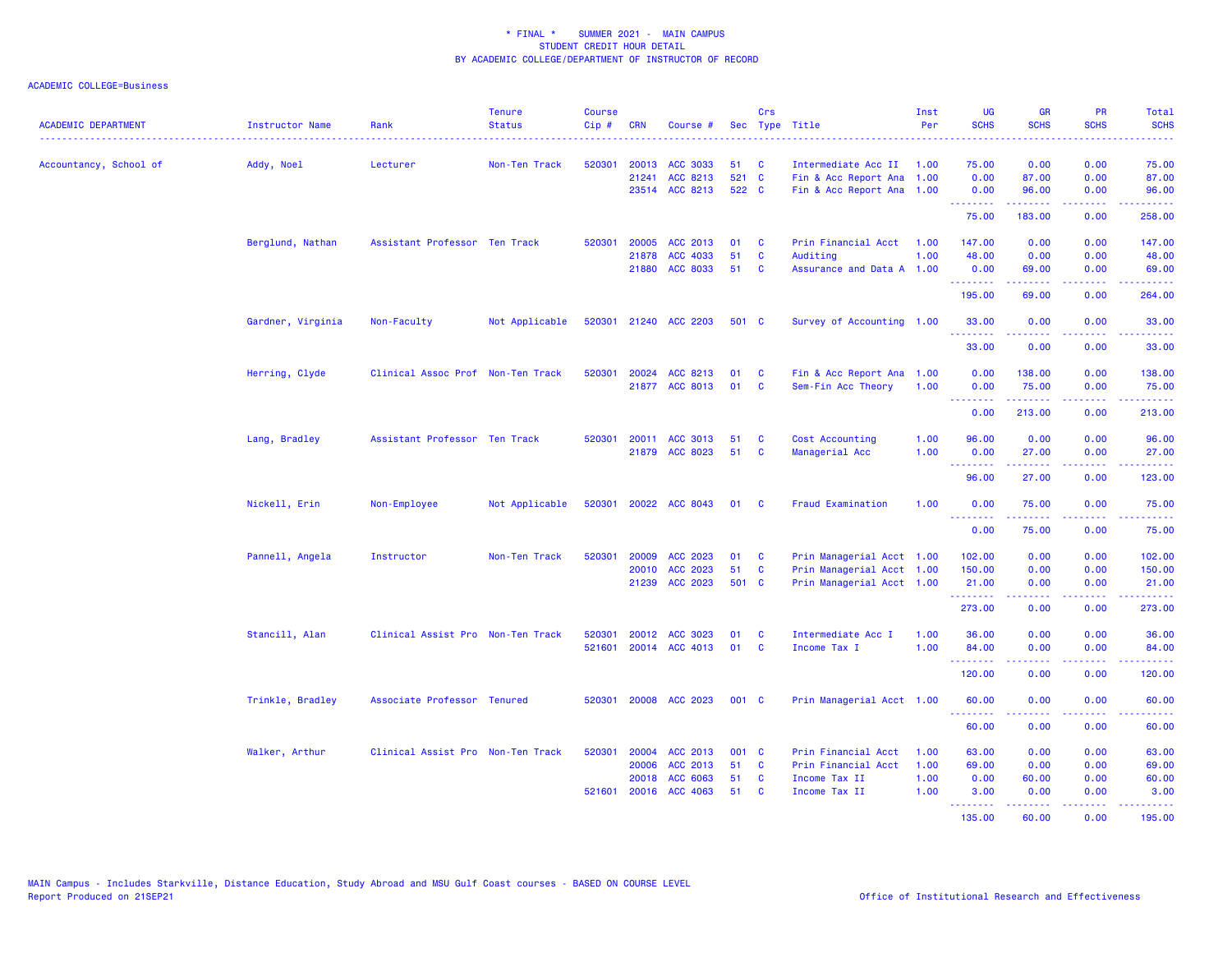\* FINAL \* SUMMER 2021 - MAIN CAMPUS
STUDENT CREDIT HOUR DETAIL
BY ACADEMIC COLLEGE/DEPARTMENT OF INSTRUCTOR OF RECORD

ACADEMIC COLLEGE=Business

| ACADEMIC DEPARTMENT | Instructor Name | Rank | Tenure Status | Course Cip # | CRN | Course # | Sec | Crs Type | Title | Inst Per | UG SCHS | GR SCHS | PR SCHS | Total SCHS |
|---|---|---|---|---|---|---|---|---|---|---|---|---|---|---|
| Accountancy, School of | Addy, Noel | Lecturer | Non-Ten Track | 520301 | 20013 | ACC 3033 | 51 | C | Intermediate Acc II | 1.00 | 75.00 | 0.00 | 0.00 | 75.00 |
| | | | | | 21241 | ACC 8213 | 521 | C | Fin & Acc Report Ana | 1.00 | 0.00 | 87.00 | 0.00 | 87.00 |
| | | | | | 23514 | ACC 8213 | 522 | C | Fin & Acc Report Ana | 1.00 | 0.00 | 96.00 | 0.00 | 96.00 |
| | | | | | | | | | | | 75.00 | 183.00 | 0.00 | 258.00 |
| | Berglund, Nathan | Assistant Professor | Ten Track | 520301 | 20005 | ACC 2013 | 01 | C | Prin Financial Acct | 1.00 | 147.00 | 0.00 | 0.00 | 147.00 |
| | | | | | 21878 | ACC 4033 | 51 | C | Auditing | 1.00 | 48.00 | 0.00 | 0.00 | 48.00 |
| | | | | | 21880 | ACC 8033 | 51 | C | Assurance and Data A | 1.00 | 0.00 | 69.00 | 0.00 | 69.00 |
| | | | | | | | | | | | 195.00 | 69.00 | 0.00 | 264.00 |
| | Gardner, Virginia | Non-Faculty | Not Applicable | 520301 | 21240 | ACC 2203 | 501 | C | Survey of Accounting | 1.00 | 33.00 | 0.00 | 0.00 | 33.00 |
| | | | | | | | | | | | 33.00 | 0.00 | 0.00 | 33.00 |
| | Herring, Clyde | Clinical Assoc Prof | Non-Ten Track | 520301 | 20024 | ACC 8213 | 01 | C | Fin & Acc Report Ana | 1.00 | 0.00 | 138.00 | 0.00 | 138.00 |
| | | | | | 21877 | ACC 8013 | 01 | C | Sem-Fin Acc Theory | 1.00 | 0.00 | 75.00 | 0.00 | 75.00 |
| | | | | | | | | | | | 0.00 | 213.00 | 0.00 | 213.00 |
| | Lang, Bradley | Assistant Professor | Ten Track | 520301 | 20011 | ACC 3013 | 51 | C | Cost Accounting | 1.00 | 96.00 | 0.00 | 0.00 | 96.00 |
| | | | | | 21879 | ACC 8023 | 51 | C | Managerial Acc | 1.00 | 0.00 | 27.00 | 0.00 | 27.00 |
| | | | | | | | | | | | 96.00 | 27.00 | 0.00 | 123.00 |
| | Nickell, Erin | Non-Employee | Not Applicable | 520301 | 20022 | ACC 8043 | 01 | C | Fraud Examination | 1.00 | 0.00 | 75.00 | 0.00 | 75.00 |
| | | | | | | | | | | | 0.00 | 75.00 | 0.00 | 75.00 |
| | Pannell, Angela | Instructor | Non-Ten Track | 520301 | 20009 | ACC 2023 | 01 | C | Prin Managerial Acct | 1.00 | 102.00 | 0.00 | 0.00 | 102.00 |
| | | | | | 20010 | ACC 2023 | 51 | C | Prin Managerial Acct | 1.00 | 150.00 | 0.00 | 0.00 | 150.00 |
| | | | | | 21239 | ACC 2023 | 501 | C | Prin Managerial Acct | 1.00 | 21.00 | 0.00 | 0.00 | 21.00 |
| | | | | | | | | | | | 273.00 | 0.00 | 0.00 | 273.00 |
| | Stancill, Alan | Clinical Assist Pro | Non-Ten Track | 520301 | 20012 | ACC 3023 | 01 | C | Intermediate Acc I | 1.00 | 36.00 | 0.00 | 0.00 | 36.00 |
| | | | | 521601 | 20014 | ACC 4013 | 01 | C | Income Tax I | 1.00 | 84.00 | 0.00 | 0.00 | 84.00 |
| | | | | | | | | | | | 120.00 | 0.00 | 0.00 | 120.00 |
| | Trinkle, Bradley | Associate Professor | Tenured | 520301 | 20008 | ACC 2023 | 001 | C | Prin Managerial Acct | 1.00 | 60.00 | 0.00 | 0.00 | 60.00 |
| | | | | | | | | | | | 60.00 | 0.00 | 0.00 | 60.00 |
| | Walker, Arthur | Clinical Assist Pro | Non-Ten Track | 520301 | 20004 | ACC 2013 | 001 | C | Prin Financial Acct | 1.00 | 63.00 | 0.00 | 0.00 | 63.00 |
| | | | | | 20006 | ACC 2013 | 51 | C | Prin Financial Acct | 1.00 | 69.00 | 0.00 | 0.00 | 69.00 |
| | | | | | 20018 | ACC 6063 | 51 | C | Income Tax II | 1.00 | 0.00 | 60.00 | 0.00 | 60.00 |
| | | | | 521601 | 20016 | ACC 4063 | 51 | C | Income Tax II | 1.00 | 3.00 | 0.00 | 0.00 | 3.00 |
| | | | | | | | | | | | 135.00 | 60.00 | 0.00 | 195.00 |

MAIN Campus - Includes Starkville, Distance Education, Study Abroad and MSU Gulf Coast courses - BASED ON COURSE LEVEL
Report Produced on 21SEP21

Office of Institutional Research and Effectiveness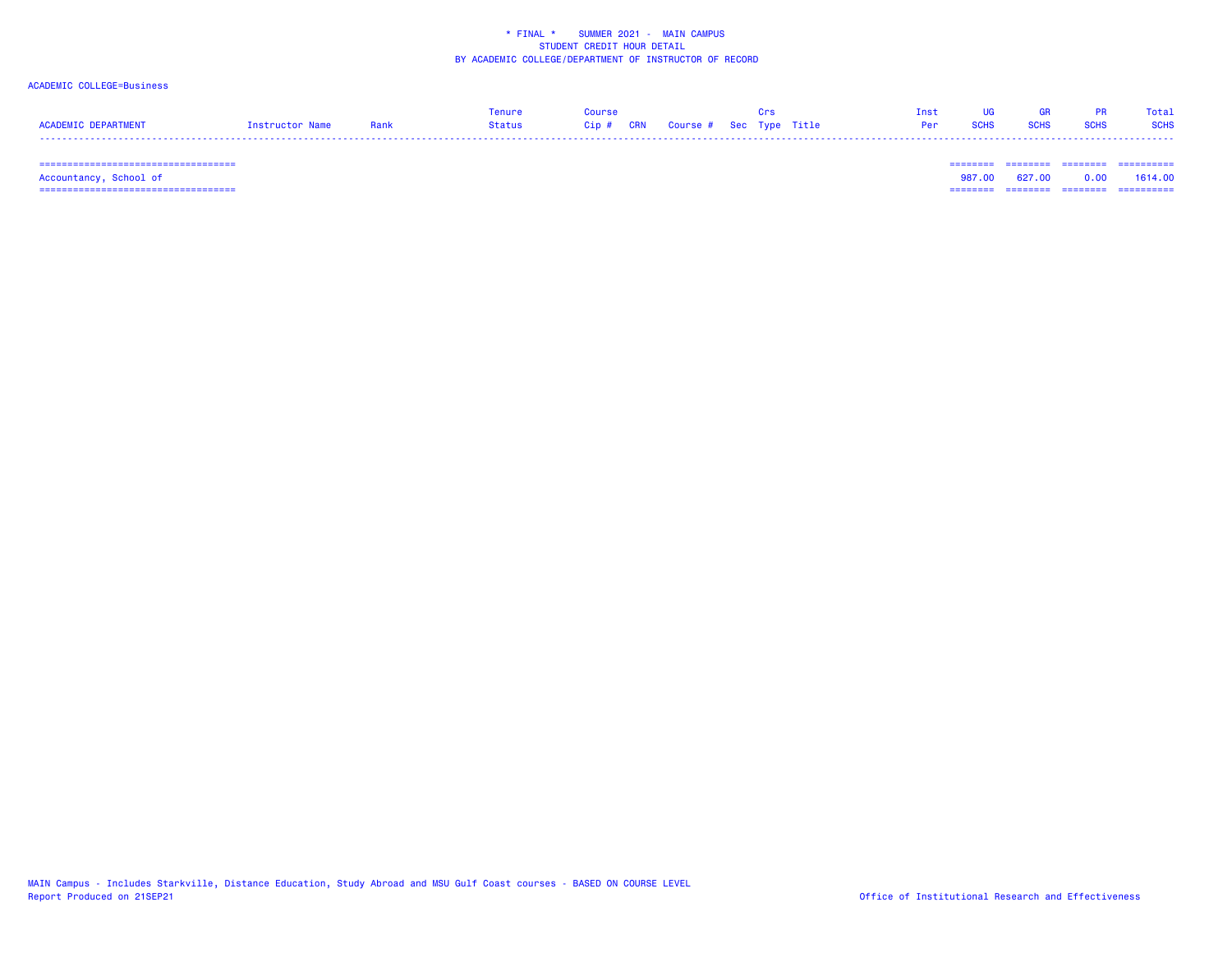\* FINAL \*    SUMMER 2021 -  MAIN CAMPUS
STUDENT CREDIT HOUR DETAIL
BY ACADEMIC COLLEGE/DEPARTMENT OF INSTRUCTOR OF RECORD

ACADEMIC COLLEGE=Business

| ACADEMIC DEPARTMENT | Instructor Name | Rank | Tenure Status | Course Cip # | CRN | Course # | Sec | Crs Type | Title | Inst Per | UG SCHS | GR SCHS | PR SCHS | Total SCHS |
|---|---|---|---|---|---|---|---|---|---|---|---|---|---|---|
| Accountancy, School of | | | | | | | | | | | 987.00 | 627.00 | 0.00 | 1614.00 |

MAIN Campus - Includes Starkville, Distance Education, Study Abroad and MSU Gulf Coast courses - BASED ON COURSE LEVEL
Report Produced on 21SEP21

Office of Institutional Research and Effectiveness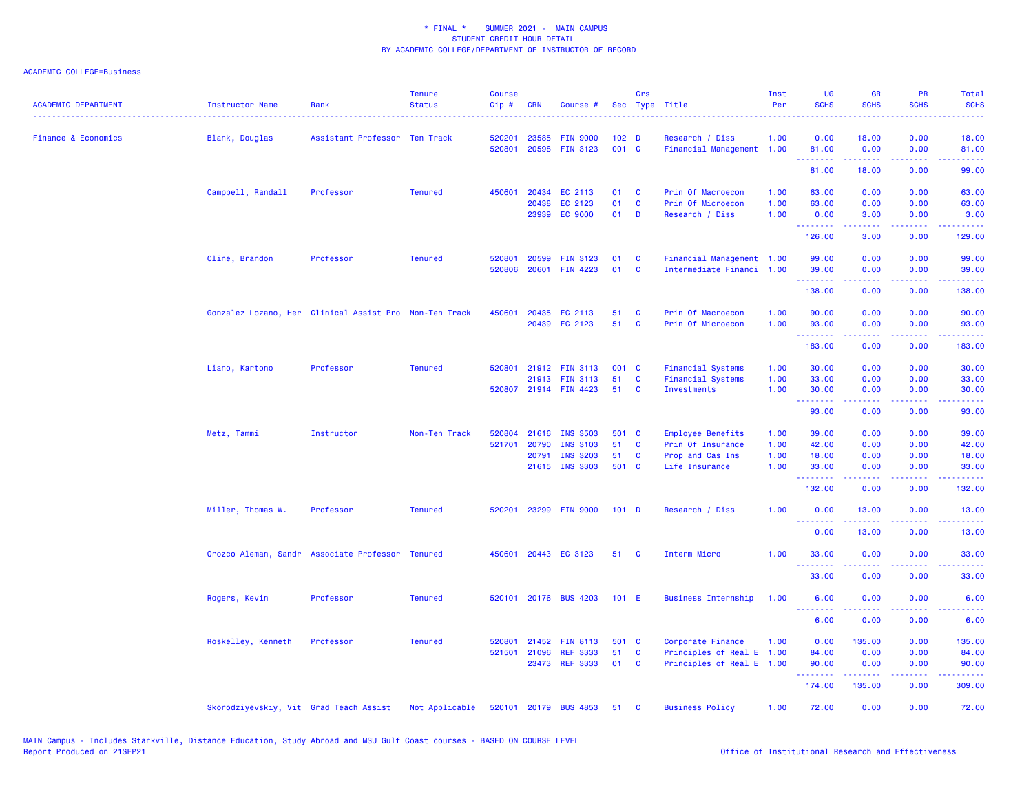\* FINAL \*    SUMMER 2021 -  MAIN CAMPUS
STUDENT CREDIT HOUR DETAIL
BY ACADEMIC COLLEGE/DEPARTMENT OF INSTRUCTOR OF RECORD

ACADEMIC COLLEGE=Business

| ACADEMIC DEPARTMENT | Instructor Name | Rank | Tenure Status | Course Cip # | CRN | Course # | Sec | Crs Type | Title | Inst Per | UG SCHS | GR SCHS | PR SCHS | Total SCHS |
|---|---|---|---|---|---|---|---|---|---|---|---|---|---|---|
| Finance & Economics | Blank, Douglas | Assistant Professor | Ten Track | 520201 | 23585 | FIN 9000 | 102 | D | Research / Diss | 1.00 | 0.00 | 18.00 | 0.00 | 18.00 |
| | | | | 520801 | 20598 | FIN 3123 | 001 | C | Financial Management | 1.00 | 81.00 | 0.00 | 0.00 | 81.00 |
| | | | | | | | | | | | 81.00 | 18.00 | 0.00 | 99.00 |
| | Campbell, Randall | Professor | Tenured | 450601 | 20434 | EC 2113 | 01 | C | Prin Of Macroecon | 1.00 | 63.00 | 0.00 | 0.00 | 63.00 |
| | | | | | 20438 | EC 2123 | 01 | C | Prin Of Microecon | 1.00 | 63.00 | 0.00 | 0.00 | 63.00 |
| | | | | | 23939 | EC 9000 | 01 | D | Research / Diss | 1.00 | 0.00 | 3.00 | 0.00 | 3.00 |
| | | | | | | | | | | | 126.00 | 3.00 | 0.00 | 129.00 |
| | Cline, Brandon | Professor | Tenured | 520801 | 20599 | FIN 3123 | 01 | C | Financial Management | 1.00 | 99.00 | 0.00 | 0.00 | 99.00 |
| | | | | 520806 | 20601 | FIN 4223 | 01 | C | Intermediate Financi | 1.00 | 39.00 | 0.00 | 0.00 | 39.00 |
| | | | | | | | | | | | 138.00 | 0.00 | 0.00 | 138.00 |
| | Gonzalez Lozano, Her | Clinical Assist Pro | Non-Ten Track | 450601 | 20435 | EC 2113 | 51 | C | Prin Of Macroecon | 1.00 | 90.00 | 0.00 | 0.00 | 90.00 |
| | | | | | 20439 | EC 2123 | 51 | C | Prin Of Microecon | 1.00 | 93.00 | 0.00 | 0.00 | 93.00 |
| | | | | | | | | | | | 183.00 | 0.00 | 0.00 | 183.00 |
| | Liano, Kartono | Professor | Tenured | 520801 | 21912 | FIN 3113 | 001 | C | Financial Systems | 1.00 | 30.00 | 0.00 | 0.00 | 30.00 |
| | | | | | 21913 | FIN 3113 | 51 | C | Financial Systems | 1.00 | 33.00 | 0.00 | 0.00 | 33.00 |
| | | | | 520807 | 21914 | FIN 4423 | 51 | C | Investments | 1.00 | 30.00 | 0.00 | 0.00 | 30.00 |
| | | | | | | | | | | | 93.00 | 0.00 | 0.00 | 93.00 |
| | Metz, Tammi | Instructor | Non-Ten Track | 520804 | 21616 | INS 3503 | 501 | C | Employee Benefits | 1.00 | 39.00 | 0.00 | 0.00 | 39.00 |
| | | | | 521701 | 20790 | INS 3103 | 51 | C | Prin Of Insurance | 1.00 | 42.00 | 0.00 | 0.00 | 42.00 |
| | | | | | 20791 | INS 3203 | 51 | C | Prop and Cas Ins | 1.00 | 18.00 | 0.00 | 0.00 | 18.00 |
| | | | | | 21615 | INS 3303 | 501 | C | Life Insurance | 1.00 | 33.00 | 0.00 | 0.00 | 33.00 |
| | | | | | | | | | | | 132.00 | 0.00 | 0.00 | 132.00 |
| | Miller, Thomas W. | Professor | Tenured | 520201 | 23299 | FIN 9000 | 101 | D | Research / Diss | 1.00 | 0.00 | 13.00 | 0.00 | 13.00 |
| | | | | | | | | | | | 0.00 | 13.00 | 0.00 | 13.00 |
| | Orozco Aleman, Sandr | Associate Professor | Tenured | 450601 | 20443 | EC 3123 | 51 | C | Interm Micro | 1.00 | 33.00 | 0.00 | 0.00 | 33.00 |
| | | | | | | | | | | | 33.00 | 0.00 | 0.00 | 33.00 |
| | Rogers, Kevin | Professor | Tenured | 520101 | 20176 | BUS 4203 | 101 | E | Business Internship | 1.00 | 6.00 | 0.00 | 0.00 | 6.00 |
| | | | | | | | | | | | 6.00 | 0.00 | 0.00 | 6.00 |
| | Roskelley, Kenneth | Professor | Tenured | 520801 | 21452 | FIN 8113 | 501 | C | Corporate Finance | 1.00 | 0.00 | 135.00 | 0.00 | 135.00 |
| | | | | 521501 | 21096 | REF 3333 | 51 | C | Principles of Real E | 1.00 | 84.00 | 0.00 | 0.00 | 84.00 |
| | | | | | 23473 | REF 3333 | 01 | C | Principles of Real E | 1.00 | 90.00 | 0.00 | 0.00 | 90.00 |
| | | | | | | | | | | | 174.00 | 135.00 | 0.00 | 309.00 |
| | Skorodziyevskiy, Vit | Grad Teach Assist | Not Applicable | 520101 | 20179 | BUS 4853 | 51 | C | Business Policy | 1.00 | 72.00 | 0.00 | 0.00 | 72.00 |

MAIN Campus - Includes Starkville, Distance Education, Study Abroad and MSU Gulf Coast courses - BASED ON COURSE LEVEL
Report Produced on 21SEP21

Office of Institutional Research and Effectiveness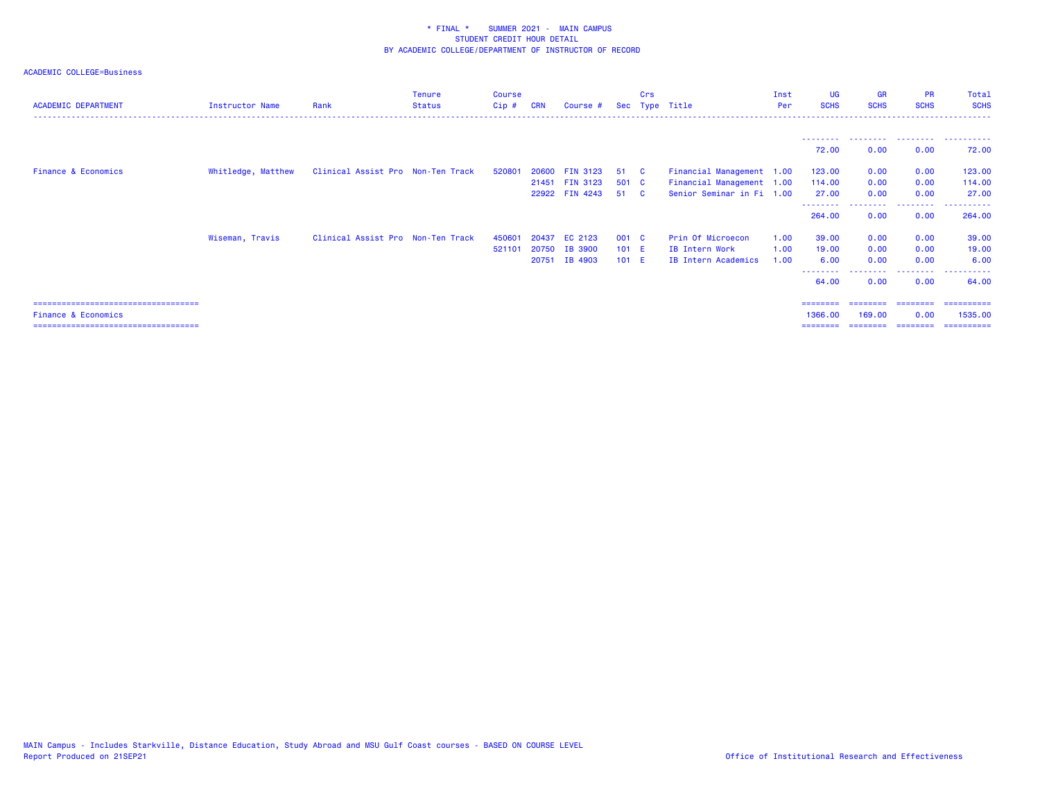\* FINAL \* SUMMER 2021 - MAIN CAMPUS
STUDENT CREDIT HOUR DETAIL
BY ACADEMIC COLLEGE/DEPARTMENT OF INSTRUCTOR OF RECORD

ACADEMIC COLLEGE=Business

| ACADEMIC DEPARTMENT | Instructor Name | Rank | Tenure Status | Course Cip # | CRN | Course # | Sec | Crs Type | Title | Inst Per | UG SCHS | GR SCHS | PR SCHS | Total SCHS |
|---|---|---|---|---|---|---|---|---|---|---|---|---|---|---|
| | | | | | | | | | | | 72.00 | 0.00 | 0.00 | 72.00 |
| Finance & Economics | Whitledge, Matthew | Clinical Assist Pro | Non-Ten Track | 520801 | 20600 | FIN 3123 | 51 | C | Financial Management | 1.00 | 123.00 | 0.00 | 0.00 | 123.00 |
| | | | | | 21451 | FIN 3123 | 501 | C | Financial Management | 1.00 | 114.00 | 0.00 | 0.00 | 114.00 |
| | | | | | 22922 | FIN 4243 | 51 | C | Senior Seminar in Fi | 1.00 | 27.00 | 0.00 | 0.00 | 27.00 |
| | | | | | | | | | | | 264.00 | 0.00 | 0.00 | 264.00 |
| | Wiseman, Travis | Clinical Assist Pro | Non-Ten Track | 450601 | 20437 | EC 2123 | 001 | C | Prin Of Microecon | 1.00 | 39.00 | 0.00 | 0.00 | 39.00 |
| | | | | 521101 | 20750 | IB 3900 | 101 | E | IB Intern Work | 1.00 | 19.00 | 0.00 | 0.00 | 19.00 |
| | | | | | 20751 | IB 4903 | 101 | E | IB Intern Academics | 1.00 | 6.00 | 0.00 | 0.00 | 6.00 |
| | | | | | | | | | | | 64.00 | 0.00 | 0.00 | 64.00 |
| Finance & Economics | | | | | | | | | | | 1366.00 | 169.00 | 0.00 | 1535.00 |

MAIN Campus - Includes Starkville, Distance Education, Study Abroad and MSU Gulf Coast courses - BASED ON COURSE LEVEL
Report Produced on 21SEP21

Office of Institutional Research and Effectiveness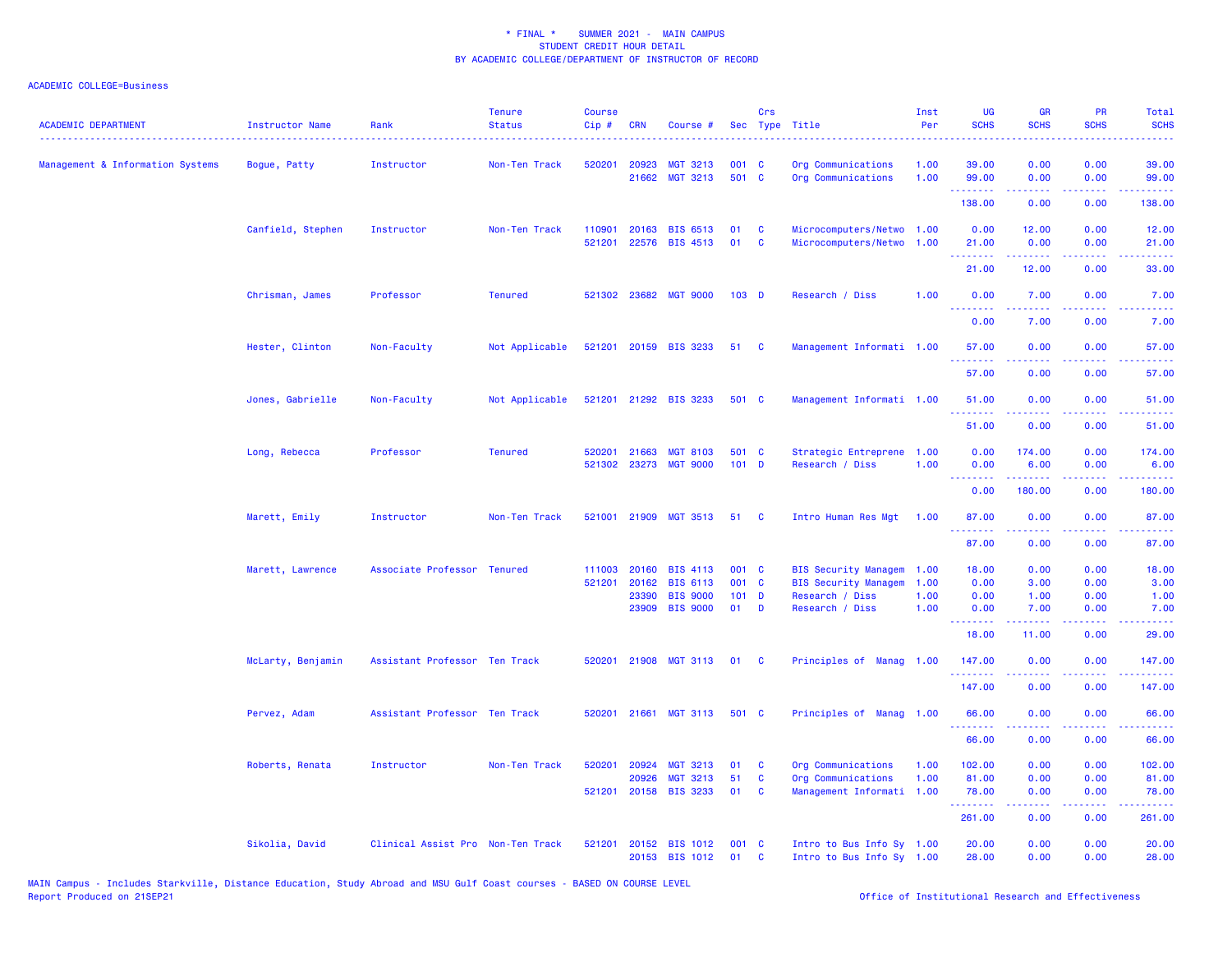\* FINAL \* SUMMER 2021 - MAIN CAMPUS
STUDENT CREDIT HOUR DETAIL
BY ACADEMIC COLLEGE/DEPARTMENT OF INSTRUCTOR OF RECORD

ACADEMIC COLLEGE=Business

| ACADEMIC DEPARTMENT | Instructor Name | Rank | Tenure Status | Course Cip # | CRN | Course # | Sec | Crs Type | Title | Inst Per | UG SCHS | GR SCHS | PR SCHS | Total SCHS |
|---|---|---|---|---|---|---|---|---|---|---|---|---|---|---|
| Management & Information Systems | Bogue, Patty | Instructor | Non-Ten Track | 520201 | 20923 | MGT 3213 | 001 | C | Org Communications | 1.00 | 39.00 | 0.00 | 0.00 | 39.00 |
| | | | | | 21662 | MGT 3213 | 501 | C | Org Communications | 1.00 | 99.00 | 0.00 | 0.00 | 99.00 |
| | | | | | | | | | | | 138.00 | 0.00 | 0.00 | 138.00 |
| | Canfield, Stephen | Instructor | Non-Ten Track | 110901 | 20163 | BIS 6513 | 01 | C | Microcomputers/Netwo | 1.00 | 0.00 | 12.00 | 0.00 | 12.00 |
| | | | | 521201 | 22576 | BIS 4513 | 01 | C | Microcomputers/Netwo | 1.00 | 21.00 | 0.00 | 0.00 | 21.00 |
| | | | | | | | | | | | 21.00 | 12.00 | 0.00 | 33.00 |
| | Chrisman, James | Professor | Tenured | 521302 | 23682 | MGT 9000 | 103 | D | Research / Diss | 1.00 | 0.00 | 7.00 | 0.00 | 7.00 |
| | | | | | | | | | | | 0.00 | 7.00 | 0.00 | 7.00 |
| | Hester, Clinton | Non-Faculty | Not Applicable | 521201 | 20159 | BIS 3233 | 51 | C | Management Informati | 1.00 | 57.00 | 0.00 | 0.00 | 57.00 |
| | | | | | | | | | | | 57.00 | 0.00 | 0.00 | 57.00 |
| | Jones, Gabrielle | Non-Faculty | Not Applicable | 521201 | 21292 | BIS 3233 | 501 | C | Management Informati | 1.00 | 51.00 | 0.00 | 0.00 | 51.00 |
| | | | | | | | | | | | 51.00 | 0.00 | 0.00 | 51.00 |
| | Long, Rebecca | Professor | Tenured | 520201 | 21663 | MGT 8103 | 501 | C | Strategic Entreprene | 1.00 | 0.00 | 174.00 | 0.00 | 174.00 |
| | | | | 521302 | 23273 | MGT 9000 | 101 | D | Research / Diss | 1.00 | 0.00 | 6.00 | 0.00 | 6.00 |
| | | | | | | | | | | | 0.00 | 180.00 | 0.00 | 180.00 |
| | Marett, Emily | Instructor | Non-Ten Track | 521001 | 21909 | MGT 3513 | 51 | C | Intro Human Res Mgt | 1.00 | 87.00 | 0.00 | 0.00 | 87.00 |
| | | | | | | | | | | | 87.00 | 0.00 | 0.00 | 87.00 |
| | Marett, Lawrence | Associate Professor | Tenured | 111003 | 20160 | BIS 4113 | 001 | C | BIS Security Managem | 1.00 | 18.00 | 0.00 | 0.00 | 18.00 |
| | | | | 521201 | 20162 | BIS 6113 | 001 | C | BIS Security Managem | 1.00 | 0.00 | 3.00 | 0.00 | 3.00 |
| | | | | | 23390 | BIS 9000 | 101 | D | Research / Diss | 1.00 | 0.00 | 1.00 | 0.00 | 1.00 |
| | | | | | 23909 | BIS 9000 | 01 | D | Research / Diss | 1.00 | 0.00 | 7.00 | 0.00 | 7.00 |
| | | | | | | | | | | | 18.00 | 11.00 | 0.00 | 29.00 |
| | McLarty, Benjamin | Assistant Professor | Ten Track | 520201 | 21908 | MGT 3113 | 01 | C | Principles of Manag | 1.00 | 147.00 | 0.00 | 0.00 | 147.00 |
| | | | | | | | | | | | 147.00 | 0.00 | 0.00 | 147.00 |
| | Pervez, Adam | Assistant Professor | Ten Track | 520201 | 21661 | MGT 3113 | 501 | C | Principles of Manag | 1.00 | 66.00 | 0.00 | 0.00 | 66.00 |
| | | | | | | | | | | | 66.00 | 0.00 | 0.00 | 66.00 |
| | Roberts, Renata | Instructor | Non-Ten Track | 520201 | 20924 | MGT 3213 | 01 | C | Org Communications | 1.00 | 102.00 | 0.00 | 0.00 | 102.00 |
| | | | | | 20926 | MGT 3213 | 51 | C | Org Communications | 1.00 | 81.00 | 0.00 | 0.00 | 81.00 |
| | | | | 521201 | 20158 | BIS 3233 | 01 | C | Management Informati | 1.00 | 78.00 | 0.00 | 0.00 | 78.00 |
| | | | | | | | | | | | 261.00 | 0.00 | 0.00 | 261.00 |
| | Sikolia, David | Clinical Assist Pro | Non-Ten Track | 521201 | 20152 | BIS 1012 | 001 | C | Intro to Bus Info Sy | 1.00 | 20.00 | 0.00 | 0.00 | 20.00 |
| | | | | | 20153 | BIS 1012 | 01 | C | Intro to Bus Info Sy | 1.00 | 28.00 | 0.00 | 0.00 | 28.00 |

MAIN Campus - Includes Starkville, Distance Education, Study Abroad and MSU Gulf Coast courses - BASED ON COURSE LEVEL
Report Produced on 21SEP21

Office of Institutional Research and Effectiveness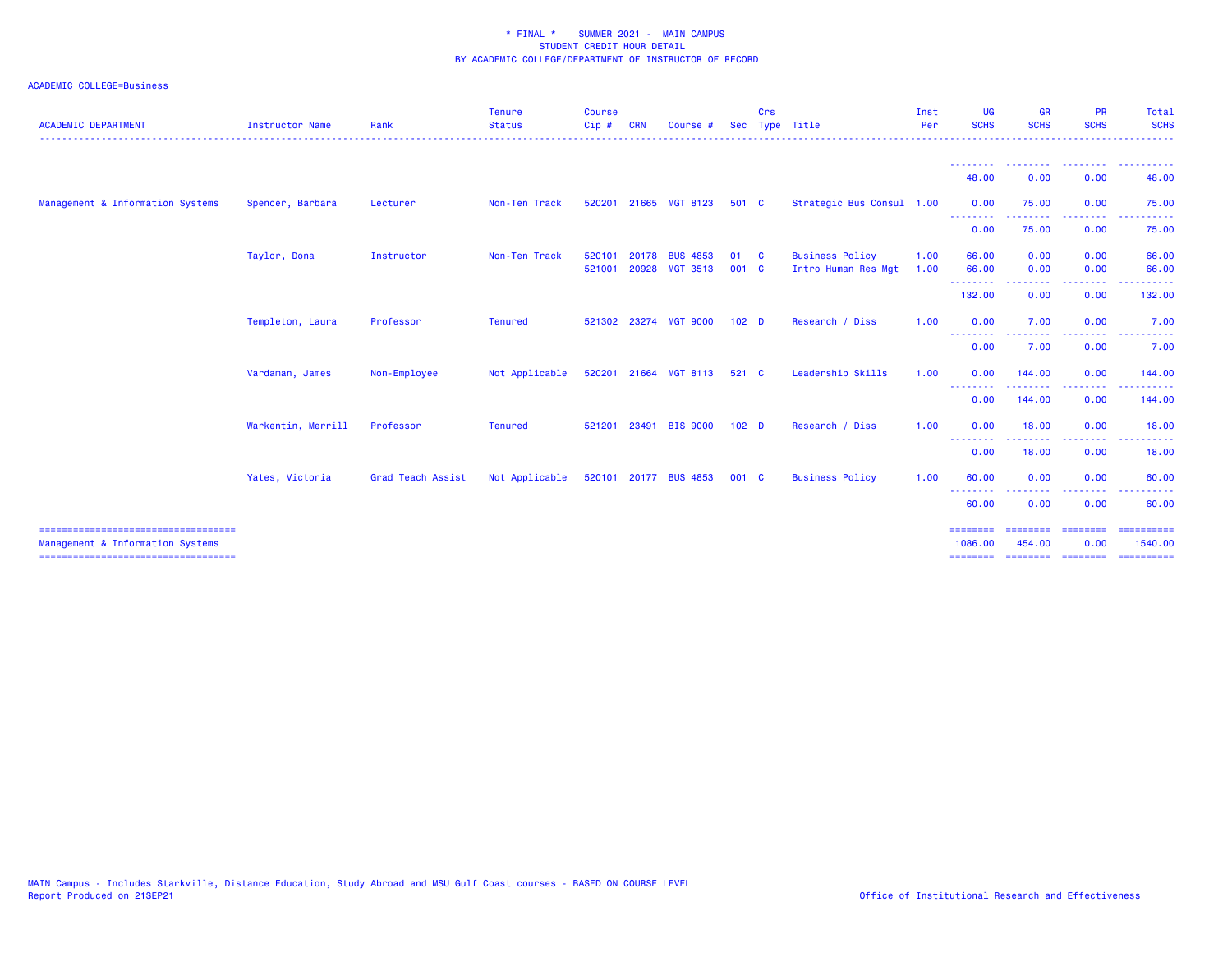\* FINAL \*    SUMMER 2021 -  MAIN CAMPUS
STUDENT CREDIT HOUR DETAIL
BY ACADEMIC COLLEGE/DEPARTMENT OF INSTRUCTOR OF RECORD

ACADEMIC COLLEGE=Business

| ACADEMIC DEPARTMENT | Instructor Name | Rank | Tenure Status | Course Cip # | CRN | Course # | Sec | Crs Type | Title | Inst Per | UG SCHS | GR SCHS | PR SCHS | Total SCHS |
|---|---|---|---|---|---|---|---|---|---|---|---|---|---|---|
| | | | | | | | | | | | 48.00 | 0.00 | 0.00 | 48.00 |
| Management & Information Systems | Spencer, Barbara | Lecturer | Non-Ten Track | 520201 | 21665 | MGT 8123 | 501 | C | Strategic Bus Consul | 1.00 | 0.00 | 75.00 | 0.00 | 75.00 |
| | | | | | | | | | | | 0.00 | 75.00 | 0.00 | 75.00 |
| | Taylor, Dona | Instructor | Non-Ten Track | 520101 | 20178 | BUS 4853 | 01 | C | Business Policy | 1.00 | 66.00 | 0.00 | 0.00 | 66.00 |
| | | | | 521001 | 20928 | MGT 3513 | 001 | C | Intro Human Res Mgt | 1.00 | 66.00 | 0.00 | 0.00 | 66.00 |
| | | | | | | | | | | | 132.00 | 0.00 | 0.00 | 132.00 |
| | Templeton, Laura | Professor | Tenured | 521302 | 23274 | MGT 9000 | 102 | D | Research / Diss | 1.00 | 0.00 | 7.00 | 0.00 | 7.00 |
| | | | | | | | | | | | 0.00 | 7.00 | 0.00 | 7.00 |
| | Vardaman, James | Non-Employee | Not Applicable | 520201 | 21664 | MGT 8113 | 521 | C | Leadership Skills | 1.00 | 0.00 | 144.00 | 0.00 | 144.00 |
| | | | | | | | | | | | 0.00 | 144.00 | 0.00 | 144.00 |
| | Warkentin, Merrill | Professor | Tenured | 521201 | 23491 | BIS 9000 | 102 | D | Research / Diss | 1.00 | 0.00 | 18.00 | 0.00 | 18.00 |
| | | | | | | | | | | | 0.00 | 18.00 | 0.00 | 18.00 |
| | Yates, Victoria | Grad Teach Assist | Not Applicable | 520101 | 20177 | BUS 4853 | 001 | C | Business Policy | 1.00 | 60.00 | 0.00 | 0.00 | 60.00 |
| | | | | | | | | | | | 60.00 | 0.00 | 0.00 | 60.00 |
| Management & Information Systems | | | | | | | | | | | 1086.00 | 454.00 | 0.00 | 1540.00 |

MAIN Campus - Includes Starkville, Distance Education, Study Abroad and MSU Gulf Coast courses - BASED ON COURSE LEVEL
Report Produced on 21SEP21

Office of Institutional Research and Effectiveness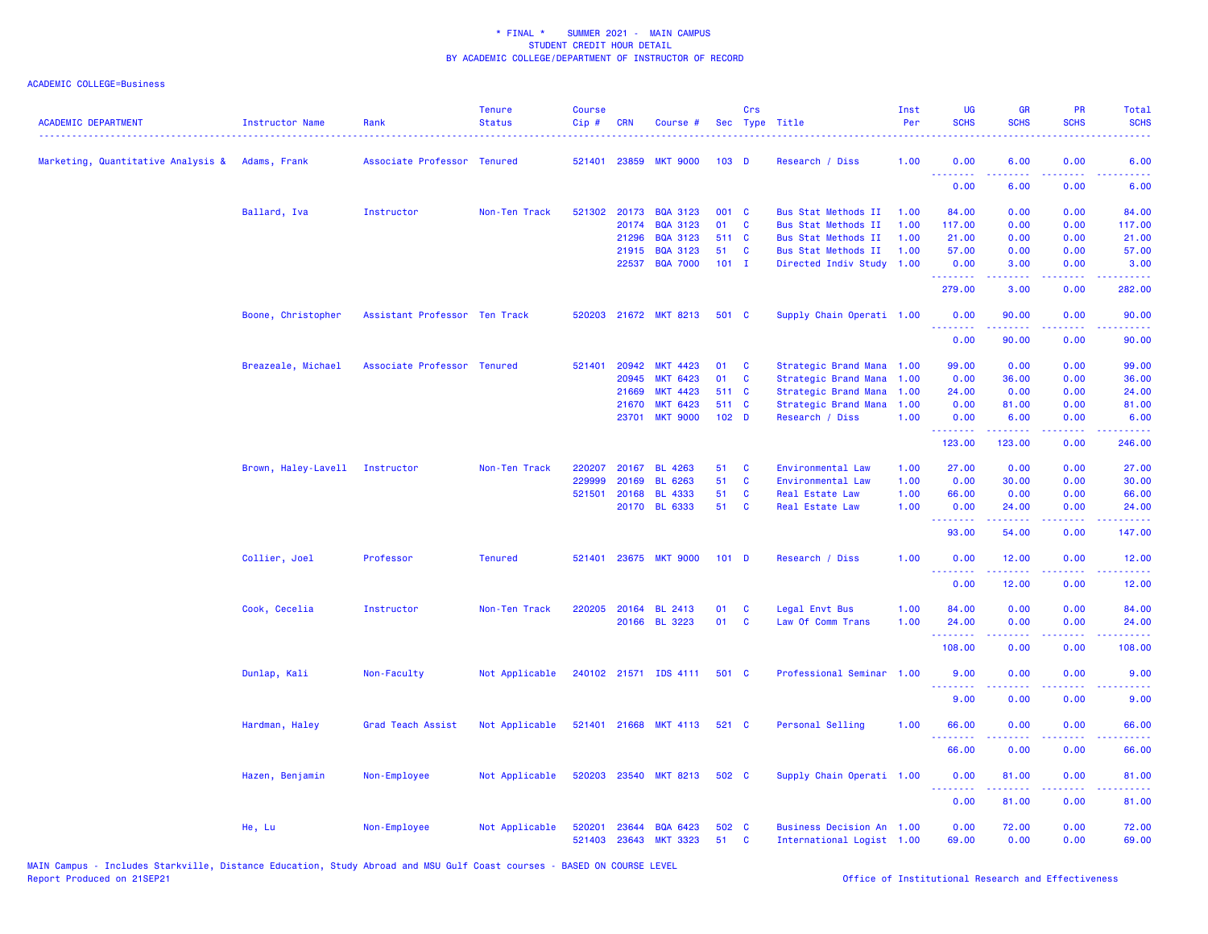\* FINAL \* SUMMER 2021 - MAIN CAMPUS
STUDENT CREDIT HOUR DETAIL
BY ACADEMIC COLLEGE/DEPARTMENT OF INSTRUCTOR OF RECORD

ACADEMIC COLLEGE=Business

| ACADEMIC DEPARTMENT | Instructor Name | Rank | Tenure Status | Course Cip # | CRN | Course # | Sec | Crs Type | Title | Inst Per | UG SCHS | GR SCHS | PR SCHS | Total SCHS |
|---|---|---|---|---|---|---|---|---|---|---|---|---|---|---|
| Marketing, Quantitative Analysis & | Adams, Frank | Associate Professor | Tenured | 521401 | 23859 | MKT 9000 | 103 | D | Research / Diss | 1.00 | 0.00 | 6.00 | 0.00 | 6.00 |
| | | | | | | | | | | | 0.00 | 6.00 | 0.00 | 6.00 |
| | Ballard, Iva | Instructor | Non-Ten Track | 521302 | 20173 | BQA 3123 | 001 | C | Bus Stat Methods II | 1.00 | 84.00 | 0.00 | 0.00 | 84.00 |
| | | | | | 20174 | BQA 3123 | 01 | C | Bus Stat Methods II | 1.00 | 117.00 | 0.00 | 0.00 | 117.00 |
| | | | | | 21296 | BQA 3123 | 511 | C | Bus Stat Methods II | 1.00 | 21.00 | 0.00 | 0.00 | 21.00 |
| | | | | | 21915 | BQA 3123 | 51 | C | Bus Stat Methods II | 1.00 | 57.00 | 0.00 | 0.00 | 57.00 |
| | | | | | 22537 | BQA 7000 | 101 | I | Directed Indiv Study | 1.00 | 0.00 | 3.00 | 0.00 | 3.00 |
| | | | | | | | | | | | 279.00 | 3.00 | 0.00 | 282.00 |
| | Boone, Christopher | Assistant Professor | Ten Track | 520203 | 21672 | MKT 8213 | 501 | C | Supply Chain Operati | 1.00 | 0.00 | 90.00 | 0.00 | 90.00 |
| | | | | | | | | | | | 0.00 | 90.00 | 0.00 | 90.00 |
| | Breazeale, Michael | Associate Professor | Tenured | 521401 | 20942 | MKT 4423 | 01 | C | Strategic Brand Mana | 1.00 | 99.00 | 0.00 | 0.00 | 99.00 |
| | | | | | 20945 | MKT 6423 | 01 | C | Strategic Brand Mana | 1.00 | 0.00 | 36.00 | 0.00 | 36.00 |
| | | | | | 21669 | MKT 4423 | 511 | C | Strategic Brand Mana | 1.00 | 24.00 | 0.00 | 0.00 | 24.00 |
| | | | | | 21670 | MKT 6423 | 511 | C | Strategic Brand Mana | 1.00 | 0.00 | 81.00 | 0.00 | 81.00 |
| | | | | | 23701 | MKT 9000 | 102 | D | Research / Diss | 1.00 | 0.00 | 6.00 | 0.00 | 6.00 |
| | | | | | | | | | | | 123.00 | 123.00 | 0.00 | 246.00 |
| | Brown, Haley-Lavell | Instructor | Non-Ten Track | 220207 | 20167 | BL 4263 | 51 | C | Environmental Law | 1.00 | 27.00 | 0.00 | 0.00 | 27.00 |
| | | | | 229999 | 20169 | BL 6263 | 51 | C | Environmental Law | 1.00 | 0.00 | 30.00 | 0.00 | 30.00 |
| | | | | 521501 | 20168 | BL 4333 | 51 | C | Real Estate Law | 1.00 | 66.00 | 0.00 | 0.00 | 66.00 |
| | | | | | 20170 | BL 6333 | 51 | C | Real Estate Law | 1.00 | 0.00 | 24.00 | 0.00 | 24.00 |
| | | | | | | | | | | | 93.00 | 54.00 | 0.00 | 147.00 |
| | Collier, Joel | Professor | Tenured | 521401 | 23675 | MKT 9000 | 101 | D | Research / Diss | 1.00 | 0.00 | 12.00 | 0.00 | 12.00 |
| | | | | | | | | | | | 0.00 | 12.00 | 0.00 | 12.00 |
| | Cook, Cecelia | Instructor | Non-Ten Track | 220205 | 20164 | BL 2413 | 01 | C | Legal Envt Bus | 1.00 | 84.00 | 0.00 | 0.00 | 84.00 |
| | | | | | 20166 | BL 3223 | 01 | C | Law Of Comm Trans | 1.00 | 24.00 | 0.00 | 0.00 | 24.00 |
| | | | | | | | | | | | 108.00 | 0.00 | 0.00 | 108.00 |
| | Dunlap, Kali | Non-Faculty | Not Applicable | 240102 | 21571 | IDS 4111 | 501 | C | Professional Seminar | 1.00 | 9.00 | 0.00 | 0.00 | 9.00 |
| | | | | | | | | | | | 9.00 | 0.00 | 0.00 | 9.00 |
| | Hardman, Haley | Grad Teach Assist | Not Applicable | 521401 | 21668 | MKT 4113 | 521 | C | Personal Selling | 1.00 | 66.00 | 0.00 | 0.00 | 66.00 |
| | | | | | | | | | | | 66.00 | 0.00 | 0.00 | 66.00 |
| | Hazen, Benjamin | Non-Employee | Not Applicable | 520203 | 23540 | MKT 8213 | 502 | C | Supply Chain Operati | 1.00 | 0.00 | 81.00 | 0.00 | 81.00 |
| | | | | | | | | | | | 0.00 | 81.00 | 0.00 | 81.00 |
| | He, Lu | Non-Employee | Not Applicable | 520201 | 23644 | BQA 6423 | 502 | C | Business Decision An | 1.00 | 0.00 | 72.00 | 0.00 | 72.00 |
| | | | | 521403 | 23643 | MKT 3323 | 51 | C | International Logist | 1.00 | 69.00 | 0.00 | 0.00 | 69.00 |

MAIN Campus - Includes Starkville, Distance Education, Study Abroad and MSU Gulf Coast courses - BASED ON COURSE LEVEL
Report Produced on 21SEP21

Office of Institutional Research and Effectiveness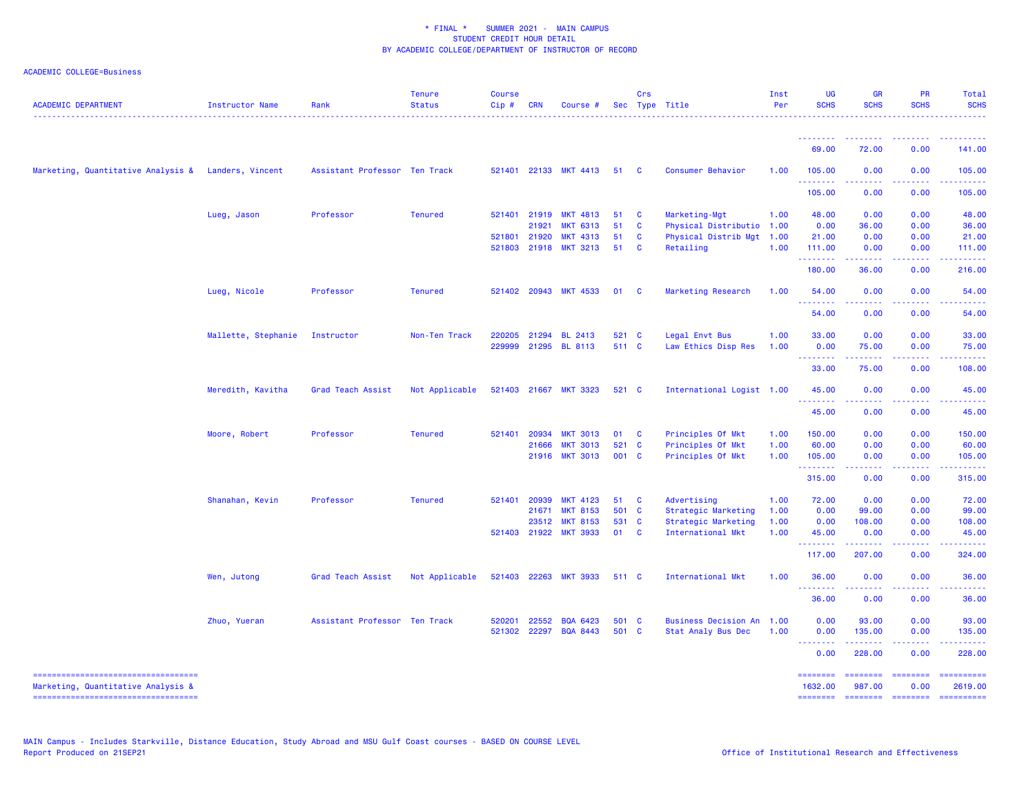\* FINAL \* SUMMER 2021 - MAIN CAMPUS
STUDENT CREDIT HOUR DETAIL
BY ACADEMIC COLLEGE/DEPARTMENT OF INSTRUCTOR OF RECORD

ACADEMIC COLLEGE=Business

| ACADEMIC DEPARTMENT | Instructor Name | Rank | Tenure Status | Course Cip # | CRN | Course # | Sec | Crs Type | Title | Inst Per | UG SCHS | GR SCHS | PR SCHS | Total SCHS |
|---|---|---|---|---|---|---|---|---|---|---|---|---|---|---|
| | | | | | | | | | | | 69.00 | 72.00 | 0.00 | 141.00 |
| Marketing, Quantitative Analysis & | Landers, Vincent | Assistant Professor | Ten Track | 521401 | 22133 | MKT 4413 | 51 | C | Consumer Behavior | 1.00 | 105.00 | 0.00 | 0.00 | 105.00 |
| | | | | | | | | | | | 105.00 | 0.00 | 0.00 | 105.00 |
| | Lueg, Jason | Professor | Tenured | 521401 | 21919 | MKT 4813 | 51 | C | Marketing-Mgt | 1.00 | 48.00 | 0.00 | 0.00 | 48.00 |
| | | | | | 21921 | MKT 6313 | 51 | C | Physical Distributio | 1.00 | 0.00 | 36.00 | 0.00 | 36.00 |
| | | | | 521801 | 21920 | MKT 4313 | 51 | C | Physical Distrib Mgt | 1.00 | 21.00 | 0.00 | 0.00 | 21.00 |
| | | | | 521803 | 21918 | MKT 3213 | 51 | C | Retailing | 1.00 | 111.00 | 0.00 | 0.00 | 111.00 |
| | | | | | | | | | | | 180.00 | 36.00 | 0.00 | 216.00 |
| | Lueg, Nicole | Professor | Tenured | 521402 | 20943 | MKT 4533 | 01 | C | Marketing Research | 1.00 | 54.00 | 0.00 | 0.00 | 54.00 |
| | | | | | | | | | | | 54.00 | 0.00 | 0.00 | 54.00 |
| | Mallette, Stephanie | Instructor | Non-Ten Track | 220205 | 21294 | BL 2413 | 521 | C | Legal Envt Bus | 1.00 | 33.00 | 0.00 | 0.00 | 33.00 |
| | | | | 229999 | 21295 | BL 8113 | 511 | C | Law Ethics Disp Res | 1.00 | 0.00 | 75.00 | 0.00 | 75.00 |
| | | | | | | | | | | | 33.00 | 75.00 | 0.00 | 108.00 |
| | Meredith, Kavitha | Grad Teach Assist | Not Applicable | 521403 | 21667 | MKT 3323 | 521 | C | International Logist | 1.00 | 45.00 | 0.00 | 0.00 | 45.00 |
| | | | | | | | | | | | 45.00 | 0.00 | 0.00 | 45.00 |
| | Moore, Robert | Professor | Tenured | 521401 | 20934 | MKT 3013 | 01 | C | Principles Of Mkt | 1.00 | 150.00 | 0.00 | 0.00 | 150.00 |
| | | | | | 21666 | MKT 3013 | 521 | C | Principles Of Mkt | 1.00 | 60.00 | 0.00 | 0.00 | 60.00 |
| | | | | | 21916 | MKT 3013 | 001 | C | Principles Of Mkt | 1.00 | 105.00 | 0.00 | 0.00 | 105.00 |
| | | | | | | | | | | | 315.00 | 0.00 | 0.00 | 315.00 |
| | Shanahan, Kevin | Professor | Tenured | 521401 | 20939 | MKT 4123 | 51 | C | Advertising | 1.00 | 72.00 | 0.00 | 0.00 | 72.00 |
| | | | | | 21671 | MKT 8153 | 501 | C | Strategic Marketing | 1.00 | 0.00 | 99.00 | 0.00 | 99.00 |
| | | | | | 23512 | MKT 8153 | 531 | C | Strategic Marketing | 1.00 | 0.00 | 108.00 | 0.00 | 108.00 |
| | | | | 521403 | 21922 | MKT 3933 | 01 | C | International Mkt | 1.00 | 45.00 | 0.00 | 0.00 | 45.00 |
| | | | | | | | | | | | 117.00 | 207.00 | 0.00 | 324.00 |
| | Wen, Jutong | Grad Teach Assist | Not Applicable | 521403 | 22263 | MKT 3933 | 511 | C | International Mkt | 1.00 | 36.00 | 0.00 | 0.00 | 36.00 |
| | | | | | | | | | | | 36.00 | 0.00 | 0.00 | 36.00 |
| | Zhuo, Yueran | Assistant Professor | Ten Track | 520201 | 22552 | BQA 6423 | 501 | C | Business Decision An | 1.00 | 0.00 | 93.00 | 0.00 | 93.00 |
| | | | | 521302 | 22297 | BQA 8443 | 501 | C | Stat Analy Bus Dec | 1.00 | 0.00 | 135.00 | 0.00 | 135.00 |
| | | | | | | | | | | | 0.00 | 228.00 | 0.00 | 228.00 |
| Marketing, Quantitative Analysis & | | | | | | | | | | | 1632.00 | 987.00 | 0.00 | 2619.00 |

MAIN Campus - Includes Starkville, Distance Education, Study Abroad and MSU Gulf Coast courses - BASED ON COURSE LEVEL
Report Produced on 21SEP21

Office of Institutional Research and Effectiveness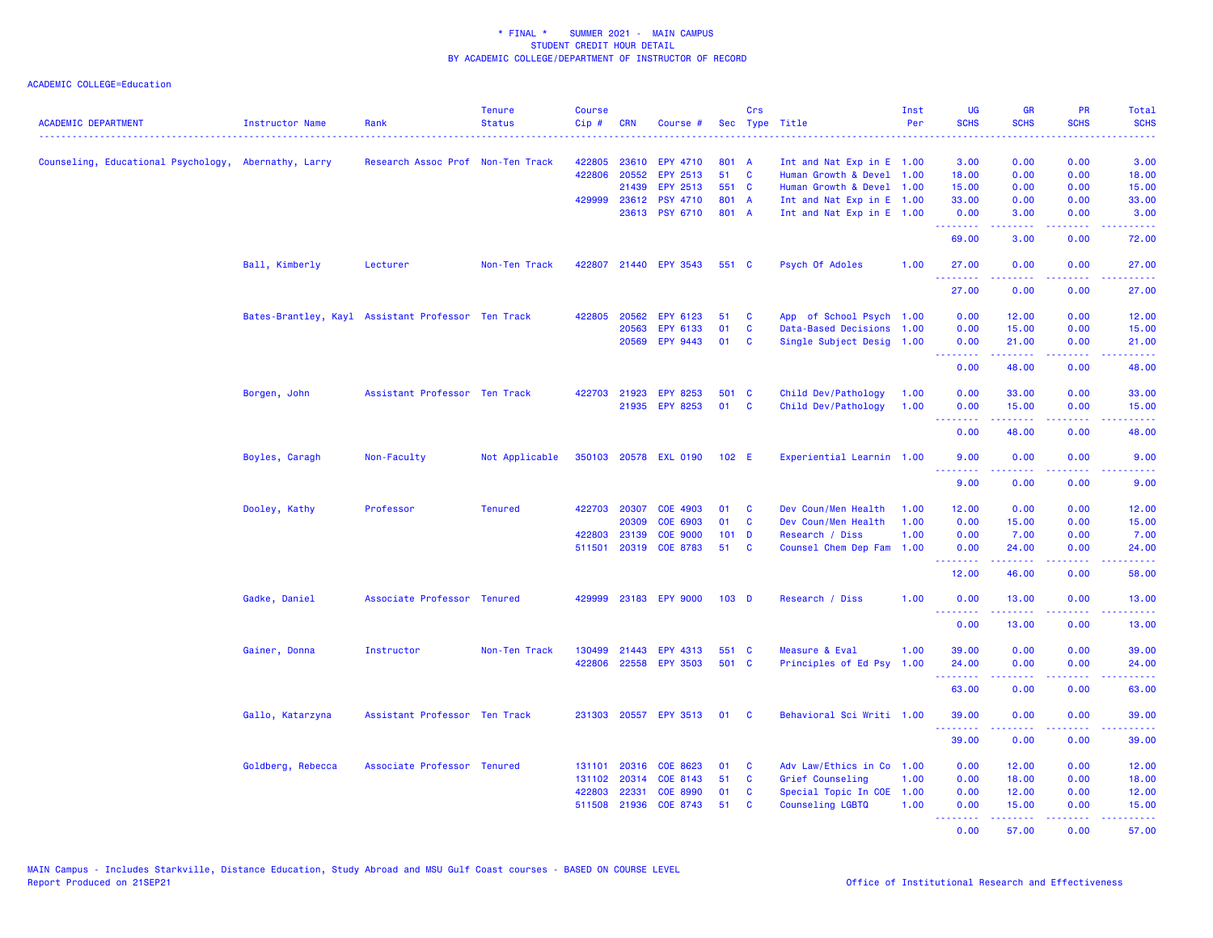* FINAL * SUMMER 2021 - MAIN CAMPUS
STUDENT CREDIT HOUR DETAIL
BY ACADEMIC COLLEGE/DEPARTMENT OF INSTRUCTOR OF RECORD

ACADEMIC COLLEGE=Education

| ACADEMIC DEPARTMENT | Instructor Name | Rank | Tenure Status | Course Cip # | CRN | Course # | Sec | Crs Type | Title | Inst Per | UG SCHS | GR SCHS | PR SCHS | Total SCHS |
|---|---|---|---|---|---|---|---|---|---|---|---|---|---|---|
| Counseling, Educational Psychology, | Abernathy, Larry | Research Assoc Prof | Non-Ten Track | 422805 | 23610 | EPY 4710 | 801 | A | Int and Nat Exp in E | 1.00 | 3.00 | 0.00 | 0.00 | 3.00 |
| | | | | 422806 | 20552 | EPY 2513 | 51 | C | Human Growth & Devel | 1.00 | 18.00 | 0.00 | 0.00 | 18.00 |
| | | | | | 21439 | EPY 2513 | 551 | C | Human Growth & Devel | 1.00 | 15.00 | 0.00 | 0.00 | 15.00 |
| | | | | 429999 | 23612 | PSY 4710 | 801 | A | Int and Nat Exp in E | 1.00 | 33.00 | 0.00 | 0.00 | 33.00 |
| | | | | | 23613 | PSY 6710 | 801 | A | Int and Nat Exp in E | 1.00 | 0.00 | 3.00 | 0.00 | 3.00 |
| | | | | | | | | | | | 69.00 | 3.00 | 0.00 | 72.00 |
| | Ball, Kimberly | Lecturer | Non-Ten Track | 422807 | 21440 | EPY 3543 | 551 | C | Psych Of Adoles | 1.00 | 27.00 | 0.00 | 0.00 | 27.00 |
| | | | | | | | | | | | 27.00 | 0.00 | 0.00 | 27.00 |
| | Bates-Brantley, Kayl | Assistant Professor | Ten Track | 422805 | 20562 | EPY 6123 | 51 | C | App of School Psych | 1.00 | 0.00 | 12.00 | 0.00 | 12.00 |
| | | | | | 20563 | EPY 6133 | 01 | C | Data-Based Decisions | 1.00 | 0.00 | 15.00 | 0.00 | 15.00 |
| | | | | | 20569 | EPY 9443 | 01 | C | Single Subject Desig | 1.00 | 0.00 | 21.00 | 0.00 | 21.00 |
| | | | | | | | | | | | 0.00 | 48.00 | 0.00 | 48.00 |
| | Borgen, John | Assistant Professor | Ten Track | 422703 | 21923 | EPY 8253 | 501 | C | Child Dev/Pathology | 1.00 | 0.00 | 33.00 | 0.00 | 33.00 |
| | | | | | 21935 | EPY 8253 | 01 | C | Child Dev/Pathology | 1.00 | 0.00 | 15.00 | 0.00 | 15.00 |
| | | | | | | | | | | | 0.00 | 48.00 | 0.00 | 48.00 |
| | Boyles, Caragh | Non-Faculty | Not Applicable | 350103 | 20578 | EXL 0190 | 102 | E | Experiential Learnin | 1.00 | 9.00 | 0.00 | 0.00 | 9.00 |
| | | | | | | | | | | | 9.00 | 0.00 | 0.00 | 9.00 |
| | Dooley, Kathy | Professor | Tenured | 422703 | 20307 | COE 4903 | 01 | C | Dev Coun/Men Health | 1.00 | 12.00 | 0.00 | 0.00 | 12.00 |
| | | | | | 20309 | COE 6903 | 01 | C | Dev Coun/Men Health | 1.00 | 0.00 | 15.00 | 0.00 | 15.00 |
| | | | | 422803 | 23139 | COE 9000 | 101 | D | Research / Diss | 1.00 | 0.00 | 7.00 | 0.00 | 7.00 |
| | | | | 511501 | 20319 | COE 8783 | 51 | C | Counsel Chem Dep Fam | 1.00 | 0.00 | 24.00 | 0.00 | 24.00 |
| | | | | | | | | | | | 12.00 | 46.00 | 0.00 | 58.00 |
| | Gadke, Daniel | Associate Professor | Tenured | 429999 | 23183 | EPY 9000 | 103 | D | Research / Diss | 1.00 | 0.00 | 13.00 | 0.00 | 13.00 |
| | | | | | | | | | | | 0.00 | 13.00 | 0.00 | 13.00 |
| | Gainer, Donna | Instructor | Non-Ten Track | 130499 | 21443 | EPY 4313 | 551 | C | Measure & Eval | 1.00 | 39.00 | 0.00 | 0.00 | 39.00 |
| | | | | 422806 | 22558 | EPY 3503 | 501 | C | Principles of Ed Psy | 1.00 | 24.00 | 0.00 | 0.00 | 24.00 |
| | | | | | | | | | | | 63.00 | 0.00 | 0.00 | 63.00 |
| | Gallo, Katarzyna | Assistant Professor | Ten Track | 231303 | 20557 | EPY 3513 | 01 | C | Behavioral Sci Writi | 1.00 | 39.00 | 0.00 | 0.00 | 39.00 |
| | | | | | | | | | | | 39.00 | 0.00 | 0.00 | 39.00 |
| | Goldberg, Rebecca | Associate Professor | Tenured | 131101 | 20316 | COE 8623 | 01 | C | Adv Law/Ethics in Co | 1.00 | 0.00 | 12.00 | 0.00 | 12.00 |
| | | | | 131102 | 20314 | COE 8143 | 51 | C | Grief Counseling | 1.00 | 0.00 | 18.00 | 0.00 | 18.00 |
| | | | | 422803 | 22331 | COE 8990 | 01 | C | Special Topic In COE | 1.00 | 0.00 | 12.00 | 0.00 | 12.00 |
| | | | | 511508 | 21936 | COE 8743 | 51 | C | Counseling LGBTQ | 1.00 | 0.00 | 15.00 | 0.00 | 15.00 |
| | | | | | | | | | | | 0.00 | 57.00 | 0.00 | 57.00 |

MAIN Campus - Includes Starkville, Distance Education, Study Abroad and MSU Gulf Coast courses - BASED ON COURSE LEVEL
Report Produced on 21SEP21 Office of Institutional Research and Effectiveness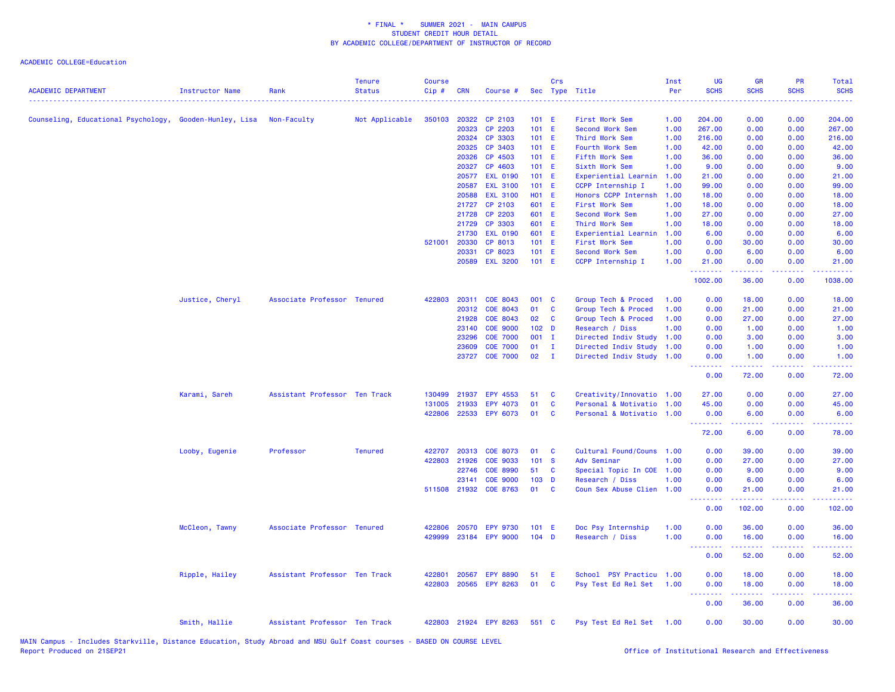\* FINAL \* SUMMER 2021 - MAIN CAMPUS
STUDENT CREDIT HOUR DETAIL
BY ACADEMIC COLLEGE/DEPARTMENT OF INSTRUCTOR OF RECORD

ACADEMIC COLLEGE=Education

| ACADEMIC DEPARTMENT | Instructor Name | Rank | Tenure Status | Course Cip # | CRN | Course # | Sec | Crs Type | Title | Inst Per | UG SCHS | GR SCHS | PR SCHS | Total SCHS |
|---|---|---|---|---|---|---|---|---|---|---|---|---|---|---|
| Counseling, Educational Psychology, | Gooden-Hunley, Lisa | Non-Faculty | Not Applicable | 350103 | 20322 | CP 2103 | 101 | E | First Work Sem | 1.00 | 204.00 | 0.00 | 0.00 | 204.00 |
| | | | | | 20323 | CP 2203 | 101 | E | Second Work Sem | 1.00 | 267.00 | 0.00 | 0.00 | 267.00 |
| | | | | | 20324 | CP 3303 | 101 | E | Third Work Sem | 1.00 | 216.00 | 0.00 | 0.00 | 216.00 |
| | | | | | 20325 | CP 3403 | 101 | E | Fourth Work Sem | 1.00 | 42.00 | 0.00 | 0.00 | 42.00 |
| | | | | | 20326 | CP 4503 | 101 | E | Fifth Work Sem | 1.00 | 36.00 | 0.00 | 0.00 | 36.00 |
| | | | | | 20327 | CP 4603 | 101 | E | Sixth Work Sem | 1.00 | 9.00 | 0.00 | 0.00 | 9.00 |
| | | | | | 20577 | EXL 0190 | 101 | E | Experiential Learnin | 1.00 | 21.00 | 0.00 | 0.00 | 21.00 |
| | | | | | 20587 | EXL 3100 | 101 | E | CCPP Internship I | 1.00 | 99.00 | 0.00 | 0.00 | 99.00 |
| | | | | | 20588 | EXL 3100 | H01 | E | Honors CCPP Internsh | 1.00 | 18.00 | 0.00 | 0.00 | 18.00 |
| | | | | | 21727 | CP 2103 | 601 | E | First Work Sem | 1.00 | 18.00 | 0.00 | 0.00 | 18.00 |
| | | | | | 21728 | CP 2203 | 601 | E | Second Work Sem | 1.00 | 27.00 | 0.00 | 0.00 | 27.00 |
| | | | | | 21729 | CP 3303 | 601 | E | Third Work Sem | 1.00 | 18.00 | 0.00 | 0.00 | 18.00 |
| | | | | | 21730 | EXL 0190 | 601 | E | Experiential Learnin | 1.00 | 6.00 | 0.00 | 0.00 | 6.00 |
| | | | | 521001 | 20330 | CP 8013 | 101 | E | First Work Sem | 1.00 | 0.00 | 30.00 | 0.00 | 30.00 |
| | | | | | 20331 | CP 8023 | 101 | E | Second Work Sem | 1.00 | 0.00 | 6.00 | 0.00 | 6.00 |
| | | | | | 20589 | EXL 3200 | 101 | E | CCPP Internship I | 1.00 | 21.00 | 0.00 | 0.00 | 21.00 |
| | | | | | | | | | | | 1002.00 | 36.00 | 0.00 | 1038.00 |
| | Justice, Cheryl | Associate Professor | Tenured | 422803 | 20311 | COE 8043 | 001 | C | Group Tech & Proced | 1.00 | 0.00 | 18.00 | 0.00 | 18.00 |
| | | | | | 20312 | COE 8043 | 01 | C | Group Tech & Proced | 1.00 | 0.00 | 21.00 | 0.00 | 21.00 |
| | | | | | 21928 | COE 8043 | 02 | C | Group Tech & Proced | 1.00 | 0.00 | 27.00 | 0.00 | 27.00 |
| | | | | | 23140 | COE 9000 | 102 | D | Research / Diss | 1.00 | 0.00 | 1.00 | 0.00 | 1.00 |
| | | | | | 23296 | COE 7000 | 001 | I | Directed Indiv Study | 1.00 | 0.00 | 3.00 | 0.00 | 3.00 |
| | | | | | 23609 | COE 7000 | 01 | I | Directed Indiv Study | 1.00 | 0.00 | 1.00 | 0.00 | 1.00 |
| | | | | | 23727 | COE 7000 | 02 | I | Directed Indiv Study | 1.00 | 0.00 | 1.00 | 0.00 | 1.00 |
| | | | | | | | | | | | 0.00 | 72.00 | 0.00 | 72.00 |
| | Karami, Sareh | Assistant Professor | Ten Track | 130499 | 21937 | EPY 4553 | 51 | C | Creativity/Innovatio | 1.00 | 27.00 | 0.00 | 0.00 | 27.00 |
| | | | | 131005 | 21933 | EPY 4073 | 01 | C | Personal & Motivatio | 1.00 | 45.00 | 0.00 | 0.00 | 45.00 |
| | | | | 422806 | 22533 | EPY 6073 | 01 | C | Personal & Motivatio | 1.00 | 0.00 | 6.00 | 0.00 | 6.00 |
| | | | | | | | | | | | 72.00 | 6.00 | 0.00 | 78.00 |
| | Looby, Eugenie | Professor | Tenured | 422707 | 20313 | COE 8073 | 01 | C | Cultural Found/Couns | 1.00 | 0.00 | 39.00 | 0.00 | 39.00 |
| | | | | 422803 | 21926 | COE 9033 | 101 | S | Adv Seminar | 1.00 | 0.00 | 27.00 | 0.00 | 27.00 |
| | | | | | 22746 | COE 8990 | 51 | C | Special Topic In COE | 1.00 | 0.00 | 9.00 | 0.00 | 9.00 |
| | | | | | 23141 | COE 9000 | 103 | D | Research / Diss | 1.00 | 0.00 | 6.00 | 0.00 | 6.00 |
| | | | | 511508 | 21932 | COE 8763 | 01 | C | Coun Sex Abuse Clien | 1.00 | 0.00 | 21.00 | 0.00 | 21.00 |
| | | | | | | | | | | | 0.00 | 102.00 | 0.00 | 102.00 |
| | McCleon, Tawny | Associate Professor | Tenured | 422806 | 20570 | EPY 9730 | 101 | E | Doc Psy Internship | 1.00 | 0.00 | 36.00 | 0.00 | 36.00 |
| | | | | 429999 | 23184 | EPY 9000 | 104 | D | Research / Diss | 1.00 | 0.00 | 16.00 | 0.00 | 16.00 |
| | | | | | | | | | | | 0.00 | 52.00 | 0.00 | 52.00 |
| | Ripple, Hailey | Assistant Professor | Ten Track | 422801 | 20567 | EPY 8890 | 51 | E | School PSY Practicu | 1.00 | 0.00 | 18.00 | 0.00 | 18.00 |
| | | | | 422803 | 20565 | EPY 8263 | 01 | C | Psy Test Ed Rel Set | 1.00 | 0.00 | 18.00 | 0.00 | 18.00 |
| | | | | | | | | | | | 0.00 | 36.00 | 0.00 | 36.00 |
| | Smith, Hallie | Assistant Professor | Ten Track | 422803 | 21924 | EPY 8263 | 551 | C | Psy Test Ed Rel Set | 1.00 | 0.00 | 30.00 | 0.00 | 30.00 |

MAIN Campus - Includes Starkville, Distance Education, Study Abroad and MSU Gulf Coast courses - BASED ON COURSE LEVEL
Report Produced on 21SEP21

Office of Institutional Research and Effectiveness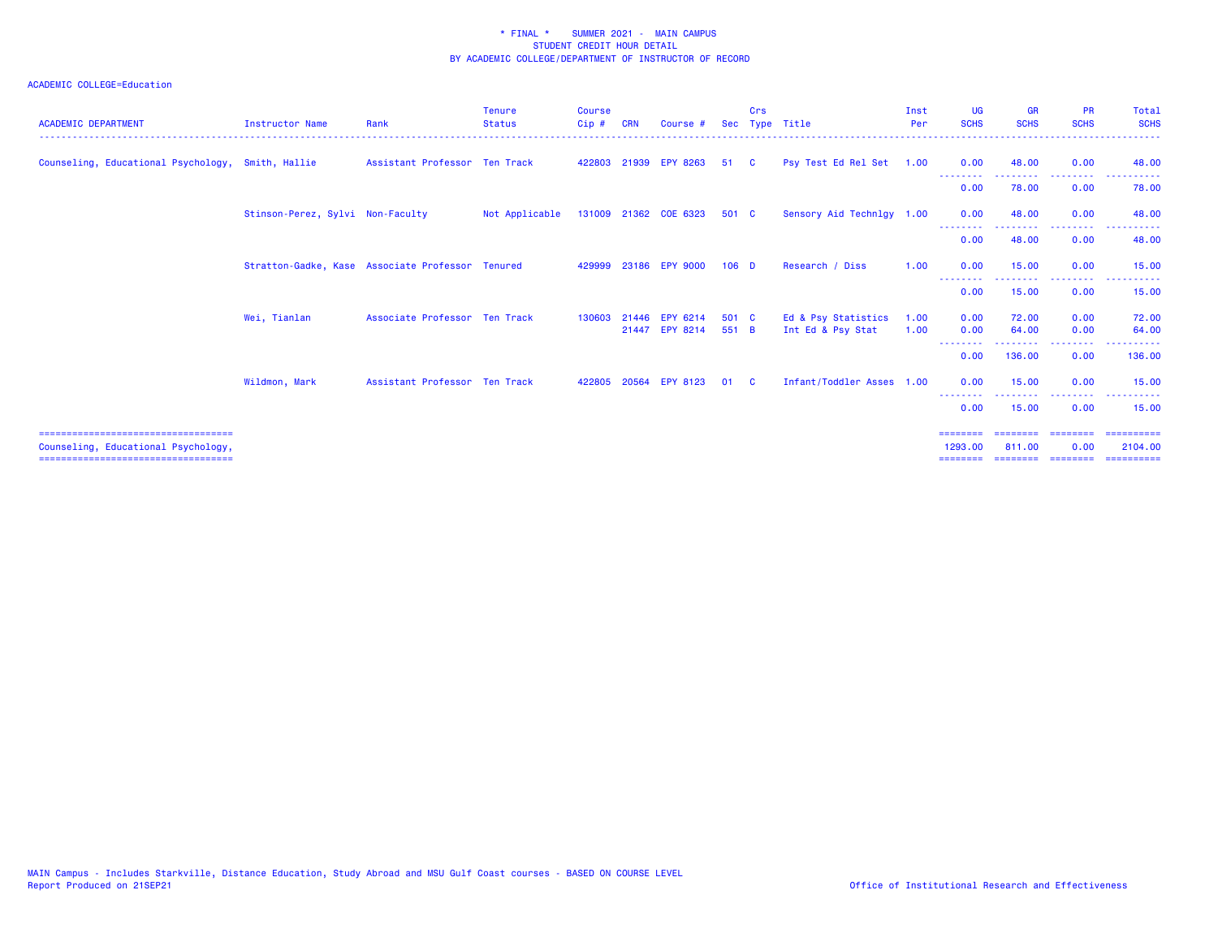\* FINAL \* SUMMER 2021 - MAIN CAMPUS
STUDENT CREDIT HOUR DETAIL
BY ACADEMIC COLLEGE/DEPARTMENT OF INSTRUCTOR OF RECORD

ACADEMIC COLLEGE=Education

| ACADEMIC DEPARTMENT | Instructor Name | Rank | Tenure Status | Course Cip # | CRN | Course # | Sec | Crs Type | Title | Inst Per | UG SCHS | GR SCHS | PR SCHS | Total SCHS |
|---|---|---|---|---|---|---|---|---|---|---|---|---|---|---|
| Counseling, Educational Psychology, | Smith, Hallie | Assistant Professor | Ten Track | 422803 | 21939 | EPY 8263 | 51 | C | Psy Test Ed Rel Set | 1.00 | 0.00 | 48.00 | 0.00 | 48.00 |
| | | | | | | | | | | | 0.00 | 78.00 | 0.00 | 78.00 |
| | Stinson-Perez, Sylvi | Non-Faculty | Not Applicable | 131009 | 21362 | COE 6323 | 501 | C | Sensory Aid Technlgy | 1.00 | 0.00 | 48.00 | 0.00 | 48.00 |
| | | | | | | | | | | | 0.00 | 48.00 | 0.00 | 48.00 |
| | Stratton-Gadke, Kase | Associate Professor | Tenured | 429999 | 23186 | EPY 9000 | 106 | D | Research / Diss | 1.00 | 0.00 | 15.00 | 0.00 | 15.00 |
| | | | | | | | | | | | 0.00 | 15.00 | 0.00 | 15.00 |
| | Wei, Tianlan | Associate Professor | Ten Track | 130603 | 21446 | EPY 6214 | 501 | C | Ed & Psy Statistics | 1.00 | 0.00 | 72.00 | 0.00 | 72.00 |
| | | | | | 21447 | EPY 8214 | 551 | B | Int Ed & Psy Stat | 1.00 | 0.00 | 64.00 | 0.00 | 64.00 |
| | | | | | | | | | | | 0.00 | 136.00 | 0.00 | 136.00 |
| | Wildmon, Mark | Assistant Professor | Ten Track | 422805 | 20564 | EPY 8123 | 01 | C | Infant/Toddler Asses | 1.00 | 0.00 | 15.00 | 0.00 | 15.00 |
| | | | | | | | | | | | 0.00 | 15.00 | 0.00 | 15.00 |
| Counseling, Educational Psychology, | | | | | | | | | | | 1293.00 | 811.00 | 0.00 | 2104.00 |

MAIN Campus - Includes Starkville, Distance Education, Study Abroad and MSU Gulf Coast courses - BASED ON COURSE LEVEL
Report Produced on 21SEP21

Office of Institutional Research and Effectiveness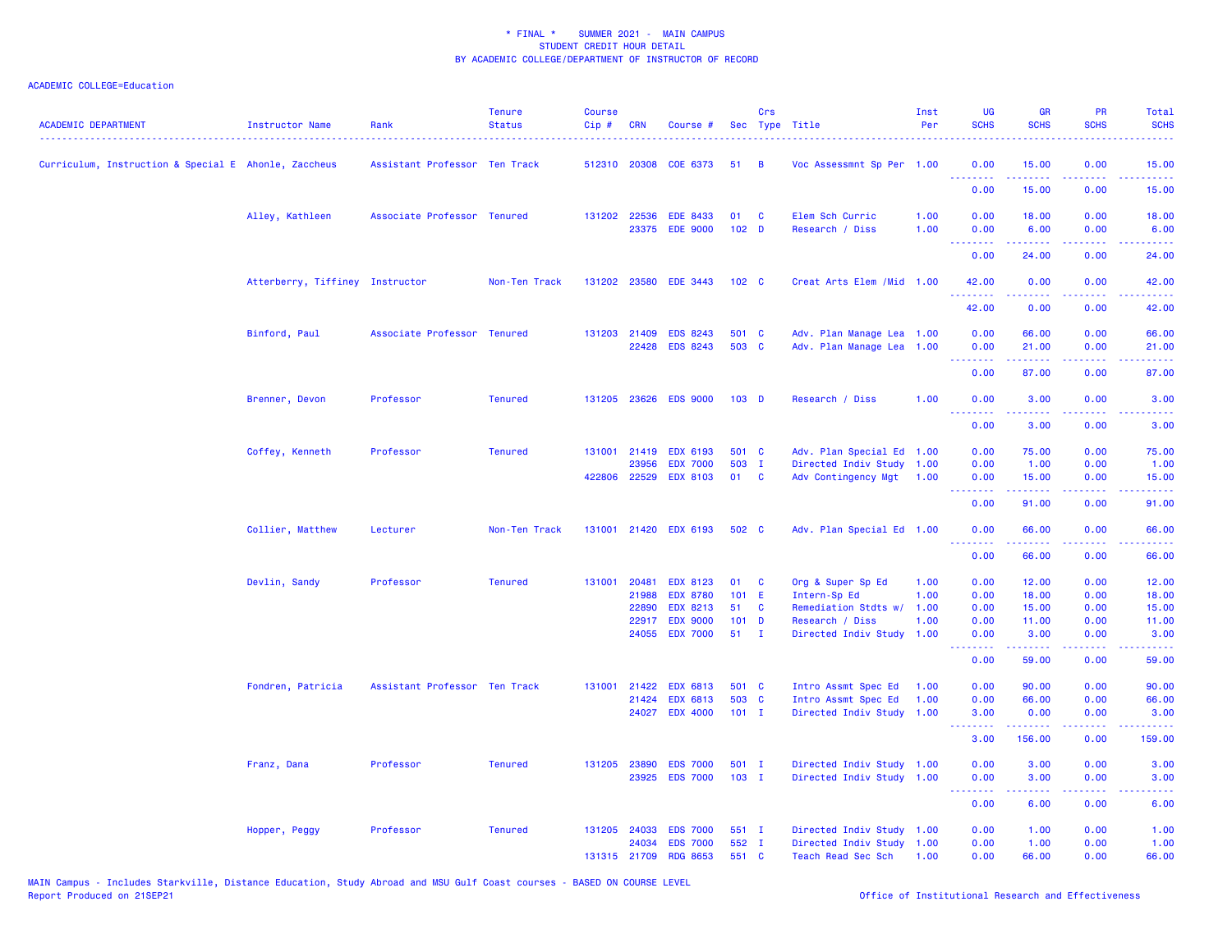\* FINAL \*    SUMMER 2021 -  MAIN CAMPUS
STUDENT CREDIT HOUR DETAIL
BY ACADEMIC COLLEGE/DEPARTMENT OF INSTRUCTOR OF RECORD

ACADEMIC COLLEGE=Education

| ACADEMIC DEPARTMENT | Instructor Name | Rank | Tenure Status | Course Cip # | CRN | Course # | Sec | Crs Type | Title | Inst Per | UG SCHS | GR SCHS | PR SCHS | Total SCHS |
|---|---|---|---|---|---|---|---|---|---|---|---|---|---|---|
| Curriculum, Instruction & Special E | Ahonle, Zaccheus | Assistant Professor | Ten Track | 512310 | 20308 | COE 6373 | 51 | B | Voc Assessmnt Sp Per | 1.00 | 0.00 | 15.00 | 0.00 | 15.00 |
| | | | | | | | | | | | 0.00 | 15.00 | 0.00 | 15.00 |
| | Alley, Kathleen | Associate Professor | Tenured | 131202 | 22536 | EDE 8433 | 01 | C | Elem Sch Curric | 1.00 | 0.00 | 18.00 | 0.00 | 18.00 |
| | | | | | 23375 | EDE 9000 | 102 | D | Research / Diss | 1.00 | 0.00 | 6.00 | 0.00 | 6.00 |
| | | | | | | | | | | | 0.00 | 24.00 | 0.00 | 24.00 |
| | Atterberry, Tiffiney | Instructor | Non-Ten Track | 131202 | 23580 | EDE 3443 | 102 | C | Creat Arts Elem /Mid | 1.00 | 42.00 | 0.00 | 0.00 | 42.00 |
| | | | | | | | | | | | 42.00 | 0.00 | 0.00 | 42.00 |
| | Binford, Paul | Associate Professor | Tenured | 131203 | 21409 | EDS 8243 | 501 | C | Adv. Plan Manage Lea | 1.00 | 0.00 | 66.00 | 0.00 | 66.00 |
| | | | | | 22428 | EDS 8243 | 503 | C | Adv. Plan Manage Lea | 1.00 | 0.00 | 21.00 | 0.00 | 21.00 |
| | | | | | | | | | | | 0.00 | 87.00 | 0.00 | 87.00 |
| | Brenner, Devon | Professor | Tenured | 131205 | 23626 | EDS 9000 | 103 | D | Research / Diss | 1.00 | 0.00 | 3.00 | 0.00 | 3.00 |
| | | | | | | | | | | | 0.00 | 3.00 | 0.00 | 3.00 |
| | Coffey, Kenneth | Professor | Tenured | 131001 | 21419 | EDX 6193 | 501 | C | Adv. Plan Special Ed | 1.00 | 0.00 | 75.00 | 0.00 | 75.00 |
| | | | | | 23956 | EDX 7000 | 503 | I | Directed Indiv Study | 1.00 | 0.00 | 1.00 | 0.00 | 1.00 |
| | | | | 422806 | 22529 | EDX 8103 | 01 | C | Adv Contingency Mgt | 1.00 | 0.00 | 15.00 | 0.00 | 15.00 |
| | | | | | | | | | | | 0.00 | 91.00 | 0.00 | 91.00 |
| | Collier, Matthew | Lecturer | Non-Ten Track | 131001 | 21420 | EDX 6193 | 502 | C | Adv. Plan Special Ed | 1.00 | 0.00 | 66.00 | 0.00 | 66.00 |
| | | | | | | | | | | | 0.00 | 66.00 | 0.00 | 66.00 |
| | Devlin, Sandy | Professor | Tenured | 131001 | 20481 | EDX 8123 | 01 | C | Org & Super Sp Ed | 1.00 | 0.00 | 12.00 | 0.00 | 12.00 |
| | | | | | 21988 | EDX 8780 | 101 | E | Intern-Sp Ed | 1.00 | 0.00 | 18.00 | 0.00 | 18.00 |
| | | | | | 22890 | EDX 8213 | 51 | C | Remediation Stdts w/ | 1.00 | 0.00 | 15.00 | 0.00 | 15.00 |
| | | | | | 22917 | EDX 9000 | 101 | D | Research / Diss | 1.00 | 0.00 | 11.00 | 0.00 | 11.00 |
| | | | | | 24055 | EDX 7000 | 51 | I | Directed Indiv Study | 1.00 | 0.00 | 3.00 | 0.00 | 3.00 |
| | | | | | | | | | | | 0.00 | 59.00 | 0.00 | 59.00 |
| | Fondren, Patricia | Assistant Professor | Ten Track | 131001 | 21422 | EDX 6813 | 501 | C | Intro Assmt Spec Ed | 1.00 | 0.00 | 90.00 | 0.00 | 90.00 |
| | | | | | 21424 | EDX 6813 | 503 | C | Intro Assmt Spec Ed | 1.00 | 0.00 | 66.00 | 0.00 | 66.00 |
| | | | | | 24027 | EDX 4000 | 101 | I | Directed Indiv Study | 1.00 | 3.00 | 0.00 | 0.00 | 3.00 |
| | | | | | | | | | | | 3.00 | 156.00 | 0.00 | 159.00 |
| | Franz, Dana | Professor | Tenured | 131205 | 23890 | EDS 7000 | 501 | I | Directed Indiv Study | 1.00 | 0.00 | 3.00 | 0.00 | 3.00 |
| | | | | | 23925 | EDS 7000 | 103 | I | Directed Indiv Study | 1.00 | 0.00 | 3.00 | 0.00 | 3.00 |
| | | | | | | | | | | | 0.00 | 6.00 | 0.00 | 6.00 |
| | Hopper, Peggy | Professor | Tenured | 131205 | 24033 | EDS 7000 | 551 | I | Directed Indiv Study | 1.00 | 0.00 | 1.00 | 0.00 | 1.00 |
| | | | | | 24034 | EDS 7000 | 552 | I | Directed Indiv Study | 1.00 | 0.00 | 1.00 | 0.00 | 1.00 |
| | | | | 131315 | 21709 | RDG 8653 | 551 | C | Teach Read Sec Sch | 1.00 | 0.00 | 66.00 | 0.00 | 66.00 |

MAIN Campus - Includes Starkville, Distance Education, Study Abroad and MSU Gulf Coast courses - BASED ON COURSE LEVEL
Report Produced on 21SEP21

Office of Institutional Research and Effectiveness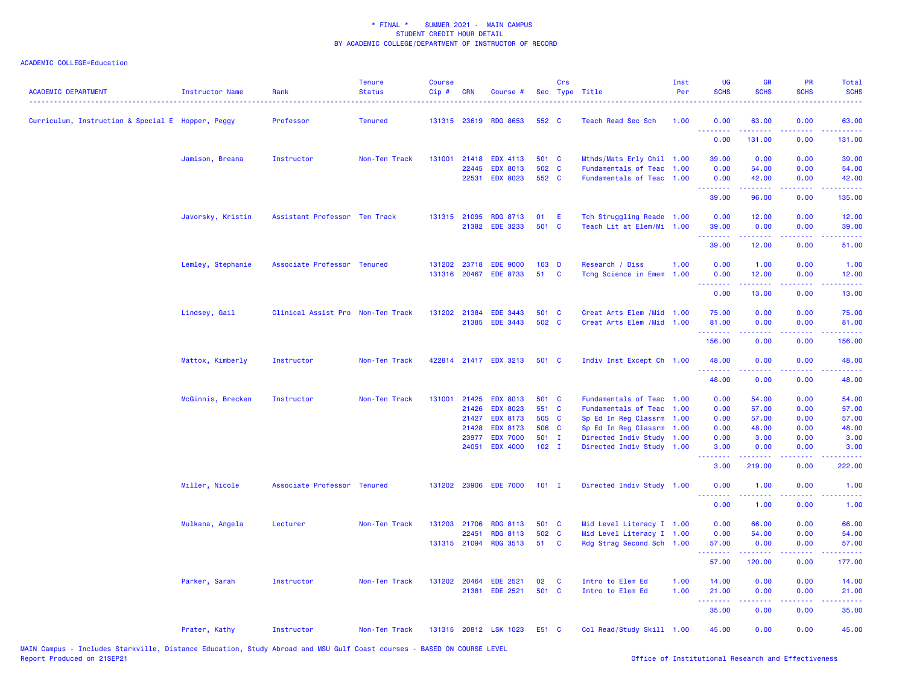\* FINAL \*    SUMMER 2021 -  MAIN CAMPUS
STUDENT CREDIT HOUR DETAIL
BY ACADEMIC COLLEGE/DEPARTMENT OF INSTRUCTOR OF RECORD

ACADEMIC COLLEGE=Education

| ACADEMIC DEPARTMENT | Instructor Name | Rank | Tenure Status | Course Cip # | CRN | Course # | Sec | Crs Type | Title | Inst Per | UG SCHS | GR SCHS | PR SCHS | Total SCHS |
|---|---|---|---|---|---|---|---|---|---|---|---|---|---|---|
| Curriculum, Instruction & Special E | Hopper, Peggy | Professor | Tenured | 131315 | 23619 | RDG 8653 | 552 | C | Teach Read Sec Sch | 1.00 | 0.00 | 63.00 | 0.00 | 63.00 |
| | | | | | | | | | | | 0.00 | 131.00 | 0.00 | 131.00 |
| | Jamison, Breana | Instructor | Non-Ten Track | 131001 | 21418 | EDX 4113 | 501 | C | Mthds/Mats Erly Chil | 1.00 | 39.00 | 0.00 | 0.00 | 39.00 |
| | | | | | 22445 | EDX 8013 | 502 | C | Fundamentals of Teac | 1.00 | 0.00 | 54.00 | 0.00 | 54.00 |
| | | | | | 22531 | EDX 8023 | 552 | C | Fundamentals of Teac | 1.00 | 0.00 | 42.00 | 0.00 | 42.00 |
| | | | | | | | | | | | 39.00 | 96.00 | 0.00 | 135.00 |
| | Javorsky, Kristin | Assistant Professor | Ten Track | 131315 | 21095 | RDG 8713 | 01 | E | Tch Struggling Reade | 1.00 | 0.00 | 12.00 | 0.00 | 12.00 |
| | | | | | 21382 | EDE 3233 | 501 | C | Teach Lit at Elem/Mi | 1.00 | 39.00 | 0.00 | 0.00 | 39.00 |
| | | | | | | | | | | | 39.00 | 12.00 | 0.00 | 51.00 |
| | Lemley, Stephanie | Associate Professor | Tenured | 131202 | 23718 | EDE 9000 | 103 | D | Research / Diss | 1.00 | 0.00 | 1.00 | 0.00 | 1.00 |
| | | | | 131316 | 20467 | EDE 8733 | 51 | C | Tchg Science in Emem | 1.00 | 0.00 | 12.00 | 0.00 | 12.00 |
| | | | | | | | | | | | 0.00 | 13.00 | 0.00 | 13.00 |
| | Lindsey, Gail | Clinical Assist Pro | Non-Ten Track | 131202 | 21384 | EDE 3443 | 501 | C | Creat Arts Elem /Mid | 1.00 | 75.00 | 0.00 | 0.00 | 75.00 |
| | | | | | 21385 | EDE 3443 | 502 | C | Creat Arts Elem /Mid | 1.00 | 81.00 | 0.00 | 0.00 | 81.00 |
| | | | | | | | | | | | 156.00 | 0.00 | 0.00 | 156.00 |
| | Mattox, Kimberly | Instructor | Non-Ten Track | 422814 | 21417 | EDX 3213 | 501 | C | Indiv Inst Except Ch | 1.00 | 48.00 | 0.00 | 0.00 | 48.00 |
| | | | | | | | | | | | 48.00 | 0.00 | 0.00 | 48.00 |
| | McGinnis, Brecken | Instructor | Non-Ten Track | 131001 | 21425 | EDX 8013 | 501 | C | Fundamentals of Teac | 1.00 | 0.00 | 54.00 | 0.00 | 54.00 |
| | | | | | 21426 | EDX 8023 | 551 | C | Fundamentals of Teac | 1.00 | 0.00 | 57.00 | 0.00 | 57.00 |
| | | | | | 21427 | EDX 8173 | 505 | C | Sp Ed In Reg Classrm | 1.00 | 0.00 | 57.00 | 0.00 | 57.00 |
| | | | | | 21428 | EDX 8173 | 506 | C | Sp Ed In Reg Classrm | 1.00 | 0.00 | 48.00 | 0.00 | 48.00 |
| | | | | | 23977 | EDX 7000 | 501 | I | Directed Indiv Study | 1.00 | 0.00 | 3.00 | 0.00 | 3.00 |
| | | | | | 24051 | EDX 4000 | 102 | I | Directed Indiv Study | 1.00 | 3.00 | 0.00 | 0.00 | 3.00 |
| | | | | | | | | | | | 3.00 | 219.00 | 0.00 | 222.00 |
| | Miller, Nicole | Associate Professor | Tenured | 131202 | 23906 | EDE 7000 | 101 | I | Directed Indiv Study | 1.00 | 0.00 | 1.00 | 0.00 | 1.00 |
| | | | | | | | | | | | 0.00 | 1.00 | 0.00 | 1.00 |
| | Mulkana, Angela | Lecturer | Non-Ten Track | 131203 | 21706 | RDG 8113 | 501 | C | Mid Level Literacy I | 1.00 | 0.00 | 66.00 | 0.00 | 66.00 |
| | | | | | 22451 | RDG 8113 | 502 | C | Mid Level Literacy I | 1.00 | 0.00 | 54.00 | 0.00 | 54.00 |
| | | | | 131315 | 21094 | RDG 3513 | 51 | C | Rdg Strag Second Sch | 1.00 | 57.00 | 0.00 | 0.00 | 57.00 |
| | | | | | | | | | | | 57.00 | 120.00 | 0.00 | 177.00 |
| | Parker, Sarah | Instructor | Non-Ten Track | 131202 | 20464 | EDE 2521 | 02 | C | Intro to Elem Ed | 1.00 | 14.00 | 0.00 | 0.00 | 14.00 |
| | | | | | 21381 | EDE 2521 | 501 | C | Intro to Elem Ed | 1.00 | 21.00 | 0.00 | 0.00 | 21.00 |
| | | | | | | | | | | | 35.00 | 0.00 | 0.00 | 35.00 |
| | Prater, Kathy | Instructor | Non-Ten Track | 131315 | 20812 | LSK 1023 | E51 | C | Col Read/Study Skill | 1.00 | 45.00 | 0.00 | 0.00 | 45.00 |

MAIN Campus - Includes Starkville, Distance Education, Study Abroad and MSU Gulf Coast courses - BASED ON COURSE LEVEL
Report Produced on 21SEP21

Office of Institutional Research and Effectiveness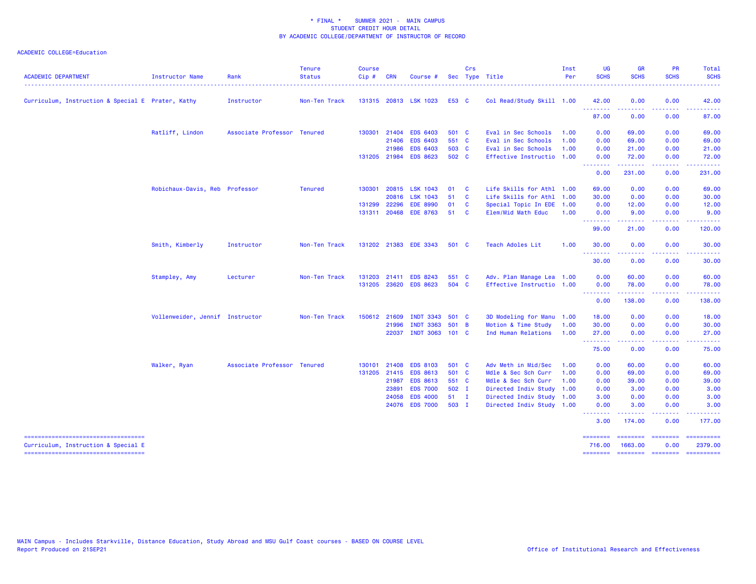* FINAL * SUMMER 2021 - MAIN CAMPUS
STUDENT CREDIT HOUR DETAIL
BY ACADEMIC COLLEGE/DEPARTMENT OF INSTRUCTOR OF RECORD

ACADEMIC COLLEGE=Education

| ACADEMIC DEPARTMENT | Instructor Name | Rank | Tenure Status | Course Cip # | CRN | Course # | Sec | Crs Type | Title | Inst Per | UG SCHS | GR SCHS | PR SCHS | Total SCHS |
|---|---|---|---|---|---|---|---|---|---|---|---|---|---|---|
| Curriculum, Instruction & Special E | Prater, Kathy | Instructor | Non-Ten Track | 131315 | 20813 | LSK 1023 | E53 | C | Col Read/Study Skill | 1.00 | 42.00 | 0.00 | 0.00 | 42.00 |
| | | | | | | | | | | | 87.00 | 0.00 | 0.00 | 87.00 |
| | Ratliff, Lindon | Associate Professor | Tenured | 130301 | 21404 | EDS 6403 | 501 | C | Eval in Sec Schools | 1.00 | 0.00 | 69.00 | 0.00 | 69.00 |
| | | | | | 21406 | EDS 6403 | 551 | C | Eval in Sec Schools | 1.00 | 0.00 | 69.00 | 0.00 | 69.00 |
| | | | | | 21986 | EDS 6403 | 503 | C | Eval in Sec Schools | 1.00 | 0.00 | 21.00 | 0.00 | 21.00 |
| | | | | 131205 | 21984 | EDS 8623 | 502 | C | Effective Instructio | 1.00 | 0.00 | 72.00 | 0.00 | 72.00 |
| | | | | | | | | | | | 0.00 | 231.00 | 0.00 | 231.00 |
| | Robichaux-Davis, Reb | Professor | Tenured | 130301 | 20815 | LSK 1043 | 01 | C | Life Skills for Athl | 1.00 | 69.00 | 0.00 | 0.00 | 69.00 |
| | | | | | 20816 | LSK 1043 | 51 | C | Life Skills for Athl | 1.00 | 30.00 | 0.00 | 0.00 | 30.00 |
| | | | | 131299 | 22296 | EDE 8990 | 01 | C | Special Topic In EDE | 1.00 | 0.00 | 12.00 | 0.00 | 12.00 |
| | | | | 131311 | 20468 | EDE 8763 | 51 | C | Elem/Mid Math Educ | 1.00 | 0.00 | 9.00 | 0.00 | 9.00 |
| | | | | | | | | | | | 99.00 | 21.00 | 0.00 | 120.00 |
| | Smith, Kimberly | Instructor | Non-Ten Track | 131202 | 21383 | EDE 3343 | 501 | C | Teach Adoles Lit | 1.00 | 30.00 | 0.00 | 0.00 | 30.00 |
| | | | | | | | | | | | 30.00 | 0.00 | 0.00 | 30.00 |
| | Stampley, Amy | Lecturer | Non-Ten Track | 131203 | 21411 | EDS 8243 | 551 | C | Adv. Plan Manage Lea | 1.00 | 0.00 | 60.00 | 0.00 | 60.00 |
| | | | | 131205 | 23620 | EDS 8623 | 504 | C | Effective Instructio | 1.00 | 0.00 | 78.00 | 0.00 | 78.00 |
| | | | | | | | | | | | 0.00 | 138.00 | 0.00 | 138.00 |
| | Vollenweider, Jennif | Instructor | Non-Ten Track | 150612 | 21609 | INDT 3343 | 501 | C | 3D Modeling for Manu | 1.00 | 18.00 | 0.00 | 0.00 | 18.00 |
| | | | | | 21996 | INDT 3363 | 501 | B | Motion & Time Study | 1.00 | 30.00 | 0.00 | 0.00 | 30.00 |
| | | | | | 22037 | INDT 3063 | 101 | C | Ind Human Relations | 1.00 | 27.00 | 0.00 | 0.00 | 27.00 |
| | | | | | | | | | | | 75.00 | 0.00 | 0.00 | 75.00 |
| | Walker, Ryan | Associate Professor | Tenured | 130101 | 21408 | EDS 8103 | 501 | C | Adv Meth in Mid/Sec | 1.00 | 0.00 | 60.00 | 0.00 | 60.00 |
| | | | | 131205 | 21415 | EDS 8613 | 501 | C | Mdle & Sec Sch Curr | 1.00 | 0.00 | 69.00 | 0.00 | 69.00 |
| | | | | | 21987 | EDS 8613 | 551 | C | Mdle & Sec Sch Curr | 1.00 | 0.00 | 39.00 | 0.00 | 39.00 |
| | | | | | 23891 | EDS 7000 | 502 | I | Directed Indiv Study | 1.00 | 0.00 | 3.00 | 0.00 | 3.00 |
| | | | | | 24058 | EDS 4000 | 51 | I | Directed Indiv Study | 1.00 | 3.00 | 0.00 | 0.00 | 3.00 |
| | | | | | 24076 | EDS 7000 | 503 | I | Directed Indiv Study | 1.00 | 0.00 | 3.00 | 0.00 | 3.00 |
| | | | | | | | | | | | 3.00 | 174.00 | 0.00 | 177.00 |
| Curriculum, Instruction & Special E | | | | | | | | | | | 716.00 | 1663.00 | 0.00 | 2379.00 |

MAIN Campus - Includes Starkville, Distance Education, Study Abroad and MSU Gulf Coast courses - BASED ON COURSE LEVEL
Report Produced on 21SEP21

Office of Institutional Research and Effectiveness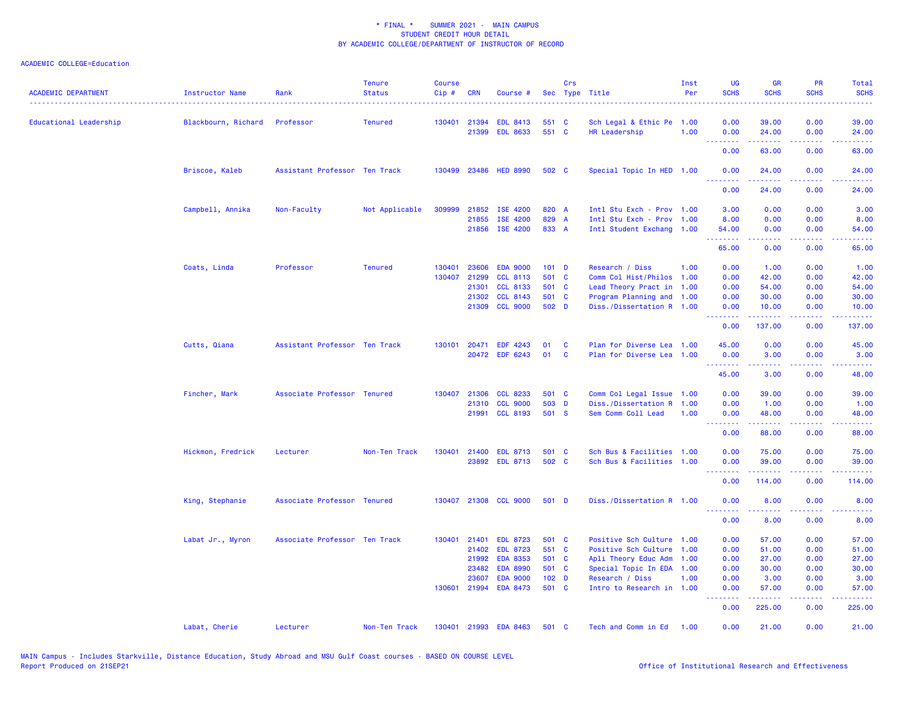\* FINAL \* SUMMER 2021 - MAIN CAMPUS
STUDENT CREDIT HOUR DETAIL
BY ACADEMIC COLLEGE/DEPARTMENT OF INSTRUCTOR OF RECORD

ACADEMIC COLLEGE=Education

| ACADEMIC DEPARTMENT | Instructor Name | Rank | Tenure Status | Course Cip # | CRN | Course # | Sec | Crs Type | Title | Inst Per | UG SCHS | GR SCHS | PR SCHS | Total SCHS |
|---|---|---|---|---|---|---|---|---|---|---|---|---|---|---|
| Educational Leadership | Blackbourn, Richard | Professor | Tenured | 130401 | 21394 | EDL 8413 | 551 | C | Sch Legal & Ethic Pe | 1.00 | 0.00 | 39.00 | 0.00 | 39.00 |
| | | | | | 21399 | EDL 8633 | 551 | C | HR Leadership | 1.00 | 0.00 | 24.00 | 0.00 | 24.00 |
| | | | | | | | | | | | 0.00 | 63.00 | 0.00 | 63.00 |
| | Briscoe, Kaleb | Assistant Professor | Ten Track | 130499 | 23486 | HED 8990 | 502 | C | Special Topic In HED | 1.00 | 0.00 | 24.00 | 0.00 | 24.00 |
| | | | | | | | | | | | 0.00 | 24.00 | 0.00 | 24.00 |
| | Campbell, Annika | Non-Faculty | Not Applicable | 309999 | 21852 | ISE 4200 | 820 | A | Intl Stu Exch - Prov | 1.00 | 3.00 | 0.00 | 0.00 | 3.00 |
| | | | | | 21855 | ISE 4200 | 829 | A | Intl Stu Exch - Prov | 1.00 | 8.00 | 0.00 | 0.00 | 8.00 |
| | | | | | 21856 | ISE 4200 | 833 | A | Intl Student Exchang | 1.00 | 54.00 | 0.00 | 0.00 | 54.00 |
| | | | | | | | | | | | 65.00 | 0.00 | 0.00 | 65.00 |
| | Coats, Linda | Professor | Tenured | 130401 | 23606 | EDA 9000 | 101 | D | Research / Diss | 1.00 | 0.00 | 1.00 | 0.00 | 1.00 |
| | | | | 130407 | 21299 | CCL 8113 | 501 | C | Comm Col Hist/Philos | 1.00 | 0.00 | 42.00 | 0.00 | 42.00 |
| | | | | | 21301 | CCL 8133 | 501 | C | Lead Theory Pract in | 1.00 | 0.00 | 54.00 | 0.00 | 54.00 |
| | | | | | 21302 | CCL 8143 | 501 | C | Program Planning and | 1.00 | 0.00 | 30.00 | 0.00 | 30.00 |
| | | | | | 21309 | CCL 9000 | 502 | D | Diss./Dissertation R | 1.00 | 0.00 | 10.00 | 0.00 | 10.00 |
| | | | | | | | | | | | 0.00 | 137.00 | 0.00 | 137.00 |
| | Cutts, Qiana | Assistant Professor | Ten Track | 130101 | 20471 | EDF 4243 | 01 | C | Plan for Diverse Lea | 1.00 | 45.00 | 0.00 | 0.00 | 45.00 |
| | | | | | 20472 | EDF 6243 | 01 | C | Plan for Diverse Lea | 1.00 | 0.00 | 3.00 | 0.00 | 3.00 |
| | | | | | | | | | | | 45.00 | 3.00 | 0.00 | 48.00 |
| | Fincher, Mark | Associate Professor | Tenured | 130407 | 21306 | CCL 8233 | 501 | C | Comm Col Legal Issue | 1.00 | 0.00 | 39.00 | 0.00 | 39.00 |
| | | | | | 21310 | CCL 9000 | 503 | D | Diss./Dissertation R | 1.00 | 0.00 | 1.00 | 0.00 | 1.00 |
| | | | | | 21991 | CCL 8193 | 501 | S | Sem Comm Coll Lead | 1.00 | 0.00 | 48.00 | 0.00 | 48.00 |
| | | | | | | | | | | | 0.00 | 88.00 | 0.00 | 88.00 |
| | Hickmon, Fredrick | Lecturer | Non-Ten Track | 130401 | 21400 | EDL 8713 | 501 | C | Sch Bus & Facilities | 1.00 | 0.00 | 75.00 | 0.00 | 75.00 |
| | | | | | 23892 | EDL 8713 | 502 | C | Sch Bus & Facilities | 1.00 | 0.00 | 39.00 | 0.00 | 39.00 |
| | | | | | | | | | | | 0.00 | 114.00 | 0.00 | 114.00 |
| | King, Stephanie | Associate Professor | Tenured | 130407 | 21308 | CCL 9000 | 501 | D | Diss./Dissertation R | 1.00 | 0.00 | 8.00 | 0.00 | 8.00 |
| | | | | | | | | | | | 0.00 | 8.00 | 0.00 | 8.00 |
| | Labat Jr., Myron | Associate Professor | Ten Track | 130401 | 21401 | EDL 8723 | 501 | C | Positive Sch Culture | 1.00 | 0.00 | 57.00 | 0.00 | 57.00 |
| | | | | | 21402 | EDL 8723 | 551 | C | Positive Sch Culture | 1.00 | 0.00 | 51.00 | 0.00 | 51.00 |
| | | | | | 21992 | EDA 8353 | 501 | C | Apli Theory Educ Adm | 1.00 | 0.00 | 27.00 | 0.00 | 27.00 |
| | | | | | 23482 | EDA 8990 | 501 | C | Special Topic In EDA | 1.00 | 0.00 | 30.00 | 0.00 | 30.00 |
| | | | | | 23607 | EDA 9000 | 102 | D | Research / Diss | 1.00 | 0.00 | 3.00 | 0.00 | 3.00 |
| | | | | 130601 | 21994 | EDA 8473 | 501 | C | Intro to Research in | 1.00 | 0.00 | 57.00 | 0.00 | 57.00 |
| | | | | | | | | | | | 0.00 | 225.00 | 0.00 | 225.00 |
| | Labat, Cherie | Lecturer | Non-Ten Track | 130401 | 21993 | EDA 8463 | 501 | C | Tech and Comm in Ed | 1.00 | 0.00 | 21.00 | 0.00 | 21.00 |

MAIN Campus - Includes Starkville, Distance Education, Study Abroad and MSU Gulf Coast courses - BASED ON COURSE LEVEL
Report Produced on 21SEP21

Office of Institutional Research and Effectiveness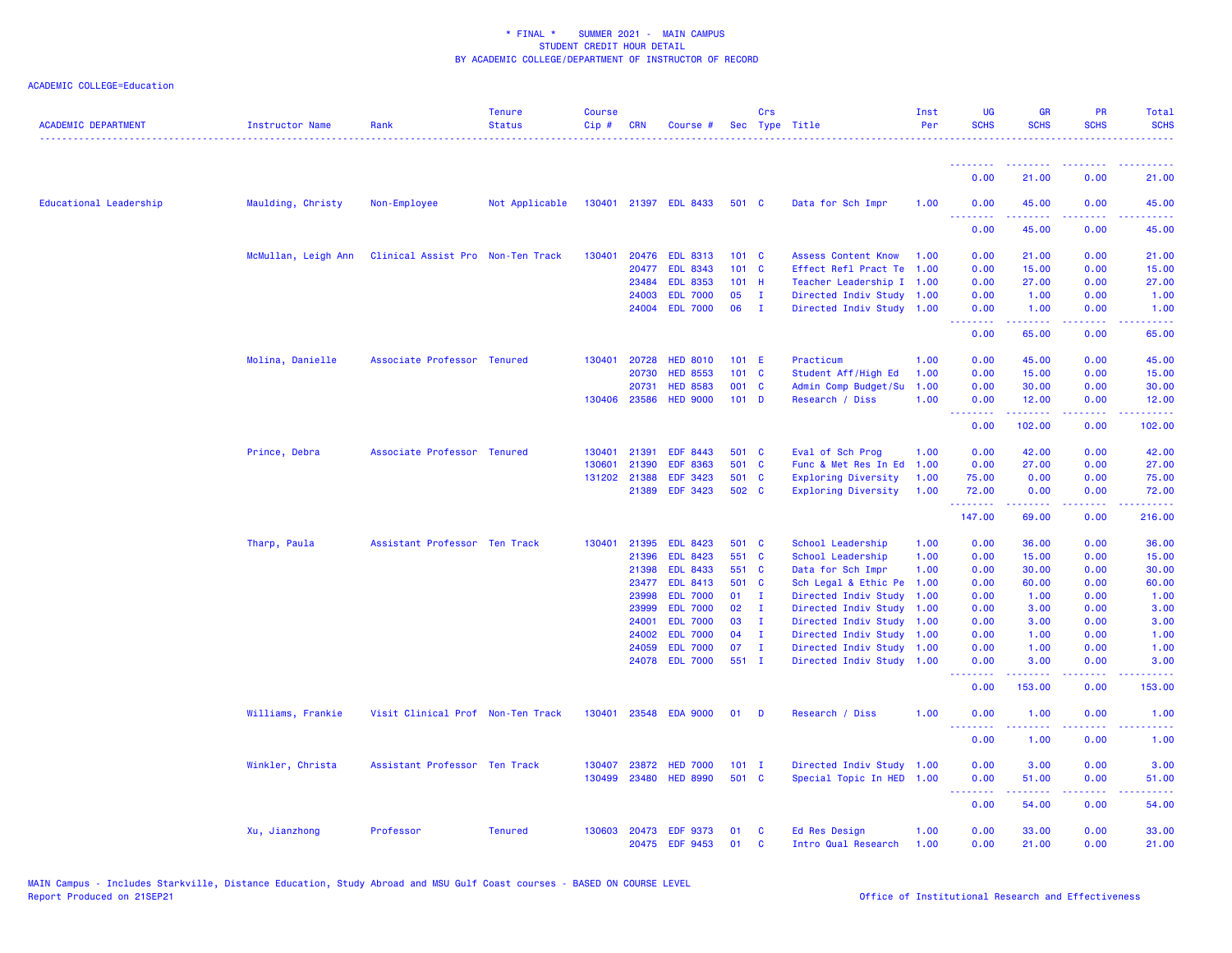\* FINAL \*    SUMMER 2021 -  MAIN CAMPUS
STUDENT CREDIT HOUR DETAIL
BY ACADEMIC COLLEGE/DEPARTMENT OF INSTRUCTOR OF RECORD

ACADEMIC COLLEGE=Education

| ACADEMIC DEPARTMENT | Instructor Name | Rank | Tenure Status | Course Cip # | CRN | Course # | Sec | Crs Type | Title | Inst Per | UG SCHS | GR SCHS | PR SCHS | Total SCHS |
|---|---|---|---|---|---|---|---|---|---|---|---|---|---|---|
| | | | | | | | | | | | 0.00 | 21.00 | 0.00 | 21.00 |
| Educational Leadership | Maulding, Christy | Non-Employee | Not Applicable | 130401 | 21397 | EDL 8433 | 501 | C | Data for Sch Impr | 1.00 | 0.00 | 45.00 | 0.00 | 45.00 |
| | | | | | | | | | | | 0.00 | 45.00 | 0.00 | 45.00 |
| | McMullan, Leigh Ann | Clinical Assist Pro | Non-Ten Track | 130401 | 20476 | EDL 8313 | 101 | C | Assess Content Know | 1.00 | 0.00 | 21.00 | 0.00 | 21.00 |
| | | | | | 20477 | EDL 8343 | 101 | C | Effect Refl Pract Te | 1.00 | 0.00 | 15.00 | 0.00 | 15.00 |
| | | | | | 23484 | EDL 8353 | 101 | H | Teacher Leadership I | 1.00 | 0.00 | 27.00 | 0.00 | 27.00 |
| | | | | | 24003 | EDL 7000 | 05 | I | Directed Indiv Study | 1.00 | 0.00 | 1.00 | 0.00 | 1.00 |
| | | | | | 24004 | EDL 7000 | 06 | I | Directed Indiv Study | 1.00 | 0.00 | 1.00 | 0.00 | 1.00 |
| | | | | | | | | | | | 0.00 | 65.00 | 0.00 | 65.00 |
| | Molina, Danielle | Associate Professor | Tenured | 130401 | 20728 | HED 8010 | 101 | E | Practicum | 1.00 | 0.00 | 45.00 | 0.00 | 45.00 |
| | | | | | 20730 | HED 8553 | 101 | C | Student Aff/High Ed | 1.00 | 0.00 | 15.00 | 0.00 | 15.00 |
| | | | | | 20731 | HED 8583 | 001 | C | Admin Comp Budget/Su | 1.00 | 0.00 | 30.00 | 0.00 | 30.00 |
| | | | | 130406 | 23586 | HED 9000 | 101 | D | Research / Diss | 1.00 | 0.00 | 12.00 | 0.00 | 12.00 |
| | | | | | | | | | | | 0.00 | 102.00 | 0.00 | 102.00 |
| | Prince, Debra | Associate Professor | Tenured | 130401 | 21391 | EDF 8443 | 501 | C | Eval of Sch Prog | 1.00 | 0.00 | 42.00 | 0.00 | 42.00 |
| | | | | 130601 | 21390 | EDF 8363 | 501 | C | Func & Met Res In Ed | 1.00 | 0.00 | 27.00 | 0.00 | 27.00 |
| | | | | 131202 | 21388 | EDF 3423 | 501 | C | Exploring Diversity | 1.00 | 75.00 | 0.00 | 0.00 | 75.00 |
| | | | | | 21389 | EDF 3423 | 502 | C | Exploring Diversity | 1.00 | 72.00 | 0.00 | 0.00 | 72.00 |
| | | | | | | | | | | | 147.00 | 69.00 | 0.00 | 216.00 |
| | Tharp, Paula | Assistant Professor | Ten Track | 130401 | 21395 | EDL 8423 | 501 | C | School Leadership | 1.00 | 0.00 | 36.00 | 0.00 | 36.00 |
| | | | | | 21396 | EDL 8423 | 551 | C | School Leadership | 1.00 | 0.00 | 15.00 | 0.00 | 15.00 |
| | | | | | 21398 | EDL 8433 | 551 | C | Data for Sch Impr | 1.00 | 0.00 | 30.00 | 0.00 | 30.00 |
| | | | | | 23477 | EDL 8413 | 501 | C | Sch Legal & Ethic Pe | 1.00 | 0.00 | 60.00 | 0.00 | 60.00 |
| | | | | | 23998 | EDL 7000 | 01 | I | Directed Indiv Study | 1.00 | 0.00 | 1.00 | 0.00 | 1.00 |
| | | | | | 23999 | EDL 7000 | 02 | I | Directed Indiv Study | 1.00 | 0.00 | 3.00 | 0.00 | 3.00 |
| | | | | | 24001 | EDL 7000 | 03 | I | Directed Indiv Study | 1.00 | 0.00 | 3.00 | 0.00 | 3.00 |
| | | | | | 24002 | EDL 7000 | 04 | I | Directed Indiv Study | 1.00 | 0.00 | 1.00 | 0.00 | 1.00 |
| | | | | | 24059 | EDL 7000 | 07 | I | Directed Indiv Study | 1.00 | 0.00 | 1.00 | 0.00 | 1.00 |
| | | | | | 24078 | EDL 7000 | 551 | I | Directed Indiv Study | 1.00 | 0.00 | 3.00 | 0.00 | 3.00 |
| | | | | | | | | | | | 0.00 | 153.00 | 0.00 | 153.00 |
| | Williams, Frankie | Visit Clinical Prof | Non-Ten Track | 130401 | 23548 | EDA 9000 | 01 | D | Research / Diss | 1.00 | 0.00 | 1.00 | 0.00 | 1.00 |
| | | | | | | | | | | | 0.00 | 1.00 | 0.00 | 1.00 |
| | Winkler, Christa | Assistant Professor | Ten Track | 130407 | 23872 | HED 7000 | 101 | I | Directed Indiv Study | 1.00 | 0.00 | 3.00 | 0.00 | 3.00 |
| | | | | 130499 | 23480 | HED 8990 | 501 | C | Special Topic In HED | 1.00 | 0.00 | 51.00 | 0.00 | 51.00 |
| | | | | | | | | | | | 0.00 | 54.00 | 0.00 | 54.00 |
| | Xu, Jianzhong | Professor | Tenured | 130603 | 20473 | EDF 9373 | 01 | C | Ed Res Design | 1.00 | 0.00 | 33.00 | 0.00 | 33.00 |
| | | | | | 20475 | EDF 9453 | 01 | C | Intro Qual Research | 1.00 | 0.00 | 21.00 | 0.00 | 21.00 |

MAIN Campus - Includes Starkville, Distance Education, Study Abroad and MSU Gulf Coast courses - BASED ON COURSE LEVEL
Report Produced on 21SEP21    Office of Institutional Research and Effectiveness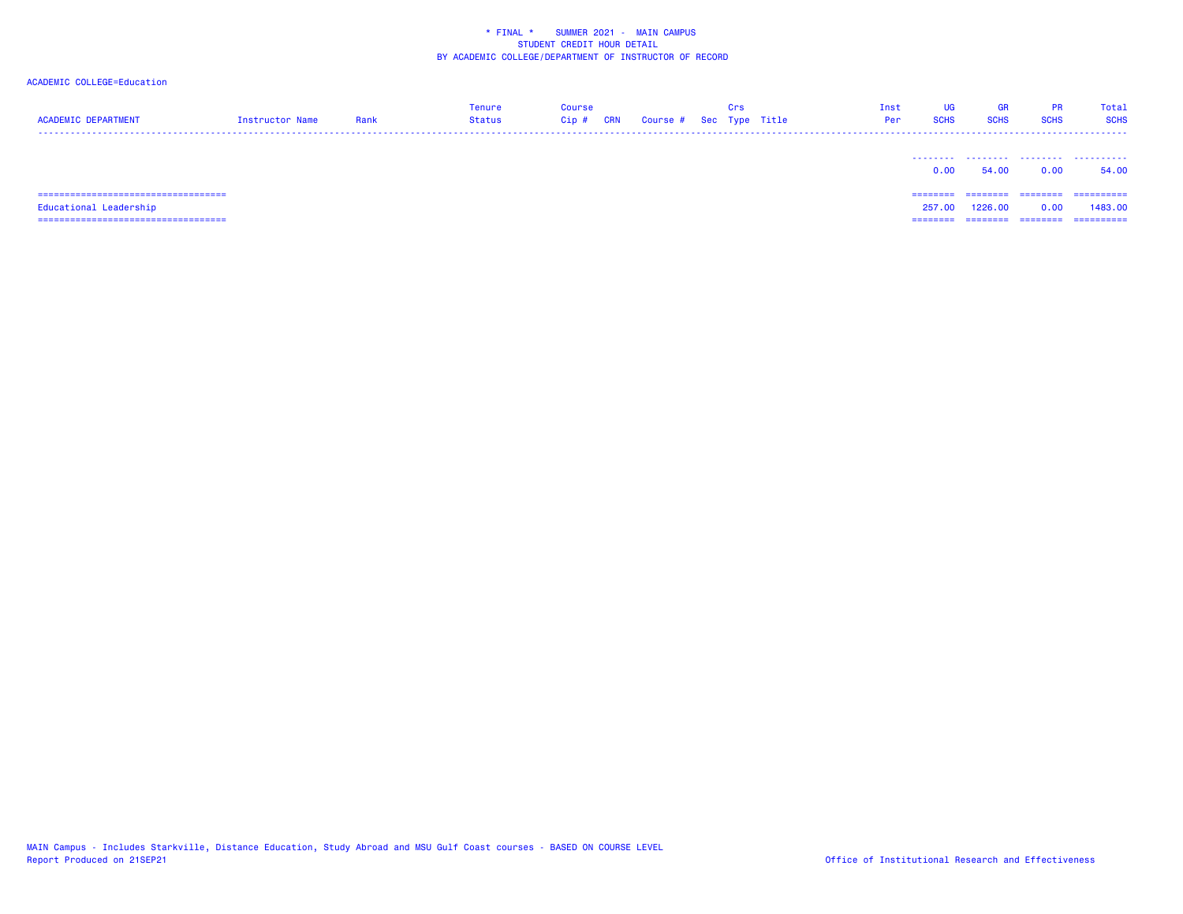* FINAL * SUMMER 2021 - MAIN CAMPUS
STUDENT CREDIT HOUR DETAIL
BY ACADEMIC COLLEGE/DEPARTMENT OF INSTRUCTOR OF RECORD

ACADEMIC COLLEGE=Education

| ACADEMIC DEPARTMENT | Instructor Name | Rank | Tenure Status | Course Cip # | CRN | Course # | Sec | Crs Type | Title | Inst Per | UG SCHS | GR SCHS | PR SCHS | Total SCHS |
|---|---|---|---|---|---|---|---|---|---|---|---|---|---|---|
| | | | | | | | | | | | 0.00 | 54.00 | 0.00 | 54.00 |
| Educational Leadership | | | | | | | | | | | 257.00 | 1226.00 | 0.00 | 1483.00 |

MAIN Campus - Includes Starkville, Distance Education, Study Abroad and MSU Gulf Coast courses - BASED ON COURSE LEVEL
Report Produced on 21SEP21

Office of Institutional Research and Effectiveness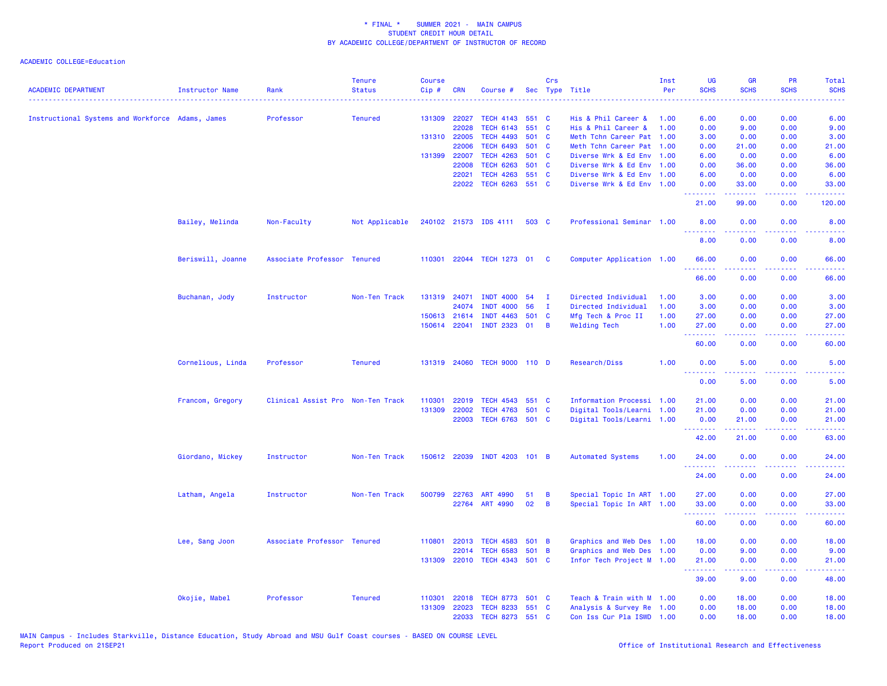\* FINAL \*    SUMMER 2021 -  MAIN CAMPUS
STUDENT CREDIT HOUR DETAIL
BY ACADEMIC COLLEGE/DEPARTMENT OF INSTRUCTOR OF RECORD

ACADEMIC COLLEGE=Education

| ACADEMIC DEPARTMENT | Instructor Name | Rank | Tenure Status | Course Cip # | CRN | Course # | Sec | Crs Type | Title | Inst Per | UG SCHS | GR SCHS | PR SCHS | Total SCHS |
|---|---|---|---|---|---|---|---|---|---|---|---|---|---|---|
| Instructional Systems and Workforce | Adams, James | Professor | Tenured | 131309 | 22027 | TECH 4143 | 551 | C | His & Phil Career & | 1.00 | 6.00 | 0.00 | 0.00 | 6.00 |
| | | | | | 22028 | TECH 6143 | 551 | C | His & Phil Career & | 1.00 | 0.00 | 9.00 | 0.00 | 9.00 |
| | | | | 131310 | 22005 | TECH 4493 | 501 | C | Meth Tchn Career Pat | 1.00 | 3.00 | 0.00 | 0.00 | 3.00 |
| | | | | | 22006 | TECH 6493 | 501 | C | Meth Tchn Career Pat | 1.00 | 0.00 | 21.00 | 0.00 | 21.00 |
| | | | | 131399 | 22007 | TECH 4263 | 501 | C | Diverse Wrk & Ed Env | 1.00 | 6.00 | 0.00 | 0.00 | 6.00 |
| | | | | | 22008 | TECH 6263 | 501 | C | Diverse Wrk & Ed Env | 1.00 | 0.00 | 36.00 | 0.00 | 36.00 |
| | | | | | 22021 | TECH 4263 | 551 | C | Diverse Wrk & Ed Env | 1.00 | 6.00 | 0.00 | 0.00 | 6.00 |
| | | | | | 22022 | TECH 6263 | 551 | C | Diverse Wrk & Ed Env | 1.00 | 0.00 | 33.00 | 0.00 | 33.00 |
| | | | | | | | | | | | 21.00 | 99.00 | 0.00 | 120.00 |
| | Bailey, Melinda | Non-Faculty | Not Applicable | 240102 | 21573 | IDS 4111 | 503 | C | Professional Seminar | 1.00 | 8.00 | 0.00 | 0.00 | 8.00 |
| | | | | | | | | | | | 8.00 | 0.00 | 0.00 | 8.00 |
| | Beriswill, Joanne | Associate Professor | Tenured | 110301 | 22044 | TECH 1273 | 01 | C | Computer Application | 1.00 | 66.00 | 0.00 | 0.00 | 66.00 |
| | | | | | | | | | | | 66.00 | 0.00 | 0.00 | 66.00 |
| | Buchanan, Jody | Instructor | Non-Ten Track | 131319 | 24071 | INDT 4000 | 54 | I | Directed Individual | 1.00 | 3.00 | 0.00 | 0.00 | 3.00 |
| | | | | | 24074 | INDT 4000 | 56 | I | Directed Individual | 1.00 | 3.00 | 0.00 | 0.00 | 3.00 |
| | | | | 150613 | 21614 | INDT 4463 | 501 | C | Mfg Tech & Proc II | 1.00 | 27.00 | 0.00 | 0.00 | 27.00 |
| | | | | 150614 | 22041 | INDT 2323 | 01 | B | Welding Tech | 1.00 | 27.00 | 0.00 | 0.00 | 27.00 |
| | | | | | | | | | | | 60.00 | 0.00 | 0.00 | 60.00 |
| | Cornelious, Linda | Professor | Tenured | 131319 | 24060 | TECH 9000 | 110 | D | Research/Diss | 1.00 | 0.00 | 5.00 | 0.00 | 5.00 |
| | | | | | | | | | | | 0.00 | 5.00 | 0.00 | 5.00 |
| | Francom, Gregory | Clinical Assist Pro | Non-Ten Track | 110301 | 22019 | TECH 4543 | 551 | C | Information Processi | 1.00 | 21.00 | 0.00 | 0.00 | 21.00 |
| | | | | 131309 | 22002 | TECH 4763 | 501 | C | Digital Tools/Learni | 1.00 | 21.00 | 0.00 | 0.00 | 21.00 |
| | | | | | 22003 | TECH 6763 | 501 | C | Digital Tools/Learni | 1.00 | 0.00 | 21.00 | 0.00 | 21.00 |
| | | | | | | | | | | | 42.00 | 21.00 | 0.00 | 63.00 |
| | Giordano, Mickey | Instructor | Non-Ten Track | 150612 | 22039 | INDT 4203 | 101 | B | Automated Systems | 1.00 | 24.00 | 0.00 | 0.00 | 24.00 |
| | | | | | | | | | | | 24.00 | 0.00 | 0.00 | 24.00 |
| | Latham, Angela | Instructor | Non-Ten Track | 500799 | 22763 | ART 4990 | 51 | B | Special Topic In ART | 1.00 | 27.00 | 0.00 | 0.00 | 27.00 |
| | | | | | 22764 | ART 4990 | 02 | B | Special Topic In ART | 1.00 | 33.00 | 0.00 | 0.00 | 33.00 |
| | | | | | | | | | | | 60.00 | 0.00 | 0.00 | 60.00 |
| | Lee, Sang Joon | Associate Professor | Tenured | 110801 | 22013 | TECH 4583 | 501 | B | Graphics and Web Des | 1.00 | 18.00 | 0.00 | 0.00 | 18.00 |
| | | | | | 22014 | TECH 6583 | 501 | B | Graphics and Web Des | 1.00 | 0.00 | 9.00 | 0.00 | 9.00 |
| | | | | 131309 | 22010 | TECH 4343 | 501 | C | Infor Tech Project M | 1.00 | 21.00 | 0.00 | 0.00 | 21.00 |
| | | | | | | | | | | | 39.00 | 9.00 | 0.00 | 48.00 |
| | Okojie, Mabel | Professor | Tenured | 110301 | 22018 | TECH 8773 | 501 | C | Teach & Train with M | 1.00 | 0.00 | 18.00 | 0.00 | 18.00 |
| | | | | 131309 | 22023 | TECH 8233 | 551 | C | Analysis & Survey Re | 1.00 | 0.00 | 18.00 | 0.00 | 18.00 |
| | | | | | 22033 | TECH 8273 | 551 | C | Con Iss Cur Pla ISWD | 1.00 | 0.00 | 18.00 | 0.00 | 18.00 |

MAIN Campus - Includes Starkville, Distance Education, Study Abroad and MSU Gulf Coast courses - BASED ON COURSE LEVEL
Report Produced on 21SEP21    Office of Institutional Research and Effectiveness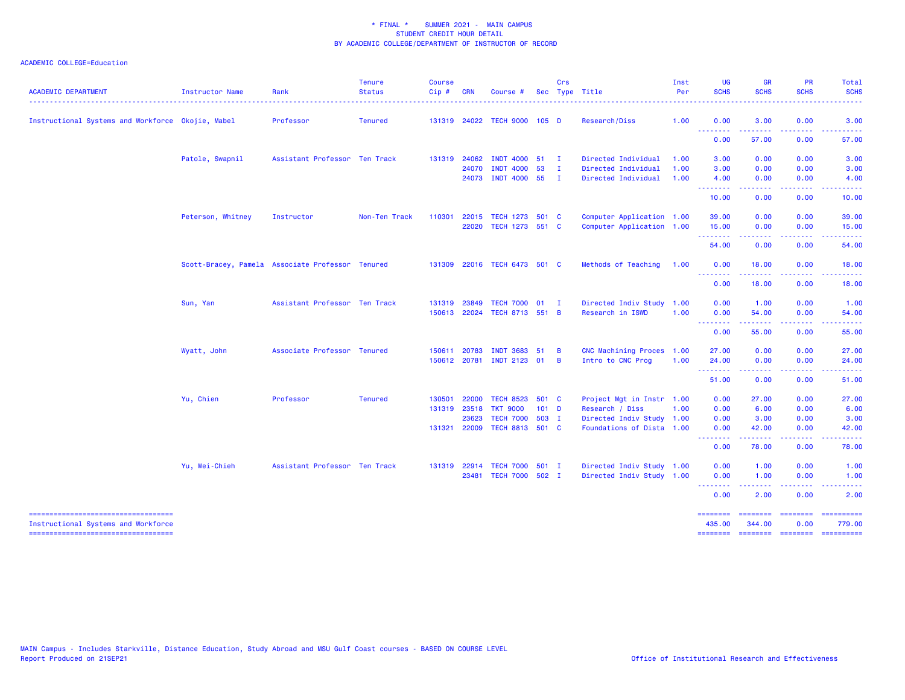\* FINAL \*    SUMMER 2021 -  MAIN CAMPUS
STUDENT CREDIT HOUR DETAIL
BY ACADEMIC COLLEGE/DEPARTMENT OF INSTRUCTOR OF RECORD

ACADEMIC COLLEGE=Education

| ACADEMIC DEPARTMENT | Instructor Name | Rank | Tenure Status | Course Cip # | CRN | Course # | Sec | Crs Type | Title | Inst Per | UG SCHS | GR SCHS | PR SCHS | Total SCHS |
|---|---|---|---|---|---|---|---|---|---|---|---|---|---|---|
| Instructional Systems and Workforce | Okojie, Mabel | Professor | Tenured | 131319 | 24022 | TECH 9000 | 105 | D | Research/Diss | 1.00 | 0.00 | 3.00 | 0.00 | 3.00 |
| | | | | | | | | | | | 0.00 | 57.00 | 0.00 | 57.00 |
| | Patole, Swapnil | Assistant Professor | Ten Track | 131319 | 24062 | INDT 4000 | 51 | I | Directed Individual | 1.00 | 3.00 | 0.00 | 0.00 | 3.00 |
| | | | | | 24070 | INDT 4000 | 53 | I | Directed Individual | 1.00 | 3.00 | 0.00 | 0.00 | 3.00 |
| | | | | | 24073 | INDT 4000 | 55 | I | Directed Individual | 1.00 | 4.00 | 0.00 | 0.00 | 4.00 |
| | | | | | | | | | | | 10.00 | 0.00 | 0.00 | 10.00 |
| | Peterson, Whitney | Instructor | Non-Ten Track | 110301 | 22015 | TECH 1273 | 501 | C | Computer Application | 1.00 | 39.00 | 0.00 | 0.00 | 39.00 |
| | | | | | 22020 | TECH 1273 | 551 | C | Computer Application | 1.00 | 15.00 | 0.00 | 0.00 | 15.00 |
| | | | | | | | | | | | 54.00 | 0.00 | 0.00 | 54.00 |
| | Scott-Bracey, Pamela | Associate Professor | Tenured | 131309 | 22016 | TECH 6473 | 501 | C | Methods of Teaching | 1.00 | 0.00 | 18.00 | 0.00 | 18.00 |
| | | | | | | | | | | | 0.00 | 18.00 | 0.00 | 18.00 |
| | Sun, Yan | Assistant Professor | Ten Track | 131319 | 23849 | TECH 7000 | 01 | I | Directed Indiv Study | 1.00 | 0.00 | 1.00 | 0.00 | 1.00 |
| | | | | 150613 | 22024 | TECH 8713 | 551 | B | Research in ISWD | 1.00 | 0.00 | 54.00 | 0.00 | 54.00 |
| | | | | | | | | | | | 0.00 | 55.00 | 0.00 | 55.00 |
| | Wyatt, John | Associate Professor | Tenured | 150611 | 20783 | INDT 3683 | 51 | B | CNC Machining Proces | 1.00 | 27.00 | 0.00 | 0.00 | 27.00 |
| | | | | 150612 | 20781 | INDT 2123 | 01 | B | Intro to CNC Prog | 1.00 | 24.00 | 0.00 | 0.00 | 24.00 |
| | | | | | | | | | | | 51.00 | 0.00 | 0.00 | 51.00 |
| | Yu, Chien | Professor | Tenured | 130501 | 22000 | TECH 8523 | 501 | C | Project Mgt in Instr | 1.00 | 0.00 | 27.00 | 0.00 | 27.00 |
| | | | | 131319 | 23518 | TKT 9000 | 101 | D | Research / Diss | 1.00 | 0.00 | 6.00 | 0.00 | 6.00 |
| | | | | | 23623 | TECH 7000 | 503 | I | Directed Indiv Study | 1.00 | 0.00 | 3.00 | 0.00 | 3.00 |
| | | | | 131321 | 22009 | TECH 8813 | 501 | C | Foundations of Dista | 1.00 | 0.00 | 42.00 | 0.00 | 42.00 |
| | | | | | | | | | | | 0.00 | 78.00 | 0.00 | 78.00 |
| | Yu, Wei-Chieh | Assistant Professor | Ten Track | 131319 | 22914 | TECH 7000 | 501 | I | Directed Indiv Study | 1.00 | 0.00 | 1.00 | 0.00 | 1.00 |
| | | | | | 23481 | TECH 7000 | 502 | I | Directed Indiv Study | 1.00 | 0.00 | 1.00 | 0.00 | 1.00 |
| | | | | | | | | | | | 0.00 | 2.00 | 0.00 | 2.00 |
| Instructional Systems and Workforce | | | | | | | | | | | 435.00 | 344.00 | 0.00 | 779.00 |

MAIN Campus - Includes Starkville, Distance Education, Study Abroad and MSU Gulf Coast courses - BASED ON COURSE LEVEL
Report Produced on 21SEP21

Office of Institutional Research and Effectiveness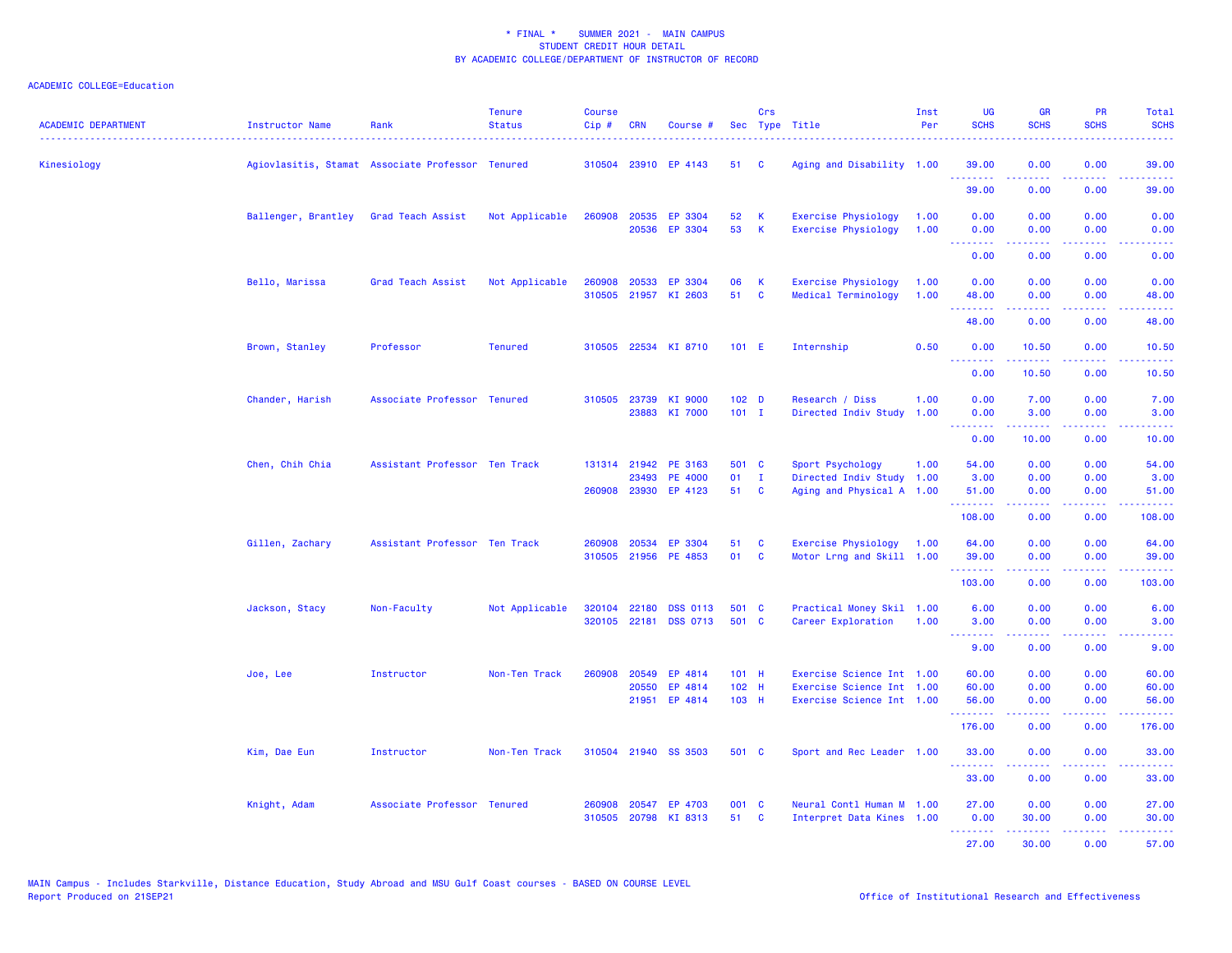\* FINAL \*    SUMMER 2021 -  MAIN CAMPUS
STUDENT CREDIT HOUR DETAIL
BY ACADEMIC COLLEGE/DEPARTMENT OF INSTRUCTOR OF RECORD

ACADEMIC COLLEGE=Education

| ACADEMIC DEPARTMENT | Instructor Name | Rank | Tenure Status | Course Cip # | CRN | Course # | Sec | Crs Type | Title | Inst Per | UG SCHS | GR SCHS | PR SCHS | Total SCHS |
|---|---|---|---|---|---|---|---|---|---|---|---|---|---|---|
| Kinesiology | Agiovlasitis, Stamat | Associate Professor | Tenured | 310504 | 23910 | EP 4143 | 51 | C | Aging and Disability | 1.00 | 39.00 | 0.00 | 0.00 | 39.00 |
| | | | | | | | | | | | 39.00 | 0.00 | 0.00 | 39.00 |
| | Ballenger, Brantley | Grad Teach Assist | Not Applicable | 260908 | 20535 | EP 3304 | 52 | K | Exercise Physiology | 1.00 | 0.00 | 0.00 | 0.00 | 0.00 |
| | | | | | 20536 | EP 3304 | 53 | K | Exercise Physiology | 1.00 | 0.00 | 0.00 | 0.00 | 0.00 |
| | | | | | | | | | | | 0.00 | 0.00 | 0.00 | 0.00 |
| | Bello, Marissa | Grad Teach Assist | Not Applicable | 260908 | 20533 | EP 3304 | 06 | K | Exercise Physiology | 1.00 | 0.00 | 0.00 | 0.00 | 0.00 |
| | | | | 310505 | 21957 | KI 2603 | 51 | C | Medical Terminology | 1.00 | 48.00 | 0.00 | 0.00 | 48.00 |
| | | | | | | | | | | | 48.00 | 0.00 | 0.00 | 48.00 |
| | Brown, Stanley | Professor | Tenured | 310505 | 22534 | KI 8710 | 101 | E | Internship | 0.50 | 0.00 | 10.50 | 0.00 | 10.50 |
| | | | | | | | | | | | 0.00 | 10.50 | 0.00 | 10.50 |
| | Chander, Harish | Associate Professor | Tenured | 310505 | 23739 | KI 9000 | 102 | D | Research / Diss | 1.00 | 0.00 | 7.00 | 0.00 | 7.00 |
| | | | | | 23883 | KI 7000 | 101 | I | Directed Indiv Study | 1.00 | 0.00 | 3.00 | 0.00 | 3.00 |
| | | | | | | | | | | | 0.00 | 10.00 | 0.00 | 10.00 |
| | Chen, Chih Chia | Assistant Professor | Ten Track | 131314 | 21942 | PE 3163 | 501 | C | Sport Psychology | 1.00 | 54.00 | 0.00 | 0.00 | 54.00 |
| | | | | | 23493 | PE 4000 | 01 | I | Directed Indiv Study | 1.00 | 3.00 | 0.00 | 0.00 | 3.00 |
| | | | | 260908 | 23930 | EP 4123 | 51 | C | Aging and Physical A | 1.00 | 51.00 | 0.00 | 0.00 | 51.00 |
| | | | | | | | | | | | 108.00 | 0.00 | 0.00 | 108.00 |
| | Gillen, Zachary | Assistant Professor | Ten Track | 260908 | 20534 | EP 3304 | 51 | C | Exercise Physiology | 1.00 | 64.00 | 0.00 | 0.00 | 64.00 |
| | | | | 310505 | 21956 | PE 4853 | 01 | C | Motor Lrng and Skill | 1.00 | 39.00 | 0.00 | 0.00 | 39.00 |
| | | | | | | | | | | | 103.00 | 0.00 | 0.00 | 103.00 |
| | Jackson, Stacy | Non-Faculty | Not Applicable | 320104 | 22180 | DSS 0113 | 501 | C | Practical Money Skil | 1.00 | 6.00 | 0.00 | 0.00 | 6.00 |
| | | | | 320105 | 22181 | DSS 0713 | 501 | C | Career Exploration | 1.00 | 3.00 | 0.00 | 0.00 | 3.00 |
| | | | | | | | | | | | 9.00 | 0.00 | 0.00 | 9.00 |
| | Joe, Lee | Instructor | Non-Ten Track | 260908 | 20549 | EP 4814 | 101 | H | Exercise Science Int | 1.00 | 60.00 | 0.00 | 0.00 | 60.00 |
| | | | | | 20550 | EP 4814 | 102 | H | Exercise Science Int | 1.00 | 60.00 | 0.00 | 0.00 | 60.00 |
| | | | | | 21951 | EP 4814 | 103 | H | Exercise Science Int | 1.00 | 56.00 | 0.00 | 0.00 | 56.00 |
| | | | | | | | | | | | 176.00 | 0.00 | 0.00 | 176.00 |
| | Kim, Dae Eun | Instructor | Non-Ten Track | 310504 | 21940 | SS 3503 | 501 | C | Sport and Rec Leader | 1.00 | 33.00 | 0.00 | 0.00 | 33.00 |
| | | | | | | | | | | | 33.00 | 0.00 | 0.00 | 33.00 |
| | Knight, Adam | Associate Professor | Tenured | 260908 | 20547 | EP 4703 | 001 | C | Neural Contl Human M | 1.00 | 27.00 | 0.00 | 0.00 | 27.00 |
| | | | | 310505 | 20798 | KI 8313 | 51 | C | Interpret Data Kines | 1.00 | 0.00 | 30.00 | 0.00 | 30.00 |
| | | | | | | | | | | | 27.00 | 30.00 | 0.00 | 57.00 |

MAIN Campus - Includes Starkville, Distance Education, Study Abroad and MSU Gulf Coast courses - BASED ON COURSE LEVEL
Report Produced on 21SEP21

Office of Institutional Research and Effectiveness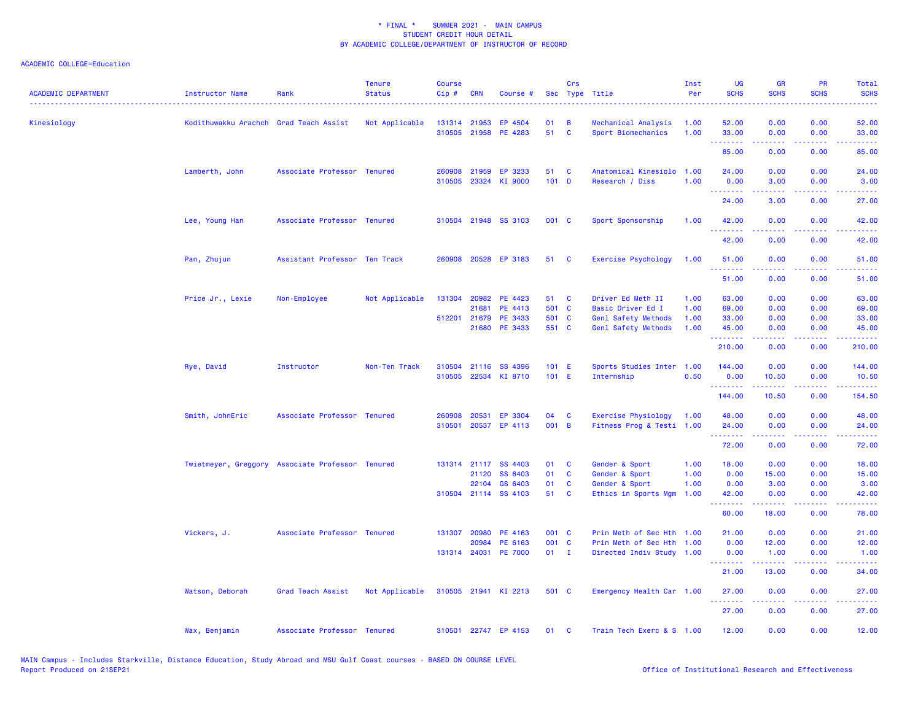\* FINAL \* SUMMER 2021 - MAIN CAMPUS
STUDENT CREDIT HOUR DETAIL
BY ACADEMIC COLLEGE/DEPARTMENT OF INSTRUCTOR OF RECORD

ACADEMIC COLLEGE=Education

| ACADEMIC DEPARTMENT | Instructor Name | Rank | Tenure Status | Course Cip # | CRN | Course # | Sec | Crs Type | Title | Inst Per | UG SCHS | GR SCHS | PR SCHS | Total SCHS |
|---|---|---|---|---|---|---|---|---|---|---|---|---|---|---|
| Kinesiology | Kodithuwakku Arachch | Grad Teach Assist | Not Applicable | 131314 | 21953 | EP 4504 | 01 | B | Mechanical Analysis | 1.00 | 52.00 | 0.00 | 0.00 | 52.00 |
| | | | | 310505 | 21958 | PE 4283 | 51 | C | Sport Biomechanics | 1.00 | 33.00 | 0.00 | 0.00 | 33.00 |
| | | | | | | | | | | | 85.00 | 0.00 | 0.00 | 85.00 |
| | Lamberth, John | Associate Professor | Tenured | 260908 | 21959 | EP 3233 | 51 | C | Anatomical Kinesiolo | 1.00 | 24.00 | 0.00 | 0.00 | 24.00 |
| | | | | 310505 | 23324 | KI 9000 | 101 | D | Research / Diss | 1.00 | 0.00 | 3.00 | 0.00 | 3.00 |
| | | | | | | | | | | | 24.00 | 3.00 | 0.00 | 27.00 |
| | Lee, Young Han | Associate Professor | Tenured | 310504 | 21948 | SS 3103 | 001 | C | Sport Sponsorship | 1.00 | 42.00 | 0.00 | 0.00 | 42.00 |
| | | | | | | | | | | | 42.00 | 0.00 | 0.00 | 42.00 |
| | Pan, Zhujun | Assistant Professor | Ten Track | 260908 | 20528 | EP 3183 | 51 | C | Exercise Psychology | 1.00 | 51.00 | 0.00 | 0.00 | 51.00 |
| | | | | | | | | | | | 51.00 | 0.00 | 0.00 | 51.00 |
| | Price Jr., Lexie | Non-Employee | Not Applicable | 131304 | 20982 | PE 4423 | 51 | C | Driver Ed Meth II | 1.00 | 63.00 | 0.00 | 0.00 | 63.00 |
| | | | | | 21681 | PE 4413 | 501 | C | Basic Driver Ed I | 1.00 | 69.00 | 0.00 | 0.00 | 69.00 |
| | | | | 512201 | 21679 | PE 3433 | 501 | C | Genl Safety Methods | 1.00 | 33.00 | 0.00 | 0.00 | 33.00 |
| | | | | | 21680 | PE 3433 | 551 | C | Genl Safety Methods | 1.00 | 45.00 | 0.00 | 0.00 | 45.00 |
| | | | | | | | | | | | 210.00 | 0.00 | 0.00 | 210.00 |
| | Rye, David | Instructor | Non-Ten Track | 310504 | 21116 | SS 4396 | 101 | E | Sports Studies Inter | 1.00 | 144.00 | 0.00 | 0.00 | 144.00 |
| | | | | 310505 | 22534 | KI 8710 | 101 | E | Internship | 0.50 | 0.00 | 10.50 | 0.00 | 10.50 |
| | | | | | | | | | | | 144.00 | 10.50 | 0.00 | 154.50 |
| | Smith, JohnEric | Associate Professor | Tenured | 260908 | 20531 | EP 3304 | 04 | C | Exercise Physiology | 1.00 | 48.00 | 0.00 | 0.00 | 48.00 |
| | | | | 310501 | 20537 | EP 4113 | 001 | B | Fitness Prog & Testi | 1.00 | 24.00 | 0.00 | 0.00 | 24.00 |
| | | | | | | | | | | | 72.00 | 0.00 | 0.00 | 72.00 |
| | Twietmeyer, Greggory | Associate Professor | Tenured | 131314 | 21117 | SS 4403 | 01 | C | Gender & Sport | 1.00 | 18.00 | 0.00 | 0.00 | 18.00 |
| | | | | | 21120 | SS 6403 | 01 | C | Gender & Sport | 1.00 | 0.00 | 15.00 | 0.00 | 15.00 |
| | | | | | 22104 | GS 6403 | 01 | C | Gender & Sport | 1.00 | 0.00 | 3.00 | 0.00 | 3.00 |
| | | | | 310504 | 21114 | SS 4103 | 51 | C | Ethics in Sports Mgm | 1.00 | 42.00 | 0.00 | 0.00 | 42.00 |
| | | | | | | | | | | | 60.00 | 18.00 | 0.00 | 78.00 |
| | Vickers, J. | Associate Professor | Tenured | 131307 | 20980 | PE 4163 | 001 | C | Prin Meth of Sec Hth | 1.00 | 21.00 | 0.00 | 0.00 | 21.00 |
| | | | | | 20984 | PE 6163 | 001 | C | Prin Meth of Sec Hth | 1.00 | 0.00 | 12.00 | 0.00 | 12.00 |
| | | | | 131314 | 24031 | PE 7000 | 01 | I | Directed Indiv Study | 1.00 | 0.00 | 1.00 | 0.00 | 1.00 |
| | | | | | | | | | | | 21.00 | 13.00 | 0.00 | 34.00 |
| | Watson, Deborah | Grad Teach Assist | Not Applicable | 310505 | 21941 | KI 2213 | 501 | C | Emergency Health Car | 1.00 | 27.00 | 0.00 | 0.00 | 27.00 |
| | | | | | | | | | | | 27.00 | 0.00 | 0.00 | 27.00 |
| | Wax, Benjamin | Associate Professor | Tenured | 310501 | 22747 | EP 4153 | 01 | C | Train Tech Exerc & S | 1.00 | 12.00 | 0.00 | 0.00 | 12.00 |

MAIN Campus - Includes Starkville, Distance Education, Study Abroad and MSU Gulf Coast courses - BASED ON COURSE LEVEL
Report Produced on 21SEP21

Office of Institutional Research and Effectiveness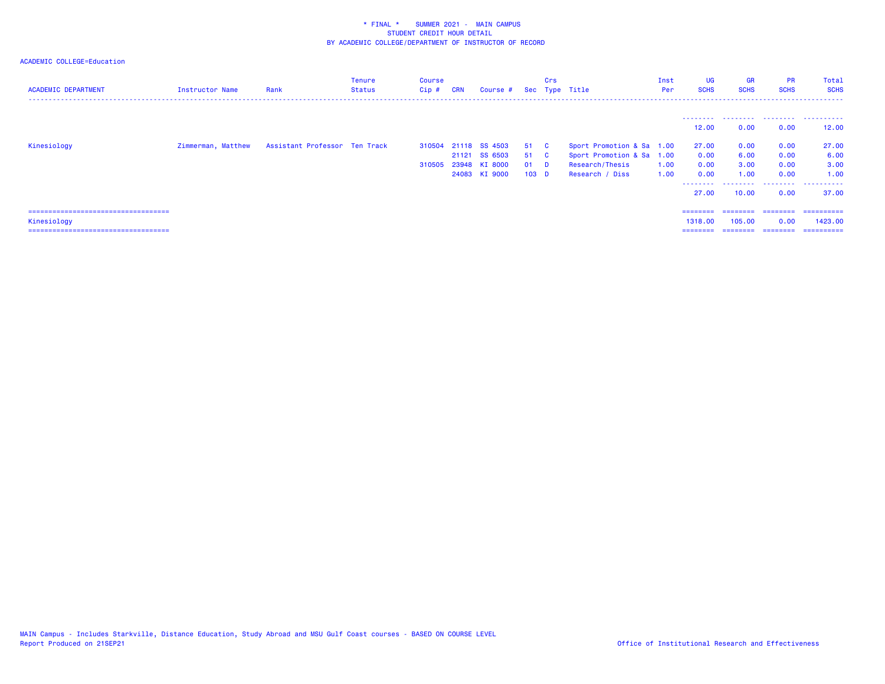\* FINAL \*    SUMMER 2021 -  MAIN CAMPUS
STUDENT CREDIT HOUR DETAIL
BY ACADEMIC COLLEGE/DEPARTMENT OF INSTRUCTOR OF RECORD

ACADEMIC COLLEGE=Education

| ACADEMIC DEPARTMENT | Instructor Name | Rank | Tenure Status | Course Cip # | CRN | Course # | Sec | Crs Type | Title | Inst Per | UG SCHS | GR SCHS | PR SCHS | Total SCHS |
|---|---|---|---|---|---|---|---|---|---|---|---|---|---|---|
| | | | | | | | | | | | 12.00 | 0.00 | 0.00 | 12.00 |
| Kinesiology | Zimmerman, Matthew | Assistant Professor | Ten Track | 310504 | 21118 | SS 4503 | 51 | C | Sport Promotion & Sa | 1.00 | 27.00 | 0.00 | 0.00 | 27.00 |
| | | | | | 21121 | SS 6503 | 51 | C | Sport Promotion & Sa | 1.00 | 0.00 | 6.00 | 0.00 | 6.00 |
| | | | | 310505 | 23948 | KI 8000 | 01 | D | Research/Thesis | 1.00 | 0.00 | 3.00 | 0.00 | 3.00 |
| | | | | | 24083 | KI 9000 | 103 | D | Research / Diss | 1.00 | 0.00 | 1.00 | 0.00 | 1.00 |
| | | | | | | | | | | | 27.00 | 10.00 | 0.00 | 37.00 |
| Kinesiology | | | | | | | | | | | 1318.00 | 105.00 | 0.00 | 1423.00 |

MAIN Campus - Includes Starkville, Distance Education, Study Abroad and MSU Gulf Coast courses - BASED ON COURSE LEVEL
Report Produced on 21SEP21

Office of Institutional Research and Effectiveness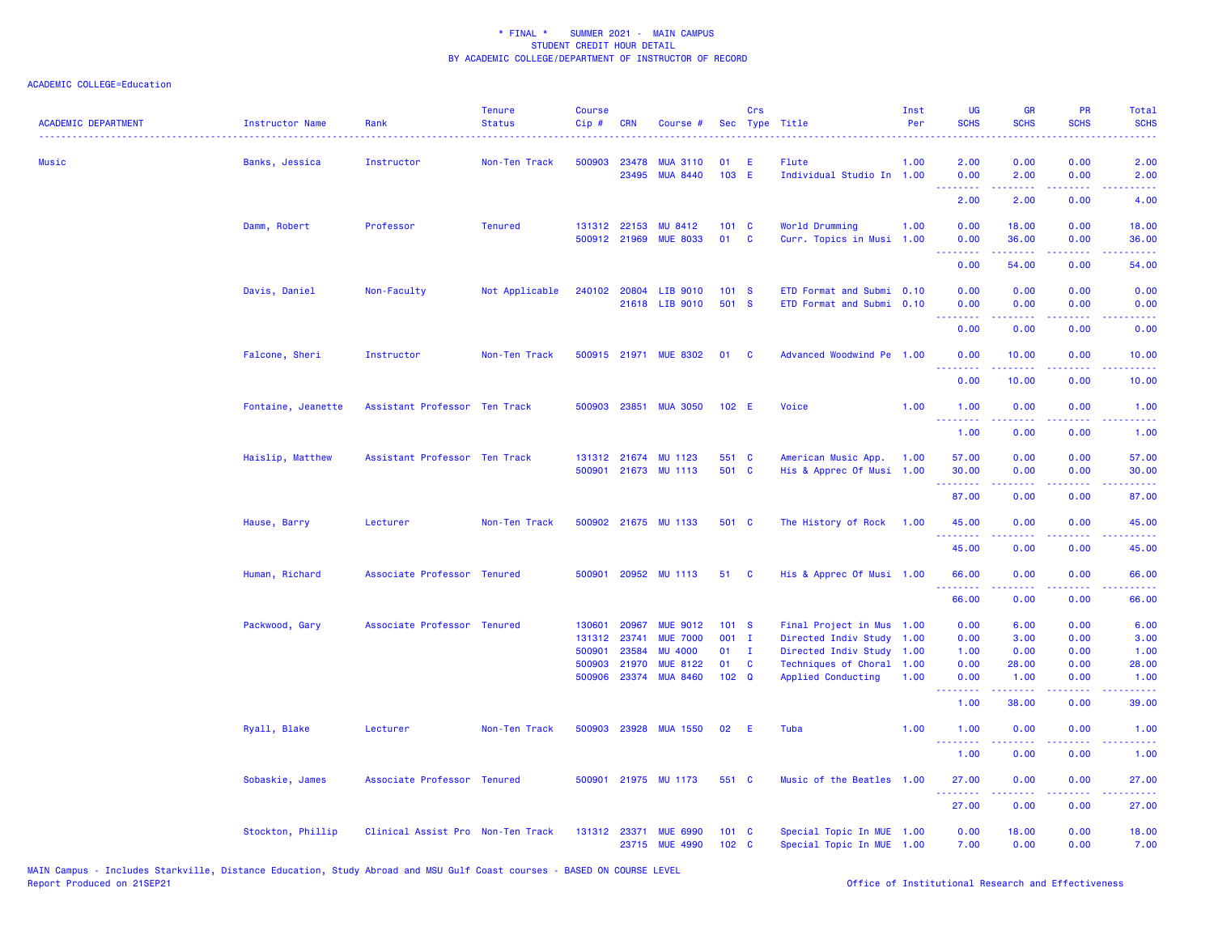\* FINAL \* SUMMER 2021 - MAIN CAMPUS
STUDENT CREDIT HOUR DETAIL
BY ACADEMIC COLLEGE/DEPARTMENT OF INSTRUCTOR OF RECORD

ACADEMIC COLLEGE=Education

| ACADEMIC DEPARTMENT | Instructor Name | Rank | Tenure Status | Course Cip # | CRN | Course # | Sec | Crs Type | Title | Inst Per | UG SCHS | GR SCHS | PR SCHS | Total SCHS |
|---|---|---|---|---|---|---|---|---|---|---|---|---|---|---|
| Music | Banks, Jessica | Instructor | Non-Ten Track | 500903 | 23478 | MUA 3110 | 01 | E | Flute | 1.00 | 2.00 | 0.00 | 0.00 | 2.00 |
| | | | | | 23495 | MUA 8440 | 103 | E | Individual Studio In | 1.00 | 0.00 | 2.00 | 0.00 | 2.00 |
| | | | | | | | | | | | 2.00 | 2.00 | 0.00 | 4.00 |
| | Damm, Robert | Professor | Tenured | 131312 | 22153 | MU 8412 | 101 | C | World Drumming | 1.00 | 0.00 | 18.00 | 0.00 | 18.00 |
| | | | | 500912 | 21969 | MUE 8033 | 01 | C | Curr. Topics in Musi | 1.00 | 0.00 | 36.00 | 0.00 | 36.00 |
| | | | | | | | | | | | 0.00 | 54.00 | 0.00 | 54.00 |
| | Davis, Daniel | Non-Faculty | Not Applicable | 240102 | 20804 | LIB 9010 | 101 | S | ETD Format and Submi | 0.10 | 0.00 | 0.00 | 0.00 | 0.00 |
| | | | | | 21618 | LIB 9010 | 501 | S | ETD Format and Submi | 0.10 | 0.00 | 0.00 | 0.00 | 0.00 |
| | | | | | | | | | | | 0.00 | 0.00 | 0.00 | 0.00 |
| | Falcone, Sheri | Instructor | Non-Ten Track | 500915 | 21971 | MUE 8302 | 01 | C | Advanced Woodwind Pe | 1.00 | 0.00 | 10.00 | 0.00 | 10.00 |
| | | | | | | | | | | | 0.00 | 10.00 | 0.00 | 10.00 |
| | Fontaine, Jeanette | Assistant Professor | Ten Track | 500903 | 23851 | MUA 3050 | 102 | E | Voice | 1.00 | 1.00 | 0.00 | 0.00 | 1.00 |
| | | | | | | | | | | | 1.00 | 0.00 | 0.00 | 1.00 |
| | Haislip, Matthew | Assistant Professor | Ten Track | 131312 | 21674 | MU 1123 | 551 | C | American Music App. | 1.00 | 57.00 | 0.00 | 0.00 | 57.00 |
| | | | | 500901 | 21673 | MU 1113 | 501 | C | His & Apprec Of Musi | 1.00 | 30.00 | 0.00 | 0.00 | 30.00 |
| | | | | | | | | | | | 87.00 | 0.00 | 0.00 | 87.00 |
| | Hause, Barry | Lecturer | Non-Ten Track | 500902 | 21675 | MU 1133 | 501 | C | The History of Rock | 1.00 | 45.00 | 0.00 | 0.00 | 45.00 |
| | | | | | | | | | | | 45.00 | 0.00 | 0.00 | 45.00 |
| | Human, Richard | Associate Professor | Tenured | 500901 | 20952 | MU 1113 | 51 | C | His & Apprec Of Musi | 1.00 | 66.00 | 0.00 | 0.00 | 66.00 |
| | | | | | | | | | | | 66.00 | 0.00 | 0.00 | 66.00 |
| | Packwood, Gary | Associate Professor | Tenured | 130601 | 20967 | MUE 9012 | 101 | S | Final Project in Mus | 1.00 | 0.00 | 6.00 | 0.00 | 6.00 |
| | | | | 131312 | 23741 | MUE 7000 | 001 | I | Directed Indiv Study | 1.00 | 0.00 | 3.00 | 0.00 | 3.00 |
| | | | | 500901 | 23584 | MU 4000 | 01 | I | Directed Indiv Study | 1.00 | 1.00 | 0.00 | 0.00 | 1.00 |
| | | | | 500903 | 21970 | MUE 8122 | 01 | C | Techniques of Choral | 1.00 | 0.00 | 28.00 | 0.00 | 28.00 |
| | | | | 500906 | 23374 | MUA 8460 | 102 | Q | Applied Conducting | 1.00 | 0.00 | 1.00 | 0.00 | 1.00 |
| | | | | | | | | | | | 1.00 | 38.00 | 0.00 | 39.00 |
| | Ryall, Blake | Lecturer | Non-Ten Track | 500903 | 23928 | MUA 1550 | 02 | E | Tuba | 1.00 | 1.00 | 0.00 | 0.00 | 1.00 |
| | | | | | | | | | | | 1.00 | 0.00 | 0.00 | 1.00 |
| | Sobaskie, James | Associate Professor | Tenured | 500901 | 21975 | MU 1173 | 551 | C | Music of the Beatles | 1.00 | 27.00 | 0.00 | 0.00 | 27.00 |
| | | | | | | | | | | | 27.00 | 0.00 | 0.00 | 27.00 |
| | Stockton, Phillip | Clinical Assist Pro | Non-Ten Track | 131312 | 23371 | MUE 6990 | 101 | C | Special Topic In MUE | 1.00 | 0.00 | 18.00 | 0.00 | 18.00 |
| | | | | | 23715 | MUE 4990 | 102 | C | Special Topic In MUE | 1.00 | 7.00 | 0.00 | 0.00 | 7.00 |

MAIN Campus - Includes Starkville, Distance Education, Study Abroad and MSU Gulf Coast courses - BASED ON COURSE LEVEL
Report Produced on 21SEP21

Office of Institutional Research and Effectiveness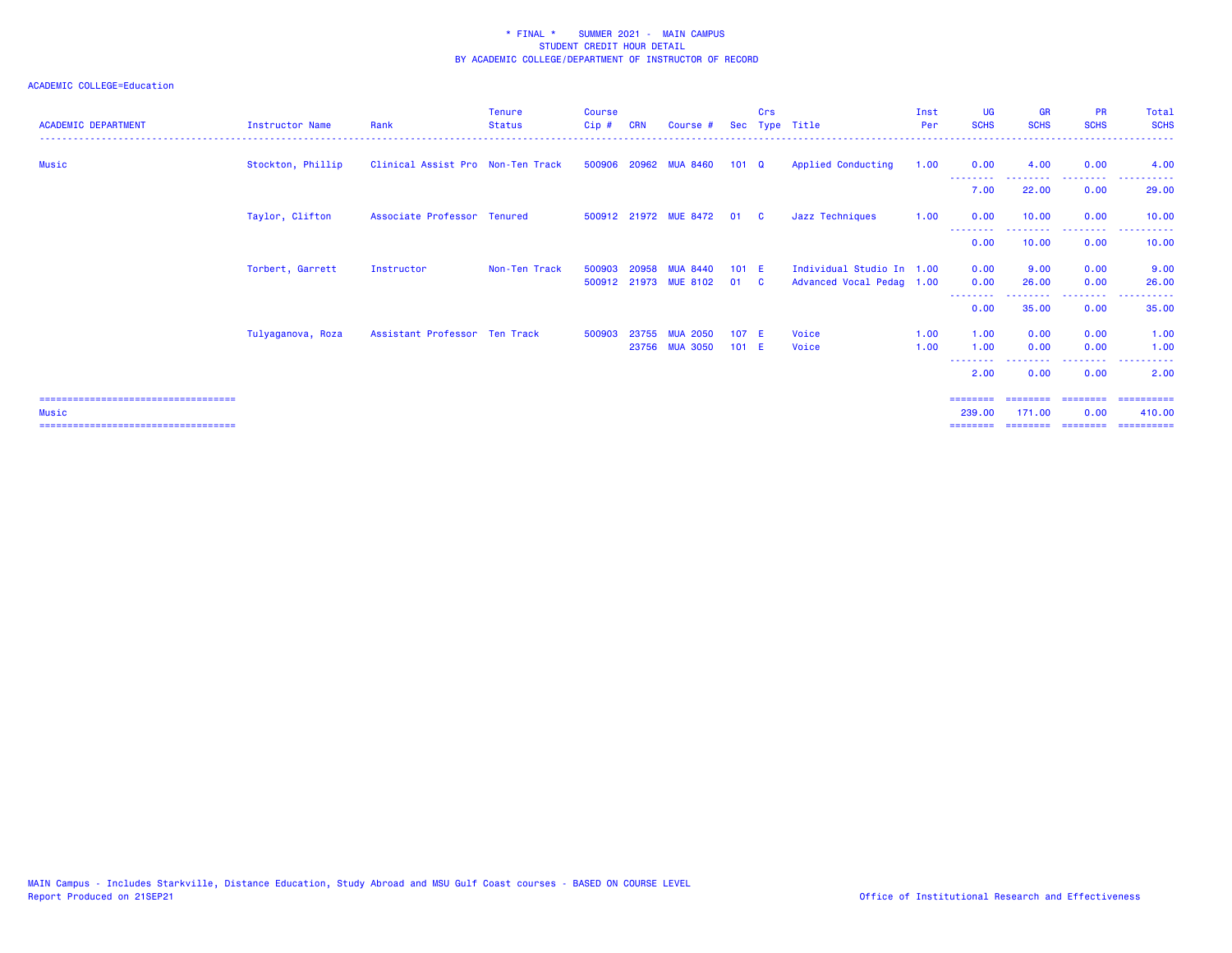* FINAL * SUMMER 2021 - MAIN CAMPUS
STUDENT CREDIT HOUR DETAIL
BY ACADEMIC COLLEGE/DEPARTMENT OF INSTRUCTOR OF RECORD

ACADEMIC COLLEGE=Education

| ACADEMIC DEPARTMENT | Instructor Name | Rank | Tenure Status | Course Cip # | CRN | Course # | Sec | Crs Type | Title | Inst Per | UG SCHS | GR SCHS | PR SCHS | Total SCHS |
|---|---|---|---|---|---|---|---|---|---|---|---|---|---|---|
| Music | Stockton, Phillip | Clinical Assist Pro | Non-Ten Track | 500906 | 20962 | MUA 8460 | 101 | Q | Applied Conducting | 1.00 | 0.00 | 4.00 | 0.00 | 4.00 |
| | | | | | | | | | | | 7.00 | 22.00 | 0.00 | 29.00 |
| | Taylor, Clifton | Associate Professor | Tenured | 500912 | 21972 | MUE 8472 | 01 | C | Jazz Techniques | 1.00 | 0.00 | 10.00 | 0.00 | 10.00 |
| | | | | | | | | | | | 0.00 | 10.00 | 0.00 | 10.00 |
| | Torbert, Garrett | Instructor | Non-Ten Track | 500903 | 20958 | MUA 8440 | 101 | E | Individual Studio In | 1.00 | 0.00 | 9.00 | 0.00 | 9.00 |
| | | | | 500912 | 21973 | MUE 8102 | 01 | C | Advanced Vocal Pedag | 1.00 | 0.00 | 26.00 | 0.00 | 26.00 |
| | | | | | | | | | | | 0.00 | 35.00 | 0.00 | 35.00 |
| | Tulyaganova, Roza | Assistant Professor | Ten Track | 500903 | 23755 | MUA 2050 | 107 | E | Voice | 1.00 | 1.00 | 0.00 | 0.00 | 1.00 |
| | | | | | 23756 | MUA 3050 | 101 | E | Voice | 1.00 | 1.00 | 0.00 | 0.00 | 1.00 |
| | | | | | | | | | | | 2.00 | 0.00 | 0.00 | 2.00 |
| Music | | | | | | | | | | | 239.00 | 171.00 | 0.00 | 410.00 |

MAIN Campus - Includes Starkville, Distance Education, Study Abroad and MSU Gulf Coast courses - BASED ON COURSE LEVEL
Report Produced on 21SEP21

Office of Institutional Research and Effectiveness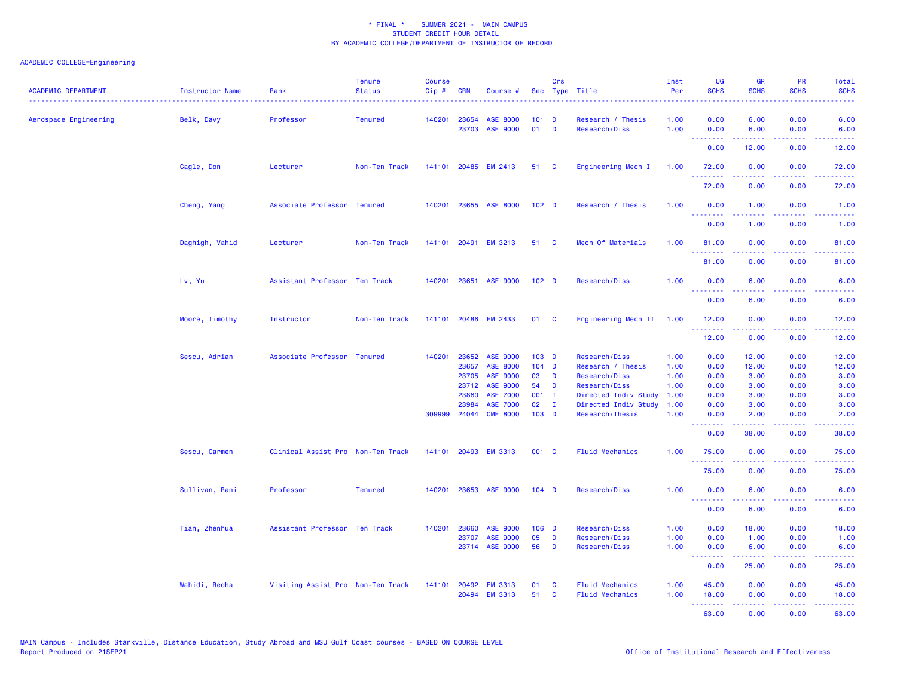\* FINAL \* SUMMER 2021 - MAIN CAMPUS
STUDENT CREDIT HOUR DETAIL
BY ACADEMIC COLLEGE/DEPARTMENT OF INSTRUCTOR OF RECORD

ACADEMIC COLLEGE=Engineering

| ACADEMIC DEPARTMENT | Instructor Name | Rank | Tenure Status | Course Cip # | CRN | Course # | Sec | Crs Type | Title | Inst Per | UG SCHS | GR SCHS | PR SCHS | Total SCHS |
|---|---|---|---|---|---|---|---|---|---|---|---|---|---|---|
| Aerospace Engineering | Belk, Davy | Professor | Tenured | 140201 | 23654 | ASE 8000 | 101 | D | Research / Thesis | 1.00 | 0.00 | 6.00 | 0.00 | 6.00 |
| | | | | | 23703 | ASE 9000 | 01 | D | Research/Diss | 1.00 | 0.00 | 6.00 | 0.00 | 6.00 |
| | | | | | | | | | | | 0.00 | 12.00 | 0.00 | 12.00 |
| | Cagle, Don | Lecturer | Non-Ten Track | 141101 | 20485 | EM 2413 | 51 | C | Engineering Mech I | 1.00 | 72.00 | 0.00 | 0.00 | 72.00 |
| | | | | | | | | | | | 72.00 | 0.00 | 0.00 | 72.00 |
| | Cheng, Yang | Associate Professor | Tenured | 140201 | 23655 | ASE 8000 | 102 | D | Research / Thesis | 1.00 | 0.00 | 1.00 | 0.00 | 1.00 |
| | | | | | | | | | | | 0.00 | 1.00 | 0.00 | 1.00 |
| | Daghigh, Vahid | Lecturer | Non-Ten Track | 141101 | 20491 | EM 3213 | 51 | C | Mech Of Materials | 1.00 | 81.00 | 0.00 | 0.00 | 81.00 |
| | | | | | | | | | | | 81.00 | 0.00 | 0.00 | 81.00 |
| | Lv, Yu | Assistant Professor | Ten Track | 140201 | 23651 | ASE 9000 | 102 | D | Research/Diss | 1.00 | 0.00 | 6.00 | 0.00 | 6.00 |
| | | | | | | | | | | | 0.00 | 6.00 | 0.00 | 6.00 |
| | Moore, Timothy | Instructor | Non-Ten Track | 141101 | 20486 | EM 2433 | 01 | C | Engineering Mech II | 1.00 | 12.00 | 0.00 | 0.00 | 12.00 |
| | | | | | | | | | | | 12.00 | 0.00 | 0.00 | 12.00 |
| | Sescu, Adrian | Associate Professor | Tenured | 140201 | 23652 | ASE 9000 | 103 | D | Research/Diss | 1.00 | 0.00 | 12.00 | 0.00 | 12.00 |
| | | | | | 23657 | ASE 8000 | 104 | D | Research / Thesis | 1.00 | 0.00 | 12.00 | 0.00 | 12.00 |
| | | | | | 23705 | ASE 9000 | 03 | D | Research/Diss | 1.00 | 0.00 | 3.00 | 0.00 | 3.00 |
| | | | | | 23712 | ASE 9000 | 54 | D | Research/Diss | 1.00 | 0.00 | 3.00 | 0.00 | 3.00 |
| | | | | | 23860 | ASE 7000 | 001 | I | Directed Indiv Study | 1.00 | 0.00 | 3.00 | 0.00 | 3.00 |
| | | | | | 23984 | ASE 7000 | 02 | I | Directed Indiv Study | 1.00 | 0.00 | 3.00 | 0.00 | 3.00 |
| | | | | 309999 | 24044 | CME 8000 | 103 | D | Research/Thesis | 1.00 | 0.00 | 2.00 | 0.00 | 2.00 |
| | | | | | | | | | | | 0.00 | 38.00 | 0.00 | 38.00 |
| | Sescu, Carmen | Clinical Assist Pro | Non-Ten Track | 141101 | 20493 | EM 3313 | 001 | C | Fluid Mechanics | 1.00 | 75.00 | 0.00 | 0.00 | 75.00 |
| | | | | | | | | | | | 75.00 | 0.00 | 0.00 | 75.00 |
| | Sullivan, Rani | Professor | Tenured | 140201 | 23653 | ASE 9000 | 104 | D | Research/Diss | 1.00 | 0.00 | 6.00 | 0.00 | 6.00 |
| | | | | | | | | | | | 0.00 | 6.00 | 0.00 | 6.00 |
| | Tian, Zhenhua | Assistant Professor | Ten Track | 140201 | 23660 | ASE 9000 | 106 | D | Research/Diss | 1.00 | 0.00 | 18.00 | 0.00 | 18.00 |
| | | | | | 23707 | ASE 9000 | 05 | D | Research/Diss | 1.00 | 0.00 | 1.00 | 0.00 | 1.00 |
| | | | | | 23714 | ASE 9000 | 56 | D | Research/Diss | 1.00 | 0.00 | 6.00 | 0.00 | 6.00 |
| | | | | | | | | | | | 0.00 | 25.00 | 0.00 | 25.00 |
| | Wahidi, Redha | Visiting Assist Pro | Non-Ten Track | 141101 | 20492 | EM 3313 | 01 | C | Fluid Mechanics | 1.00 | 45.00 | 0.00 | 0.00 | 45.00 |
| | | | | | 20494 | EM 3313 | 51 | C | Fluid Mechanics | 1.00 | 18.00 | 0.00 | 0.00 | 18.00 |
| | | | | | | | | | | | 63.00 | 0.00 | 0.00 | 63.00 |

MAIN Campus - Includes Starkville, Distance Education, Study Abroad and MSU Gulf Coast courses - BASED ON COURSE LEVEL
Report Produced on 21SEP21

Office of Institutional Research and Effectiveness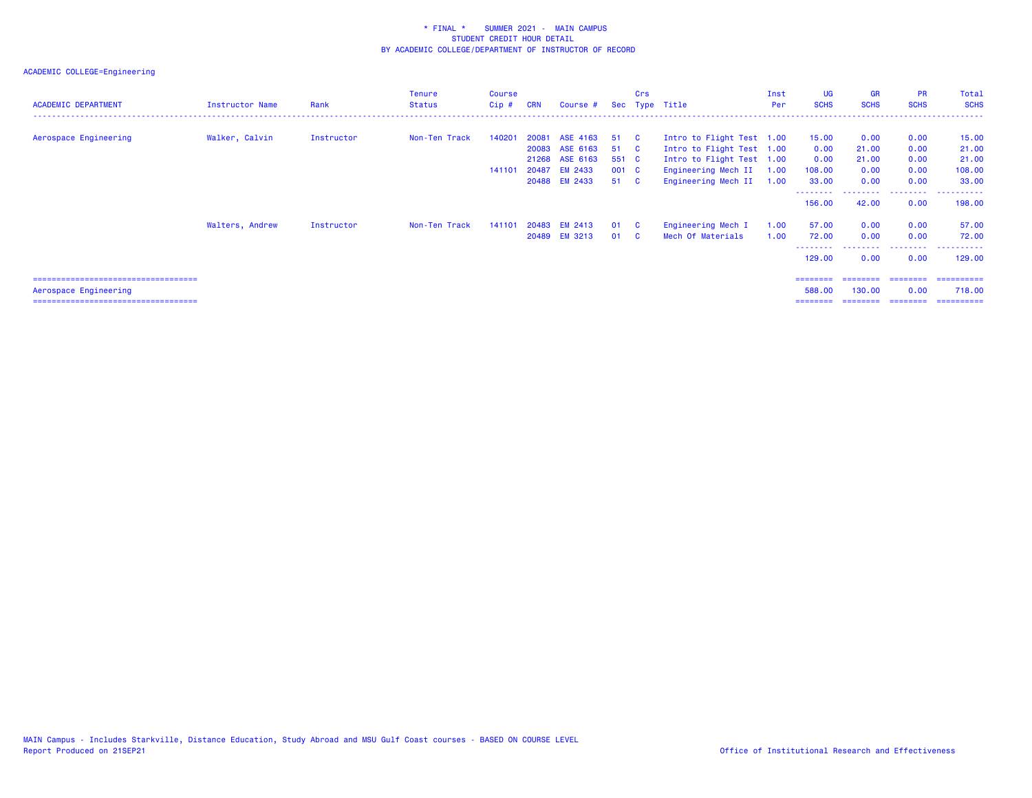\* FINAL \*    SUMMER 2021 -  MAIN CAMPUS
STUDENT CREDIT HOUR DETAIL
BY ACADEMIC COLLEGE/DEPARTMENT OF INSTRUCTOR OF RECORD

ACADEMIC COLLEGE=Engineering

| ACADEMIC DEPARTMENT | Instructor Name | Rank | Tenure Status | Course Cip # | CRN | Course # | Sec | Crs Type | Title | Inst Per | UG SCHS | GR SCHS | PR SCHS | Total SCHS |
|---|---|---|---|---|---|---|---|---|---|---|---|---|---|---|
| Aerospace Engineering | Walker, Calvin | Instructor | Non-Ten Track | 140201 | 20081 | ASE 4163 | 51 | C | Intro to Flight Test | 1.00 | 15.00 | 0.00 | 0.00 | 15.00 |
| | | | | | 20083 | ASE 6163 | 51 | C | Intro to Flight Test | 1.00 | 0.00 | 21.00 | 0.00 | 21.00 |
| | | | | | 21268 | ASE 6163 | 551 | C | Intro to Flight Test | 1.00 | 0.00 | 21.00 | 0.00 | 21.00 |
| | | | | 141101 | 20487 | EM 2433 | 001 | C | Engineering Mech II | 1.00 | 108.00 | 0.00 | 0.00 | 108.00 |
| | | | | | 20488 | EM 2433 | 51 | C | Engineering Mech II | 1.00 | 33.00 | 0.00 | 0.00 | 33.00 |
| | | | | | | | | | | | 156.00 | 42.00 | 0.00 | 198.00 |
| | Walters, Andrew | Instructor | Non-Ten Track | 141101 | 20483 | EM 2413 | 01 | C | Engineering Mech I | 1.00 | 57.00 | 0.00 | 0.00 | 57.00 |
| | | | | | 20489 | EM 3213 | 01 | C | Mech Of Materials | 1.00 | 72.00 | 0.00 | 0.00 | 72.00 |
| | | | | | | | | | | | 129.00 | 0.00 | 0.00 | 129.00 |
| Aerospace Engineering | | | | | | | | | | | 588.00 | 130.00 | 0.00 | 718.00 |

MAIN Campus - Includes Starkville, Distance Education, Study Abroad and MSU Gulf Coast courses - BASED ON COURSE LEVEL
Report Produced on 21SEP21

Office of Institutional Research and Effectiveness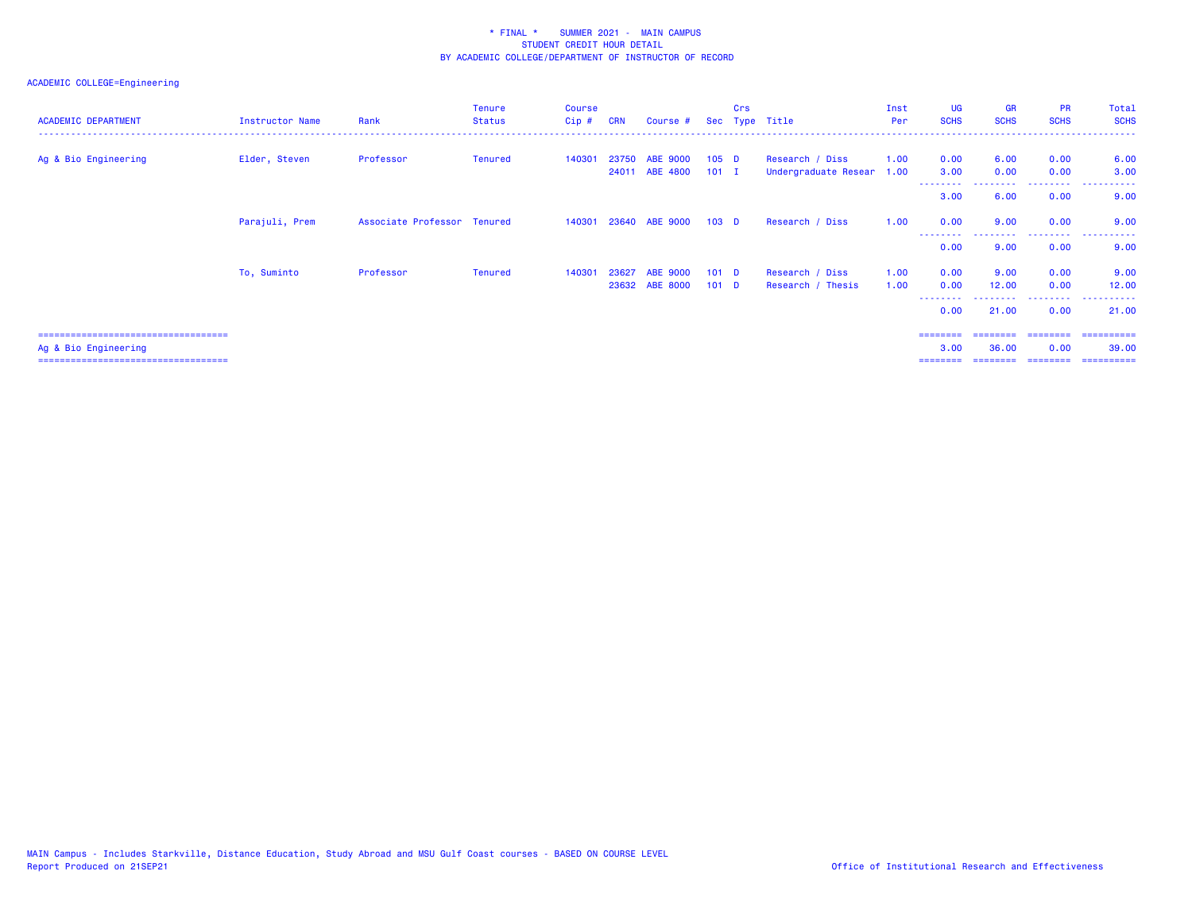\* FINAL \*    SUMMER 2021 -  MAIN CAMPUS
STUDENT CREDIT HOUR DETAIL
BY ACADEMIC COLLEGE/DEPARTMENT OF INSTRUCTOR OF RECORD

ACADEMIC COLLEGE=Engineering

| ACADEMIC DEPARTMENT | Instructor Name | Rank | Tenure Status | Course Cip # | CRN | Course # | Sec | Crs Type | Title | Inst Per | UG SCHS | GR SCHS | PR SCHS | Total SCHS |
|---|---|---|---|---|---|---|---|---|---|---|---|---|---|---|
| Ag & Bio Engineering | Elder, Steven | Professor | Tenured | 140301 | 23750 | ABE 9000 | 105 | D | Research / Diss | 1.00 | 0.00 | 6.00 | 0.00 | 6.00 |
| | | | | | 24011 | ABE 4800 | 101 | I | Undergraduate Resear | 1.00 | 3.00 | 0.00 | 0.00 | 3.00 |
| | | | | | | | | | | | 3.00 | 6.00 | 0.00 | 9.00 |
| | Parajuli, Prem | Associate Professor | Tenured | 140301 | 23640 | ABE 9000 | 103 | D | Research / Diss | 1.00 | 0.00 | 9.00 | 0.00 | 9.00 |
| | | | | | | | | | | | 0.00 | 9.00 | 0.00 | 9.00 |
| | To, Suminto | Professor | Tenured | 140301 | 23627 | ABE 9000 | 101 | D | Research / Diss | 1.00 | 0.00 | 9.00 | 0.00 | 9.00 |
| | | | | | 23632 | ABE 8000 | 101 | D | Research / Thesis | 1.00 | 0.00 | 12.00 | 0.00 | 12.00 |
| | | | | | | | | | | | 0.00 | 21.00 | 0.00 | 21.00 |
| Ag & Bio Engineering | | | | | | | | | | | 3.00 | 36.00 | 0.00 | 39.00 |

MAIN Campus - Includes Starkville, Distance Education, Study Abroad and MSU Gulf Coast courses - BASED ON COURSE LEVEL
Report Produced on 21SEP21

Office of Institutional Research and Effectiveness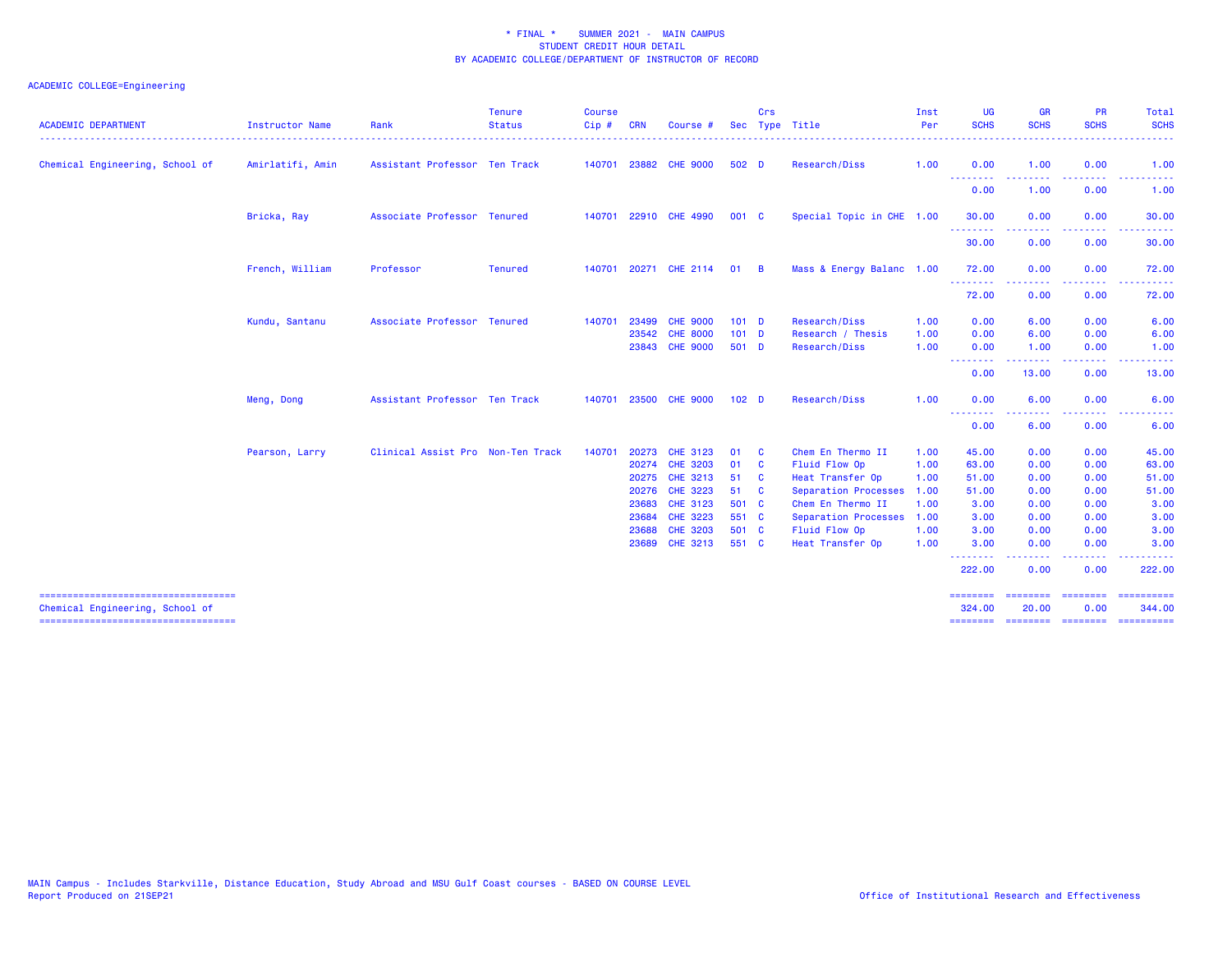\* FINAL \* SUMMER 2021 - MAIN CAMPUS
STUDENT CREDIT HOUR DETAIL
BY ACADEMIC COLLEGE/DEPARTMENT OF INSTRUCTOR OF RECORD

ACADEMIC COLLEGE=Engineering

| ACADEMIC DEPARTMENT | Instructor Name | Rank | Tenure Status | Course Cip # | CRN | Course # | Sec | Crs Type | Title | Inst Per | UG SCHS | GR SCHS | PR SCHS | Total SCHS |
|---|---|---|---|---|---|---|---|---|---|---|---|---|---|---|
| Chemical Engineering, School of | Amirlatifi, Amin | Assistant Professor | Ten Track | 140701 | 23882 | CHE 9000 | 502 | D | Research/Diss | 1.00 | 0.00 | 1.00 | 0.00 | 1.00 |
| | | | | | | | | | | | 0.00 | 1.00 | 0.00 | 1.00 |
| | Bricka, Ray | Associate Professor | Tenured | 140701 | 22910 | CHE 4990 | 001 | C | Special Topic in CHE | 1.00 | 30.00 | 0.00 | 0.00 | 30.00 |
| | | | | | | | | | | | 30.00 | 0.00 | 0.00 | 30.00 |
| | French, William | Professor | Tenured | 140701 | 20271 | CHE 2114 | 01 | B | Mass & Energy Balanc | 1.00 | 72.00 | 0.00 | 0.00 | 72.00 |
| | | | | | | | | | | | 72.00 | 0.00 | 0.00 | 72.00 |
| | Kundu, Santanu | Associate Professor | Tenured | 140701 | 23499 | CHE 9000 | 101 | D | Research/Diss | 1.00 | 0.00 | 6.00 | 0.00 | 6.00 |
| | | | | | 23542 | CHE 8000 | 101 | D | Research / Thesis | 1.00 | 0.00 | 6.00 | 0.00 | 6.00 |
| | | | | | 23843 | CHE 9000 | 501 | D | Research/Diss | 1.00 | 0.00 | 1.00 | 0.00 | 1.00 |
| | | | | | | | | | | | 0.00 | 13.00 | 0.00 | 13.00 |
| | Meng, Dong | Assistant Professor | Ten Track | 140701 | 23500 | CHE 9000 | 102 | D | Research/Diss | 1.00 | 0.00 | 6.00 | 0.00 | 6.00 |
| | | | | | | | | | | | 0.00 | 6.00 | 0.00 | 6.00 |
| | Pearson, Larry | Clinical Assist Pro | Non-Ten Track | 140701 | 20273 | CHE 3123 | 01 | C | Chem En Thermo II | 1.00 | 45.00 | 0.00 | 0.00 | 45.00 |
| | | | | | 20274 | CHE 3203 | 01 | C | Fluid Flow Op | 1.00 | 63.00 | 0.00 | 0.00 | 63.00 |
| | | | | | 20275 | CHE 3213 | 51 | C | Heat Transfer Op | 1.00 | 51.00 | 0.00 | 0.00 | 51.00 |
| | | | | | 20276 | CHE 3223 | 51 | C | Separation Processes | 1.00 | 51.00 | 0.00 | 0.00 | 51.00 |
| | | | | | 23683 | CHE 3123 | 501 | C | Chem En Thermo II | 1.00 | 3.00 | 0.00 | 0.00 | 3.00 |
| | | | | | 23684 | CHE 3223 | 551 | C | Separation Processes | 1.00 | 3.00 | 0.00 | 0.00 | 3.00 |
| | | | | | 23688 | CHE 3203 | 501 | C | Fluid Flow Op | 1.00 | 3.00 | 0.00 | 0.00 | 3.00 |
| | | | | | 23689 | CHE 3213 | 551 | C | Heat Transfer Op | 1.00 | 3.00 | 0.00 | 0.00 | 3.00 |
| | | | | | | | | | | | 222.00 | 0.00 | 0.00 | 222.00 |
| Chemical Engineering, School of | | | | | | | | | | | 324.00 | 20.00 | 0.00 | 344.00 |

MAIN Campus - Includes Starkville, Distance Education, Study Abroad and MSU Gulf Coast courses - BASED ON COURSE LEVEL
Report Produced on 21SEP21

Office of Institutional Research and Effectiveness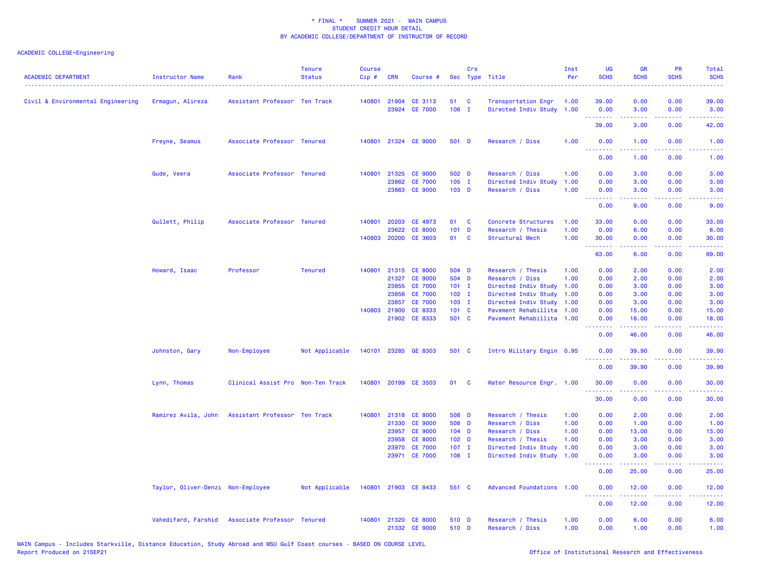\* FINAL \* SUMMER 2021 - MAIN CAMPUS
STUDENT CREDIT HOUR DETAIL
BY ACADEMIC COLLEGE/DEPARTMENT OF INSTRUCTOR OF RECORD

ACADEMIC COLLEGE=Engineering

| ACADEMIC DEPARTMENT | Instructor Name | Rank | Tenure Status | Course Cip # | CRN | Course # | Sec | Crs Type | Title | Inst Per | UG SCHS | GR SCHS | PR SCHS | Total SCHS |
|---|---|---|---|---|---|---|---|---|---|---|---|---|---|---|
| Civil & Environmental Engineering | Ermagun, Alireza | Assistant Professor | Ten Track | 140801 | 21904 | CE 3113 | 51 | C | Transportation Engr | 1.00 | 39.00 | 0.00 | 0.00 | 39.00 |
| | | | | | 23924 | CE 7000 | 106 | I | Directed Indiv Study | 1.00 | 0.00 | 3.00 | 0.00 | 3.00 |
| | | | | | | | | | | | 39.00 | 3.00 | 0.00 | 42.00 |
| | Freyne, Seamus | Associate Professor | Tenured | 140801 | 21324 | CE 9000 | 501 | D | Research / Diss | 1.00 | 0.00 | 1.00 | 0.00 | 1.00 |
| | | | | | | | | | | | 0.00 | 1.00 | 0.00 | 1.00 |
| | Gude, Veera | Associate Professor | Tenured | 140801 | 21325 | CE 9000 | 502 | D | Research / Diss | 1.00 | 0.00 | 3.00 | 0.00 | 3.00 |
| | | | | | 23862 | CE 7000 | 105 | I | Directed Indiv Study | 1.00 | 0.00 | 3.00 | 0.00 | 3.00 |
| | | | | | 23863 | CE 9000 | 103 | D | Research / Diss | 1.00 | 0.00 | 3.00 | 0.00 | 3.00 |
| | | | | | | | | | | | 0.00 | 9.00 | 0.00 | 9.00 |
| | Gullett, Philip | Associate Professor | Tenured | 140801 | 20203 | CE 4973 | 01 | C | Concrete Structures | 1.00 | 33.00 | 0.00 | 0.00 | 33.00 |
| | | | | | 23622 | CE 8000 | 101 | D | Research / Thesis | 1.00 | 0.00 | 6.00 | 0.00 | 6.00 |
| | | | | 140803 | 20200 | CE 3603 | 01 | C | Structural Mech | 1.00 | 30.00 | 0.00 | 0.00 | 30.00 |
| | | | | | | | | | | | 63.00 | 6.00 | 0.00 | 69.00 |
| | Howard, Isaac | Professor | Tenured | 140801 | 21315 | CE 8000 | 504 | D | Research / Thesis | 1.00 | 0.00 | 2.00 | 0.00 | 2.00 |
| | | | | | 21327 | CE 9000 | 504 | D | Research / Diss | 1.00 | 0.00 | 2.00 | 0.00 | 2.00 |
| | | | | | 23855 | CE 7000 | 101 | I | Directed Indiv Study | 1.00 | 0.00 | 3.00 | 0.00 | 3.00 |
| | | | | | 23856 | CE 7000 | 102 | I | Directed Indiv Study | 1.00 | 0.00 | 3.00 | 0.00 | 3.00 |
| | | | | | 23857 | CE 7000 | 103 | I | Directed Indiv Study | 1.00 | 0.00 | 3.00 | 0.00 | 3.00 |
| | | | | 140803 | 21900 | CE 8333 | 101 | C | Pavement Rehabillita | 1.00 | 0.00 | 15.00 | 0.00 | 15.00 |
| | | | | | 21902 | CE 8333 | 501 | C | Pavement Rehabillita | 1.00 | 0.00 | 18.00 | 0.00 | 18.00 |
| | | | | | | | | | | | 0.00 | 46.00 | 0.00 | 46.00 |
| | Johnston, Gary | Non-Employee | Not Applicable | 140101 | 23285 | GE 8303 | 501 | C | Intro Military Engin | 0.95 | 0.00 | 39.90 | 0.00 | 39.90 |
| | | | | | | | | | | | 0.00 | 39.90 | 0.00 | 39.90 |
| | Lynn, Thomas | Clinical Assist Pro | Non-Ten Track | 140801 | 20199 | CE 3503 | 01 | C | Water Resource Engr. | 1.00 | 30.00 | 0.00 | 0.00 | 30.00 |
| | | | | | | | | | | | 30.00 | 0.00 | 0.00 | 30.00 |
| | Ramirez Avila, John | Assistant Professor | Ten Track | 140801 | 21318 | CE 8000 | 508 | D | Research / Thesis | 1.00 | 0.00 | 2.00 | 0.00 | 2.00 |
| | | | | | 21330 | CE 9000 | 508 | D | Research / Diss | 1.00 | 0.00 | 1.00 | 0.00 | 1.00 |
| | | | | | 23957 | CE 9000 | 104 | D | Research / Diss | 1.00 | 0.00 | 13.00 | 0.00 | 13.00 |
| | | | | | 23958 | CE 8000 | 102 | D | Research / Thesis | 1.00 | 0.00 | 3.00 | 0.00 | 3.00 |
| | | | | | 23970 | CE 7000 | 107 | I | Directed Indiv Study | 1.00 | 0.00 | 3.00 | 0.00 | 3.00 |
| | | | | | 23971 | CE 7000 | 108 | I | Directed Indiv Study | 1.00 | 0.00 | 3.00 | 0.00 | 3.00 |
| | | | | | | | | | | | 0.00 | 25.00 | 0.00 | 25.00 |
| | Taylor, Oliver-Denzi | Non-Employee | Not Applicable | 140801 | 21903 | CE 8433 | 551 | C | Advanced Foundations | 1.00 | 0.00 | 12.00 | 0.00 | 12.00 |
| | | | | | | | | | | | 0.00 | 12.00 | 0.00 | 12.00 |
| | Vahedifard, Farshid | Associate Professor | Tenured | 140801 | 21320 | CE 8000 | 510 | D | Research / Thesis | 1.00 | 0.00 | 6.00 | 0.00 | 6.00 |
| | | | | | 21332 | CE 9000 | 510 | D | Research / Diss | 1.00 | 0.00 | 1.00 | 0.00 | 1.00 |

MAIN Campus - Includes Starkville, Distance Education, Study Abroad and MSU Gulf Coast courses - BASED ON COURSE LEVEL
Report Produced on 21SEP21

Office of Institutional Research and Effectiveness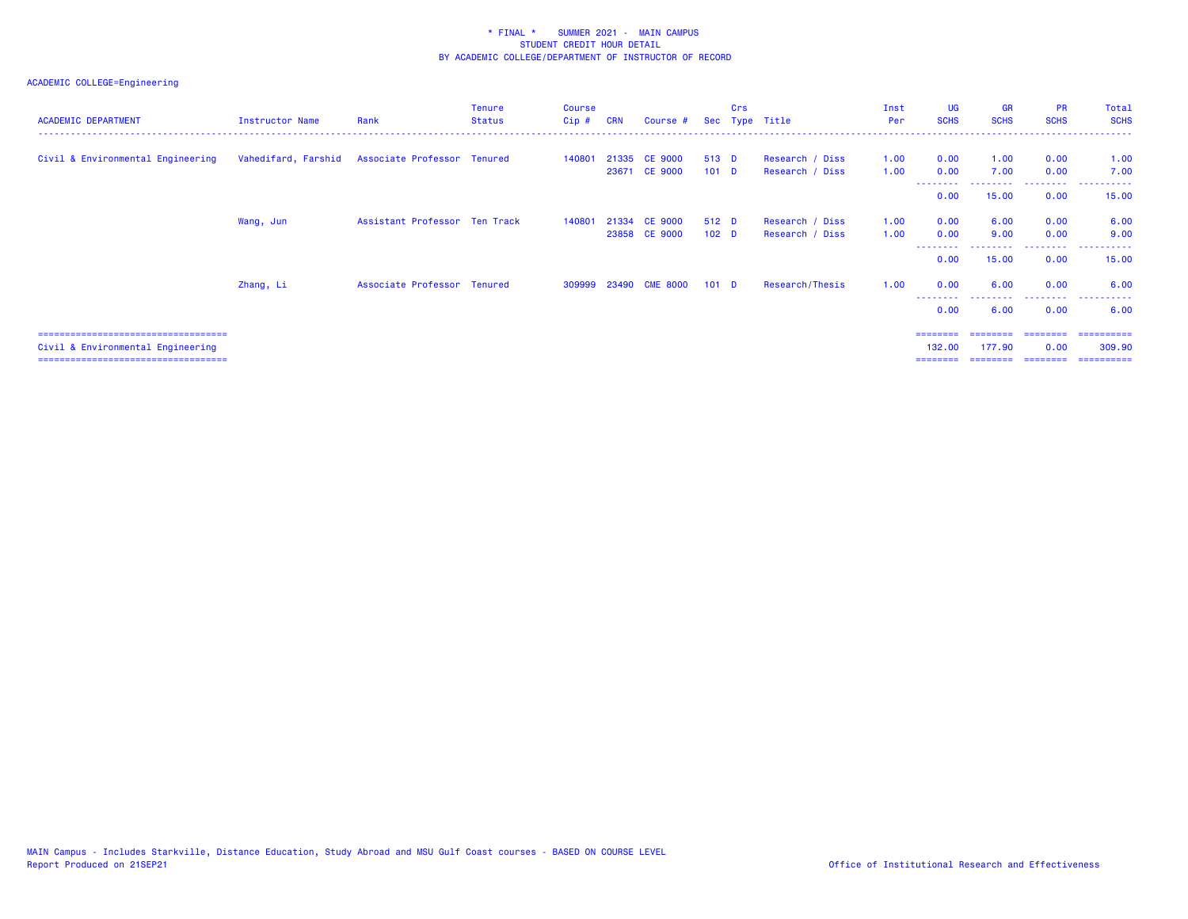* FINAL * SUMMER 2021 - MAIN CAMPUS
STUDENT CREDIT HOUR DETAIL
BY ACADEMIC COLLEGE/DEPARTMENT OF INSTRUCTOR OF RECORD

ACADEMIC COLLEGE=Engineering

| ACADEMIC DEPARTMENT | Instructor Name | Rank | Tenure Status | Course Cip # | CRN | Course # | Sec | Crs Type | Title | Inst Per | UG SCHS | GR SCHS | PR SCHS | Total SCHS |
|---|---|---|---|---|---|---|---|---|---|---|---|---|---|---|
| Civil & Environmental Engineering | Vahedifard, Farshid | Associate Professor | Tenured | 140801 | 21335 | CE 9000 | 513 | D | Research / Diss | 1.00 | 0.00 | 1.00 | 0.00 | 1.00 |
| | | | | | 23671 | CE 9000 | 101 | D | Research / Diss | 1.00 | 0.00 | 7.00 | 0.00 | 7.00 |
| | | | | | | | | | | | 0.00 | 15.00 | 0.00 | 15.00 |
| | Wang, Jun | Assistant Professor | Ten Track | 140801 | 21334 | CE 9000 | 512 | D | Research / Diss | 1.00 | 0.00 | 6.00 | 0.00 | 6.00 |
| | | | | | 23858 | CE 9000 | 102 | D | Research / Diss | 1.00 | 0.00 | 9.00 | 0.00 | 9.00 |
| | | | | | | | | | | | 0.00 | 15.00 | 0.00 | 15.00 |
| | Zhang, Li | Associate Professor | Tenured | 309999 | 23490 | CME 8000 | 101 | D | Research/Thesis | 1.00 | 0.00 | 6.00 | 0.00 | 6.00 |
| | | | | | | | | | | | 0.00 | 6.00 | 0.00 | 6.00 |
| Civil & Environmental Engineering | | | | | | | | | | | 132.00 | 177.90 | 0.00 | 309.90 |

MAIN Campus - Includes Starkville, Distance Education, Study Abroad and MSU Gulf Coast courses - BASED ON COURSE LEVEL
Report Produced on 21SEP21

Office of Institutional Research and Effectiveness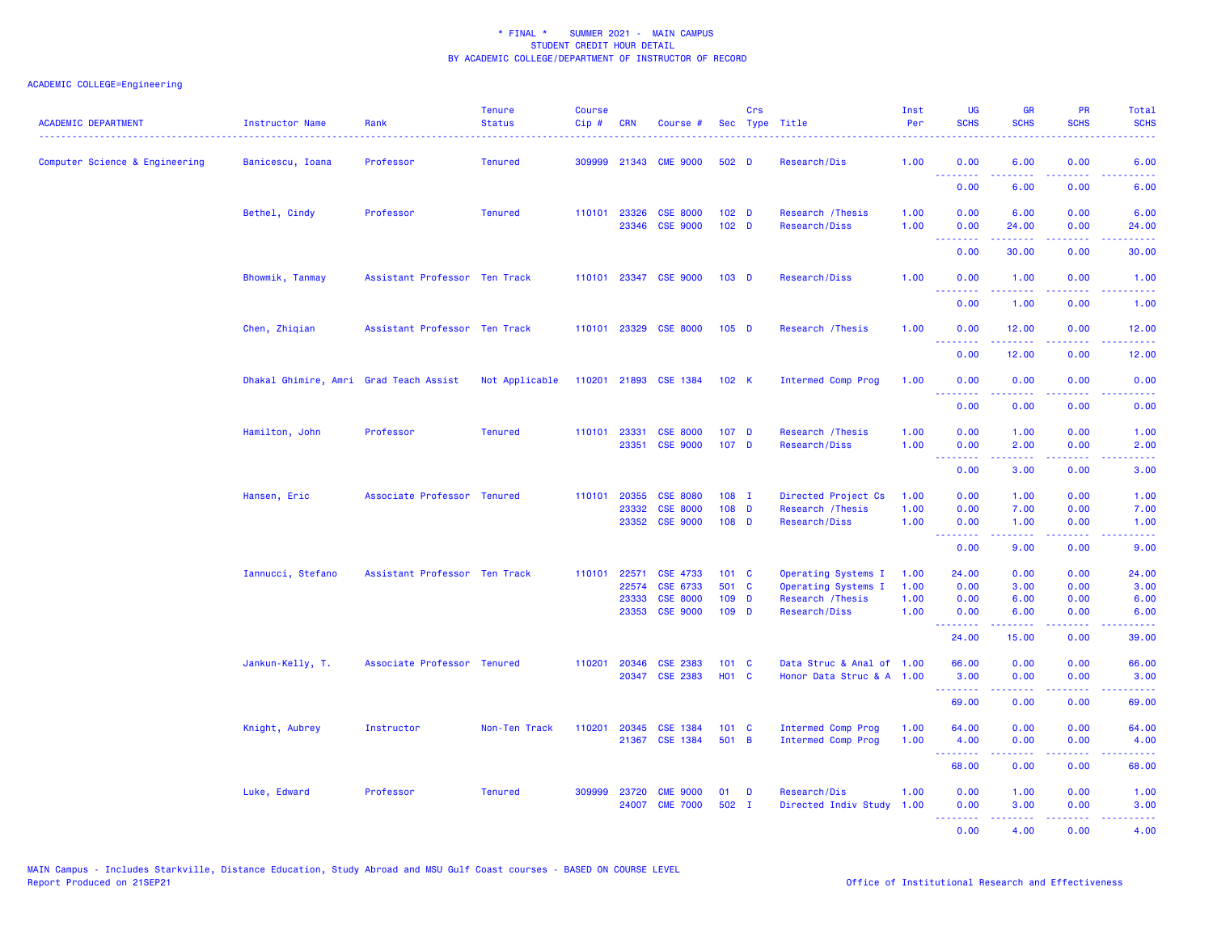\* FINAL \* SUMMER 2021 - MAIN CAMPUS
STUDENT CREDIT HOUR DETAIL
BY ACADEMIC COLLEGE/DEPARTMENT OF INSTRUCTOR OF RECORD

ACADEMIC COLLEGE=Engineering

| ACADEMIC DEPARTMENT | Instructor Name | Rank | Tenure Status | Course Cip # | CRN | Course # | Sec | Crs Type | Title | Inst Per | UG SCHS | GR SCHS | PR SCHS | Total SCHS |
|---|---|---|---|---|---|---|---|---|---|---|---|---|---|---|
| Computer Science & Engineering | Banicescu, Ioana | Professor | Tenured | 309999 | 21343 | CME 9000 | 502 | D | Research/Dis | 1.00 | 0.00 | 6.00 | 0.00 | 6.00 |
| | | | | | | | | | | | 0.00 | 6.00 | 0.00 | 6.00 |
| | Bethel, Cindy | Professor | Tenured | 110101 | 23326 | CSE 8000 | 102 | D | Research /Thesis | 1.00 | 0.00 | 6.00 | 0.00 | 6.00 |
| | | | | | 23346 | CSE 9000 | 102 | D | Research/Diss | 1.00 | 0.00 | 24.00 | 0.00 | 24.00 |
| | | | | | | | | | | | 0.00 | 30.00 | 0.00 | 30.00 |
| | Bhowmik, Tanmay | Assistant Professor | Ten Track | 110101 | 23347 | CSE 9000 | 103 | D | Research/Diss | 1.00 | 0.00 | 1.00 | 0.00 | 1.00 |
| | | | | | | | | | | | 0.00 | 1.00 | 0.00 | 1.00 |
| | Chen, Zhiqian | Assistant Professor | Ten Track | 110101 | 23329 | CSE 8000 | 105 | D | Research /Thesis | 1.00 | 0.00 | 12.00 | 0.00 | 12.00 |
| | | | | | | | | | | | 0.00 | 12.00 | 0.00 | 12.00 |
| | Dhakal Ghimire, Amri | Grad Teach Assist | Not Applicable | 110201 | 21893 | CSE 1384 | 102 | K | Intermed Comp Prog | 1.00 | 0.00 | 0.00 | 0.00 | 0.00 |
| | | | | | | | | | | | 0.00 | 0.00 | 0.00 | 0.00 |
| | Hamilton, John | Professor | Tenured | 110101 | 23331 | CSE 8000 | 107 | D | Research /Thesis | 1.00 | 0.00 | 1.00 | 0.00 | 1.00 |
| | | | | | 23351 | CSE 9000 | 107 | D | Research/Diss | 1.00 | 0.00 | 2.00 | 0.00 | 2.00 |
| | | | | | | | | | | | 0.00 | 3.00 | 0.00 | 3.00 |
| | Hansen, Eric | Associate Professor | Tenured | 110101 | 20355 | CSE 8080 | 108 | I | Directed Project Cs | 1.00 | 0.00 | 1.00 | 0.00 | 1.00 |
| | | | | | 23332 | CSE 8000 | 108 | D | Research /Thesis | 1.00 | 0.00 | 7.00 | 0.00 | 7.00 |
| | | | | | 23352 | CSE 9000 | 108 | D | Research/Diss | 1.00 | 0.00 | 1.00 | 0.00 | 1.00 |
| | | | | | | | | | | | 0.00 | 9.00 | 0.00 | 9.00 |
| | Iannucci, Stefano | Assistant Professor | Ten Track | 110101 | 22571 | CSE 4733 | 101 | C | Operating Systems I | 1.00 | 24.00 | 0.00 | 0.00 | 24.00 |
| | | | | | 22574 | CSE 6733 | 501 | C | Operating Systems I | 1.00 | 0.00 | 3.00 | 0.00 | 3.00 |
| | | | | | 23333 | CSE 8000 | 109 | D | Research /Thesis | 1.00 | 0.00 | 6.00 | 0.00 | 6.00 |
| | | | | | 23353 | CSE 9000 | 109 | D | Research/Diss | 1.00 | 0.00 | 6.00 | 0.00 | 6.00 |
| | | | | | | | | | | | 24.00 | 15.00 | 0.00 | 39.00 |
| | Jankun-Kelly, T. | Associate Professor | Tenured | 110201 | 20346 | CSE 2383 | 101 | C | Data Struc & Anal of | 1.00 | 66.00 | 0.00 | 0.00 | 66.00 |
| | | | | | 20347 | CSE 2383 | H01 | C | Honor Data Struc & A | 1.00 | 3.00 | 0.00 | 0.00 | 3.00 |
| | | | | | | | | | | | 69.00 | 0.00 | 0.00 | 69.00 |
| | Knight, Aubrey | Instructor | Non-Ten Track | 110201 | 20345 | CSE 1384 | 101 | C | Intermed Comp Prog | 1.00 | 64.00 | 0.00 | 0.00 | 64.00 |
| | | | | | 21367 | CSE 1384 | 501 | B | Intermed Comp Prog | 1.00 | 4.00 | 0.00 | 0.00 | 4.00 |
| | | | | | | | | | | | 68.00 | 0.00 | 0.00 | 68.00 |
| | Luke, Edward | Professor | Tenured | 309999 | 23720 | CME 9000 | 01 | D | Research/Dis | 1.00 | 0.00 | 1.00 | 0.00 | 1.00 |
| | | | | | 24007 | CME 7000 | 502 | I | Directed Indiv Study | 1.00 | 0.00 | 3.00 | 0.00 | 3.00 |
| | | | | | | | | | | | 0.00 | 4.00 | 0.00 | 4.00 |

MAIN Campus - Includes Starkville, Distance Education, Study Abroad and MSU Gulf Coast courses - BASED ON COURSE LEVEL
Report Produced on 21SEP21

Office of Institutional Research and Effectiveness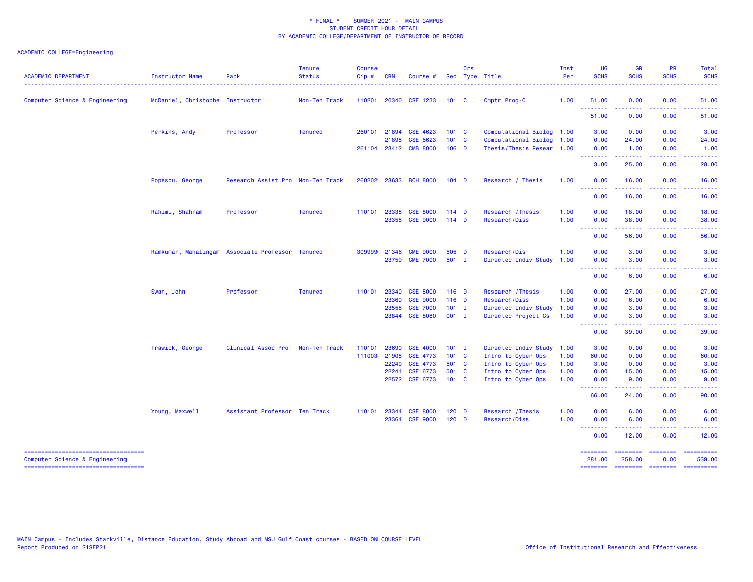* FINAL * SUMMER 2021 - MAIN CAMPUS
STUDENT CREDIT HOUR DETAIL
BY ACADEMIC COLLEGE/DEPARTMENT OF INSTRUCTOR OF RECORD

ACADEMIC COLLEGE=Engineering

| ACADEMIC DEPARTMENT | Instructor Name | Rank | Tenure Status | Course Cip # | CRN | Course # | Sec | Crs Type | Title | Inst Per | UG SCHS | GR SCHS | PR SCHS | Total SCHS |
|---|---|---|---|---|---|---|---|---|---|---|---|---|---|---|
| Computer Science & Engineering | McDaniel, Christophe | Instructor | Non-Ten Track | 110201 | 20340 | CSE 1233 | 101 | C | Cmptr Prog-C | 1.00 | 51.00 | 0.00 | 0.00 | 51.00 |
| | | | | | | | | | | | 51.00 | 0.00 | 0.00 | 51.00 |
| | Perkins, Andy | Professor | Tenured | 260101 | 21894 | CSE 4623 | 101 | C | Computational Biolog | 1.00 | 3.00 | 0.00 | 0.00 | 3.00 |
| | | | | | 21895 | CSE 6623 | 101 | C | Computational Biolog | 1.00 | 0.00 | 24.00 | 0.00 | 24.00 |
| | | | | 261104 | 23412 | CMB 8000 | 106 | D | Thesis/Thesis Resear | 1.00 | 0.00 | 1.00 | 0.00 | 1.00 |
| | | | | | | | | | | | 3.00 | 25.00 | 0.00 | 28.00 |
| | Popescu, George | Research Assist Pro | Non-Ten Track | 260202 | 23633 | BCH 8000 | 104 | D | Research / Thesis | 1.00 | 0.00 | 16.00 | 0.00 | 16.00 |
| | | | | | | | | | | | 0.00 | 16.00 | 0.00 | 16.00 |
| | Rahimi, Shahram | Professor | Tenured | 110101 | 23338 | CSE 8000 | 114 | D | Research /Thesis | 1.00 | 0.00 | 18.00 | 0.00 | 18.00 |
| | | | | | 23358 | CSE 9000 | 114 | D | Research/Diss | 1.00 | 0.00 | 38.00 | 0.00 | 38.00 |
| | | | | | | | | | | | 0.00 | 56.00 | 0.00 | 56.00 |
| | Ramkumar, Mahalingam | Associate Professor | Tenured | 309999 | 21346 | CME 9000 | 505 | D | Research/Dis | 1.00 | 0.00 | 3.00 | 0.00 | 3.00 |
| | | | | | 23759 | CME 7000 | 501 | I | Directed Indiv Study | 1.00 | 0.00 | 3.00 | 0.00 | 3.00 |
| | | | | | | | | | | | 0.00 | 6.00 | 0.00 | 6.00 |
| | Swan, John | Professor | Tenured | 110101 | 23340 | CSE 8000 | 116 | D | Research /Thesis | 1.00 | 0.00 | 27.00 | 0.00 | 27.00 |
| | | | | | 23360 | CSE 9000 | 116 | D | Research/Diss | 1.00 | 0.00 | 6.00 | 0.00 | 6.00 |
| | | | | | 23558 | CSE 7000 | 101 | I | Directed Indiv Study | 1.00 | 0.00 | 3.00 | 0.00 | 3.00 |
| | | | | | 23844 | CSE 8080 | 001 | I | Directed Project Cs | 1.00 | 0.00 | 3.00 | 0.00 | 3.00 |
| | | | | | | | | | | | 0.00 | 39.00 | 0.00 | 39.00 |
| | Trawick, George | Clinical Assoc Prof | Non-Ten Track | 110101 | 23690 | CSE 4000 | 101 | I | Directed Indiv Study | 1.00 | 3.00 | 0.00 | 0.00 | 3.00 |
| | | | | 111003 | 21905 | CSE 4773 | 101 | C | Intro to Cyber Ops | 1.00 | 60.00 | 0.00 | 0.00 | 60.00 |
| | | | | | 22240 | CSE 4773 | 501 | C | Intro to Cyber Ops | 1.00 | 3.00 | 0.00 | 0.00 | 3.00 |
| | | | | | 22241 | CSE 6773 | 501 | C | Intro to Cyber Ops | 1.00 | 0.00 | 15.00 | 0.00 | 15.00 |
| | | | | | 22572 | CSE 6773 | 101 | C | Intro to Cyber Ops | 1.00 | 0.00 | 9.00 | 0.00 | 9.00 |
| | | | | | | | | | | | 66.00 | 24.00 | 0.00 | 90.00 |
| | Young, Maxwell | Assistant Professor | Ten Track | 110101 | 23344 | CSE 8000 | 120 | D | Research /Thesis | 1.00 | 0.00 | 6.00 | 0.00 | 6.00 |
| | | | | | 23364 | CSE 9000 | 120 | D | Research/Diss | 1.00 | 0.00 | 6.00 | 0.00 | 6.00 |
| | | | | | | | | | | | 0.00 | 12.00 | 0.00 | 12.00 |
| Computer Science & Engineering | | | | | | | | | | | 281.00 | 258.00 | 0.00 | 539.00 |

MAIN Campus - Includes Starkville, Distance Education, Study Abroad and MSU Gulf Coast courses - BASED ON COURSE LEVEL
Report Produced on 21SEP21

Office of Institutional Research and Effectiveness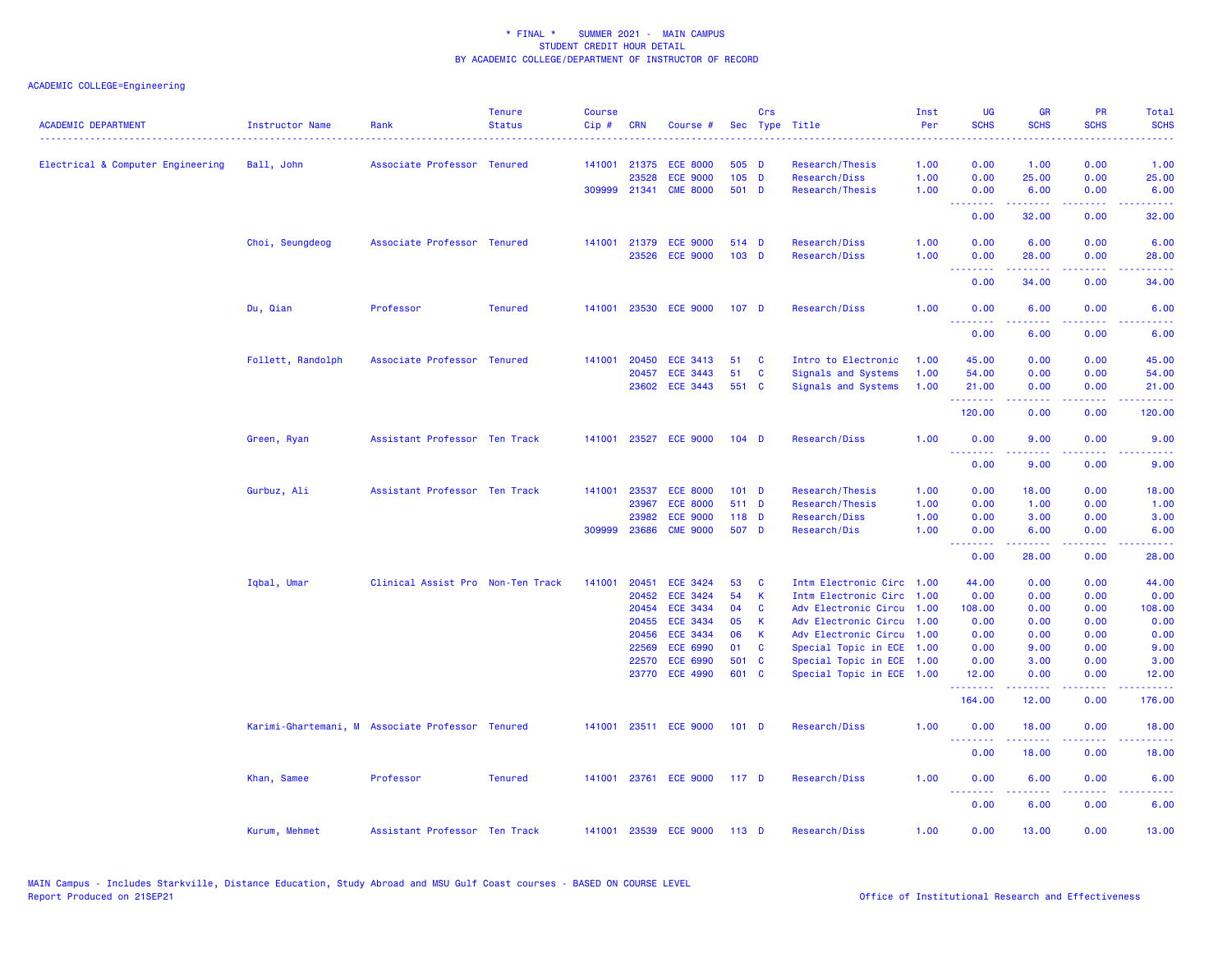\* FINAL \*    SUMMER 2021 -  MAIN CAMPUS
STUDENT CREDIT HOUR DETAIL
BY ACADEMIC COLLEGE/DEPARTMENT OF INSTRUCTOR OF RECORD

ACADEMIC COLLEGE=Engineering

| ACADEMIC DEPARTMENT | Instructor Name | Rank | Tenure Status | Course Cip # | CRN | Course # | Sec | Crs Type | Title | Inst Per | UG SCHS | GR SCHS | PR SCHS | Total SCHS |
|---|---|---|---|---|---|---|---|---|---|---|---|---|---|---|
| Electrical & Computer Engineering | Ball, John | Associate Professor | Tenured | 141001 | 21375 | ECE 8000 | 505 | D | Research/Thesis | 1.00 | 0.00 | 1.00 | 0.00 | 1.00 |
| | | | | | 23528 | ECE 9000 | 105 | D | Research/Diss | 1.00 | 0.00 | 25.00 | 0.00 | 25.00 |
| | | | | 309999 | 21341 | CME 8000 | 501 | D | Research/Thesis | 1.00 | 0.00 | 6.00 | 0.00 | 6.00 |
| | | | | | | | | | | | 0.00 | 32.00 | 0.00 | 32.00 |
| | Choi, Seungdeog | Associate Professor | Tenured | 141001 | 21379 | ECE 9000 | 514 | D | Research/Diss | 1.00 | 0.00 | 6.00 | 0.00 | 6.00 |
| | | | | | 23526 | ECE 9000 | 103 | D | Research/Diss | 1.00 | 0.00 | 28.00 | 0.00 | 28.00 |
| | | | | | | | | | | | 0.00 | 34.00 | 0.00 | 34.00 |
| | Du, Qian | Professor | Tenured | 141001 | 23530 | ECE 9000 | 107 | D | Research/Diss | 1.00 | 0.00 | 6.00 | 0.00 | 6.00 |
| | | | | | | | | | | | 0.00 | 6.00 | 0.00 | 6.00 |
| | Follett, Randolph | Associate Professor | Tenured | 141001 | 20450 | ECE 3413 | 51 | C | Intro to Electronic | 1.00 | 45.00 | 0.00 | 0.00 | 45.00 |
| | | | | | 20457 | ECE 3443 | 51 | C | Signals and Systems | 1.00 | 54.00 | 0.00 | 0.00 | 54.00 |
| | | | | | 23602 | ECE 3443 | 551 | C | Signals and Systems | 1.00 | 21.00 | 0.00 | 0.00 | 21.00 |
| | | | | | | | | | | | 120.00 | 0.00 | 0.00 | 120.00 |
| | Green, Ryan | Assistant Professor | Ten Track | 141001 | 23527 | ECE 9000 | 104 | D | Research/Diss | 1.00 | 0.00 | 9.00 | 0.00 | 9.00 |
| | | | | | | | | | | | 0.00 | 9.00 | 0.00 | 9.00 |
| | Gurbuz, Ali | Assistant Professor | Ten Track | 141001 | 23537 | ECE 8000 | 101 | D | Research/Thesis | 1.00 | 0.00 | 18.00 | 0.00 | 18.00 |
| | | | | | 23967 | ECE 8000 | 511 | D | Research/Thesis | 1.00 | 0.00 | 1.00 | 0.00 | 1.00 |
| | | | | | 23982 | ECE 9000 | 118 | D | Research/Diss | 1.00 | 0.00 | 3.00 | 0.00 | 3.00 |
| | | | | 309999 | 23686 | CME 9000 | 507 | D | Research/Dis | 1.00 | 0.00 | 6.00 | 0.00 | 6.00 |
| | | | | | | | | | | | 0.00 | 28.00 | 0.00 | 28.00 |
| | Iqbal, Umar | Clinical Assist Pro | Non-Ten Track | 141001 | 20451 | ECE 3424 | 53 | C | Intm Electronic Circ | 1.00 | 44.00 | 0.00 | 0.00 | 44.00 |
| | | | | | 20452 | ECE 3424 | 54 | K | Intm Electronic Circ | 1.00 | 0.00 | 0.00 | 0.00 | 0.00 |
| | | | | | 20454 | ECE 3434 | 04 | C | Adv Electronic Circu | 1.00 | 108.00 | 0.00 | 0.00 | 108.00 |
| | | | | | 20455 | ECE 3434 | 05 | K | Adv Electronic Circu | 1.00 | 0.00 | 0.00 | 0.00 | 0.00 |
| | | | | | 20456 | ECE 3434 | 06 | K | Adv Electronic Circu | 1.00 | 0.00 | 0.00 | 0.00 | 0.00 |
| | | | | | 22569 | ECE 6990 | 01 | C | Special Topic in ECE | 1.00 | 0.00 | 9.00 | 0.00 | 9.00 |
| | | | | | 22570 | ECE 6990 | 501 | C | Special Topic in ECE | 1.00 | 0.00 | 3.00 | 0.00 | 3.00 |
| | | | | | 23770 | ECE 4990 | 601 | C | Special Topic in ECE | 1.00 | 12.00 | 0.00 | 0.00 | 12.00 |
| | | | | | | | | | | | 164.00 | 12.00 | 0.00 | 176.00 |
| | Karimi-Ghartemani, M | Associate Professor | Tenured | 141001 | 23511 | ECE 9000 | 101 | D | Research/Diss | 1.00 | 0.00 | 18.00 | 0.00 | 18.00 |
| | | | | | | | | | | | 0.00 | 18.00 | 0.00 | 18.00 |
| | Khan, Samee | Professor | Tenured | 141001 | 23761 | ECE 9000 | 117 | D | Research/Diss | 1.00 | 0.00 | 6.00 | 0.00 | 6.00 |
| | | | | | | | | | | | 0.00 | 6.00 | 0.00 | 6.00 |
| | Kurum, Mehmet | Assistant Professor | Ten Track | 141001 | 23539 | ECE 9000 | 113 | D | Research/Diss | 1.00 | 0.00 | 13.00 | 0.00 | 13.00 |

MAIN Campus - Includes Starkville, Distance Education, Study Abroad and MSU Gulf Coast courses - BASED ON COURSE LEVEL
Report Produced on 21SEP21

Office of Institutional Research and Effectiveness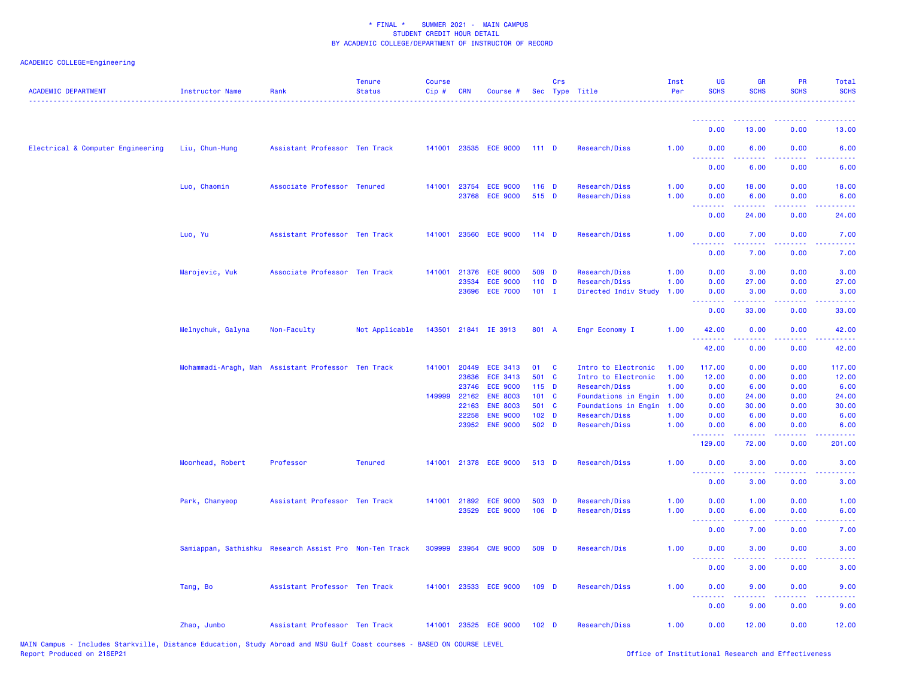\* FINAL \*    SUMMER 2021 -  MAIN CAMPUS
STUDENT CREDIT HOUR DETAIL
BY ACADEMIC COLLEGE/DEPARTMENT OF INSTRUCTOR OF RECORD

ACADEMIC COLLEGE=Engineering

| ACADEMIC DEPARTMENT | Instructor Name | Rank | Tenure Status | Course Cip # | CRN | Course # | Sec | Crs Type | Title | Inst Per | UG SCHS | GR SCHS | PR SCHS | Total SCHS |
|---|---|---|---|---|---|---|---|---|---|---|---|---|---|---|
| | | | | | | | | | | | 0.00 | 13.00 | 0.00 | 13.00 |
| Electrical & Computer Engineering | Liu, Chun-Hung | Assistant Professor | Ten Track | 141001 | 23535 | ECE 9000 | 111 | D | Research/Diss | 1.00 | 0.00 | 6.00 | 0.00 | 6.00 |
| | | | | | | | | | | | 0.00 | 6.00 | 0.00 | 6.00 |
| | Luo, Chaomin | Associate Professor | Tenured | 141001 | 23754 | ECE 9000 | 116 | D | Research/Diss | 1.00 | 0.00 | 18.00 | 0.00 | 18.00 |
| | | | | | 23768 | ECE 9000 | 515 | D | Research/Diss | 1.00 | 0.00 | 6.00 | 0.00 | 6.00 |
| | | | | | | | | | | | 0.00 | 24.00 | 0.00 | 24.00 |
| | Luo, Yu | Assistant Professor | Ten Track | 141001 | 23560 | ECE 9000 | 114 | D | Research/Diss | 1.00 | 0.00 | 7.00 | 0.00 | 7.00 |
| | | | | | | | | | | | 0.00 | 7.00 | 0.00 | 7.00 |
| | Marojevic, Vuk | Associate Professor | Ten Track | 141001 | 21376 | ECE 9000 | 509 | D | Research/Diss | 1.00 | 0.00 | 3.00 | 0.00 | 3.00 |
| | | | | | 23534 | ECE 9000 | 110 | D | Research/Diss | 1.00 | 0.00 | 27.00 | 0.00 | 27.00 |
| | | | | | 23696 | ECE 7000 | 101 | I | Directed Indiv Study | 1.00 | 0.00 | 3.00 | 0.00 | 3.00 |
| | | | | | | | | | | | 0.00 | 33.00 | 0.00 | 33.00 |
| | Melnychuk, Galyna | Non-Faculty | Not Applicable | 143501 | 21841 | IE 3913 | 801 | A | Engr Economy I | 1.00 | 42.00 | 0.00 | 0.00 | 42.00 |
| | | | | | | | | | | | 42.00 | 0.00 | 0.00 | 42.00 |
| | Mohammadi-Aragh, Mah | Assistant Professor | Ten Track | 141001 | 20449 | ECE 3413 | 01 | C | Intro to Electronic | 1.00 | 117.00 | 0.00 | 0.00 | 117.00 |
| | | | | | 23636 | ECE 3413 | 501 | C | Intro to Electronic | 1.00 | 12.00 | 0.00 | 0.00 | 12.00 |
| | | | | | 23746 | ECE 9000 | 115 | D | Research/Diss | 1.00 | 0.00 | 6.00 | 0.00 | 6.00 |
| | | | | 149999 | 22162 | ENE 8003 | 101 | C | Foundations in Engin | 1.00 | 0.00 | 24.00 | 0.00 | 24.00 |
| | | | | | 22163 | ENE 8003 | 501 | C | Foundations in Engin | 1.00 | 0.00 | 30.00 | 0.00 | 30.00 |
| | | | | | 22258 | ENE 9000 | 102 | D | Research/Diss | 1.00 | 0.00 | 6.00 | 0.00 | 6.00 |
| | | | | | 23952 | ENE 9000 | 502 | D | Research/Diss | 1.00 | 0.00 | 6.00 | 0.00 | 6.00 |
| | | | | | | | | | | | 129.00 | 72.00 | 0.00 | 201.00 |
| | Moorhead, Robert | Professor | Tenured | 141001 | 21378 | ECE 9000 | 513 | D | Research/Diss | 1.00 | 0.00 | 3.00 | 0.00 | 3.00 |
| | | | | | | | | | | | 0.00 | 3.00 | 0.00 | 3.00 |
| | Park, Chanyeop | Assistant Professor | Ten Track | 141001 | 21892 | ECE 9000 | 503 | D | Research/Diss | 1.00 | 0.00 | 1.00 | 0.00 | 1.00 |
| | | | | | 23529 | ECE 9000 | 106 | D | Research/Diss | 1.00 | 0.00 | 6.00 | 0.00 | 6.00 |
| | | | | | | | | | | | 0.00 | 7.00 | 0.00 | 7.00 |
| | Samiappan, Sathishku | Research Assist Pro | Non-Ten Track | 309999 | 23954 | CME 9000 | 509 | D | Research/Dis | 1.00 | 0.00 | 3.00 | 0.00 | 3.00 |
| | | | | | | | | | | | 0.00 | 3.00 | 0.00 | 3.00 |
| | Tang, Bo | Assistant Professor | Ten Track | 141001 | 23533 | ECE 9000 | 109 | D | Research/Diss | 1.00 | 0.00 | 9.00 | 0.00 | 9.00 |
| | | | | | | | | | | | 0.00 | 9.00 | 0.00 | 9.00 |
| | Zhao, Junbo | Assistant Professor | Ten Track | 141001 | 23525 | ECE 9000 | 102 | D | Research/Diss | 1.00 | 0.00 | 12.00 | 0.00 | 12.00 |

MAIN Campus - Includes Starkville, Distance Education, Study Abroad and MSU Gulf Coast courses - BASED ON COURSE LEVEL
Report Produced on 21SEP21    Office of Institutional Research and Effectiveness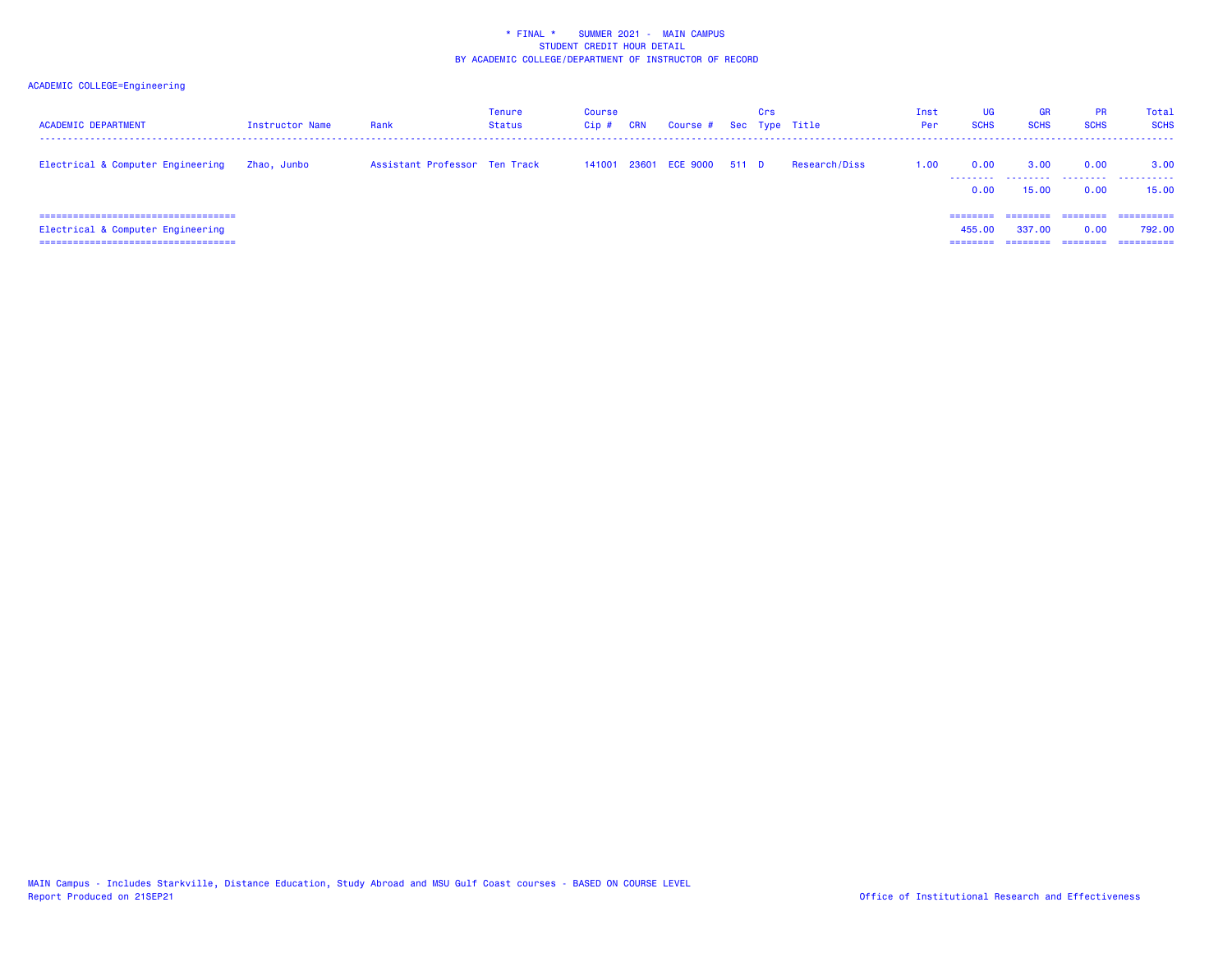\* FINAL \*    SUMMER 2021 -  MAIN CAMPUS
STUDENT CREDIT HOUR DETAIL
BY ACADEMIC COLLEGE/DEPARTMENT OF INSTRUCTOR OF RECORD

ACADEMIC COLLEGE=Engineering

| ACADEMIC DEPARTMENT | Instructor Name | Rank | Tenure Status | Course Cip # | CRN | Course # | Sec | Crs Type | Title | Inst Per | UG SCHS | GR SCHS | PR SCHS | Total SCHS |
|---|---|---|---|---|---|---|---|---|---|---|---|---|---|---|
| Electrical & Computer Engineering | Zhao, Junbo | Assistant Professor | Ten Track | 141001 | 23601 | ECE 9000 | 511 | D | Research/Diss | 1.00 | 0.00 | 3.00 | 0.00 | 3.00 |
| | | | | | | | | | | | 0.00 | 15.00 | 0.00 | 15.00 |
| Electrical & Computer Engineering | | | | | | | | | | | 455.00 | 337.00 | 0.00 | 792.00 |

MAIN Campus - Includes Starkville, Distance Education, Study Abroad and MSU Gulf Coast courses - BASED ON COURSE LEVEL
Report Produced on 21SEP21

Office of Institutional Research and Effectiveness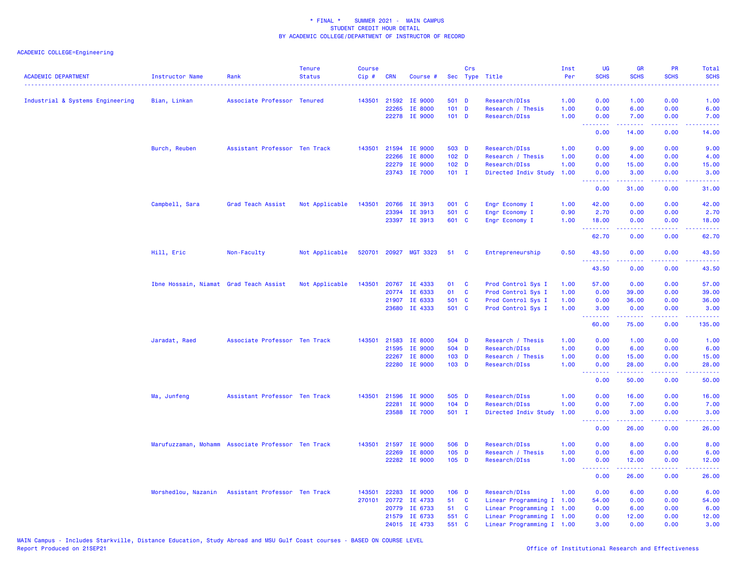* FINAL * SUMMER 2021 - MAIN CAMPUS
STUDENT CREDIT HOUR DETAIL
BY ACADEMIC COLLEGE/DEPARTMENT OF INSTRUCTOR OF RECORD

ACADEMIC COLLEGE=Engineering

| ACADEMIC DEPARTMENT | Instructor Name | Rank | Tenure Status | Course Cip # | CRN | Course # | Sec | Crs Type | Title | Inst Per | UG SCHS | GR SCHS | PR SCHS | Total SCHS |
|---|---|---|---|---|---|---|---|---|---|---|---|---|---|---|
| Industrial & Systems Engineering | Bian, Linkan | Associate Professor | Tenured | 143501 | 21592 | IE 9000 | 501 | D | Research/DIss | 1.00 | 0.00 | 1.00 | 0.00 | 1.00 |
| | | | | | 22265 | IE 8000 | 101 | D | Research / Thesis | 1.00 | 0.00 | 6.00 | 0.00 | 6.00 |
| | | | | | 22278 | IE 9000 | 101 | D | Research/DIss | 1.00 | 0.00 | 7.00 | 0.00 | 7.00 |
| | | | | | | | | | | | 0.00 | 14.00 | 0.00 | 14.00 |
| | Burch, Reuben | Assistant Professor | Ten Track | 143501 | 21594 | IE 9000 | 503 | D | Research/DIss | 1.00 | 0.00 | 9.00 | 0.00 | 9.00 |
| | | | | | 22266 | IE 8000 | 102 | D | Research / Thesis | 1.00 | 0.00 | 4.00 | 0.00 | 4.00 |
| | | | | | 22279 | IE 9000 | 102 | D | Research/DIss | 1.00 | 0.00 | 15.00 | 0.00 | 15.00 |
| | | | | | 23743 | IE 7000 | 101 | I | Directed Indiv Study | 1.00 | 0.00 | 3.00 | 0.00 | 3.00 |
| | | | | | | | | | | | 0.00 | 31.00 | 0.00 | 31.00 |
| | Campbell, Sara | Grad Teach Assist | Not Applicable | 143501 | 20766 | IE 3913 | 001 | C | Engr Economy I | 1.00 | 42.00 | 0.00 | 0.00 | 42.00 |
| | | | | | 23394 | IE 3913 | 501 | C | Engr Economy I | 0.90 | 2.70 | 0.00 | 0.00 | 2.70 |
| | | | | | 23397 | IE 3913 | 601 | C | Engr Economy I | 1.00 | 18.00 | 0.00 | 0.00 | 18.00 |
| | | | | | | | | | | | 62.70 | 0.00 | 0.00 | 62.70 |
| | Hill, Eric | Non-Faculty | Not Applicable | 520701 | 20927 | MGT 3323 | 51 | C | Entrepreneurship | 0.50 | 43.50 | 0.00 | 0.00 | 43.50 |
| | | | | | | | | | | | 43.50 | 0.00 | 0.00 | 43.50 |
| | Ibne Hossain, Niamat | Grad Teach Assist | Not Applicable | 143501 | 20767 | IE 4333 | 01 | C | Prod Control Sys I | 1.00 | 57.00 | 0.00 | 0.00 | 57.00 |
| | | | | | 20774 | IE 6333 | 01 | C | Prod Control Sys I | 1.00 | 0.00 | 39.00 | 0.00 | 39.00 |
| | | | | | 21907 | IE 6333 | 501 | C | Prod Control Sys I | 1.00 | 0.00 | 36.00 | 0.00 | 36.00 |
| | | | | | 23680 | IE 4333 | 501 | C | Prod Control Sys I | 1.00 | 3.00 | 0.00 | 0.00 | 3.00 |
| | | | | | | | | | | | 60.00 | 75.00 | 0.00 | 135.00 |
| | Jaradat, Raed | Associate Professor | Ten Track | 143501 | 21583 | IE 8000 | 504 | D | Research / Thesis | 1.00 | 0.00 | 1.00 | 0.00 | 1.00 |
| | | | | | 21595 | IE 9000 | 504 | D | Research/DIss | 1.00 | 0.00 | 6.00 | 0.00 | 6.00 |
| | | | | | 22267 | IE 8000 | 103 | D | Research / Thesis | 1.00 | 0.00 | 15.00 | 0.00 | 15.00 |
| | | | | | 22280 | IE 9000 | 103 | D | Research/DIss | 1.00 | 0.00 | 28.00 | 0.00 | 28.00 |
| | | | | | | | | | | | 0.00 | 50.00 | 0.00 | 50.00 |
| | Ma, Junfeng | Assistant Professor | Ten Track | 143501 | 21596 | IE 9000 | 505 | D | Research/DIss | 1.00 | 0.00 | 16.00 | 0.00 | 16.00 |
| | | | | | 22281 | IE 9000 | 104 | D | Research/DIss | 1.00 | 0.00 | 7.00 | 0.00 | 7.00 |
| | | | | | 23588 | IE 7000 | 501 | I | Directed Indiv Study | 1.00 | 0.00 | 3.00 | 0.00 | 3.00 |
| | | | | | | | | | | | 0.00 | 26.00 | 0.00 | 26.00 |
| | Marufuzzaman, Mohamm | Associate Professor | Ten Track | 143501 | 21597 | IE 9000 | 506 | D | Research/DIss | 1.00 | 0.00 | 8.00 | 0.00 | 8.00 |
| | | | | | 22269 | IE 8000 | 105 | D | Research / Thesis | 1.00 | 0.00 | 6.00 | 0.00 | 6.00 |
| | | | | | 22282 | IE 9000 | 105 | D | Research/DIss | 1.00 | 0.00 | 12.00 | 0.00 | 12.00 |
| | | | | | | | | | | | 0.00 | 26.00 | 0.00 | 26.00 |
| | Morshedlou, Nazanin | Assistant Professor | Ten Track | 143501 | 22283 | IE 9000 | 106 | D | Research/DIss | 1.00 | 0.00 | 6.00 | 0.00 | 6.00 |
| | | | | 270101 | 20772 | IE 4733 | 51 | C | Linear Programming I | 1.00 | 54.00 | 0.00 | 0.00 | 54.00 |
| | | | | | 20779 | IE 6733 | 51 | C | Linear Programming I | 1.00 | 0.00 | 6.00 | 0.00 | 6.00 |
| | | | | | 21579 | IE 6733 | 551 | C | Linear Programming I | 1.00 | 0.00 | 12.00 | 0.00 | 12.00 |
| | | | | | 24015 | IE 4733 | 551 | C | Linear Programming I | 1.00 | 3.00 | 0.00 | 0.00 | 3.00 |

MAIN Campus - Includes Starkville, Distance Education, Study Abroad and MSU Gulf Coast courses - BASED ON COURSE LEVEL
Report Produced on 21SEP21

Office of Institutional Research and Effectiveness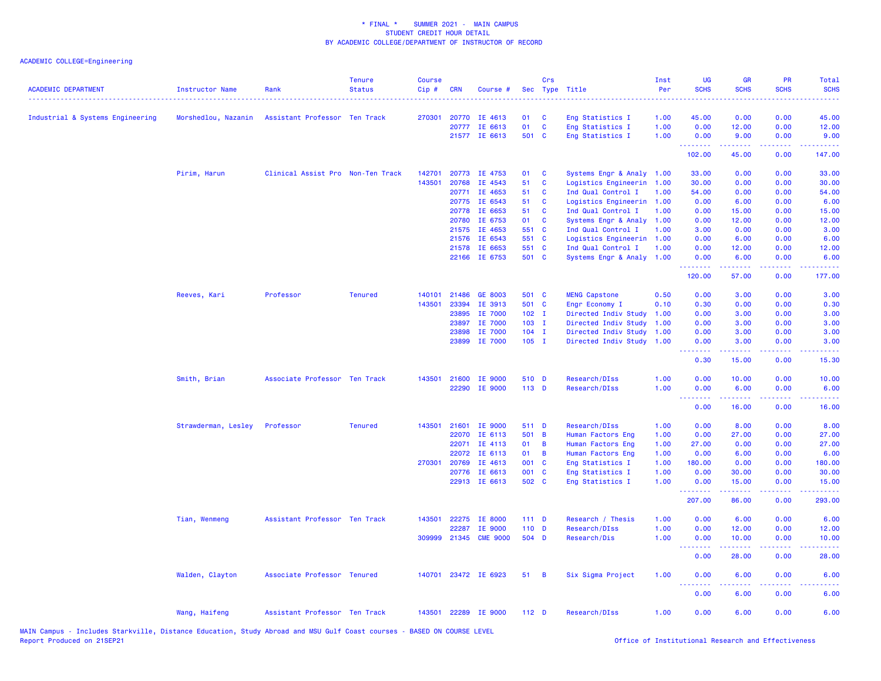\* FINAL \* SUMMER 2021 - MAIN CAMPUS
STUDENT CREDIT HOUR DETAIL
BY ACADEMIC COLLEGE/DEPARTMENT OF INSTRUCTOR OF RECORD

ACADEMIC COLLEGE=Engineering

| ACADEMIC DEPARTMENT | Instructor Name | Rank | Tenure Status | Course Cip # | CRN | Course # | Sec | Crs Type | Title | Inst Per | UG SCHS | GR SCHS | PR SCHS | Total SCHS |
|---|---|---|---|---|---|---|---|---|---|---|---|---|---|---|
| Industrial & Systems Engineering | Morshedlou, Nazanin | Assistant Professor | Ten Track | 270301 | 20770 | IE 4613 | 01 | C | Eng Statistics I | 1.00 | 45.00 | 0.00 | 0.00 | 45.00 |
| | | | | | 20777 | IE 6613 | 01 | C | Eng Statistics I | 1.00 | 0.00 | 12.00 | 0.00 | 12.00 |
| | | | | | 21577 | IE 6613 | 501 | C | Eng Statistics I | 1.00 | 0.00 | 9.00 | 0.00 | 9.00 |
| | | | | | | | | | | | 102.00 | 45.00 | 0.00 | 147.00 |
| | Pirim, Harun | Clinical Assist Pro | Non-Ten Track | 142701 | 20773 | IE 4753 | 01 | C | Systems Engr & Analy | 1.00 | 33.00 | 0.00 | 0.00 | 33.00 |
| | | | | 143501 | 20768 | IE 4543 | 51 | C | Logistics Engineerin | 1.00 | 30.00 | 0.00 | 0.00 | 30.00 |
| | | | | | 20771 | IE 4653 | 51 | C | Ind Qual Control I | 1.00 | 54.00 | 0.00 | 0.00 | 54.00 |
| | | | | | 20775 | IE 6543 | 51 | C | Logistics Engineerin | 1.00 | 0.00 | 6.00 | 0.00 | 6.00 |
| | | | | | 20778 | IE 6653 | 51 | C | Ind Qual Control I | 1.00 | 0.00 | 15.00 | 0.00 | 15.00 |
| | | | | | 20780 | IE 6753 | 01 | C | Systems Engr & Analy | 1.00 | 0.00 | 12.00 | 0.00 | 12.00 |
| | | | | | 21575 | IE 4653 | 551 | C | Ind Qual Control I | 1.00 | 3.00 | 0.00 | 0.00 | 3.00 |
| | | | | | 21576 | IE 6543 | 551 | C | Logistics Engineerin | 1.00 | 0.00 | 6.00 | 0.00 | 6.00 |
| | | | | | 21578 | IE 6653 | 551 | C | Ind Qual Control I | 1.00 | 0.00 | 12.00 | 0.00 | 12.00 |
| | | | | | 22166 | IE 6753 | 501 | C | Systems Engr & Analy | 1.00 | 0.00 | 6.00 | 0.00 | 6.00 |
| | | | | | | | | | | | 120.00 | 57.00 | 0.00 | 177.00 |
| | Reeves, Kari | Professor | Tenured | 140101 | 21486 | GE 8003 | 501 | C | MENG Capstone | 0.50 | 0.00 | 3.00 | 0.00 | 3.00 |
| | | | | 143501 | 23394 | IE 3913 | 501 | C | Engr Economy I | 0.10 | 0.30 | 0.00 | 0.00 | 0.30 |
| | | | | | 23895 | IE 7000 | 102 | I | Directed Indiv Study | 1.00 | 0.00 | 3.00 | 0.00 | 3.00 |
| | | | | | 23897 | IE 7000 | 103 | I | Directed Indiv Study | 1.00 | 0.00 | 3.00 | 0.00 | 3.00 |
| | | | | | 23898 | IE 7000 | 104 | I | Directed Indiv Study | 1.00 | 0.00 | 3.00 | 0.00 | 3.00 |
| | | | | | 23899 | IE 7000 | 105 | I | Directed Indiv Study | 1.00 | 0.00 | 3.00 | 0.00 | 3.00 |
| | | | | | | | | | | | 0.30 | 15.00 | 0.00 | 15.30 |
| | Smith, Brian | Associate Professor | Ten Track | 143501 | 21600 | IE 9000 | 510 | D | Research/DIss | 1.00 | 0.00 | 10.00 | 0.00 | 10.00 |
| | | | | | 22290 | IE 9000 | 113 | D | Research/DIss | 1.00 | 0.00 | 6.00 | 0.00 | 6.00 |
| | | | | | | | | | | | 0.00 | 16.00 | 0.00 | 16.00 |
| | Strawderman, Lesley | Professor | Tenured | 143501 | 21601 | IE 9000 | 511 | D | Research/DIss | 1.00 | 0.00 | 8.00 | 0.00 | 8.00 |
| | | | | | 22070 | IE 6113 | 501 | B | Human Factors Eng | 1.00 | 0.00 | 27.00 | 0.00 | 27.00 |
| | | | | | 22071 | IE 4113 | 01 | B | Human Factors Eng | 1.00 | 27.00 | 0.00 | 0.00 | 27.00 |
| | | | | | 22072 | IE 6113 | 01 | B | Human Factors Eng | 1.00 | 0.00 | 6.00 | 0.00 | 6.00 |
| | | | | 270301 | 20769 | IE 4613 | 001 | C | Eng Statistics I | 1.00 | 180.00 | 0.00 | 0.00 | 180.00 |
| | | | | | 20776 | IE 6613 | 001 | C | Eng Statistics I | 1.00 | 0.00 | 30.00 | 0.00 | 30.00 |
| | | | | | 22913 | IE 6613 | 502 | C | Eng Statistics I | 1.00 | 0.00 | 15.00 | 0.00 | 15.00 |
| | | | | | | | | | | | 207.00 | 86.00 | 0.00 | 293.00 |
| | Tian, Wenmeng | Assistant Professor | Ten Track | 143501 | 22275 | IE 8000 | 111 | D | Research / Thesis | 1.00 | 0.00 | 6.00 | 0.00 | 6.00 |
| | | | | | 22287 | IE 9000 | 110 | D | Research/DIss | 1.00 | 0.00 | 12.00 | 0.00 | 12.00 |
| | | | | 309999 | 21345 | CME 9000 | 504 | D | Research/Dis | 1.00 | 0.00 | 10.00 | 0.00 | 10.00 |
| | | | | | | | | | | | 0.00 | 28.00 | 0.00 | 28.00 |
| | Walden, Clayton | Associate Professor | Tenured | 140701 | 23472 | IE 6923 | 51 | B | Six Sigma Project | 1.00 | 0.00 | 6.00 | 0.00 | 6.00 |
| | | | | | | | | | | | 0.00 | 6.00 | 0.00 | 6.00 |
| | Wang, Haifeng | Assistant Professor | Ten Track | 143501 | 22289 | IE 9000 | 112 | D | Research/DIss | 1.00 | 0.00 | 6.00 | 0.00 | 6.00 |

MAIN Campus - Includes Starkville, Distance Education, Study Abroad and MSU Gulf Coast courses - BASED ON COURSE LEVEL
Report Produced on 21SEP21

Office of Institutional Research and Effectiveness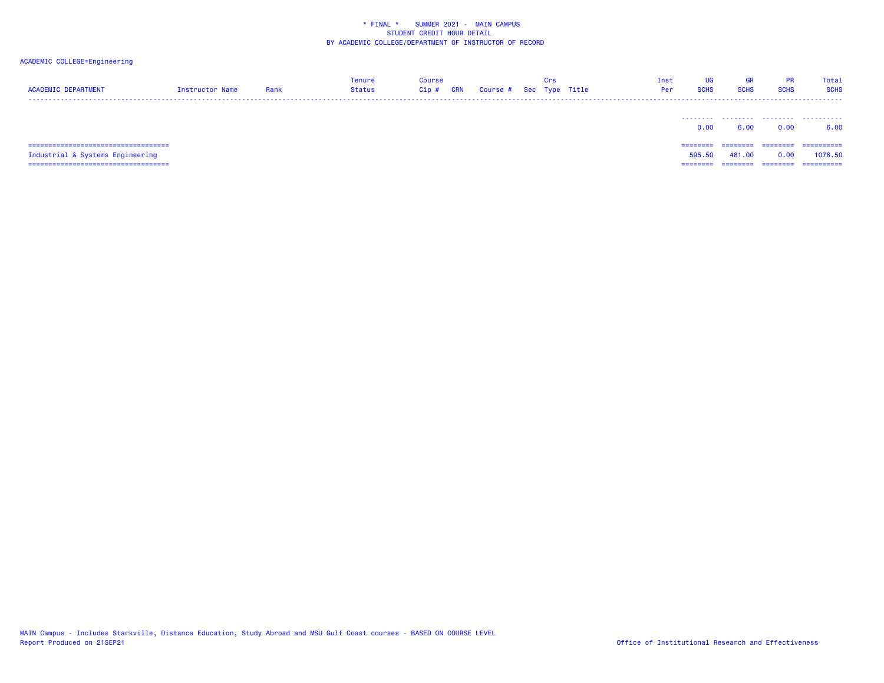\* FINAL \* SUMMER 2021 - MAIN CAMPUS
STUDENT CREDIT HOUR DETAIL
BY ACADEMIC COLLEGE/DEPARTMENT OF INSTRUCTOR OF RECORD

ACADEMIC COLLEGE=Engineering

| ACADEMIC DEPARTMENT | Instructor Name | Rank | Tenure Status | Course Cip # | CRN | Course # | Sec | Crs Type | Title | Inst Per | UG SCHS | GR SCHS | PR SCHS | Total SCHS |
|---|---|---|---|---|---|---|---|---|---|---|---|---|---|---|
| | | | | | | | | | | | 0.00 | 6.00 | 0.00 | 6.00 |
| Industrial & Systems Engineering | | | | | | | | | | | 595.50 | 481.00 | 0.00 | 1076.50 |

MAIN Campus - Includes Starkville, Distance Education, Study Abroad and MSU Gulf Coast courses - BASED ON COURSE LEVEL
Report Produced on 21SEP21

Office of Institutional Research and Effectiveness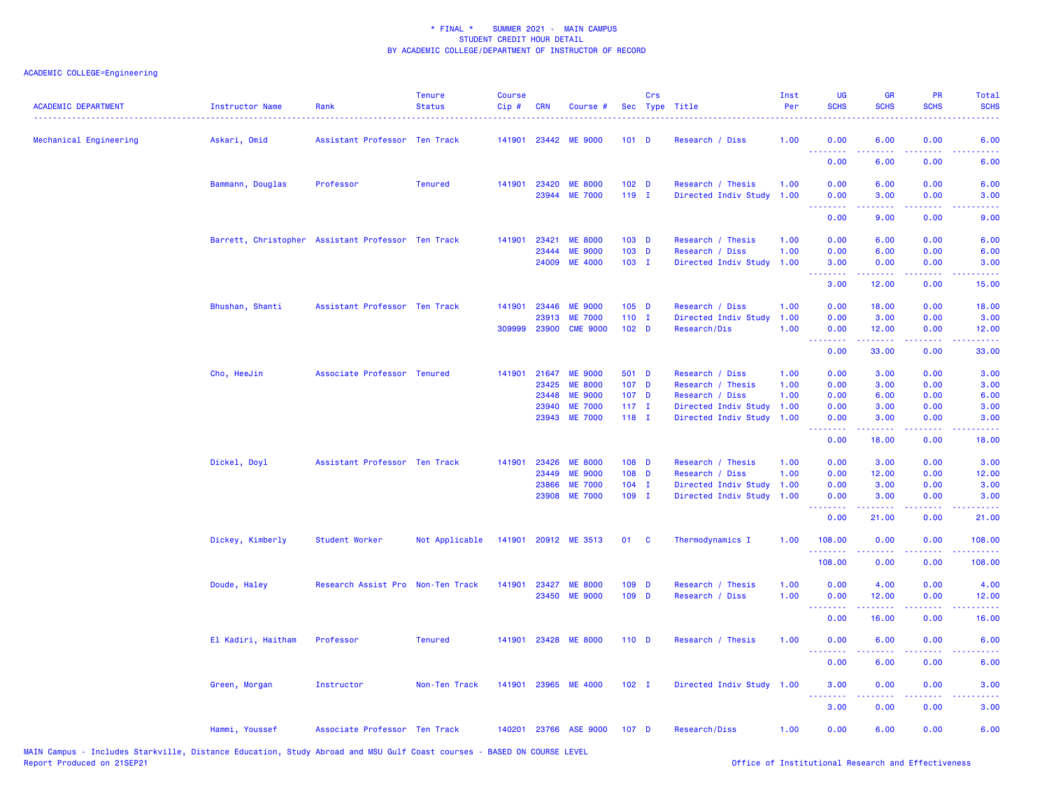\* FINAL \* SUMMER 2021 - MAIN CAMPUS
STUDENT CREDIT HOUR DETAIL
BY ACADEMIC COLLEGE/DEPARTMENT OF INSTRUCTOR OF RECORD

ACADEMIC COLLEGE=Engineering

| ACADEMIC DEPARTMENT | Instructor Name | Rank | Tenure Status | Course Cip # | CRN | Course # | Sec | Crs Type | Title | Inst Per | UG SCHS | GR SCHS | PR SCHS | Total SCHS |
|---|---|---|---|---|---|---|---|---|---|---|---|---|---|---|
| Mechanical Engineering | Askari, Omid | Assistant Professor | Ten Track | 141901 | 23442 | ME 9000 | 101 | D | Research / Diss | 1.00 | 0.00 | 6.00 | 0.00 | 6.00 |
| | | | | | | | | | | | 0.00 | 6.00 | 0.00 | 6.00 |
| | Bammann, Douglas | Professor | Tenured | 141901 | 23420 | ME 8000 | 102 | D | Research / Thesis | 1.00 | 0.00 | 6.00 | 0.00 | 6.00 |
| | | | | | 23944 | ME 7000 | 119 | I | Directed Indiv Study | 1.00 | 0.00 | 3.00 | 0.00 | 3.00 |
| | | | | | | | | | | | 0.00 | 9.00 | 0.00 | 9.00 |
| | Barrett, Christopher | Assistant Professor | Ten Track | 141901 | 23421 | ME 8000 | 103 | D | Research / Thesis | 1.00 | 0.00 | 6.00 | 0.00 | 6.00 |
| | | | | | 23444 | ME 9000 | 103 | D | Research / Diss | 1.00 | 0.00 | 6.00 | 0.00 | 6.00 |
| | | | | | 24009 | ME 4000 | 103 | I | Directed Indiv Study | 1.00 | 3.00 | 0.00 | 0.00 | 3.00 |
| | | | | | | | | | | | 3.00 | 12.00 | 0.00 | 15.00 |
| | Bhushan, Shanti | Assistant Professor | Ten Track | 141901 | 23446 | ME 9000 | 105 | D | Research / Diss | 1.00 | 0.00 | 18.00 | 0.00 | 18.00 |
| | | | | | 23913 | ME 7000 | 110 | I | Directed Indiv Study | 1.00 | 0.00 | 3.00 | 0.00 | 3.00 |
| | | | | 309999 | 23900 | CME 9000 | 102 | D | Research/Dis | 1.00 | 0.00 | 12.00 | 0.00 | 12.00 |
| | | | | | | | | | | | 0.00 | 33.00 | 0.00 | 33.00 |
| | Cho, HeeJin | Associate Professor | Tenured | 141901 | 21647 | ME 9000 | 501 | D | Research / Diss | 1.00 | 0.00 | 3.00 | 0.00 | 3.00 |
| | | | | | 23425 | ME 8000 | 107 | D | Research / Thesis | 1.00 | 0.00 | 3.00 | 0.00 | 3.00 |
| | | | | | 23448 | ME 9000 | 107 | D | Research / Diss | 1.00 | 0.00 | 6.00 | 0.00 | 6.00 |
| | | | | | 23940 | ME 7000 | 117 | I | Directed Indiv Study | 1.00 | 0.00 | 3.00 | 0.00 | 3.00 |
| | | | | | 23943 | ME 7000 | 118 | I | Directed Indiv Study | 1.00 | 0.00 | 3.00 | 0.00 | 3.00 |
| | | | | | | | | | | | 0.00 | 18.00 | 0.00 | 18.00 |
| | Dickel, Doyl | Assistant Professor | Ten Track | 141901 | 23426 | ME 8000 | 108 | D | Research / Thesis | 1.00 | 0.00 | 3.00 | 0.00 | 3.00 |
| | | | | | 23449 | ME 9000 | 108 | D | Research / Diss | 1.00 | 0.00 | 12.00 | 0.00 | 12.00 |
| | | | | | 23866 | ME 7000 | 104 | I | Directed Indiv Study | 1.00 | 0.00 | 3.00 | 0.00 | 3.00 |
| | | | | | 23908 | ME 7000 | 109 | I | Directed Indiv Study | 1.00 | 0.00 | 3.00 | 0.00 | 3.00 |
| | | | | | | | | | | | 0.00 | 21.00 | 0.00 | 21.00 |
| | Dickey, Kimberly | Student Worker | Not Applicable | 141901 | 20912 | ME 3513 | 01 | C | Thermodynamics I | 1.00 | 108.00 | 0.00 | 0.00 | 108.00 |
| | | | | | | | | | | | 108.00 | 0.00 | 0.00 | 108.00 |
| | Doude, Haley | Research Assist Pro | Non-Ten Track | 141901 | 23427 | ME 8000 | 109 | D | Research / Thesis | 1.00 | 0.00 | 4.00 | 0.00 | 4.00 |
| | | | | | 23450 | ME 9000 | 109 | D | Research / Diss | 1.00 | 0.00 | 12.00 | 0.00 | 12.00 |
| | | | | | | | | | | | 0.00 | 16.00 | 0.00 | 16.00 |
| | El Kadiri, Haitham | Professor | Tenured | 141901 | 23428 | ME 8000 | 110 | D | Research / Thesis | 1.00 | 0.00 | 6.00 | 0.00 | 6.00 |
| | | | | | | | | | | | 0.00 | 6.00 | 0.00 | 6.00 |
| | Green, Morgan | Instructor | Non-Ten Track | 141901 | 23965 | ME 4000 | 102 | I | Directed Indiv Study | 1.00 | 3.00 | 0.00 | 0.00 | 3.00 |
| | | | | | | | | | | | 3.00 | 0.00 | 0.00 | 3.00 |
| | Hammi, Youssef | Associate Professor | Ten Track | 140201 | 23766 | ASE 9000 | 107 | D | Research/Diss | 1.00 | 0.00 | 6.00 | 0.00 | 6.00 |

MAIN Campus - Includes Starkville, Distance Education, Study Abroad and MSU Gulf Coast courses - BASED ON COURSE LEVEL
Report Produced on 21SEP21

Office of Institutional Research and Effectiveness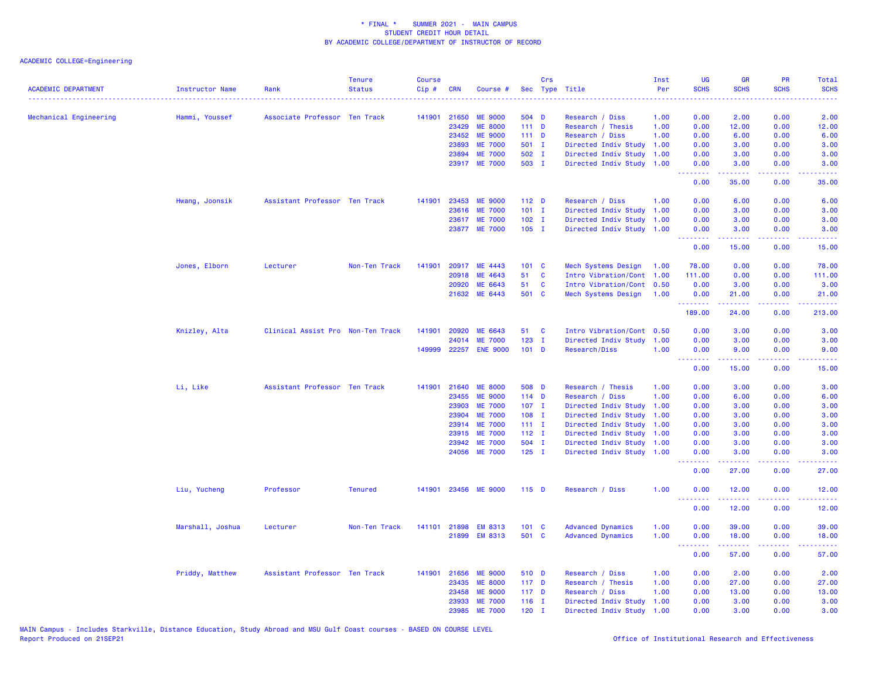\* FINAL \*    SUMMER 2021 -  MAIN CAMPUS
STUDENT CREDIT HOUR DETAIL
BY ACADEMIC COLLEGE/DEPARTMENT OF INSTRUCTOR OF RECORD

ACADEMIC COLLEGE=Engineering

| ACADEMIC DEPARTMENT | Instructor Name | Rank | Tenure Status | Course Cip # | CRN | Course # | Sec | Crs Type | Title | Inst Per | UG SCHS | GR SCHS | PR SCHS | Total SCHS |
|---|---|---|---|---|---|---|---|---|---|---|---|---|---|---|
| Mechanical Engineering | Hammi, Youssef | Associate Professor | Ten Track | 141901 | 21650 | ME 9000 | 504 | D | Research / Diss | 1.00 | 0.00 | 2.00 | 0.00 | 2.00 |
| | | | | | 23429 | ME 8000 | 111 | D | Research / Thesis | 1.00 | 0.00 | 12.00 | 0.00 | 12.00 |
| | | | | | 23452 | ME 9000 | 111 | D | Research / Diss | 1.00 | 0.00 | 6.00 | 0.00 | 6.00 |
| | | | | | 23893 | ME 7000 | 501 | I | Directed Indiv Study | 1.00 | 0.00 | 3.00 | 0.00 | 3.00 |
| | | | | | 23894 | ME 7000 | 502 | I | Directed Indiv Study | 1.00 | 0.00 | 3.00 | 0.00 | 3.00 |
| | | | | | 23917 | ME 7000 | 503 | I | Directed Indiv Study | 1.00 | 0.00 | 3.00 | 0.00 | 3.00 |
| | | | | | | | | | | | 0.00 | 35.00 | 0.00 | 35.00 |
| | Hwang, Joonsik | Assistant Professor | Ten Track | 141901 | 23453 | ME 9000 | 112 | D | Research / Diss | 1.00 | 0.00 | 6.00 | 0.00 | 6.00 |
| | | | | | 23616 | ME 7000 | 101 | I | Directed Indiv Study | 1.00 | 0.00 | 3.00 | 0.00 | 3.00 |
| | | | | | 23617 | ME 7000 | 102 | I | Directed Indiv Study | 1.00 | 0.00 | 3.00 | 0.00 | 3.00 |
| | | | | | 23877 | ME 7000 | 105 | I | Directed Indiv Study | 1.00 | 0.00 | 3.00 | 0.00 | 3.00 |
| | | | | | | | | | | | 0.00 | 15.00 | 0.00 | 15.00 |
| | Jones, Elborn | Lecturer | Non-Ten Track | 141901 | 20917 | ME 4443 | 101 | C | Mech Systems Design | 1.00 | 78.00 | 0.00 | 0.00 | 78.00 |
| | | | | | 20918 | ME 4643 | 51 | C | Intro Vibration/Cont | 1.00 | 111.00 | 0.00 | 0.00 | 111.00 |
| | | | | | 20920 | ME 6643 | 51 | C | Intro Vibration/Cont | 0.50 | 0.00 | 3.00 | 0.00 | 3.00 |
| | | | | | 21632 | ME 6443 | 501 | C | Mech Systems Design | 1.00 | 0.00 | 21.00 | 0.00 | 21.00 |
| | | | | | | | | | | | 189.00 | 24.00 | 0.00 | 213.00 |
| | Knizley, Alta | Clinical Assist Pro | Non-Ten Track | 141901 | 20920 | ME 6643 | 51 | C | Intro Vibration/Cont | 0.50 | 0.00 | 3.00 | 0.00 | 3.00 |
| | | | | | 24014 | ME 7000 | 123 | I | Directed Indiv Study | 1.00 | 0.00 | 3.00 | 0.00 | 3.00 |
| | | | | 149999 | 22257 | ENE 9000 | 101 | D | Research/Diss | 1.00 | 0.00 | 9.00 | 0.00 | 9.00 |
| | | | | | | | | | | | 0.00 | 15.00 | 0.00 | 15.00 |
| | Li, Like | Assistant Professor | Ten Track | 141901 | 21640 | ME 8000 | 508 | D | Research / Thesis | 1.00 | 0.00 | 3.00 | 0.00 | 3.00 |
| | | | | | 23455 | ME 9000 | 114 | D | Research / Diss | 1.00 | 0.00 | 6.00 | 0.00 | 6.00 |
| | | | | | 23903 | ME 7000 | 107 | I | Directed Indiv Study | 1.00 | 0.00 | 3.00 | 0.00 | 3.00 |
| | | | | | 23904 | ME 7000 | 108 | I | Directed Indiv Study | 1.00 | 0.00 | 3.00 | 0.00 | 3.00 |
| | | | | | 23914 | ME 7000 | 111 | I | Directed Indiv Study | 1.00 | 0.00 | 3.00 | 0.00 | 3.00 |
| | | | | | 23915 | ME 7000 | 112 | I | Directed Indiv Study | 1.00 | 0.00 | 3.00 | 0.00 | 3.00 |
| | | | | | 23942 | ME 7000 | 504 | I | Directed Indiv Study | 1.00 | 0.00 | 3.00 | 0.00 | 3.00 |
| | | | | | 24056 | ME 7000 | 125 | I | Directed Indiv Study | 1.00 | 0.00 | 3.00 | 0.00 | 3.00 |
| | | | | | | | | | | | 0.00 | 27.00 | 0.00 | 27.00 |
| | Liu, Yucheng | Professor | Tenured | 141901 | 23456 | ME 9000 | 115 | D | Research / Diss | 1.00 | 0.00 | 12.00 | 0.00 | 12.00 |
| | | | | | | | | | | | 0.00 | 12.00 | 0.00 | 12.00 |
| | Marshall, Joshua | Lecturer | Non-Ten Track | 141101 | 21898 | EM 8313 | 101 | C | Advanced Dynamics | 1.00 | 0.00 | 39.00 | 0.00 | 39.00 |
| | | | | | 21899 | EM 8313 | 501 | C | Advanced Dynamics | 1.00 | 0.00 | 18.00 | 0.00 | 18.00 |
| | | | | | | | | | | | 0.00 | 57.00 | 0.00 | 57.00 |
| | Priddy, Matthew | Assistant Professor | Ten Track | 141901 | 21656 | ME 9000 | 510 | D | Research / Diss | 1.00 | 0.00 | 2.00 | 0.00 | 2.00 |
| | | | | | 23435 | ME 8000 | 117 | D | Research / Thesis | 1.00 | 0.00 | 27.00 | 0.00 | 27.00 |
| | | | | | 23458 | ME 9000 | 117 | D | Research / Diss | 1.00 | 0.00 | 13.00 | 0.00 | 13.00 |
| | | | | | 23933 | ME 7000 | 116 | I | Directed Indiv Study | 1.00 | 0.00 | 3.00 | 0.00 | 3.00 |
| | | | | | 23985 | ME 7000 | 120 | I | Directed Indiv Study | 1.00 | 0.00 | 3.00 | 0.00 | 3.00 |

MAIN Campus - Includes Starkville, Distance Education, Study Abroad and MSU Gulf Coast courses - BASED ON COURSE LEVEL
Report Produced on 21SEP21    Office of Institutional Research and Effectiveness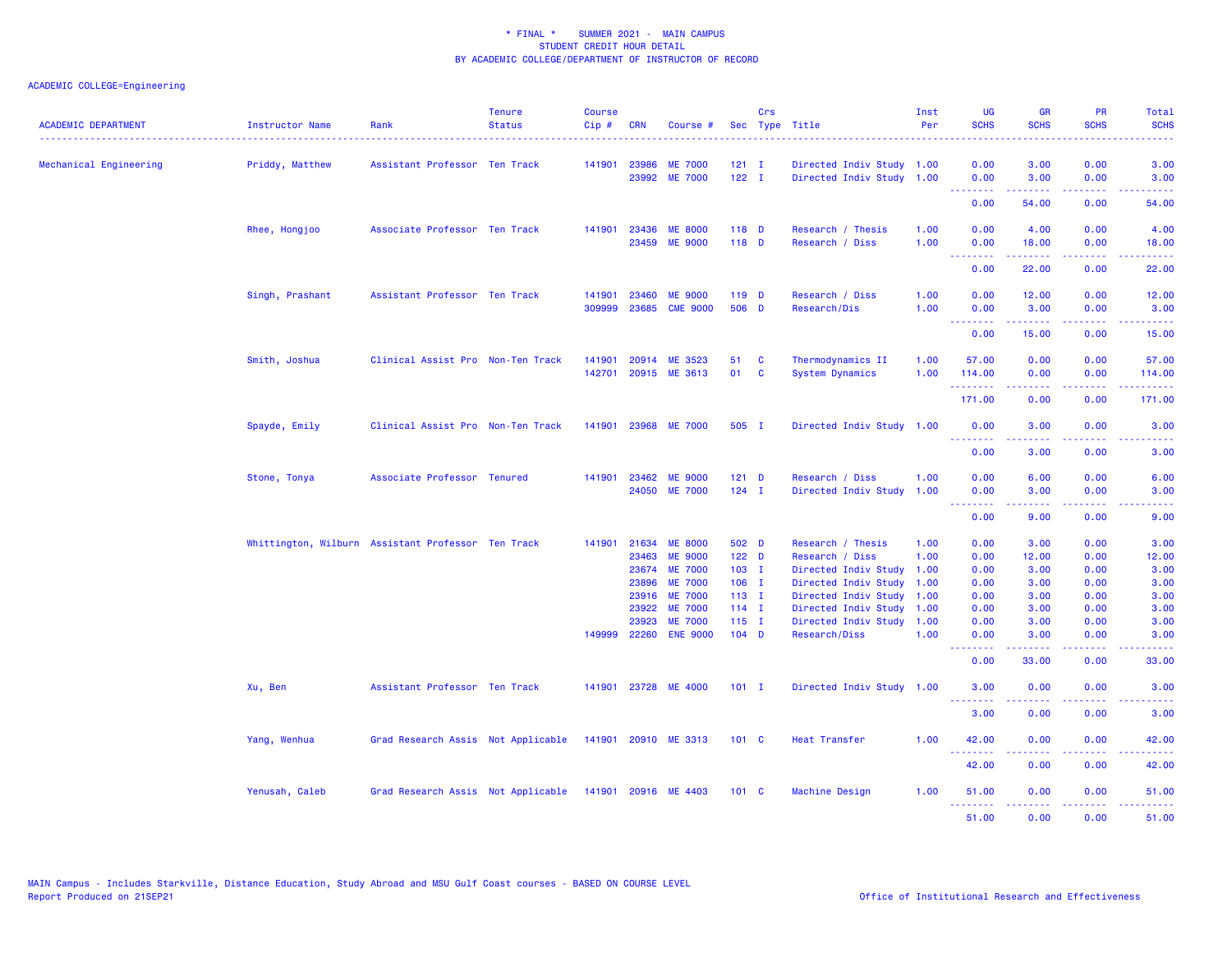\* FINAL \*    SUMMER 2021 -  MAIN CAMPUS
STUDENT CREDIT HOUR DETAIL
BY ACADEMIC COLLEGE/DEPARTMENT OF INSTRUCTOR OF RECORD

ACADEMIC COLLEGE=Engineering

| ACADEMIC DEPARTMENT | Instructor Name | Rank | Tenure Status | Course Cip # | CRN | Course # | Sec | Crs Type | Title | Inst Per | UG SCHS | GR SCHS | PR SCHS | Total SCHS |
|---|---|---|---|---|---|---|---|---|---|---|---|---|---|---|
| Mechanical Engineering | Priddy, Matthew | Assistant Professor | Ten Track | 141901 | 23986 | ME 7000 | 121 | I | Directed Indiv Study | 1.00 | 0.00 | 3.00 | 0.00 | 3.00 |
| | | | | | 23992 | ME 7000 | 122 | I | Directed Indiv Study | 1.00 | 0.00 | 3.00 | 0.00 | 3.00 |
| | | | | | | | | | | | 0.00 | 54.00 | 0.00 | 54.00 |
| | Rhee, Hongjoo | Associate Professor | Ten Track | 141901 | 23436 | ME 8000 | 118 | D | Research / Thesis | 1.00 | 0.00 | 4.00 | 0.00 | 4.00 |
| | | | | | 23459 | ME 9000 | 118 | D | Research / Diss | 1.00 | 0.00 | 18.00 | 0.00 | 18.00 |
| | | | | | | | | | | | 0.00 | 22.00 | 0.00 | 22.00 |
| | Singh, Prashant | Assistant Professor | Ten Track | 141901 | 23460 | ME 9000 | 119 | D | Research / Diss | 1.00 | 0.00 | 12.00 | 0.00 | 12.00 |
| | | | | 309999 | 23685 | CME 9000 | 506 | D | Research/Dis | 1.00 | 0.00 | 3.00 | 0.00 | 3.00 |
| | | | | | | | | | | | 0.00 | 15.00 | 0.00 | 15.00 |
| | Smith, Joshua | Clinical Assist Pro | Non-Ten Track | 141901 | 20914 | ME 3523 | 51 | C | Thermodynamics II | 1.00 | 57.00 | 0.00 | 0.00 | 57.00 |
| | | | | 142701 | 20915 | ME 3613 | 01 | C | System Dynamics | 1.00 | 114.00 | 0.00 | 0.00 | 114.00 |
| | | | | | | | | | | | 171.00 | 0.00 | 0.00 | 171.00 |
| | Spayde, Emily | Clinical Assist Pro | Non-Ten Track | 141901 | 23968 | ME 7000 | 505 | I | Directed Indiv Study | 1.00 | 0.00 | 3.00 | 0.00 | 3.00 |
| | | | | | | | | | | | 0.00 | 3.00 | 0.00 | 3.00 |
| | Stone, Tonya | Associate Professor | Tenured | 141901 | 23462 | ME 9000 | 121 | D | Research / Diss | 1.00 | 0.00 | 6.00 | 0.00 | 6.00 |
| | | | | | 24050 | ME 7000 | 124 | I | Directed Indiv Study | 1.00 | 0.00 | 3.00 | 0.00 | 3.00 |
| | | | | | | | | | | | 0.00 | 9.00 | 0.00 | 9.00 |
| | Whittington, Wilburn | Assistant Professor | Ten Track | 141901 | 21634 | ME 8000 | 502 | D | Research / Thesis | 1.00 | 0.00 | 3.00 | 0.00 | 3.00 |
| | | | | | 23463 | ME 9000 | 122 | D | Research / Diss | 1.00 | 0.00 | 12.00 | 0.00 | 12.00 |
| | | | | | 23674 | ME 7000 | 103 | I | Directed Indiv Study | 1.00 | 0.00 | 3.00 | 0.00 | 3.00 |
| | | | | | 23896 | ME 7000 | 106 | I | Directed Indiv Study | 1.00 | 0.00 | 3.00 | 0.00 | 3.00 |
| | | | | | 23916 | ME 7000 | 113 | I | Directed Indiv Study | 1.00 | 0.00 | 3.00 | 0.00 | 3.00 |
| | | | | | 23922 | ME 7000 | 114 | I | Directed Indiv Study | 1.00 | 0.00 | 3.00 | 0.00 | 3.00 |
| | | | | | 23923 | ME 7000 | 115 | I | Directed Indiv Study | 1.00 | 0.00 | 3.00 | 0.00 | 3.00 |
| | | | | 149999 | 22260 | ENE 9000 | 104 | D | Research/Diss | 1.00 | 0.00 | 3.00 | 0.00 | 3.00 |
| | | | | | | | | | | | 0.00 | 33.00 | 0.00 | 33.00 |
| | Xu, Ben | Assistant Professor | Ten Track | 141901 | 23728 | ME 4000 | 101 | I | Directed Indiv Study | 1.00 | 3.00 | 0.00 | 0.00 | 3.00 |
| | | | | | | | | | | | 3.00 | 0.00 | 0.00 | 3.00 |
| | Yang, Wenhua | Grad Research Assis | Not Applicable | 141901 | 20910 | ME 3313 | 101 | C | Heat Transfer | 1.00 | 42.00 | 0.00 | 0.00 | 42.00 |
| | | | | | | | | | | | 42.00 | 0.00 | 0.00 | 42.00 |
| | Yenusah, Caleb | Grad Research Assis | Not Applicable | 141901 | 20916 | ME 4403 | 101 | C | Machine Design | 1.00 | 51.00 | 0.00 | 0.00 | 51.00 |
| | | | | | | | | | | | 51.00 | 0.00 | 0.00 | 51.00 |

MAIN Campus - Includes Starkville, Distance Education, Study Abroad and MSU Gulf Coast courses - BASED ON COURSE LEVEL
Report Produced on 21SEP21

Office of Institutional Research and Effectiveness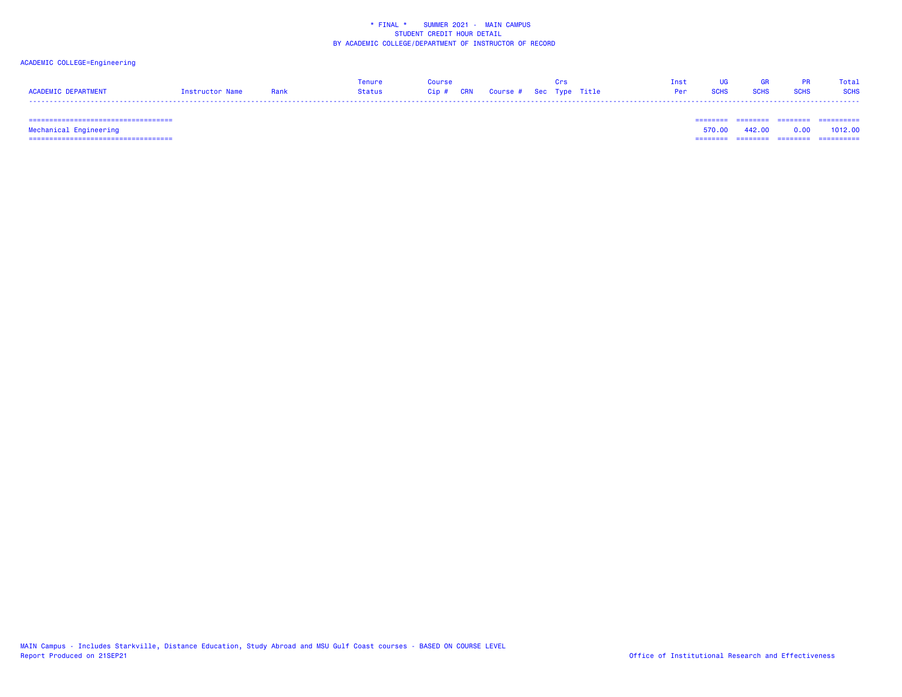* FINAL * SUMMER 2021 - MAIN CAMPUS
STUDENT CREDIT HOUR DETAIL
BY ACADEMIC COLLEGE/DEPARTMENT OF INSTRUCTOR OF RECORD

ACADEMIC COLLEGE=Engineering

| ACADEMIC DEPARTMENT | Instructor Name | Rank | Tenure Status | Course Cip # | CRN | Course # | Sec | Crs Type | Title | Inst Per | UG SCHS | GR SCHS | PR SCHS | Total SCHS |
|---|---|---|---|---|---|---|---|---|---|---|---|---|---|---|
| Mechanical Engineering | | | | | | | | | | | 570.00 | 442.00 | 0.00 | 1012.00 |

MAIN Campus - Includes Starkville, Distance Education, Study Abroad and MSU Gulf Coast courses - BASED ON COURSE LEVEL
Report Produced on 21SEP21

Office of Institutional Research and Effectiveness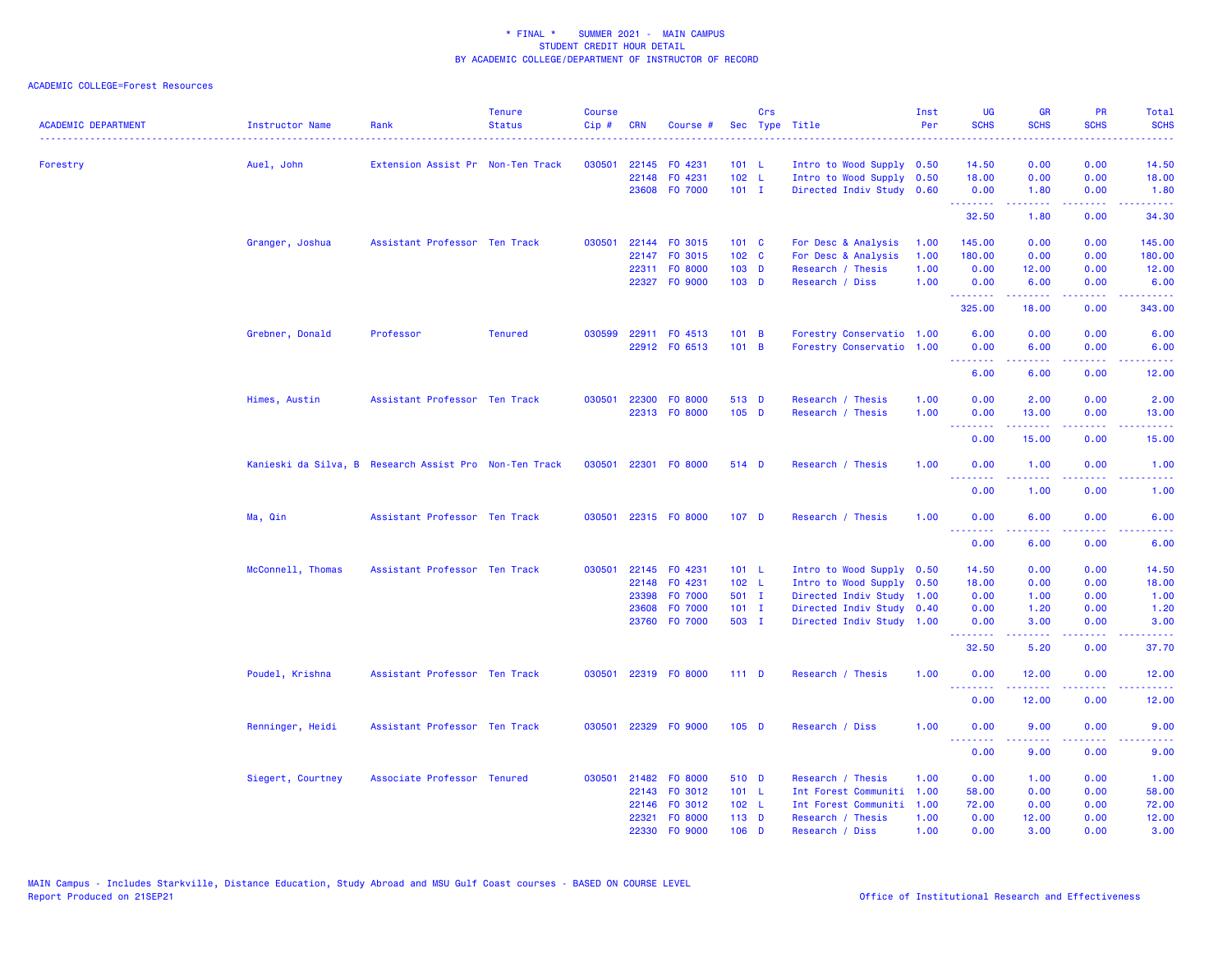\* FINAL \* SUMMER 2021 - MAIN CAMPUS
STUDENT CREDIT HOUR DETAIL
BY ACADEMIC COLLEGE/DEPARTMENT OF INSTRUCTOR OF RECORD

ACADEMIC COLLEGE=Forest Resources

| ACADEMIC DEPARTMENT | Instructor Name | Rank | Tenure Status | Course Cip # | CRN | Course # | Sec | Crs Type | Title | Inst Per | UG SCHS | GR SCHS | PR SCHS | Total SCHS |
|---|---|---|---|---|---|---|---|---|---|---|---|---|---|---|
| Forestry | Auel, John | Extension Assist Pr | Non-Ten Track | 030501 | 22145 | FO 4231 | 101 | L | Intro to Wood Supply | 0.50 | 14.50 | 0.00 | 0.00 | 14.50 |
| | | | | | 22148 | FO 4231 | 102 | L | Intro to Wood Supply | 0.50 | 18.00 | 0.00 | 0.00 | 18.00 |
| | | | | | 23608 | FO 7000 | 101 | I | Directed Indiv Study | 0.60 | 0.00 | 1.80 | 0.00 | 1.80 |
| | | | | | | | | | | | 32.50 | 1.80 | 0.00 | 34.30 |
| | Granger, Joshua | Assistant Professor | Ten Track | 030501 | 22144 | FO 3015 | 101 | C | For Desc & Analysis | 1.00 | 145.00 | 0.00 | 0.00 | 145.00 |
| | | | | | 22147 | FO 3015 | 102 | C | For Desc & Analysis | 1.00 | 180.00 | 0.00 | 0.00 | 180.00 |
| | | | | | 22311 | FO 8000 | 103 | D | Research / Thesis | 1.00 | 0.00 | 12.00 | 0.00 | 12.00 |
| | | | | | 22327 | FO 9000 | 103 | D | Research / Diss | 1.00 | 0.00 | 6.00 | 0.00 | 6.00 |
| | | | | | | | | | | | 325.00 | 18.00 | 0.00 | 343.00 |
| | Grebner, Donald | Professor | Tenured | 030599 | 22911 | FO 4513 | 101 | B | Forestry Conservatio | 1.00 | 6.00 | 0.00 | 0.00 | 6.00 |
| | | | | | 22912 | FO 6513 | 101 | B | Forestry Conservatio | 1.00 | 0.00 | 6.00 | 0.00 | 6.00 |
| | | | | | | | | | | | 6.00 | 6.00 | 0.00 | 12.00 |
| | Himes, Austin | Assistant Professor | Ten Track | 030501 | 22300 | FO 8000 | 513 | D | Research / Thesis | 1.00 | 0.00 | 2.00 | 0.00 | 2.00 |
| | | | | | 22313 | FO 8000 | 105 | D | Research / Thesis | 1.00 | 0.00 | 13.00 | 0.00 | 13.00 |
| | | | | | | | | | | | 0.00 | 15.00 | 0.00 | 15.00 |
| | Kanieski da Silva, B | Research Assist Pro | Non-Ten Track | 030501 | 22301 | FO 8000 | 514 | D | Research / Thesis | 1.00 | 0.00 | 1.00 | 0.00 | 1.00 |
| | | | | | | | | | | | 0.00 | 1.00 | 0.00 | 1.00 |
| | Ma, Qin | Assistant Professor | Ten Track | 030501 | 22315 | FO 8000 | 107 | D | Research / Thesis | 1.00 | 0.00 | 6.00 | 0.00 | 6.00 |
| | | | | | | | | | | | 0.00 | 6.00 | 0.00 | 6.00 |
| | McConnell, Thomas | Assistant Professor | Ten Track | 030501 | 22145 | FO 4231 | 101 | L | Intro to Wood Supply | 0.50 | 14.50 | 0.00 | 0.00 | 14.50 |
| | | | | | 22148 | FO 4231 | 102 | L | Intro to Wood Supply | 0.50 | 18.00 | 0.00 | 0.00 | 18.00 |
| | | | | | 23398 | FO 7000 | 501 | I | Directed Indiv Study | 1.00 | 0.00 | 1.00 | 0.00 | 1.00 |
| | | | | | 23608 | FO 7000 | 101 | I | Directed Indiv Study | 0.40 | 0.00 | 1.20 | 0.00 | 1.20 |
| | | | | | 23760 | FO 7000 | 503 | I | Directed Indiv Study | 1.00 | 0.00 | 3.00 | 0.00 | 3.00 |
| | | | | | | | | | | | 32.50 | 5.20 | 0.00 | 37.70 |
| | Poudel, Krishna | Assistant Professor | Ten Track | 030501 | 22319 | FO 8000 | 111 | D | Research / Thesis | 1.00 | 0.00 | 12.00 | 0.00 | 12.00 |
| | | | | | | | | | | | 0.00 | 12.00 | 0.00 | 12.00 |
| | Renninger, Heidi | Assistant Professor | Ten Track | 030501 | 22329 | FO 9000 | 105 | D | Research / Diss | 1.00 | 0.00 | 9.00 | 0.00 | 9.00 |
| | | | | | | | | | | | 0.00 | 9.00 | 0.00 | 9.00 |
| | Siegert, Courtney | Associate Professor | Tenured | 030501 | 21482 | FO 8000 | 510 | D | Research / Thesis | 1.00 | 0.00 | 1.00 | 0.00 | 1.00 |
| | | | | | 22143 | FO 3012 | 101 | L | Int Forest Communiti | 1.00 | 58.00 | 0.00 | 0.00 | 58.00 |
| | | | | | 22146 | FO 3012 | 102 | L | Int Forest Communiti | 1.00 | 72.00 | 0.00 | 0.00 | 72.00 |
| | | | | | 22321 | FO 8000 | 113 | D | Research / Thesis | 1.00 | 0.00 | 12.00 | 0.00 | 12.00 |
| | | | | | 22330 | FO 9000 | 106 | D | Research / Diss | 1.00 | 0.00 | 3.00 | 0.00 | 3.00 |

MAIN Campus - Includes Starkville, Distance Education, Study Abroad and MSU Gulf Coast courses - BASED ON COURSE LEVEL
Report Produced on 21SEP21

Office of Institutional Research and Effectiveness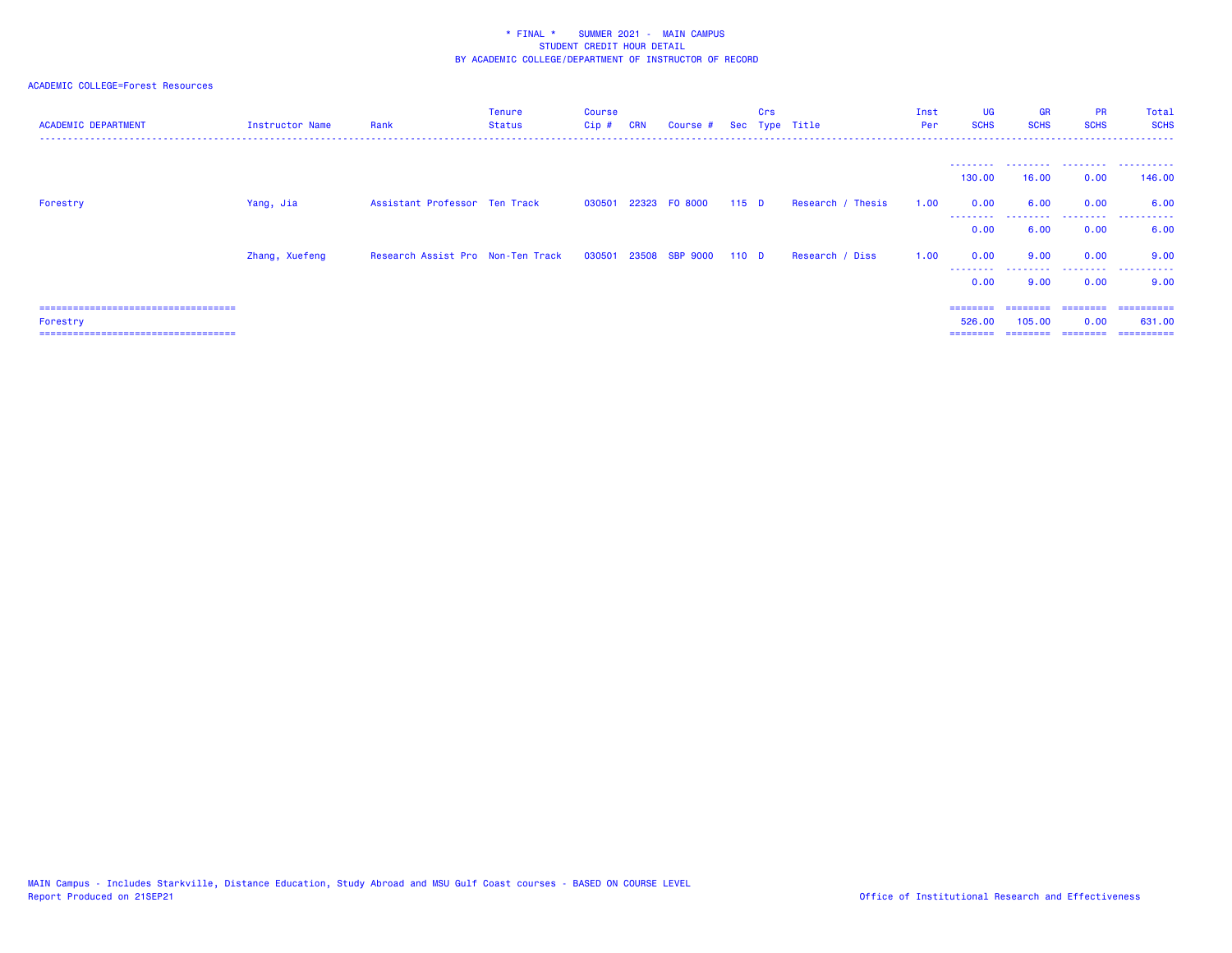\* FINAL \*    SUMMER 2021 -  MAIN CAMPUS
STUDENT CREDIT HOUR DETAIL
BY ACADEMIC COLLEGE/DEPARTMENT OF INSTRUCTOR OF RECORD

ACADEMIC COLLEGE=Forest Resources

| ACADEMIC DEPARTMENT | Instructor Name | Rank | Tenure Status | Course Cip # | CRN | Course # | Sec | Crs Type | Title | Inst Per | UG SCHS | GR SCHS | PR SCHS | Total SCHS |
|---|---|---|---|---|---|---|---|---|---|---|---|---|---|---|
| | | | | | | | | | | | 130.00 | 16.00 | 0.00 | 146.00 |
| Forestry | Yang, Jia | Assistant Professor | Ten Track | 030501 | 22323 | FO 8000 | 115 | D | Research / Thesis | 1.00 | 0.00 | 6.00 | 0.00 | 6.00 |
| | | | | | | | | | | | 0.00 | 6.00 | 0.00 | 6.00 |
| | Zhang, Xuefeng | Research Assist Pro | Non-Ten Track | 030501 | 23508 | SBP 9000 | 110 | D | Research / Diss | 1.00 | 0.00 | 9.00 | 0.00 | 9.00 |
| | | | | | | | | | | | 0.00 | 9.00 | 0.00 | 9.00 |
| Forestry | | | | | | | | | | | 526.00 | 105.00 | 0.00 | 631.00 |

MAIN Campus - Includes Starkville, Distance Education, Study Abroad and MSU Gulf Coast courses - BASED ON COURSE LEVEL
Report Produced on 21SEP21

Office of Institutional Research and Effectiveness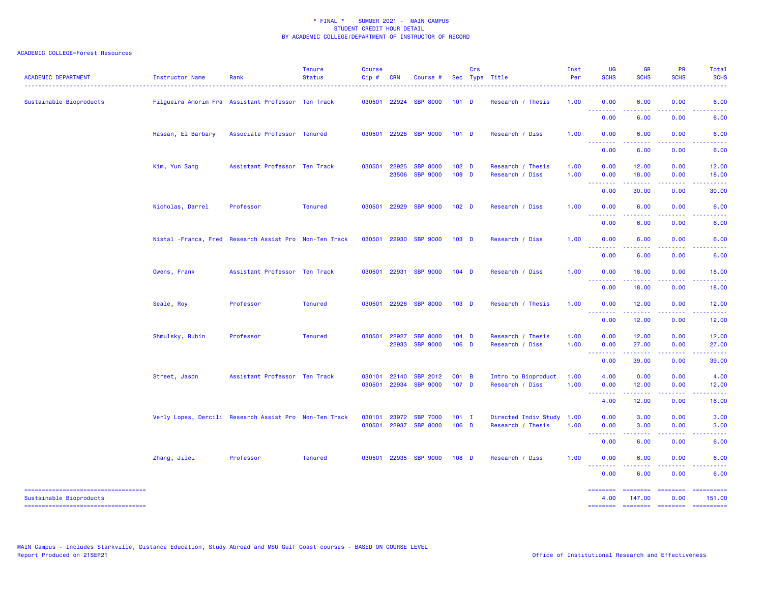\* FINAL \*    SUMMER 2021 -  MAIN CAMPUS
STUDENT CREDIT HOUR DETAIL
BY ACADEMIC COLLEGE/DEPARTMENT OF INSTRUCTOR OF RECORD

ACADEMIC COLLEGE=Forest Resources

| ACADEMIC DEPARTMENT | Instructor Name | Rank | Tenure Status | Course Cip # | CRN | Course # | Sec | Crs Type | Title | Inst Per | UG SCHS | GR SCHS | PR SCHS | Total SCHS |
|---|---|---|---|---|---|---|---|---|---|---|---|---|---|---|
| Sustainable Bioproducts | Filgueira Amorim Fra | Assistant Professor | Ten Track | 030501 | 22924 | SBP 8000 | 101 | D | Research / Thesis | 1.00 | 0.00 | 6.00 | 0.00 | 6.00 |
| | | | | | | | | | | | 0.00 | 6.00 | 0.00 | 6.00 |
| | Hassan, El Barbary | Associate Professor | Tenured | 030501 | 22928 | SBP 9000 | 101 | D | Research / Diss | 1.00 | 0.00 | 6.00 | 0.00 | 6.00 |
| | | | | | | | | | | | 0.00 | 6.00 | 0.00 | 6.00 |
| | Kim, Yun Sang | Assistant Professor | Ten Track | 030501 | 22925 | SBP 8000 | 102 | D | Research / Thesis | 1.00 | 0.00 | 12.00 | 0.00 | 12.00 |
| | | | | | 23506 | SBP 9000 | 109 | D | Research / Diss | 1.00 | 0.00 | 18.00 | 0.00 | 18.00 |
| | | | | | | | | | | | 0.00 | 30.00 | 0.00 | 30.00 |
| | Nicholas, Darrel | Professor | Tenured | 030501 | 22929 | SBP 9000 | 102 | D | Research / Diss | 1.00 | 0.00 | 6.00 | 0.00 | 6.00 |
| | | | | | | | | | | | 0.00 | 6.00 | 0.00 | 6.00 |
| | Nistal -Franca, Fred | Research Assist Pro | Non-Ten Track | 030501 | 22930 | SBP 9000 | 103 | D | Research / Diss | 1.00 | 0.00 | 6.00 | 0.00 | 6.00 |
| | | | | | | | | | | | 0.00 | 6.00 | 0.00 | 6.00 |
| | Owens, Frank | Assistant Professor | Ten Track | 030501 | 22931 | SBP 9000 | 104 | D | Research / Diss | 1.00 | 0.00 | 18.00 | 0.00 | 18.00 |
| | | | | | | | | | | | 0.00 | 18.00 | 0.00 | 18.00 |
| | Seale, Roy | Professor | Tenured | 030501 | 22926 | SBP 8000 | 103 | D | Research / Thesis | 1.00 | 0.00 | 12.00 | 0.00 | 12.00 |
| | | | | | | | | | | | 0.00 | 12.00 | 0.00 | 12.00 |
| | Shmulsky, Rubin | Professor | Tenured | 030501 | 22927 | SBP 8000 | 104 | D | Research / Thesis | 1.00 | 0.00 | 12.00 | 0.00 | 12.00 |
| | | | | | 22933 | SBP 9000 | 106 | D | Research / Diss | 1.00 | 0.00 | 27.00 | 0.00 | 27.00 |
| | | | | | | | | | | | 0.00 | 39.00 | 0.00 | 39.00 |
| | Street, Jason | Assistant Professor | Ten Track | 030101 | 22140 | SBP 2012 | 001 | B | Intro to Bioproduct | 1.00 | 4.00 | 0.00 | 0.00 | 4.00 |
| | | | | 030501 | 22934 | SBP 9000 | 107 | D | Research / Diss | 1.00 | 0.00 | 12.00 | 0.00 | 12.00 |
| | | | | | | | | | | | 4.00 | 12.00 | 0.00 | 16.00 |
| | Verly Lopes, Dercili | Research Assist Pro | Non-Ten Track | 030101 | 23972 | SBP 7000 | 101 | I | Directed Indiv Study | 1.00 | 0.00 | 3.00 | 0.00 | 3.00 |
| | | | | 030501 | 22937 | SBP 8000 | 106 | D | Research / Thesis | 1.00 | 0.00 | 3.00 | 0.00 | 3.00 |
| | | | | | | | | | | | 0.00 | 6.00 | 0.00 | 6.00 |
| | Zhang, Jilei | Professor | Tenured | 030501 | 22935 | SBP 9000 | 108 | D | Research / Diss | 1.00 | 0.00 | 6.00 | 0.00 | 6.00 |
| | | | | | | | | | | | 0.00 | 6.00 | 0.00 | 6.00 |
| Sustainable Bioproducts | | | | | | | | | | | 4.00 | 147.00 | 0.00 | 151.00 |

MAIN Campus - Includes Starkville, Distance Education, Study Abroad and MSU Gulf Coast courses - BASED ON COURSE LEVEL
Report Produced on 21SEP21

Office of Institutional Research and Effectiveness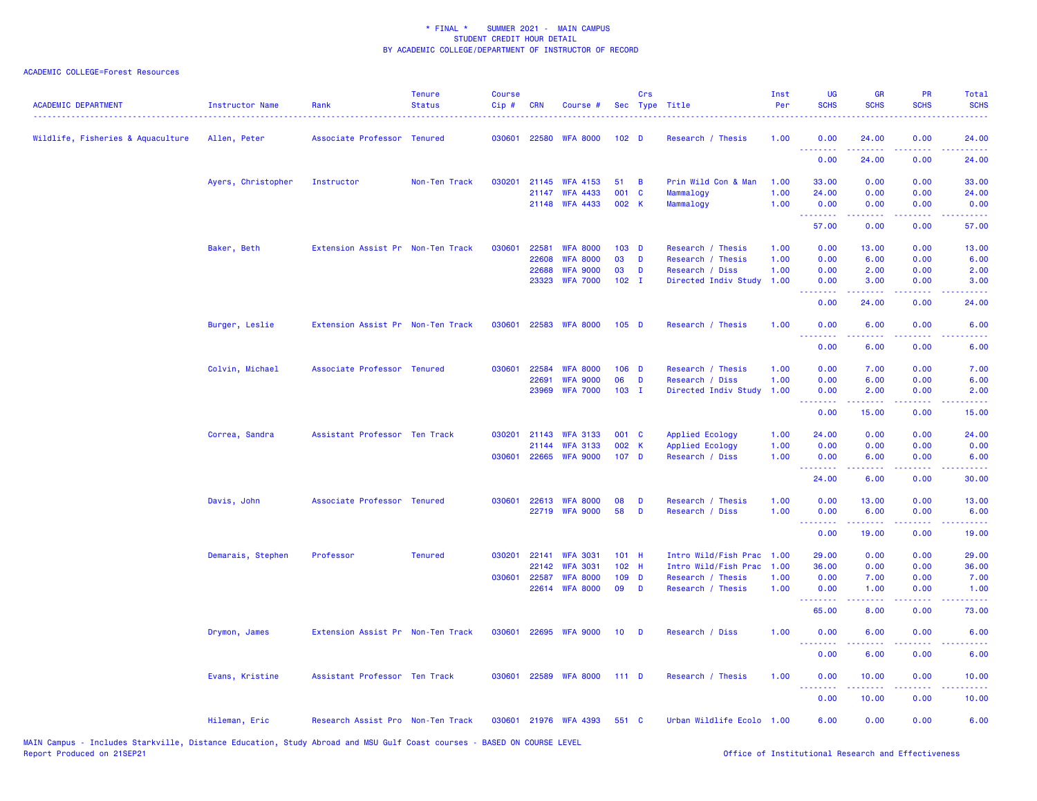\* FINAL \*    SUMMER 2021 -  MAIN CAMPUS
STUDENT CREDIT HOUR DETAIL
BY ACADEMIC COLLEGE/DEPARTMENT OF INSTRUCTOR OF RECORD

ACADEMIC COLLEGE=Forest Resources

| ACADEMIC DEPARTMENT | Instructor Name | Rank | Tenure Status | Course Cip # | CRN | Course # | Sec | Crs Type | Title | Inst Per | UG SCHS | GR SCHS | PR SCHS | Total SCHS |
|---|---|---|---|---|---|---|---|---|---|---|---|---|---|---|
| Wildlife, Fisheries & Aquaculture | Allen, Peter | Associate Professor | Tenured | 030601 | 22580 | WFA 8000 | 102 | D | Research / Thesis | 1.00 | 0.00 | 24.00 | 0.00 | 24.00 |
| | | | | | | | | | | | 0.00 | 24.00 | 0.00 | 24.00 |
| | Ayers, Christopher | Instructor | Non-Ten Track | 030201 | 21145 | WFA 4153 | 51 | B | Prin Wild Con & Man | 1.00 | 33.00 | 0.00 | 0.00 | 33.00 |
| | | | | | 21147 | WFA 4433 | 001 | C | Mammalogy | 1.00 | 24.00 | 0.00 | 0.00 | 24.00 |
| | | | | | 21148 | WFA 4433 | 002 | K | Mammalogy | 1.00 | 0.00 | 0.00 | 0.00 | 0.00 |
| | | | | | | | | | | | 57.00 | 0.00 | 0.00 | 57.00 |
| | Baker, Beth | Extension Assist Pr | Non-Ten Track | 030601 | 22581 | WFA 8000 | 103 | D | Research / Thesis | 1.00 | 0.00 | 13.00 | 0.00 | 13.00 |
| | | | | | 22608 | WFA 8000 | 03 | D | Research / Thesis | 1.00 | 0.00 | 6.00 | 0.00 | 6.00 |
| | | | | | 22688 | WFA 9000 | 03 | D | Research / Diss | 1.00 | 0.00 | 2.00 | 0.00 | 2.00 |
| | | | | | 23323 | WFA 7000 | 102 | I | Directed Indiv Study | 1.00 | 0.00 | 3.00 | 0.00 | 3.00 |
| | | | | | | | | | | | 0.00 | 24.00 | 0.00 | 24.00 |
| | Burger, Leslie | Extension Assist Pr | Non-Ten Track | 030601 | 22583 | WFA 8000 | 105 | D | Research / Thesis | 1.00 | 0.00 | 6.00 | 0.00 | 6.00 |
| | | | | | | | | | | | 0.00 | 6.00 | 0.00 | 6.00 |
| | Colvin, Michael | Associate Professor | Tenured | 030601 | 22584 | WFA 8000 | 106 | D | Research / Thesis | 1.00 | 0.00 | 7.00 | 0.00 | 7.00 |
| | | | | | 22691 | WFA 9000 | 06 | D | Research / Diss | 1.00 | 0.00 | 6.00 | 0.00 | 6.00 |
| | | | | | 23969 | WFA 7000 | 103 | I | Directed Indiv Study | 1.00 | 0.00 | 2.00 | 0.00 | 2.00 |
| | | | | | | | | | | | 0.00 | 15.00 | 0.00 | 15.00 |
| | Correa, Sandra | Assistant Professor | Ten Track | 030201 | 21143 | WFA 3133 | 001 | C | Applied Ecology | 1.00 | 24.00 | 0.00 | 0.00 | 24.00 |
| | | | | | 21144 | WFA 3133 | 002 | K | Applied Ecology | 1.00 | 0.00 | 0.00 | 0.00 | 0.00 |
| | | | | 030601 | 22665 | WFA 9000 | 107 | D | Research / Diss | 1.00 | 0.00 | 6.00 | 0.00 | 6.00 |
| | | | | | | | | | | | 24.00 | 6.00 | 0.00 | 30.00 |
| | Davis, John | Associate Professor | Tenured | 030601 | 22613 | WFA 8000 | 08 | D | Research / Thesis | 1.00 | 0.00 | 13.00 | 0.00 | 13.00 |
| | | | | | 22719 | WFA 9000 | 58 | D | Research / Diss | 1.00 | 0.00 | 6.00 | 0.00 | 6.00 |
| | | | | | | | | | | | 0.00 | 19.00 | 0.00 | 19.00 |
| | Demarais, Stephen | Professor | Tenured | 030201 | 22141 | WFA 3031 | 101 | H | Intro Wild/Fish Prac | 1.00 | 29.00 | 0.00 | 0.00 | 29.00 |
| | | | | | 22142 | WFA 3031 | 102 | H | Intro Wild/Fish Prac | 1.00 | 36.00 | 0.00 | 0.00 | 36.00 |
| | | | | 030601 | 22587 | WFA 8000 | 109 | D | Research / Thesis | 1.00 | 0.00 | 7.00 | 0.00 | 7.00 |
| | | | | | 22614 | WFA 8000 | 09 | D | Research / Thesis | 1.00 | 0.00 | 1.00 | 0.00 | 1.00 |
| | | | | | | | | | | | 65.00 | 8.00 | 0.00 | 73.00 |
| | Drymon, James | Extension Assist Pr | Non-Ten Track | 030601 | 22695 | WFA 9000 | 10 | D | Research / Diss | 1.00 | 0.00 | 6.00 | 0.00 | 6.00 |
| | | | | | | | | | | | 0.00 | 6.00 | 0.00 | 6.00 |
| | Evans, Kristine | Assistant Professor | Ten Track | 030601 | 22589 | WFA 8000 | 111 | D | Research / Thesis | 1.00 | 0.00 | 10.00 | 0.00 | 10.00 |
| | | | | | | | | | | | 0.00 | 10.00 | 0.00 | 10.00 |
| | Hileman, Eric | Research Assist Pro | Non-Ten Track | 030601 | 21976 | WFA 4393 | 551 | C | Urban Wildlife Ecolo | 1.00 | 6.00 | 0.00 | 0.00 | 6.00 |

MAIN Campus - Includes Starkville, Distance Education, Study Abroad and MSU Gulf Coast courses - BASED ON COURSE LEVEL
Report Produced on 21SEP21

Office of Institutional Research and Effectiveness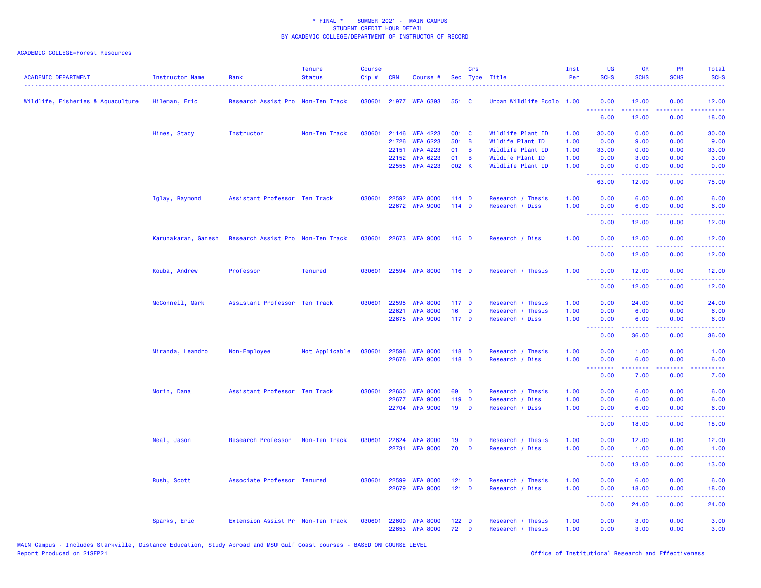\* FINAL \* SUMMER 2021 - MAIN CAMPUS
STUDENT CREDIT HOUR DETAIL
BY ACADEMIC COLLEGE/DEPARTMENT OF INSTRUCTOR OF RECORD

ACADEMIC COLLEGE=Forest Resources

| ACADEMIC DEPARTMENT | Instructor Name | Rank | Tenure Status | Course Cip # | CRN | Course # | Sec | Crs Type | Title | Inst Per | UG SCHS | GR SCHS | PR SCHS | Total SCHS |
|---|---|---|---|---|---|---|---|---|---|---|---|---|---|---|
| Wildlife, Fisheries & Aquaculture | Hileman, Eric | Research Assist Pro | Non-Ten Track | 030601 | 21977 | WFA 6393 | 551 | C | Urban Wildlife Ecolo | 1.00 | 0.00 | 12.00 | 0.00 | 12.00 |
| | | | | | | | | | | | 6.00 | 12.00 | 0.00 | 18.00 |
| | Hines, Stacy | Instructor | Non-Ten Track | 030601 | 21146 | WFA 4223 | 001 | C | Wildlife Plant ID | 1.00 | 30.00 | 0.00 | 0.00 | 30.00 |
| | | | | | 21726 | WFA 6223 | 501 | B | Wildlife Plant ID | 1.00 | 0.00 | 9.00 | 0.00 | 9.00 |
| | | | | | 22151 | WFA 4223 | 01 | B | Wildlife Plant ID | 1.00 | 33.00 | 0.00 | 0.00 | 33.00 |
| | | | | | 22152 | WFA 6223 | 01 | B | Wildlife Plant ID | 1.00 | 0.00 | 3.00 | 0.00 | 3.00 |
| | | | | | 22555 | WFA 4223 | 002 | K | Wildlife Plant ID | 1.00 | 0.00 | 0.00 | 0.00 | 0.00 |
| | | | | | | | | | | | 63.00 | 12.00 | 0.00 | 75.00 |
| | Iglay, Raymond | Assistant Professor | Ten Track | 030601 | 22592 | WFA 8000 | 114 | D | Research / Thesis | 1.00 | 0.00 | 6.00 | 0.00 | 6.00 |
| | | | | | 22672 | WFA 9000 | 114 | D | Research / Diss | 1.00 | 0.00 | 6.00 | 0.00 | 6.00 |
| | | | | | | | | | | | 0.00 | 12.00 | 0.00 | 12.00 |
| | Karunakaran, Ganesh | Research Assist Pro | Non-Ten Track | 030601 | 22673 | WFA 9000 | 115 | D | Research / Diss | 1.00 | 0.00 | 12.00 | 0.00 | 12.00 |
| | | | | | | | | | | | 0.00 | 12.00 | 0.00 | 12.00 |
| | Kouba, Andrew | Professor | Tenured | 030601 | 22594 | WFA 8000 | 116 | D | Research / Thesis | 1.00 | 0.00 | 12.00 | 0.00 | 12.00 |
| | | | | | | | | | | | 0.00 | 12.00 | 0.00 | 12.00 |
| | McConnell, Mark | Assistant Professor | Ten Track | 030601 | 22595 | WFA 8000 | 117 | D | Research / Thesis | 1.00 | 0.00 | 24.00 | 0.00 | 24.00 |
| | | | | | 22621 | WFA 8000 | 16 | D | Research / Thesis | 1.00 | 0.00 | 6.00 | 0.00 | 6.00 |
| | | | | | 22675 | WFA 9000 | 117 | D | Research / Diss | 1.00 | 0.00 | 6.00 | 0.00 | 6.00 |
| | | | | | | | | | | | 0.00 | 36.00 | 0.00 | 36.00 |
| | Miranda, Leandro | Non-Employee | Not Applicable | 030601 | 22596 | WFA 8000 | 118 | D | Research / Thesis | 1.00 | 0.00 | 1.00 | 0.00 | 1.00 |
| | | | | | 22676 | WFA 9000 | 118 | D | Research / Diss | 1.00 | 0.00 | 6.00 | 0.00 | 6.00 |
| | | | | | | | | | | | 0.00 | 7.00 | 0.00 | 7.00 |
| | Morin, Dana | Assistant Professor | Ten Track | 030601 | 22650 | WFA 8000 | 69 | D | Research / Thesis | 1.00 | 0.00 | 6.00 | 0.00 | 6.00 |
| | | | | | 22677 | WFA 9000 | 119 | D | Research / Diss | 1.00 | 0.00 | 6.00 | 0.00 | 6.00 |
| | | | | | 22704 | WFA 9000 | 19 | D | Research / Diss | 1.00 | 0.00 | 6.00 | 0.00 | 6.00 |
| | | | | | | | | | | | 0.00 | 18.00 | 0.00 | 18.00 |
| | Neal, Jason | Research Professor | Non-Ten Track | 030601 | 22624 | WFA 8000 | 19 | D | Research / Thesis | 1.00 | 0.00 | 12.00 | 0.00 | 12.00 |
| | | | | | 22731 | WFA 9000 | 70 | D | Research / Diss | 1.00 | 0.00 | 1.00 | 0.00 | 1.00 |
| | | | | | | | | | | | 0.00 | 13.00 | 0.00 | 13.00 |
| | Rush, Scott | Associate Professor | Tenured | 030601 | 22599 | WFA 8000 | 121 | D | Research / Thesis | 1.00 | 0.00 | 6.00 | 0.00 | 6.00 |
| | | | | | 22679 | WFA 9000 | 121 | D | Research / Diss | 1.00 | 0.00 | 18.00 | 0.00 | 18.00 |
| | | | | | | | | | | | 0.00 | 24.00 | 0.00 | 24.00 |
| | Sparks, Eric | Extension Assist Pr | Non-Ten Track | 030601 | 22600 | WFA 8000 | 122 | D | Research / Thesis | 1.00 | 0.00 | 3.00 | 0.00 | 3.00 |
| | | | | | 22653 | WFA 8000 | 72 | D | Research / Thesis | 1.00 | 0.00 | 3.00 | 0.00 | 3.00 |

MAIN Campus - Includes Starkville, Distance Education, Study Abroad and MSU Gulf Coast courses - BASED ON COURSE LEVEL
Report Produced on 21SEP21

Office of Institutional Research and Effectiveness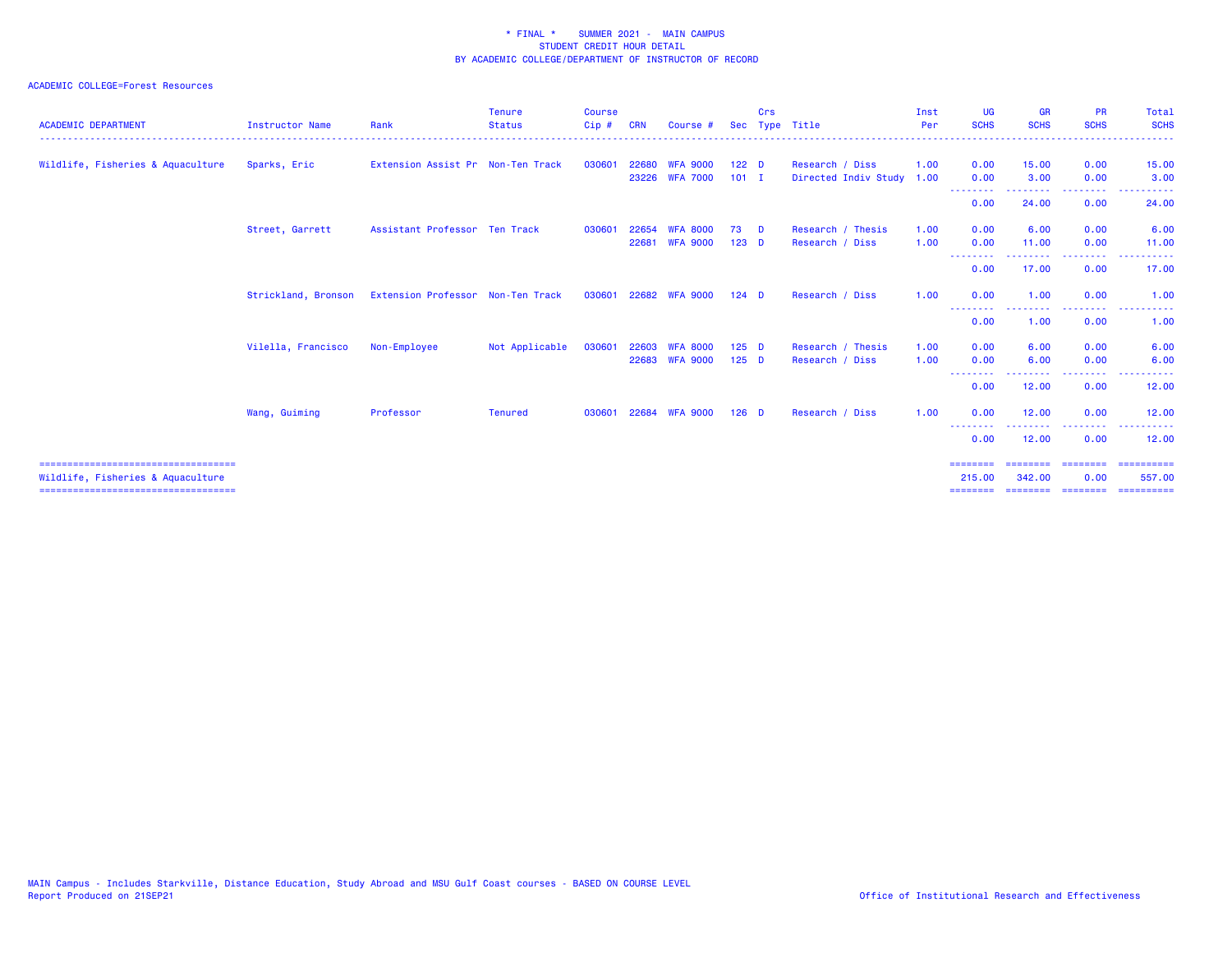\* FINAL \* SUMMER 2021 - MAIN CAMPUS
STUDENT CREDIT HOUR DETAIL
BY ACADEMIC COLLEGE/DEPARTMENT OF INSTRUCTOR OF RECORD

ACADEMIC COLLEGE=Forest Resources

| ACADEMIC DEPARTMENT | Instructor Name | Rank | Tenure Status | Course Cip # | CRN | Course # | Sec | Crs Type | Title | Inst Per | UG SCHS | GR SCHS | PR SCHS | Total SCHS |
|---|---|---|---|---|---|---|---|---|---|---|---|---|---|---|
| Wildlife, Fisheries & Aquaculture | Sparks, Eric | Extension Assist Pr | Non-Ten Track | 030601 | 22680 | WFA 9000 | 122 | D | Research / Diss | 1.00 | 0.00 | 15.00 | 0.00 | 15.00 |
| | | | | | 23226 | WFA 7000 | 101 | I | Directed Indiv Study | 1.00 | 0.00 | 3.00 | 0.00 | 3.00 |
| | | | | | | | | | | | 0.00 | 24.00 | 0.00 | 24.00 |
| | Street, Garrett | Assistant Professor | Ten Track | 030601 | 22654 | WFA 8000 | 73 | D | Research / Thesis | 1.00 | 0.00 | 6.00 | 0.00 | 6.00 |
| | | | | | 22681 | WFA 9000 | 123 | D | Research / Diss | 1.00 | 0.00 | 11.00 | 0.00 | 11.00 |
| | | | | | | | | | | | 0.00 | 17.00 | 0.00 | 17.00 |
| | Strickland, Bronson | Extension Professor | Non-Ten Track | 030601 | 22682 | WFA 9000 | 124 | D | Research / Diss | 1.00 | 0.00 | 1.00 | 0.00 | 1.00 |
| | | | | | | | | | | | 0.00 | 1.00 | 0.00 | 1.00 |
| | Vilella, Francisco | Non-Employee | Not Applicable | 030601 | 22603 | WFA 8000 | 125 | D | Research / Thesis | 1.00 | 0.00 | 6.00 | 0.00 | 6.00 |
| | | | | | 22683 | WFA 9000 | 125 | D | Research / Diss | 1.00 | 0.00 | 6.00 | 0.00 | 6.00 |
| | | | | | | | | | | | 0.00 | 12.00 | 0.00 | 12.00 |
| | Wang, Guiming | Professor | Tenured | 030601 | 22684 | WFA 9000 | 126 | D | Research / Diss | 1.00 | 0.00 | 12.00 | 0.00 | 12.00 |
| | | | | | | | | | | | 0.00 | 12.00 | 0.00 | 12.00 |
| Wildlife, Fisheries & Aquaculture | | | | | | | | | | | 215.00 | 342.00 | 0.00 | 557.00 |

MAIN Campus - Includes Starkville, Distance Education, Study Abroad and MSU Gulf Coast courses - BASED ON COURSE LEVEL
Report Produced on 21SEP21

Office of Institutional Research and Effectiveness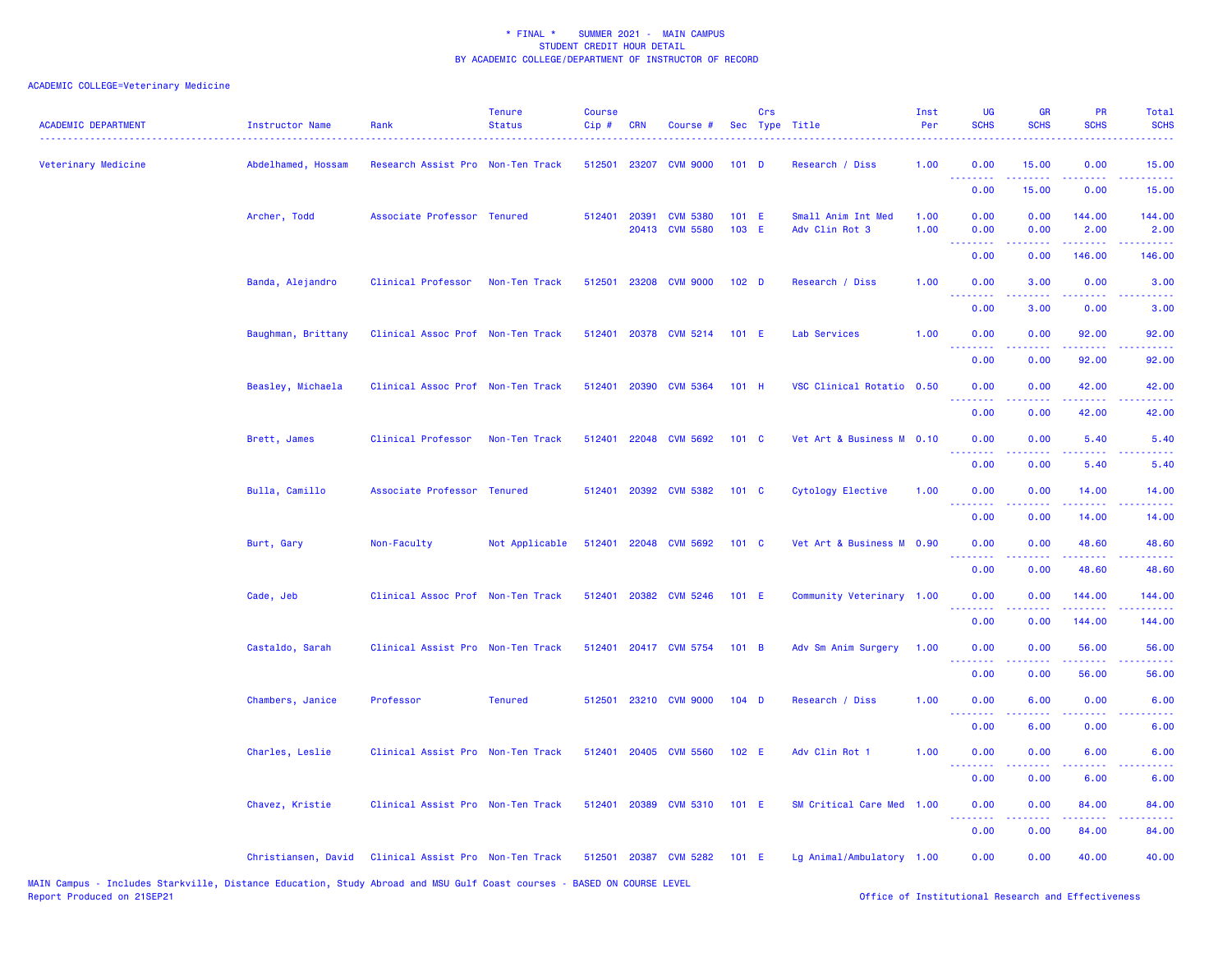\* FINAL \*    SUMMER 2021 -  MAIN CAMPUS
STUDENT CREDIT HOUR DETAIL
BY ACADEMIC COLLEGE/DEPARTMENT OF INSTRUCTOR OF RECORD

ACADEMIC COLLEGE=Veterinary Medicine

| ACADEMIC DEPARTMENT | Instructor Name | Rank | Tenure Status | Course Cip # | CRN | Course # | Sec | Crs Type | Title | Inst Per | UG SCHS | GR SCHS | PR SCHS | Total SCHS |
|---|---|---|---|---|---|---|---|---|---|---|---|---|---|---|
| Veterinary Medicine | Abdelhamed, Hossam | Research Assist Pro | Non-Ten Track | 512501 | 23207 | CVM 9000 | 101 | D | Research / Diss | 1.00 | 0.00 | 15.00 | 0.00 | 15.00 |
| | | | | | | | | | | | 0.00 | 15.00 | 0.00 | 15.00 |
| | Archer, Todd | Associate Professor | Tenured | 512401 | 20391 | CVM 5380 | 101 | E | Small Anim Int Med | 1.00 | 0.00 | 0.00 | 144.00 | 144.00 |
| | | | | | 20413 | CVM 5580 | 103 | E | Adv Clin Rot 3 | 1.00 | 0.00 | 0.00 | 2.00 | 2.00 |
| | | | | | | | | | | | 0.00 | 0.00 | 146.00 | 146.00 |
| | Banda, Alejandro | Clinical Professor | Non-Ten Track | 512501 | 23208 | CVM 9000 | 102 | D | Research / Diss | 1.00 | 0.00 | 3.00 | 0.00 | 3.00 |
| | | | | | | | | | | | 0.00 | 3.00 | 0.00 | 3.00 |
| | Baughman, Brittany | Clinical Assoc Prof | Non-Ten Track | 512401 | 20378 | CVM 5214 | 101 | E | Lab Services | 1.00 | 0.00 | 0.00 | 92.00 | 92.00 |
| | | | | | | | | | | | 0.00 | 0.00 | 92.00 | 92.00 |
| | Beasley, Michaela | Clinical Assoc Prof | Non-Ten Track | 512401 | 20390 | CVM 5364 | 101 | H | VSC Clinical Rotatio | 0.50 | 0.00 | 0.00 | 42.00 | 42.00 |
| | | | | | | | | | | | 0.00 | 0.00 | 42.00 | 42.00 |
| | Brett, James | Clinical Professor | Non-Ten Track | 512401 | 22048 | CVM 5692 | 101 | C | Vet Art & Business M | 0.10 | 0.00 | 0.00 | 5.40 | 5.40 |
| | | | | | | | | | | | 0.00 | 0.00 | 5.40 | 5.40 |
| | Bulla, Camillo | Associate Professor | Tenured | 512401 | 20392 | CVM 5382 | 101 | C | Cytology Elective | 1.00 | 0.00 | 0.00 | 14.00 | 14.00 |
| | | | | | | | | | | | 0.00 | 0.00 | 14.00 | 14.00 |
| | Burt, Gary | Non-Faculty | Not Applicable | 512401 | 22048 | CVM 5692 | 101 | C | Vet Art & Business M | 0.90 | 0.00 | 0.00 | 48.60 | 48.60 |
| | | | | | | | | | | | 0.00 | 0.00 | 48.60 | 48.60 |
| | Cade, Jeb | Clinical Assoc Prof | Non-Ten Track | 512401 | 20382 | CVM 5246 | 101 | E | Community Veterinary | 1.00 | 0.00 | 0.00 | 144.00 | 144.00 |
| | | | | | | | | | | | 0.00 | 0.00 | 144.00 | 144.00 |
| | Castaldo, Sarah | Clinical Assist Pro | Non-Ten Track | 512401 | 20417 | CVM 5754 | 101 | B | Adv Sm Anim Surgery | 1.00 | 0.00 | 0.00 | 56.00 | 56.00 |
| | | | | | | | | | | | 0.00 | 0.00 | 56.00 | 56.00 |
| | Chambers, Janice | Professor | Tenured | 512501 | 23210 | CVM 9000 | 104 | D | Research / Diss | 1.00 | 0.00 | 6.00 | 0.00 | 6.00 |
| | | | | | | | | | | | 0.00 | 6.00 | 0.00 | 6.00 |
| | Charles, Leslie | Clinical Assist Pro | Non-Ten Track | 512401 | 20405 | CVM 5560 | 102 | E | Adv Clin Rot 1 | 1.00 | 0.00 | 0.00 | 6.00 | 6.00 |
| | | | | | | | | | | | 0.00 | 0.00 | 6.00 | 6.00 |
| | Chavez, Kristie | Clinical Assist Pro | Non-Ten Track | 512401 | 20389 | CVM 5310 | 101 | E | SM Critical Care Med | 1.00 | 0.00 | 0.00 | 84.00 | 84.00 |
| | | | | | | | | | | | 0.00 | 0.00 | 84.00 | 84.00 |
| | Christiansen, David | Clinical Assist Pro | Non-Ten Track | 512501 | 20387 | CVM 5282 | 101 | E | Lg Animal/Ambulatory | 1.00 | 0.00 | 0.00 | 40.00 | 40.00 |

MAIN Campus - Includes Starkville, Distance Education, Study Abroad and MSU Gulf Coast courses - BASED ON COURSE LEVEL
Report Produced on 21SEP21    Office of Institutional Research and Effectiveness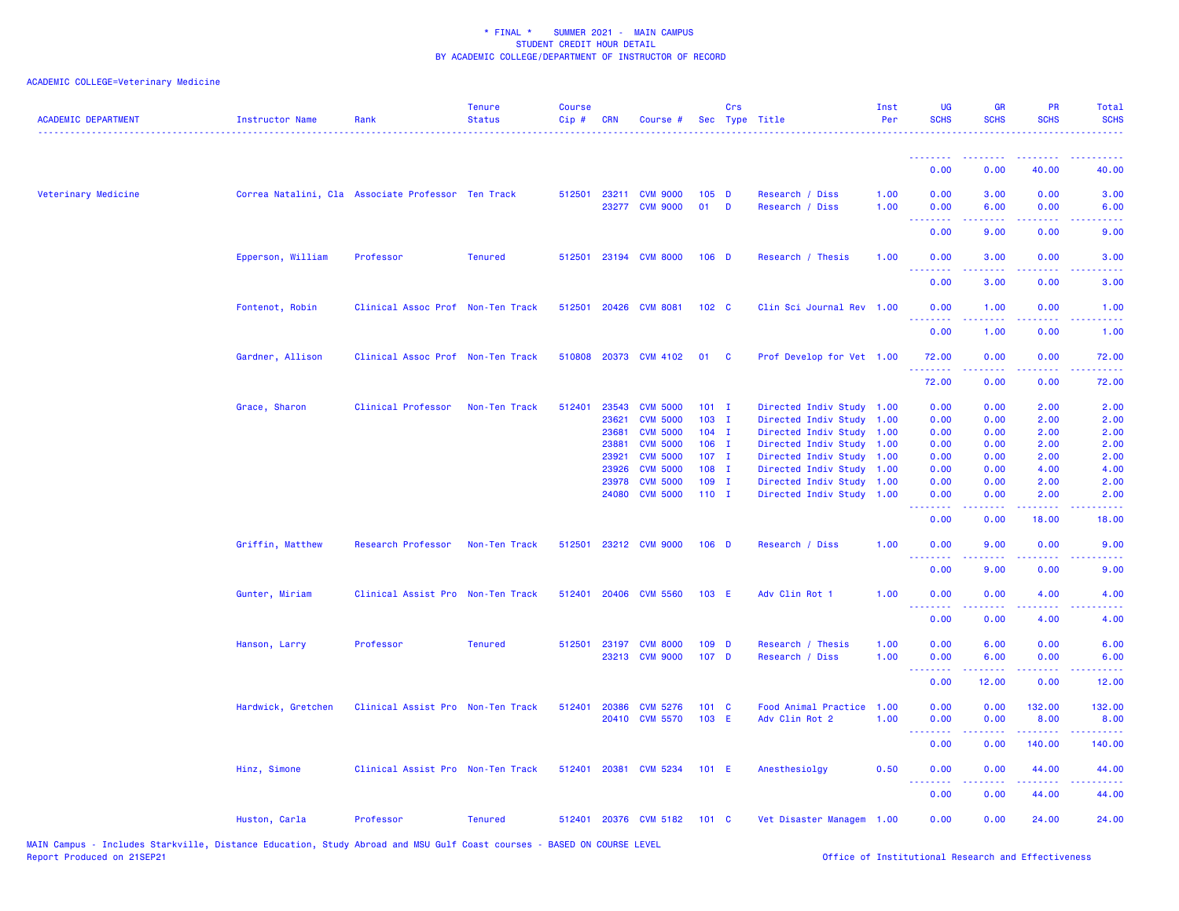\* FINAL \* SUMMER 2021 - MAIN CAMPUS
STUDENT CREDIT HOUR DETAIL
BY ACADEMIC COLLEGE/DEPARTMENT OF INSTRUCTOR OF RECORD

ACADEMIC COLLEGE=Veterinary Medicine

| ACADEMIC DEPARTMENT | Instructor Name | Rank | Tenure Status | Course Cip # | CRN | Course # | Sec | Crs Type | Title | Inst Per | UG SCHS | GR SCHS | PR SCHS | Total SCHS |
|---|---|---|---|---|---|---|---|---|---|---|---|---|---|---|
| | | | | | | | | | | | 0.00 | 0.00 | 40.00 | 40.00 |
| Veterinary Medicine | Correa Natalini, Cla | Associate Professor | Ten Track | 512501 | 23211 | CVM 9000 | 105 | D | Research / Diss | 1.00 | 0.00 | 3.00 | 0.00 | 3.00 |
| | | | | | 23277 | CVM 9000 | 01 | D | Research / Diss | 1.00 | 0.00 | 6.00 | 0.00 | 6.00 |
| | | | | | | | | | | | 0.00 | 9.00 | 0.00 | 9.00 |
| | Epperson, William | Professor | Tenured | 512501 | 23194 | CVM 8000 | 106 | D | Research / Thesis | 1.00 | 0.00 | 3.00 | 0.00 | 3.00 |
| | | | | | | | | | | | 0.00 | 3.00 | 0.00 | 3.00 |
| | Fontenot, Robin | Clinical Assoc Prof | Non-Ten Track | 512501 | 20426 | CVM 8081 | 102 | C | Clin Sci Journal Rev | 1.00 | 0.00 | 1.00 | 0.00 | 1.00 |
| | | | | | | | | | | | 0.00 | 1.00 | 0.00 | 1.00 |
| | Gardner, Allison | Clinical Assoc Prof | Non-Ten Track | 510808 | 20373 | CVM 4102 | 01 | C | Prof Develop for Vet | 1.00 | 72.00 | 0.00 | 0.00 | 72.00 |
| | | | | | | | | | | | 72.00 | 0.00 | 0.00 | 72.00 |
| | Grace, Sharon | Clinical Professor | Non-Ten Track | 512401 | 23543 | CVM 5000 | 101 | I | Directed Indiv Study | 1.00 | 0.00 | 0.00 | 2.00 | 2.00 |
| | | | | | 23621 | CVM 5000 | 103 | I | Directed Indiv Study | 1.00 | 0.00 | 0.00 | 2.00 | 2.00 |
| | | | | | 23681 | CVM 5000 | 104 | I | Directed Indiv Study | 1.00 | 0.00 | 0.00 | 2.00 | 2.00 |
| | | | | | 23881 | CVM 5000 | 106 | I | Directed Indiv Study | 1.00 | 0.00 | 0.00 | 2.00 | 2.00 |
| | | | | | 23921 | CVM 5000 | 107 | I | Directed Indiv Study | 1.00 | 0.00 | 0.00 | 2.00 | 2.00 |
| | | | | | 23926 | CVM 5000 | 108 | I | Directed Indiv Study | 1.00 | 0.00 | 0.00 | 4.00 | 4.00 |
| | | | | | 23978 | CVM 5000 | 109 | I | Directed Indiv Study | 1.00 | 0.00 | 0.00 | 2.00 | 2.00 |
| | | | | | 24080 | CVM 5000 | 110 | I | Directed Indiv Study | 1.00 | 0.00 | 0.00 | 2.00 | 2.00 |
| | | | | | | | | | | | 0.00 | 0.00 | 18.00 | 18.00 |
| | Griffin, Matthew | Research Professor | Non-Ten Track | 512501 | 23212 | CVM 9000 | 106 | D | Research / Diss | 1.00 | 0.00 | 9.00 | 0.00 | 9.00 |
| | | | | | | | | | | | 0.00 | 9.00 | 0.00 | 9.00 |
| | Gunter, Miriam | Clinical Assist Pro | Non-Ten Track | 512401 | 20406 | CVM 5560 | 103 | E | Adv Clin Rot 1 | 1.00 | 0.00 | 0.00 | 4.00 | 4.00 |
| | | | | | | | | | | | 0.00 | 0.00 | 4.00 | 4.00 |
| | Hanson, Larry | Professor | Tenured | 512501 | 23197 | CVM 8000 | 109 | D | Research / Thesis | 1.00 | 0.00 | 6.00 | 0.00 | 6.00 |
| | | | | | 23213 | CVM 9000 | 107 | D | Research / Diss | 1.00 | 0.00 | 6.00 | 0.00 | 6.00 |
| | | | | | | | | | | | 0.00 | 12.00 | 0.00 | 12.00 |
| | Hardwick, Gretchen | Clinical Assist Pro | Non-Ten Track | 512401 | 20386 | CVM 5276 | 101 | C | Food Animal Practice | 1.00 | 0.00 | 0.00 | 132.00 | 132.00 |
| | | | | | 20410 | CVM 5570 | 103 | E | Adv Clin Rot 2 | 1.00 | 0.00 | 0.00 | 8.00 | 8.00 |
| | | | | | | | | | | | 0.00 | 0.00 | 140.00 | 140.00 |
| | Hinz, Simone | Clinical Assist Pro | Non-Ten Track | 512401 | 20381 | CVM 5234 | 101 | E | Anesthesiolgy | 0.50 | 0.00 | 0.00 | 44.00 | 44.00 |
| | | | | | | | | | | | 0.00 | 0.00 | 44.00 | 44.00 |
| | Huston, Carla | Professor | Tenured | 512401 | 20376 | CVM 5182 | 101 | C | Vet Disaster Managem | 1.00 | 0.00 | 0.00 | 24.00 | 24.00 |

MAIN Campus - Includes Starkville, Distance Education, Study Abroad and MSU Gulf Coast courses - BASED ON COURSE LEVEL
Report Produced on 21SEP21 Office of Institutional Research and Effectiveness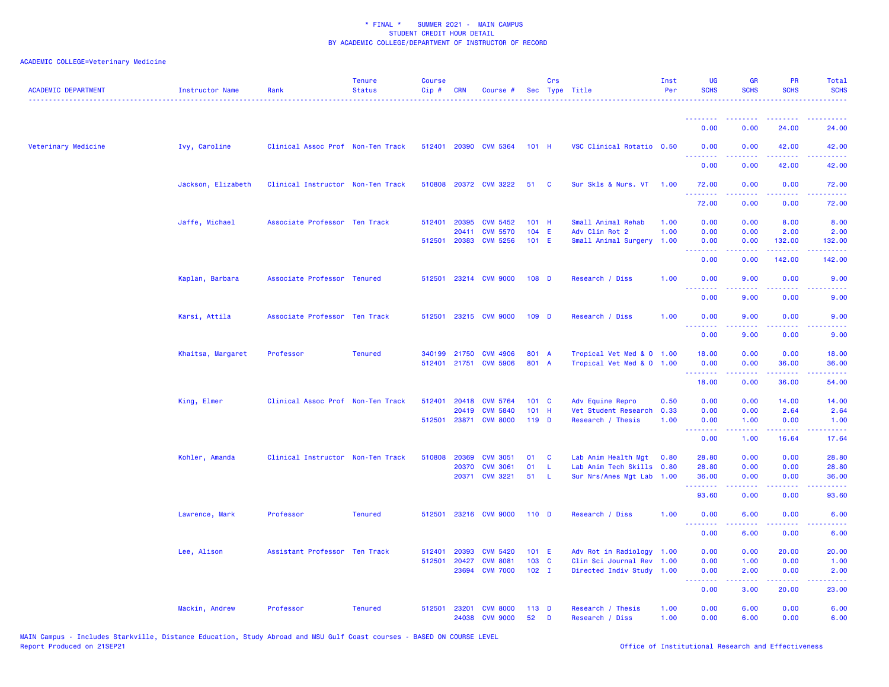* FINAL * SUMMER 2021 - MAIN CAMPUS
STUDENT CREDIT HOUR DETAIL
BY ACADEMIC COLLEGE/DEPARTMENT OF INSTRUCTOR OF RECORD

ACADEMIC COLLEGE=Veterinary Medicine

| ACADEMIC DEPARTMENT | Instructor Name | Rank | Tenure Status | Course Cip # | CRN | Course # | Sec | Crs Type | Title | Inst Per | UG SCHS | GR SCHS | PR SCHS | Total SCHS |
|---|---|---|---|---|---|---|---|---|---|---|---|---|---|---|
| | | | | | | | | | | | 0.00 | 0.00 | 24.00 | 24.00 |
| Veterinary Medicine | Ivy, Caroline | Clinical Assoc Prof | Non-Ten Track | 512401 | 20390 | CVM 5364 | 101 | H | VSC Clinical Rotatio | 0.50 | 0.00 | 0.00 | 42.00 | 42.00 |
| | | | | | | | | | | | 0.00 | 0.00 | 42.00 | 42.00 |
| | Jackson, Elizabeth | Clinical Instructor | Non-Ten Track | 510808 | 20372 | CVM 3222 | 51 | C | Sur Skls & Nurs. VT | 1.00 | 72.00 | 0.00 | 0.00 | 72.00 |
| | | | | | | | | | | | 72.00 | 0.00 | 0.00 | 72.00 |
| | Jaffe, Michael | Associate Professor | Ten Track | 512401 | 20395 | CVM 5452 | 101 | H | Small Animal Rehab | 1.00 | 0.00 | 0.00 | 8.00 | 8.00 |
| | | | | | 20411 | CVM 5570 | 104 | E | Adv Clin Rot 2 | 1.00 | 0.00 | 0.00 | 2.00 | 2.00 |
| | | | | 512501 | 20383 | CVM 5256 | 101 | E | Small Animal Surgery | 1.00 | 0.00 | 0.00 | 132.00 | 132.00 |
| | | | | | | | | | | | 0.00 | 0.00 | 142.00 | 142.00 |
| | Kaplan, Barbara | Associate Professor | Tenured | 512501 | 23214 | CVM 9000 | 108 | D | Research / Diss | 1.00 | 0.00 | 9.00 | 0.00 | 9.00 |
| | | | | | | | | | | | 0.00 | 9.00 | 0.00 | 9.00 |
| | Karsi, Attila | Associate Professor | Ten Track | 512501 | 23215 | CVM 9000 | 109 | D | Research / Diss | 1.00 | 0.00 | 9.00 | 0.00 | 9.00 |
| | | | | | | | | | | | 0.00 | 9.00 | 0.00 | 9.00 |
| | Khaitsa, Margaret | Professor | Tenured | 340199 | 21750 | CVM 4906 | 801 | A | Tropical Vet Med & O | 1.00 | 18.00 | 0.00 | 0.00 | 18.00 |
| | | | | 512401 | 21751 | CVM 5906 | 801 | A | Tropical Vet Med & O | 1.00 | 0.00 | 0.00 | 36.00 | 36.00 |
| | | | | | | | | | | | 18.00 | 0.00 | 36.00 | 54.00 |
| | King, Elmer | Clinical Assoc Prof | Non-Ten Track | 512401 | 20418 | CVM 5764 | 101 | C | Adv Equine Repro | 0.50 | 0.00 | 0.00 | 14.00 | 14.00 |
| | | | | | 20419 | CVM 5840 | 101 | H | Vet Student Research | 0.33 | 0.00 | 0.00 | 2.64 | 2.64 |
| | | | | 512501 | 23871 | CVM 8000 | 119 | D | Research / Thesis | 1.00 | 0.00 | 1.00 | 0.00 | 1.00 |
| | | | | | | | | | | | 0.00 | 1.00 | 16.64 | 17.64 |
| | Kohler, Amanda | Clinical Instructor | Non-Ten Track | 510808 | 20369 | CVM 3051 | 01 | C | Lab Anim Health Mgt | 0.80 | 28.80 | 0.00 | 0.00 | 28.80 |
| | | | | | 20370 | CVM 3061 | 01 | L | Lab Anim Tech Skills | 0.80 | 28.80 | 0.00 | 0.00 | 28.80 |
| | | | | | 20371 | CVM 3221 | 51 | L | Sur Nrs/Anes Mgt Lab | 1.00 | 36.00 | 0.00 | 0.00 | 36.00 |
| | | | | | | | | | | | 93.60 | 0.00 | 0.00 | 93.60 |
| | Lawrence, Mark | Professor | Tenured | 512501 | 23216 | CVM 9000 | 110 | D | Research / Diss | 1.00 | 0.00 | 6.00 | 0.00 | 6.00 |
| | | | | | | | | | | | 0.00 | 6.00 | 0.00 | 6.00 |
| | Lee, Alison | Assistant Professor | Ten Track | 512401 | 20393 | CVM 5420 | 101 | E | Adv Rot in Radiology | 1.00 | 0.00 | 0.00 | 20.00 | 20.00 |
| | | | | 512501 | 20427 | CVM 8081 | 103 | C | Clin Sci Journal Rev | 1.00 | 0.00 | 1.00 | 0.00 | 1.00 |
| | | | | | 23694 | CVM 7000 | 102 | I | Directed Indiv Study | 1.00 | 0.00 | 2.00 | 0.00 | 2.00 |
| | | | | | | | | | | | 0.00 | 3.00 | 20.00 | 23.00 |
| | Mackin, Andrew | Professor | Tenured | 512501 | 23201 | CVM 8000 | 113 | D | Research / Thesis | 1.00 | 0.00 | 6.00 | 0.00 | 6.00 |
| | | | | | 24038 | CVM 9000 | 52 | D | Research / Diss | 1.00 | 0.00 | 6.00 | 0.00 | 6.00 |

MAIN Campus - Includes Starkville, Distance Education, Study Abroad and MSU Gulf Coast courses - BASED ON COURSE LEVEL
Report Produced on 21SEP21

Office of Institutional Research and Effectiveness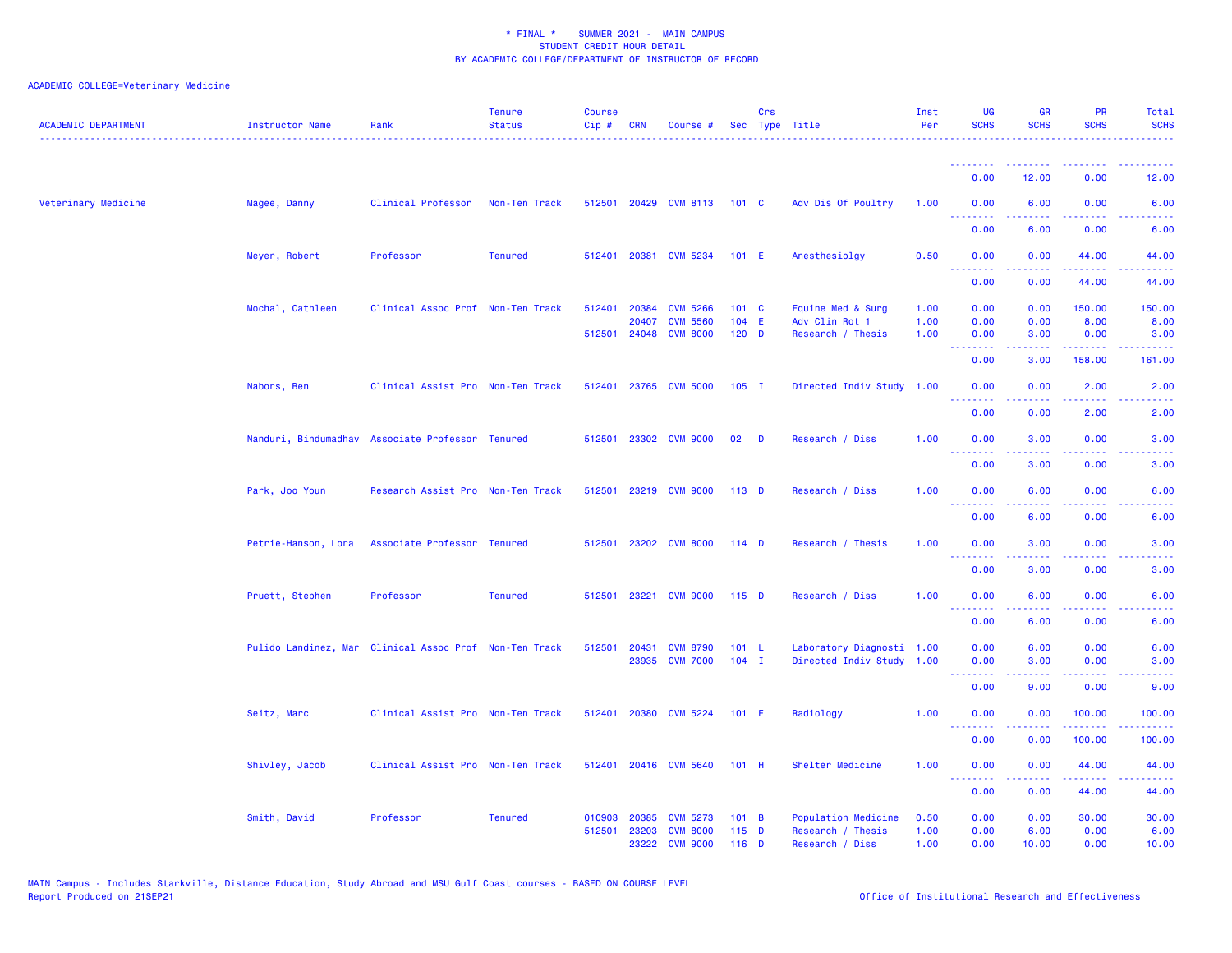\* FINAL \* SUMMER 2021 - MAIN CAMPUS
STUDENT CREDIT HOUR DETAIL
BY ACADEMIC COLLEGE/DEPARTMENT OF INSTRUCTOR OF RECORD

ACADEMIC COLLEGE=Veterinary Medicine

| ACADEMIC DEPARTMENT | Instructor Name | Rank | Tenure Status | Course Cip # | CRN | Course # | Sec | Crs Type | Title | Inst Per | UG SCHS | GR SCHS | PR SCHS | Total SCHS |
|---|---|---|---|---|---|---|---|---|---|---|---|---|---|---|
| | | | | | | | | | | | 0.00 | 12.00 | 0.00 | 12.00 |
| Veterinary Medicine | Magee, Danny | Clinical Professor | Non-Ten Track | 512501 | 20429 | CVM 8113 | 101 | C | Adv Dis Of Poultry | 1.00 | 0.00 | 6.00 | 0.00 | 6.00 |
| | | | | | | | | | | | 0.00 | 6.00 | 0.00 | 6.00 |
| | Meyer, Robert | Professor | Tenured | 512401 | 20381 | CVM 5234 | 101 | E | Anesthesiolgy | 0.50 | 0.00 | 0.00 | 44.00 | 44.00 |
| | | | | | | | | | | | 0.00 | 0.00 | 44.00 | 44.00 |
| | Mochal, Cathleen | Clinical Assoc Prof | Non-Ten Track | 512401 | 20384 | CVM 5266 | 101 | C | Equine Med & Surg | 1.00 | 0.00 | 0.00 | 150.00 | 150.00 |
| | | | | | 20407 | CVM 5560 | 104 | E | Adv Clin Rot 1 | 1.00 | 0.00 | 0.00 | 8.00 | 8.00 |
| | | | | 512501 | 24048 | CVM 8000 | 120 | D | Research / Thesis | 1.00 | 0.00 | 3.00 | 0.00 | 3.00 |
| | | | | | | | | | | | 0.00 | 3.00 | 158.00 | 161.00 |
| | Nabors, Ben | Clinical Assist Pro | Non-Ten Track | 512401 | 23765 | CVM 5000 | 105 | I | Directed Indiv Study | 1.00 | 0.00 | 0.00 | 2.00 | 2.00 |
| | | | | | | | | | | | 0.00 | 0.00 | 2.00 | 2.00 |
| | Nanduri, Bindumadhav | Associate Professor | Tenured | 512501 | 23302 | CVM 9000 | 02 | D | Research / Diss | 1.00 | 0.00 | 3.00 | 0.00 | 3.00 |
| | | | | | | | | | | | 0.00 | 3.00 | 0.00 | 3.00 |
| | Park, Joo Youn | Research Assist Pro | Non-Ten Track | 512501 | 23219 | CVM 9000 | 113 | D | Research / Diss | 1.00 | 0.00 | 6.00 | 0.00 | 6.00 |
| | | | | | | | | | | | 0.00 | 6.00 | 0.00 | 6.00 |
| | Petrie-Hanson, Lora | Associate Professor | Tenured | 512501 | 23202 | CVM 8000 | 114 | D | Research / Thesis | 1.00 | 0.00 | 3.00 | 0.00 | 3.00 |
| | | | | | | | | | | | 0.00 | 3.00 | 0.00 | 3.00 |
| | Pruett, Stephen | Professor | Tenured | 512501 | 23221 | CVM 9000 | 115 | D | Research / Diss | 1.00 | 0.00 | 6.00 | 0.00 | 6.00 |
| | | | | | | | | | | | 0.00 | 6.00 | 0.00 | 6.00 |
| | Pulido Landinez, Mar | Clinical Assoc Prof | Non-Ten Track | 512501 | 20431 | CVM 8790 | 101 | L | Laboratory Diagnosti | 1.00 | 0.00 | 6.00 | 0.00 | 6.00 |
| | | | | | 23935 | CVM 7000 | 104 | I | Directed Indiv Study | 1.00 | 0.00 | 3.00 | 0.00 | 3.00 |
| | | | | | | | | | | | 0.00 | 9.00 | 0.00 | 9.00 |
| | Seitz, Marc | Clinical Assist Pro | Non-Ten Track | 512401 | 20380 | CVM 5224 | 101 | E | Radiology | 1.00 | 0.00 | 0.00 | 100.00 | 100.00 |
| | | | | | | | | | | | 0.00 | 0.00 | 100.00 | 100.00 |
| | Shivley, Jacob | Clinical Assist Pro | Non-Ten Track | 512401 | 20416 | CVM 5640 | 101 | H | Shelter Medicine | 1.00 | 0.00 | 0.00 | 44.00 | 44.00 |
| | | | | | | | | | | | 0.00 | 0.00 | 44.00 | 44.00 |
| | Smith, David | Professor | Tenured | 010903 | 20385 | CVM 5273 | 101 | B | Population Medicine | 0.50 | 0.00 | 0.00 | 30.00 | 30.00 |
| | | | | 512501 | 23203 | CVM 8000 | 115 | D | Research / Thesis | 1.00 | 0.00 | 6.00 | 0.00 | 6.00 |
| | | | | | 23222 | CVM 9000 | 116 | D | Research / Diss | 1.00 | 0.00 | 10.00 | 0.00 | 10.00 |

MAIN Campus - Includes Starkville, Distance Education, Study Abroad and MSU Gulf Coast courses - BASED ON COURSE LEVEL
Report Produced on 21SEP21

Office of Institutional Research and Effectiveness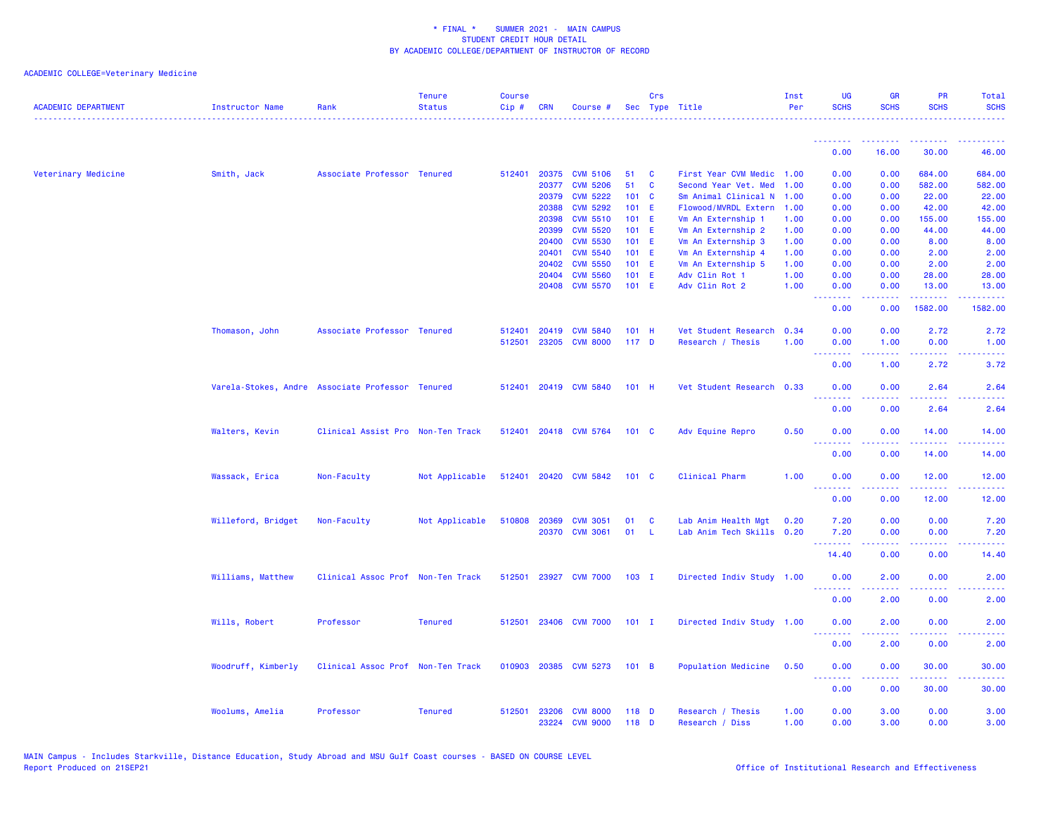\* FINAL \* SUMMER 2021 - MAIN CAMPUS
STUDENT CREDIT HOUR DETAIL
BY ACADEMIC COLLEGE/DEPARTMENT OF INSTRUCTOR OF RECORD

ACADEMIC COLLEGE=Veterinary Medicine

| ACADEMIC DEPARTMENT | Instructor Name | Rank | Tenure Status | Course Cip # | CRN | Course # | Sec | Crs Type | Title | Inst Per | UG SCHS | GR SCHS | PR SCHS | Total SCHS |
|---|---|---|---|---|---|---|---|---|---|---|---|---|---|---|
| | | | | | | | | | | | 0.00 | 16.00 | 30.00 | 46.00 |
| Veterinary Medicine | Smith, Jack | Associate Professor | Tenured | 512401 | 20375 | CVM 5106 | 51 | C | First Year CVM Medic | 1.00 | 0.00 | 0.00 | 684.00 | 684.00 |
| | | | | | 20377 | CVM 5206 | 51 | C | Second Year Vet. Med | 1.00 | 0.00 | 0.00 | 582.00 | 582.00 |
| | | | | | 20379 | CVM 5222 | 101 | C | Sm Animal Clinical N | 1.00 | 0.00 | 0.00 | 22.00 | 22.00 |
| | | | | | 20388 | CVM 5292 | 101 | E | Flowood/MVRDL Extern | 1.00 | 0.00 | 0.00 | 42.00 | 42.00 |
| | | | | | 20398 | CVM 5510 | 101 | E | Vm An Externship 1 | 1.00 | 0.00 | 0.00 | 155.00 | 155.00 |
| | | | | | 20399 | CVM 5520 | 101 | E | Vm An Externship 2 | 1.00 | 0.00 | 0.00 | 44.00 | 44.00 |
| | | | | | 20400 | CVM 5530 | 101 | E | Vm An Externship 3 | 1.00 | 0.00 | 0.00 | 8.00 | 8.00 |
| | | | | | 20401 | CVM 5540 | 101 | E | Vm An Externship 4 | 1.00 | 0.00 | 0.00 | 2.00 | 2.00 |
| | | | | | 20402 | CVM 5550 | 101 | E | Vm An Externship 5 | 1.00 | 0.00 | 0.00 | 2.00 | 2.00 |
| | | | | | 20404 | CVM 5560 | 101 | E | Adv Clin Rot 1 | 1.00 | 0.00 | 0.00 | 28.00 | 28.00 |
| | | | | | 20408 | CVM 5570 | 101 | E | Adv Clin Rot 2 | 1.00 | 0.00 | 0.00 | 13.00 | 13.00 |
| | | | | | | | | | | | 0.00 | 0.00 | 1582.00 | 1582.00 |
| | Thomason, John | Associate Professor | Tenured | 512401 | 20419 | CVM 5840 | 101 | H | Vet Student Research | 0.34 | 0.00 | 0.00 | 2.72 | 2.72 |
| | | | | 512501 | 23205 | CVM 8000 | 117 | D | Research / Thesis | 1.00 | 0.00 | 1.00 | 0.00 | 1.00 |
| | | | | | | | | | | | 0.00 | 1.00 | 2.72 | 3.72 |
| | Varela-Stokes, Andre | Associate Professor | Tenured | 512401 | 20419 | CVM 5840 | 101 | H | Vet Student Research | 0.33 | 0.00 | 0.00 | 2.64 | 2.64 |
| | | | | | | | | | | | 0.00 | 0.00 | 2.64 | 2.64 |
| | Walters, Kevin | Clinical Assist Pro | Non-Ten Track | 512401 | 20418 | CVM 5764 | 101 | C | Adv Equine Repro | 0.50 | 0.00 | 0.00 | 14.00 | 14.00 |
| | | | | | | | | | | | 0.00 | 0.00 | 14.00 | 14.00 |
| | Wassack, Erica | Non-Faculty | Not Applicable | 512401 | 20420 | CVM 5842 | 101 | C | Clinical Pharm | 1.00 | 0.00 | 0.00 | 12.00 | 12.00 |
| | | | | | | | | | | | 0.00 | 0.00 | 12.00 | 12.00 |
| | Willeford, Bridget | Non-Faculty | Not Applicable | 510808 | 20369 | CVM 3051 | 01 | C | Lab Anim Health Mgt | 0.20 | 7.20 | 0.00 | 0.00 | 7.20 |
| | | | | | 20370 | CVM 3061 | 01 | L | Lab Anim Tech Skills | 0.20 | 7.20 | 0.00 | 0.00 | 7.20 |
| | | | | | | | | | | | 14.40 | 0.00 | 0.00 | 14.40 |
| | Williams, Matthew | Clinical Assoc Prof | Non-Ten Track | 512501 | 23927 | CVM 7000 | 103 | I | Directed Indiv Study | 1.00 | 0.00 | 2.00 | 0.00 | 2.00 |
| | | | | | | | | | | | 0.00 | 2.00 | 0.00 | 2.00 |
| | Wills, Robert | Professor | Tenured | 512501 | 23406 | CVM 7000 | 101 | I | Directed Indiv Study | 1.00 | 0.00 | 2.00 | 0.00 | 2.00 |
| | | | | | | | | | | | 0.00 | 2.00 | 0.00 | 2.00 |
| | Woodruff, Kimberly | Clinical Assoc Prof | Non-Ten Track | 010903 | 20385 | CVM 5273 | 101 | B | Population Medicine | 0.50 | 0.00 | 0.00 | 30.00 | 30.00 |
| | | | | | | | | | | | 0.00 | 0.00 | 30.00 | 30.00 |
| | Woolums, Amelia | Professor | Tenured | 512501 | 23206 | CVM 8000 | 118 | D | Research / Thesis | 1.00 | 0.00 | 3.00 | 0.00 | 3.00 |
| | | | | | 23224 | CVM 9000 | 118 | D | Research / Diss | 1.00 | 0.00 | 3.00 | 0.00 | 3.00 |

MAIN Campus - Includes Starkville, Distance Education, Study Abroad and MSU Gulf Coast courses - BASED ON COURSE LEVEL
Report Produced on 21SEP21

Office of Institutional Research and Effectiveness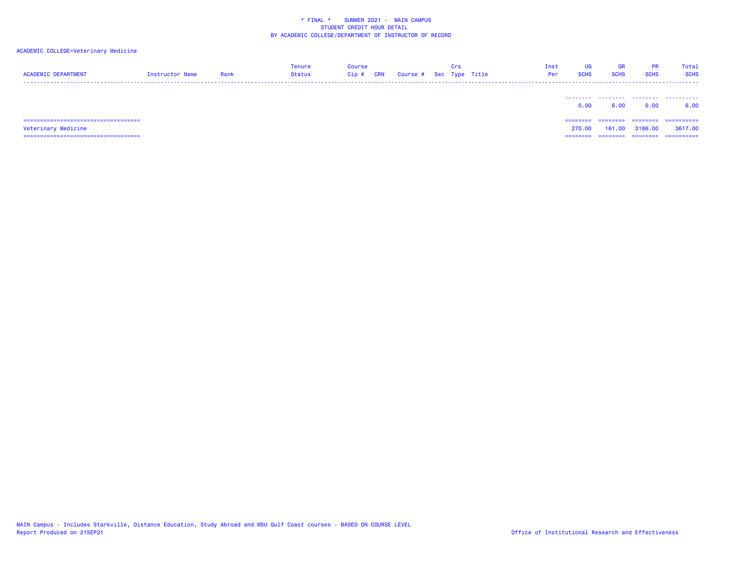\* FINAL \*    SUMMER 2021 -  MAIN CAMPUS
STUDENT CREDIT HOUR DETAIL
BY ACADEMIC COLLEGE/DEPARTMENT OF INSTRUCTOR OF RECORD

ACADEMIC COLLEGE=Veterinary Medicine

| ACADEMIC DEPARTMENT | Instructor Name | Rank | Tenure Status | Course Cip # | CRN | Course # | Sec | Crs Type | Title | Inst Per | UG SCHS | GR SCHS | PR SCHS | Total SCHS |
|---|---|---|---|---|---|---|---|---|---|---|---|---|---|---|
| | | | | | | | | | | | 0.00 | 6.00 | 0.00 | 6.00 |
| Veterinary Medicine | | | | | | | | | | | 270.00 | 161.00 | 3186.00 | 3617.00 |

MAIN Campus - Includes Starkville, Distance Education, Study Abroad and MSU Gulf Coast courses - BASED ON COURSE LEVEL
Report Produced on 21SEP21

Office of Institutional Research and Effectiveness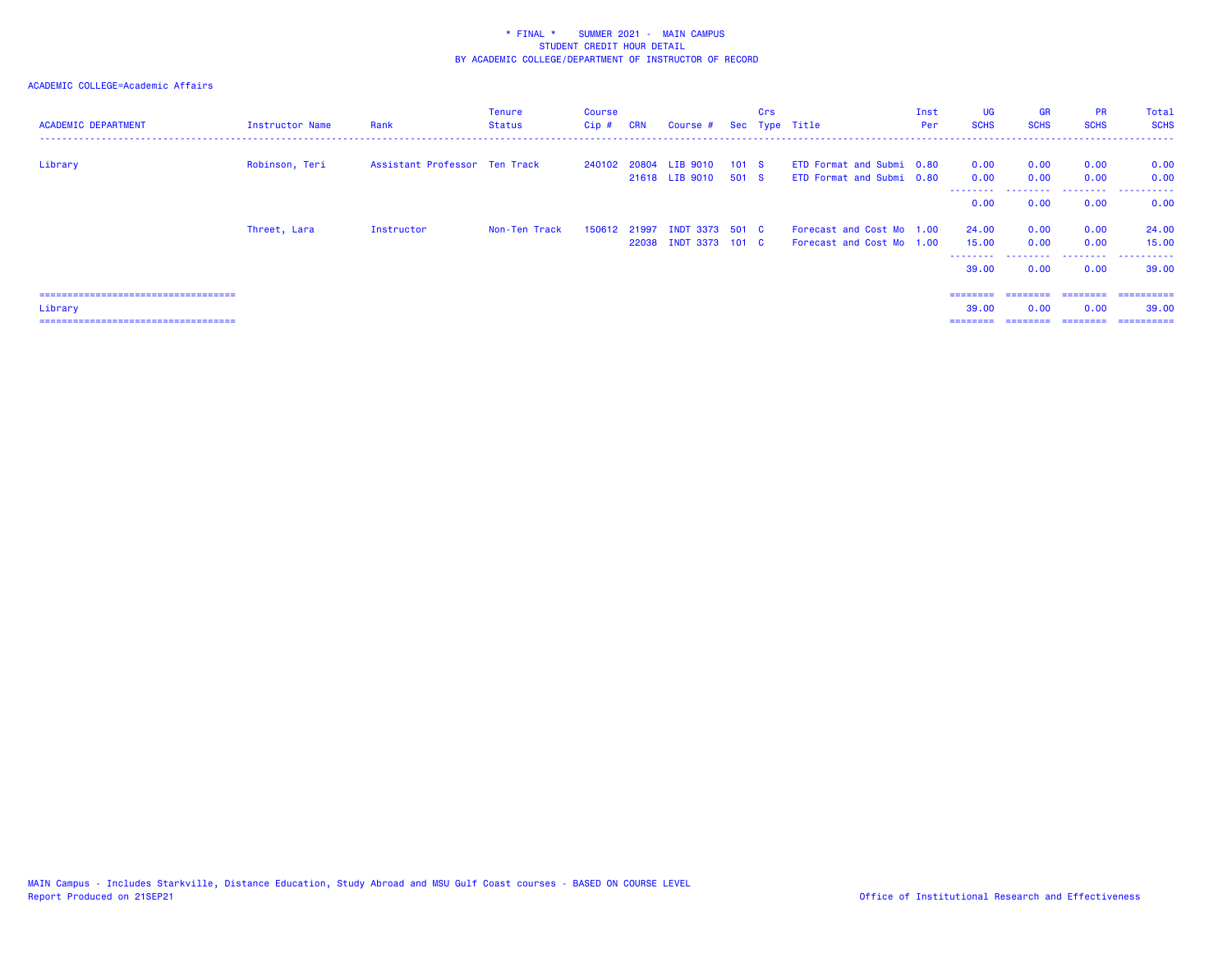\* FINAL \* SUMMER 2021 - MAIN CAMPUS
STUDENT CREDIT HOUR DETAIL
BY ACADEMIC COLLEGE/DEPARTMENT OF INSTRUCTOR OF RECORD

ACADEMIC COLLEGE=Academic Affairs

| ACADEMIC DEPARTMENT | Instructor Name | Rank | Tenure Status | Course Cip # | CRN | Course # | Sec | Crs Type | Title | Inst Per | UG SCHS | GR SCHS | PR SCHS | Total SCHS |
|---|---|---|---|---|---|---|---|---|---|---|---|---|---|---|
| Library | Robinson, Teri | Assistant Professor | Ten Track | 240102 | 20804 | LIB 9010 | 101 | S | ETD Format and Submi | 0.80 | 0.00 | 0.00 | 0.00 | 0.00 |
| | | | | | 21618 | LIB 9010 | 501 | S | ETD Format and Submi | 0.80 | 0.00 | 0.00 | 0.00 | 0.00 |
| | | | | | | | | | | | 0.00 | 0.00 | 0.00 | 0.00 |
| | Threet, Lara | Instructor | Non-Ten Track | 150612 | 21997 | INDT 3373 | 501 | C | Forecast and Cost Mo | 1.00 | 24.00 | 0.00 | 0.00 | 24.00 |
| | | | | | 22038 | INDT 3373 | 101 | C | Forecast and Cost Mo | 1.00 | 15.00 | 0.00 | 0.00 | 15.00 |
| | | | | | | | | | | | 39.00 | 0.00 | 0.00 | 39.00 |
| Library | | | | | | | | | | | 39.00 | 0.00 | 0.00 | 39.00 |

MAIN Campus - Includes Starkville, Distance Education, Study Abroad and MSU Gulf Coast courses - BASED ON COURSE LEVEL
Report Produced on 21SEP21

Office of Institutional Research and Effectiveness